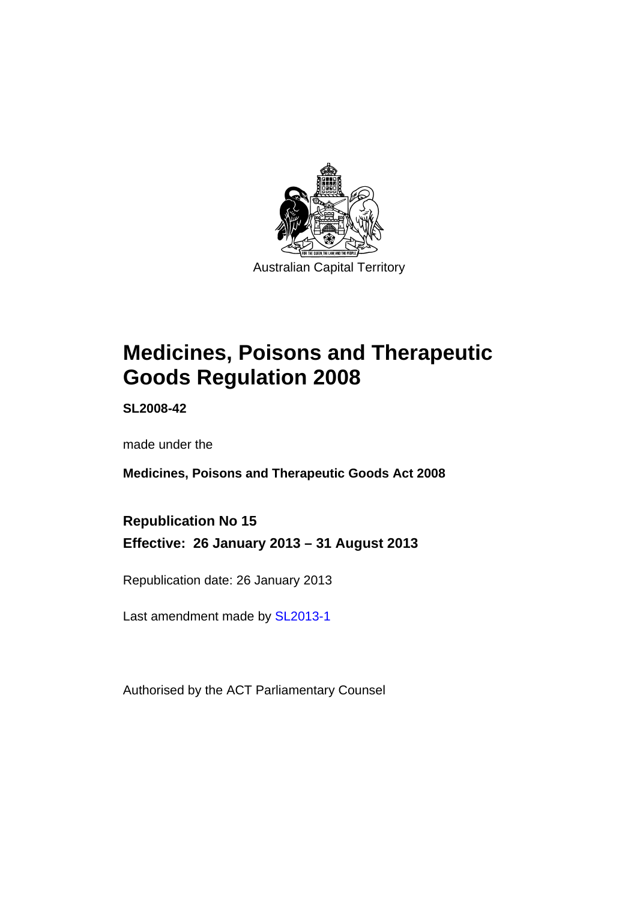Australian Capital Territory

# Medicines, Poisons and Therapeutic Goods Regulation 2008

**SL2008-42**

made under the

**Medicines, Poisons and Therapeutic Goods Act 2008**

**Republication No 15**

**Effective: 26 January 2013 – 31 August 2013**

Republication date: 26 January 2013

Last amendment made by SL2013-1

Authorised by the ACT Parliamentary Counsel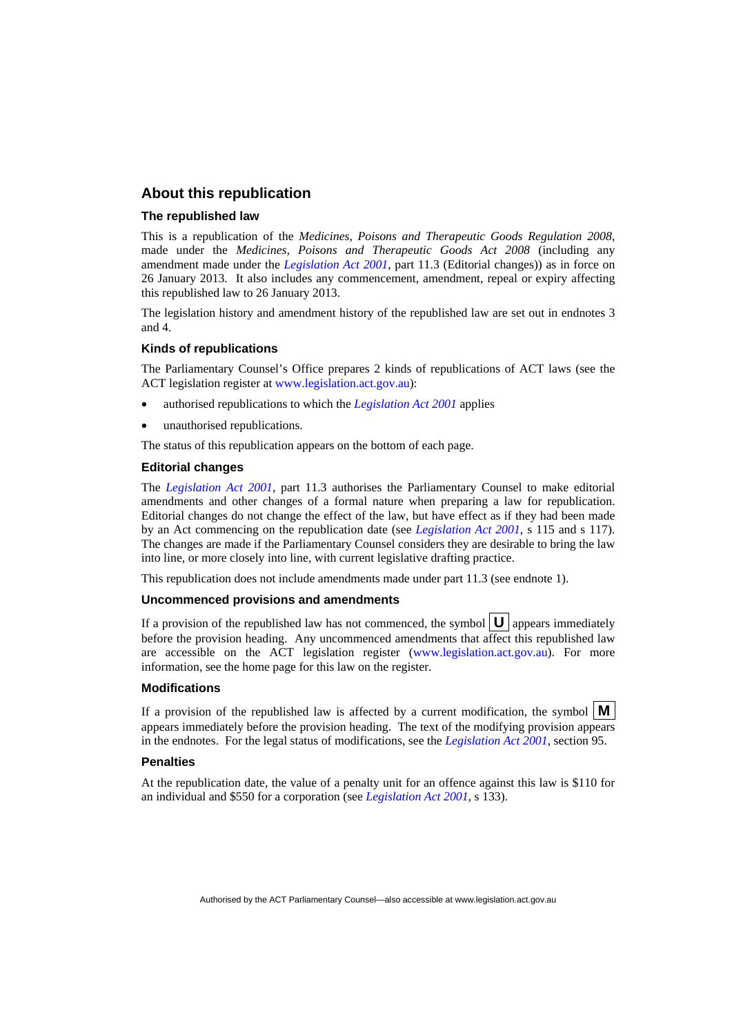## About this republication

### The republished law

This is a republication of the *Medicines, Poisons and Therapeutic Goods Regulation 2008*, made under the *Medicines, Poisons and Therapeutic Goods Act 2008* (including any amendment made under the *Legislation Act 2001*, part 11.3 (Editorial changes)) as in force on 26 January 2013*.* It also includes any commencement, amendment, repeal or expiry affecting this republished law to 26 January 2013.

The legislation history and amendment history of the republished law are set out in endnotes 3 and 4.

### Kinds of republications

The Parliamentary Counsel's Office prepares 2 kinds of republications of ACT laws (see the ACT legislation register at www.legislation.act.gov.au):

- authorised republications to which the *Legislation Act 2001* applies
- unauthorised republications.

The status of this republication appears on the bottom of each page.

### Editorial changes

The *Legislation Act 2001*, part 11.3 authorises the Parliamentary Counsel to make editorial amendments and other changes of a formal nature when preparing a law for republication. Editorial changes do not change the effect of the law, but have effect as if they had been made by an Act commencing on the republication date (see *Legislation Act 2001*, s 115 and s 117). The changes are made if the Parliamentary Counsel considers they are desirable to bring the law into line, or more closely into line, with current legislative drafting practice.

This republication does not include amendments made under part 11.3 (see endnote 1).

### Uncommenced provisions and amendments

If a provision of the republished law has not commenced, the symbol **U** appears immediately before the provision heading. Any uncommenced amendments that affect this republished law are accessible on the ACT legislation register (www.legislation.act.gov.au). For more information, see the home page for this law on the register.

### Modifications

If a provision of the republished law is affected by a current modification, the symbol **M** appears immediately before the provision heading. The text of the modifying provision appears in the endnotes. For the legal status of modifications, see the *Legislation Act 2001*, section 95.

### Penalties

At the republication date, the value of a penalty unit for an offence against this law is $110 for an individual and $550 for a corporation (see *Legislation Act 2001*, s 133).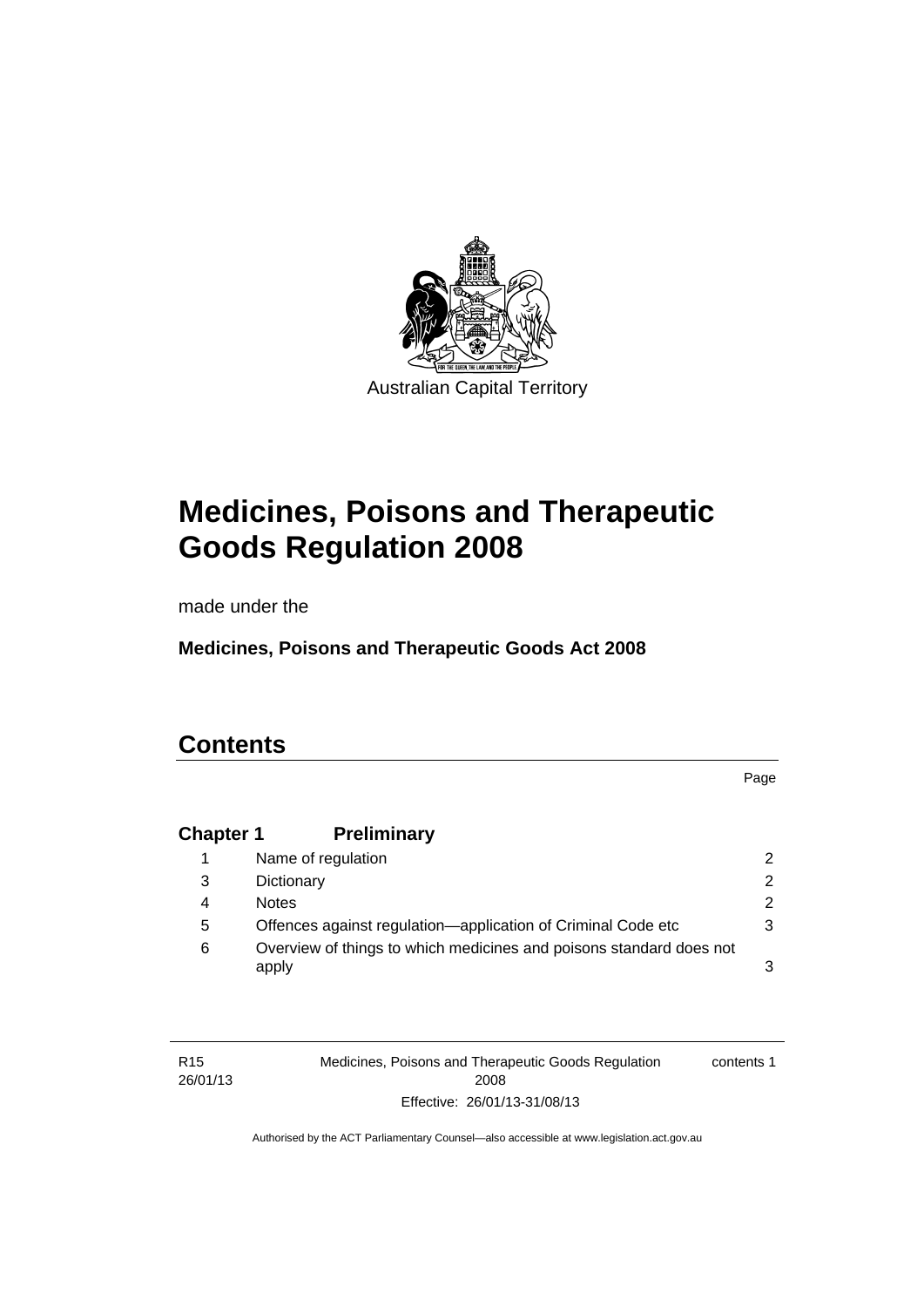Australian Capital Territory

# Medicines, Poisons and Therapeutic Goods Regulation 2008

made under the

**Medicines, Poisons and Therapeutic Goods Act 2008**

## Contents

| | | Page |
|---|---|---|
| **Chapter 1** | **Preliminary** | |
| 1 | Name of regulation | 2 |
| 3 | Dictionary | 2 |
| 4 | Notes | 2 |
| 5 | Offences against regulation—application of Criminal Code etc | 3 |
| 6 | Overview of things to which medicines and poisons standard does not apply | 3 |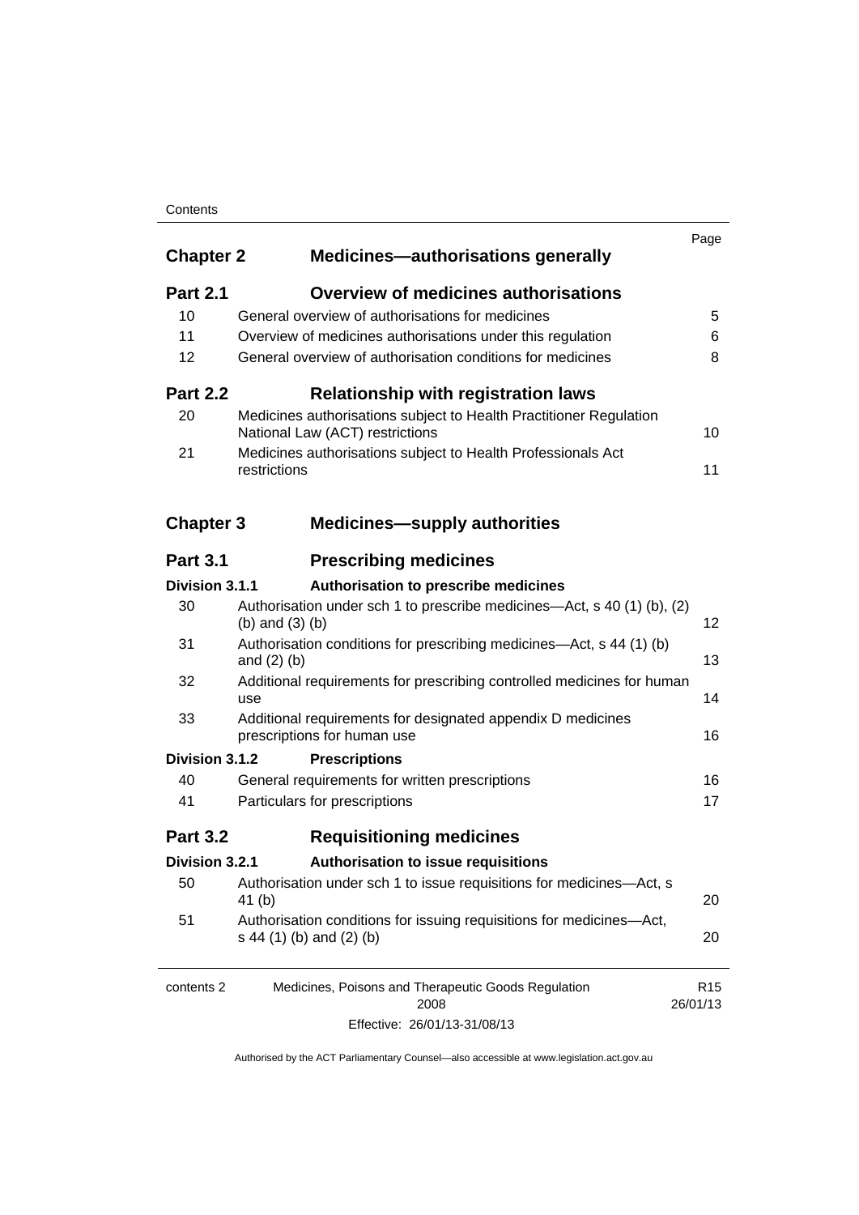| | | Page |
|---|---|---|
| **Chapter 2** | **Medicines—authorisations generally** | |
| **Part 2.1** | **Overview of medicines authorisations** | |
| 10 | General overview of authorisations for medicines | 5 |
| 11 | Overview of medicines authorisations under this regulation | 6 |
| 12 | General overview of authorisation conditions for medicines | 8 |
| **Part 2.2** | **Relationship with registration laws** | |
| 20 | Medicines authorisations subject to Health Practitioner Regulation National Law (ACT) restrictions | 10 |
| 21 | Medicines authorisations subject to Health Professionals Act restrictions | 11 |
| **Chapter 3** | **Medicines—supply authorities** | |
| **Part 3.1** | **Prescribing medicines** | |
| **Division 3.1.1** | **Authorisation to prescribe medicines** | |
| 30 | Authorisation under sch 1 to prescribe medicines—Act, s 40 (1) (b), (2) (b) and (3) (b) | 12 |
| 31 | Authorisation conditions for prescribing medicines—Act, s 44 (1) (b) and (2) (b) | 13 |
| 32 | Additional requirements for prescribing controlled medicines for human use | 14 |
| 33 | Additional requirements for designated appendix D medicines prescriptions for human use | 16 |
| **Division 3.1.2** | **Prescriptions** | |
| 40 | General requirements for written prescriptions | 16 |
| 41 | Particulars for prescriptions | 17 |
| **Part 3.2** | **Requisitioning medicines** | |
| **Division 3.2.1** | **Authorisation to issue requisitions** | |
| 50 | Authorisation under sch 1 to issue requisitions for medicines—Act, s 41 (b) | 20 |
| 51 | Authorisation conditions for issuing requisitions for medicines—Act, s 44 (1) (b) and (2) (b) | 20 |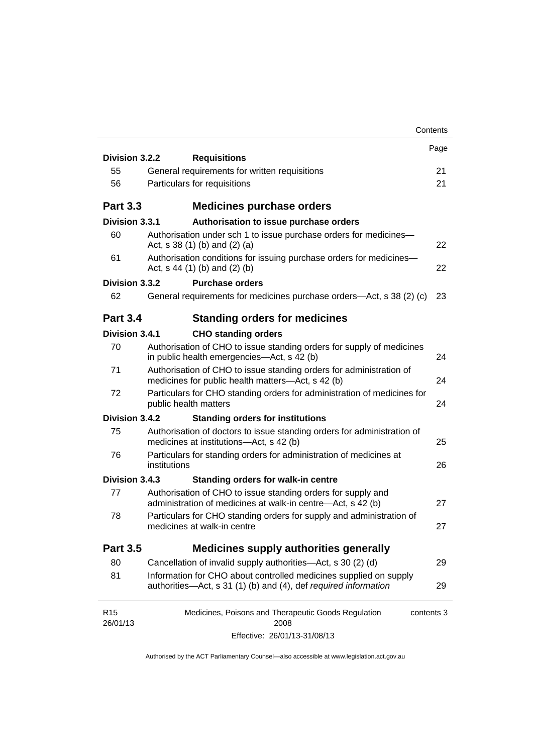| | | Page |
|---|---|---|
| **Division 3.2.2** | **Requisitions** | |
| 55 | General requirements for written requisitions | 21 |
| 56 | Particulars for requisitions | 21 |
| **Part 3.3** | **Medicines purchase orders** | |
| **Division 3.3.1** | **Authorisation to issue purchase orders** | |
| 60 | Authorisation under sch 1 to issue purchase orders for medicines—Act, s 38 (1) (b) and (2) (a) | 22 |
| 61 | Authorisation conditions for issuing purchase orders for medicines—Act, s 44 (1) (b) and (2) (b) | 22 |
| **Division 3.3.2** | **Purchase orders** | |
| 62 | General requirements for medicines purchase orders—Act, s 38 (2) (c) | 23 |
| **Part 3.4** | **Standing orders for medicines** | |
| **Division 3.4.1** | **CHO standing orders** | |
| 70 | Authorisation of CHO to issue standing orders for supply of medicines in public health emergencies—Act, s 42 (b) | 24 |
| 71 | Authorisation of CHO to issue standing orders for administration of medicines for public health matters—Act, s 42 (b) | 24 |
| 72 | Particulars for CHO standing orders for administration of medicines for public health matters | 24 |
| **Division 3.4.2** | **Standing orders for institutions** | |
| 75 | Authorisation of doctors to issue standing orders for administration of medicines at institutions—Act, s 42 (b) | 25 |
| 76 | Particulars for standing orders for administration of medicines at institutions | 26 |
| **Division 3.4.3** | **Standing orders for walk-in centre** | |
| 77 | Authorisation of CHO to issue standing orders for supply and administration of medicines at walk-in centre—Act, s 42 (b) | 27 |
| 78 | Particulars for CHO standing orders for supply and administration of medicines at walk-in centre | 27 |
| **Part 3.5** | **Medicines supply authorities generally** | |
| 80 | Cancellation of invalid supply authorities—Act, s 30 (2) (d) | 29 |
| 81 | Information for CHO about controlled medicines supplied on supply authorities—Act, s 31 (1) (b) and (4), def *required information* | 29 |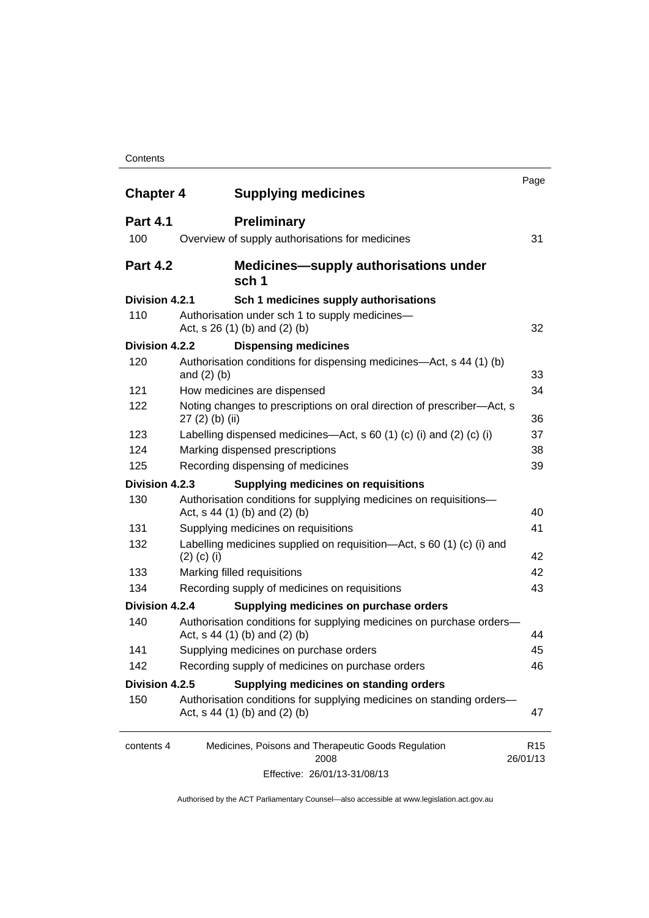| | | Page |
|---|---|---|
| **Chapter 4** | **Supplying medicines** | |
| **Part 4.1** | **Preliminary** | |
| 100 | Overview of supply authorisations for medicines | 31 |
| **Part 4.2** | **Medicines—supply authorisations under sch 1** | |
| **Division 4.2.1** | **Sch 1 medicines supply authorisations** | |
| 110 | Authorisation under sch 1 to supply medicines—Act, s 26 (1) (b) and (2) (b) | 32 |
| **Division 4.2.2** | **Dispensing medicines** | |
| 120 | Authorisation conditions for dispensing medicines—Act, s 44 (1) (b) and (2) (b) | 33 |
| 121 | How medicines are dispensed | 34 |
| 122 | Noting changes to prescriptions on oral direction of prescriber—Act, s 27 (2) (b) (ii) | 36 |
| 123 | Labelling dispensed medicines—Act, s 60 (1) (c) (i) and (2) (c) (i) | 37 |
| 124 | Marking dispensed prescriptions | 38 |
| 125 | Recording dispensing of medicines | 39 |
| **Division 4.2.3** | **Supplying medicines on requisitions** | |
| 130 | Authorisation conditions for supplying medicines on requisitions—Act, s 44 (1) (b) and (2) (b) | 40 |
| 131 | Supplying medicines on requisitions | 41 |
| 132 | Labelling medicines supplied on requisition—Act, s 60 (1) (c) (i) and (2) (c) (i) | 42 |
| 133 | Marking filled requisitions | 42 |
| 134 | Recording supply of medicines on requisitions | 43 |
| **Division 4.2.4** | **Supplying medicines on purchase orders** | |
| 140 | Authorisation conditions for supplying medicines on purchase orders—Act, s 44 (1) (b) and (2) (b) | 44 |
| 141 | Supplying medicines on purchase orders | 45 |
| 142 | Recording supply of medicines on purchase orders | 46 |
| **Division 4.2.5** | **Supplying medicines on standing orders** | |
| 150 | Authorisation conditions for supplying medicines on standing orders—Act, s 44 (1) (b) and (2) (b) | 47 |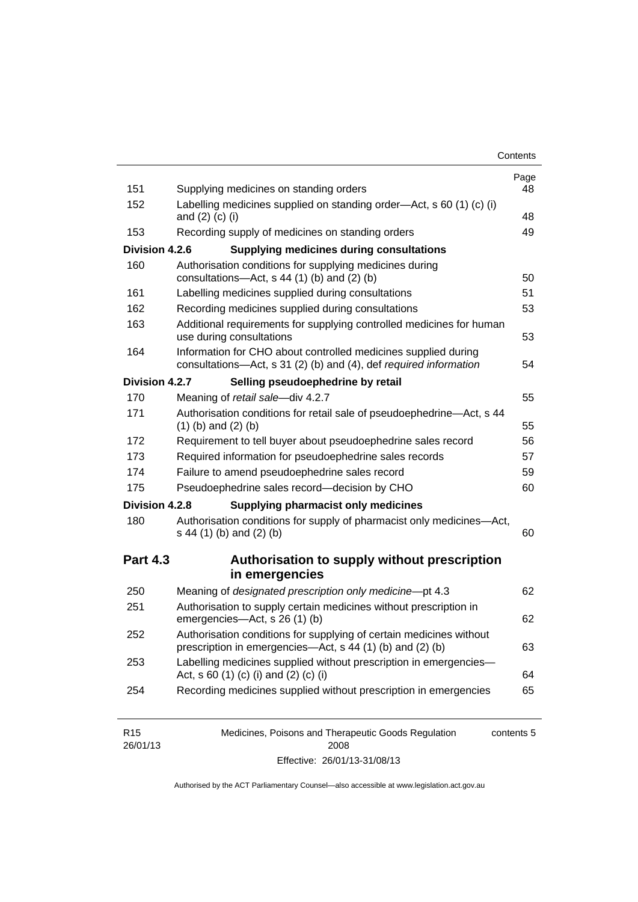| | | Page |
|---|---|---|
| 151 | Supplying medicines on standing orders | 48 |
| 152 | Labelling medicines supplied on standing order—Act, s 60 (1) (c) (i) and (2) (c) (i) | 48 |
| 153 | Recording supply of medicines on standing orders | 49 |
| **Division 4.2.6** | **Supplying medicines during consultations** | |
| 160 | Authorisation conditions for supplying medicines during consultations—Act, s 44 (1) (b) and (2) (b) | 50 |
| 161 | Labelling medicines supplied during consultations | 51 |
| 162 | Recording medicines supplied during consultations | 53 |
| 163 | Additional requirements for supplying controlled medicines for human use during consultations | 53 |
| 164 | Information for CHO about controlled medicines supplied during consultations—Act, s 31 (2) (b) and (4), def *required information* | 54 |
| **Division 4.2.7** | **Selling pseudoephedrine by retail** | |
| 170 | Meaning of *retail sale*—div 4.2.7 | 55 |
| 171 | Authorisation conditions for retail sale of pseudoephedrine—Act, s 44 (1) (b) and (2) (b) | 55 |
| 172 | Requirement to tell buyer about pseudoephedrine sales record | 56 |
| 173 | Required information for pseudoephedrine sales records | 57 |
| 174 | Failure to amend pseudoephedrine sales record | 59 |
| 175 | Pseudoephedrine sales record—decision by CHO | 60 |
| **Division 4.2.8** | **Supplying pharmacist only medicines** | |
| 180 | Authorisation conditions for supply of pharmacist only medicines—Act, s 44 (1) (b) and (2) (b) | 60 |

## Part 4.3 Authorisation to supply without prescription in emergencies

| | | |
|---|---|---|
| 250 | Meaning of *designated prescription only medicine*—pt 4.3 | 62 |
| 251 | Authorisation to supply certain medicines without prescription in emergencies—Act, s 26 (1) (b) | 62 |
| 252 | Authorisation conditions for supplying of certain medicines without prescription in emergencies—Act, s 44 (1) (b) and (2) (b) | 63 |
| 253 | Labelling medicines supplied without prescription in emergencies—Act, s 60 (1) (c) (i) and (2) (c) (i) | 64 |
| 254 | Recording medicines supplied without prescription in emergencies | 65 |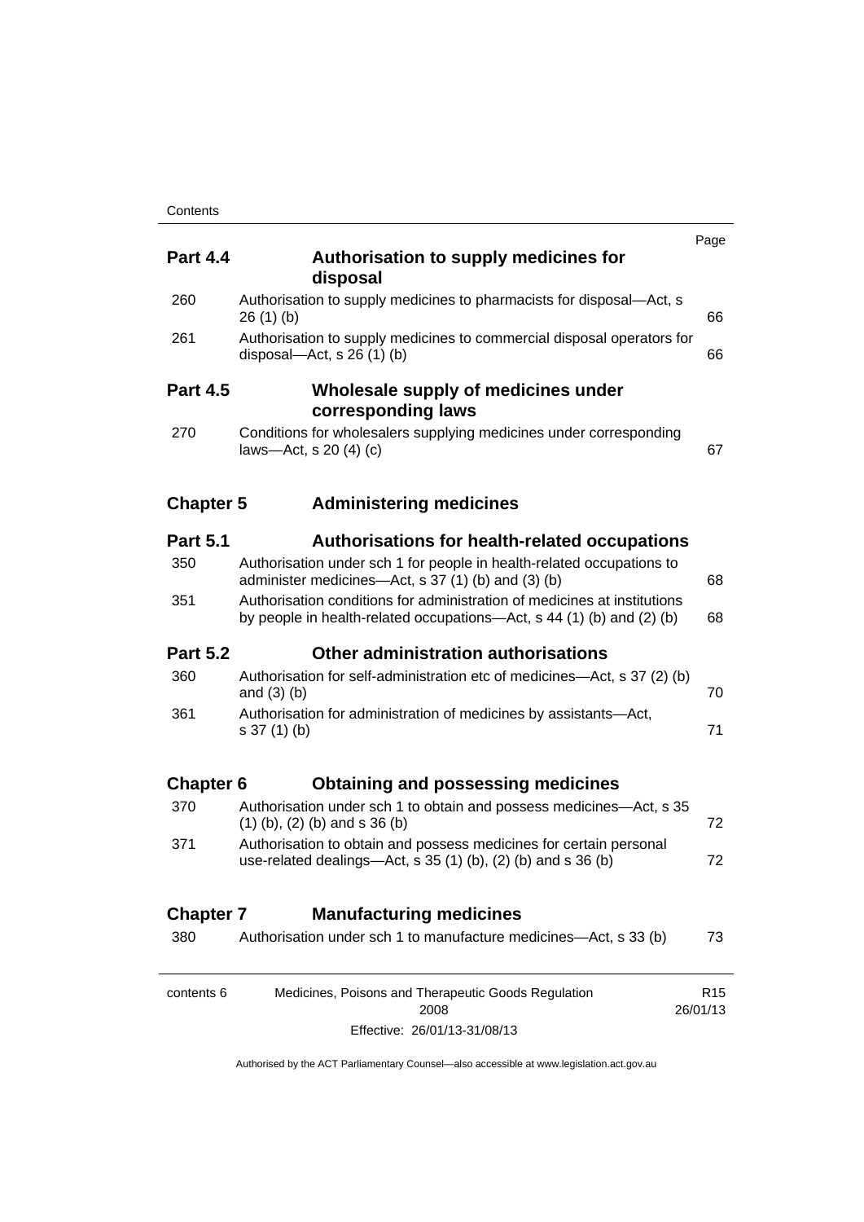| | | Page |
|---|---|---|
| **Part 4.4** | **Authorisation to supply medicines for disposal** | |
| 260 | Authorisation to supply medicines to pharmacists for disposal—Act, s 26 (1) (b) | 66 |
| 261 | Authorisation to supply medicines to commercial disposal operators for disposal—Act, s 26 (1) (b) | 66 |
| **Part 4.5** | **Wholesale supply of medicines under corresponding laws** | |
| 270 | Conditions for wholesalers supplying medicines under corresponding laws—Act, s 20 (4) (c) | 67 |
| **Chapter 5** | **Administering medicines** | |
| **Part 5.1** | **Authorisations for health-related occupations** | |
| 350 | Authorisation under sch 1 for people in health-related occupations to administer medicines—Act, s 37 (1) (b) and (3) (b) | 68 |
| 351 | Authorisation conditions for administration of medicines at institutions by people in health-related occupations—Act, s 44 (1) (b) and (2) (b) | 68 |
| **Part 5.2** | **Other administration authorisations** | |
| 360 | Authorisation for self-administration etc of medicines—Act, s 37 (2) (b) and (3) (b) | 70 |
| 361 | Authorisation for administration of medicines by assistants—Act, s 37 (1) (b) | 71 |
| **Chapter 6** | **Obtaining and possessing medicines** | |
| 370 | Authorisation under sch 1 to obtain and possess medicines—Act, s 35 (1) (b), (2) (b) and s 36 (b) | 72 |
| 371 | Authorisation to obtain and possess medicines for certain personal use-related dealings—Act, s 35 (1) (b), (2) (b) and s 36 (b) | 72 |
| **Chapter 7** | **Manufacturing medicines** | |
| 380 | Authorisation under sch 1 to manufacture medicines—Act, s 33 (b) | 73 |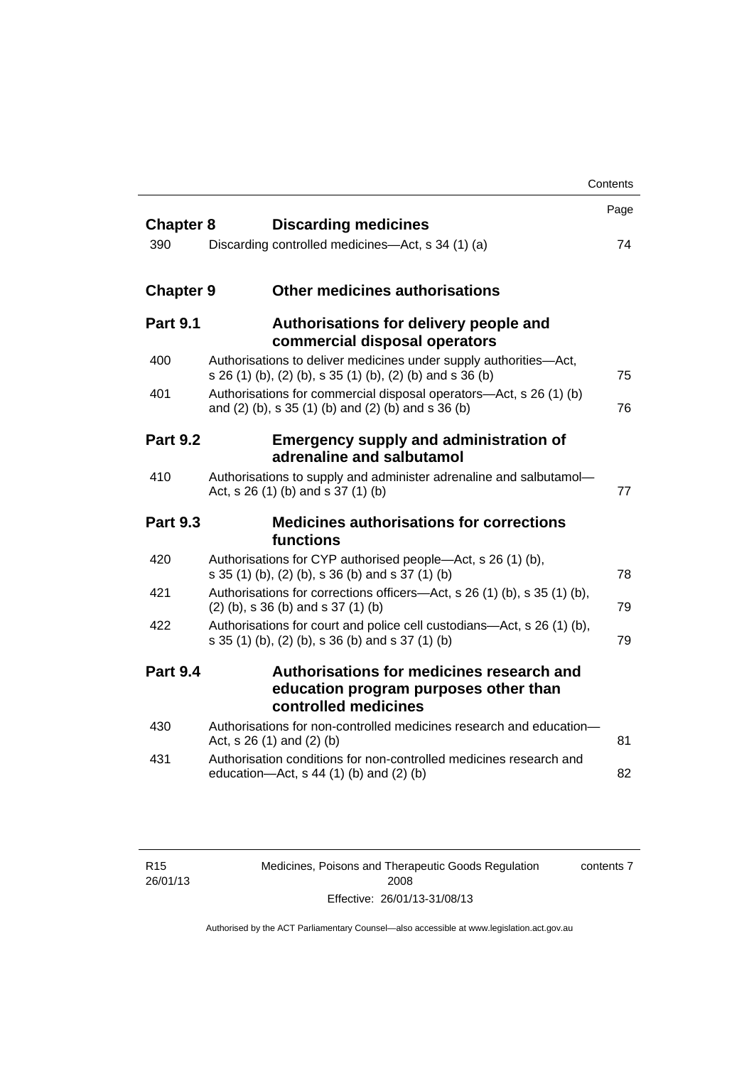| | | Page |
|---|---|---|
| **Chapter 8** | **Discarding medicines** | |
| 390 | Discarding controlled medicines—Act, s 34 (1) (a) | 74 |
| **Chapter 9** | **Other medicines authorisations** | |
| **Part 9.1** | **Authorisations for delivery people and commercial disposal operators** | |
| 400 | Authorisations to deliver medicines under supply authorities—Act, s 26 (1) (b), (2) (b), s 35 (1) (b), (2) (b) and s 36 (b) | 75 |
| 401 | Authorisations for commercial disposal operators—Act, s 26 (1) (b) and (2) (b), s 35 (1) (b) and (2) (b) and s 36 (b) | 76 |
| **Part 9.2** | **Emergency supply and administration of adrenaline and salbutamol** | |
| 410 | Authorisations to supply and administer adrenaline and salbutamol—Act, s 26 (1) (b) and s 37 (1) (b) | 77 |
| **Part 9.3** | **Medicines authorisations for corrections functions** | |
| 420 | Authorisations for CYP authorised people—Act, s 26 (1) (b), s 35 (1) (b), (2) (b), s 36 (b) and s 37 (1) (b) | 78 |
| 421 | Authorisations for corrections officers—Act, s 26 (1) (b), s 35 (1) (b), (2) (b), s 36 (b) and s 37 (1) (b) | 79 |
| 422 | Authorisations for court and police cell custodians—Act, s 26 (1) (b), s 35 (1) (b), (2) (b), s 36 (b) and s 37 (1) (b) | 79 |
| **Part 9.4** | **Authorisations for medicines research and education program purposes other than controlled medicines** | |
| 430 | Authorisations for non-controlled medicines research and education—Act, s 26 (1) and (2) (b) | 81 |
| 431 | Authorisation conditions for non-controlled medicines research and education—Act, s 44 (1) (b) and (2) (b) | 82 |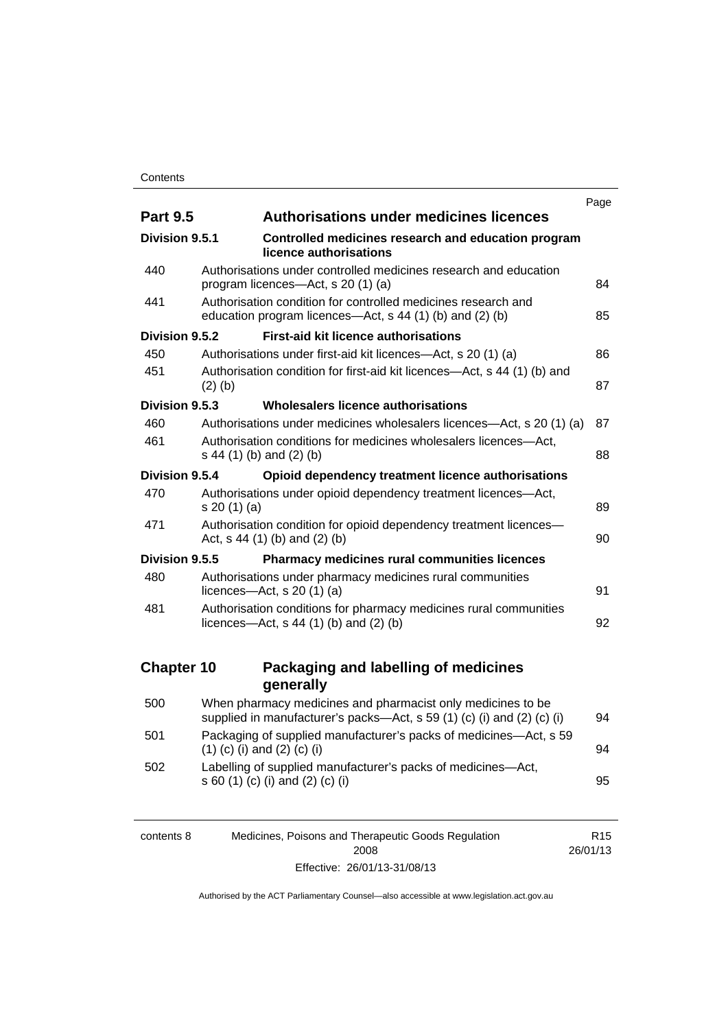| | | Page |
|---|---|---|
| **Part 9.5** | **Authorisations under medicines licences** | |
| **Division 9.5.1** | **Controlled medicines research and education program licence authorisations** | |
| 440 | Authorisations under controlled medicines research and education program licences—Act, s 20 (1) (a) | 84 |
| 441 | Authorisation condition for controlled medicines research and education program licences—Act, s 44 (1) (b) and (2) (b) | 85 |
| **Division 9.5.2** | **First-aid kit licence authorisations** | |
| 450 | Authorisations under first-aid kit licences—Act, s 20 (1) (a) | 86 |
| 451 | Authorisation condition for first-aid kit licences—Act, s 44 (1) (b) and (2) (b) | 87 |
| **Division 9.5.3** | **Wholesalers licence authorisations** | |
| 460 | Authorisations under medicines wholesalers licences—Act, s 20 (1) (a) | 87 |
| 461 | Authorisation conditions for medicines wholesalers licences—Act, s 44 (1) (b) and (2) (b) | 88 |
| **Division 9.5.4** | **Opioid dependency treatment licence authorisations** | |
| 470 | Authorisations under opioid dependency treatment licences—Act, s 20 (1) (a) | 89 |
| 471 | Authorisation condition for opioid dependency treatment licences—Act, s 44 (1) (b) and (2) (b) | 90 |
| **Division 9.5.5** | **Pharmacy medicines rural communities licences** | |
| 480 | Authorisations under pharmacy medicines rural communities licences—Act, s 20 (1) (a) | 91 |
| 481 | Authorisation conditions for pharmacy medicines rural communities licences—Act, s 44 (1) (b) and (2) (b) | 92 |

## Chapter 10 Packaging and labelling of medicines generally

| | | |
|---|---|---|
| 500 | When pharmacy medicines and pharmacist only medicines to be supplied in manufacturer's packs—Act, s 59 (1) (c) (i) and (2) (c) (i) | 94 |
| 501 | Packaging of supplied manufacturer's packs of medicines—Act, s 59 (1) (c) (i) and (2) (c) (i) | 94 |
| 502 | Labelling of supplied manufacturer's packs of medicines—Act, s 60 (1) (c) (i) and (2) (c) (i) | 95 |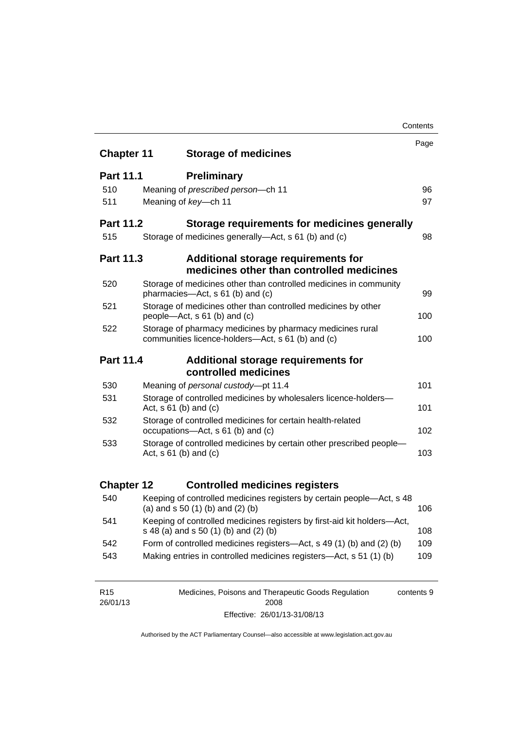| | | Page |
|---|---|---|
| **Chapter 11** | **Storage of medicines** | |
| **Part 11.1** | **Preliminary** | |
| 510 | Meaning of *prescribed person*—ch 11 | 96 |
| 511 | Meaning of *key*—ch 11 | 97 |
| **Part 11.2** | **Storage requirements for medicines generally** | |
| 515 | Storage of medicines generally—Act, s 61 (b) and (c) | 98 |
| **Part 11.3** | **Additional storage requirements for medicines other than controlled medicines** | |
| 520 | Storage of medicines other than controlled medicines in community pharmacies—Act, s 61 (b) and (c) | 99 |
| 521 | Storage of medicines other than controlled medicines by other people—Act, s 61 (b) and (c) | 100 |
| 522 | Storage of pharmacy medicines by pharmacy medicines rural communities licence-holders—Act, s 61 (b) and (c) | 100 |
| **Part 11.4** | **Additional storage requirements for controlled medicines** | |
| 530 | Meaning of *personal custody*—pt 11.4 | 101 |
| 531 | Storage of controlled medicines by wholesalers licence-holders—Act, s 61 (b) and (c) | 101 |
| 532 | Storage of controlled medicines for certain health-related occupations—Act, s 61 (b) and (c) | 102 |
| 533 | Storage of controlled medicines by certain other prescribed people—Act, s 61 (b) and (c) | 103 |
| **Chapter 12** | **Controlled medicines registers** | |
| 540 | Keeping of controlled medicines registers by certain people—Act, s 48 (a) and s 50 (1) (b) and (2) (b) | 106 |
| 541 | Keeping of controlled medicines registers by first-aid kit holders—Act, s 48 (a) and s 50 (1) (b) and (2) (b) | 108 |
| 542 | Form of controlled medicines registers—Act, s 49 (1) (b) and (2) (b) | 109 |
| 543 | Making entries in controlled medicines registers—Act, s 51 (1) (b) | 109 |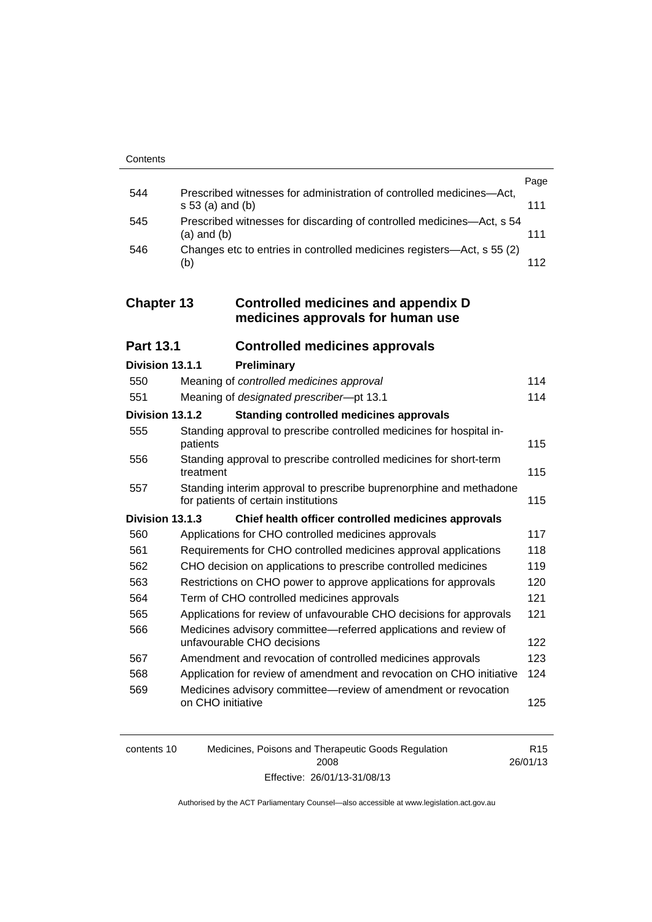| | | Page |
|---|---|---|
| 544 | Prescribed witnesses for administration of controlled medicines—Act, s 53 (a) and (b) | 111 |
| 545 | Prescribed witnesses for discarding of controlled medicines—Act, s 54 (a) and (b) | 111 |
| 546 | Changes etc to entries in controlled medicines registers—Act, s 55 (2) (b) | 112 |

## Chapter 13 Controlled medicines and appendix D medicines approvals for human use

### Part 13.1 Controlled medicines approvals

#### Division 13.1.1 Preliminary

| | | |
|---|---|---|
| 550 | Meaning of *controlled medicines approval* | 114 |
| 551 | Meaning of *designated prescriber*—pt 13.1 | 114 |

#### Division 13.1.2 Standing controlled medicines approvals

| | | |
|---|---|---|
| 555 | Standing approval to prescribe controlled medicines for hospital in-patients | 115 |
| 556 | Standing approval to prescribe controlled medicines for short-term treatment | 115 |
| 557 | Standing interim approval to prescribe buprenorphine and methadone for patients of certain institutions | 115 |

#### Division 13.1.3 Chief health officer controlled medicines approvals

| | | |
|---|---|---|
| 560 | Applications for CHO controlled medicines approvals | 117 |
| 561 | Requirements for CHO controlled medicines approval applications | 118 |
| 562 | CHO decision on applications to prescribe controlled medicines | 119 |
| 563 | Restrictions on CHO power to approve applications for approvals | 120 |
| 564 | Term of CHO controlled medicines approvals | 121 |
| 565 | Applications for review of unfavourable CHO decisions for approvals | 121 |
| 566 | Medicines advisory committee—referred applications and review of unfavourable CHO decisions | 122 |
| 567 | Amendment and revocation of controlled medicines approvals | 123 |
| 568 | Application for review of amendment and revocation on CHO initiative | 124 |
| 569 | Medicines advisory committee—review of amendment or revocation on CHO initiative | 125 |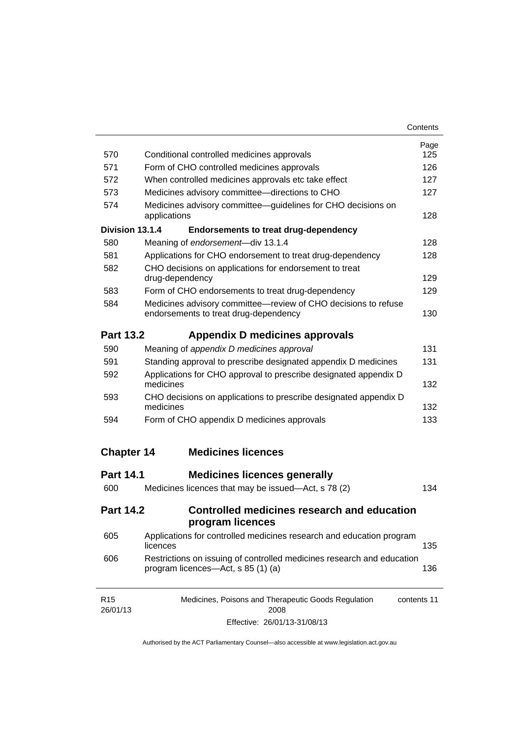| | | Page |
|---|---|---|
| 570 | Conditional controlled medicines approvals | 125 |
| 571 | Form of CHO controlled medicines approvals | 126 |
| 572 | When controlled medicines approvals etc take effect | 127 |
| 573 | Medicines advisory committee—directions to CHO | 127 |
| 574 | Medicines advisory committee—guidelines for CHO decisions on applications | 128 |
| **Division 13.1.4** | **Endorsements to treat drug-dependency** | |
| 580 | Meaning of *endorsement*—div 13.1.4 | 128 |
| 581 | Applications for CHO endorsement to treat drug-dependency | 128 |
| 582 | CHO decisions on applications for endorsement to treat drug-dependency | 129 |
| 583 | Form of CHO endorsements to treat drug-dependency | 129 |
| 584 | Medicines advisory committee—review of CHO decisions to refuse endorsements to treat drug-dependency | 130 |

## Part 13.2 Appendix D medicines approvals

| | | |
|---|---|---|
| 590 | Meaning of *appendix D medicines approval* | 131 |
| 591 | Standing approval to prescribe designated appendix D medicines | 131 |
| 592 | Applications for CHO approval to prescribe designated appendix D medicines | 132 |
| 593 | CHO decisions on applications to prescribe designated appendix D medicines | 132 |
| 594 | Form of CHO appendix D medicines approvals | 133 |

# Chapter 14 Medicines licences

## Part 14.1 Medicines licences generally

| | | |
|---|---|---|
| 600 | Medicines licences that may be issued—Act, s 78 (2) | 134 |

## Part 14.2 Controlled medicines research and education program licences

| | | |
|---|---|---|
| 605 | Applications for controlled medicines research and education program licences | 135 |
| 606 | Restrictions on issuing of controlled medicines research and education program licences—Act, s 85 (1) (a) | 136 |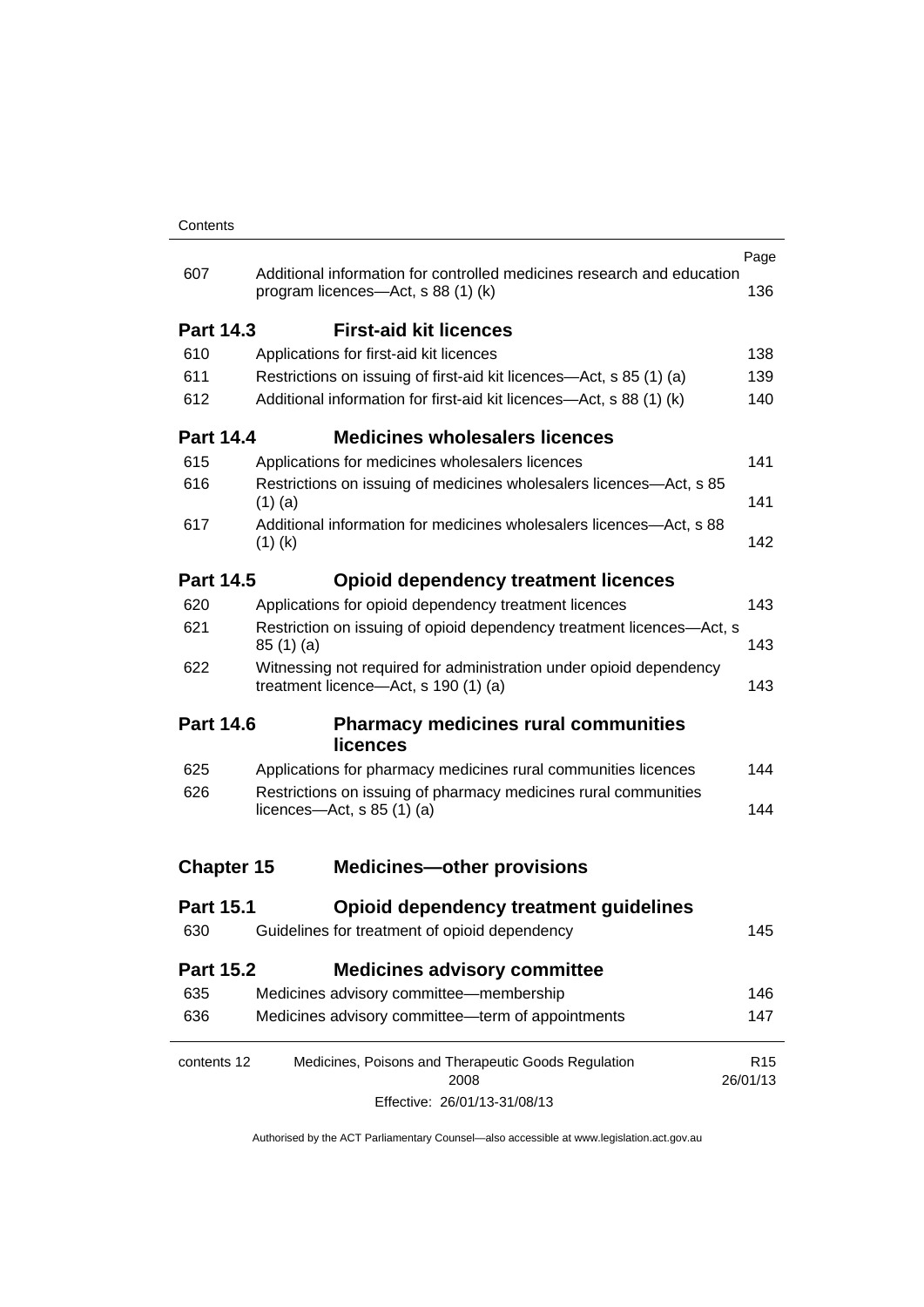| | | Page |
|---|---|---|
| 607 | Additional information for controlled medicines research and education program licences—Act, s 88 (1) (k) | 136 |
| **Part 14.3** | **First-aid kit licences** | |
| 610 | Applications for first-aid kit licences | 138 |
| 611 | Restrictions on issuing of first-aid kit licences—Act, s 85 (1) (a) | 139 |
| 612 | Additional information for first-aid kit licences—Act, s 88 (1) (k) | 140 |
| **Part 14.4** | **Medicines wholesalers licences** | |
| 615 | Applications for medicines wholesalers licences | 141 |
| 616 | Restrictions on issuing of medicines wholesalers licences—Act, s 85 (1) (a) | 141 |
| 617 | Additional information for medicines wholesalers licences—Act, s 88 (1) (k) | 142 |
| **Part 14.5** | **Opioid dependency treatment licences** | |
| 620 | Applications for opioid dependency treatment licences | 143 |
| 621 | Restriction on issuing of opioid dependency treatment licences—Act, s 85 (1) (a) | 143 |
| 622 | Witnessing not required for administration under opioid dependency treatment licence—Act, s 190 (1) (a) | 143 |
| **Part 14.6** | **Pharmacy medicines rural communities licences** | |
| 625 | Applications for pharmacy medicines rural communities licences | 144 |
| 626 | Restrictions on issuing of pharmacy medicines rural communities licences—Act, s 85 (1) (a) | 144 |
| **Chapter 15** | **Medicines—other provisions** | |
| **Part 15.1** | **Opioid dependency treatment guidelines** | |
| 630 | Guidelines for treatment of opioid dependency | 145 |
| **Part 15.2** | **Medicines advisory committee** | |
| 635 | Medicines advisory committee—membership | 146 |
| 636 | Medicines advisory committee—term of appointments | 147 |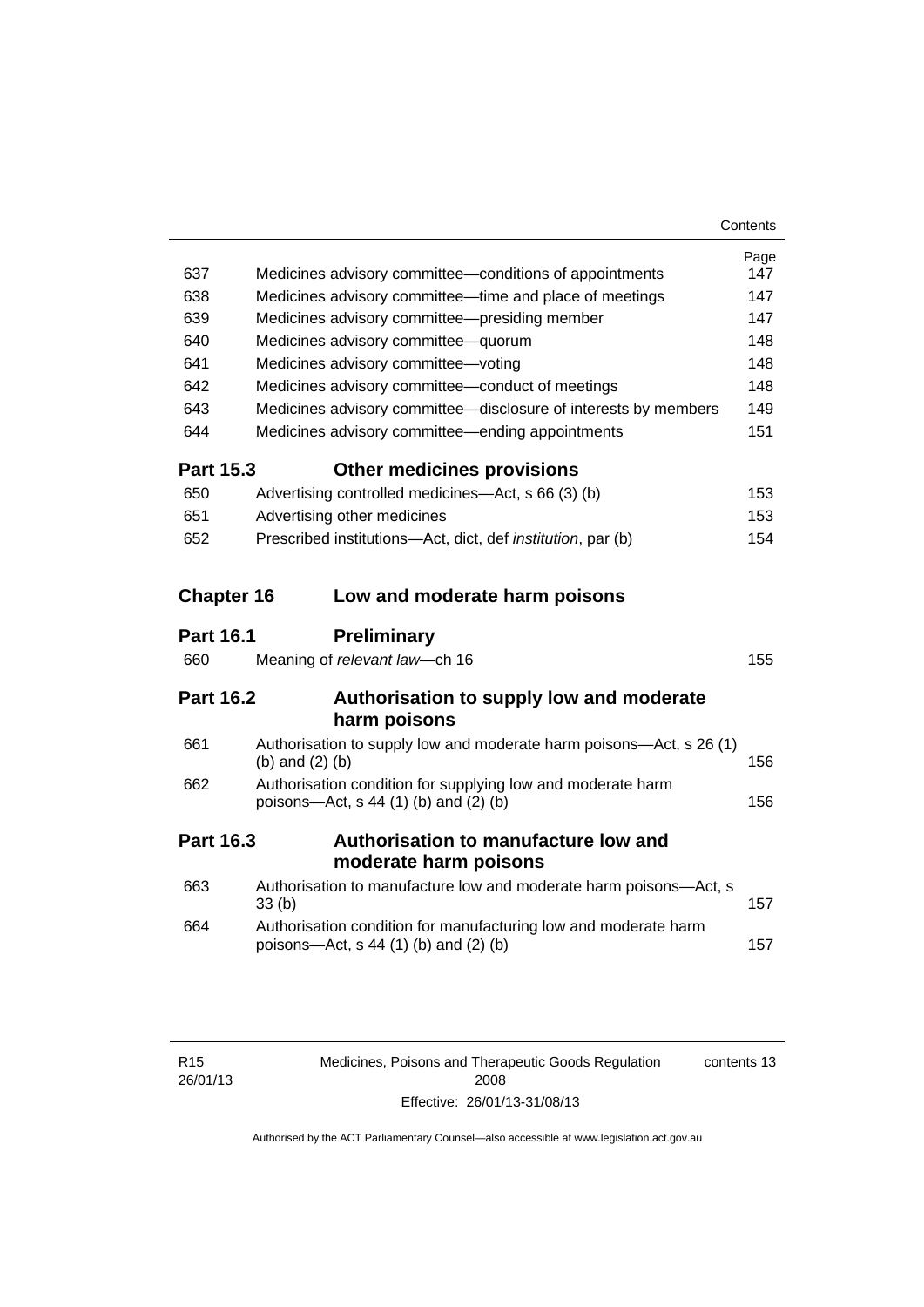| | | Page |
|---|---|---|
| 637 | Medicines advisory committee—conditions of appointments | 147 |
| 638 | Medicines advisory committee—time and place of meetings | 147 |
| 639 | Medicines advisory committee—presiding member | 147 |
| 640 | Medicines advisory committee—quorum | 148 |
| 641 | Medicines advisory committee—voting | 148 |
| 642 | Medicines advisory committee—conduct of meetings | 148 |
| 643 | Medicines advisory committee—disclosure of interests by members | 149 |
| 644 | Medicines advisory committee—ending appointments | 151 |

**Part 15.3 Other medicines provisions**

| | | |
|---|---|---|
| 650 | Advertising controlled medicines—Act, s 66 (3) (b) | 153 |
| 651 | Advertising other medicines | 153 |
| 652 | Prescribed institutions—Act, dict, def *institution*, par (b) | 154 |

**Chapter 16 Low and moderate harm poisons**

**Part 16.1 Preliminary**

| | | |
|---|---|---|
| 660 | Meaning of *relevant law*—ch 16 | 155 |

**Part 16.2 Authorisation to supply low and moderate harm poisons**

| | | |
|---|---|---|
| 661 | Authorisation to supply low and moderate harm poisons—Act, s 26 (1) (b) and (2) (b) | 156 |
| 662 | Authorisation condition for supplying low and moderate harm poisons—Act, s 44 (1) (b) and (2) (b) | 156 |

**Part 16.3 Authorisation to manufacture low and moderate harm poisons**

| | | |
|---|---|---|
| 663 | Authorisation to manufacture low and moderate harm poisons—Act, s 33 (b) | 157 |
| 664 | Authorisation condition for manufacturing low and moderate harm poisons—Act, s 44 (1) (b) and (2) (b) | 157 |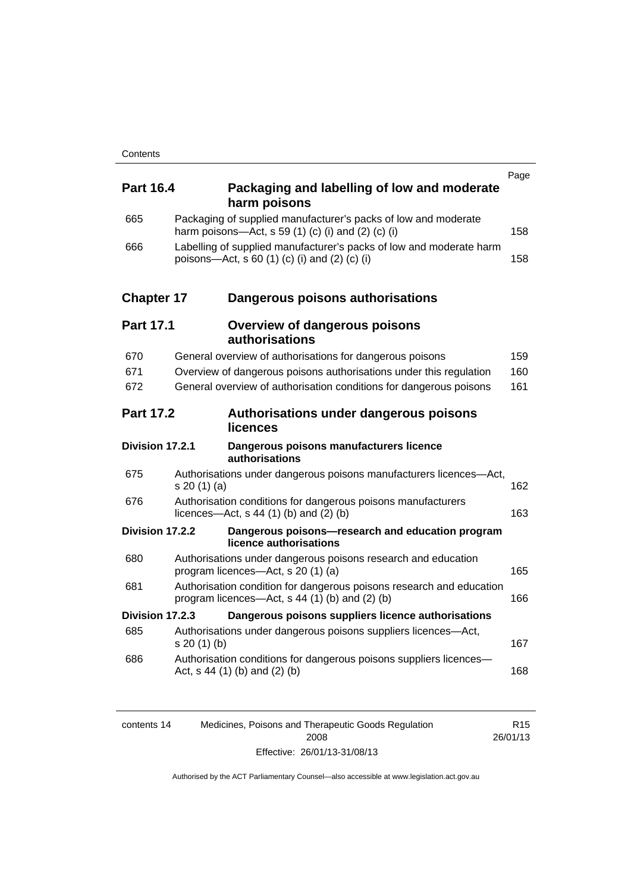| | | Page |
|---|---|---|
| **Part 16.4** | **Packaging and labelling of low and moderate harm poisons** | |
| 665 | Packaging of supplied manufacturer's packs of low and moderate harm poisons—Act, s 59 (1) (c) (i) and (2) (c) (i) | 158 |
| 666 | Labelling of supplied manufacturer's packs of low and moderate harm poisons—Act, s 60 (1) (c) (i) and (2) (c) (i) | 158 |
| **Chapter 17** | **Dangerous poisons authorisations** | |
| **Part 17.1** | **Overview of dangerous poisons authorisations** | |
| 670 | General overview of authorisations for dangerous poisons | 159 |
| 671 | Overview of dangerous poisons authorisations under this regulation | 160 |
| 672 | General overview of authorisation conditions for dangerous poisons | 161 |
| **Part 17.2** | **Authorisations under dangerous poisons licences** | |
| **Division 17.2.1** | **Dangerous poisons manufacturers licence authorisations** | |
| 675 | Authorisations under dangerous poisons manufacturers licences—Act, s 20 (1) (a) | 162 |
| 676 | Authorisation conditions for dangerous poisons manufacturers licences—Act, s 44 (1) (b) and (2) (b) | 163 |
| **Division 17.2.2** | **Dangerous poisons—research and education program licence authorisations** | |
| 680 | Authorisations under dangerous poisons research and education program licences—Act, s 20 (1) (a) | 165 |
| 681 | Authorisation condition for dangerous poisons research and education program licences—Act, s 44 (1) (b) and (2) (b) | 166 |
| **Division 17.2.3** | **Dangerous poisons suppliers licence authorisations** | |
| 685 | Authorisations under dangerous poisons suppliers licences—Act, s 20 (1) (b) | 167 |
| 686 | Authorisation conditions for dangerous poisons suppliers licences—Act, s 44 (1) (b) and (2) (b) | 168 |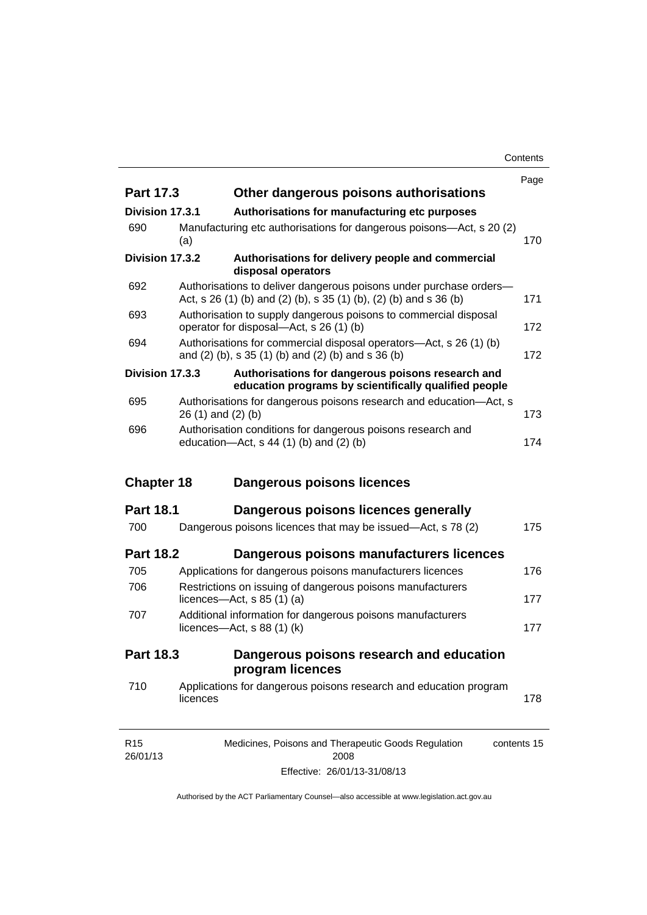| | | Page |
|---|---|---|
| **Part 17.3** | **Other dangerous poisons authorisations** | |
| **Division 17.3.1** | **Authorisations for manufacturing etc purposes** | |
| 690 | Manufacturing etc authorisations for dangerous poisons—Act, s 20 (2) (a) | 170 |
| **Division 17.3.2** | **Authorisations for delivery people and commercial disposal operators** | |
| 692 | Authorisations to deliver dangerous poisons under purchase orders—Act, s 26 (1) (b) and (2) (b), s 35 (1) (b), (2) (b) and s 36 (b) | 171 |
| 693 | Authorisation to supply dangerous poisons to commercial disposal operator for disposal—Act, s 26 (1) (b) | 172 |
| 694 | Authorisations for commercial disposal operators—Act, s 26 (1) (b) and (2) (b), s 35 (1) (b) and (2) (b) and s 36 (b) | 172 |
| **Division 17.3.3** | **Authorisations for dangerous poisons research and education programs by scientifically qualified people** | |
| 695 | Authorisations for dangerous poisons research and education—Act, s 26 (1) and (2) (b) | 173 |
| 696 | Authorisation conditions for dangerous poisons research and education—Act, s 44 (1) (b) and (2) (b) | 174 |
| **Chapter 18** | **Dangerous poisons licences** | |
| **Part 18.1** | **Dangerous poisons licences generally** | |
| 700 | Dangerous poisons licences that may be issued—Act, s 78 (2) | 175 |
| **Part 18.2** | **Dangerous poisons manufacturers licences** | |
| 705 | Applications for dangerous poisons manufacturers licences | 176 |
| 706 | Restrictions on issuing of dangerous poisons manufacturers licences—Act, s 85 (1) (a) | 177 |
| 707 | Additional information for dangerous poisons manufacturers licences—Act, s 88 (1) (k) | 177 |
| **Part 18.3** | **Dangerous poisons research and education program licences** | |
| 710 | Applications for dangerous poisons research and education program licences | 178 |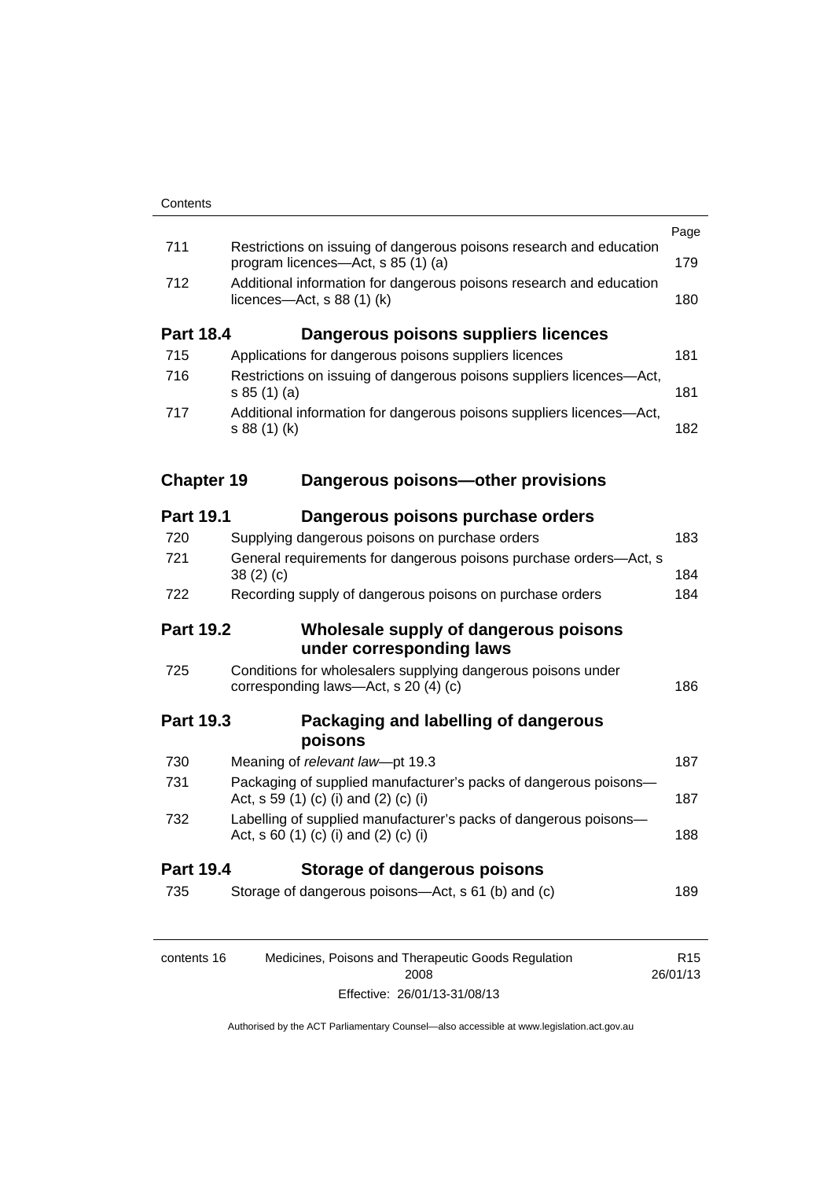| | | Page |
|---|---|---|
| 711 | Restrictions on issuing of dangerous poisons research and education program licences—Act, s 85 (1) (a) | 179 |
| 712 | Additional information for dangerous poisons research and education licences—Act, s 88 (1) (k) | 180 |
| **Part 18.4** | **Dangerous poisons suppliers licences** | |
| 715 | Applications for dangerous poisons suppliers licences | 181 |
| 716 | Restrictions on issuing of dangerous poisons suppliers licences—Act, s 85 (1) (a) | 181 |
| 717 | Additional information for dangerous poisons suppliers licences—Act, s 88 (1) (k) | 182 |
| **Chapter 19** | **Dangerous poisons—other provisions** | |
| **Part 19.1** | **Dangerous poisons purchase orders** | |
| 720 | Supplying dangerous poisons on purchase orders | 183 |
| 721 | General requirements for dangerous poisons purchase orders—Act, s 38 (2) (c) | 184 |
| 722 | Recording supply of dangerous poisons on purchase orders | 184 |
| **Part 19.2** | **Wholesale supply of dangerous poisons under corresponding laws** | |
| 725 | Conditions for wholesalers supplying dangerous poisons under corresponding laws—Act, s 20 (4) (c) | 186 |
| **Part 19.3** | **Packaging and labelling of dangerous poisons** | |
| 730 | Meaning of *relevant law*—pt 19.3 | 187 |
| 731 | Packaging of supplied manufacturer's packs of dangerous poisons—Act, s 59 (1) (c) (i) and (2) (c) (i) | 187 |
| 732 | Labelling of supplied manufacturer's packs of dangerous poisons—Act, s 60 (1) (c) (i) and (2) (c) (i) | 188 |
| **Part 19.4** | **Storage of dangerous poisons** | |
| 735 | Storage of dangerous poisons—Act, s 61 (b) and (c) | 189 |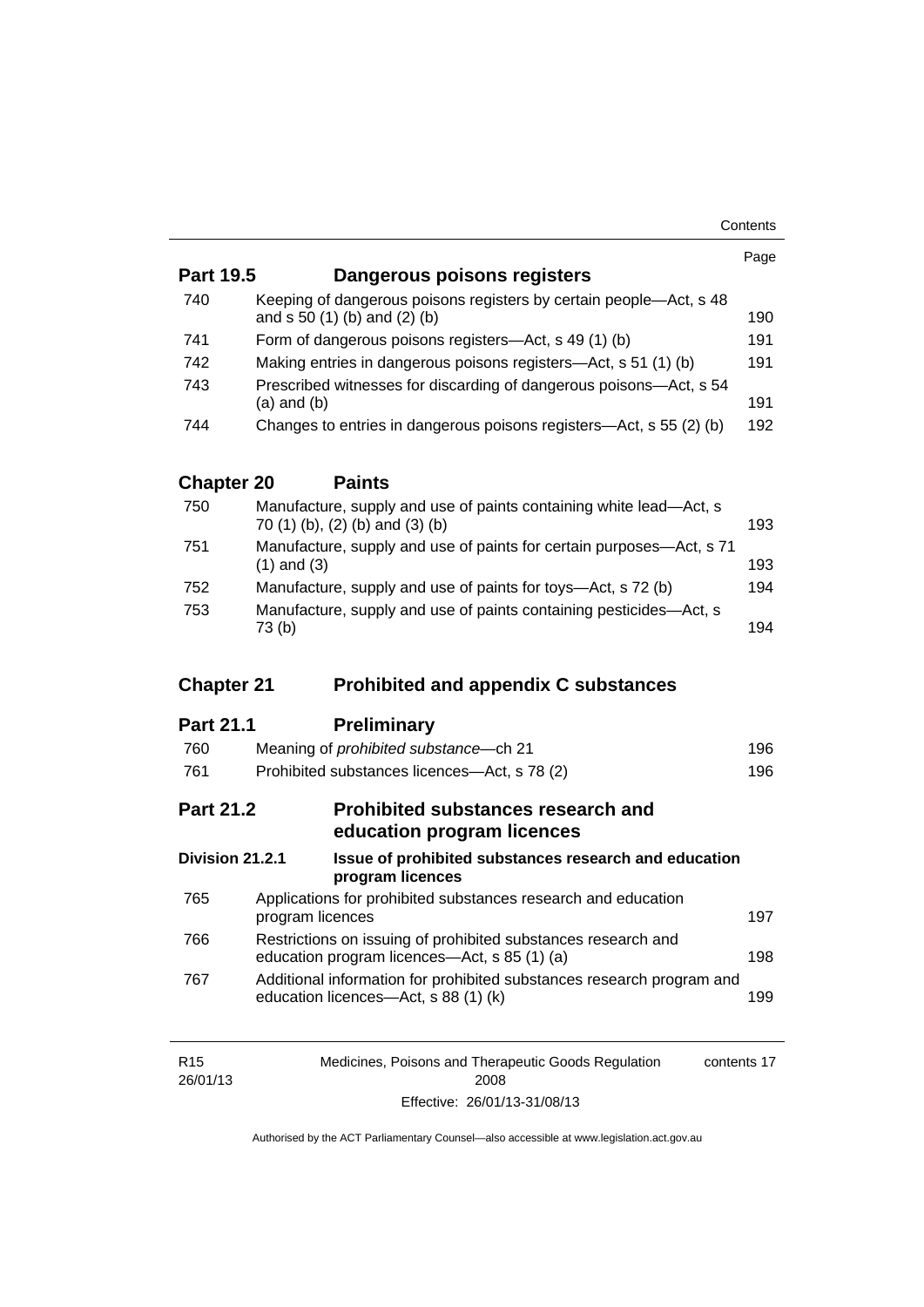| | | Page |
|---|---|---|
| **Part 19.5** | **Dangerous poisons registers** | |
| 740 | Keeping of dangerous poisons registers by certain people—Act, s 48 and s 50 (1) (b) and (2) (b) | 190 |
| 741 | Form of dangerous poisons registers—Act, s 49 (1) (b) | 191 |
| 742 | Making entries in dangerous poisons registers—Act, s 51 (1) (b) | 191 |
| 743 | Prescribed witnesses for discarding of dangerous poisons—Act, s 54 (a) and (b) | 191 |
| 744 | Changes to entries in dangerous poisons registers—Act, s 55 (2) (b) | 192 |
| **Chapter 20** | **Paints** | |
| 750 | Manufacture, supply and use of paints containing white lead—Act, s 70 (1) (b), (2) (b) and (3) (b) | 193 |
| 751 | Manufacture, supply and use of paints for certain purposes—Act, s 71 (1) and (3) | 193 |
| 752 | Manufacture, supply and use of paints for toys—Act, s 72 (b) | 194 |
| 753 | Manufacture, supply and use of paints containing pesticides—Act, s 73 (b) | 194 |
| **Chapter 21** | **Prohibited and appendix C substances** | |
| **Part 21.1** | **Preliminary** | |
| 760 | Meaning of *prohibited substance*—ch 21 | 196 |
| 761 | Prohibited substances licences—Act, s 78 (2) | 196 |
| **Part 21.2** | **Prohibited substances research and education program licences** | |
| **Division 21.2.1** | **Issue of prohibited substances research and education program licences** | |
| 765 | Applications for prohibited substances research and education program licences | 197 |
| 766 | Restrictions on issuing of prohibited substances research and education program licences—Act, s 85 (1) (a) | 198 |
| 767 | Additional information for prohibited substances research program and education licences—Act, s 88 (1) (k) | 199 |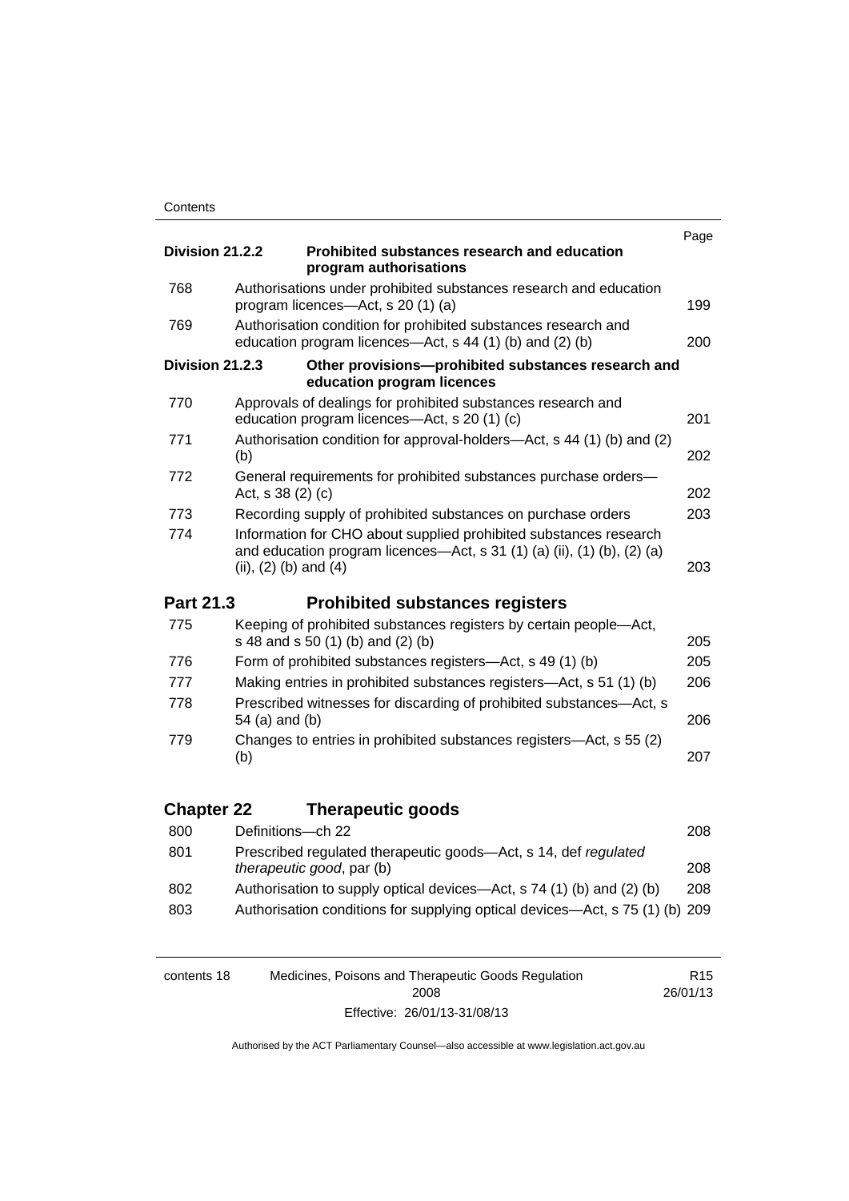| | | Page |
|---|---|---|
| **Division 21.2.2** | **Prohibited substances research and education program authorisations** | |
| 768 | Authorisations under prohibited substances research and education program licences—Act, s 20 (1) (a) | 199 |
| 769 | Authorisation condition for prohibited substances research and education program licences—Act, s 44 (1) (b) and (2) (b) | 200 |
| **Division 21.2.3** | **Other provisions—prohibited substances research and education program licences** | |
| 770 | Approvals of dealings for prohibited substances research and education program licences—Act, s 20 (1) (c) | 201 |
| 771 | Authorisation condition for approval-holders—Act, s 44 (1) (b) and (2) (b) | 202 |
| 772 | General requirements for prohibited substances purchase orders—Act, s 38 (2) (c) | 202 |
| 773 | Recording supply of prohibited substances on purchase orders | 203 |
| 774 | Information for CHO about supplied prohibited substances research and education program licences—Act, s 31 (1) (a) (ii), (1) (b), (2) (a) (ii), (2) (b) and (4) | 203 |

## Part 21.3 Prohibited substances registers

| | | |
|---|---|---|
| 775 | Keeping of prohibited substances registers by certain people—Act, s 48 and s 50 (1) (b) and (2) (b) | 205 |
| 776 | Form of prohibited substances registers—Act, s 49 (1) (b) | 205 |
| 777 | Making entries in prohibited substances registers—Act, s 51 (1) (b) | 206 |
| 778 | Prescribed witnesses for discarding of prohibited substances—Act, s 54 (a) and (b) | 206 |
| 779 | Changes to entries in prohibited substances registers—Act, s 55 (2) (b) | 207 |

## Chapter 22 Therapeutic goods

| | | |
|---|---|---|
| 800 | Definitions—ch 22 | 208 |
| 801 | Prescribed regulated therapeutic goods—Act, s 14, def *regulated therapeutic good*, par (b) | 208 |
| 802 | Authorisation to supply optical devices—Act, s 74 (1) (b) and (2) (b) | 208 |
| 803 | Authorisation conditions for supplying optical devices—Act, s 75 (1) (b) | 209 |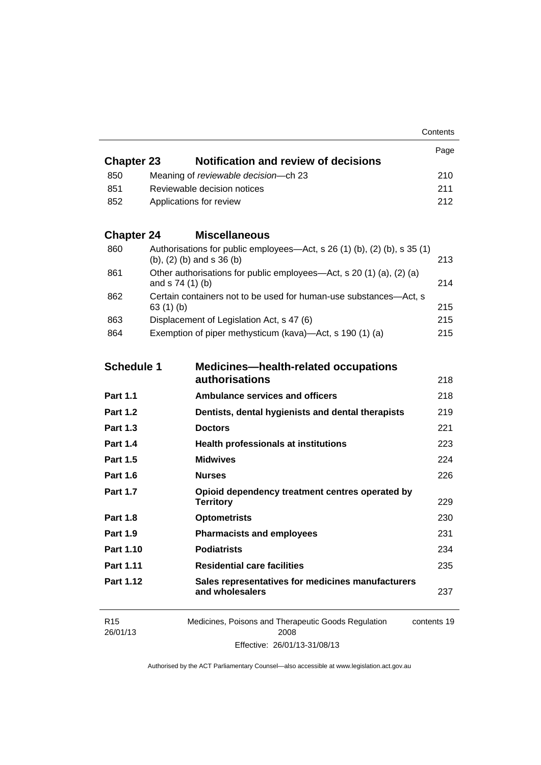| | | Page |
|---|---|---|
| **Chapter 23** | **Notification and review of decisions** | |
| 850 | Meaning of *reviewable decision*—ch 23 | 210 |
| 851 | Reviewable decision notices | 211 |
| 852 | Applications for review | 212 |
| **Chapter 24** | **Miscellaneous** | |
| 860 | Authorisations for public employees—Act, s 26 (1) (b), (2) (b), s 35 (1) (b), (2) (b) and s 36 (b) | 213 |
| 861 | Other authorisations for public employees—Act, s 20 (1) (a), (2) (a) and s 74 (1) (b) | 214 |
| 862 | Certain containers not to be used for human-use substances—Act, s 63 (1) (b) | 215 |
| 863 | Displacement of Legislation Act, s 47 (6) | 215 |
| 864 | Exemption of piper methysticum (kava)—Act, s 190 (1) (a) | 215 |
| **Schedule 1** | **Medicines—health-related occupations authorisations** | 218 |
| **Part 1.1** | **Ambulance services and officers** | 218 |
| **Part 1.2** | **Dentists, dental hygienists and dental therapists** | 219 |
| **Part 1.3** | **Doctors** | 221 |
| **Part 1.4** | **Health professionals at institutions** | 223 |
| **Part 1.5** | **Midwives** | 224 |
| **Part 1.6** | **Nurses** | 226 |
| **Part 1.7** | **Opioid dependency treatment centres operated by Territory** | 229 |
| **Part 1.8** | **Optometrists** | 230 |
| **Part 1.9** | **Pharmacists and employees** | 231 |
| **Part 1.10** | **Podiatrists** | 234 |
| **Part 1.11** | **Residential care facilities** | 235 |
| **Part 1.12** | **Sales representatives for medicines manufacturers and wholesalers** | 237 |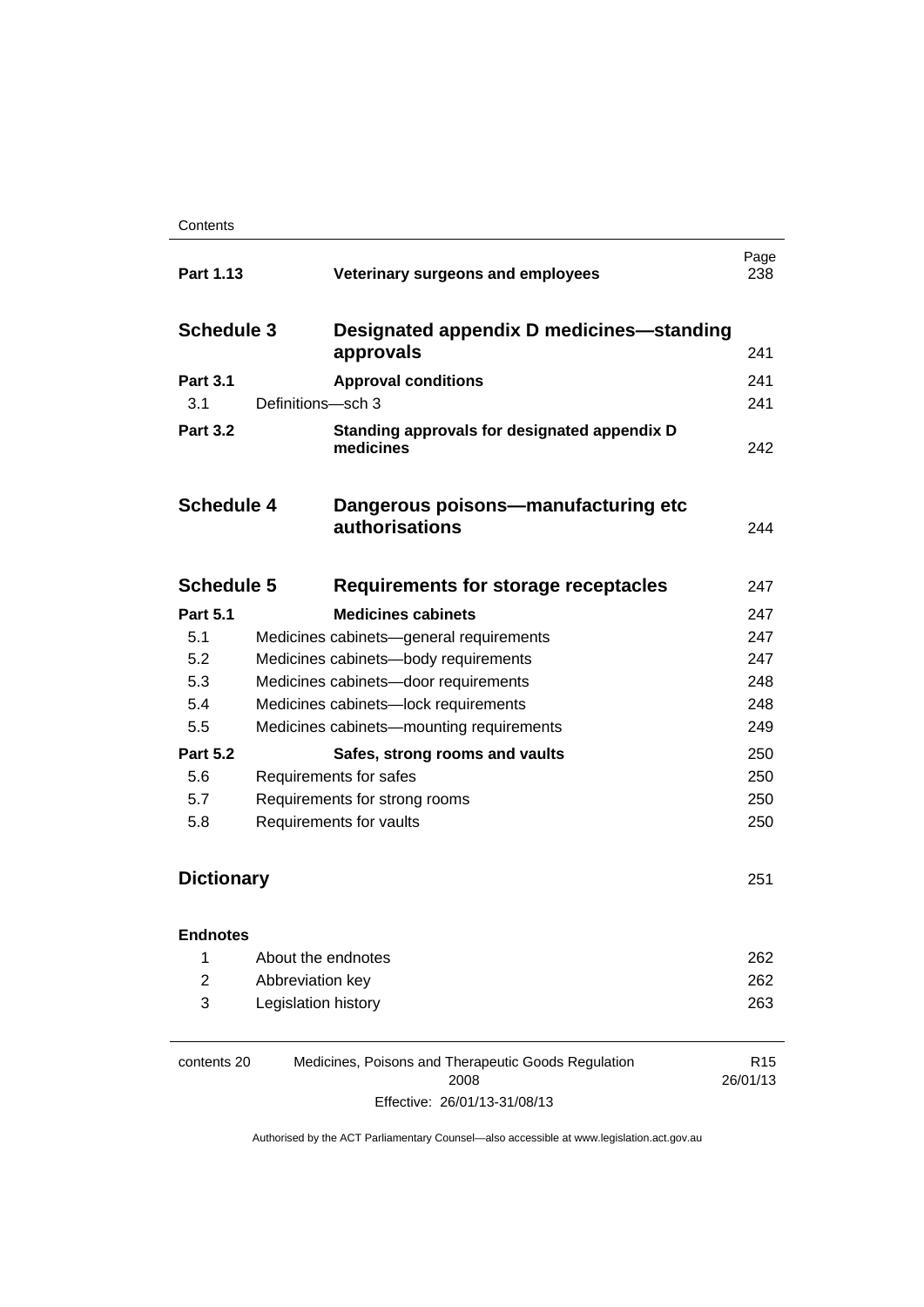| | | Page |
|---|---|---|
| **Part 1.13** | **Veterinary surgeons and employees** | 238 |
| **Schedule 3** | **Designated appendix D medicines—standing approvals** | 241 |
| **Part 3.1** | **Approval conditions** | 241 |
| 3.1 | Definitions—sch 3 | 241 |
| **Part 3.2** | **Standing approvals for designated appendix D medicines** | 242 |
| **Schedule 4** | **Dangerous poisons—manufacturing etc authorisations** | 244 |
| **Schedule 5** | **Requirements for storage receptacles** | 247 |
| **Part 5.1** | **Medicines cabinets** | 247 |
| 5.1 | Medicines cabinets—general requirements | 247 |
| 5.2 | Medicines cabinets—body requirements | 247 |
| 5.3 | Medicines cabinets—door requirements | 248 |
| 5.4 | Medicines cabinets—lock requirements | 248 |
| 5.5 | Medicines cabinets—mounting requirements | 249 |
| **Part 5.2** | **Safes, strong rooms and vaults** | 250 |
| 5.6 | Requirements for safes | 250 |
| 5.7 | Requirements for strong rooms | 250 |
| 5.8 | Requirements for vaults | 250 |
| **Dictionary** | | 251 |
| **Endnotes** | | |
| 1 | About the endnotes | 262 |
| 2 | Abbreviation key | 262 |
| 3 | Legislation history | 263 |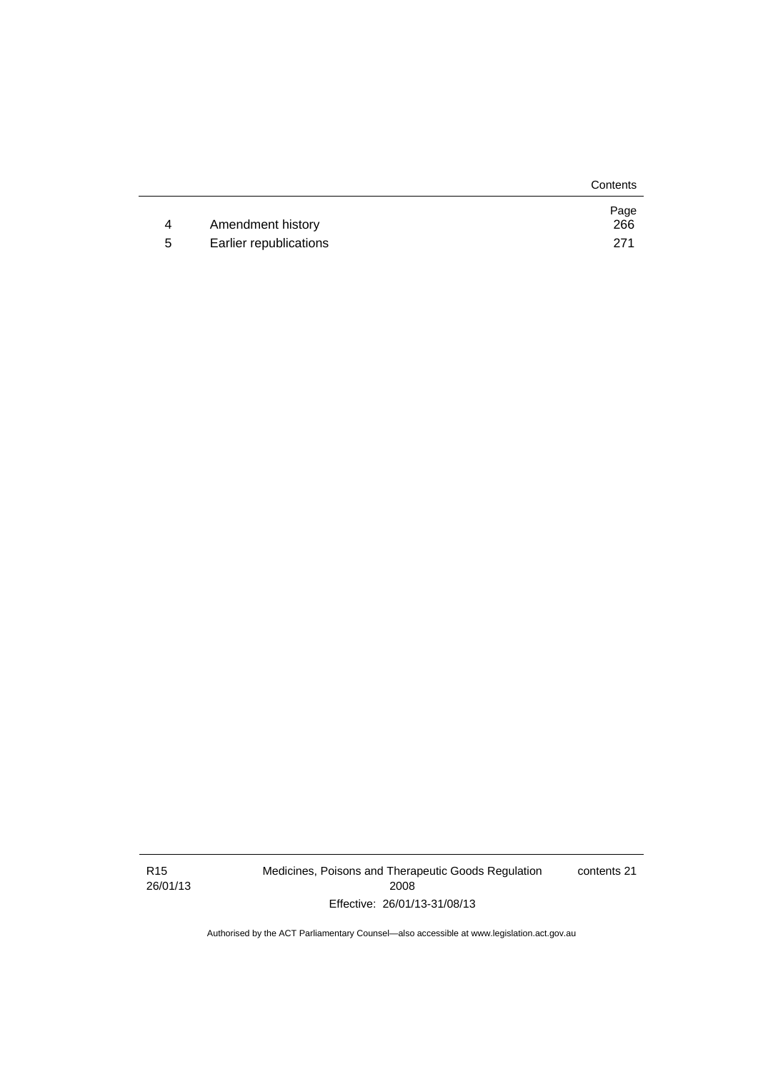| | | Page |
|---|---|---|
| 4 | Amendment history | 266 |
| 5 | Earlier republications | 271 |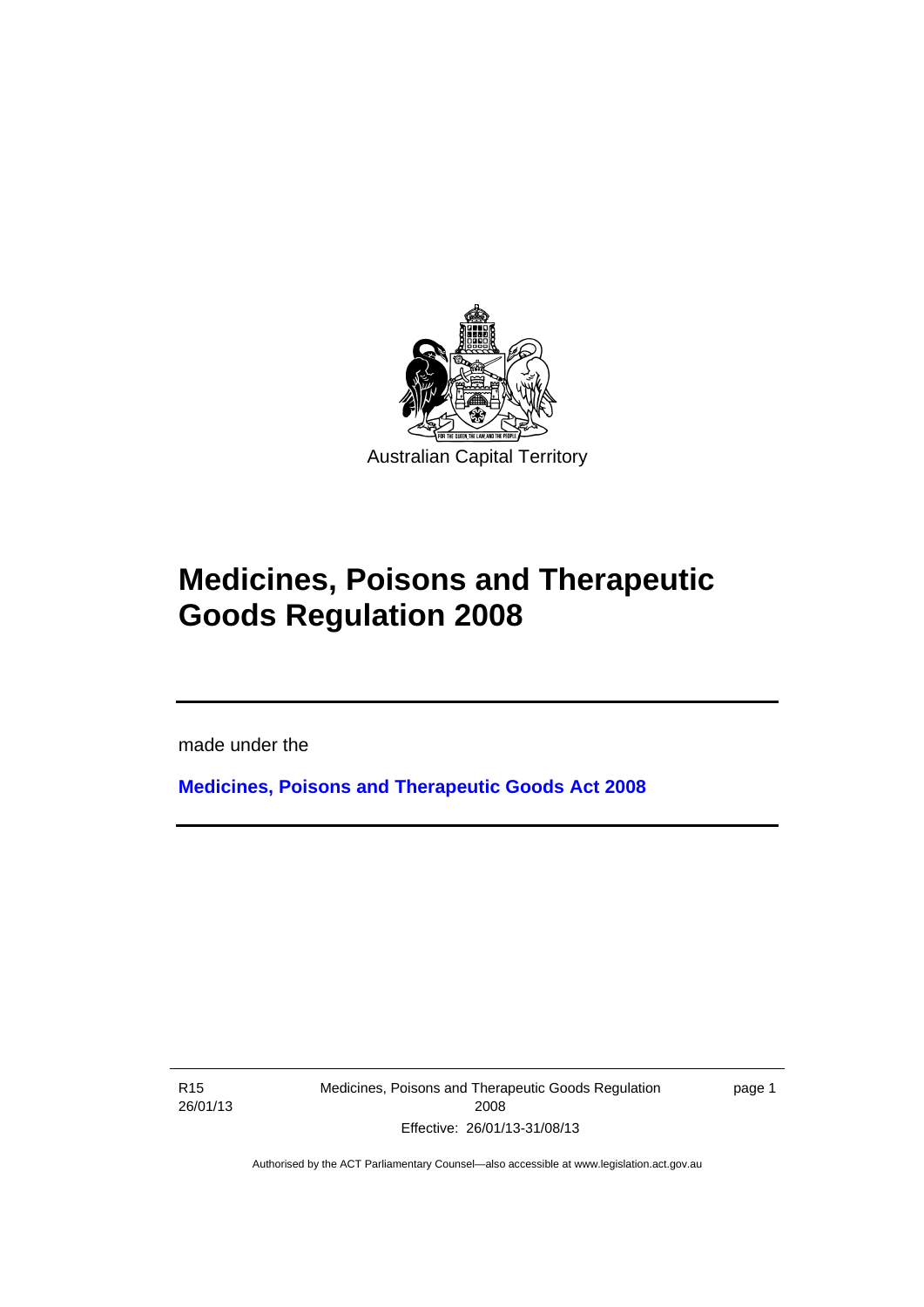Australian Capital Territory

# Medicines, Poisons and Therapeutic Goods Regulation 2008

made under the

**Medicines, Poisons and Therapeutic Goods Act 2008**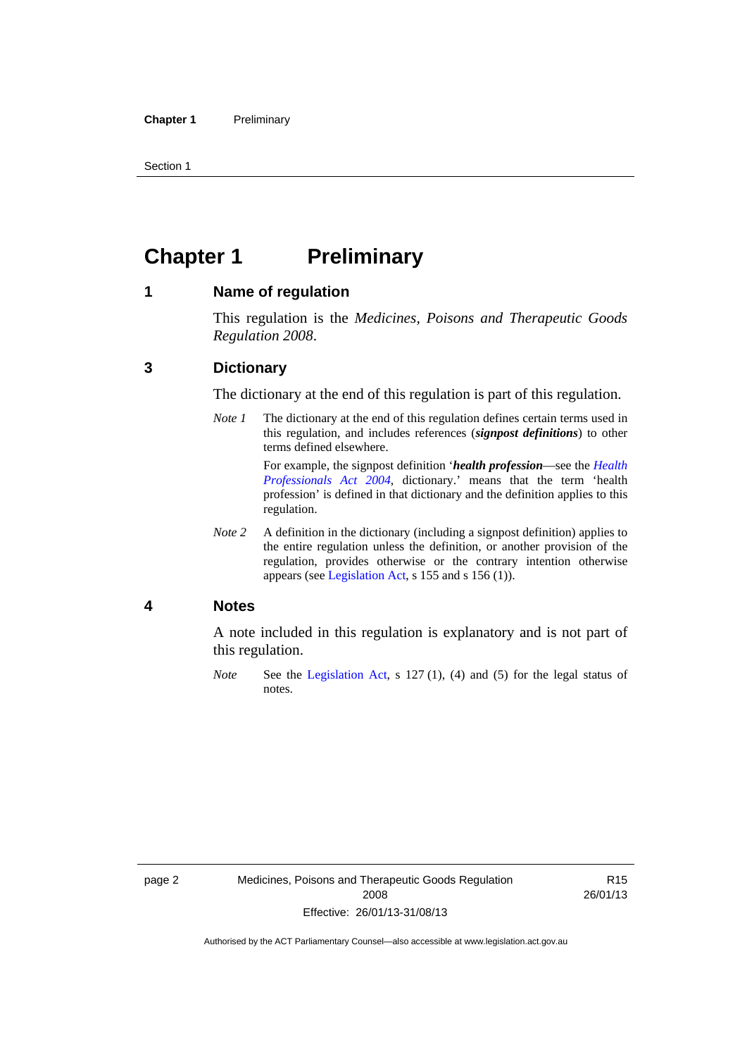# Chapter 1 Preliminary

## 1 Name of regulation

This regulation is the *Medicines, Poisons and Therapeutic Goods Regulation 2008*.

## 3 Dictionary

The dictionary at the end of this regulation is part of this regulation.

*Note 1* The dictionary at the end of this regulation defines certain terms used in this regulation, and includes references (***signpost definitions***) to other terms defined elsewhere.

For example, the signpost definition '***health profession***—see the *Health Professionals Act 2004*, dictionary.' means that the term 'health profession' is defined in that dictionary and the definition applies to this regulation.

*Note 2* A definition in the dictionary (including a signpost definition) applies to the entire regulation unless the definition, or another provision of the regulation, provides otherwise or the contrary intention otherwise appears (see Legislation Act, s 155 and s 156 (1)).

## 4 Notes

A note included in this regulation is explanatory and is not part of this regulation.

*Note* See the Legislation Act, s 127 (1), (4) and (5) for the legal status of notes.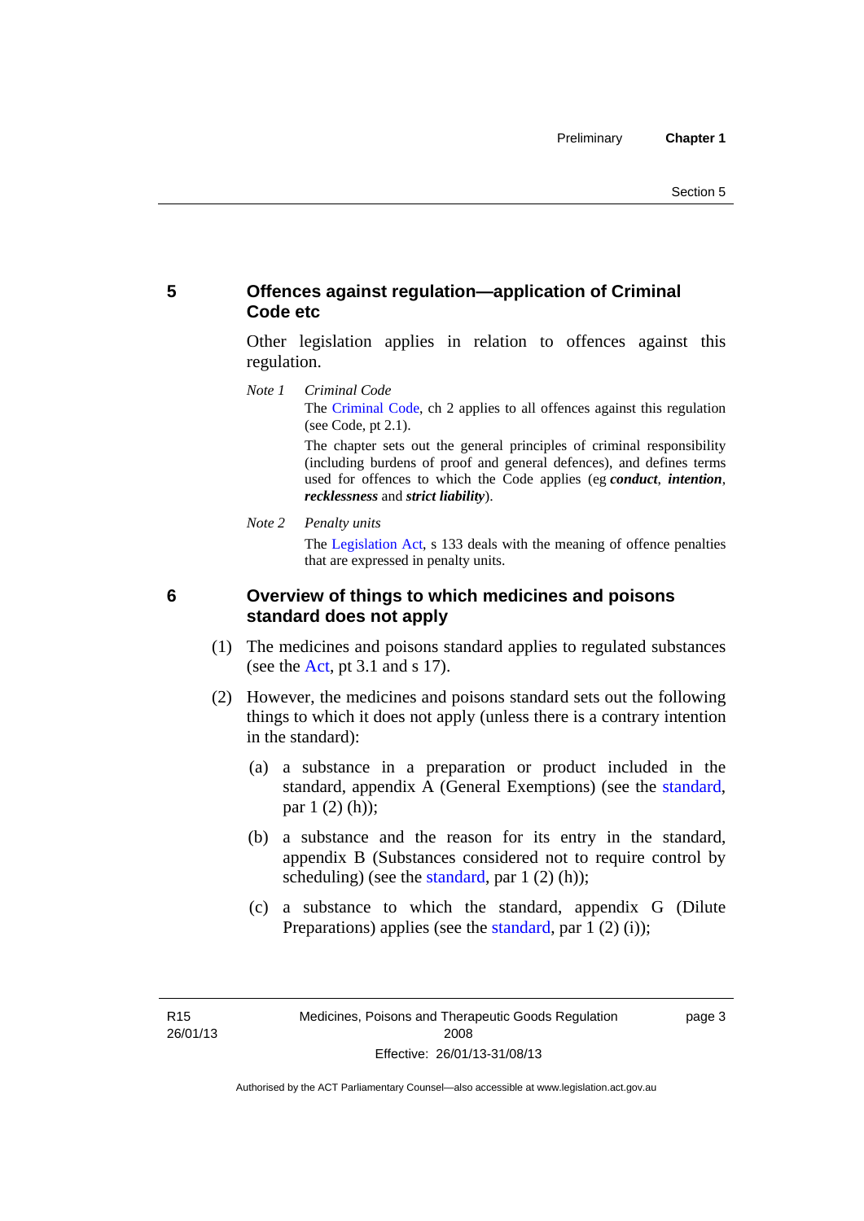## 5 Offences against regulation—application of Criminal Code etc

Other legislation applies in relation to offences against this regulation.

*Note 1* *Criminal Code*

The Criminal Code, ch 2 applies to all offences against this regulation (see Code, pt 2.1).

The chapter sets out the general principles of criminal responsibility (including burdens of proof and general defences), and defines terms used for offences to which the Code applies (eg ***conduct***, ***intention***, ***recklessness*** and ***strict liability***).

*Note 2* *Penalty units*

The Legislation Act, s 133 deals with the meaning of offence penalties that are expressed in penalty units.

## 6 Overview of things to which medicines and poisons standard does not apply

(1) The medicines and poisons standard applies to regulated substances (see the Act, pt 3.1 and s 17).

(2) However, the medicines and poisons standard sets out the following things to which it does not apply (unless there is a contrary intention in the standard):

(a) a substance in a preparation or product included in the standard, appendix A (General Exemptions) (see the standard, par 1 (2) (h));

(b) a substance and the reason for its entry in the standard, appendix B (Substances considered not to require control by scheduling) (see the standard, par 1 (2) (h));

(c) a substance to which the standard, appendix G (Dilute Preparations) applies (see the standard, par 1 (2) (i));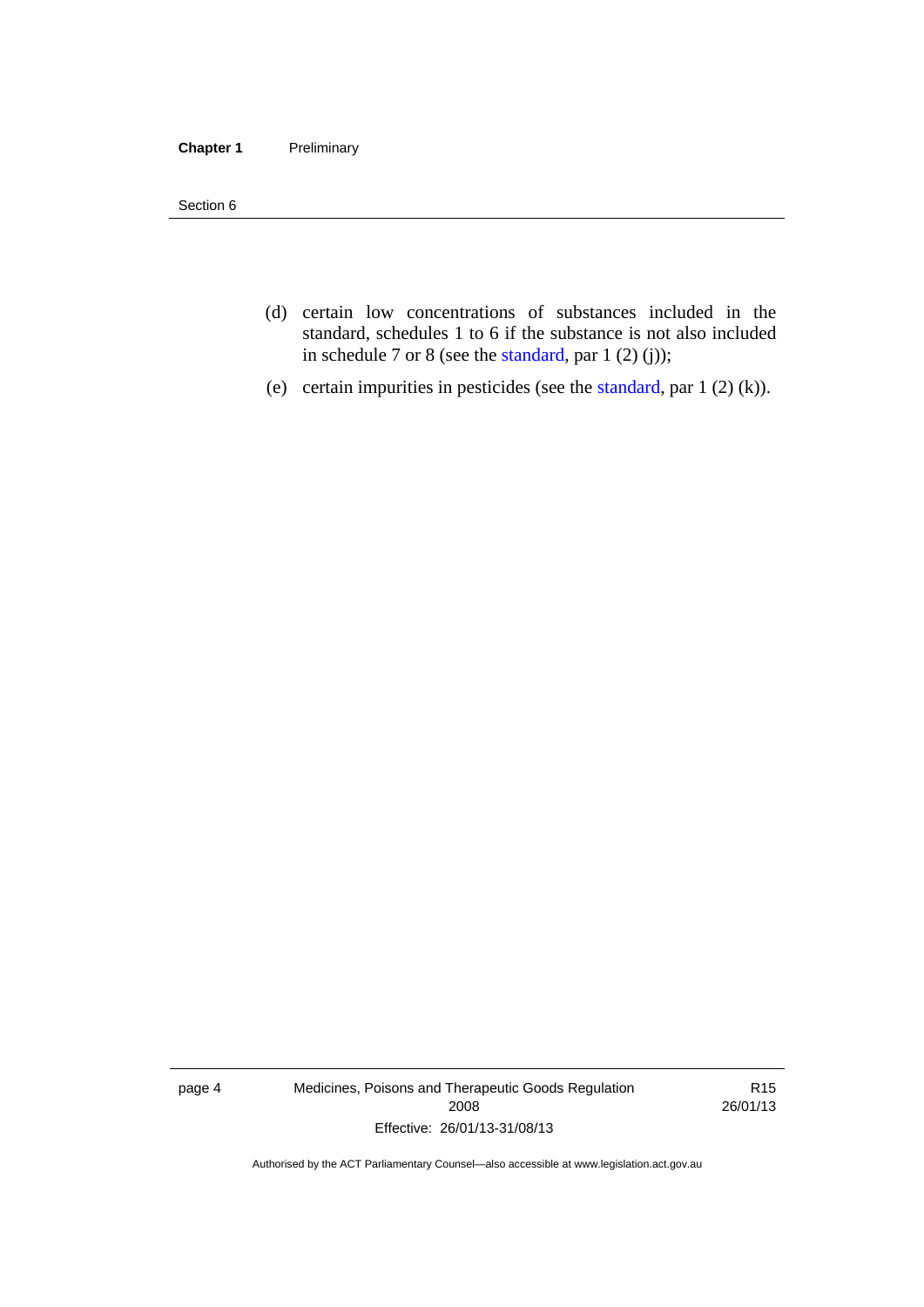(d) certain low concentrations of substances included in the standard, schedules 1 to 6 if the substance is not also included in schedule 7 or 8 (see the standard, par 1 (2) (j));

(e) certain impurities in pesticides (see the standard, par 1 (2) (k)).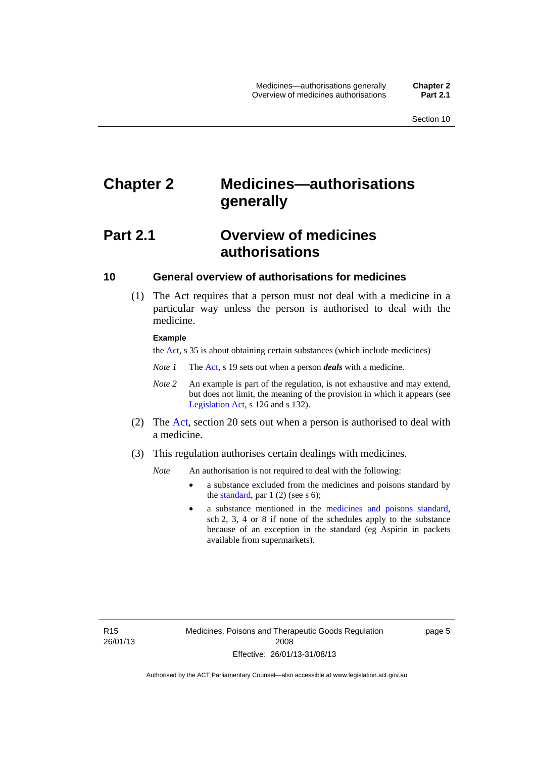# Chapter 2 Medicines—authorisations generally

## Part 2.1 Overview of medicines authorisations

### 10 General overview of authorisations for medicines

(1) The Act requires that a person must not deal with a medicine in a particular way unless the person is authorised to deal with the medicine.

**Example**

the Act, s 35 is about obtaining certain substances (which include medicines)

*Note 1* The Act, s 19 sets out when a person ***deals*** with a medicine.

*Note 2* An example is part of the regulation, is not exhaustive and may extend, but does not limit, the meaning of the provision in which it appears (see Legislation Act, s 126 and s 132).

(2) The Act, section 20 sets out when a person is authorised to deal with a medicine.

(3) This regulation authorises certain dealings with medicines.

*Note* An authorisation is not required to deal with the following:

- a substance excluded from the medicines and poisons standard by the standard, par 1 (2) (see s 6);
- a substance mentioned in the medicines and poisons standard, sch 2, 3, 4 or 8 if none of the schedules apply to the substance because of an exception in the standard (eg Aspirin in packets available from supermarkets).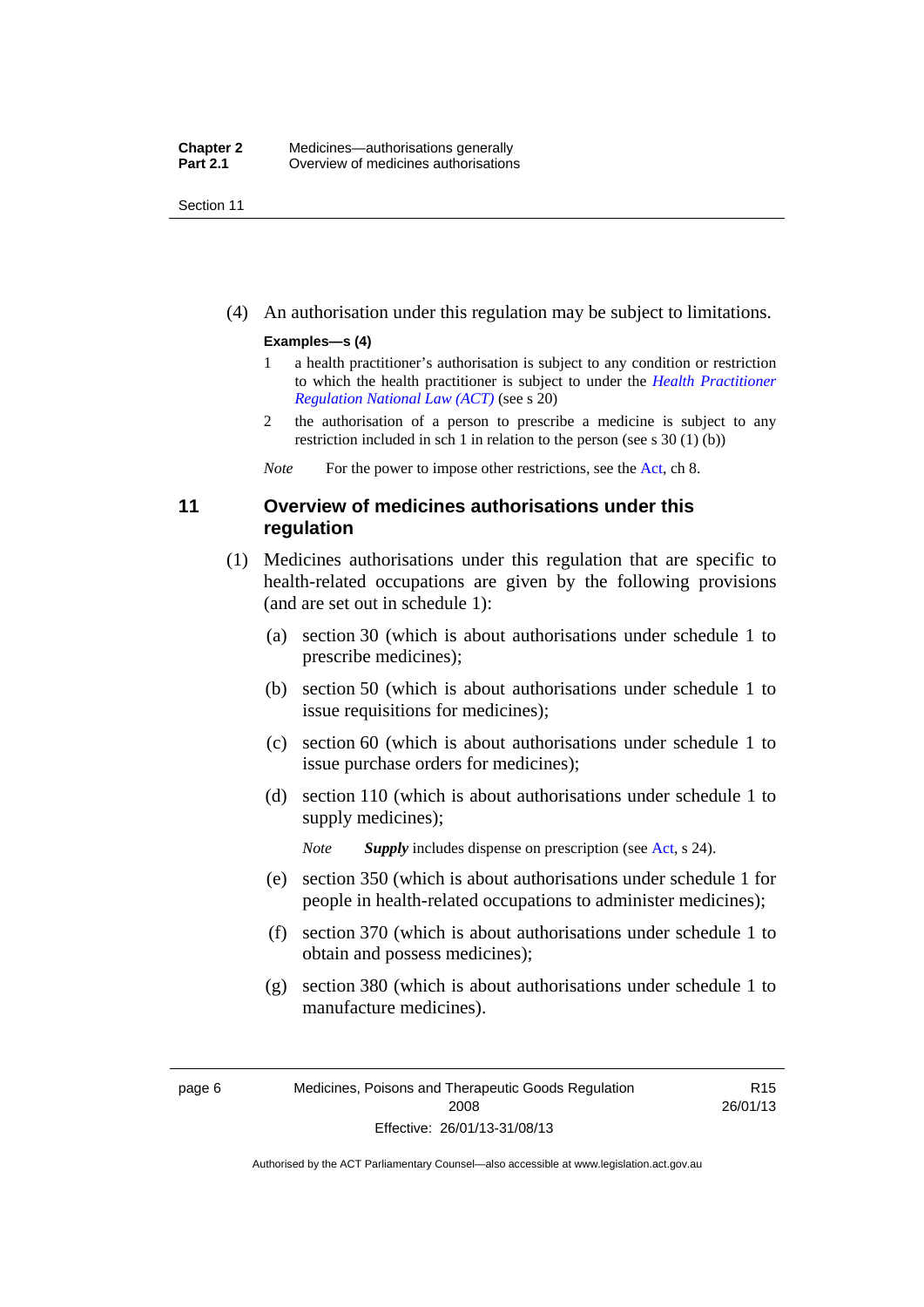(4) An authorisation under this regulation may be subject to limitations.

**Examples—s (4)**

1 a health practitioner's authorisation is subject to any condition or restriction to which the health practitioner is subject to under the *Health Practitioner Regulation National Law (ACT)* (see s 20)

2 the authorisation of a person to prescribe a medicine is subject to any restriction included in sch 1 in relation to the person (see s 30 (1) (b))

*Note* For the power to impose other restrictions, see the Act, ch 8.

### 11 Overview of medicines authorisations under this regulation

(1) Medicines authorisations under this regulation that are specific to health-related occupations are given by the following provisions (and are set out in schedule 1):

(a) section 30 (which is about authorisations under schedule 1 to prescribe medicines);

(b) section 50 (which is about authorisations under schedule 1 to issue requisitions for medicines);

(c) section 60 (which is about authorisations under schedule 1 to issue purchase orders for medicines);

(d) section 110 (which is about authorisations under schedule 1 to supply medicines);

*Note* ***Supply*** includes dispense on prescription (see Act, s 24).

(e) section 350 (which is about authorisations under schedule 1 for people in health-related occupations to administer medicines);

(f) section 370 (which is about authorisations under schedule 1 to obtain and possess medicines);

(g) section 380 (which is about authorisations under schedule 1 to manufacture medicines).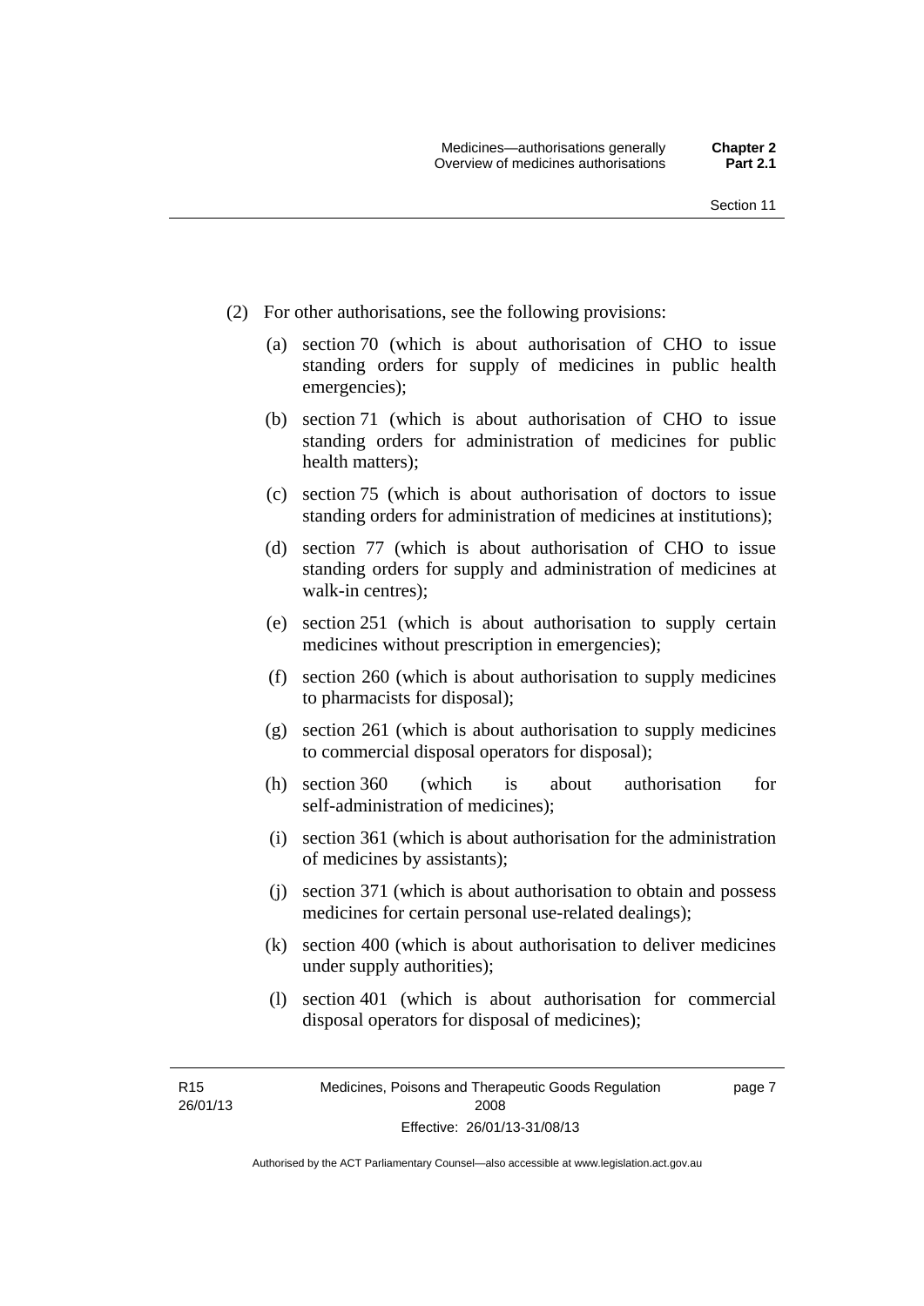(2) For other authorisations, see the following provisions:

(a) section 70 (which is about authorisation of CHO to issue standing orders for supply of medicines in public health emergencies);

(b) section 71 (which is about authorisation of CHO to issue standing orders for administration of medicines for public health matters);

(c) section 75 (which is about authorisation of doctors to issue standing orders for administration of medicines at institutions);

(d) section 77 (which is about authorisation of CHO to issue standing orders for supply and administration of medicines at walk-in centres);

(e) section 251 (which is about authorisation to supply certain medicines without prescription in emergencies);

(f) section 260 (which is about authorisation to supply medicines to pharmacists for disposal);

(g) section 261 (which is about authorisation to supply medicines to commercial disposal operators for disposal);

(h) section 360 (which is about authorisation for self-administration of medicines);

(i) section 361 (which is about authorisation for the administration of medicines by assistants);

(j) section 371 (which is about authorisation to obtain and possess medicines for certain personal use-related dealings);

(k) section 400 (which is about authorisation to deliver medicines under supply authorities);

(l) section 401 (which is about authorisation for commercial disposal operators for disposal of medicines);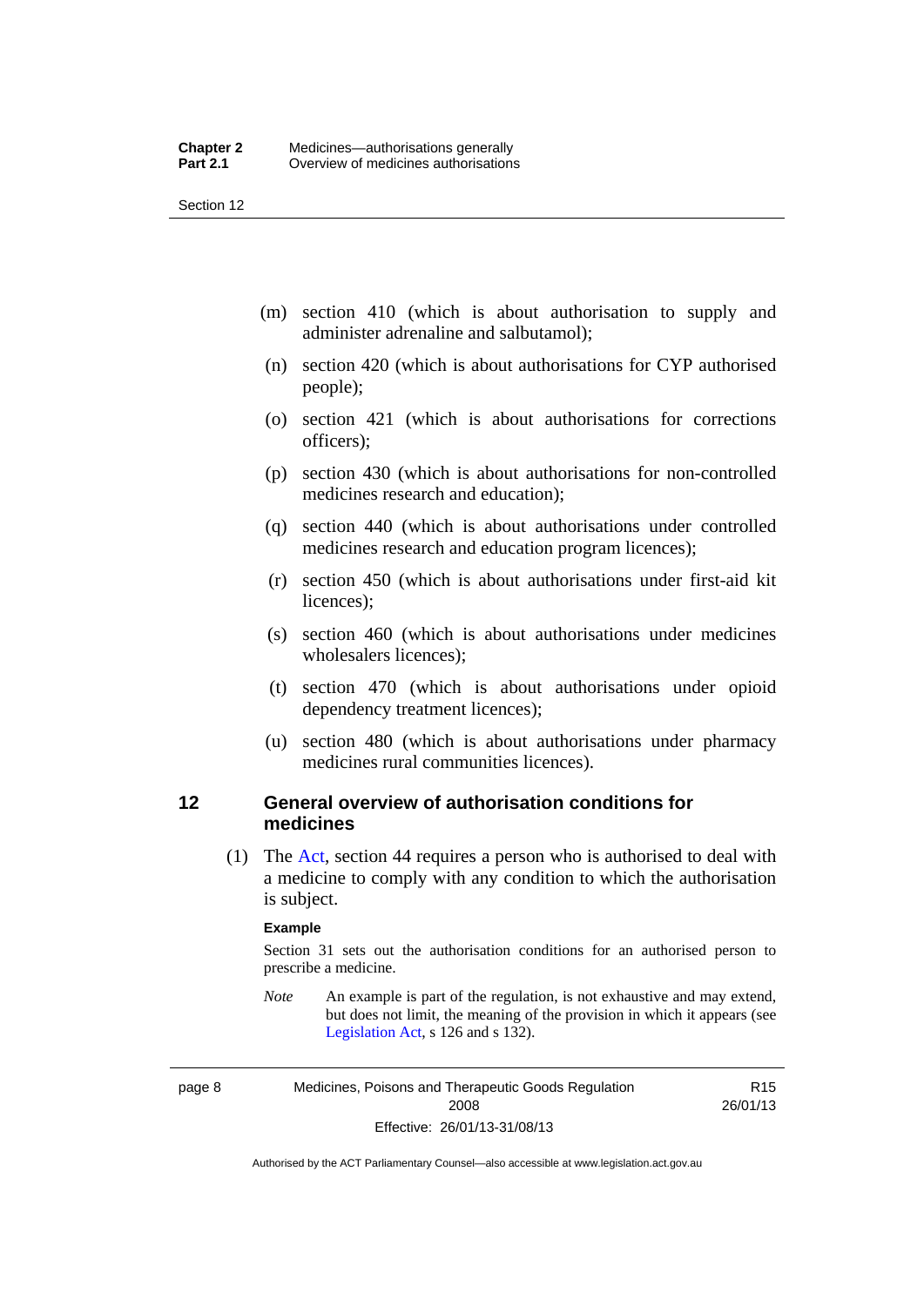(m) section 410 (which is about authorisation to supply and administer adrenaline and salbutamol);

(n) section 420 (which is about authorisations for CYP authorised people);

(o) section 421 (which is about authorisations for corrections officers);

(p) section 430 (which is about authorisations for non-controlled medicines research and education);

(q) section 440 (which is about authorisations under controlled medicines research and education program licences);

(r) section 450 (which is about authorisations under first-aid kit licences);

(s) section 460 (which is about authorisations under medicines wholesalers licences);

(t) section 470 (which is about authorisations under opioid dependency treatment licences);

(u) section 480 (which is about authorisations under pharmacy medicines rural communities licences).

## 12 General overview of authorisation conditions for medicines

(1) The Act, section 44 requires a person who is authorised to deal with a medicine to comply with any condition to which the authorisation is subject.

**Example**

Section 31 sets out the authorisation conditions for an authorised person to prescribe a medicine.

*Note* An example is part of the regulation, is not exhaustive and may extend, but does not limit, the meaning of the provision in which it appears (see Legislation Act, s 126 and s 132).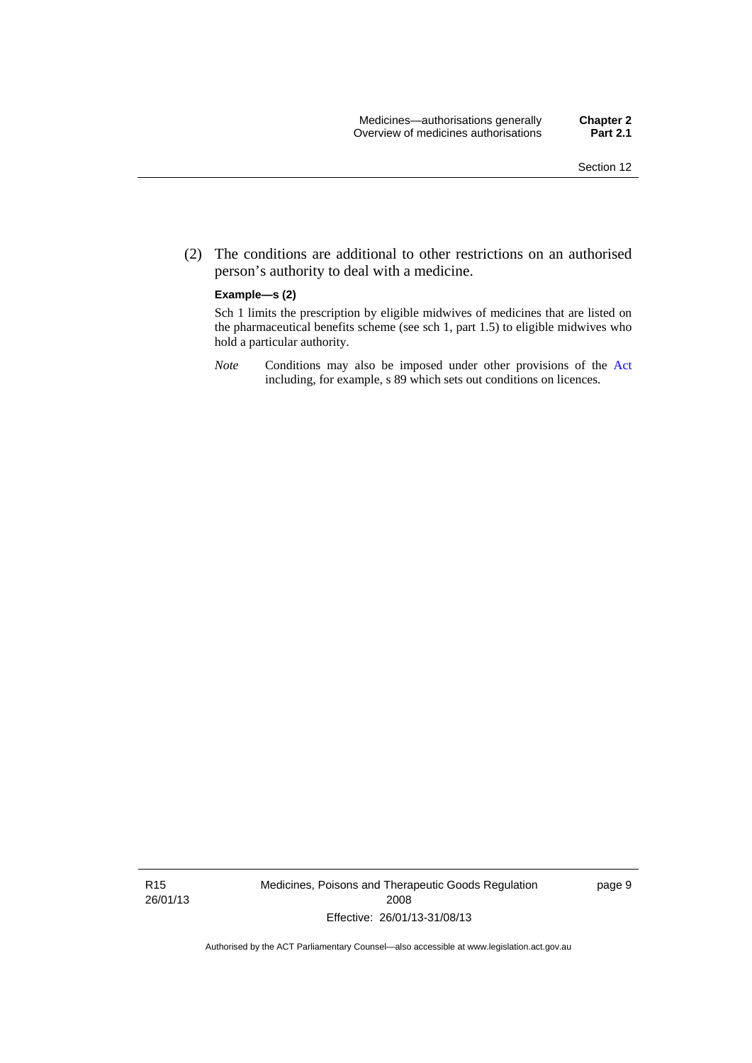(2) The conditions are additional to other restrictions on an authorised person's authority to deal with a medicine.

**Example—s (2)**

Sch 1 limits the prescription by eligible midwives of medicines that are listed on the pharmaceutical benefits scheme (see sch 1, part 1.5) to eligible midwives who hold a particular authority.

*Note* Conditions may also be imposed under other provisions of the Act including, for example, s 89 which sets out conditions on licences.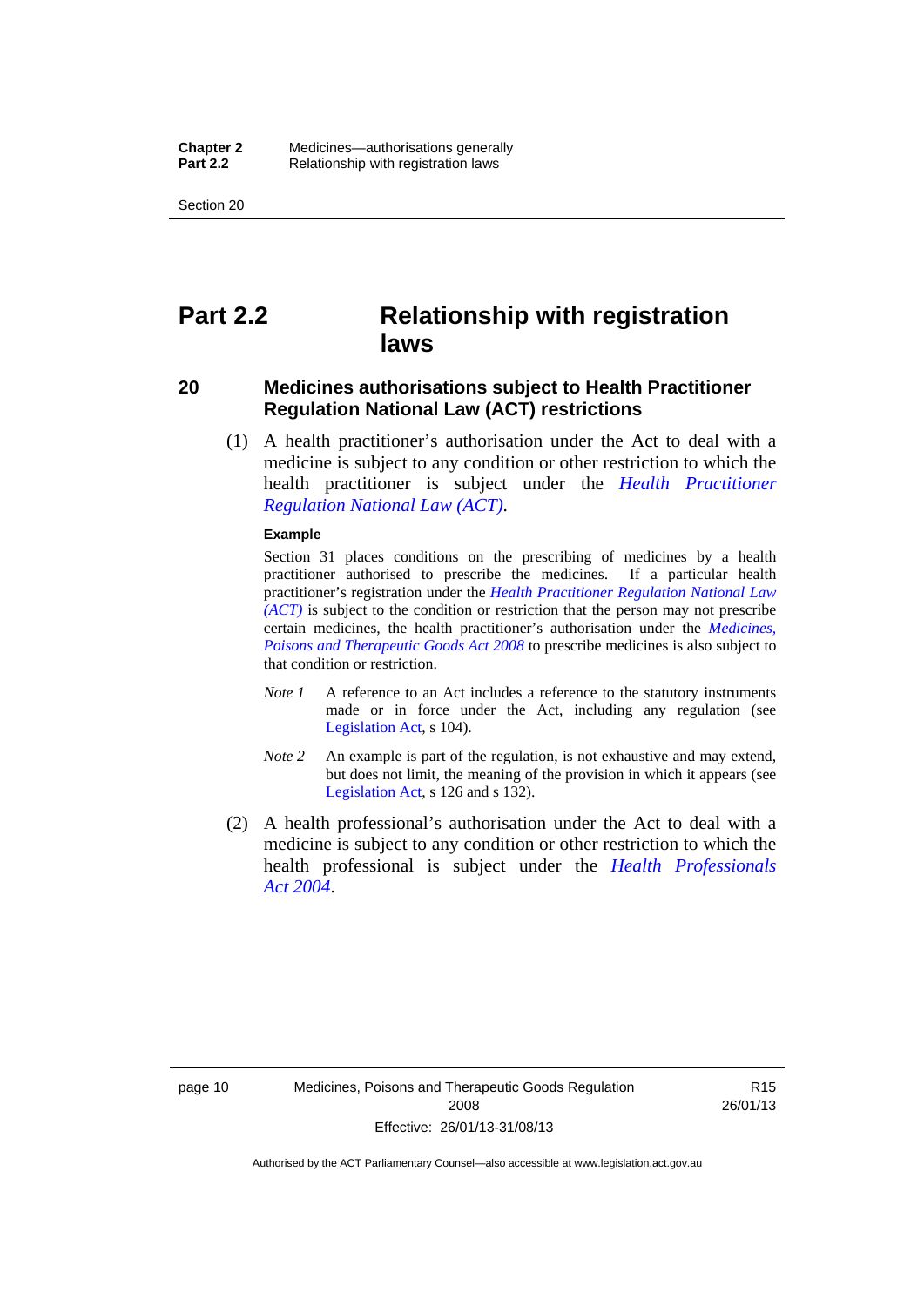# Part 2.2 Relationship with registration laws

## 20 Medicines authorisations subject to Health Practitioner Regulation National Law (ACT) restrictions

(1) A health practitioner's authorisation under the Act to deal with a medicine is subject to any condition or other restriction to which the health practitioner is subject under the *Health Practitioner Regulation National Law (ACT)*.

**Example**

Section 31 places conditions on the prescribing of medicines by a health practitioner authorised to prescribe the medicines. If a particular health practitioner's registration under the *Health Practitioner Regulation National Law (ACT)* is subject to the condition or restriction that the person may not prescribe certain medicines, the health practitioner's authorisation under the *Medicines, Poisons and Therapeutic Goods Act 2008* to prescribe medicines is also subject to that condition or restriction.

*Note 1* A reference to an Act includes a reference to the statutory instruments made or in force under the Act, including any regulation (see Legislation Act, s 104).

*Note 2* An example is part of the regulation, is not exhaustive and may extend, but does not limit, the meaning of the provision in which it appears (see Legislation Act, s 126 and s 132).

(2) A health professional's authorisation under the Act to deal with a medicine is subject to any condition or other restriction to which the health professional is subject under the *Health Professionals Act 2004*.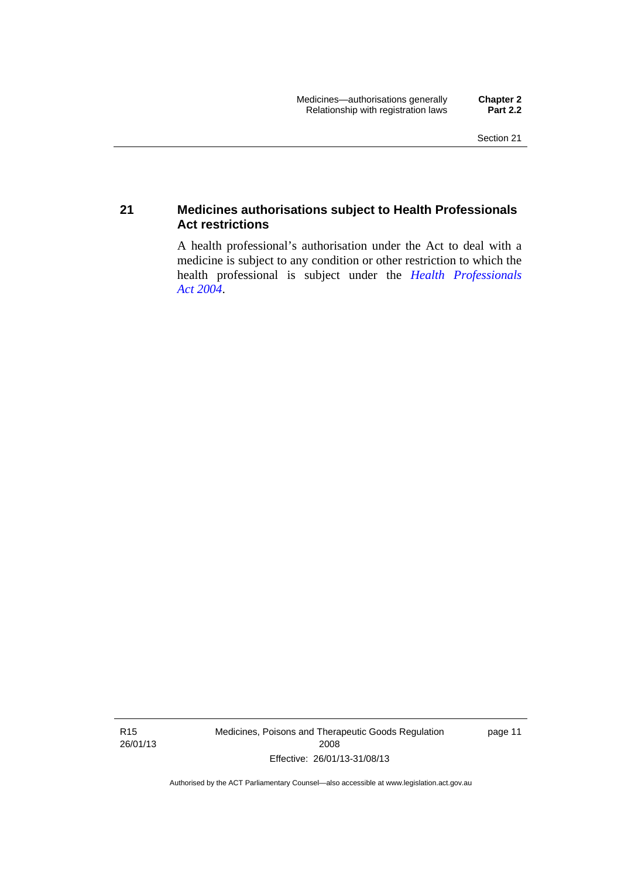## 21 Medicines authorisations subject to Health Professionals Act restrictions

A health professional's authorisation under the Act to deal with a medicine is subject to any condition or other restriction to which the health professional is subject under the *Health Professionals Act 2004*.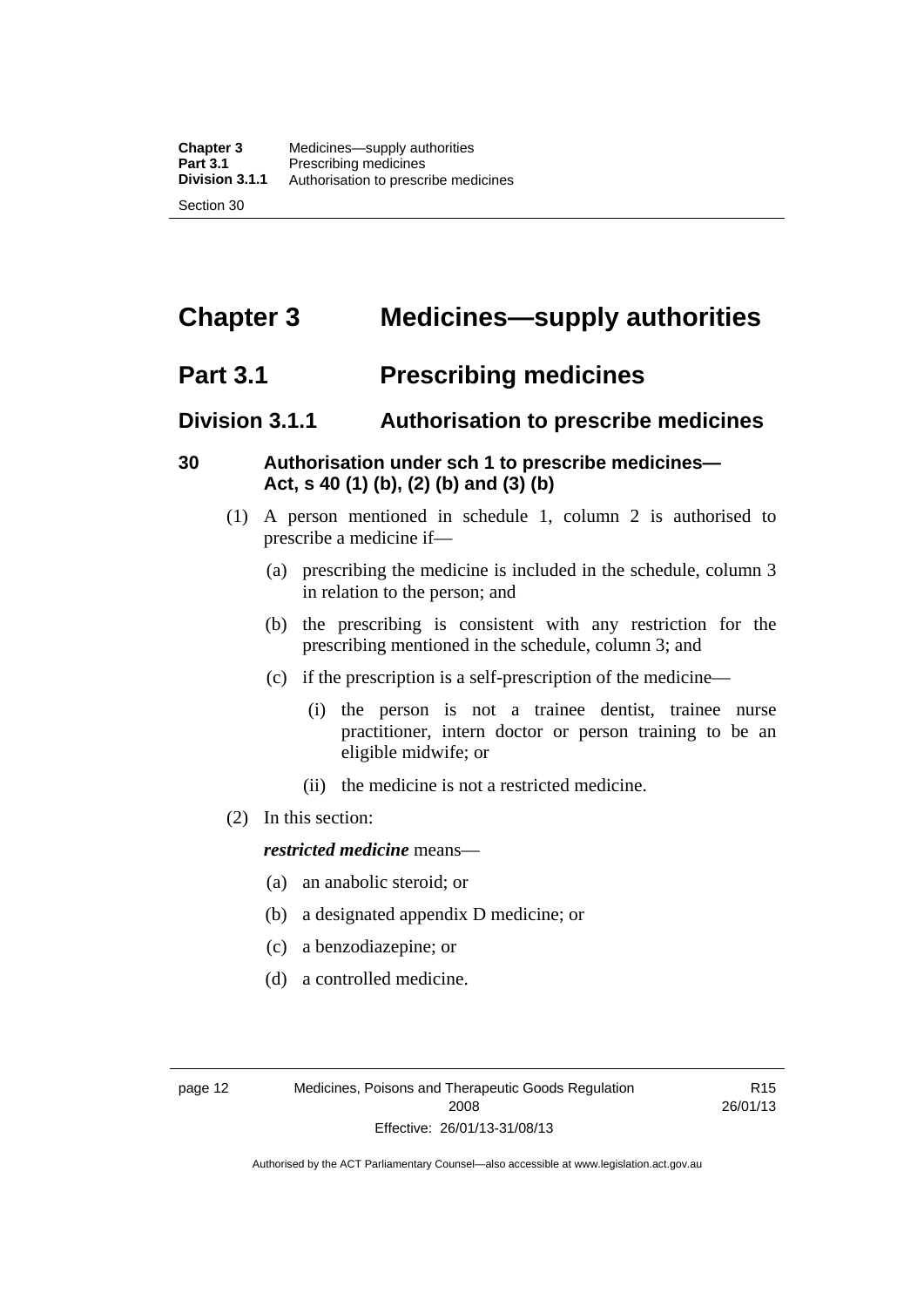# Chapter 3 Medicines—supply authorities

## Part 3.1 Prescribing medicines

### Division 3.1.1 Authorisation to prescribe medicines

**30 Authorisation under sch 1 to prescribe medicines—Act, s 40 (1) (b), (2) (b) and (3) (b)**

(1) A person mentioned in schedule 1, column 2 is authorised to prescribe a medicine if—

- (a) prescribing the medicine is included in the schedule, column 3 in relation to the person; and
- (b) the prescribing is consistent with any restriction for the prescribing mentioned in the schedule, column 3; and
- (c) if the prescription is a self-prescription of the medicine—
  - (i) the person is not a trainee dentist, trainee nurse practitioner, intern doctor or person training to be an eligible midwife; or
  - (ii) the medicine is not a restricted medicine.

(2) In this section:

***restricted medicine*** means—

- (a) an anabolic steroid; or
- (b) a designated appendix D medicine; or
- (c) a benzodiazepine; or
- (d) a controlled medicine.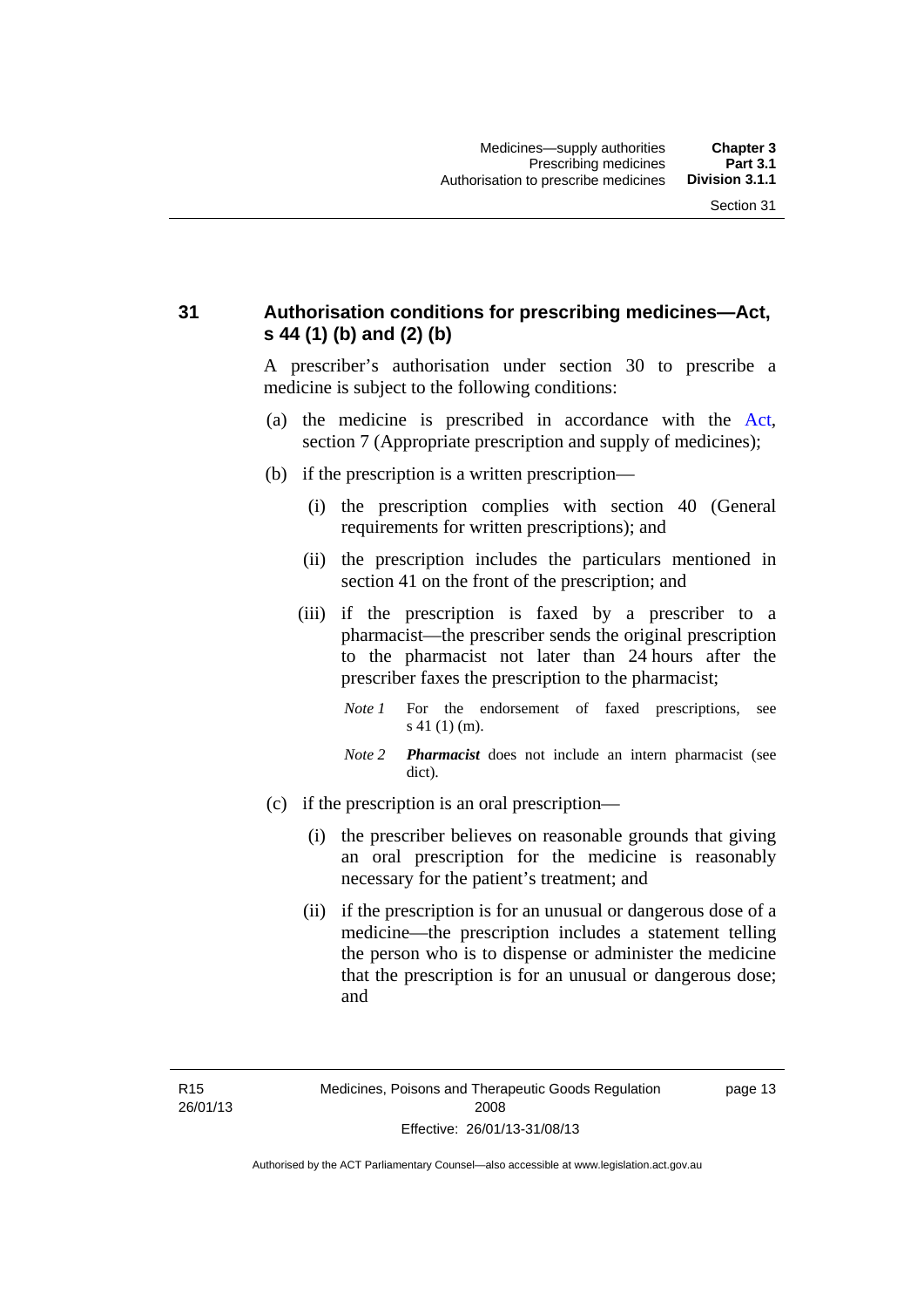## 31 Authorisation conditions for prescribing medicines—Act, s 44 (1) (b) and (2) (b)

A prescriber's authorisation under section 30 to prescribe a medicine is subject to the following conditions:

(a) the medicine is prescribed in accordance with the Act, section 7 (Appropriate prescription and supply of medicines);

(b) if the prescription is a written prescription—

(i) the prescription complies with section 40 (General requirements for written prescriptions); and

(ii) the prescription includes the particulars mentioned in section 41 on the front of the prescription; and

(iii) if the prescription is faxed by a prescriber to a pharmacist—the prescriber sends the original prescription to the pharmacist not later than 24 hours after the prescriber faxes the prescription to the pharmacist;

*Note 1* For the endorsement of faxed prescriptions, see s 41 (1) (m).

*Note 2* ***Pharmacist*** does not include an intern pharmacist (see dict).

(c) if the prescription is an oral prescription—

(i) the prescriber believes on reasonable grounds that giving an oral prescription for the medicine is reasonably necessary for the patient's treatment; and

(ii) if the prescription is for an unusual or dangerous dose of a medicine—the prescription includes a statement telling the person who is to dispense or administer the medicine that the prescription is for an unusual or dangerous dose; and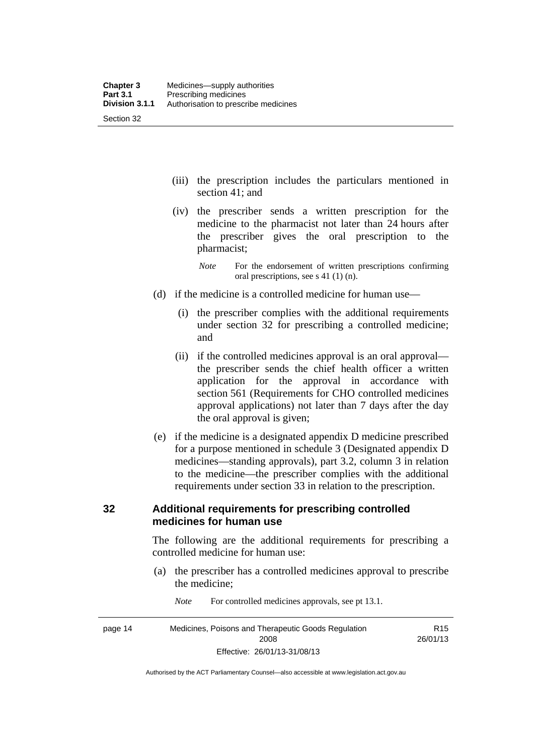(iii) the prescription includes the particulars mentioned in section 41; and

(iv) the prescriber sends a written prescription for the medicine to the pharmacist not later than 24 hours after the prescriber gives the oral prescription to the pharmacist;

*Note* For the endorsement of written prescriptions confirming oral prescriptions, see s 41 (1) (n).

(d) if the medicine is a controlled medicine for human use—

(i) the prescriber complies with the additional requirements under section 32 for prescribing a controlled medicine; and

(ii) if the controlled medicines approval is an oral approval—the prescriber sends the chief health officer a written application for the approval in accordance with section 561 (Requirements for CHO controlled medicines approval applications) not later than 7 days after the day the oral approval is given;

(e) if the medicine is a designated appendix D medicine prescribed for a purpose mentioned in schedule 3 (Designated appendix D medicines—standing approvals), part 3.2, column 3 in relation to the medicine—the prescriber complies with the additional requirements under section 33 in relation to the prescription.

## 32 Additional requirements for prescribing controlled medicines for human use

The following are the additional requirements for prescribing a controlled medicine for human use:

(a) the prescriber has a controlled medicines approval to prescribe the medicine;

*Note* For controlled medicines approvals, see pt 13.1.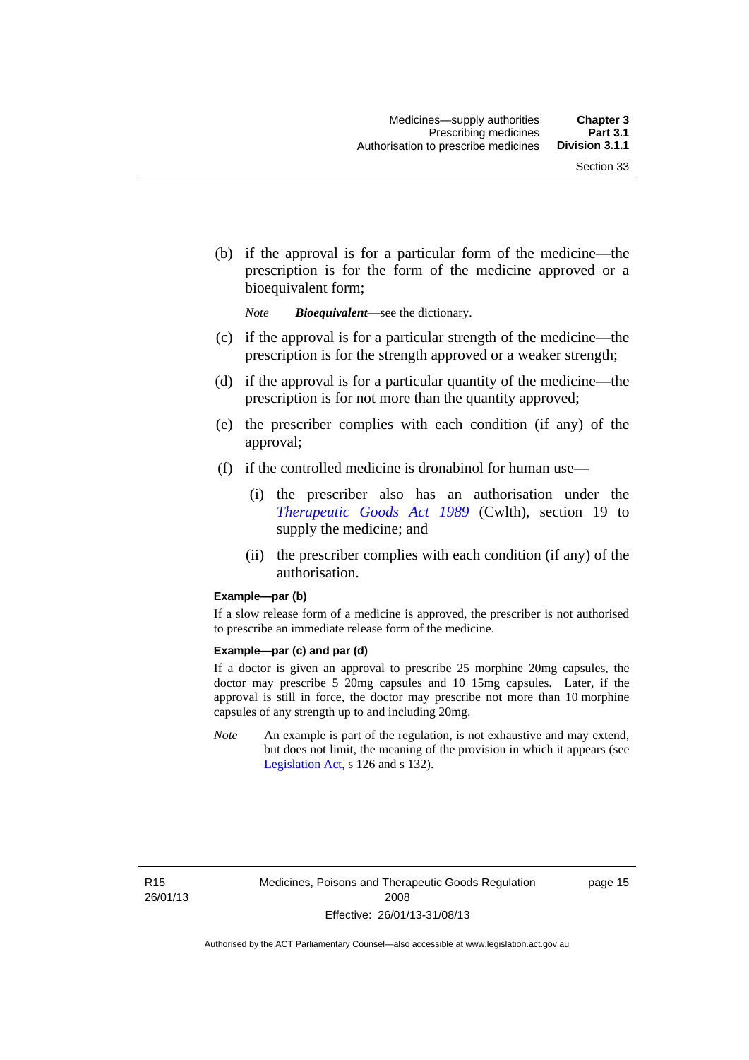(b) if the approval is for a particular form of the medicine—the prescription is for the form of the medicine approved or a bioequivalent form;

*Note* ***Bioequivalent***—see the dictionary.

(c) if the approval is for a particular strength of the medicine—the prescription is for the strength approved or a weaker strength;

(d) if the approval is for a particular quantity of the medicine—the prescription is for not more than the quantity approved;

(e) the prescriber complies with each condition (if any) of the approval;

(f) if the controlled medicine is dronabinol for human use—

(i) the prescriber also has an authorisation under the *Therapeutic Goods Act 1989* (Cwlth), section 19 to supply the medicine; and

(ii) the prescriber complies with each condition (if any) of the authorisation.

**Example—par (b)**

If a slow release form of a medicine is approved, the prescriber is not authorised to prescribe an immediate release form of the medicine.

**Example—par (c) and par (d)**

If a doctor is given an approval to prescribe 25 morphine 20mg capsules, the doctor may prescribe 5 20mg capsules and 10 15mg capsules. Later, if the approval is still in force, the doctor may prescribe not more than 10 morphine capsules of any strength up to and including 20mg.

*Note* An example is part of the regulation, is not exhaustive and may extend, but does not limit, the meaning of the provision in which it appears (see Legislation Act, s 126 and s 132).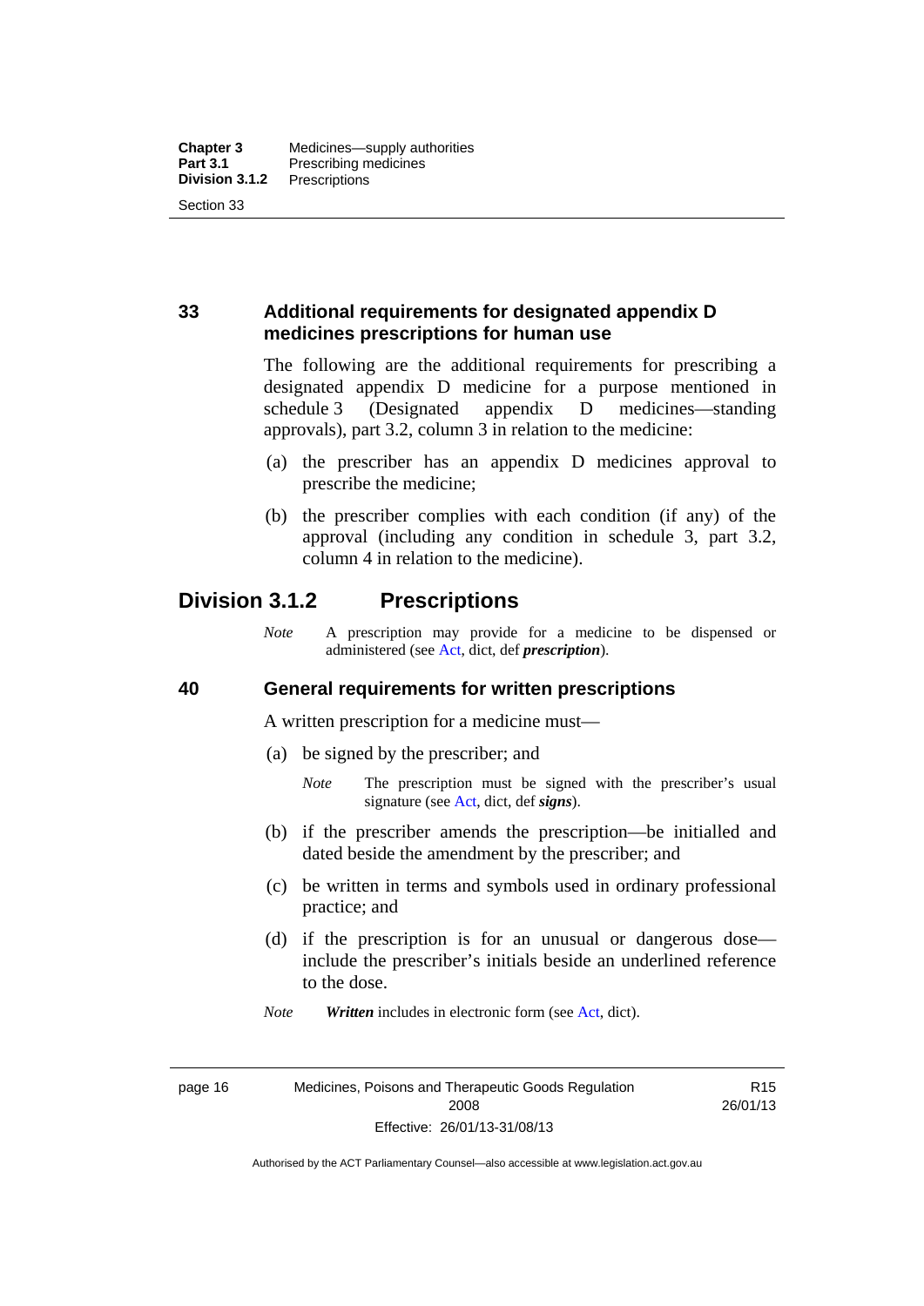### 33 Additional requirements for designated appendix D medicines prescriptions for human use

The following are the additional requirements for prescribing a designated appendix D medicine for a purpose mentioned in schedule 3 (Designated appendix D medicines—standing approvals), part 3.2, column 3 in relation to the medicine:

(a) the prescriber has an appendix D medicines approval to prescribe the medicine;

(b) the prescriber complies with each condition (if any) of the approval (including any condition in schedule 3, part 3.2, column 4 in relation to the medicine).

## Division 3.1.2 Prescriptions

*Note* A prescription may provide for a medicine to be dispensed or administered (see Act, dict, def ***prescription***).

### 40 General requirements for written prescriptions

A written prescription for a medicine must—

(a) be signed by the prescriber; and

*Note* The prescription must be signed with the prescriber's usual signature (see Act, dict, def ***signs***).

(b) if the prescriber amends the prescription—be initialled and dated beside the amendment by the prescriber; and

(c) be written in terms and symbols used in ordinary professional practice; and

(d) if the prescription is for an unusual or dangerous dose—include the prescriber's initials beside an underlined reference to the dose.

*Note* ***Written*** includes in electronic form (see Act, dict).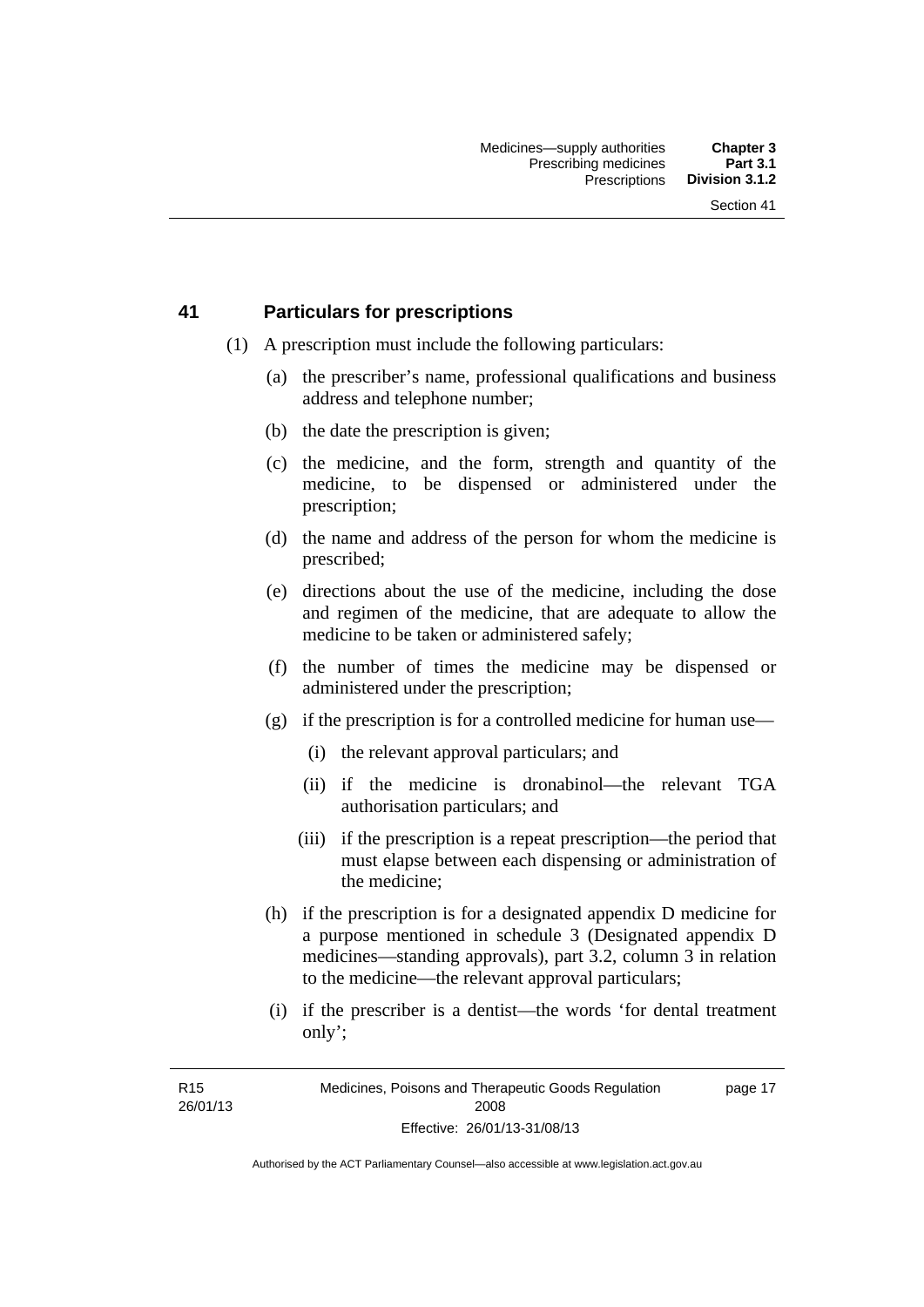## 41 Particulars for prescriptions

(1) A prescription must include the following particulars:

(a) the prescriber's name, professional qualifications and business address and telephone number;

(b) the date the prescription is given;

(c) the medicine, and the form, strength and quantity of the medicine, to be dispensed or administered under the prescription;

(d) the name and address of the person for whom the medicine is prescribed;

(e) directions about the use of the medicine, including the dose and regimen of the medicine, that are adequate to allow the medicine to be taken or administered safely;

(f) the number of times the medicine may be dispensed or administered under the prescription;

(g) if the prescription is for a controlled medicine for human use—

(i) the relevant approval particulars; and

(ii) if the medicine is dronabinol—the relevant TGA authorisation particulars; and

(iii) if the prescription is a repeat prescription—the period that must elapse between each dispensing or administration of the medicine;

(h) if the prescription is for a designated appendix D medicine for a purpose mentioned in schedule 3 (Designated appendix D medicines—standing approvals), part 3.2, column 3 in relation to the medicine—the relevant approval particulars;

(i) if the prescriber is a dentist—the words 'for dental treatment only';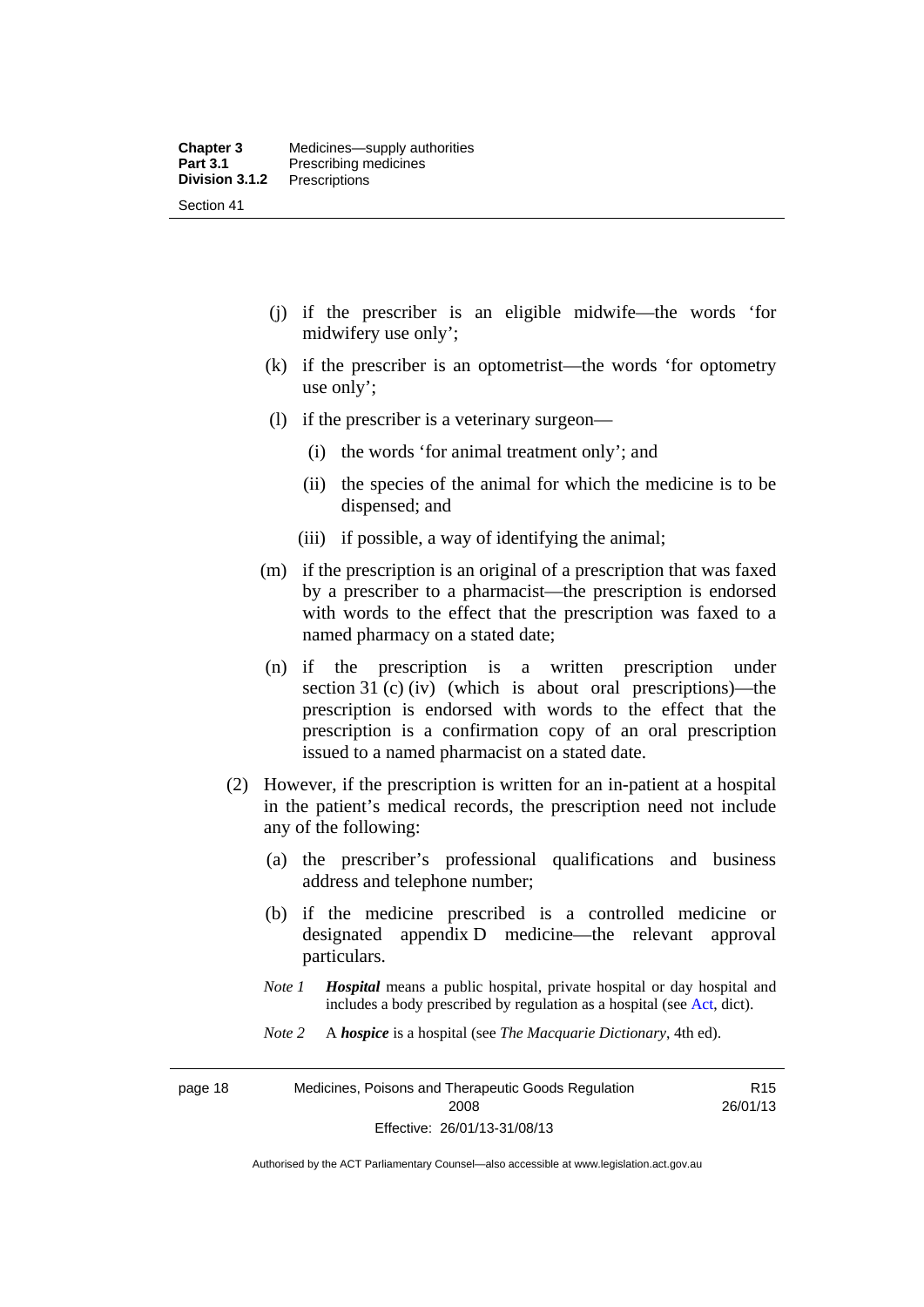(j) if the prescriber is an eligible midwife—the words 'for midwifery use only';

(k) if the prescriber is an optometrist—the words 'for optometry use only';

(l) if the prescriber is a veterinary surgeon—

  (i) the words 'for animal treatment only'; and

  (ii) the species of the animal for which the medicine is to be dispensed; and

  (iii) if possible, a way of identifying the animal;

(m) if the prescription is an original of a prescription that was faxed by a prescriber to a pharmacist—the prescription is endorsed with words to the effect that the prescription was faxed to a named pharmacy on a stated date;

(n) if the prescription is a written prescription under section 31 (c) (iv) (which is about oral prescriptions)—the prescription is endorsed with words to the effect that the prescription is a confirmation copy of an oral prescription issued to a named pharmacist on a stated date.

(2) However, if the prescription is written for an in-patient at a hospital in the patient's medical records, the prescription need not include any of the following:

  (a) the prescriber's professional qualifications and business address and telephone number;

  (b) if the medicine prescribed is a controlled medicine or designated appendix D medicine—the relevant approval particulars.

*Note 1* ***Hospital*** means a public hospital, private hospital or day hospital and includes a body prescribed by regulation as a hospital (see Act, dict).

*Note 2* A ***hospice*** is a hospital (see *The Macquarie Dictionary*, 4th ed).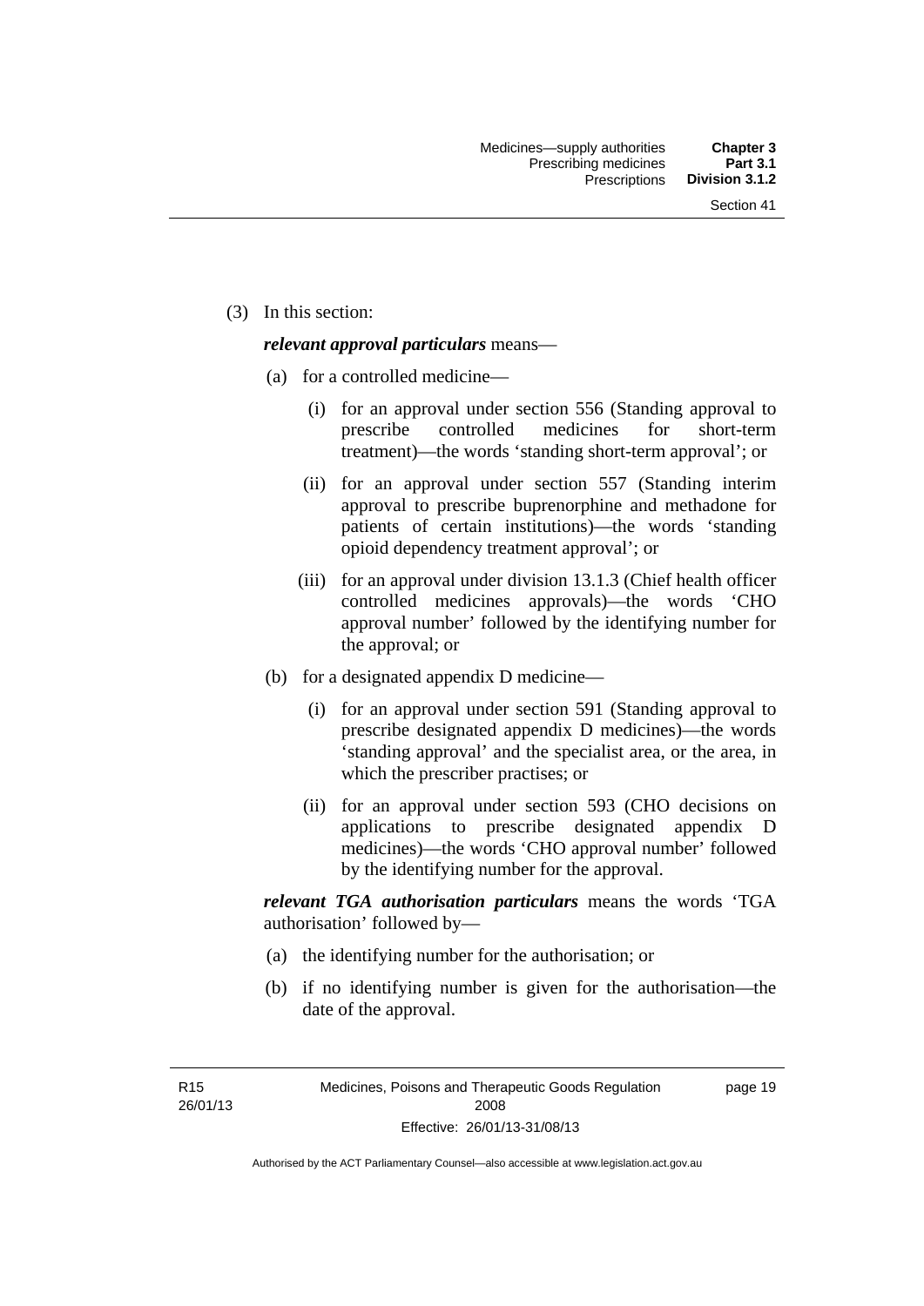(3) In this section:

***relevant approval particulars*** means—

(a) for a controlled medicine—

(i) for an approval under section 556 (Standing approval to prescribe controlled medicines for short-term treatment)—the words 'standing short-term approval'; or

(ii) for an approval under section 557 (Standing interim approval to prescribe buprenorphine and methadone for patients of certain institutions)—the words 'standing opioid dependency treatment approval'; or

(iii) for an approval under division 13.1.3 (Chief health officer controlled medicines approvals)—the words 'CHO approval number' followed by the identifying number for the approval; or

(b) for a designated appendix D medicine—

(i) for an approval under section 591 (Standing approval to prescribe designated appendix D medicines)—the words 'standing approval' and the specialist area, or the area, in which the prescriber practises; or

(ii) for an approval under section 593 (CHO decisions on applications to prescribe designated appendix D medicines)—the words 'CHO approval number' followed by the identifying number for the approval.

***relevant TGA authorisation particulars*** means the words 'TGA authorisation' followed by—

(a) the identifying number for the authorisation; or

(b) if no identifying number is given for the authorisation—the date of the approval.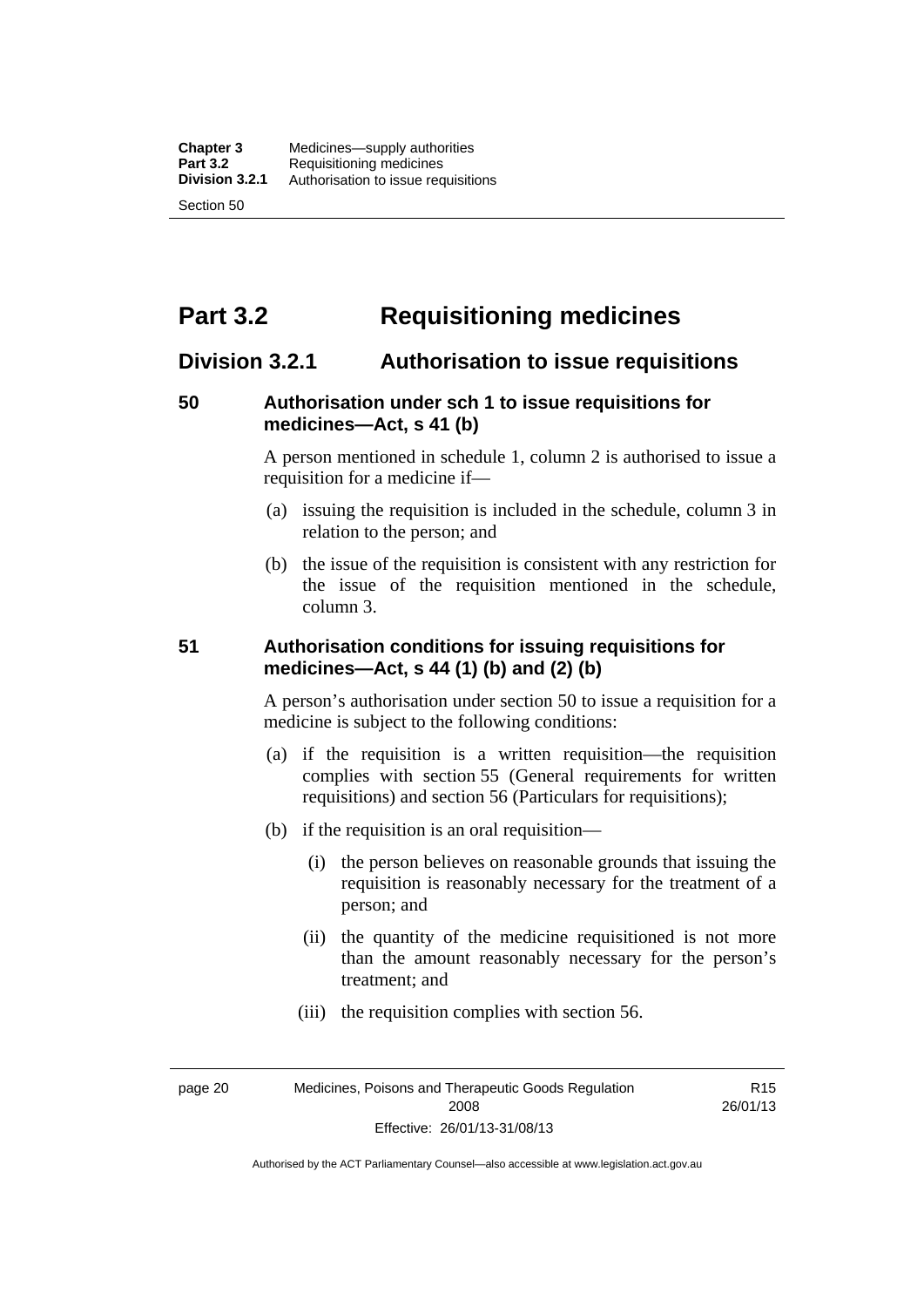# Part 3.2 Requisitioning medicines

## Division 3.2.1 Authorisation to issue requisitions

### 50 Authorisation under sch 1 to issue requisitions for medicines—Act, s 41 (b)

A person mentioned in schedule 1, column 2 is authorised to issue a requisition for a medicine if—

(a) issuing the requisition is included in the schedule, column 3 in relation to the person; and

(b) the issue of the requisition is consistent with any restriction for the issue of the requisition mentioned in the schedule, column 3.

### 51 Authorisation conditions for issuing requisitions for medicines—Act, s 44 (1) (b) and (2) (b)

A person's authorisation under section 50 to issue a requisition for a medicine is subject to the following conditions:

(a) if the requisition is a written requisition—the requisition complies with section 55 (General requirements for written requisitions) and section 56 (Particulars for requisitions);

(b) if the requisition is an oral requisition—

(i) the person believes on reasonable grounds that issuing the requisition is reasonably necessary for the treatment of a person; and

(ii) the quantity of the medicine requisitioned is not more than the amount reasonably necessary for the person's treatment; and

(iii) the requisition complies with section 56.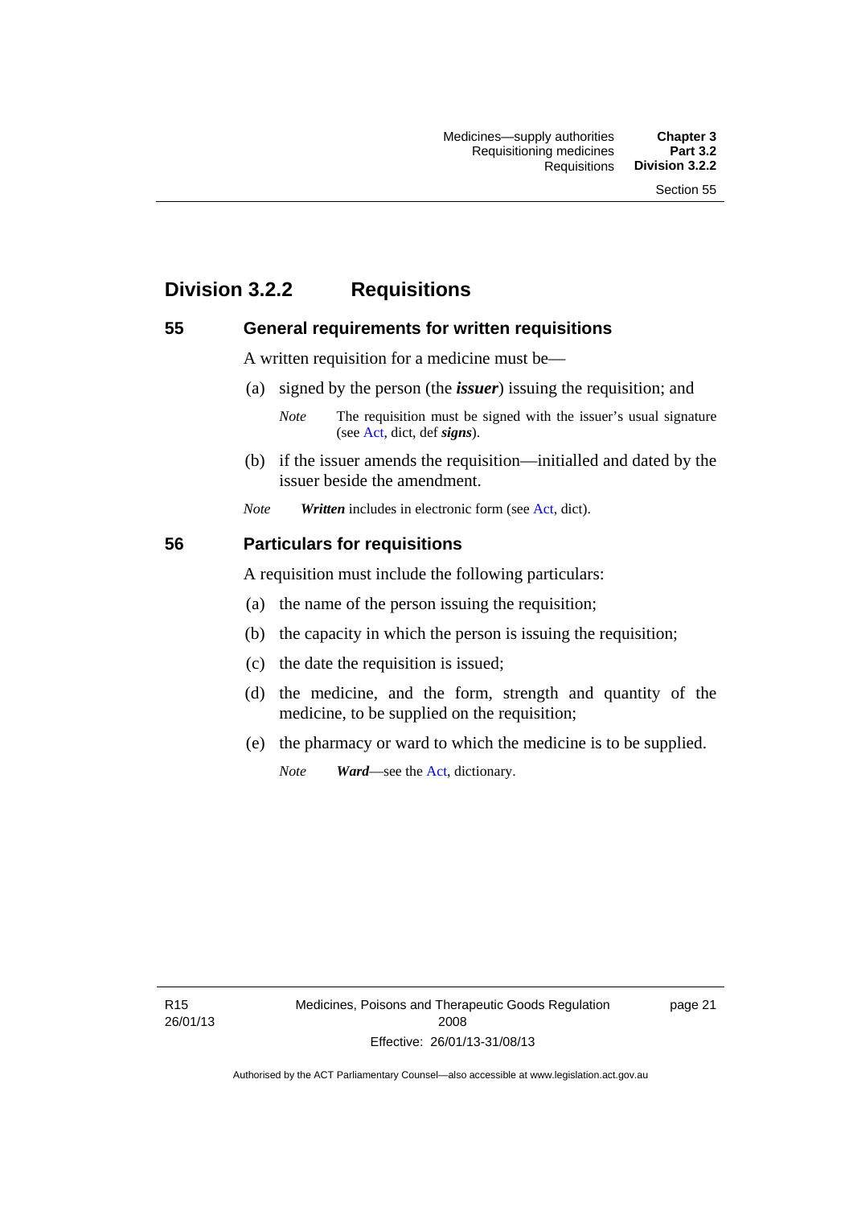## Division 3.2.2 Requisitions

### 55 General requirements for written requisitions

A written requisition for a medicine must be—

(a) signed by the person (the ***issuer***) issuing the requisition; and

*Note* The requisition must be signed with the issuer's usual signature (see Act, dict, def ***signs***).

(b) if the issuer amends the requisition—initialled and dated by the issuer beside the amendment.

*Note* ***Written*** includes in electronic form (see Act, dict).

### 56 Particulars for requisitions

A requisition must include the following particulars:

(a) the name of the person issuing the requisition;

(b) the capacity in which the person is issuing the requisition;

(c) the date the requisition is issued;

(d) the medicine, and the form, strength and quantity of the medicine, to be supplied on the requisition;

(e) the pharmacy or ward to which the medicine is to be supplied.

*Note* ***Ward***—see the Act, dictionary.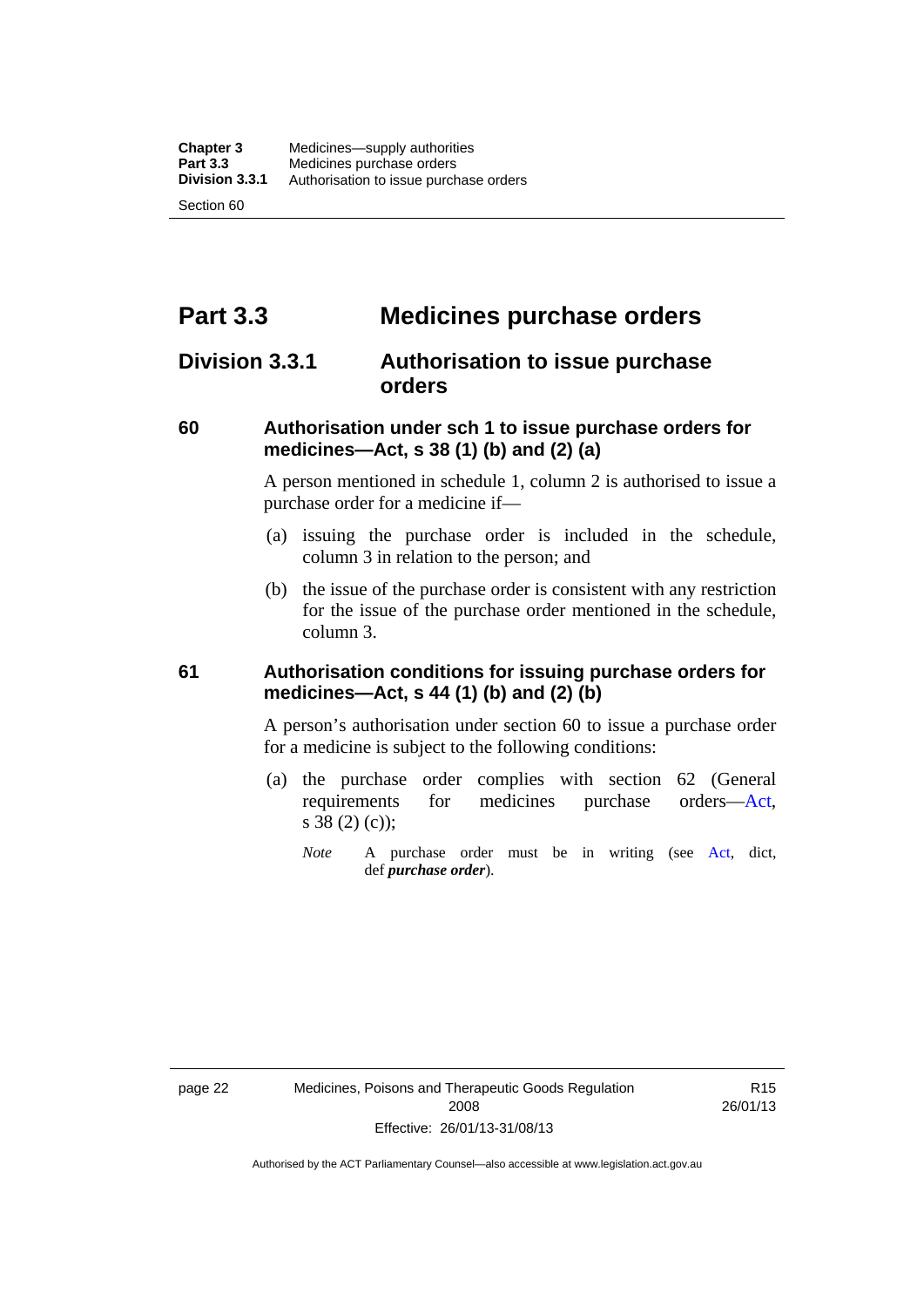# Part 3.3 Medicines purchase orders

## Division 3.3.1 Authorisation to issue purchase orders

### 60 Authorisation under sch 1 to issue purchase orders for medicines—Act, s 38 (1) (b) and (2) (a)

A person mentioned in schedule 1, column 2 is authorised to issue a purchase order for a medicine if—

(a) issuing the purchase order is included in the schedule, column 3 in relation to the person; and

(b) the issue of the purchase order is consistent with any restriction for the issue of the purchase order mentioned in the schedule, column 3.

### 61 Authorisation conditions for issuing purchase orders for medicines—Act, s 44 (1) (b) and (2) (b)

A person's authorisation under section 60 to issue a purchase order for a medicine is subject to the following conditions:

(a) the purchase order complies with section 62 (General requirements for medicines purchase orders—Act, s 38 (2) (c));

*Note* A purchase order must be in writing (see Act, dict, def ***purchase order***).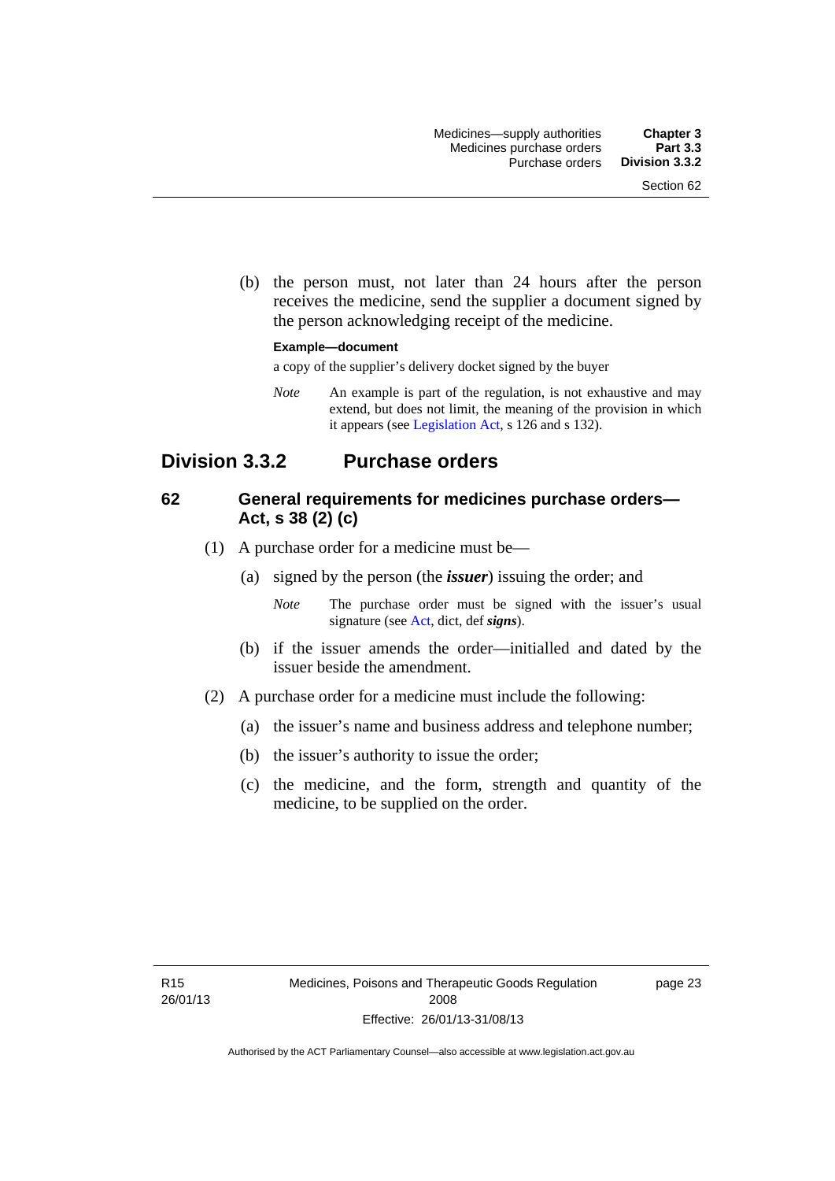(b) the person must, not later than 24 hours after the person receives the medicine, send the supplier a document signed by the person acknowledging receipt of the medicine.

**Example—document**

a copy of the supplier's delivery docket signed by the buyer

*Note* An example is part of the regulation, is not exhaustive and may extend, but does not limit, the meaning of the provision in which it appears (see Legislation Act, s 126 and s 132).

## Division 3.3.2 Purchase orders

### 62 General requirements for medicines purchase orders—Act, s 38 (2) (c)

(1) A purchase order for a medicine must be—

(a) signed by the person (the ***issuer***) issuing the order; and

*Note* The purchase order must be signed with the issuer's usual signature (see Act, dict, def ***signs***).

(b) if the issuer amends the order—initialled and dated by the issuer beside the amendment.

(2) A purchase order for a medicine must include the following:

(a) the issuer's name and business address and telephone number;

(b) the issuer's authority to issue the order;

(c) the medicine, and the form, strength and quantity of the medicine, to be supplied on the order.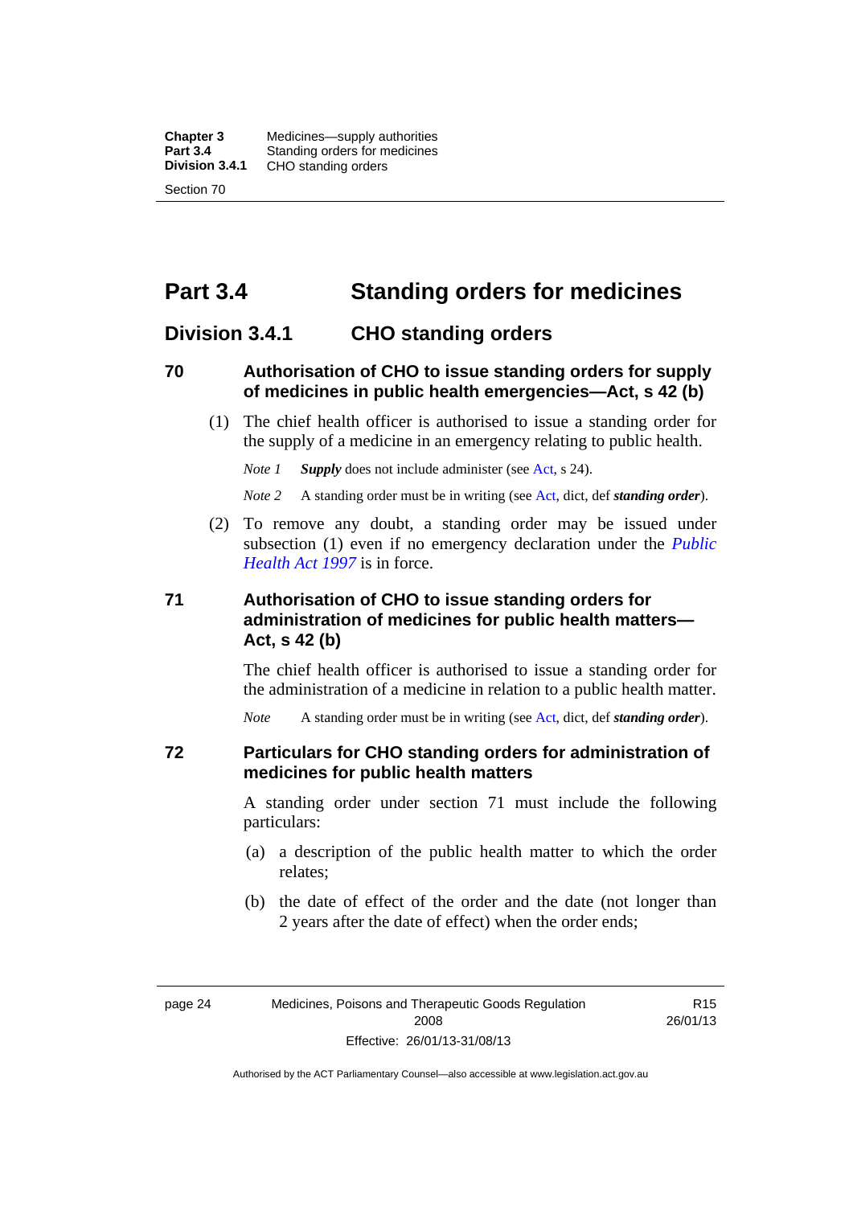# Part 3.4 Standing orders for medicines

## Division 3.4.1 CHO standing orders

### 70 Authorisation of CHO to issue standing orders for supply of medicines in public health emergencies—Act, s 42 (b)

(1) The chief health officer is authorised to issue a standing order for the supply of a medicine in an emergency relating to public health.

*Note 1* ***Supply*** does not include administer (see Act, s 24).

*Note 2* A standing order must be in writing (see Act, dict, def ***standing order***).

(2) To remove any doubt, a standing order may be issued under subsection (1) even if no emergency declaration under the *Public Health Act 1997* is in force.

### 71 Authorisation of CHO to issue standing orders for administration of medicines for public health matters—Act, s 42 (b)

The chief health officer is authorised to issue a standing order for the administration of a medicine in relation to a public health matter.

*Note* A standing order must be in writing (see Act, dict, def ***standing order***).

### 72 Particulars for CHO standing orders for administration of medicines for public health matters

A standing order under section 71 must include the following particulars:

(a) a description of the public health matter to which the order relates;

(b) the date of effect of the order and the date (not longer than 2 years after the date of effect) when the order ends;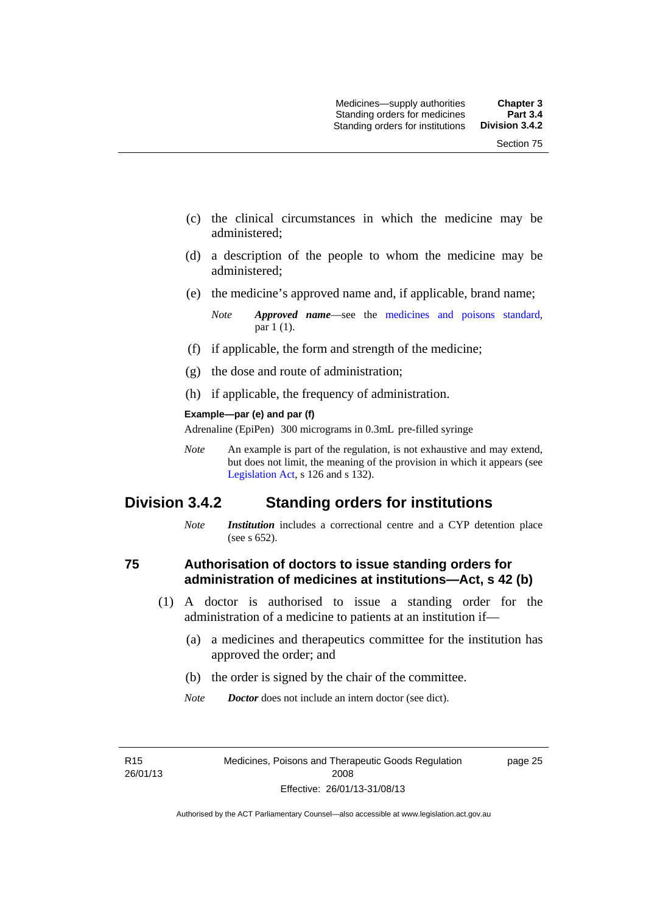(c) the clinical circumstances in which the medicine may be administered;

(d) a description of the people to whom the medicine may be administered;

(e) the medicine's approved name and, if applicable, brand name;

*Note* ***Approved name***—see the medicines and poisons standard, par 1 (1).

(f) if applicable, the form and strength of the medicine;

(g) the dose and route of administration;

(h) if applicable, the frequency of administration.

**Example—par (e) and par (f)**

Adrenaline (EpiPen) 300 micrograms in 0.3mL pre-filled syringe

*Note* An example is part of the regulation, is not exhaustive and may extend, but does not limit, the meaning of the provision in which it appears (see Legislation Act, s 126 and s 132).

## Division 3.4.2 Standing orders for institutions

*Note* ***Institution*** includes a correctional centre and a CYP detention place (see s 652).

### 75 Authorisation of doctors to issue standing orders for administration of medicines at institutions—Act, s 42 (b)

(1) A doctor is authorised to issue a standing order for the administration of a medicine to patients at an institution if—

(a) a medicines and therapeutics committee for the institution has approved the order; and

(b) the order is signed by the chair of the committee.

*Note* ***Doctor*** does not include an intern doctor (see dict).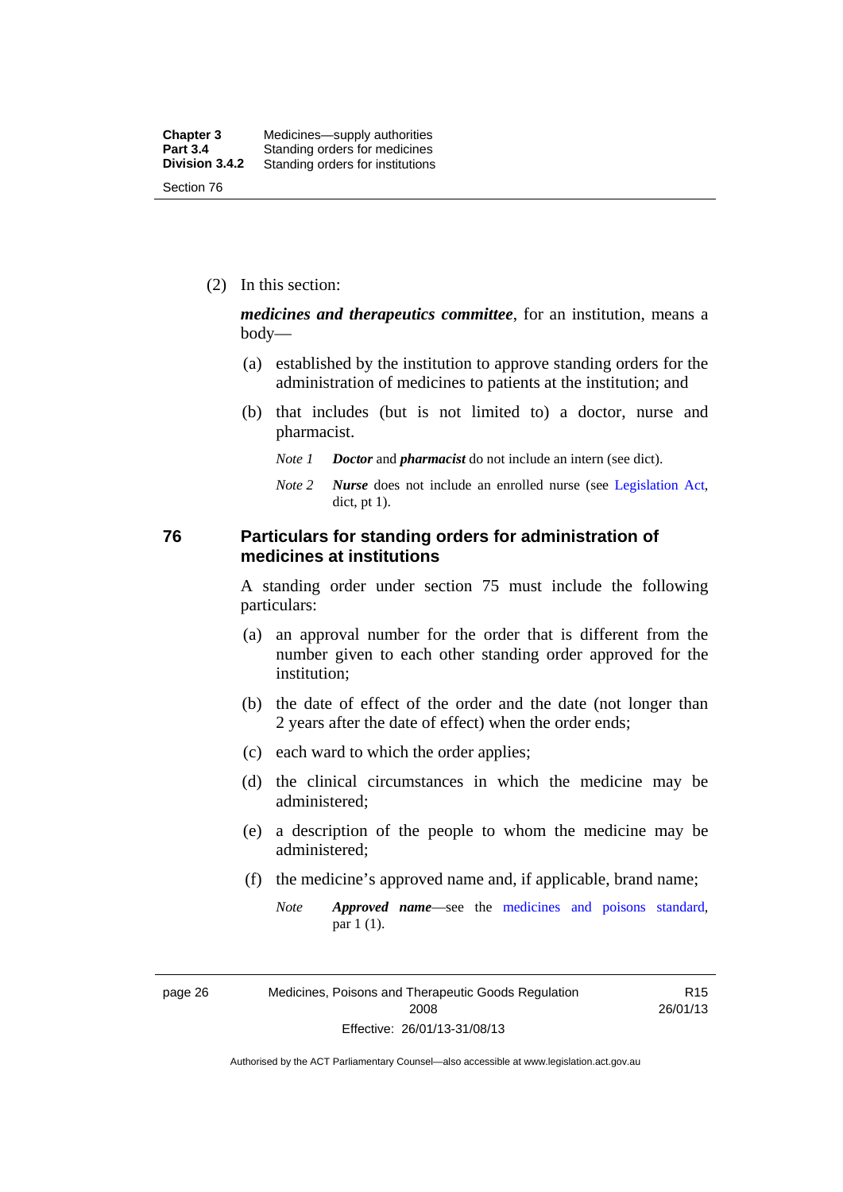(2) In this section:

***medicines and therapeutics committee***, for an institution, means a body—

(a) established by the institution to approve standing orders for the administration of medicines to patients at the institution; and

(b) that includes (but is not limited to) a doctor, nurse and pharmacist.

*Note 1* ***Doctor*** and ***pharmacist*** do not include an intern (see dict).

*Note 2* ***Nurse*** does not include an enrolled nurse (see Legislation Act, dict, pt 1).

## 76 Particulars for standing orders for administration of medicines at institutions

A standing order under section 75 must include the following particulars:

(a) an approval number for the order that is different from the number given to each other standing order approved for the institution;

(b) the date of effect of the order and the date (not longer than 2 years after the date of effect) when the order ends;

(c) each ward to which the order applies;

(d) the clinical circumstances in which the medicine may be administered;

(e) a description of the people to whom the medicine may be administered;

(f) the medicine's approved name and, if applicable, brand name;

*Note* ***Approved name***—see the medicines and poisons standard, par 1 (1).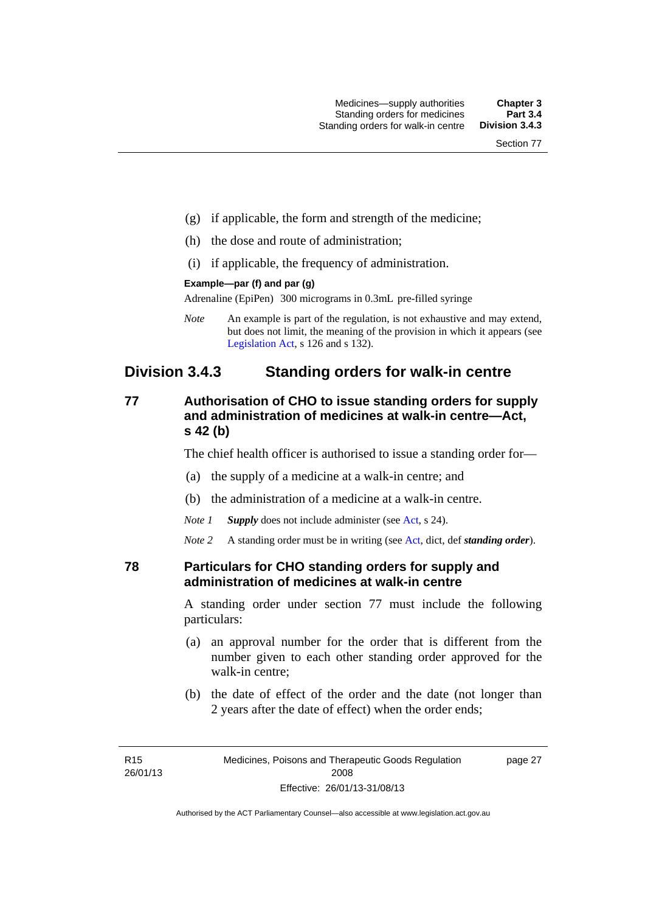(g) if applicable, the form and strength of the medicine;

(h) the dose and route of administration;

(i) if applicable, the frequency of administration.

**Example—par (f) and par (g)**

Adrenaline (EpiPen) 300 micrograms in 0.3mL pre-filled syringe

*Note* An example is part of the regulation, is not exhaustive and may extend, but does not limit, the meaning of the provision in which it appears (see Legislation Act, s 126 and s 132).

## Division 3.4.3 Standing orders for walk-in centre

### 77 Authorisation of CHO to issue standing orders for supply and administration of medicines at walk-in centre—Act, s 42 (b)

The chief health officer is authorised to issue a standing order for—

(a) the supply of a medicine at a walk-in centre; and

(b) the administration of a medicine at a walk-in centre.

*Note 1* ***Supply*** does not include administer (see Act, s 24).

*Note 2* A standing order must be in writing (see Act, dict, def ***standing order***).

### 78 Particulars for CHO standing orders for supply and administration of medicines at walk-in centre

A standing order under section 77 must include the following particulars:

(a) an approval number for the order that is different from the number given to each other standing order approved for the walk-in centre;

(b) the date of effect of the order and the date (not longer than 2 years after the date of effect) when the order ends;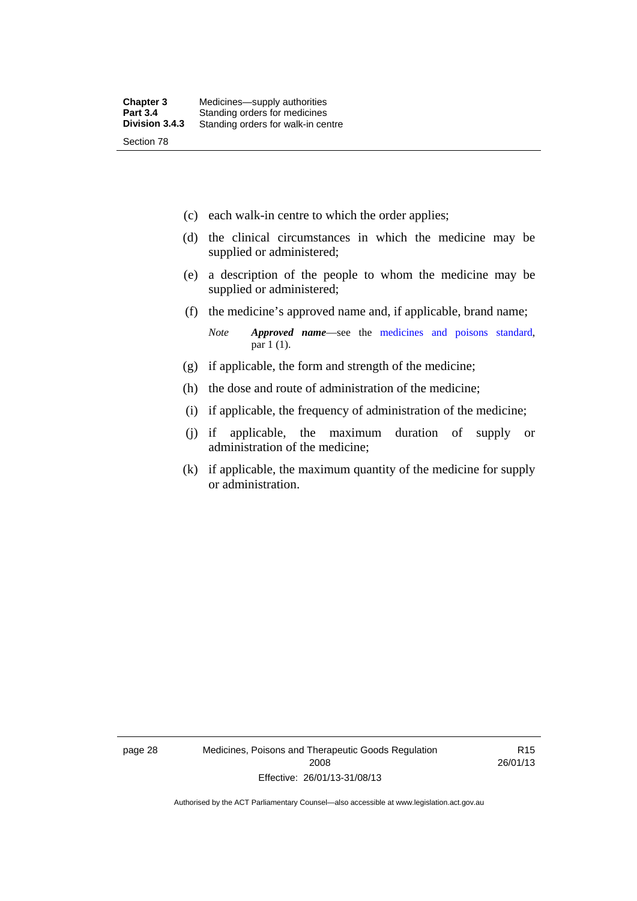(c) each walk-in centre to which the order applies;

(d) the clinical circumstances in which the medicine may be supplied or administered;

(e) a description of the people to whom the medicine may be supplied or administered;

(f) the medicine's approved name and, if applicable, brand name;

*Note* ***Approved name***—see the medicines and poisons standard, par 1 (1).

(g) if applicable, the form and strength of the medicine;

(h) the dose and route of administration of the medicine;

(i) if applicable, the frequency of administration of the medicine;

(j) if applicable, the maximum duration of supply or administration of the medicine;

(k) if applicable, the maximum quantity of the medicine for supply or administration.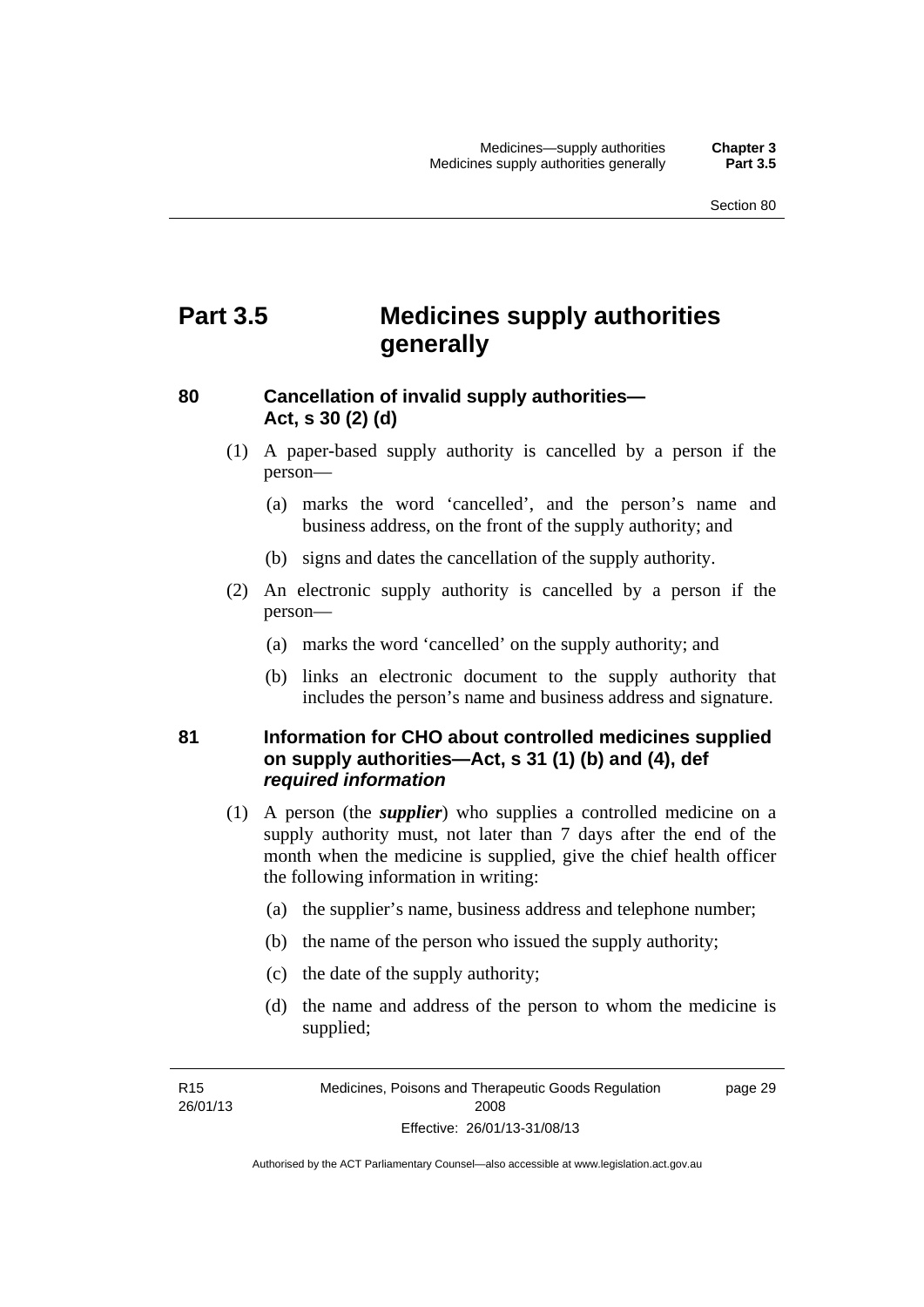# Part 3.5 Medicines supply authorities generally

## 80 Cancellation of invalid supply authorities—Act, s 30 (2) (d)

(1) A paper-based supply authority is cancelled by a person if the person—

(a) marks the word 'cancelled', and the person's name and business address, on the front of the supply authority; and

(b) signs and dates the cancellation of the supply authority.

(2) An electronic supply authority is cancelled by a person if the person—

(a) marks the word 'cancelled' on the supply authority; and

(b) links an electronic document to the supply authority that includes the person's name and business address and signature.

## 81 Information for CHO about controlled medicines supplied on supply authorities—Act, s 31 (1) (b) and (4), def *required information*

(1) A person (the ***supplier***) who supplies a controlled medicine on a supply authority must, not later than 7 days after the end of the month when the medicine is supplied, give the chief health officer the following information in writing:

(a) the supplier's name, business address and telephone number;

(b) the name of the person who issued the supply authority;

(c) the date of the supply authority;

(d) the name and address of the person to whom the medicine is supplied;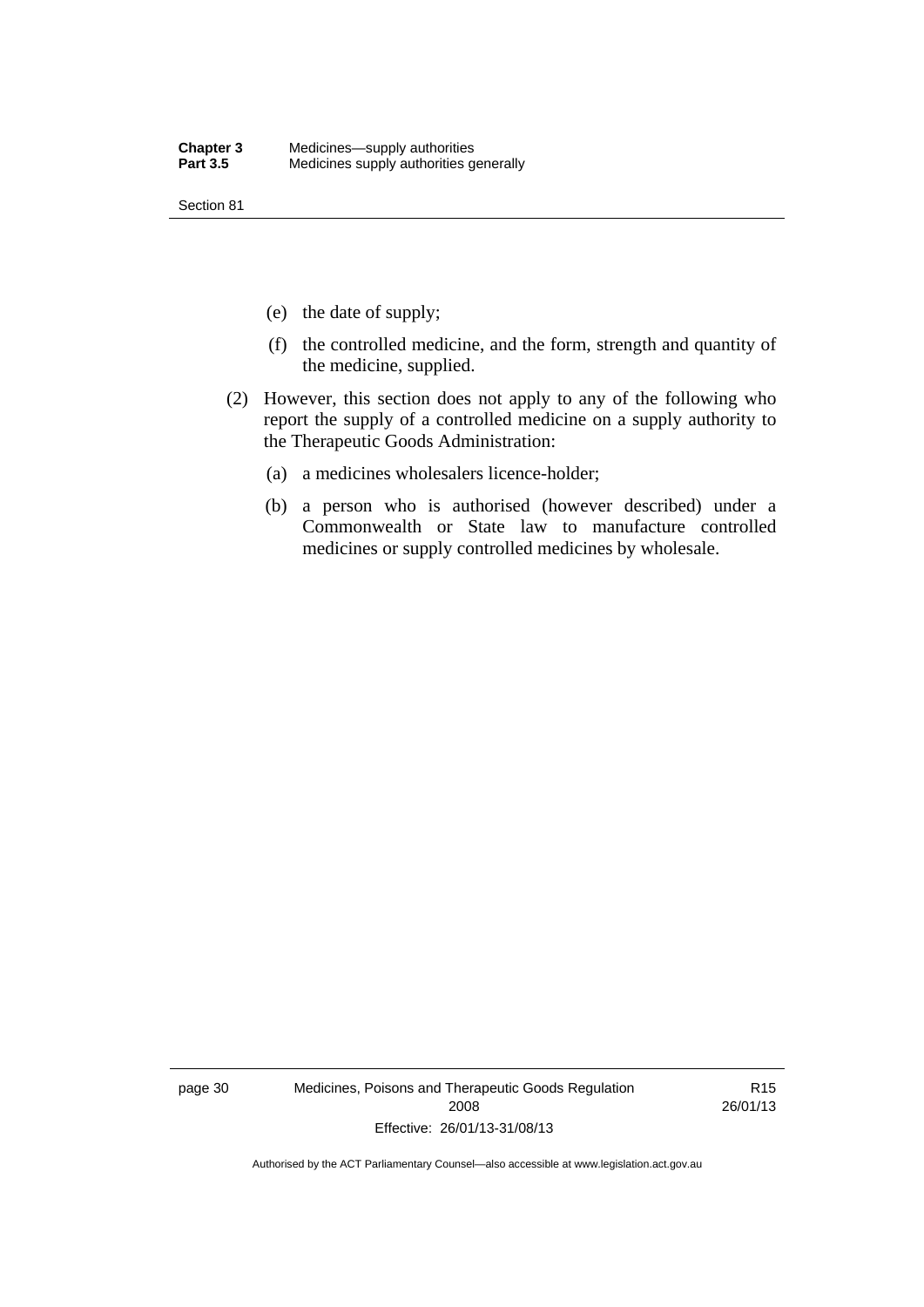(e) the date of supply;

(f) the controlled medicine, and the form, strength and quantity of the medicine, supplied.

(2) However, this section does not apply to any of the following who report the supply of a controlled medicine on a supply authority to the Therapeutic Goods Administration:

(a) a medicines wholesalers licence-holder;

(b) a person who is authorised (however described) under a Commonwealth or State law to manufacture controlled medicines or supply controlled medicines by wholesale.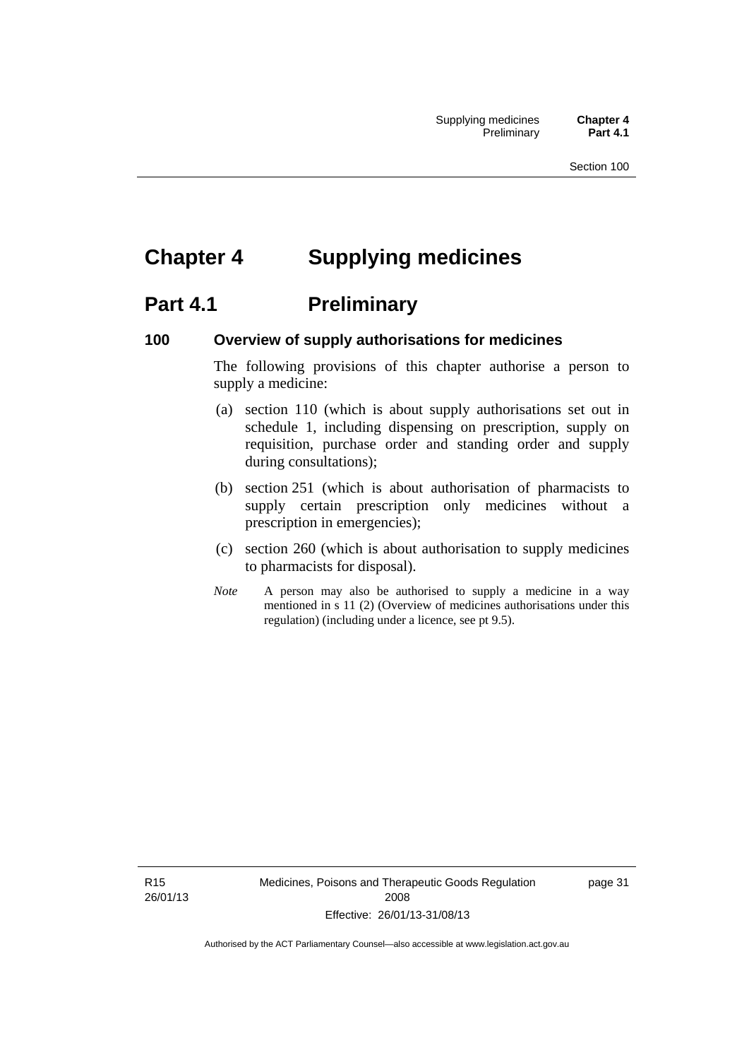# Chapter 4 Supplying medicines

## Part 4.1 Preliminary

### 100 Overview of supply authorisations for medicines

The following provisions of this chapter authorise a person to supply a medicine:

(a) section 110 (which is about supply authorisations set out in schedule 1, including dispensing on prescription, supply on requisition, purchase order and standing order and supply during consultations);

(b) section 251 (which is about authorisation of pharmacists to supply certain prescription only medicines without a prescription in emergencies);

(c) section 260 (which is about authorisation to supply medicines to pharmacists for disposal).

*Note* A person may also be authorised to supply a medicine in a way mentioned in s 11 (2) (Overview of medicines authorisations under this regulation) (including under a licence, see pt 9.5).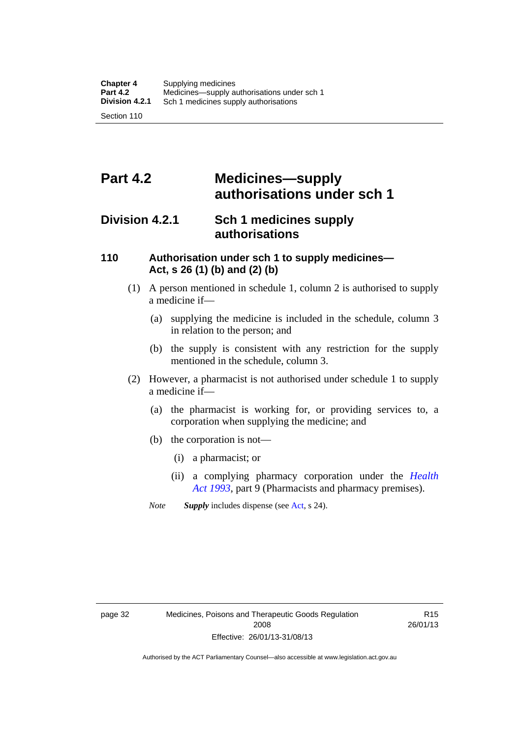# Part 4.2 Medicines—supply authorisations under sch 1

## Division 4.2.1 Sch 1 medicines supply authorisations

### 110 Authorisation under sch 1 to supply medicines—Act, s 26 (1) (b) and (2) (b)

(1) A person mentioned in schedule 1, column 2 is authorised to supply a medicine if—

(a) supplying the medicine is included in the schedule, column 3 in relation to the person; and

(b) the supply is consistent with any restriction for the supply mentioned in the schedule, column 3.

(2) However, a pharmacist is not authorised under schedule 1 to supply a medicine if—

(a) the pharmacist is working for, or providing services to, a corporation when supplying the medicine; and

(b) the corporation is not—

(i) a pharmacist; or

(ii) a complying pharmacy corporation under the *Health Act 1993*, part 9 (Pharmacists and pharmacy premises).

*Note* ***Supply*** includes dispense (see Act, s 24).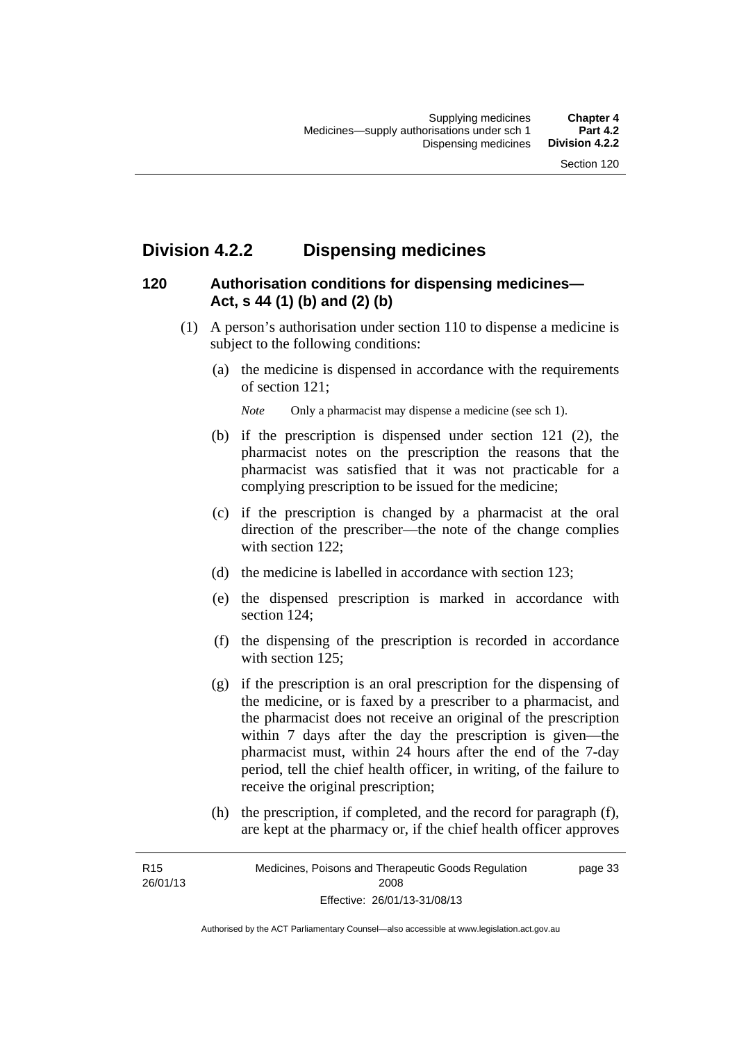## Division 4.2.2 Dispensing medicines

### 120 Authorisation conditions for dispensing medicines—Act, s 44 (1) (b) and (2) (b)

(1) A person's authorisation under section 110 to dispense a medicine is subject to the following conditions:

(a) the medicine is dispensed in accordance with the requirements of section 121;

*Note* Only a pharmacist may dispense a medicine (see sch 1).

(b) if the prescription is dispensed under section 121 (2), the pharmacist notes on the prescription the reasons that the pharmacist was satisfied that it was not practicable for a complying prescription to be issued for the medicine;

(c) if the prescription is changed by a pharmacist at the oral direction of the prescriber—the note of the change complies with section 122;

(d) the medicine is labelled in accordance with section 123;

(e) the dispensed prescription is marked in accordance with section 124;

(f) the dispensing of the prescription is recorded in accordance with section 125;

(g) if the prescription is an oral prescription for the dispensing of the medicine, or is faxed by a prescriber to a pharmacist, and the pharmacist does not receive an original of the prescription within 7 days after the day the prescription is given—the pharmacist must, within 24 hours after the end of the 7-day period, tell the chief health officer, in writing, of the failure to receive the original prescription;

(h) the prescription, if completed, and the record for paragraph (f), are kept at the pharmacy or, if the chief health officer approves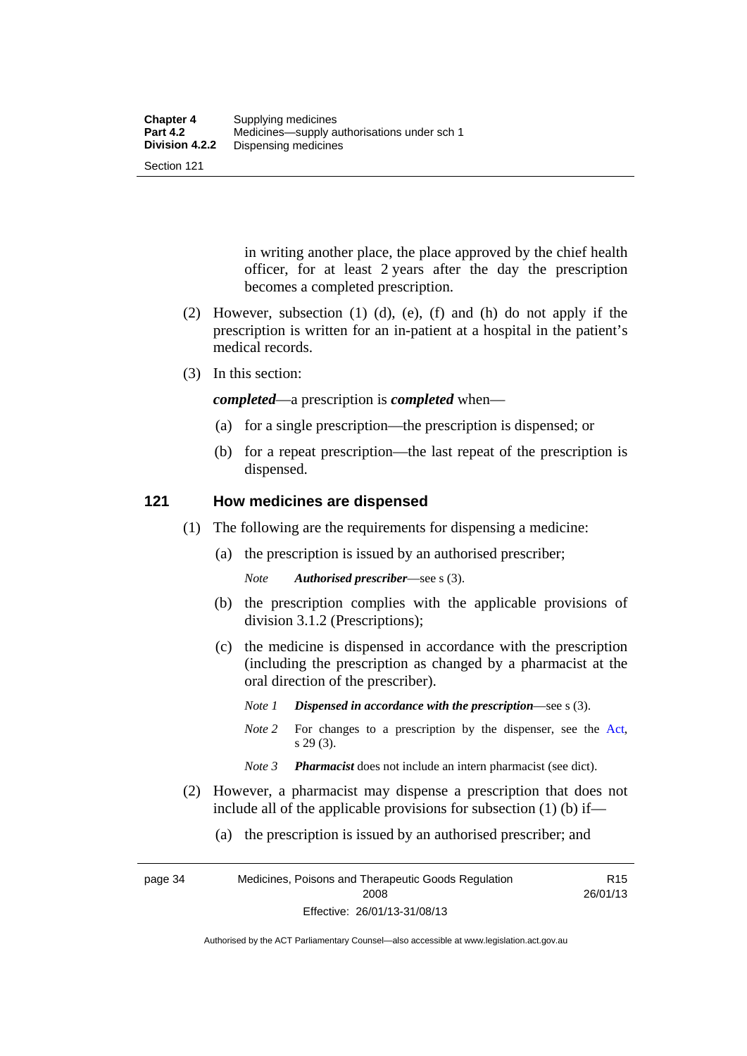in writing another place, the place approved by the chief health officer, for at least 2 years after the day the prescription becomes a completed prescription.

(2) However, subsection (1) (d), (e), (f) and (h) do not apply if the prescription is written for an in-patient at a hospital in the patient's medical records.

(3) In this section:

***completed***—a prescription is ***completed*** when—

(a) for a single prescription—the prescription is dispensed; or

(b) for a repeat prescription—the last repeat of the prescription is dispensed.

### 121 How medicines are dispensed

(1) The following are the requirements for dispensing a medicine:

(a) the prescription is issued by an authorised prescriber;

*Note* ***Authorised prescriber***—see s (3).

(b) the prescription complies with the applicable provisions of division 3.1.2 (Prescriptions);

(c) the medicine is dispensed in accordance with the prescription (including the prescription as changed by a pharmacist at the oral direction of the prescriber).

*Note 1* ***Dispensed in accordance with the prescription***—see s (3).

*Note 2* For changes to a prescription by the dispenser, see the Act, s 29 (3).

*Note 3* ***Pharmacist*** does not include an intern pharmacist (see dict).

(2) However, a pharmacist may dispense a prescription that does not include all of the applicable provisions for subsection (1) (b) if—

(a) the prescription is issued by an authorised prescriber; and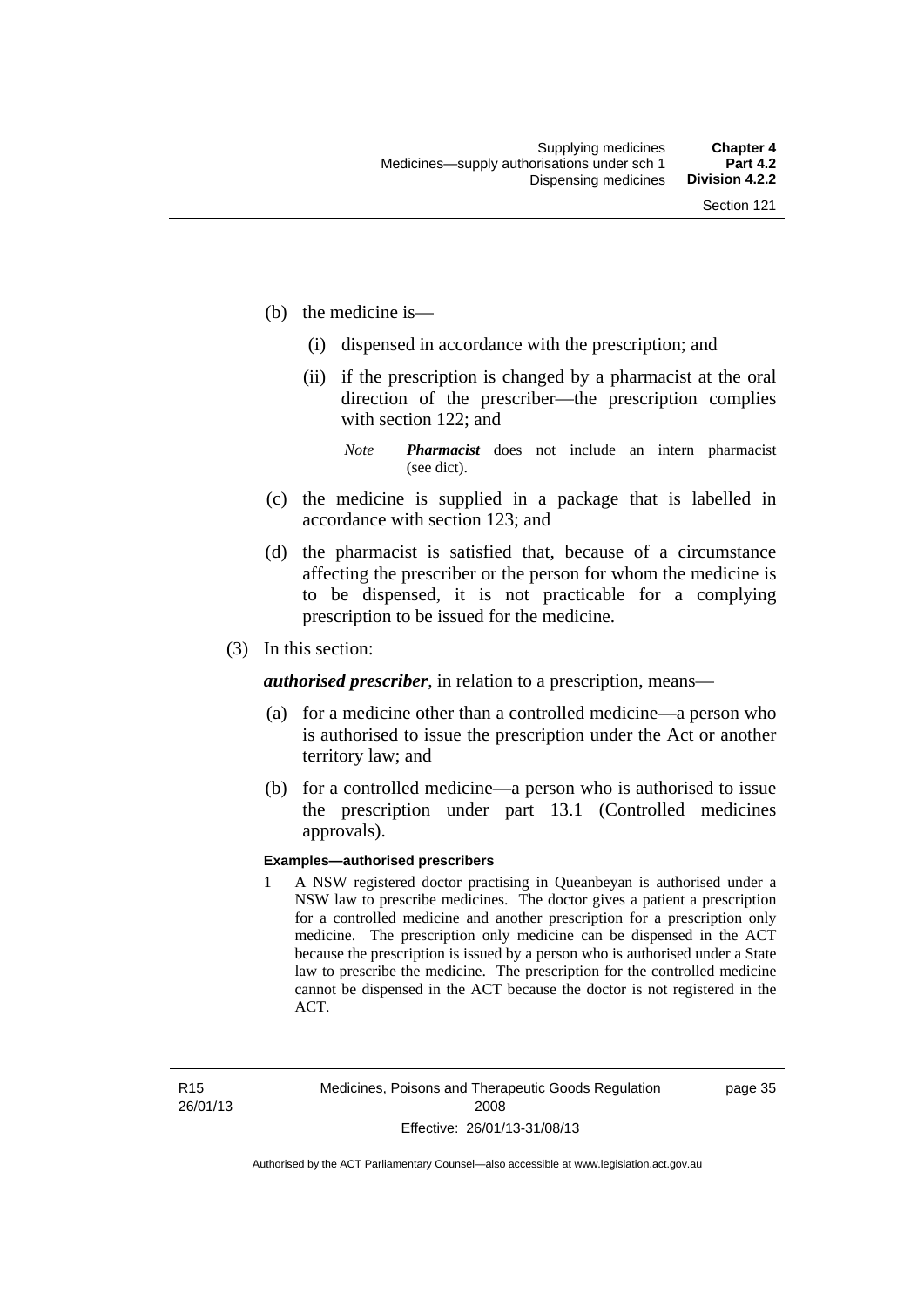(b) the medicine is—

   (i) dispensed in accordance with the prescription; and

   (ii) if the prescription is changed by a pharmacist at the oral direction of the prescriber—the prescription complies with section 122; and

   *Note* ***Pharmacist*** does not include an intern pharmacist (see dict).

(c) the medicine is supplied in a package that is labelled in accordance with section 123; and

(d) the pharmacist is satisfied that, because of a circumstance affecting the prescriber or the person for whom the medicine is to be dispensed, it is not practicable for a complying prescription to be issued for the medicine.

(3) In this section:

***authorised prescriber***, in relation to a prescription, means—

(a) for a medicine other than a controlled medicine—a person who is authorised to issue the prescription under the Act or another territory law; and

(b) for a controlled medicine—a person who is authorised to issue the prescription under part 13.1 (Controlled medicines approvals).

**Examples—authorised prescribers**

1 A NSW registered doctor practising in Queanbeyan is authorised under a NSW law to prescribe medicines. The doctor gives a patient a prescription for a controlled medicine and another prescription for a prescription only medicine. The prescription only medicine can be dispensed in the ACT because the prescription is issued by a person who is authorised under a State law to prescribe the medicine. The prescription for the controlled medicine cannot be dispensed in the ACT because the doctor is not registered in the ACT.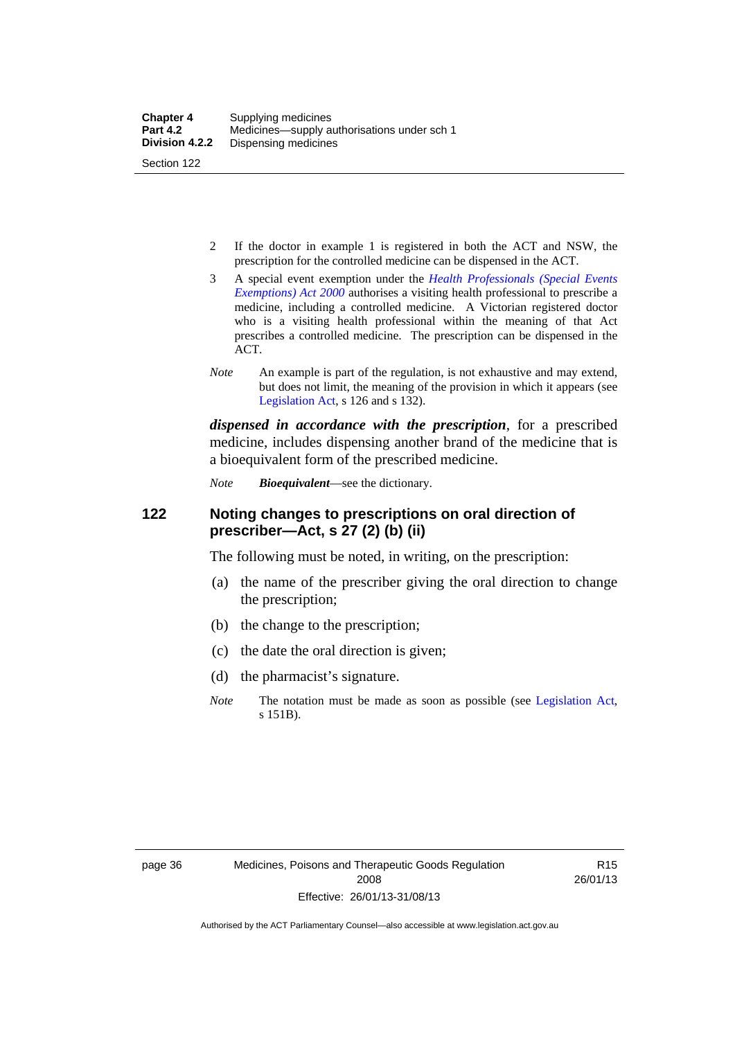2 If the doctor in example 1 is registered in both the ACT and NSW, the prescription for the controlled medicine can be dispensed in the ACT.

3 A special event exemption under the *Health Professionals (Special Events Exemptions) Act 2000* authorises a visiting health professional to prescribe a medicine, including a controlled medicine. A Victorian registered doctor who is a visiting health professional within the meaning of that Act prescribes a controlled medicine. The prescription can be dispensed in the ACT.

*Note* An example is part of the regulation, is not exhaustive and may extend, but does not limit, the meaning of the provision in which it appears (see Legislation Act, s 126 and s 132).

***dispensed in accordance with the prescription***, for a prescribed medicine, includes dispensing another brand of the medicine that is a bioequivalent form of the prescribed medicine.

*Note* ***Bioequivalent***—see the dictionary.

## 122 Noting changes to prescriptions on oral direction of prescriber—Act, s 27 (2) (b) (ii)

The following must be noted, in writing, on the prescription:

(a) the name of the prescriber giving the oral direction to change the prescription;

(b) the change to the prescription;

(c) the date the oral direction is given;

(d) the pharmacist's signature.

*Note* The notation must be made as soon as possible (see Legislation Act, s 151B).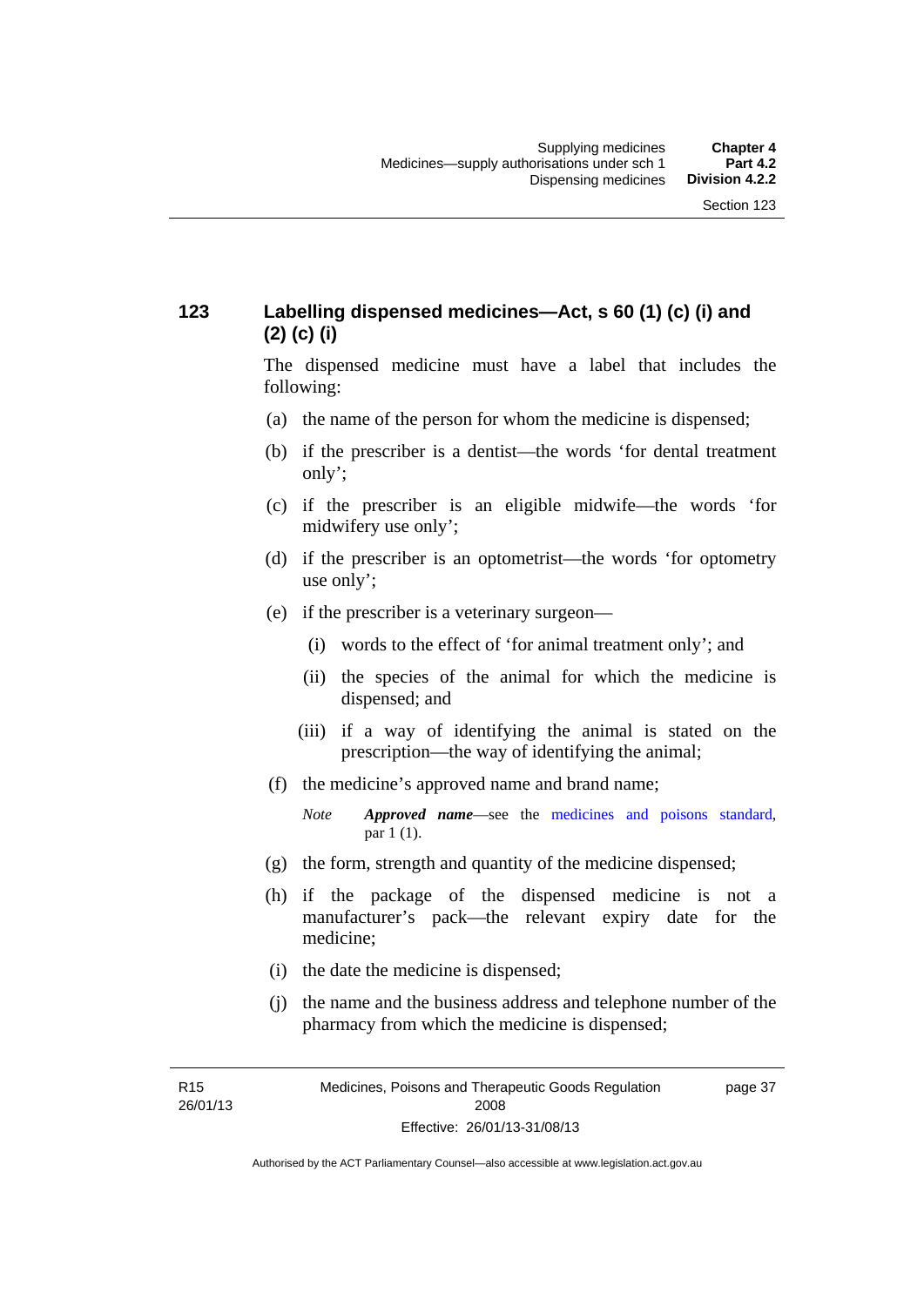## 123 Labelling dispensed medicines—Act, s 60 (1) (c) (i) and (2) (c) (i)

The dispensed medicine must have a label that includes the following:

(a) the name of the person for whom the medicine is dispensed;

(b) if the prescriber is a dentist—the words 'for dental treatment only';

(c) if the prescriber is an eligible midwife—the words 'for midwifery use only';

(d) if the prescriber is an optometrist—the words 'for optometry use only';

(e) if the prescriber is a veterinary surgeon—

 (i) words to the effect of 'for animal treatment only'; and

 (ii) the species of the animal for which the medicine is dispensed; and

 (iii) if a way of identifying the animal is stated on the prescription—the way of identifying the animal;

(f) the medicine's approved name and brand name;

> *Note* ***Approved name***—see the medicines and poisons standard, par 1 (1).

(g) the form, strength and quantity of the medicine dispensed;

(h) if the package of the dispensed medicine is not a manufacturer's pack—the relevant expiry date for the medicine;

(i) the date the medicine is dispensed;

(j) the name and the business address and telephone number of the pharmacy from which the medicine is dispensed;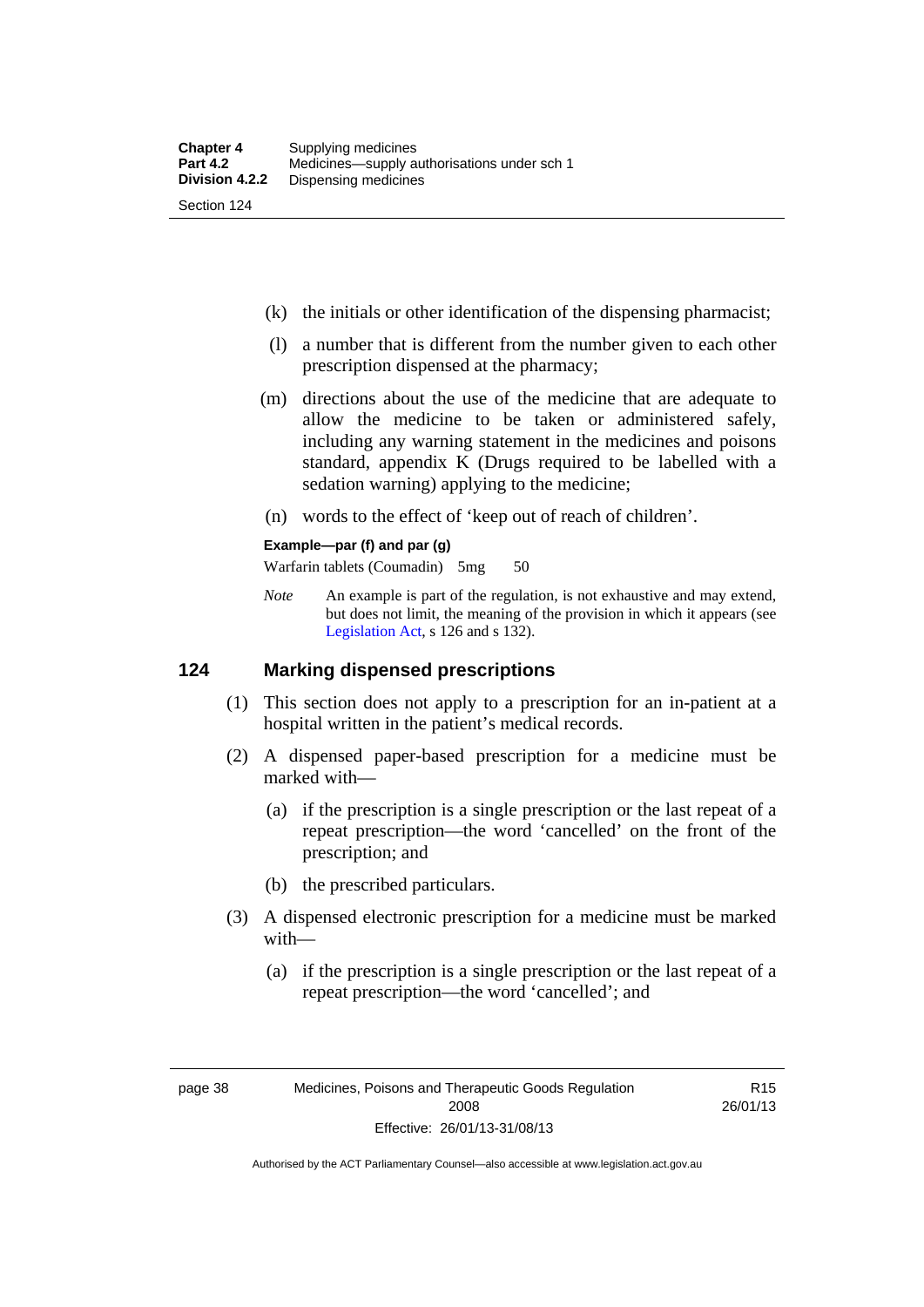(k) the initials or other identification of the dispensing pharmacist;

(l) a number that is different from the number given to each other prescription dispensed at the pharmacy;

(m) directions about the use of the medicine that are adequate to allow the medicine to be taken or administered safely, including any warning statement in the medicines and poisons standard, appendix K (Drugs required to be labelled with a sedation warning) applying to the medicine;

(n) words to the effect of 'keep out of reach of children'.

**Example—par (f) and par (g)**

Warfarin tablets (Coumadin) 5mg 50

*Note* An example is part of the regulation, is not exhaustive and may extend, but does not limit, the meaning of the provision in which it appears (see Legislation Act, s 126 and s 132).

## 124 Marking dispensed prescriptions

(1) This section does not apply to a prescription for an in-patient at a hospital written in the patient's medical records.

(2) A dispensed paper-based prescription for a medicine must be marked with—

(a) if the prescription is a single prescription or the last repeat of a repeat prescription—the word 'cancelled' on the front of the prescription; and

(b) the prescribed particulars.

(3) A dispensed electronic prescription for a medicine must be marked with—

(a) if the prescription is a single prescription or the last repeat of a repeat prescription—the word 'cancelled'; and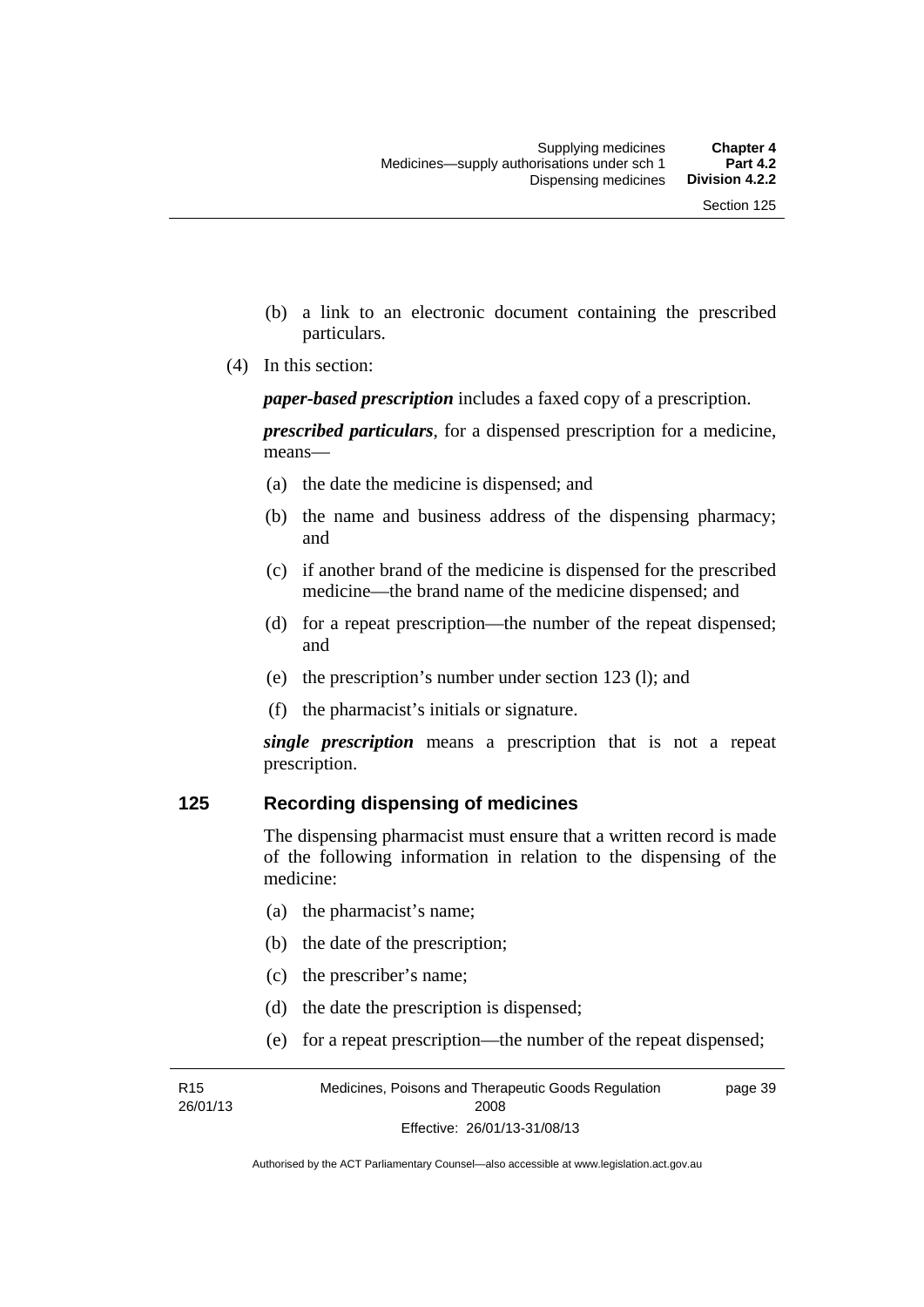(b) a link to an electronic document containing the prescribed particulars.

(4) In this section:

***paper-based prescription*** includes a faxed copy of a prescription.

***prescribed particulars***, for a dispensed prescription for a medicine, means—

(a) the date the medicine is dispensed; and

(b) the name and business address of the dispensing pharmacy; and

(c) if another brand of the medicine is dispensed for the prescribed medicine—the brand name of the medicine dispensed; and

(d) for a repeat prescription—the number of the repeat dispensed; and

(e) the prescription's number under section 123 (l); and

(f) the pharmacist's initials or signature.

***single prescription*** means a prescription that is not a repeat prescription.

## 125 Recording dispensing of medicines

The dispensing pharmacist must ensure that a written record is made of the following information in relation to the dispensing of the medicine:

(a) the pharmacist's name;

(b) the date of the prescription;

(c) the prescriber's name;

(d) the date the prescription is dispensed;

(e) for a repeat prescription—the number of the repeat dispensed;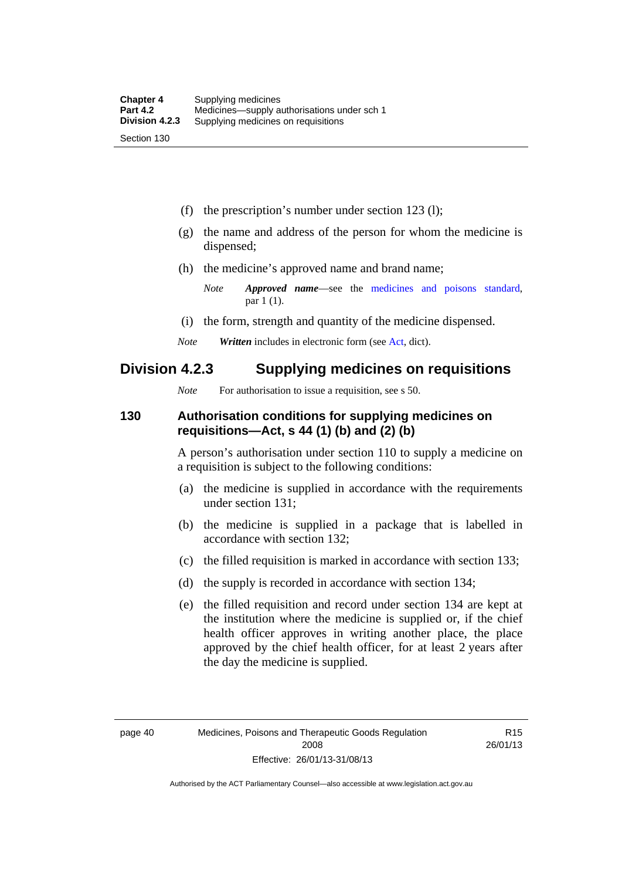(f) the prescription's number under section 123 (l);

(g) the name and address of the person for whom the medicine is dispensed;

(h) the medicine's approved name and brand name;

*Note* ***Approved name***—see the medicines and poisons standard, par 1 (1).

(i) the form, strength and quantity of the medicine dispensed.

*Note* ***Written*** includes in electronic form (see Act, dict).

## Division 4.2.3 Supplying medicines on requisitions

*Note* For authorisation to issue a requisition, see s 50.

### 130 Authorisation conditions for supplying medicines on requisitions—Act, s 44 (1) (b) and (2) (b)

A person's authorisation under section 110 to supply a medicine on a requisition is subject to the following conditions:

(a) the medicine is supplied in accordance with the requirements under section 131;

(b) the medicine is supplied in a package that is labelled in accordance with section 132;

(c) the filled requisition is marked in accordance with section 133;

(d) the supply is recorded in accordance with section 134;

(e) the filled requisition and record under section 134 are kept at the institution where the medicine is supplied or, if the chief health officer approves in writing another place, the place approved by the chief health officer, for at least 2 years after the day the medicine is supplied.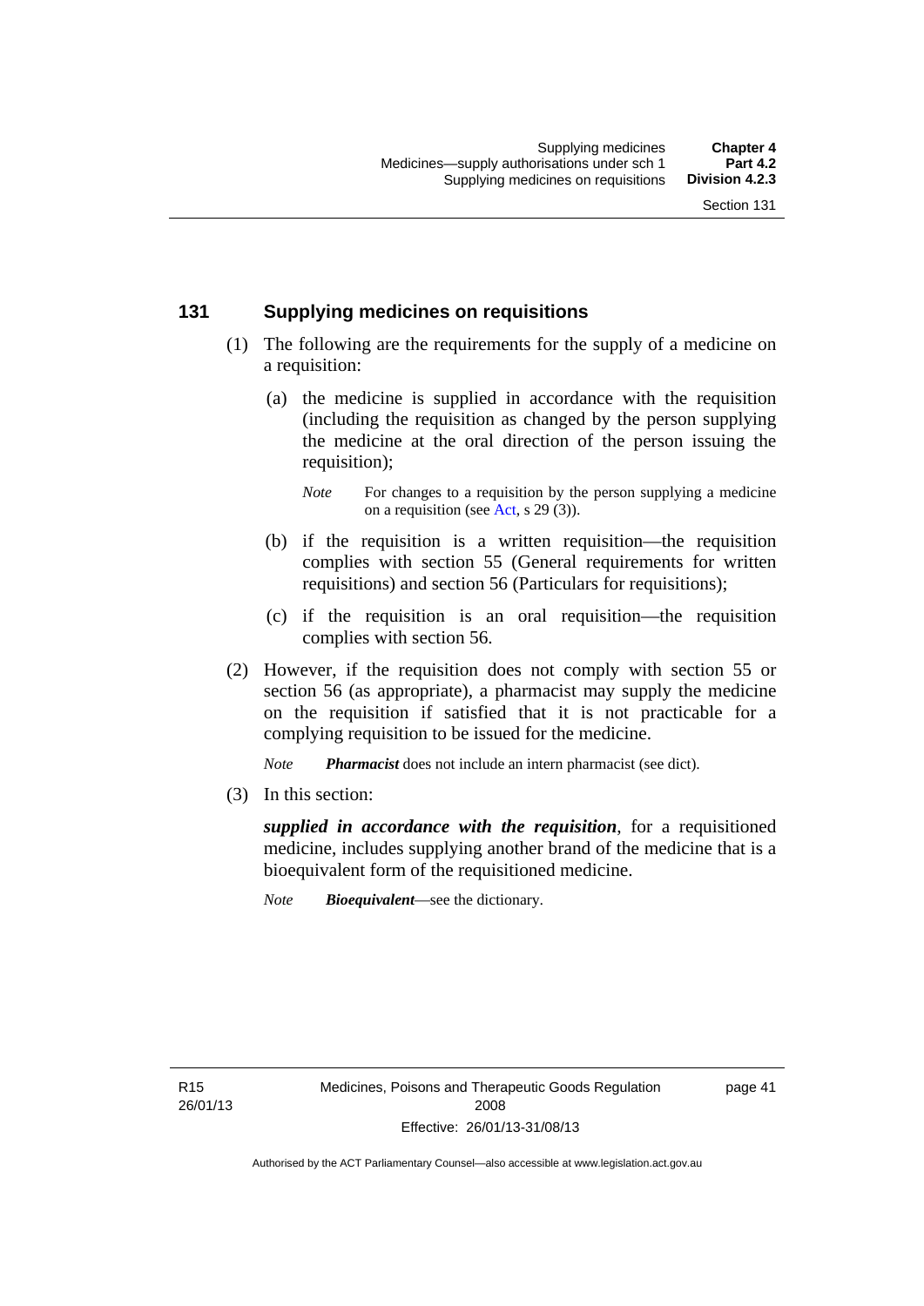## 131 Supplying medicines on requisitions

(1) The following are the requirements for the supply of a medicine on a requisition:

(a) the medicine is supplied in accordance with the requisition (including the requisition as changed by the person supplying the medicine at the oral direction of the person issuing the requisition);

*Note* For changes to a requisition by the person supplying a medicine on a requisition (see Act, s 29 (3)).

(b) if the requisition is a written requisition—the requisition complies with section 55 (General requirements for written requisitions) and section 56 (Particulars for requisitions);

(c) if the requisition is an oral requisition—the requisition complies with section 56.

(2) However, if the requisition does not comply with section 55 or section 56 (as appropriate), a pharmacist may supply the medicine on the requisition if satisfied that it is not practicable for a complying requisition to be issued for the medicine.

*Note* ***Pharmacist*** does not include an intern pharmacist (see dict).

(3) In this section:

***supplied in accordance with the requisition***, for a requisitioned medicine, includes supplying another brand of the medicine that is a bioequivalent form of the requisitioned medicine.

*Note* ***Bioequivalent***—see the dictionary.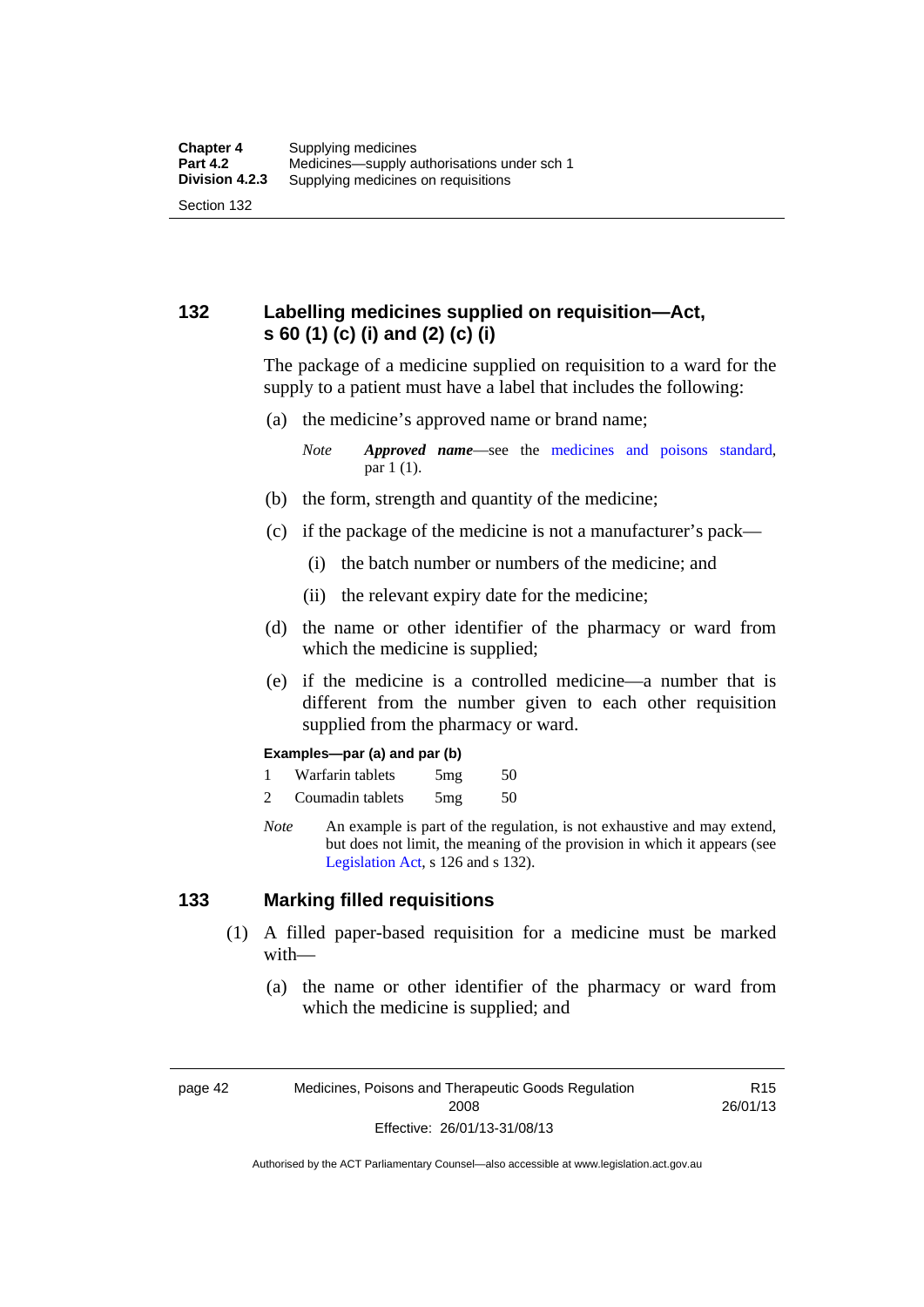## 132 Labelling medicines supplied on requisition—Act, s 60 (1) (c) (i) and (2) (c) (i)

The package of a medicine supplied on requisition to a ward for the supply to a patient must have a label that includes the following:

(a) the medicine's approved name or brand name;

*Note* ***Approved name***—see the medicines and poisons standard, par 1 (1).

(b) the form, strength and quantity of the medicine;

(c) if the package of the medicine is not a manufacturer's pack—

(i) the batch number or numbers of the medicine; and

(ii) the relevant expiry date for the medicine;

(d) the name or other identifier of the pharmacy or ward from which the medicine is supplied;

(e) if the medicine is a controlled medicine—a number that is different from the number given to each other requisition supplied from the pharmacy or ward.

**Examples—par (a) and par (b)**

| | | | |
|---|---|---|---|
| 1 | Warfarin tablets | 5mg | 50 |
| 2 | Coumadin tablets | 5mg | 50 |

*Note* An example is part of the regulation, is not exhaustive and may extend, but does not limit, the meaning of the provision in which it appears (see Legislation Act, s 126 and s 132).

## 133 Marking filled requisitions

(1) A filled paper-based requisition for a medicine must be marked with—

(a) the name or other identifier of the pharmacy or ward from which the medicine is supplied; and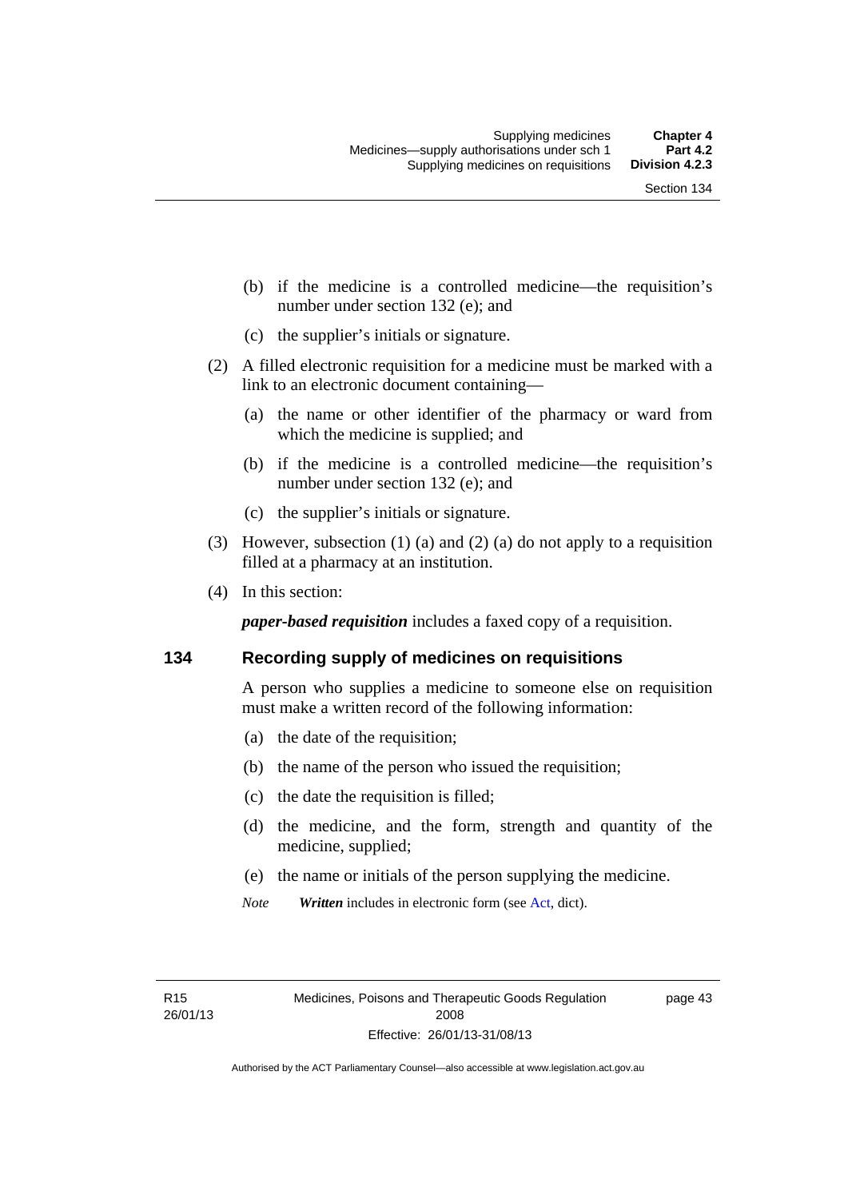(b) if the medicine is a controlled medicine—the requisition's number under section 132 (e); and

(c) the supplier's initials or signature.

(2) A filled electronic requisition for a medicine must be marked with a link to an electronic document containing—

(a) the name or other identifier of the pharmacy or ward from which the medicine is supplied; and

(b) if the medicine is a controlled medicine—the requisition's number under section 132 (e); and

(c) the supplier's initials or signature.

(3) However, subsection (1) (a) and (2) (a) do not apply to a requisition filled at a pharmacy at an institution.

(4) In this section:

***paper-based requisition*** includes a faxed copy of a requisition.

## 134 Recording supply of medicines on requisitions

A person who supplies a medicine to someone else on requisition must make a written record of the following information:

(a) the date of the requisition;

(b) the name of the person who issued the requisition;

(c) the date the requisition is filled;

(d) the medicine, and the form, strength and quantity of the medicine, supplied;

(e) the name or initials of the person supplying the medicine.

*Note* ***Written*** includes in electronic form (see Act, dict).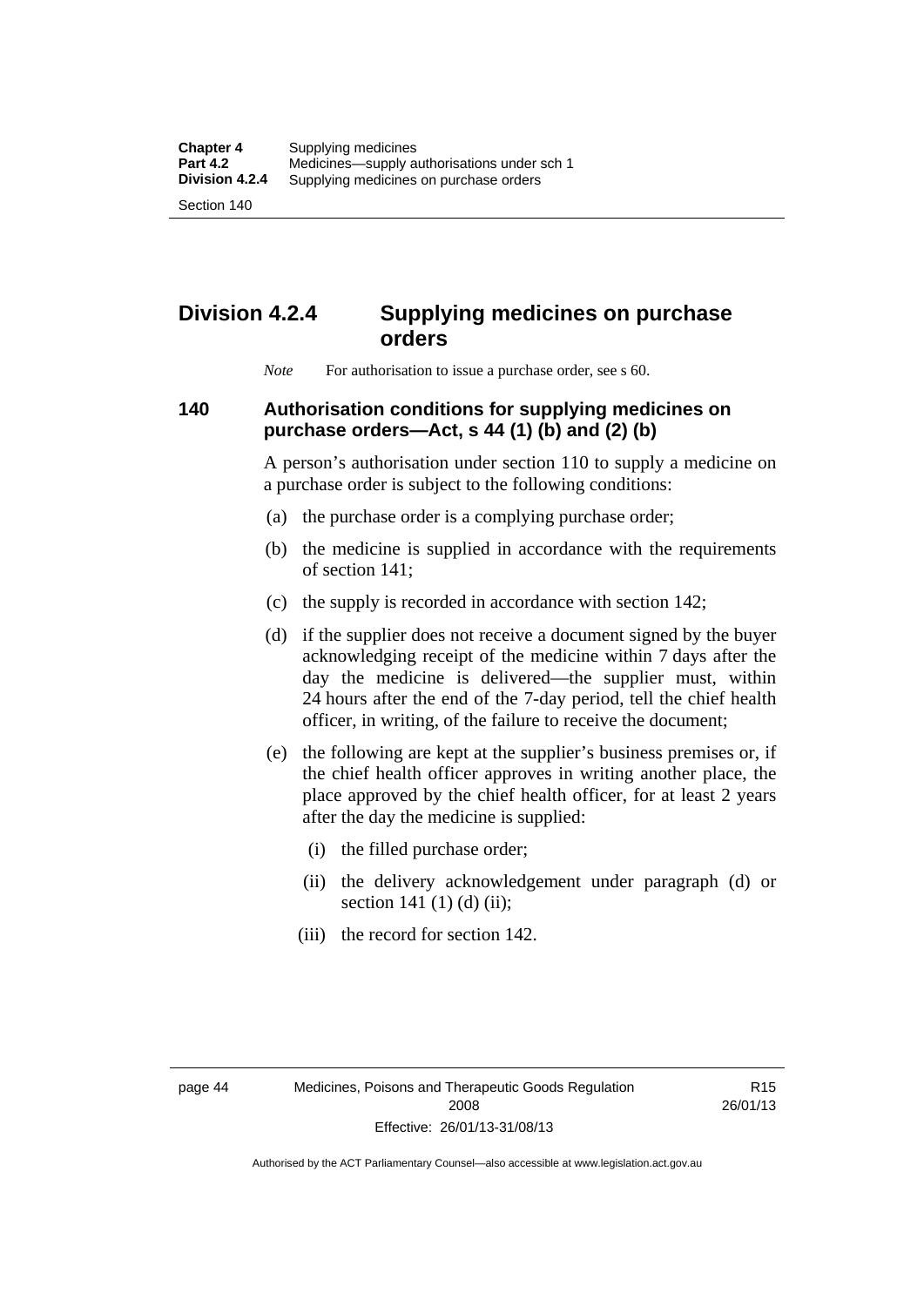## Division 4.2.4 Supplying medicines on purchase orders

*Note* For authorisation to issue a purchase order, see s 60.

### 140 Authorisation conditions for supplying medicines on purchase orders—Act, s 44 (1) (b) and (2) (b)

A person's authorisation under section 110 to supply a medicine on a purchase order is subject to the following conditions:

(a) the purchase order is a complying purchase order;

(b) the medicine is supplied in accordance with the requirements of section 141;

(c) the supply is recorded in accordance with section 142;

(d) if the supplier does not receive a document signed by the buyer acknowledging receipt of the medicine within 7 days after the day the medicine is delivered—the supplier must, within 24 hours after the end of the 7-day period, tell the chief health officer, in writing, of the failure to receive the document;

(e) the following are kept at the supplier's business premises or, if the chief health officer approves in writing another place, the place approved by the chief health officer, for at least 2 years after the day the medicine is supplied:

(i) the filled purchase order;

(ii) the delivery acknowledgement under paragraph (d) or section 141 (1) (d) (ii);

(iii) the record for section 142.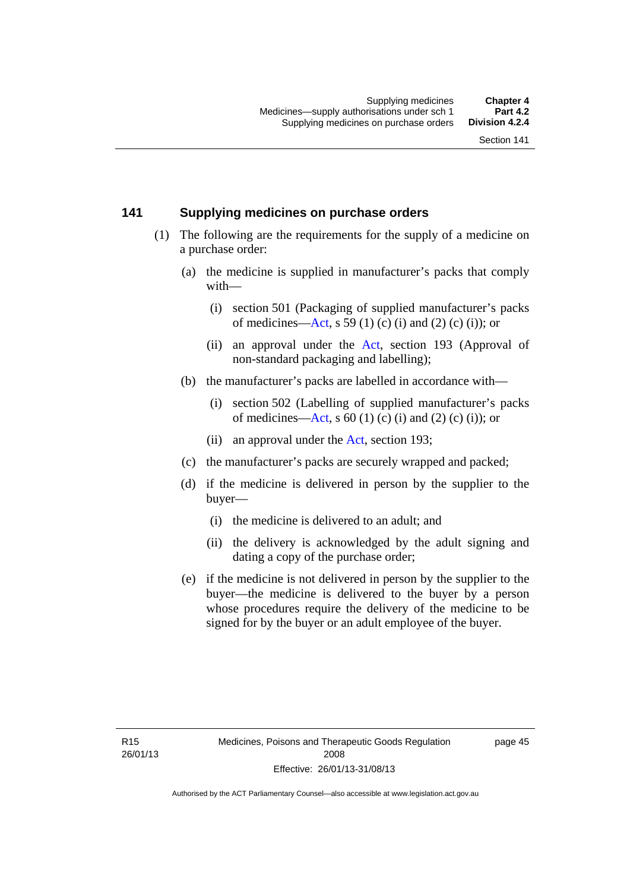## 141 Supplying medicines on purchase orders

(1) The following are the requirements for the supply of a medicine on a purchase order:

(a) the medicine is supplied in manufacturer's packs that comply with—

(i) section 501 (Packaging of supplied manufacturer's packs of medicines—Act, s 59 (1) (c) (i) and (2) (c) (i)); or

(ii) an approval under the Act, section 193 (Approval of non-standard packaging and labelling);

(b) the manufacturer's packs are labelled in accordance with—

(i) section 502 (Labelling of supplied manufacturer's packs of medicines—Act, s 60 (1) (c) (i) and (2) (c) (i)); or

(ii) an approval under the Act, section 193;

(c) the manufacturer's packs are securely wrapped and packed;

(d) if the medicine is delivered in person by the supplier to the buyer—

(i) the medicine is delivered to an adult; and

(ii) the delivery is acknowledged by the adult signing and dating a copy of the purchase order;

(e) if the medicine is not delivered in person by the supplier to the buyer—the medicine is delivered to the buyer by a person whose procedures require the delivery of the medicine to be signed for by the buyer or an adult employee of the buyer.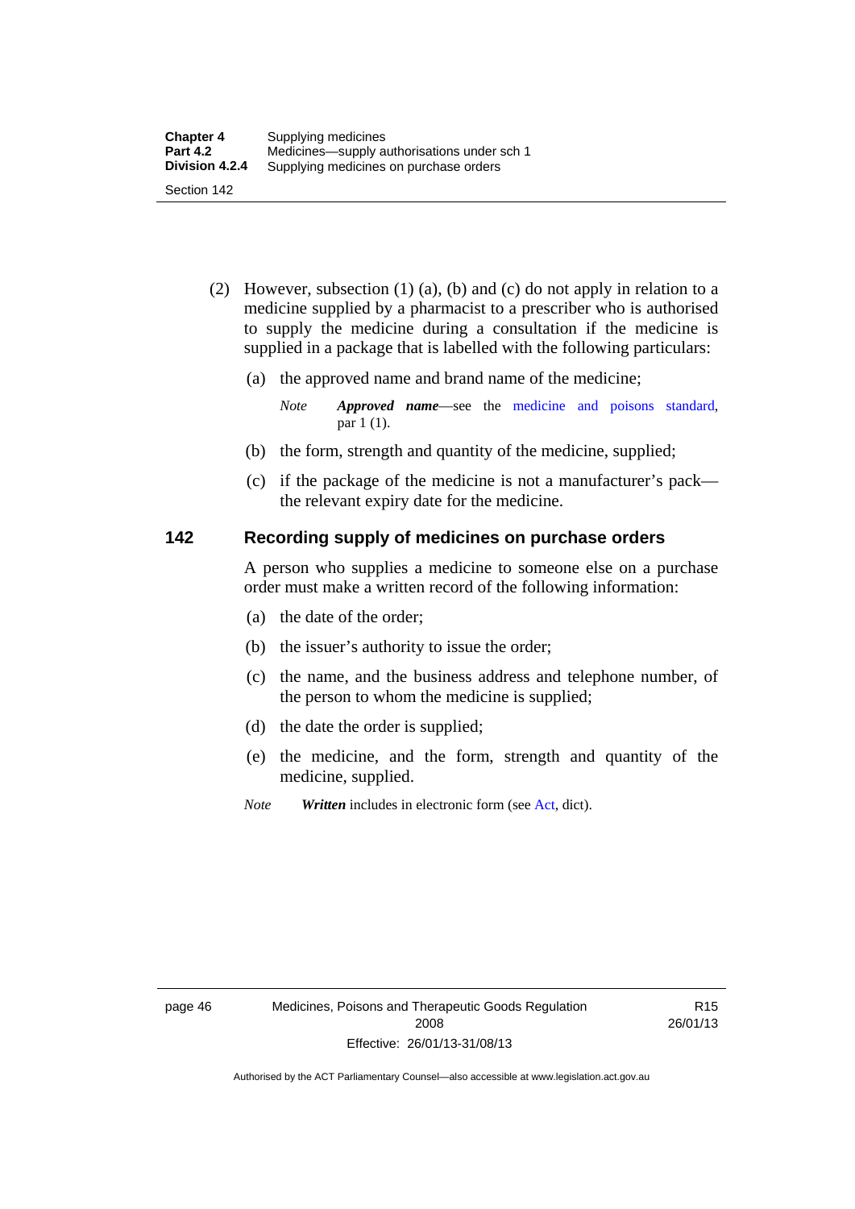(2) However, subsection (1) (a), (b) and (c) do not apply in relation to a medicine supplied by a pharmacist to a prescriber who is authorised to supply the medicine during a consultation if the medicine is supplied in a package that is labelled with the following particulars:

(a) the approved name and brand name of the medicine;

*Note* ***Approved name***—see the medicine and poisons standard, par 1 (1).

(b) the form, strength and quantity of the medicine, supplied;

(c) if the package of the medicine is not a manufacturer's pack—the relevant expiry date for the medicine.

### 142 Recording supply of medicines on purchase orders

A person who supplies a medicine to someone else on a purchase order must make a written record of the following information:

(a) the date of the order;

(b) the issuer's authority to issue the order;

(c) the name, and the business address and telephone number, of the person to whom the medicine is supplied;

(d) the date the order is supplied;

(e) the medicine, and the form, strength and quantity of the medicine, supplied.

*Note* ***Written*** includes in electronic form (see Act, dict).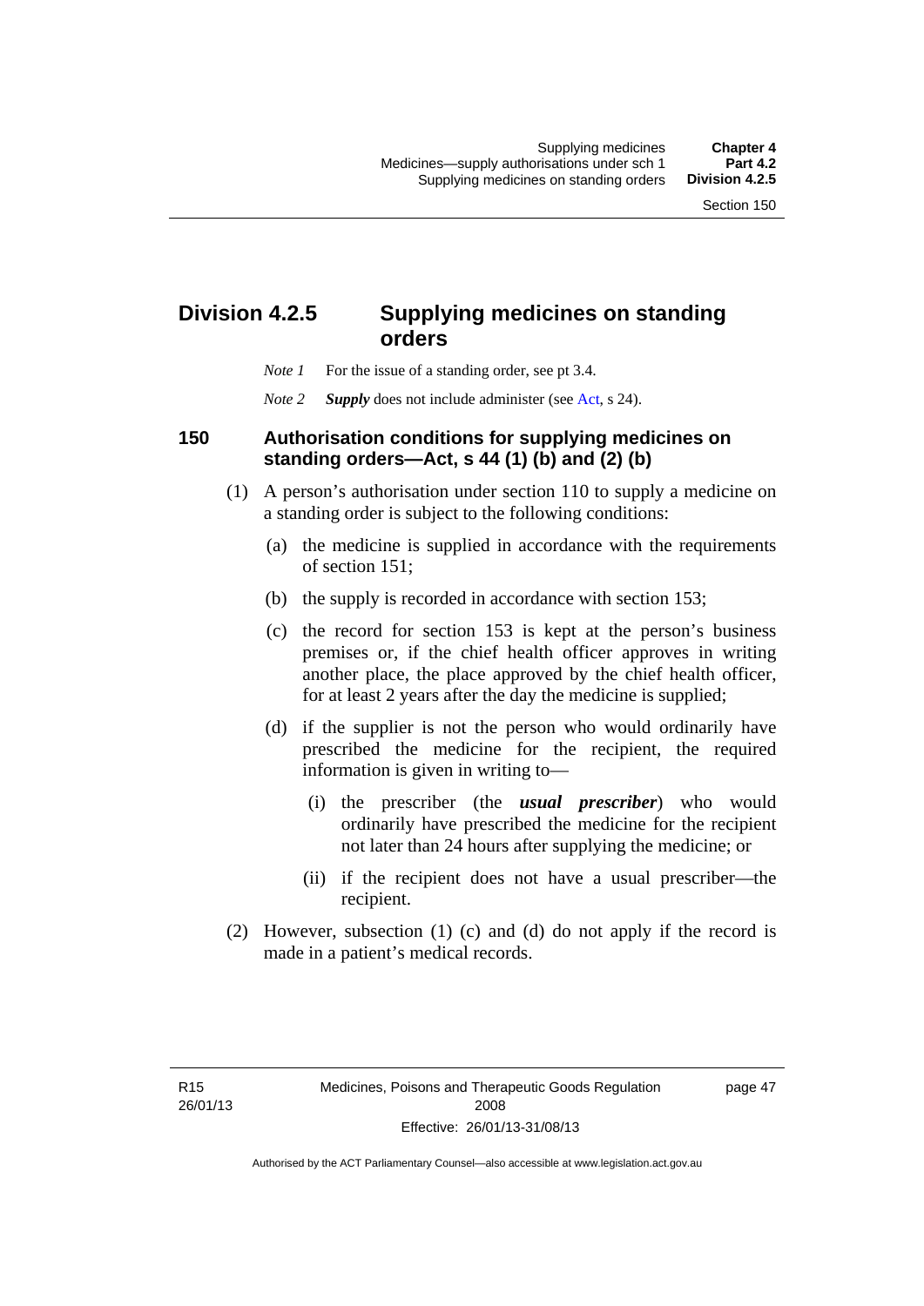## Division 4.2.5 Supplying medicines on standing orders

*Note 1* For the issue of a standing order, see pt 3.4.

*Note 2* ***Supply*** does not include administer (see Act, s 24).

### 150 Authorisation conditions for supplying medicines on standing orders—Act, s 44 (1) (b) and (2) (b)

(1) A person's authorisation under section 110 to supply a medicine on a standing order is subject to the following conditions:

(a) the medicine is supplied in accordance with the requirements of section 151;

(b) the supply is recorded in accordance with section 153;

(c) the record for section 153 is kept at the person's business premises or, if the chief health officer approves in writing another place, the place approved by the chief health officer, for at least 2 years after the day the medicine is supplied;

(d) if the supplier is not the person who would ordinarily have prescribed the medicine for the recipient, the required information is given in writing to—

(i) the prescriber (the ***usual prescriber***) who would ordinarily have prescribed the medicine for the recipient not later than 24 hours after supplying the medicine; or

(ii) if the recipient does not have a usual prescriber—the recipient.

(2) However, subsection (1) (c) and (d) do not apply if the record is made in a patient's medical records.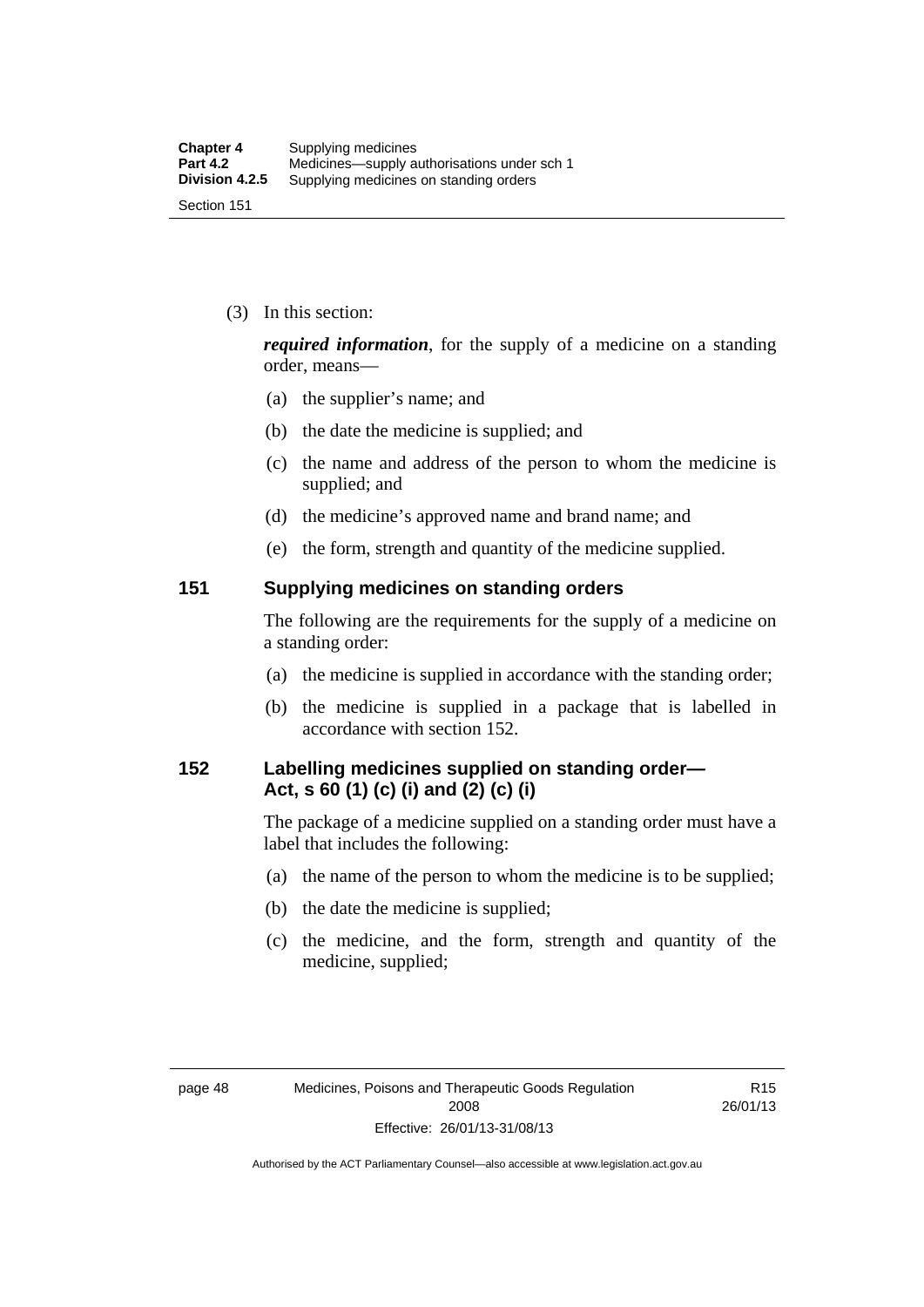(3) In this section:

***required information***, for the supply of a medicine on a standing order, means—

(a) the supplier's name; and

(b) the date the medicine is supplied; and

(c) the name and address of the person to whom the medicine is supplied; and

(d) the medicine's approved name and brand name; and

(e) the form, strength and quantity of the medicine supplied.

## 151 Supplying medicines on standing orders

The following are the requirements for the supply of a medicine on a standing order:

(a) the medicine is supplied in accordance with the standing order;

(b) the medicine is supplied in a package that is labelled in accordance with section 152.

## 152 Labelling medicines supplied on standing order—Act, s 60 (1) (c) (i) and (2) (c) (i)

The package of a medicine supplied on a standing order must have a label that includes the following:

(a) the name of the person to whom the medicine is to be supplied;

(b) the date the medicine is supplied;

(c) the medicine, and the form, strength and quantity of the medicine, supplied;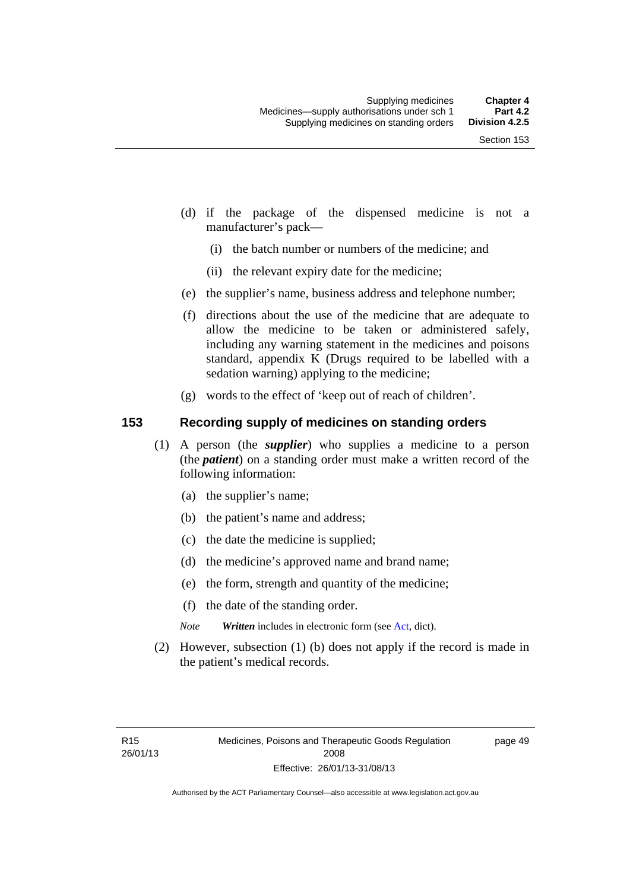(d) if the package of the dispensed medicine is not a manufacturer's pack—

(i) the batch number or numbers of the medicine; and

(ii) the relevant expiry date for the medicine;

(e) the supplier's name, business address and telephone number;

(f) directions about the use of the medicine that are adequate to allow the medicine to be taken or administered safely, including any warning statement in the medicines and poisons standard, appendix K (Drugs required to be labelled with a sedation warning) applying to the medicine;

(g) words to the effect of 'keep out of reach of children'.

### 153 Recording supply of medicines on standing orders

(1) A person (the ***supplier***) who supplies a medicine to a person (the ***patient***) on a standing order must make a written record of the following information:

(a) the supplier's name;

(b) the patient's name and address;

(c) the date the medicine is supplied;

(d) the medicine's approved name and brand name;

(e) the form, strength and quantity of the medicine;

(f) the date of the standing order.

*Note* ***Written*** includes in electronic form (see Act, dict).

(2) However, subsection (1) (b) does not apply if the record is made in the patient's medical records.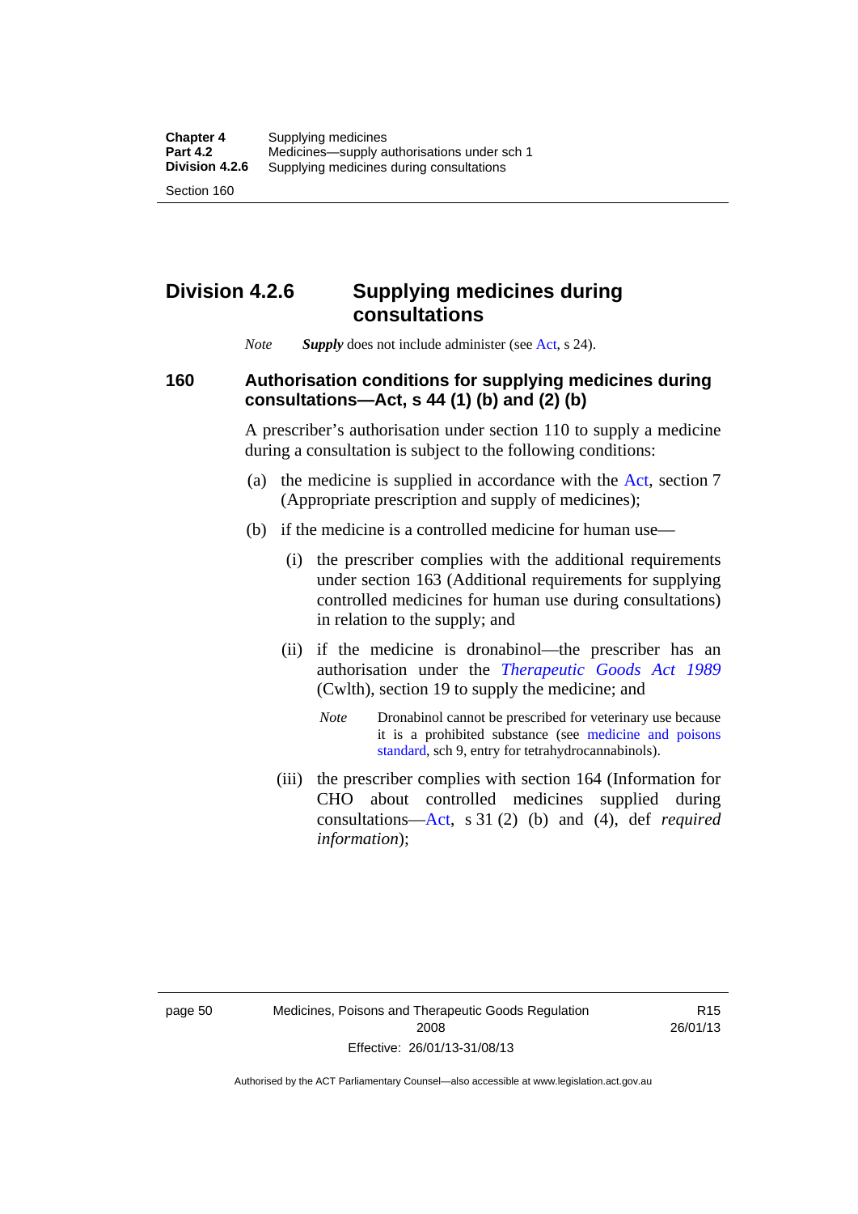## Division 4.2.6 Supplying medicines during consultations

*Note* ***Supply*** does not include administer (see Act, s 24).

### 160 Authorisation conditions for supplying medicines during consultations—Act, s 44 (1) (b) and (2) (b)

A prescriber's authorisation under section 110 to supply a medicine during a consultation is subject to the following conditions:

(a) the medicine is supplied in accordance with the Act, section 7 (Appropriate prescription and supply of medicines);

(b) if the medicine is a controlled medicine for human use—

(i) the prescriber complies with the additional requirements under section 163 (Additional requirements for supplying controlled medicines for human use during consultations) in relation to the supply; and

(ii) if the medicine is dronabinol—the prescriber has an authorisation under the *Therapeutic Goods Act 1989* (Cwlth), section 19 to supply the medicine; and

*Note* Dronabinol cannot be prescribed for veterinary use because it is a prohibited substance (see medicine and poisons standard, sch 9, entry for tetrahydrocannabinols).

(iii) the prescriber complies with section 164 (Information for CHO about controlled medicines supplied during consultations—Act, s 31 (2) (b) and (4), def *required information*);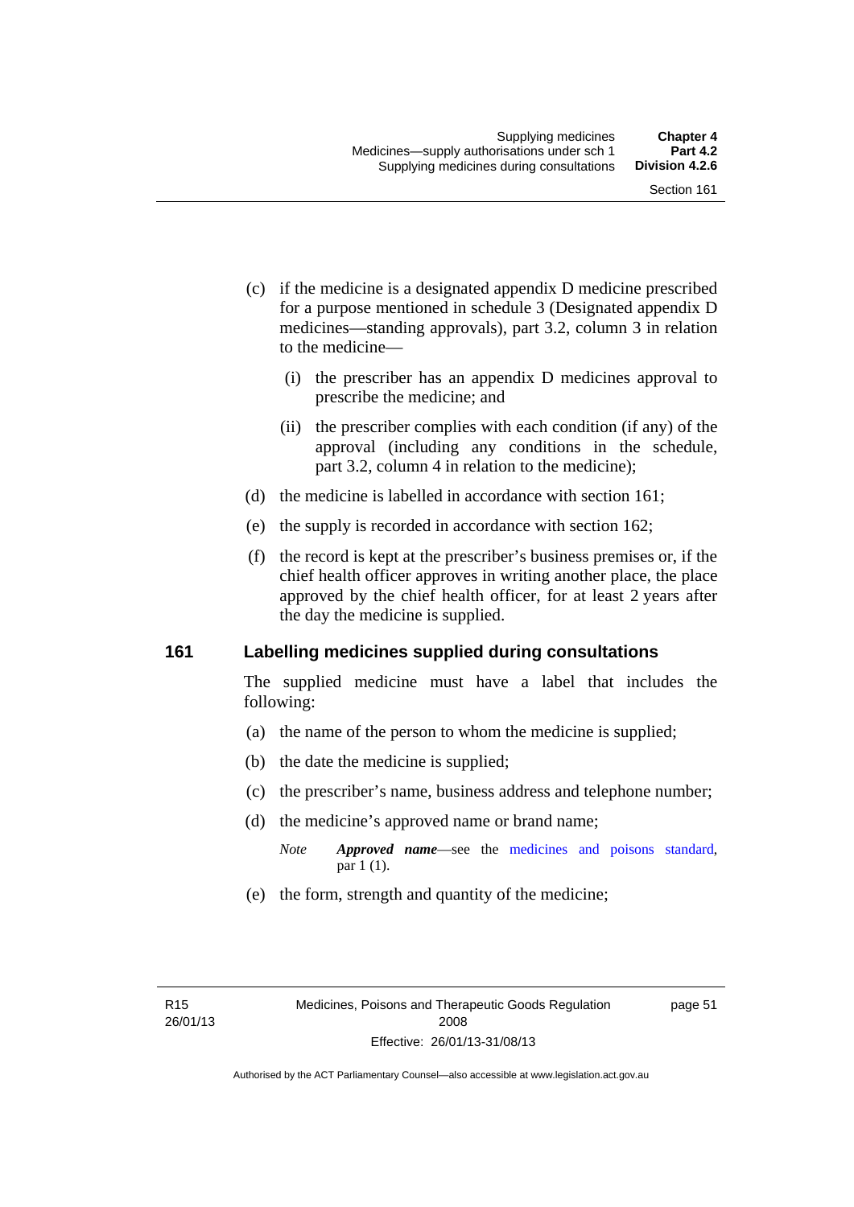(c) if the medicine is a designated appendix D medicine prescribed for a purpose mentioned in schedule 3 (Designated appendix D medicines—standing approvals), part 3.2, column 3 in relation to the medicine—

(i) the prescriber has an appendix D medicines approval to prescribe the medicine; and

(ii) the prescriber complies with each condition (if any) of the approval (including any conditions in the schedule, part 3.2, column 4 in relation to the medicine);

(d) the medicine is labelled in accordance with section 161;

(e) the supply is recorded in accordance with section 162;

(f) the record is kept at the prescriber's business premises or, if the chief health officer approves in writing another place, the place approved by the chief health officer, for at least 2 years after the day the medicine is supplied.

## 161 Labelling medicines supplied during consultations

The supplied medicine must have a label that includes the following:

(a) the name of the person to whom the medicine is supplied;

(b) the date the medicine is supplied;

(c) the prescriber's name, business address and telephone number;

(d) the medicine's approved name or brand name;

*Note* ***Approved name***—see the medicines and poisons standard, par 1 (1).

(e) the form, strength and quantity of the medicine;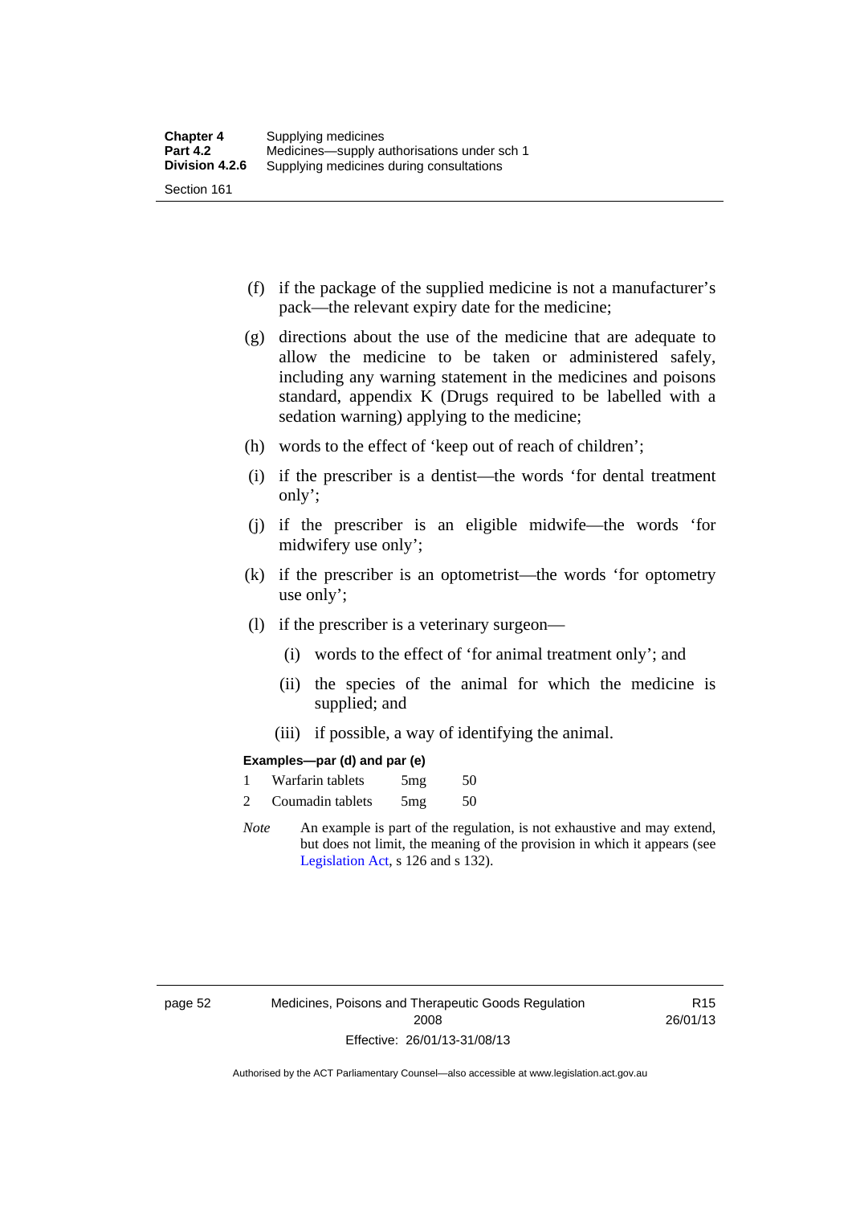(f) if the package of the supplied medicine is not a manufacturer's pack—the relevant expiry date for the medicine;

(g) directions about the use of the medicine that are adequate to allow the medicine to be taken or administered safely, including any warning statement in the medicines and poisons standard, appendix K (Drugs required to be labelled with a sedation warning) applying to the medicine;

(h) words to the effect of 'keep out of reach of children';

(i) if the prescriber is a dentist—the words 'for dental treatment only';

(j) if the prescriber is an eligible midwife—the words 'for midwifery use only';

(k) if the prescriber is an optometrist—the words 'for optometry use only';

(l) if the prescriber is a veterinary surgeon—

(i) words to the effect of 'for animal treatment only'; and

(ii) the species of the animal for which the medicine is supplied; and

(iii) if possible, a way of identifying the animal.

**Examples—par (d) and par (e)**

1 Warfarin tablets 5mg 50

2 Coumadin tablets 5mg 50

*Note* An example is part of the regulation, is not exhaustive and may extend, but does not limit, the meaning of the provision in which it appears (see Legislation Act, s 126 and s 132).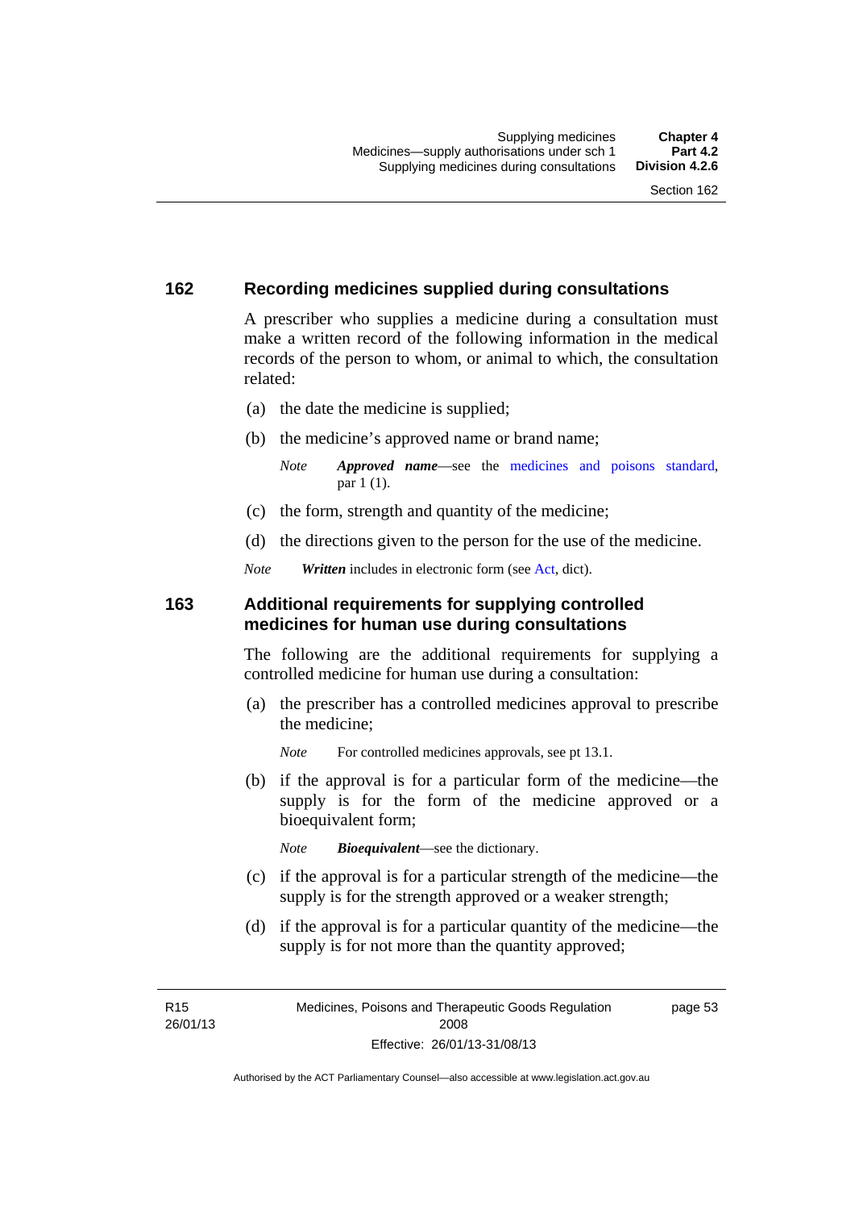## 162 Recording medicines supplied during consultations

A prescriber who supplies a medicine during a consultation must make a written record of the following information in the medical records of the person to whom, or animal to which, the consultation related:

(a) the date the medicine is supplied;

(b) the medicine's approved name or brand name;

> *Note* ***Approved name***—see the medicines and poisons standard, par 1 (1).

(c) the form, strength and quantity of the medicine;

(d) the directions given to the person for the use of the medicine.

*Note* ***Written*** includes in electronic form (see Act, dict).

## 163 Additional requirements for supplying controlled medicines for human use during consultations

The following are the additional requirements for supplying a controlled medicine for human use during a consultation:

(a) the prescriber has a controlled medicines approval to prescribe the medicine;

> *Note* For controlled medicines approvals, see pt 13.1.

(b) if the approval is for a particular form of the medicine—the supply is for the form of the medicine approved or a bioequivalent form;

> *Note* ***Bioequivalent***—see the dictionary.

(c) if the approval is for a particular strength of the medicine—the supply is for the strength approved or a weaker strength;

(d) if the approval is for a particular quantity of the medicine—the supply is for not more than the quantity approved;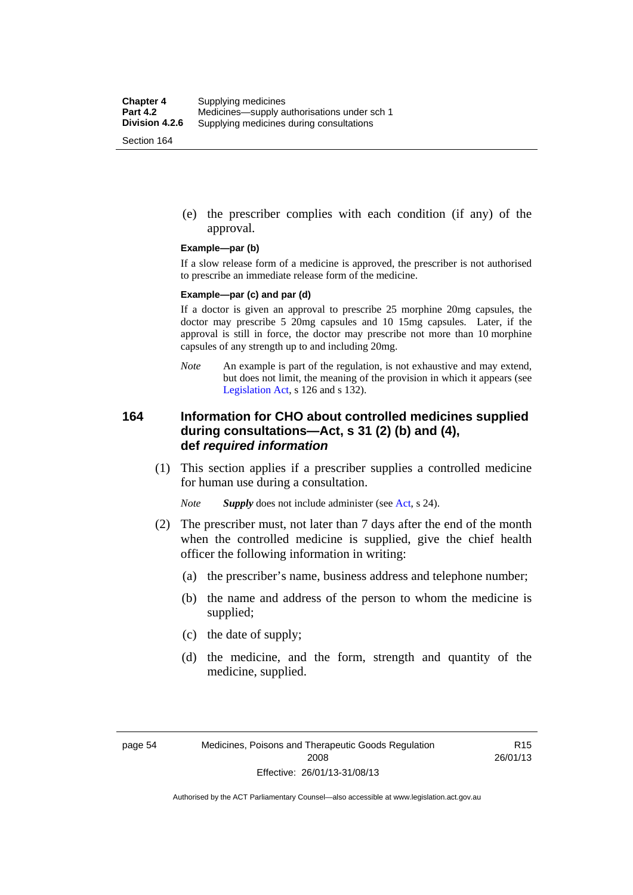(e) the prescriber complies with each condition (if any) of the approval.

**Example—par (b)**

If a slow release form of a medicine is approved, the prescriber is not authorised to prescribe an immediate release form of the medicine.

**Example—par (c) and par (d)**

If a doctor is given an approval to prescribe 25 morphine 20mg capsules, the doctor may prescribe 5 20mg capsules and 10 15mg capsules. Later, if the approval is still in force, the doctor may prescribe not more than 10 morphine capsules of any strength up to and including 20mg.

*Note* An example is part of the regulation, is not exhaustive and may extend, but does not limit, the meaning of the provision in which it appears (see Legislation Act, s 126 and s 132).

## 164 Information for CHO about controlled medicines supplied during consultations—Act, s 31 (2) (b) and (4), def *required information*

(1) This section applies if a prescriber supplies a controlled medicine for human use during a consultation.

*Note* ***Supply*** does not include administer (see Act, s 24).

(2) The prescriber must, not later than 7 days after the end of the month when the controlled medicine is supplied, give the chief health officer the following information in writing:

(a) the prescriber's name, business address and telephone number;

(b) the name and address of the person to whom the medicine is supplied;

(c) the date of supply;

(d) the medicine, and the form, strength and quantity of the medicine, supplied.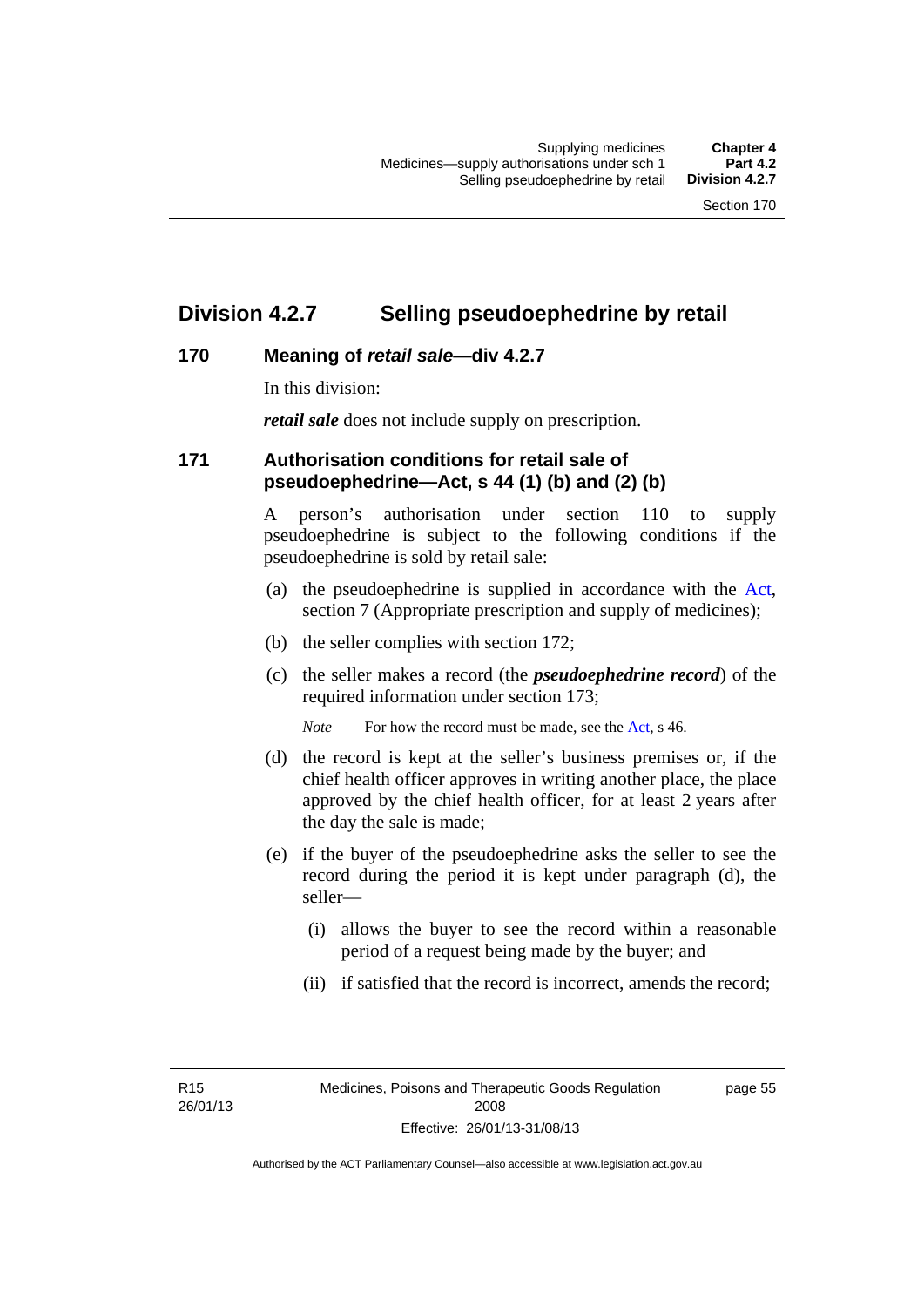# Division 4.2.7 Selling pseudoephedrine by retail

## 170 Meaning of *retail sale*—div 4.2.7

In this division:

***retail sale*** does not include supply on prescription.

## 171 Authorisation conditions for retail sale of pseudoephedrine—Act, s 44 (1) (b) and (2) (b)

A person's authorisation under section 110 to supply pseudoephedrine is subject to the following conditions if the pseudoephedrine is sold by retail sale:

(a) the pseudoephedrine is supplied in accordance with the Act, section 7 (Appropriate prescription and supply of medicines);

(b) the seller complies with section 172;

(c) the seller makes a record (the ***pseudoephedrine record***) of the required information under section 173;

*Note* For how the record must be made, see the Act, s 46.

(d) the record is kept at the seller's business premises or, if the chief health officer approves in writing another place, the place approved by the chief health officer, for at least 2 years after the day the sale is made;

(e) if the buyer of the pseudoephedrine asks the seller to see the record during the period it is kept under paragraph (d), the seller—

(i) allows the buyer to see the record within a reasonable period of a request being made by the buyer; and

(ii) if satisfied that the record is incorrect, amends the record;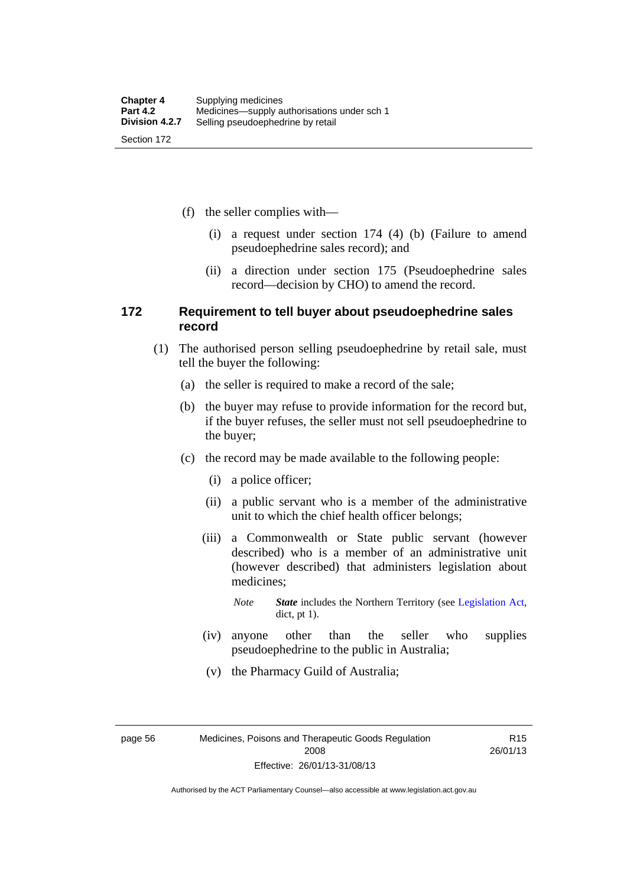(f) the seller complies with—

(i) a request under section 174 (4) (b) (Failure to amend pseudoephedrine sales record); and

(ii) a direction under section 175 (Pseudoephedrine sales record—decision by CHO) to amend the record.

### 172 Requirement to tell buyer about pseudoephedrine sales record

(1) The authorised person selling pseudoephedrine by retail sale, must tell the buyer the following:

(a) the seller is required to make a record of the sale;

(b) the buyer may refuse to provide information for the record but, if the buyer refuses, the seller must not sell pseudoephedrine to the buyer;

(c) the record may be made available to the following people:

(i) a police officer;

(ii) a public servant who is a member of the administrative unit to which the chief health officer belongs;

(iii) a Commonwealth or State public servant (however described) who is a member of an administrative unit (however described) that administers legislation about medicines;

*Note* ***State*** includes the Northern Territory (see Legislation Act, dict, pt 1).

(iv) anyone other than the seller who supplies pseudoephedrine to the public in Australia;

(v) the Pharmacy Guild of Australia;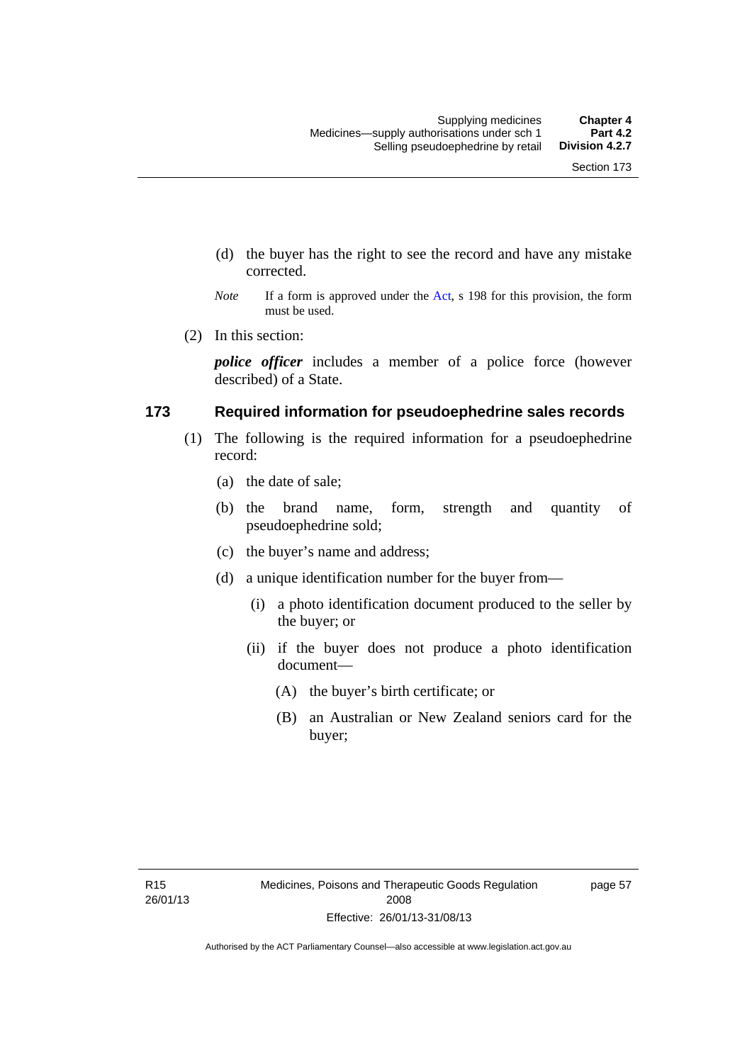(d) the buyer has the right to see the record and have any mistake corrected.

*Note* If a form is approved under the Act, s 198 for this provision, the form must be used.

(2) In this section:

***police officer*** includes a member of a police force (however described) of a State.

## 173 Required information for pseudoephedrine sales records

(1) The following is the required information for a pseudoephedrine record:

(a) the date of sale;

(b) the brand name, form, strength and quantity of pseudoephedrine sold;

(c) the buyer's name and address;

(d) a unique identification number for the buyer from—

(i) a photo identification document produced to the seller by the buyer; or

(ii) if the buyer does not produce a photo identification document—

(A) the buyer's birth certificate; or

(B) an Australian or New Zealand seniors card for the buyer;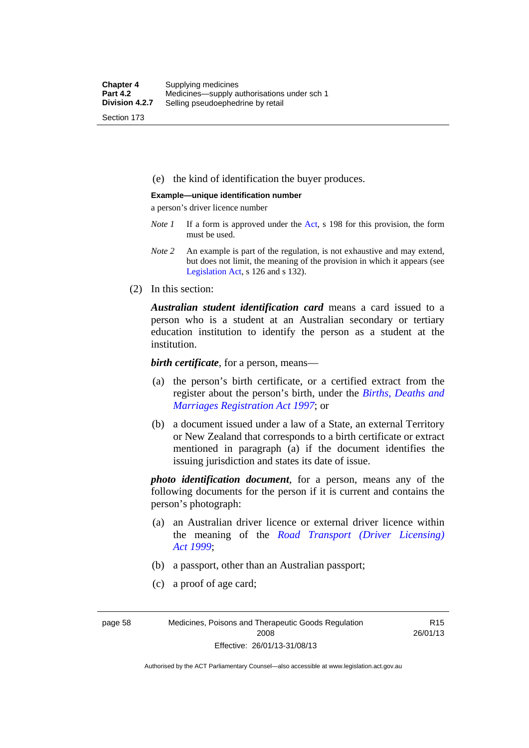(e) the kind of identification the buyer produces.

**Example—unique identification number**

a person's driver licence number

*Note 1* If a form is approved under the Act, s 198 for this provision, the form must be used.

*Note 2* An example is part of the regulation, is not exhaustive and may extend, but does not limit, the meaning of the provision in which it appears (see Legislation Act, s 126 and s 132).

(2) In this section:

***Australian student identification card*** means a card issued to a person who is a student at an Australian secondary or tertiary education institution to identify the person as a student at the institution.

***birth certificate***, for a person, means—

(a) the person's birth certificate, or a certified extract from the register about the person's birth, under the *Births, Deaths and Marriages Registration Act 1997*; or

(b) a document issued under a law of a State, an external Territory or New Zealand that corresponds to a birth certificate or extract mentioned in paragraph (a) if the document identifies the issuing jurisdiction and states its date of issue.

***photo identification document***, for a person, means any of the following documents for the person if it is current and contains the person's photograph:

(a) an Australian driver licence or external driver licence within the meaning of the *Road Transport (Driver Licensing) Act 1999*;

(b) a passport, other than an Australian passport;

(c) a proof of age card;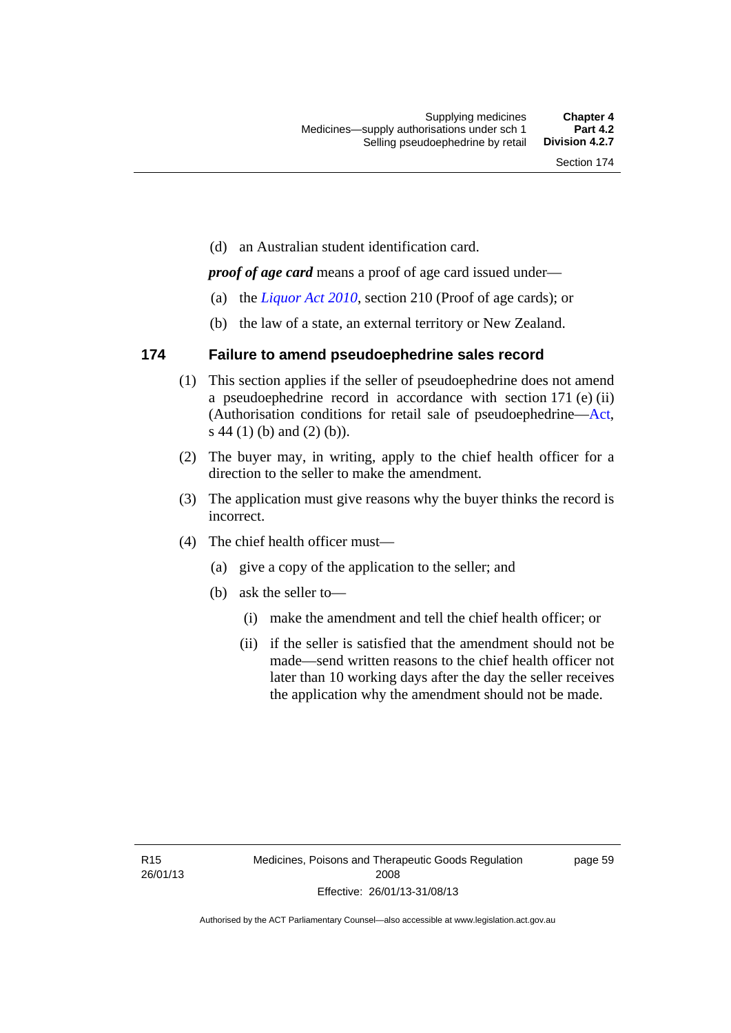(d) an Australian student identification card.

***proof of age card*** means a proof of age card issued under—

(a) the *Liquor Act 2010*, section 210 (Proof of age cards); or

(b) the law of a state, an external territory or New Zealand.

## 174 Failure to amend pseudoephedrine sales record

(1) This section applies if the seller of pseudoephedrine does not amend a pseudoephedrine record in accordance with section 171 (e) (ii) (Authorisation conditions for retail sale of pseudoephedrine—Act, s 44 (1) (b) and (2) (b)).

(2) The buyer may, in writing, apply to the chief health officer for a direction to the seller to make the amendment.

(3) The application must give reasons why the buyer thinks the record is incorrect.

(4) The chief health officer must—

(a) give a copy of the application to the seller; and

(b) ask the seller to—

(i) make the amendment and tell the chief health officer; or

(ii) if the seller is satisfied that the amendment should not be made—send written reasons to the chief health officer not later than 10 working days after the day the seller receives the application why the amendment should not be made.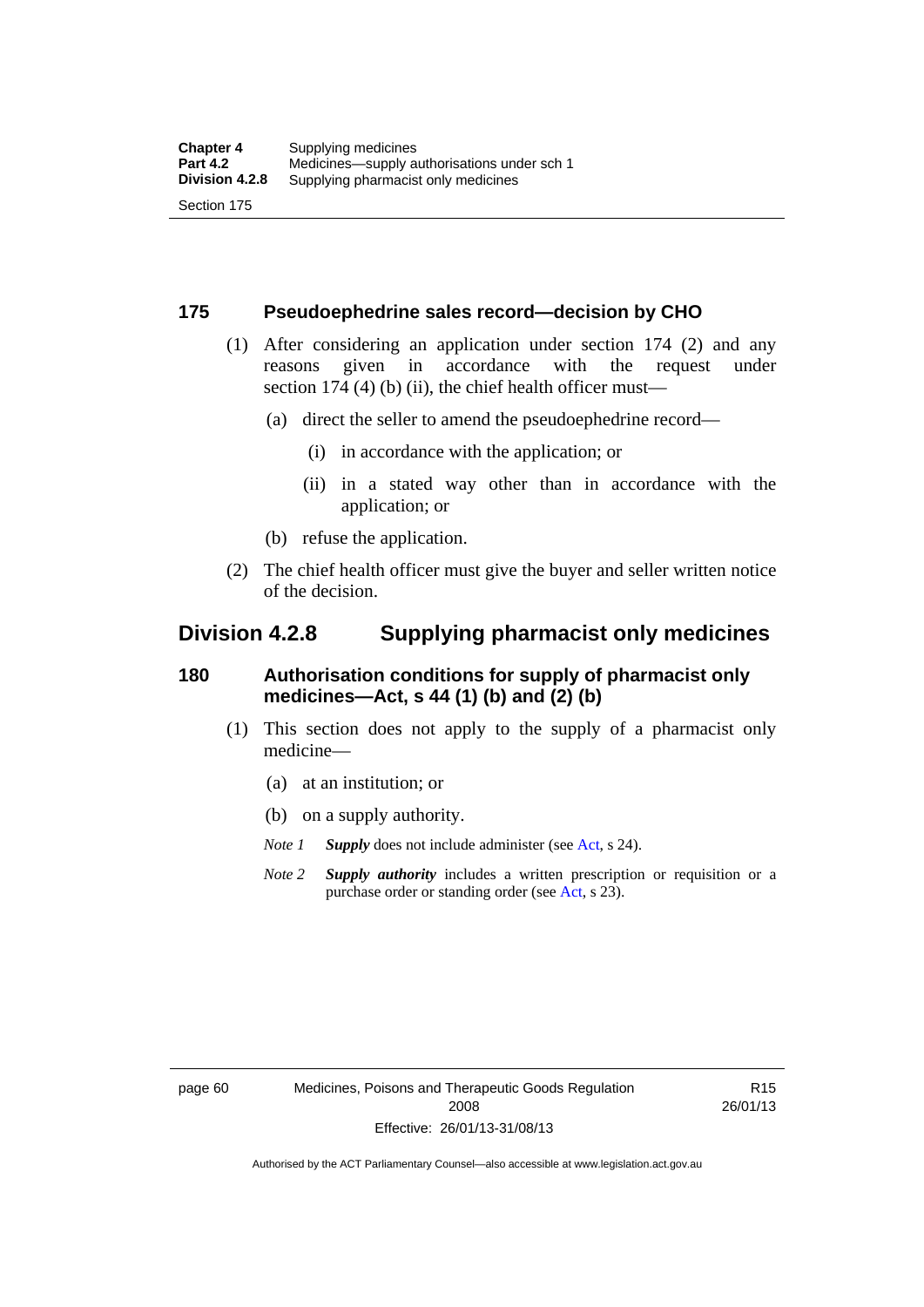### 175 Pseudoephedrine sales record—decision by CHO

(1) After considering an application under section 174 (2) and any reasons given in accordance with the request under section 174 (4) (b) (ii), the chief health officer must—

(a) direct the seller to amend the pseudoephedrine record—

(i) in accordance with the application; or

(ii) in a stated way other than in accordance with the application; or

(b) refuse the application.

(2) The chief health officer must give the buyer and seller written notice of the decision.

## Division 4.2.8 Supplying pharmacist only medicines

### 180 Authorisation conditions for supply of pharmacist only medicines—Act, s 44 (1) (b) and (2) (b)

(1) This section does not apply to the supply of a pharmacist only medicine—

(a) at an institution; or

(b) on a supply authority.

*Note 1* ***Supply*** does not include administer (see Act, s 24).

*Note 2* ***Supply authority*** includes a written prescription or requisition or a purchase order or standing order (see Act, s 23).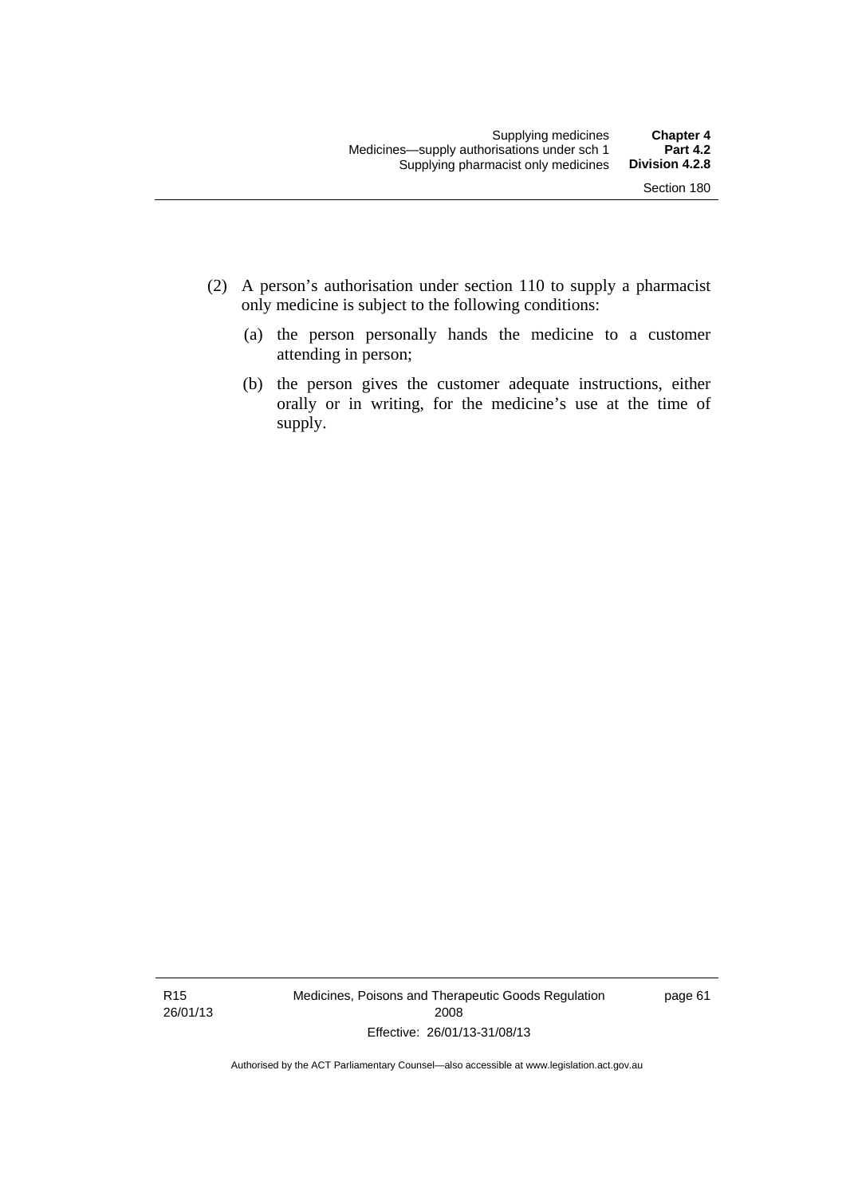(2) A person's authorisation under section 110 to supply a pharmacist only medicine is subject to the following conditions:

(a) the person personally hands the medicine to a customer attending in person;

(b) the person gives the customer adequate instructions, either orally or in writing, for the medicine's use at the time of supply.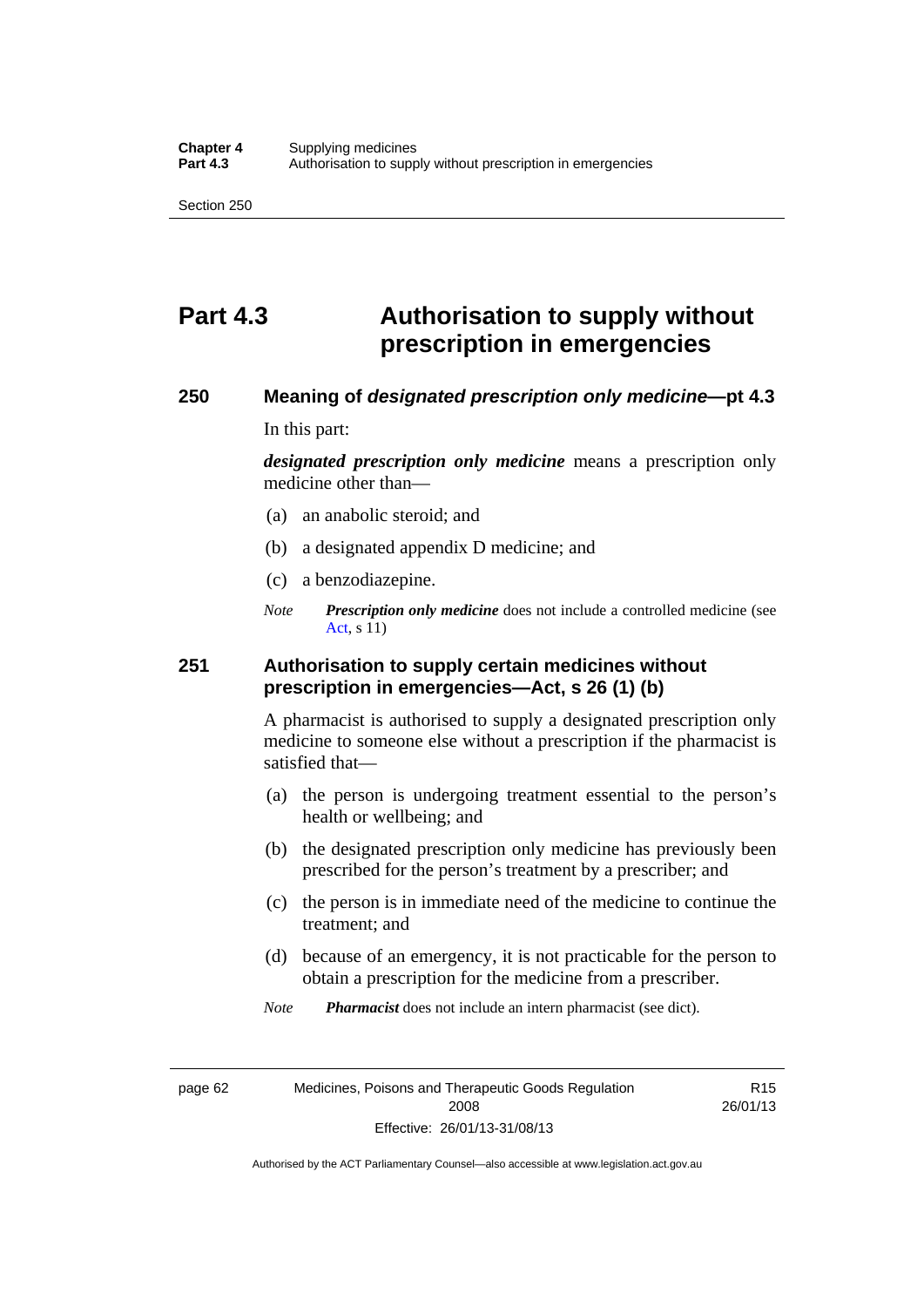# Part 4.3 Authorisation to supply without prescription in emergencies

## 250 Meaning of *designated prescription only medicine*—pt 4.3

In this part:

***designated prescription only medicine*** means a prescription only medicine other than—

(a) an anabolic steroid; and

(b) a designated appendix D medicine; and

(c) a benzodiazepine.

*Note* ***Prescription only medicine*** does not include a controlled medicine (see Act, s 11)

## 251 Authorisation to supply certain medicines without prescription in emergencies—Act, s 26 (1) (b)

A pharmacist is authorised to supply a designated prescription only medicine to someone else without a prescription if the pharmacist is satisfied that—

(a) the person is undergoing treatment essential to the person's health or wellbeing; and

(b) the designated prescription only medicine has previously been prescribed for the person's treatment by a prescriber; and

(c) the person is in immediate need of the medicine to continue the treatment; and

(d) because of an emergency, it is not practicable for the person to obtain a prescription for the medicine from a prescriber.

*Note* ***Pharmacist*** does not include an intern pharmacist (see dict).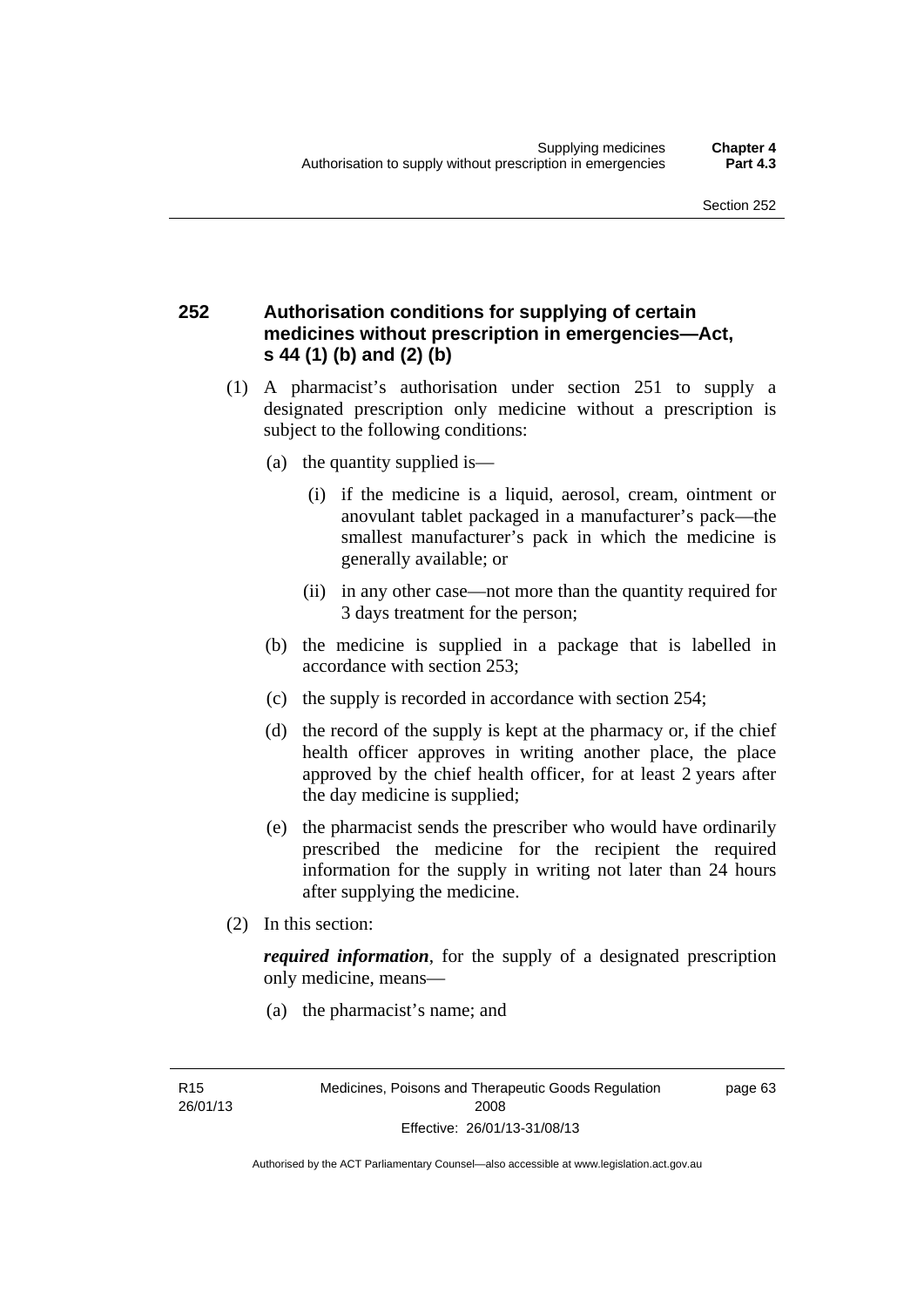## 252 Authorisation conditions for supplying of certain medicines without prescription in emergencies—Act, s 44 (1) (b) and (2) (b)

(1) A pharmacist's authorisation under section 251 to supply a designated prescription only medicine without a prescription is subject to the following conditions:

(a) the quantity supplied is—

(i) if the medicine is a liquid, aerosol, cream, ointment or anovulant tablet packaged in a manufacturer's pack—the smallest manufacturer's pack in which the medicine is generally available; or

(ii) in any other case—not more than the quantity required for 3 days treatment for the person;

(b) the medicine is supplied in a package that is labelled in accordance with section 253;

(c) the supply is recorded in accordance with section 254;

(d) the record of the supply is kept at the pharmacy or, if the chief health officer approves in writing another place, the place approved by the chief health officer, for at least 2 years after the day medicine is supplied;

(e) the pharmacist sends the prescriber who would have ordinarily prescribed the medicine for the recipient the required information for the supply in writing not later than 24 hours after supplying the medicine.

(2) In this section:

***required information***, for the supply of a designated prescription only medicine, means—

(a) the pharmacist's name; and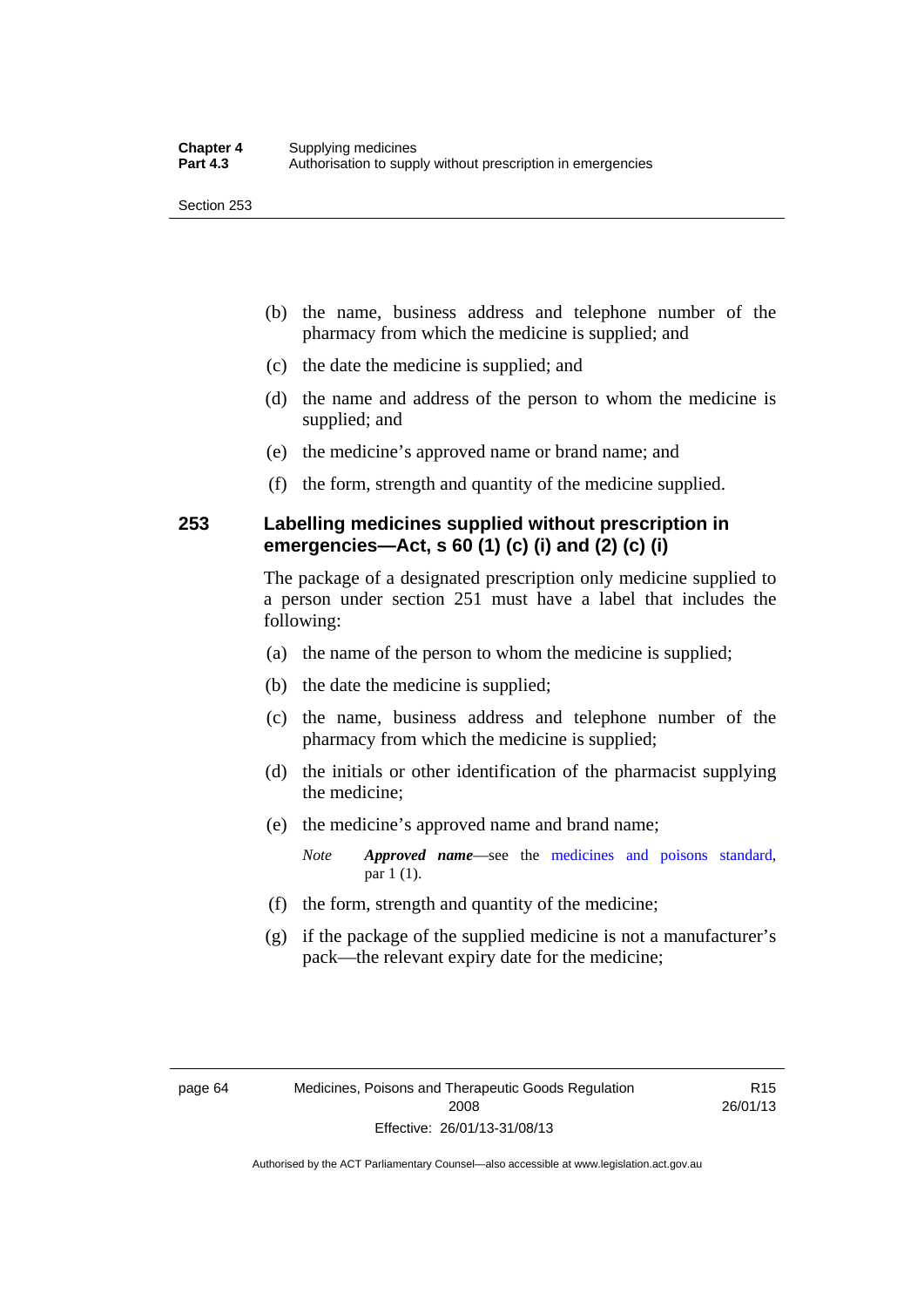(b) the name, business address and telephone number of the pharmacy from which the medicine is supplied; and

(c) the date the medicine is supplied; and

(d) the name and address of the person to whom the medicine is supplied; and

(e) the medicine's approved name or brand name; and

(f) the form, strength and quantity of the medicine supplied.

## 253 Labelling medicines supplied without prescription in emergencies—Act, s 60 (1) (c) (i) and (2) (c) (i)

The package of a designated prescription only medicine supplied to a person under section 251 must have a label that includes the following:

(a) the name of the person to whom the medicine is supplied;

(b) the date the medicine is supplied;

(c) the name, business address and telephone number of the pharmacy from which the medicine is supplied;

(d) the initials or other identification of the pharmacist supplying the medicine;

(e) the medicine's approved name and brand name;

*Note* ***Approved name***—see the medicines and poisons standard, par 1 (1).

(f) the form, strength and quantity of the medicine;

(g) if the package of the supplied medicine is not a manufacturer's pack—the relevant expiry date for the medicine;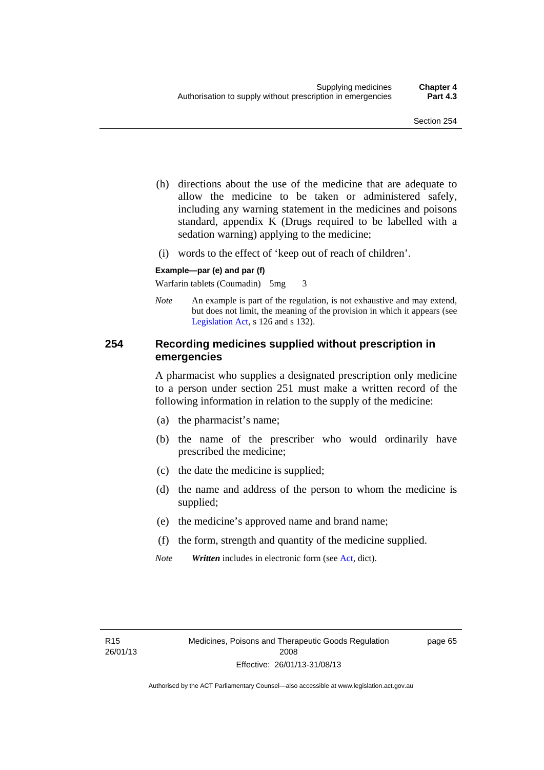(h) directions about the use of the medicine that are adequate to allow the medicine to be taken or administered safely, including any warning statement in the medicines and poisons standard, appendix K (Drugs required to be labelled with a sedation warning) applying to the medicine;

(i) words to the effect of 'keep out of reach of children'.

**Example—par (e) and par (f)**

Warfarin tablets (Coumadin) 5mg 3

*Note* An example is part of the regulation, is not exhaustive and may extend, but does not limit, the meaning of the provision in which it appears (see Legislation Act, s 126 and s 132).

## 254 Recording medicines supplied without prescription in emergencies

A pharmacist who supplies a designated prescription only medicine to a person under section 251 must make a written record of the following information in relation to the supply of the medicine:

(a) the pharmacist's name;

(b) the name of the prescriber who would ordinarily have prescribed the medicine;

(c) the date the medicine is supplied;

(d) the name and address of the person to whom the medicine is supplied;

(e) the medicine's approved name and brand name;

(f) the form, strength and quantity of the medicine supplied.

*Note* ***Written*** includes in electronic form (see Act, dict).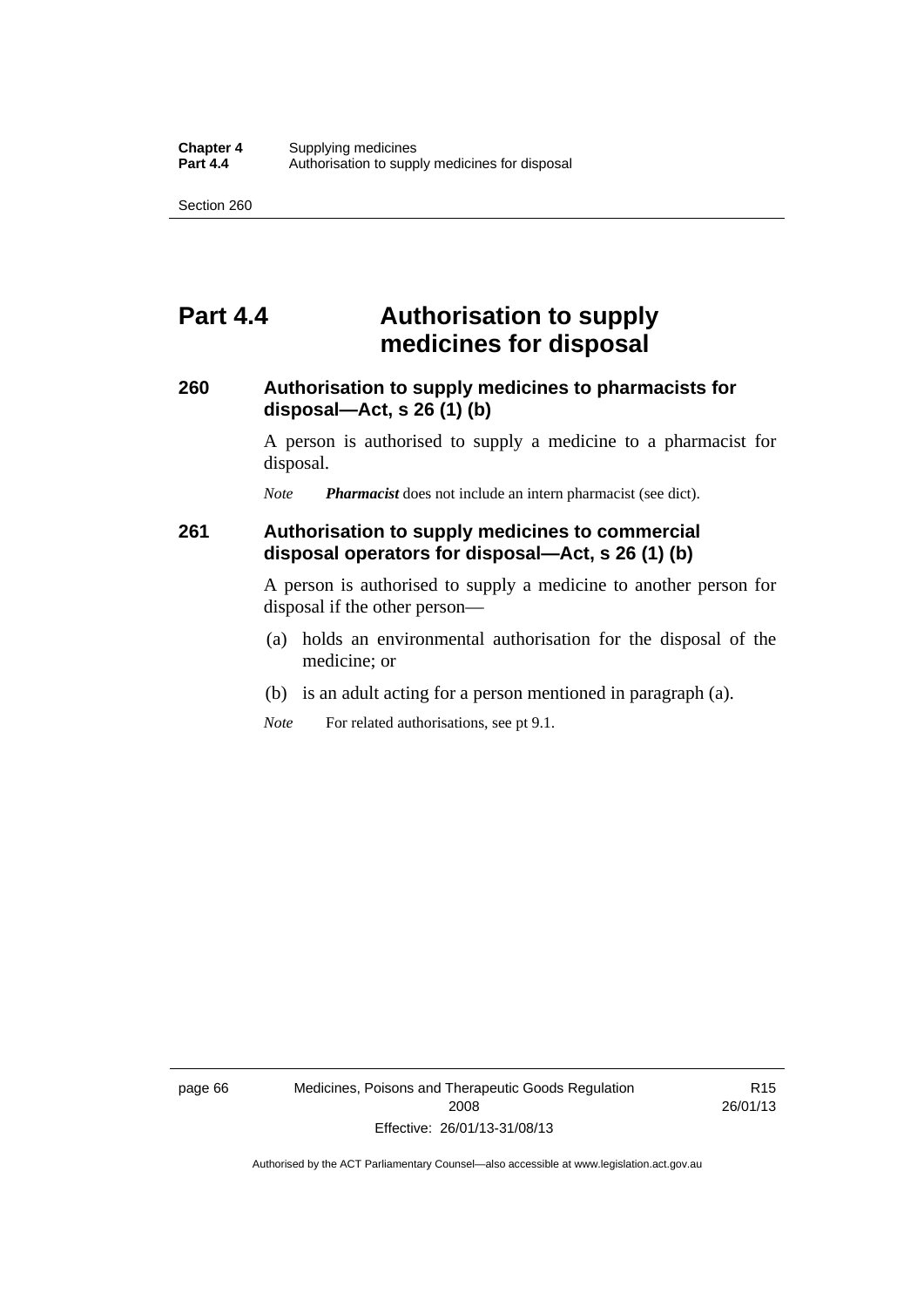# Part 4.4 Authorisation to supply medicines for disposal

## 260 Authorisation to supply medicines to pharmacists for disposal—Act, s 26 (1) (b)

A person is authorised to supply a medicine to a pharmacist for disposal.

*Note* ***Pharmacist*** does not include an intern pharmacist (see dict).

## 261 Authorisation to supply medicines to commercial disposal operators for disposal—Act, s 26 (1) (b)

A person is authorised to supply a medicine to another person for disposal if the other person—

(a) holds an environmental authorisation for the disposal of the medicine; or

(b) is an adult acting for a person mentioned in paragraph (a).

*Note* For related authorisations, see pt 9.1.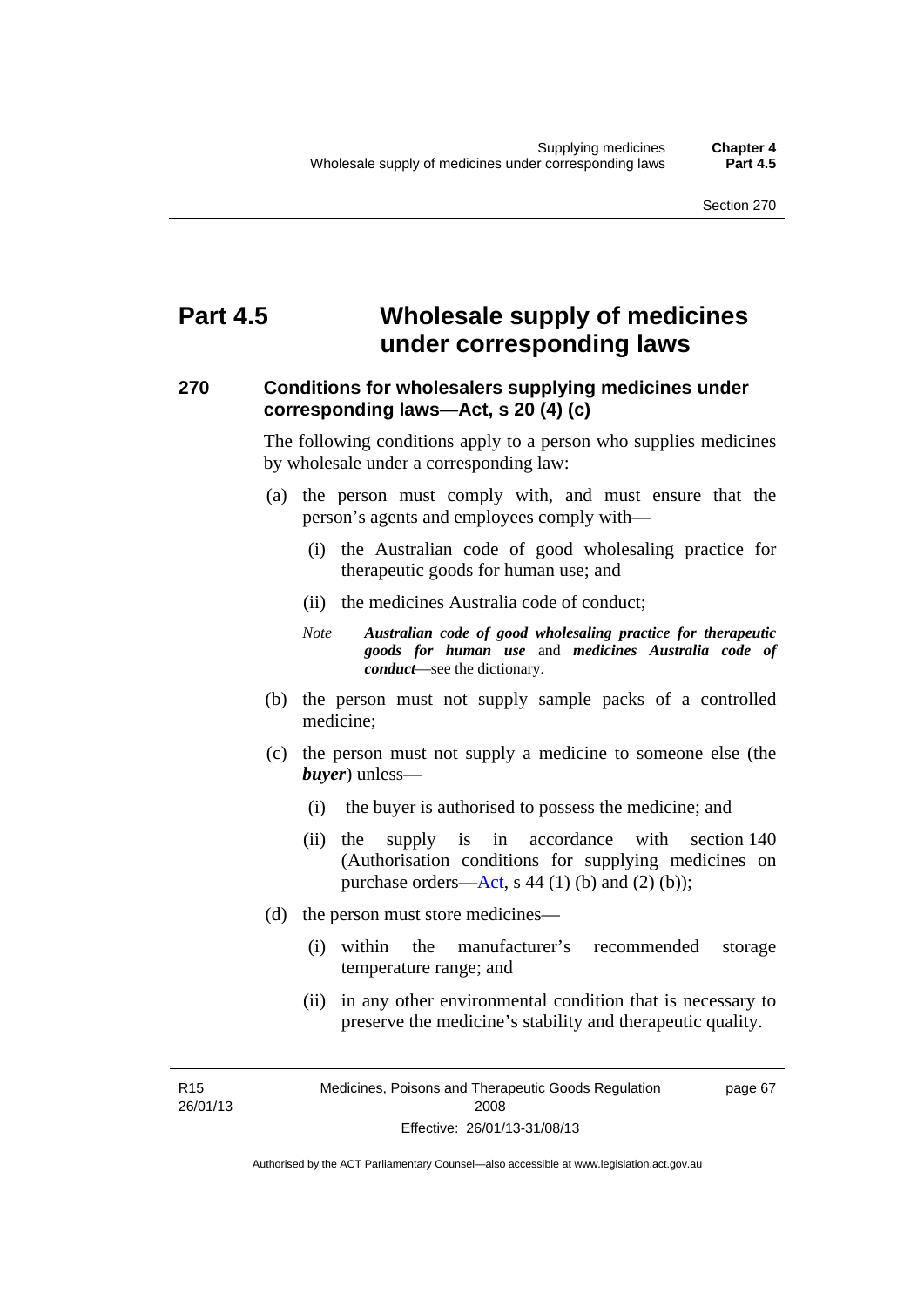# Part 4.5 Wholesale supply of medicines under corresponding laws

## 270 Conditions for wholesalers supplying medicines under corresponding laws—Act, s 20 (4) (c)

The following conditions apply to a person who supplies medicines by wholesale under a corresponding law:

(a) the person must comply with, and must ensure that the person's agents and employees comply with—

  (i) the Australian code of good wholesaling practice for therapeutic goods for human use; and

  (ii) the medicines Australia code of conduct;

  *Note* ***Australian code of good wholesaling practice for therapeutic goods for human use*** and ***medicines Australia code of conduct***—see the dictionary.

(b) the person must not supply sample packs of a controlled medicine;

(c) the person must not supply a medicine to someone else (the ***buyer***) unless—

  (i) the buyer is authorised to possess the medicine; and

  (ii) the supply is in accordance with section 140 (Authorisation conditions for supplying medicines on purchase orders—Act, s 44 (1) (b) and (2) (b));

(d) the person must store medicines—

  (i) within the manufacturer's recommended storage temperature range; and

  (ii) in any other environmental condition that is necessary to preserve the medicine's stability and therapeutic quality.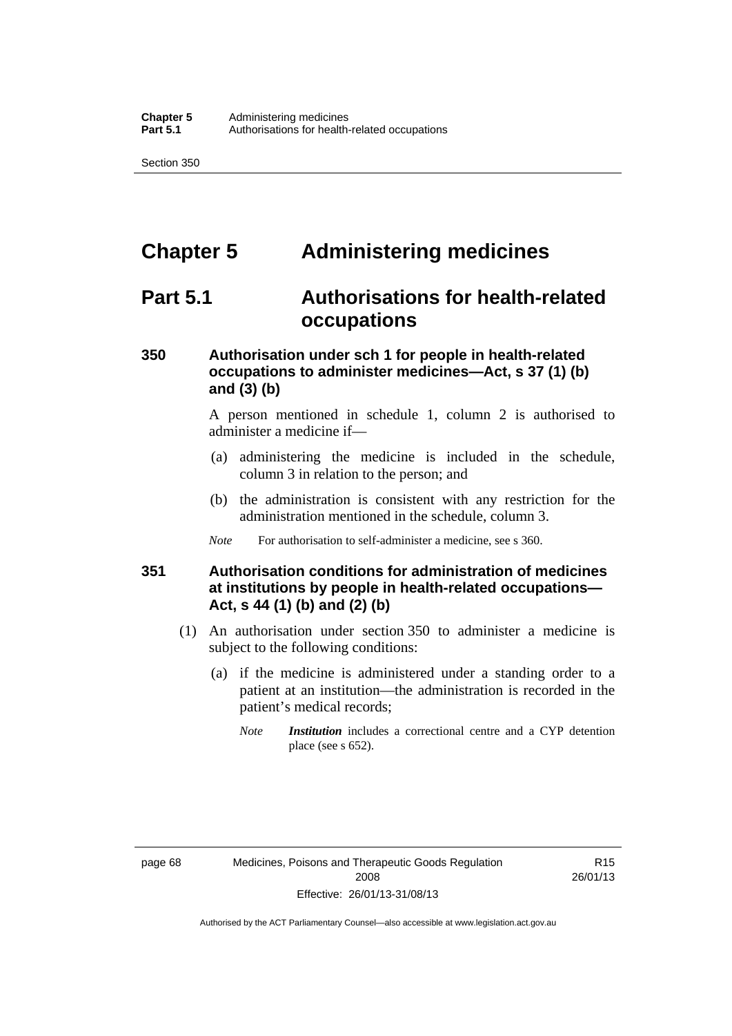# Chapter 5 Administering medicines

## Part 5.1 Authorisations for health-related occupations

### 350 Authorisation under sch 1 for people in health-related occupations to administer medicines—Act, s 37 (1) (b) and (3) (b)

A person mentioned in schedule 1, column 2 is authorised to administer a medicine if—

(a) administering the medicine is included in the schedule, column 3 in relation to the person; and

(b) the administration is consistent with any restriction for the administration mentioned in the schedule, column 3.

*Note* For authorisation to self-administer a medicine, see s 360.

### 351 Authorisation conditions for administration of medicines at institutions by people in health-related occupations—Act, s 44 (1) (b) and (2) (b)

(1) An authorisation under section 350 to administer a medicine is subject to the following conditions:

(a) if the medicine is administered under a standing order to a patient at an institution—the administration is recorded in the patient's medical records;

*Note* ***Institution*** includes a correctional centre and a CYP detention place (see s 652).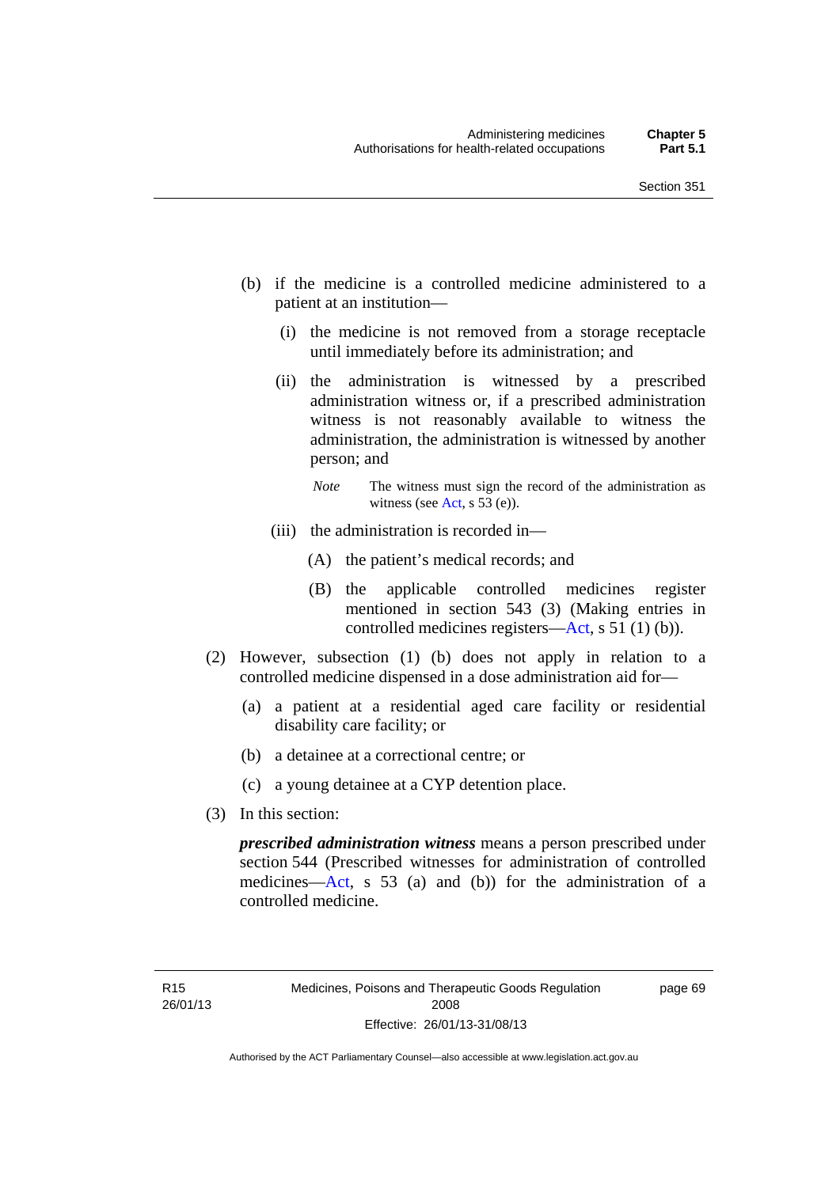(b) if the medicine is a controlled medicine administered to a patient at an institution—

  (i) the medicine is not removed from a storage receptacle until immediately before its administration; and

  (ii) the administration is witnessed by a prescribed administration witness or, if a prescribed administration witness is not reasonably available to witness the administration, the administration is witnessed by another person; and

  *Note* The witness must sign the record of the administration as witness (see Act, s 53 (e)).

  (iii) the administration is recorded in—

    (A) the patient's medical records; and

    (B) the applicable controlled medicines register mentioned in section 543 (3) (Making entries in controlled medicines registers—Act, s 51 (1) (b)).

(2) However, subsection (1) (b) does not apply in relation to a controlled medicine dispensed in a dose administration aid for—

  (a) a patient at a residential aged care facility or residential disability care facility; or

  (b) a detainee at a correctional centre; or

  (c) a young detainee at a CYP detention place.

(3) In this section:

***prescribed administration witness*** means a person prescribed under section 544 (Prescribed witnesses for administration of controlled medicines—Act, s 53 (a) and (b)) for the administration of a controlled medicine.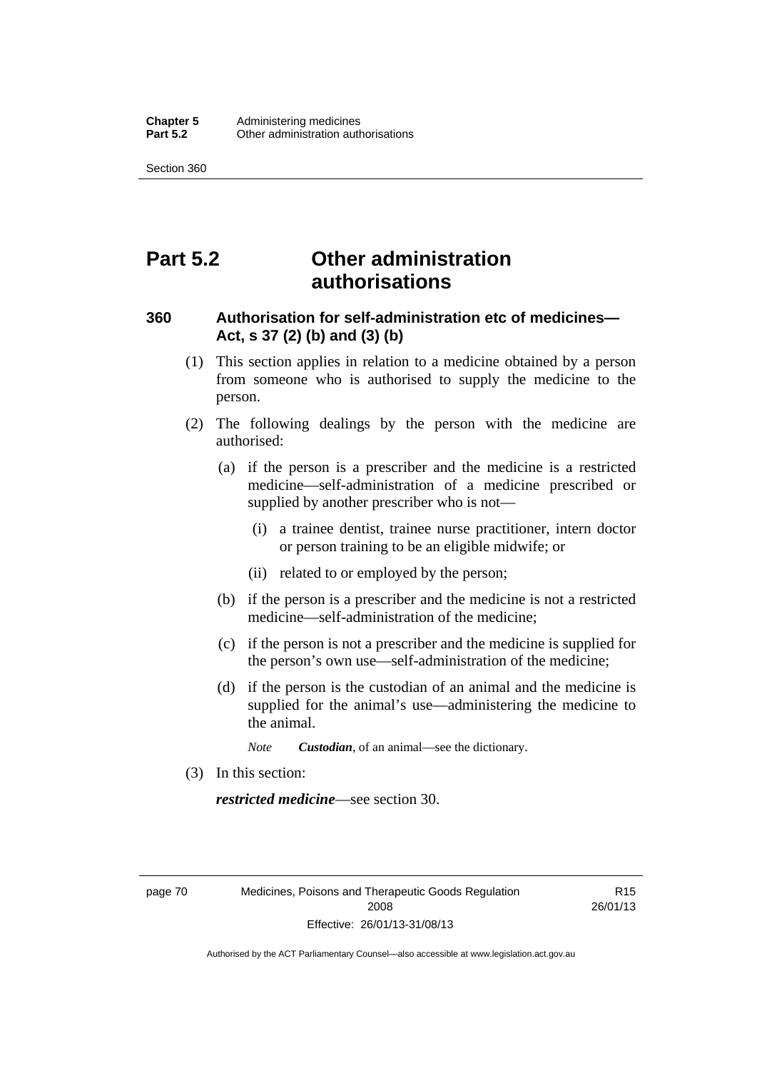# Part 5.2 Other administration authorisations

## 360 Authorisation for self-administration etc of medicines—Act, s 37 (2) (b) and (3) (b)

(1) This section applies in relation to a medicine obtained by a person from someone who is authorised to supply the medicine to the person.

(2) The following dealings by the person with the medicine are authorised:

(a) if the person is a prescriber and the medicine is a restricted medicine—self-administration of a medicine prescribed or supplied by another prescriber who is not—

(i) a trainee dentist, trainee nurse practitioner, intern doctor or person training to be an eligible midwife; or

(ii) related to or employed by the person;

(b) if the person is a prescriber and the medicine is not a restricted medicine—self-administration of the medicine;

(c) if the person is not a prescriber and the medicine is supplied for the person's own use—self-administration of the medicine;

(d) if the person is the custodian of an animal and the medicine is supplied for the animal's use—administering the medicine to the animal.

*Note* ***Custodian***, of an animal—see the dictionary.

(3) In this section:

***restricted medicine***—see section 30.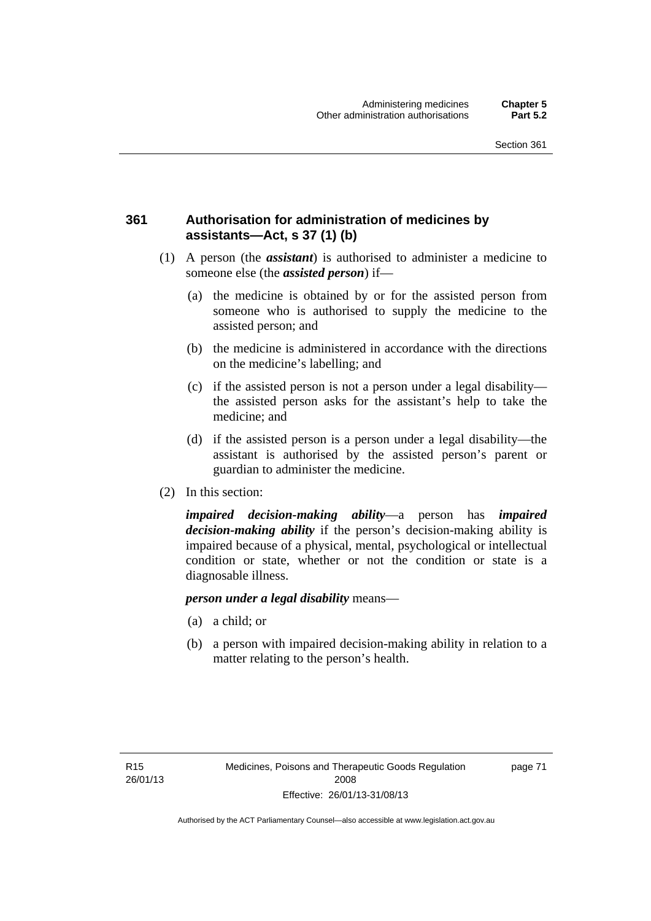### 361 Authorisation for administration of medicines by assistants—Act, s 37 (1) (b)

(1) A person (the ***assistant***) is authorised to administer a medicine to someone else (the ***assisted person***) if—

(a) the medicine is obtained by or for the assisted person from someone who is authorised to supply the medicine to the assisted person; and

(b) the medicine is administered in accordance with the directions on the medicine's labelling; and

(c) if the assisted person is not a person under a legal disability—the assisted person asks for the assistant's help to take the medicine; and

(d) if the assisted person is a person under a legal disability—the assistant is authorised by the assisted person's parent or guardian to administer the medicine.

(2) In this section:

***impaired decision-making ability***—a person has ***impaired decision-making ability*** if the person's decision-making ability is impaired because of a physical, mental, psychological or intellectual condition or state, whether or not the condition or state is a diagnosable illness.

***person under a legal disability*** means—

(a) a child; or

(b) a person with impaired decision-making ability in relation to a matter relating to the person's health.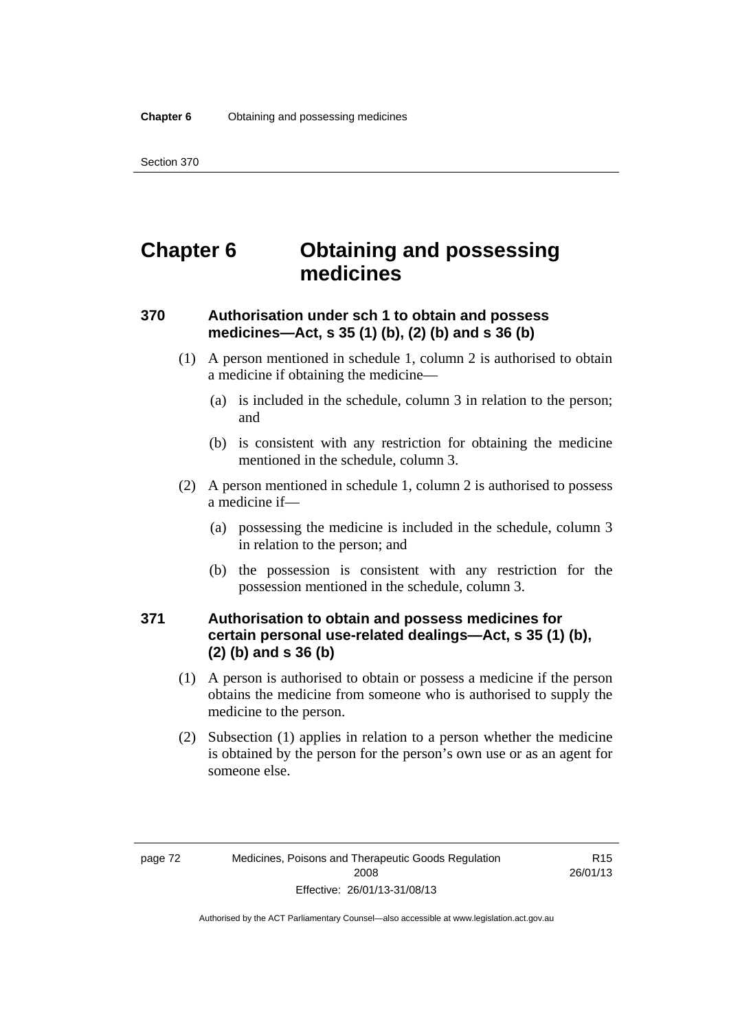# Chapter 6 Obtaining and possessing medicines

### 370 Authorisation under sch 1 to obtain and possess medicines—Act, s 35 (1) (b), (2) (b) and s 36 (b)

(1) A person mentioned in schedule 1, column 2 is authorised to obtain a medicine if obtaining the medicine—

(a) is included in the schedule, column 3 in relation to the person; and

(b) is consistent with any restriction for obtaining the medicine mentioned in the schedule, column 3.

(2) A person mentioned in schedule 1, column 2 is authorised to possess a medicine if—

(a) possessing the medicine is included in the schedule, column 3 in relation to the person; and

(b) the possession is consistent with any restriction for the possession mentioned in the schedule, column 3.

### 371 Authorisation to obtain and possess medicines for certain personal use-related dealings—Act, s 35 (1) (b), (2) (b) and s 36 (b)

(1) A person is authorised to obtain or possess a medicine if the person obtains the medicine from someone who is authorised to supply the medicine to the person.

(2) Subsection (1) applies in relation to a person whether the medicine is obtained by the person for the person's own use or as an agent for someone else.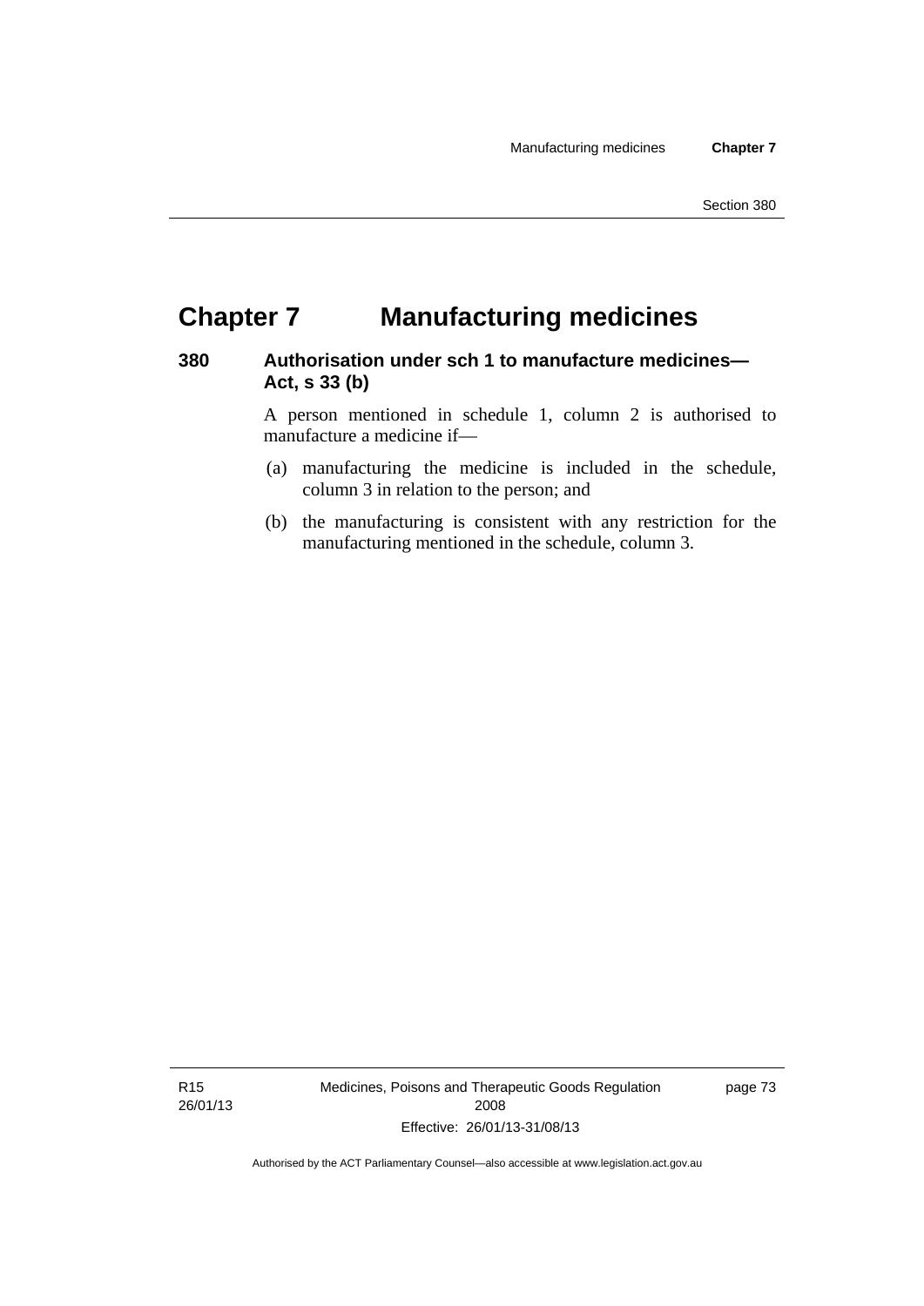# Chapter 7 Manufacturing medicines

## 380 Authorisation under sch 1 to manufacture medicines—Act, s 33 (b)

A person mentioned in schedule 1, column 2 is authorised to manufacture a medicine if—

(a) manufacturing the medicine is included in the schedule, column 3 in relation to the person; and

(b) the manufacturing is consistent with any restriction for the manufacturing mentioned in the schedule, column 3.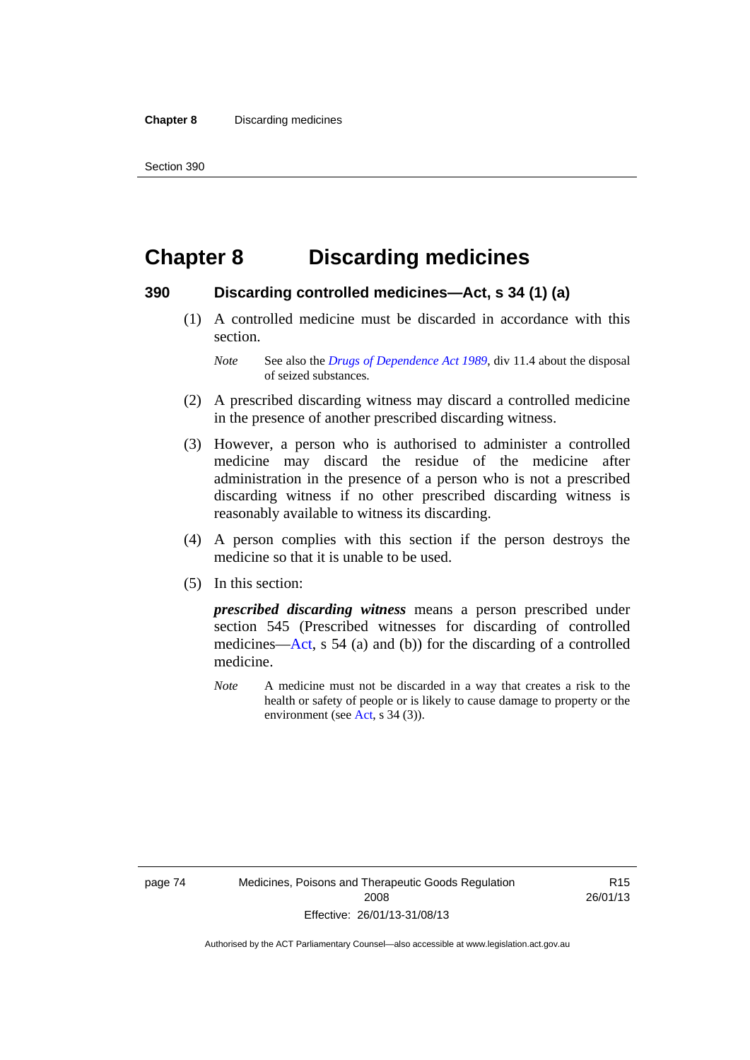# Chapter 8 Discarding medicines

## 390 Discarding controlled medicines—Act, s 34 (1) (a)

(1) A controlled medicine must be discarded in accordance with this section.

*Note* See also the *Drugs of Dependence Act 1989*, div 11.4 about the disposal of seized substances.

(2) A prescribed discarding witness may discard a controlled medicine in the presence of another prescribed discarding witness.

(3) However, a person who is authorised to administer a controlled medicine may discard the residue of the medicine after administration in the presence of a person who is not a prescribed discarding witness if no other prescribed discarding witness is reasonably available to witness its discarding.

(4) A person complies with this section if the person destroys the medicine so that it is unable to be used.

(5) In this section:

***prescribed discarding witness*** means a person prescribed under section 545 (Prescribed witnesses for discarding of controlled medicines—Act, s 54 (a) and (b)) for the discarding of a controlled medicine.

*Note* A medicine must not be discarded in a way that creates a risk to the health or safety of people or is likely to cause damage to property or the environment (see Act, s 34 (3)).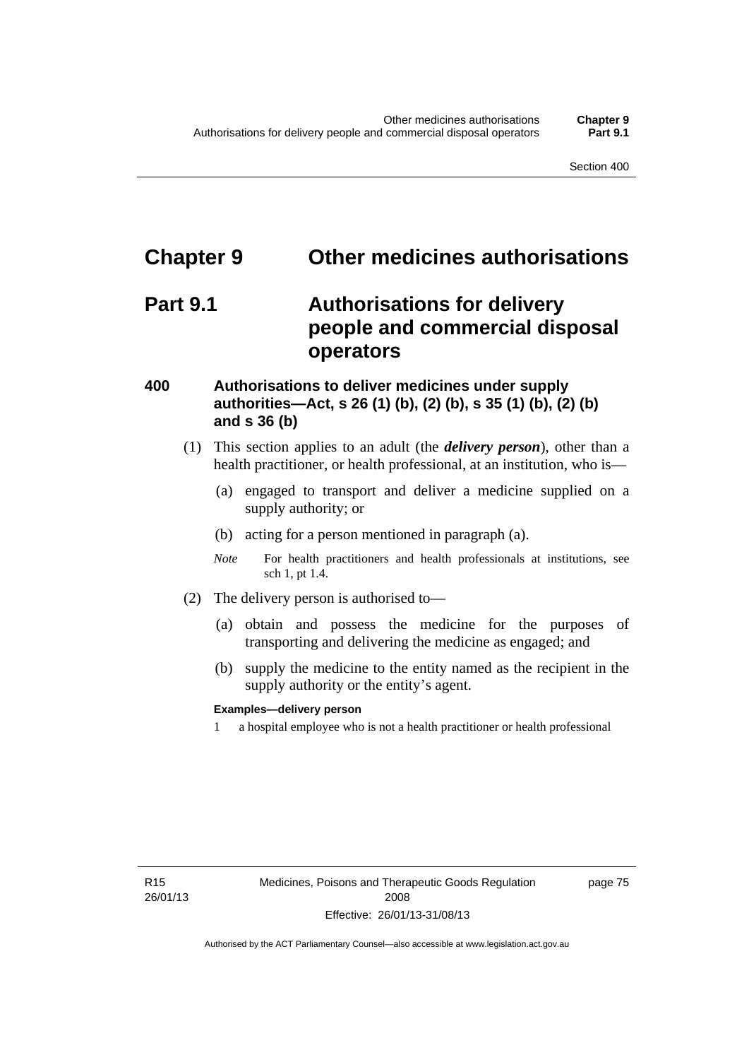# Chapter 9 Other medicines authorisations

## Part 9.1 Authorisations for delivery people and commercial disposal operators

### 400 Authorisations to deliver medicines under supply authorities—Act, s 26 (1) (b), (2) (b), s 35 (1) (b), (2) (b) and s 36 (b)

(1) This section applies to an adult (the ***delivery person***), other than a health practitioner, or health professional, at an institution, who is—

(a) engaged to transport and deliver a medicine supplied on a supply authority; or

(b) acting for a person mentioned in paragraph (a).

*Note* For health practitioners and health professionals at institutions, see sch 1, pt 1.4.

(2) The delivery person is authorised to—

(a) obtain and possess the medicine for the purposes of transporting and delivering the medicine as engaged; and

(b) supply the medicine to the entity named as the recipient in the supply authority or the entity's agent.

**Examples—delivery person**

1 a hospital employee who is not a health practitioner or health professional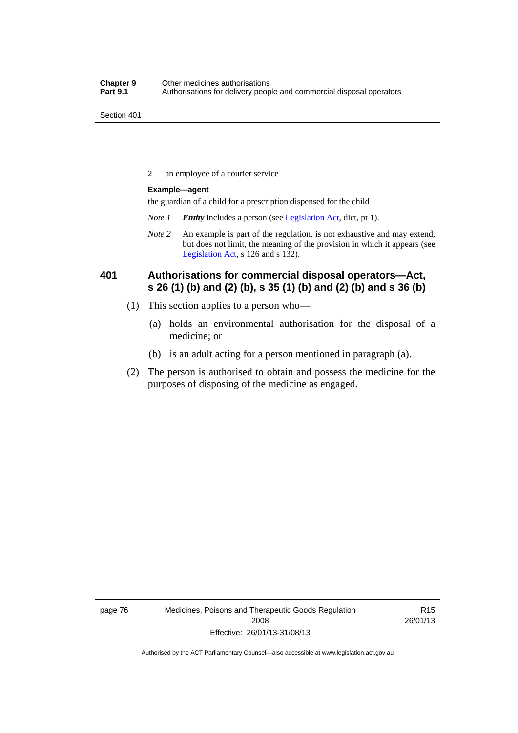2 an employee of a courier service

**Example—agent**

the guardian of a child for a prescription dispensed for the child

*Note 1* ***Entity*** includes a person (see Legislation Act, dict, pt 1).

*Note 2* An example is part of the regulation, is not exhaustive and may extend, but does not limit, the meaning of the provision in which it appears (see Legislation Act, s 126 and s 132).

## 401 Authorisations for commercial disposal operators—Act, s 26 (1) (b) and (2) (b), s 35 (1) (b) and (2) (b) and s 36 (b)

(1) This section applies to a person who—

(a) holds an environmental authorisation for the disposal of a medicine; or

(b) is an adult acting for a person mentioned in paragraph (a).

(2) The person is authorised to obtain and possess the medicine for the purposes of disposing of the medicine as engaged.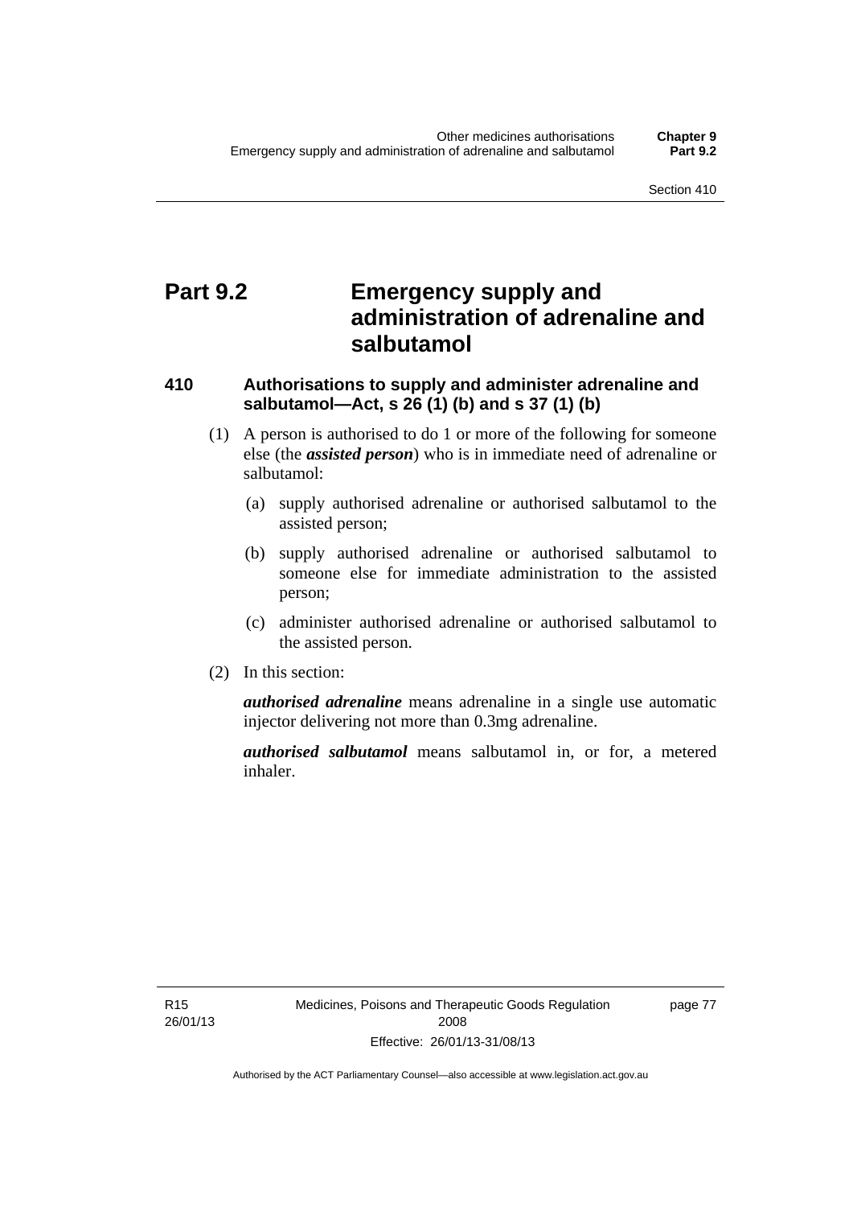# Part 9.2 Emergency supply and administration of adrenaline and salbutamol

### 410 Authorisations to supply and administer adrenaline and salbutamol—Act, s 26 (1) (b) and s 37 (1) (b)

(1) A person is authorised to do 1 or more of the following for someone else (the ***assisted person***) who is in immediate need of adrenaline or salbutamol:

(a) supply authorised adrenaline or authorised salbutamol to the assisted person;

(b) supply authorised adrenaline or authorised salbutamol to someone else for immediate administration to the assisted person;

(c) administer authorised adrenaline or authorised salbutamol to the assisted person.

(2) In this section:

***authorised adrenaline*** means adrenaline in a single use automatic injector delivering not more than 0.3mg adrenaline.

***authorised salbutamol*** means salbutamol in, or for, a metered inhaler.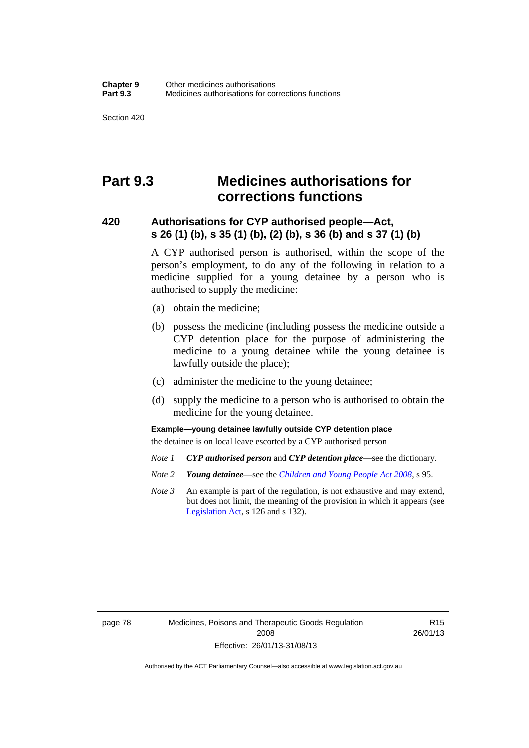# Part 9.3 Medicines authorisations for corrections functions

## 420 Authorisations for CYP authorised people—Act, s 26 (1) (b), s 35 (1) (b), (2) (b), s 36 (b) and s 37 (1) (b)

A CYP authorised person is authorised, within the scope of the person's employment, to do any of the following in relation to a medicine supplied for a young detainee by a person who is authorised to supply the medicine:

(a) obtain the medicine;

(b) possess the medicine (including possess the medicine outside a CYP detention place for the purpose of administering the medicine to a young detainee while the young detainee is lawfully outside the place);

(c) administer the medicine to the young detainee;

(d) supply the medicine to a person who is authorised to obtain the medicine for the young detainee.

**Example—young detainee lawfully outside CYP detention place**

the detainee is on local leave escorted by a CYP authorised person

*Note 1* ***CYP authorised person*** and ***CYP detention place***—see the dictionary.

*Note 2* ***Young detainee***—see the *Children and Young People Act 2008*, s 95.

*Note 3* An example is part of the regulation, is not exhaustive and may extend, but does not limit, the meaning of the provision in which it appears (see Legislation Act, s 126 and s 132).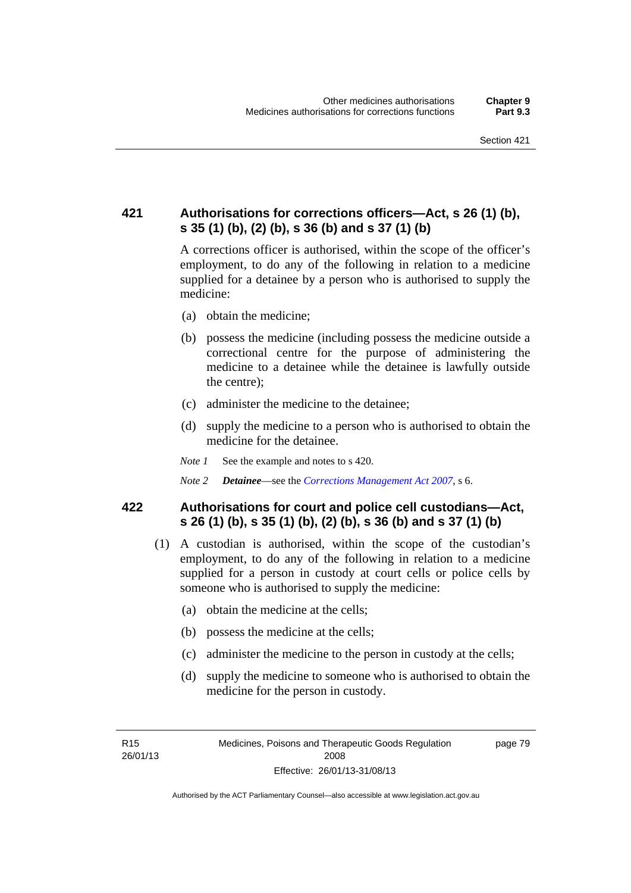## 421 Authorisations for corrections officers—Act, s 26 (1) (b), s 35 (1) (b), (2) (b), s 36 (b) and s 37 (1) (b)

A corrections officer is authorised, within the scope of the officer's employment, to do any of the following in relation to a medicine supplied for a detainee by a person who is authorised to supply the medicine:

(a) obtain the medicine;

(b) possess the medicine (including possess the medicine outside a correctional centre for the purpose of administering the medicine to a detainee while the detainee is lawfully outside the centre);

(c) administer the medicine to the detainee;

(d) supply the medicine to a person who is authorised to obtain the medicine for the detainee.

*Note 1* See the example and notes to s 420.

*Note 2* ***Detainee***—see the *Corrections Management Act 2007*, s 6.

## 422 Authorisations for court and police cell custodians—Act, s 26 (1) (b), s 35 (1) (b), (2) (b), s 36 (b) and s 37 (1) (b)

(1) A custodian is authorised, within the scope of the custodian's employment, to do any of the following in relation to a medicine supplied for a person in custody at court cells or police cells by someone who is authorised to supply the medicine:

(a) obtain the medicine at the cells;

(b) possess the medicine at the cells;

(c) administer the medicine to the person in custody at the cells;

(d) supply the medicine to someone who is authorised to obtain the medicine for the person in custody.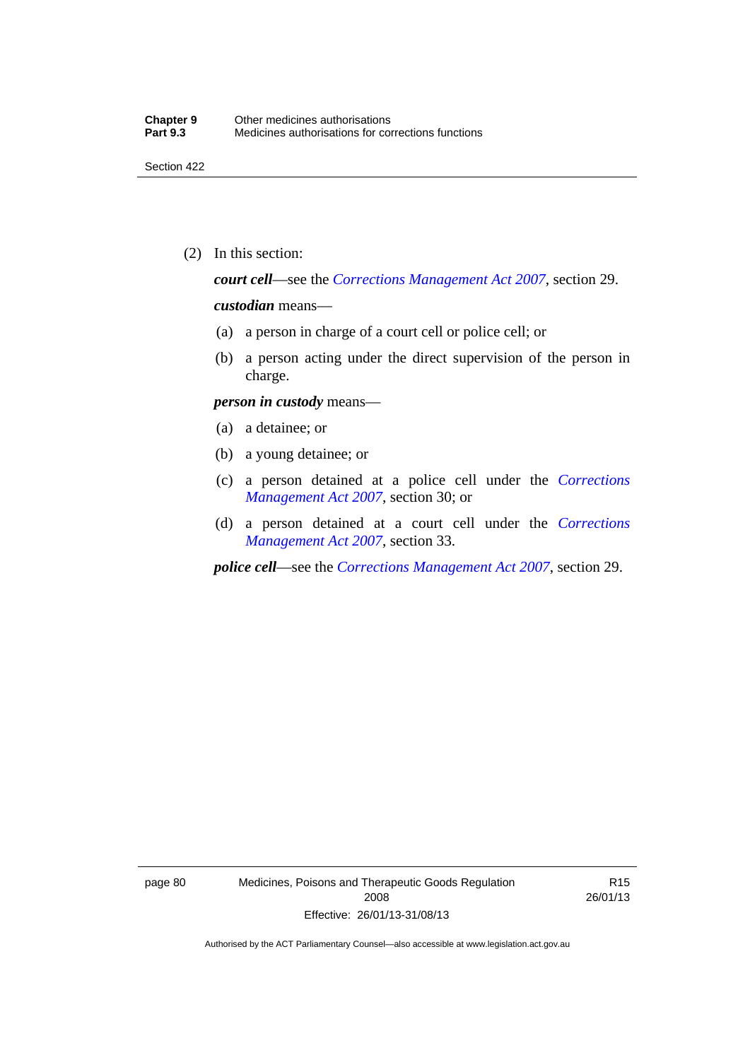(2) In this section:

***court cell***—see the *Corrections Management Act 2007*, section 29.

***custodian*** means—

(a) a person in charge of a court cell or police cell; or

(b) a person acting under the direct supervision of the person in charge.

***person in custody*** means—

(a) a detainee; or

(b) a young detainee; or

(c) a person detained at a police cell under the *Corrections Management Act 2007*, section 30; or

(d) a person detained at a court cell under the *Corrections Management Act 2007*, section 33.

***police cell***—see the *Corrections Management Act 2007*, section 29.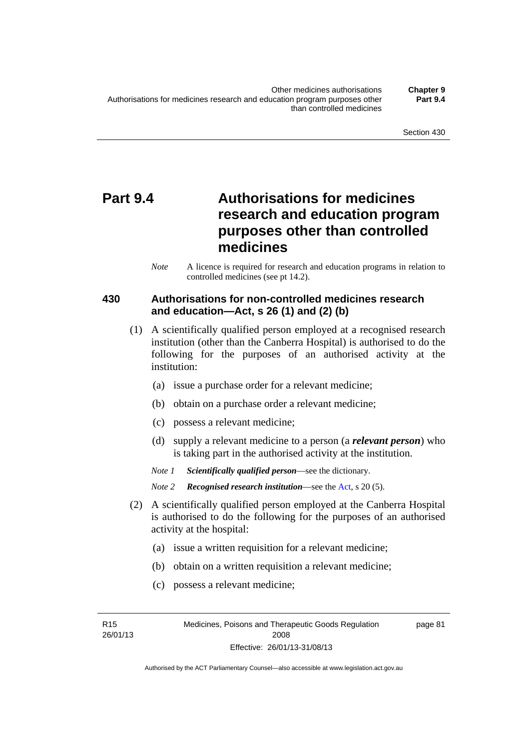# Part 9.4 Authorisations for medicines research and education program purposes other than controlled medicines

*Note* A licence is required for research and education programs in relation to controlled medicines (see pt 14.2).

## 430 Authorisations for non-controlled medicines research and education—Act, s 26 (1) and (2) (b)

(1) A scientifically qualified person employed at a recognised research institution (other than the Canberra Hospital) is authorised to do the following for the purposes of an authorised activity at the institution:

- (a) issue a purchase order for a relevant medicine;
- (b) obtain on a purchase order a relevant medicine;
- (c) possess a relevant medicine;
- (d) supply a relevant medicine to a person (a ***relevant person***) who is taking part in the authorised activity at the institution.

*Note 1* ***Scientifically qualified person***—see the dictionary.

*Note 2* ***Recognised research institution***—see the Act, s 20 (5).

(2) A scientifically qualified person employed at the Canberra Hospital is authorised to do the following for the purposes of an authorised activity at the hospital:

- (a) issue a written requisition for a relevant medicine;
- (b) obtain on a written requisition a relevant medicine;
- (c) possess a relevant medicine;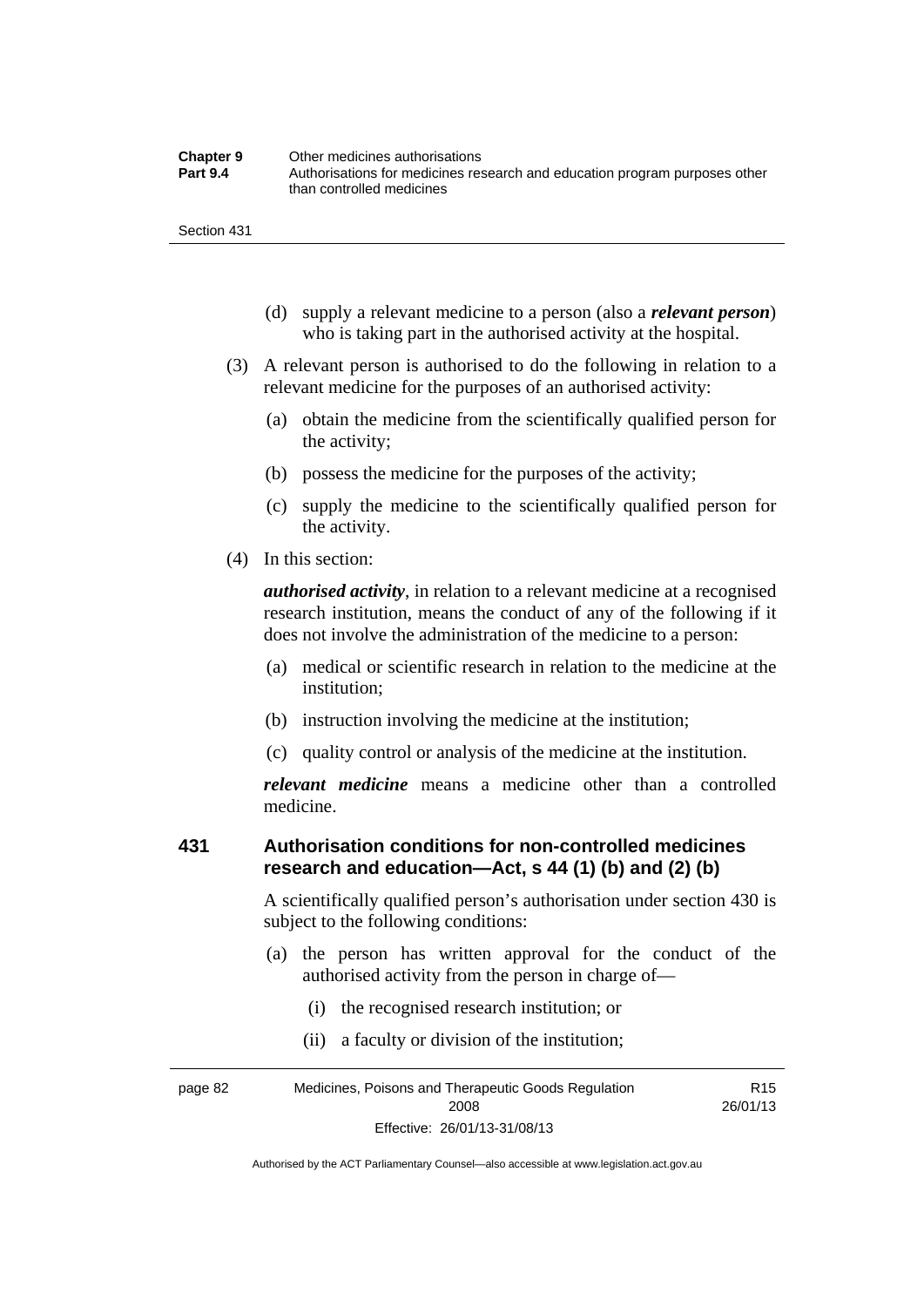(d) supply a relevant medicine to a person (also a ***relevant person***) who is taking part in the authorised activity at the hospital.

(3) A relevant person is authorised to do the following in relation to a relevant medicine for the purposes of an authorised activity:

(a) obtain the medicine from the scientifically qualified person for the activity;

(b) possess the medicine for the purposes of the activity;

(c) supply the medicine to the scientifically qualified person for the activity.

(4) In this section:

***authorised activity***, in relation to a relevant medicine at a recognised research institution, means the conduct of any of the following if it does not involve the administration of the medicine to a person:

(a) medical or scientific research in relation to the medicine at the institution;

(b) instruction involving the medicine at the institution;

(c) quality control or analysis of the medicine at the institution.

***relevant medicine*** means a medicine other than a controlled medicine.

## 431 Authorisation conditions for non-controlled medicines research and education—Act, s 44 (1) (b) and (2) (b)

A scientifically qualified person's authorisation under section 430 is subject to the following conditions:

(a) the person has written approval for the conduct of the authorised activity from the person in charge of—

(i) the recognised research institution; or

(ii) a faculty or division of the institution;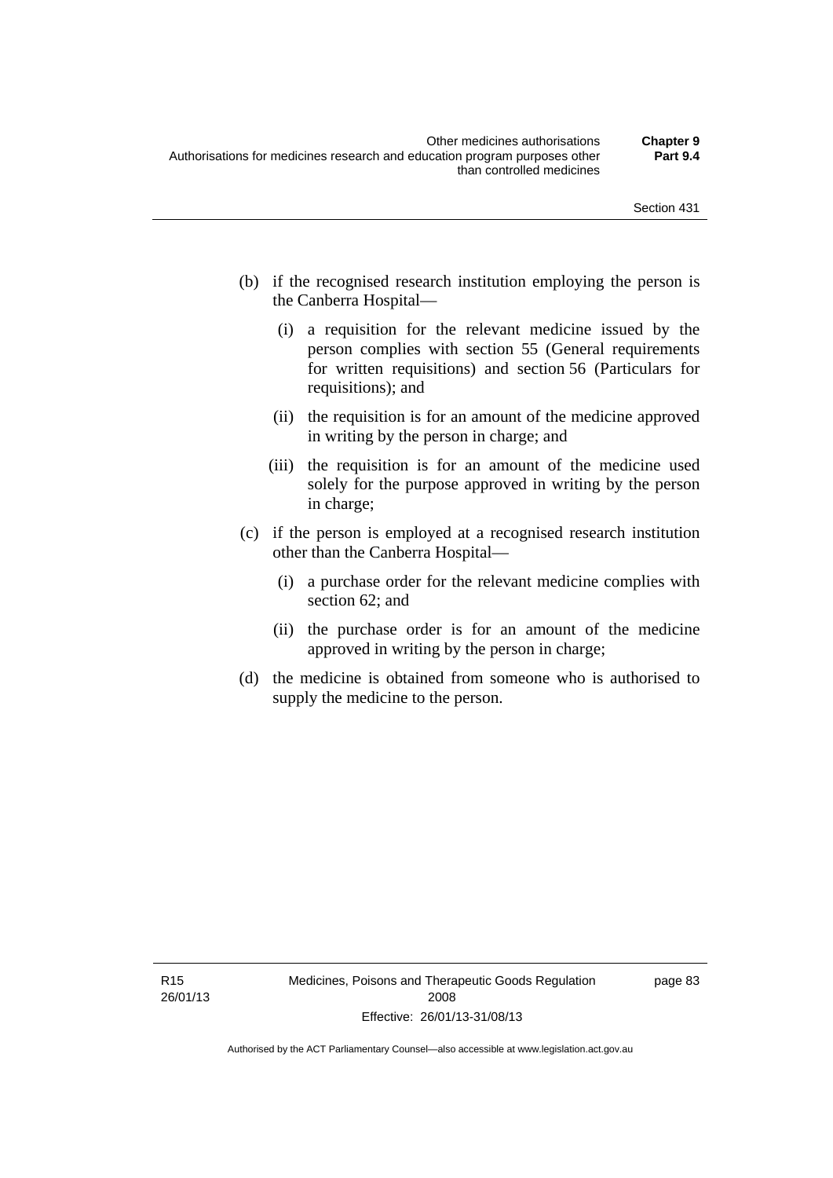(b) if the recognised research institution employing the person is the Canberra Hospital—

  (i) a requisition for the relevant medicine issued by the person complies with section 55 (General requirements for written requisitions) and section 56 (Particulars for requisitions); and

  (ii) the requisition is for an amount of the medicine approved in writing by the person in charge; and

  (iii) the requisition is for an amount of the medicine used solely for the purpose approved in writing by the person in charge;

(c) if the person is employed at a recognised research institution other than the Canberra Hospital—

  (i) a purchase order for the relevant medicine complies with section 62; and

  (ii) the purchase order is for an amount of the medicine approved in writing by the person in charge;

(d) the medicine is obtained from someone who is authorised to supply the medicine to the person.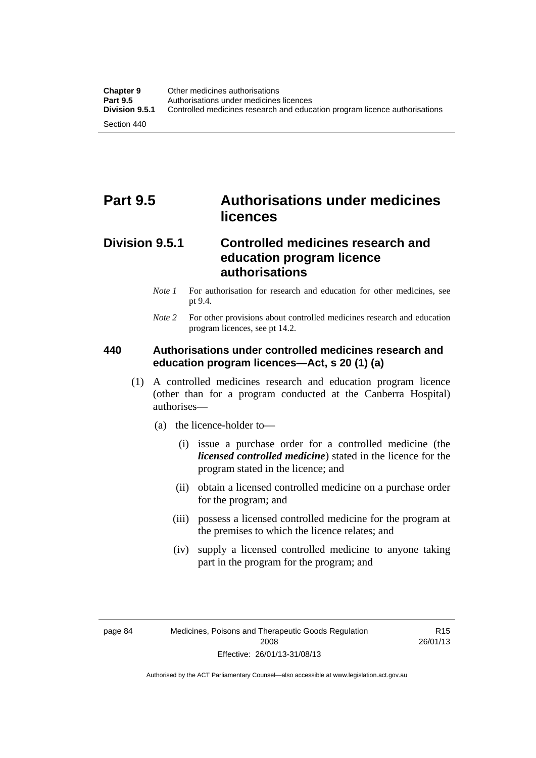# Part 9.5 Authorisations under medicines licences

## Division 9.5.1 Controlled medicines research and education program licence authorisations

*Note 1* For authorisation for research and education for other medicines, see pt 9.4.

*Note 2* For other provisions about controlled medicines research and education program licences, see pt 14.2.

### 440 Authorisations under controlled medicines research and education program licences—Act, s 20 (1) (a)

(1) A controlled medicines research and education program licence (other than for a program conducted at the Canberra Hospital) authorises—

(a) the licence-holder to—

(i) issue a purchase order for a controlled medicine (the ***licensed controlled medicine***) stated in the licence for the program stated in the licence; and

(ii) obtain a licensed controlled medicine on a purchase order for the program; and

(iii) possess a licensed controlled medicine for the program at the premises to which the licence relates; and

(iv) supply a licensed controlled medicine to anyone taking part in the program for the program; and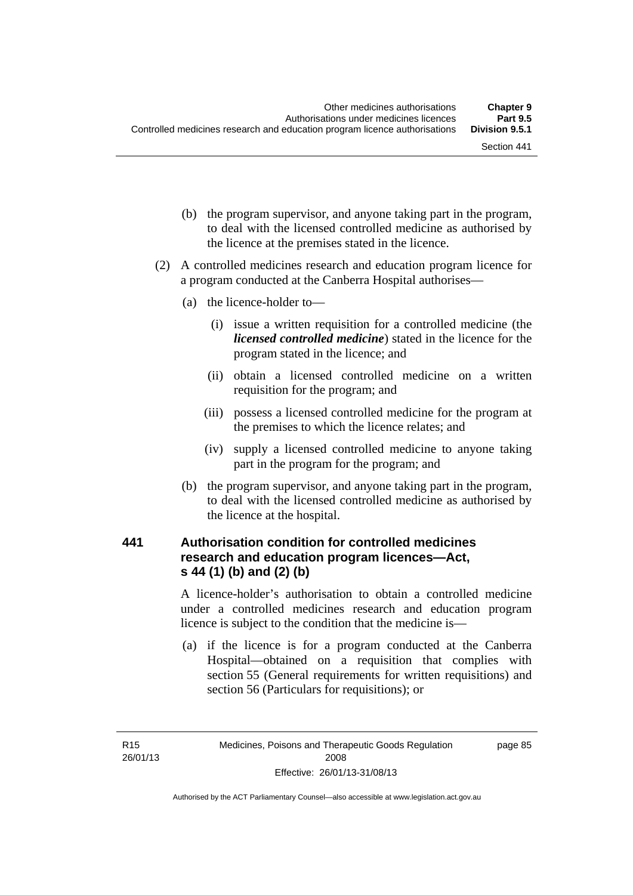(b) the program supervisor, and anyone taking part in the program, to deal with the licensed controlled medicine as authorised by the licence at the premises stated in the licence.

(2) A controlled medicines research and education program licence for a program conducted at the Canberra Hospital authorises—

(a) the licence-holder to—

(i) issue a written requisition for a controlled medicine (the ***licensed controlled medicine***) stated in the licence for the program stated in the licence; and

(ii) obtain a licensed controlled medicine on a written requisition for the program; and

(iii) possess a licensed controlled medicine for the program at the premises to which the licence relates; and

(iv) supply a licensed controlled medicine to anyone taking part in the program for the program; and

(b) the program supervisor, and anyone taking part in the program, to deal with the licensed controlled medicine as authorised by the licence at the hospital.

### 441 Authorisation condition for controlled medicines research and education program licences—Act, s 44 (1) (b) and (2) (b)

A licence-holder's authorisation to obtain a controlled medicine under a controlled medicines research and education program licence is subject to the condition that the medicine is—

(a) if the licence is for a program conducted at the Canberra Hospital—obtained on a requisition that complies with section 55 (General requirements for written requisitions) and section 56 (Particulars for requisitions); or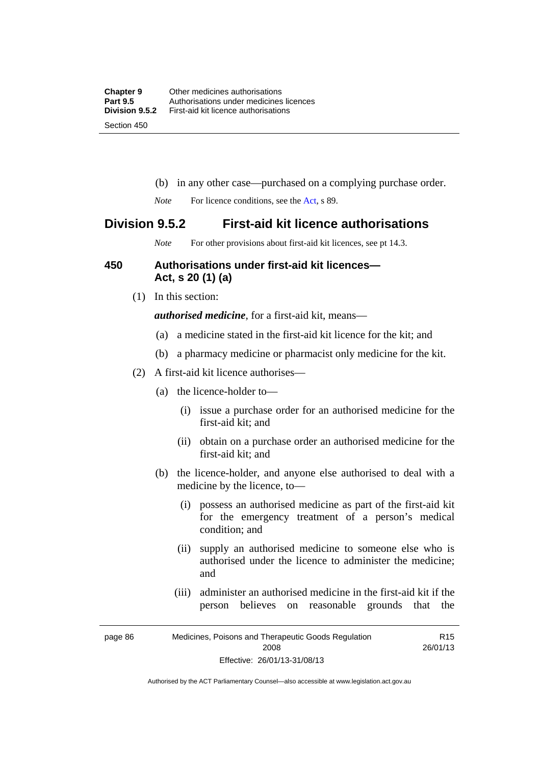(b) in any other case—purchased on a complying purchase order.

*Note* For licence conditions, see the Act, s 89.

## Division 9.5.2 First-aid kit licence authorisations

*Note* For other provisions about first-aid kit licences, see pt 14.3.

### 450 Authorisations under first-aid kit licences—Act, s 20 (1) (a)

(1) In this section:

***authorised medicine***, for a first-aid kit, means—

(a) a medicine stated in the first-aid kit licence for the kit; and

(b) a pharmacy medicine or pharmacist only medicine for the kit.

(2) A first-aid kit licence authorises—

(a) the licence-holder to—

(i) issue a purchase order for an authorised medicine for the first-aid kit; and

(ii) obtain on a purchase order an authorised medicine for the first-aid kit; and

(b) the licence-holder, and anyone else authorised to deal with a medicine by the licence, to—

(i) possess an authorised medicine as part of the first-aid kit for the emergency treatment of a person's medical condition; and

(ii) supply an authorised medicine to someone else who is authorised under the licence to administer the medicine; and

(iii) administer an authorised medicine in the first-aid kit if the person believes on reasonable grounds that the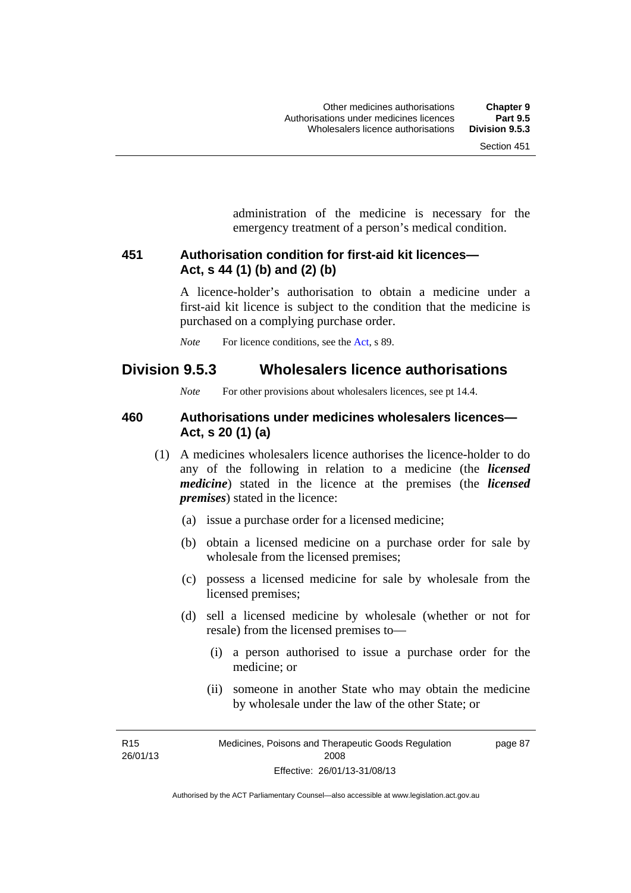administration of the medicine is necessary for the emergency treatment of a person's medical condition.

### 451 Authorisation condition for first-aid kit licences—Act, s 44 (1) (b) and (2) (b)

A licence-holder's authorisation to obtain a medicine under a first-aid kit licence is subject to the condition that the medicine is purchased on a complying purchase order.

*Note* For licence conditions, see the Act, s 89.

## Division 9.5.3 Wholesalers licence authorisations

*Note* For other provisions about wholesalers licences, see pt 14.4.

### 460 Authorisations under medicines wholesalers licences—Act, s 20 (1) (a)

(1) A medicines wholesalers licence authorises the licence-holder to do any of the following in relation to a medicine (the ***licensed medicine***) stated in the licence at the premises (the ***licensed premises***) stated in the licence:

(a) issue a purchase order for a licensed medicine;

(b) obtain a licensed medicine on a purchase order for sale by wholesale from the licensed premises;

(c) possess a licensed medicine for sale by wholesale from the licensed premises;

(d) sell a licensed medicine by wholesale (whether or not for resale) from the licensed premises to—

(i) a person authorised to issue a purchase order for the medicine; or

(ii) someone in another State who may obtain the medicine by wholesale under the law of the other State; or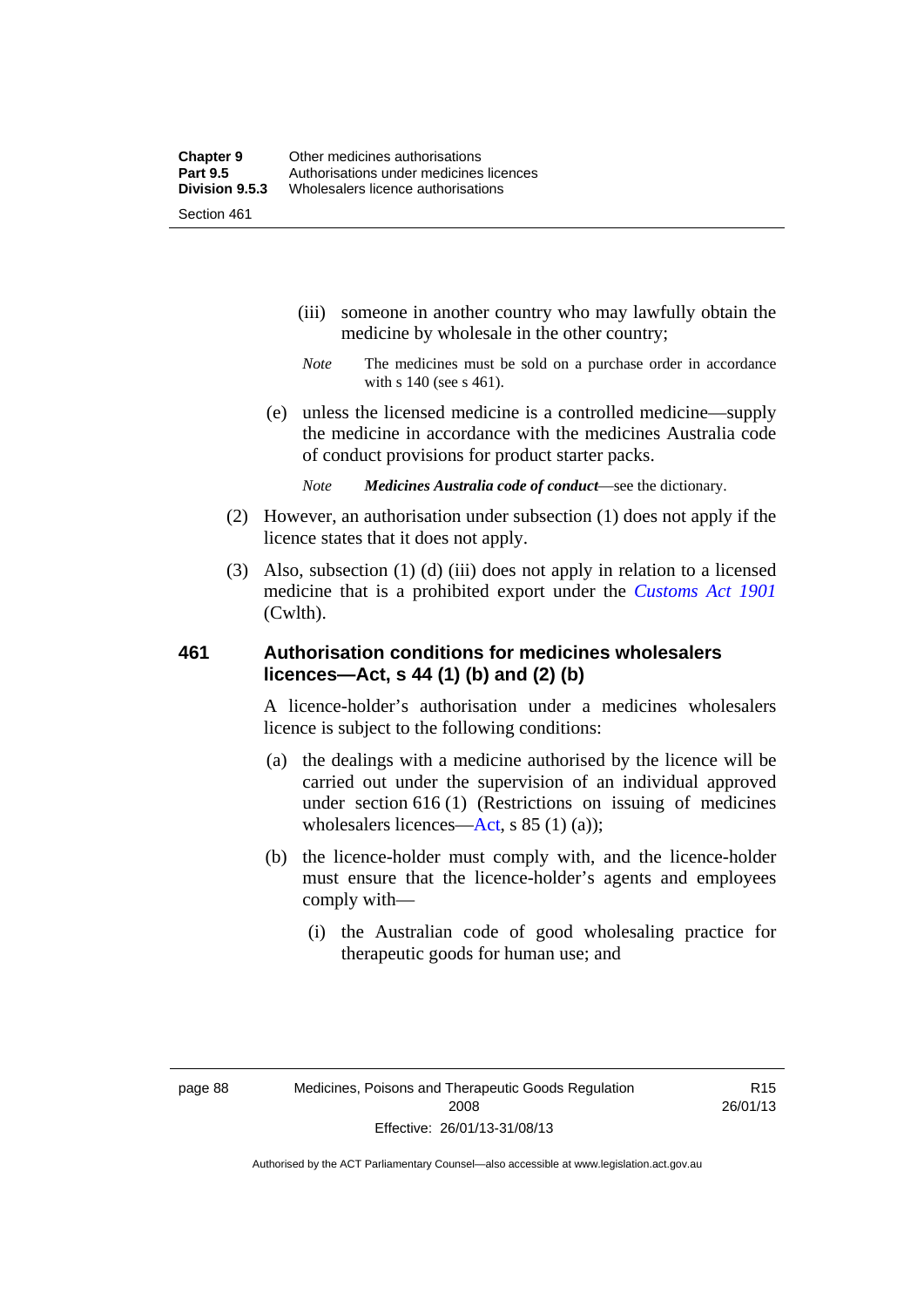(iii) someone in another country who may lawfully obtain the medicine by wholesale in the other country;

*Note* The medicines must be sold on a purchase order in accordance with s 140 (see s 461).

(e) unless the licensed medicine is a controlled medicine—supply the medicine in accordance with the medicines Australia code of conduct provisions for product starter packs.

*Note* ***Medicines Australia code of conduct***—see the dictionary.

(2) However, an authorisation under subsection (1) does not apply if the licence states that it does not apply.

(3) Also, subsection (1) (d) (iii) does not apply in relation to a licensed medicine that is a prohibited export under the *Customs Act 1901* (Cwlth).

### 461 Authorisation conditions for medicines wholesalers licences—Act, s 44 (1) (b) and (2) (b)

A licence-holder's authorisation under a medicines wholesalers licence is subject to the following conditions:

(a) the dealings with a medicine authorised by the licence will be carried out under the supervision of an individual approved under section 616 (1) (Restrictions on issuing of medicines wholesalers licences—Act, s 85 (1) (a));

(b) the licence-holder must comply with, and the licence-holder must ensure that the licence-holder's agents and employees comply with—

(i) the Australian code of good wholesaling practice for therapeutic goods for human use; and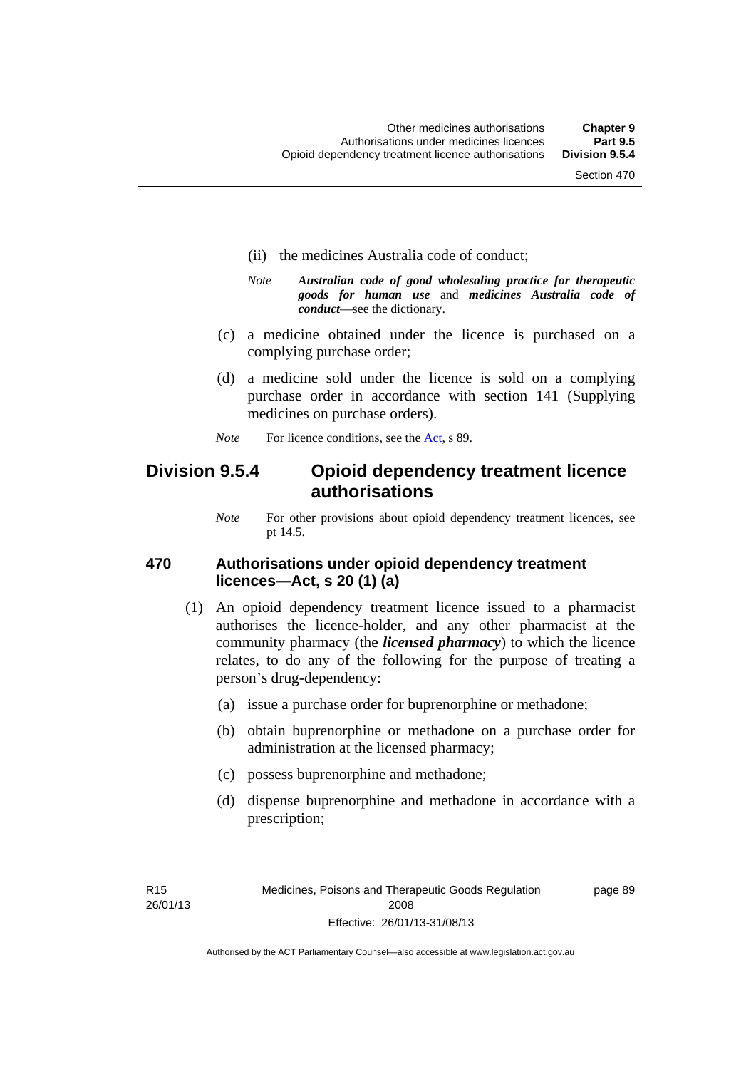(ii) the medicines Australia code of conduct;

*Note* ***Australian code of good wholesaling practice for therapeutic goods for human use*** and ***medicines Australia code of conduct***—see the dictionary.

(c) a medicine obtained under the licence is purchased on a complying purchase order;

(d) a medicine sold under the licence is sold on a complying purchase order in accordance with section 141 (Supplying medicines on purchase orders).

*Note* For licence conditions, see the Act, s 89.

## Division 9.5.4 Opioid dependency treatment licence authorisations

*Note* For other provisions about opioid dependency treatment licences, see pt 14.5.

### 470 Authorisations under opioid dependency treatment licences—Act, s 20 (1) (a)

(1) An opioid dependency treatment licence issued to a pharmacist authorises the licence-holder, and any other pharmacist at the community pharmacy (the ***licensed pharmacy***) to which the licence relates, to do any of the following for the purpose of treating a person's drug-dependency:

(a) issue a purchase order for buprenorphine or methadone;

(b) obtain buprenorphine or methadone on a purchase order for administration at the licensed pharmacy;

(c) possess buprenorphine and methadone;

(d) dispense buprenorphine and methadone in accordance with a prescription;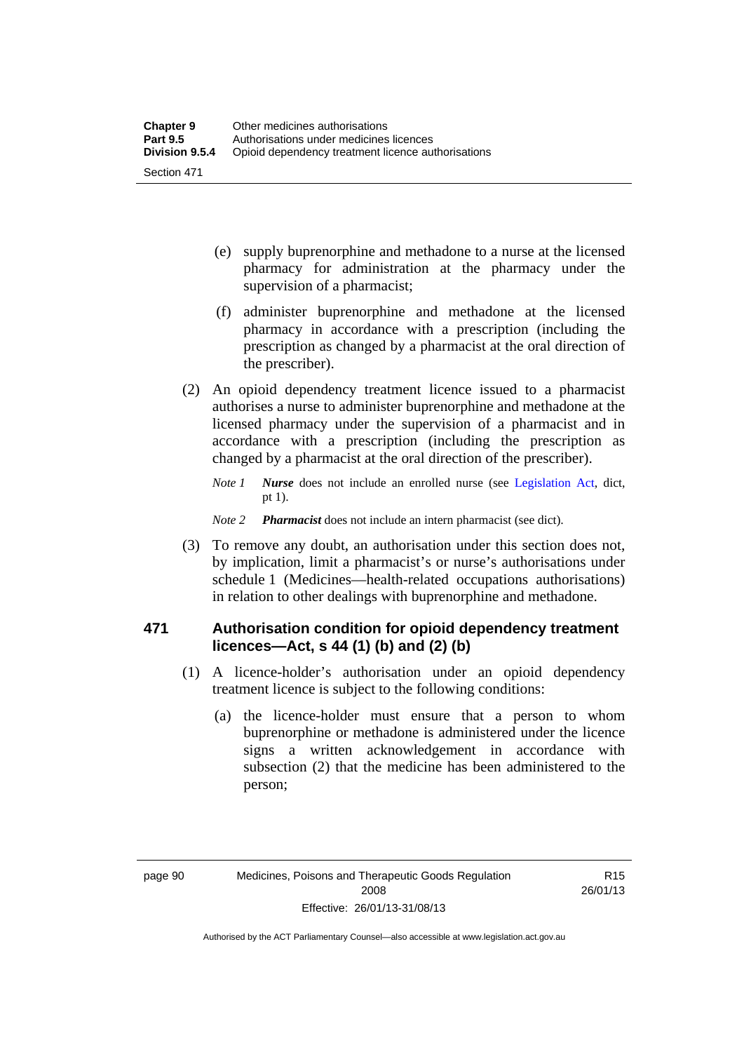(e) supply buprenorphine and methadone to a nurse at the licensed pharmacy for administration at the pharmacy under the supervision of a pharmacist;

(f) administer buprenorphine and methadone at the licensed pharmacy in accordance with a prescription (including the prescription as changed by a pharmacist at the oral direction of the prescriber).

(2) An opioid dependency treatment licence issued to a pharmacist authorises a nurse to administer buprenorphine and methadone at the licensed pharmacy under the supervision of a pharmacist and in accordance with a prescription (including the prescription as changed by a pharmacist at the oral direction of the prescriber).

*Note 1* ***Nurse*** does not include an enrolled nurse (see Legislation Act, dict, pt 1).

*Note 2* ***Pharmacist*** does not include an intern pharmacist (see dict).

(3) To remove any doubt, an authorisation under this section does not, by implication, limit a pharmacist's or nurse's authorisations under schedule 1 (Medicines—health-related occupations authorisations) in relation to other dealings with buprenorphine and methadone.

### 471 Authorisation condition for opioid dependency treatment licences—Act, s 44 (1) (b) and (2) (b)

(1) A licence-holder's authorisation under an opioid dependency treatment licence is subject to the following conditions:

(a) the licence-holder must ensure that a person to whom buprenorphine or methadone is administered under the licence signs a written acknowledgement in accordance with subsection (2) that the medicine has been administered to the person;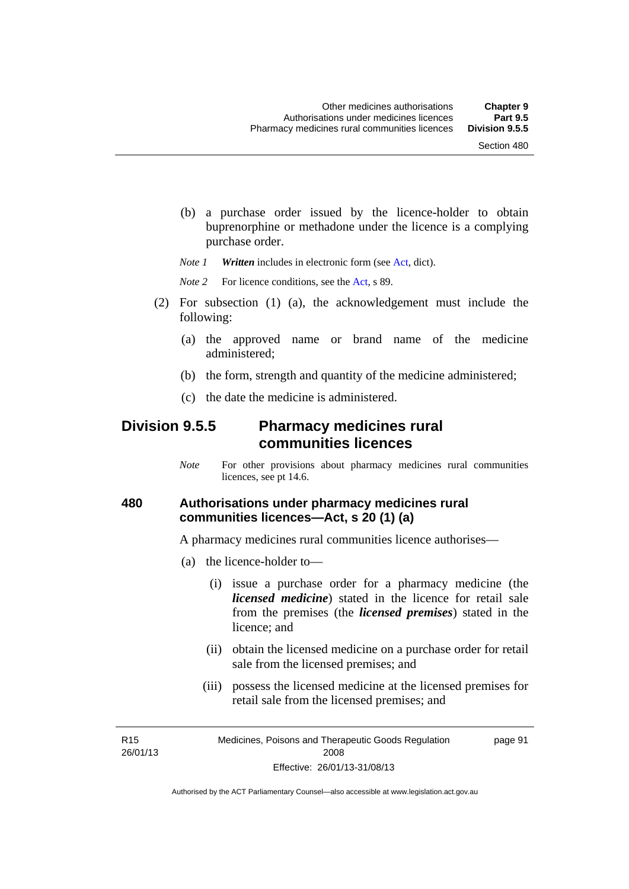(b) a purchase order issued by the licence-holder to obtain buprenorphine or methadone under the licence is a complying purchase order.

*Note 1* ***Written*** includes in electronic form (see Act, dict).

*Note 2* For licence conditions, see the Act, s 89.

(2) For subsection (1) (a), the acknowledgement must include the following:

(a) the approved name or brand name of the medicine administered;

(b) the form, strength and quantity of the medicine administered;

(c) the date the medicine is administered.

## Division 9.5.5 Pharmacy medicines rural communities licences

*Note* For other provisions about pharmacy medicines rural communities licences, see pt 14.6.

### 480 Authorisations under pharmacy medicines rural communities licences—Act, s 20 (1) (a)

A pharmacy medicines rural communities licence authorises—

(a) the licence-holder to—

(i) issue a purchase order for a pharmacy medicine (the ***licensed medicine***) stated in the licence for retail sale from the premises (the ***licensed premises***) stated in the licence; and

(ii) obtain the licensed medicine on a purchase order for retail sale from the licensed premises; and

(iii) possess the licensed medicine at the licensed premises for retail sale from the licensed premises; and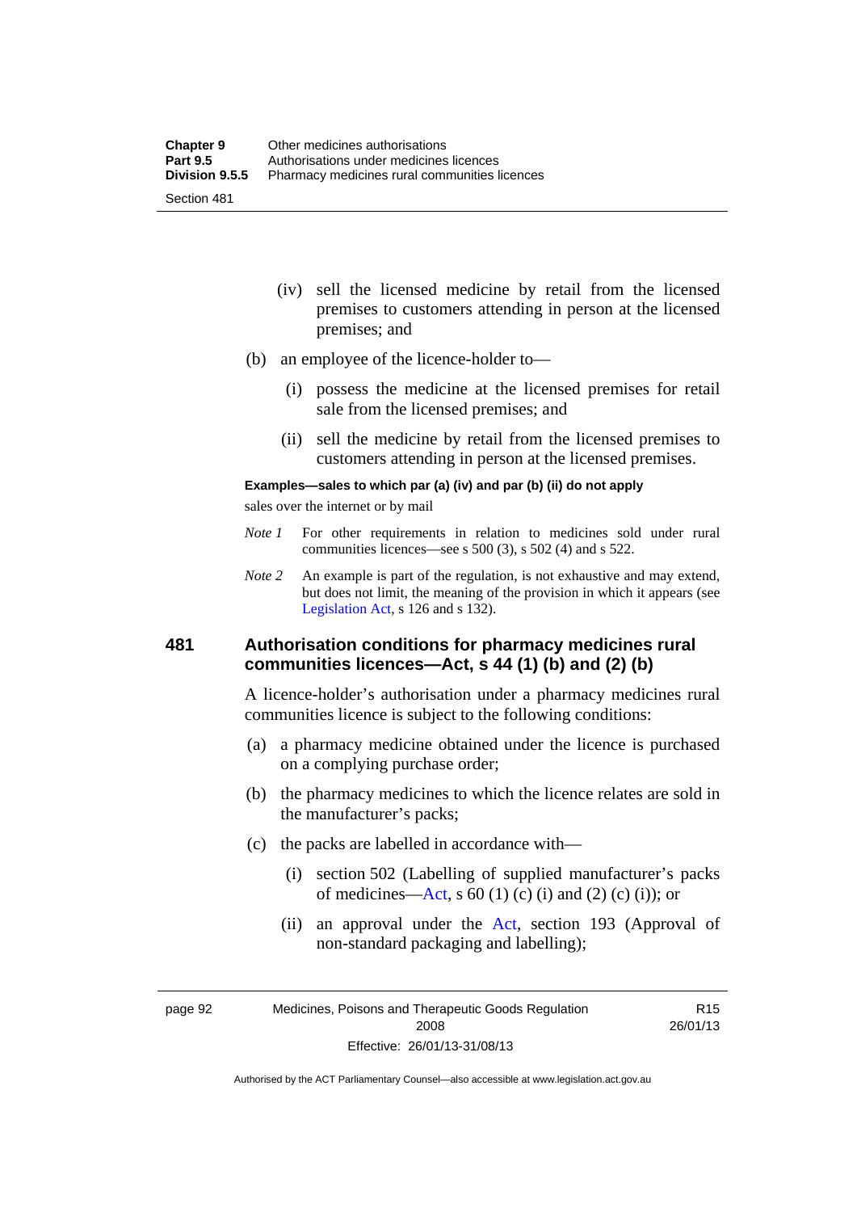(iv) sell the licensed medicine by retail from the licensed premises to customers attending in person at the licensed premises; and

(b) an employee of the licence-holder to—

(i) possess the medicine at the licensed premises for retail sale from the licensed premises; and

(ii) sell the medicine by retail from the licensed premises to customers attending in person at the licensed premises.

**Examples—sales to which par (a) (iv) and par (b) (ii) do not apply**

sales over the internet or by mail

*Note 1* For other requirements in relation to medicines sold under rural communities licences—see s 500 (3), s 502 (4) and s 522.

*Note 2* An example is part of the regulation, is not exhaustive and may extend, but does not limit, the meaning of the provision in which it appears (see Legislation Act, s 126 and s 132).

## 481 Authorisation conditions for pharmacy medicines rural communities licences—Act, s 44 (1) (b) and (2) (b)

A licence-holder's authorisation under a pharmacy medicines rural communities licence is subject to the following conditions:

(a) a pharmacy medicine obtained under the licence is purchased on a complying purchase order;

(b) the pharmacy medicines to which the licence relates are sold in the manufacturer's packs;

(c) the packs are labelled in accordance with—

(i) section 502 (Labelling of supplied manufacturer's packs of medicines—Act, s 60 (1) (c) (i) and (2) (c) (i)); or

(ii) an approval under the Act, section 193 (Approval of non-standard packaging and labelling);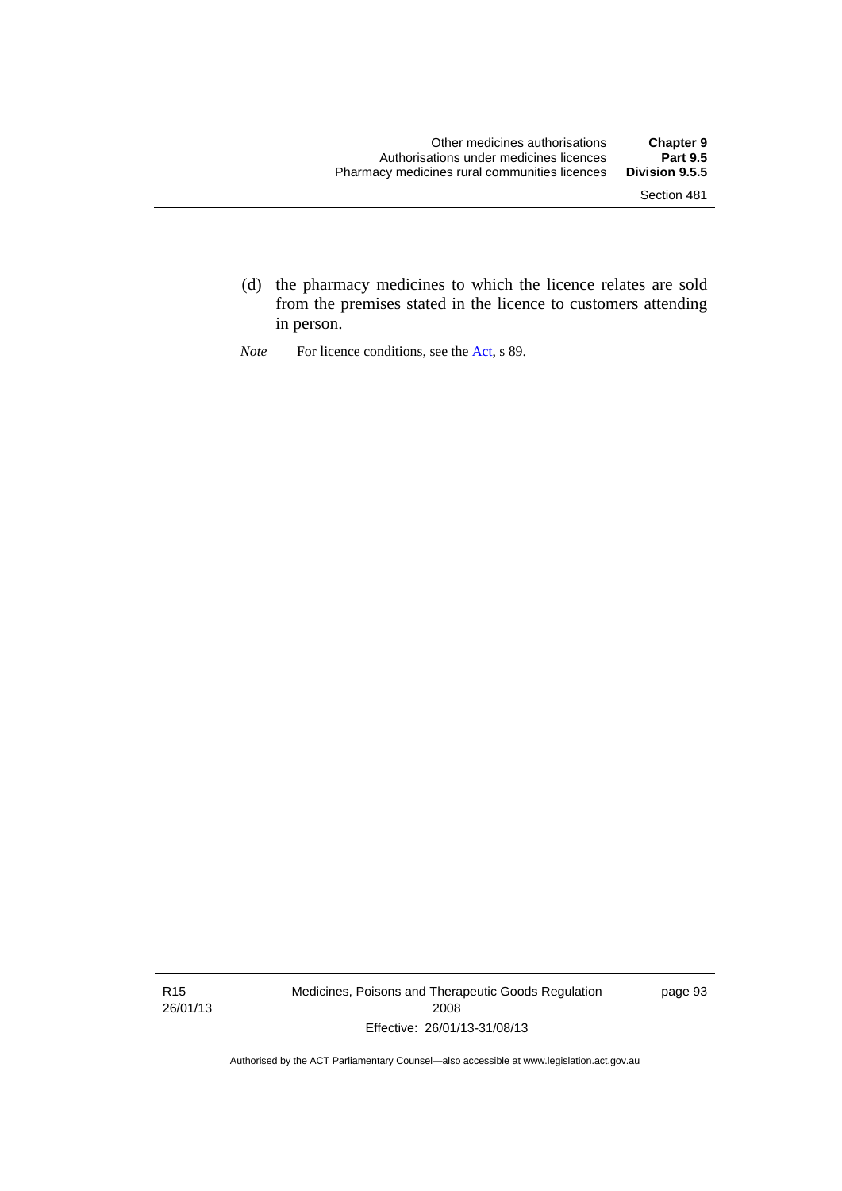(d) the pharmacy medicines to which the licence relates are sold from the premises stated in the licence to customers attending in person.

*Note* For licence conditions, see the Act, s 89.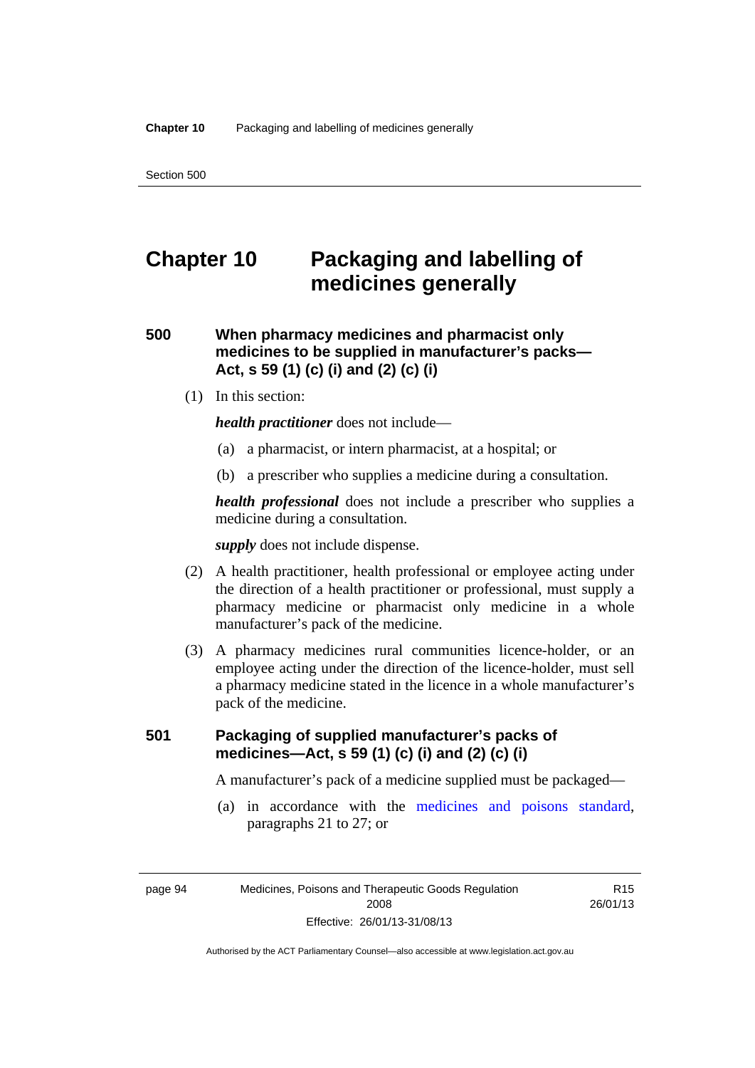# Chapter 10 Packaging and labelling of medicines generally

## 500 When pharmacy medicines and pharmacist only medicines to be supplied in manufacturer's packs—Act, s 59 (1) (c) (i) and (2) (c) (i)

(1) In this section:

***health practitioner*** does not include—

(a) a pharmacist, or intern pharmacist, at a hospital; or

(b) a prescriber who supplies a medicine during a consultation.

***health professional*** does not include a prescriber who supplies a medicine during a consultation.

***supply*** does not include dispense.

(2) A health practitioner, health professional or employee acting under the direction of a health practitioner or professional, must supply a pharmacy medicine or pharmacist only medicine in a whole manufacturer's pack of the medicine.

(3) A pharmacy medicines rural communities licence-holder, or an employee acting under the direction of the licence-holder, must sell a pharmacy medicine stated in the licence in a whole manufacturer's pack of the medicine.

## 501 Packaging of supplied manufacturer's packs of medicines—Act, s 59 (1) (c) (i) and (2) (c) (i)

A manufacturer's pack of a medicine supplied must be packaged—

(a) in accordance with the medicines and poisons standard, paragraphs 21 to 27; or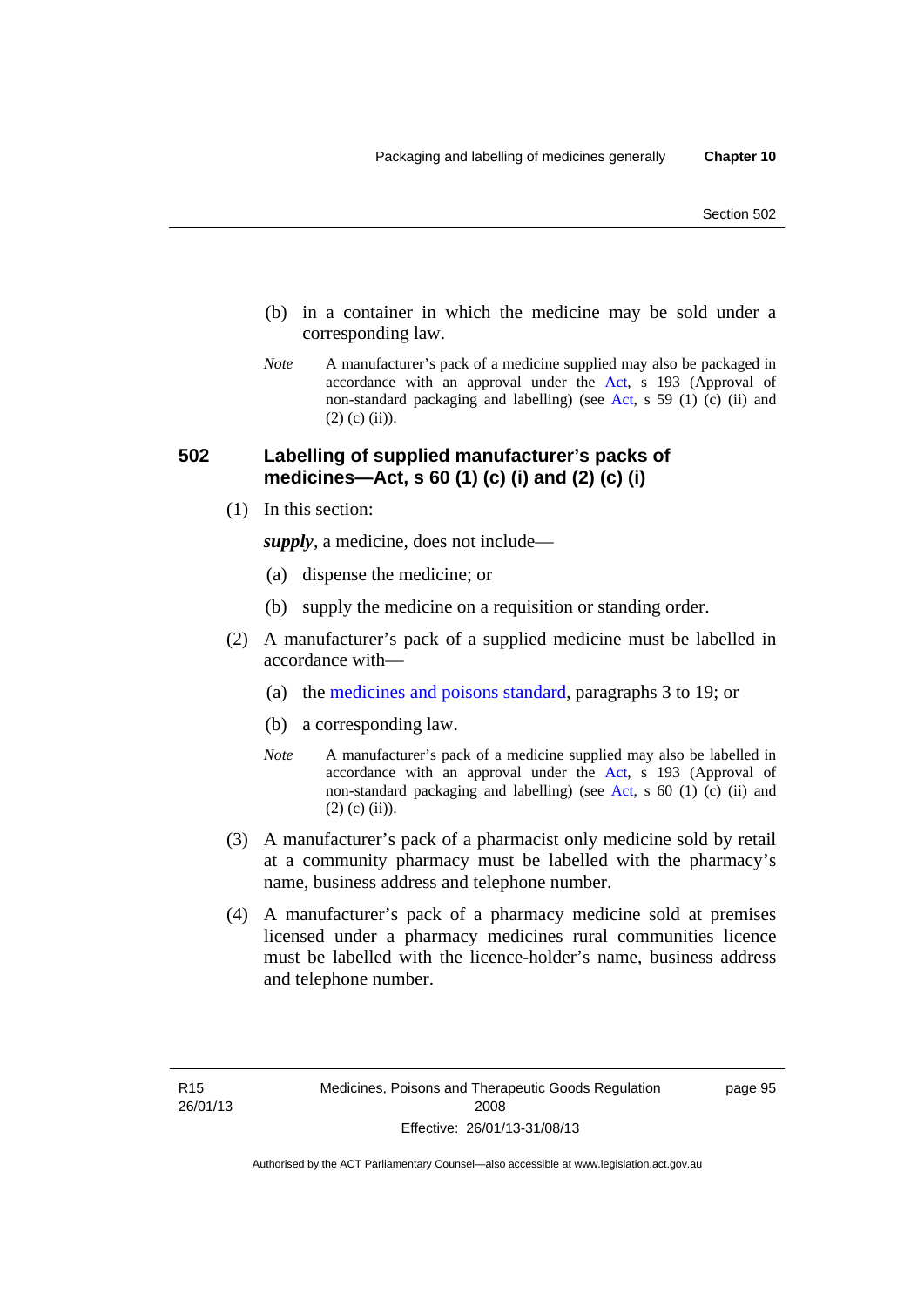(b) in a container in which the medicine may be sold under a corresponding law.

*Note* A manufacturer's pack of a medicine supplied may also be packaged in accordance with an approval under the Act, s 193 (Approval of non-standard packaging and labelling) (see Act, s 59 (1) (c) (ii) and (2) (c) (ii)).

## 502 Labelling of supplied manufacturer's packs of medicines—Act, s 60 (1) (c) (i) and (2) (c) (i)

(1) In this section:

***supply***, a medicine, does not include—

(a) dispense the medicine; or

(b) supply the medicine on a requisition or standing order.

(2) A manufacturer's pack of a supplied medicine must be labelled in accordance with—

(a) the medicines and poisons standard, paragraphs 3 to 19; or

(b) a corresponding law.

*Note* A manufacturer's pack of a medicine supplied may also be labelled in accordance with an approval under the Act, s 193 (Approval of non-standard packaging and labelling) (see Act, s 60 (1) (c) (ii) and (2) (c) (ii)).

(3) A manufacturer's pack of a pharmacist only medicine sold by retail at a community pharmacy must be labelled with the pharmacy's name, business address and telephone number.

(4) A manufacturer's pack of a pharmacy medicine sold at premises licensed under a pharmacy medicines rural communities licence must be labelled with the licence-holder's name, business address and telephone number.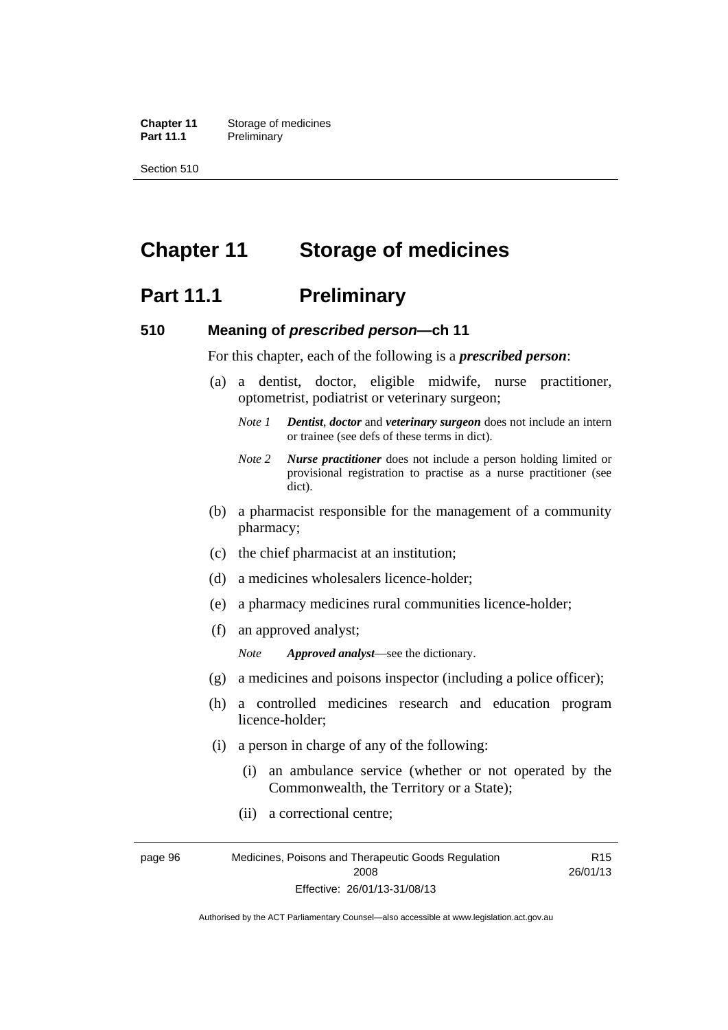# Chapter 11 Storage of medicines

## Part 11.1 Preliminary

### 510 Meaning of *prescribed person*—ch 11

For this chapter, each of the following is a ***prescribed person***:

(a) a dentist, doctor, eligible midwife, nurse practitioner, optometrist, podiatrist or veterinary surgeon;

*Note 1* ***Dentist***, ***doctor*** and ***veterinary surgeon*** does not include an intern or trainee (see defs of these terms in dict).

*Note 2* ***Nurse practitioner*** does not include a person holding limited or provisional registration to practise as a nurse practitioner (see dict).

(b) a pharmacist responsible for the management of a community pharmacy;

(c) the chief pharmacist at an institution;

(d) a medicines wholesalers licence-holder;

(e) a pharmacy medicines rural communities licence-holder;

(f) an approved analyst;

*Note* ***Approved analyst***—see the dictionary.

(g) a medicines and poisons inspector (including a police officer);

(h) a controlled medicines research and education program licence-holder;

(i) a person in charge of any of the following:

(i) an ambulance service (whether or not operated by the Commonwealth, the Territory or a State);

(ii) a correctional centre;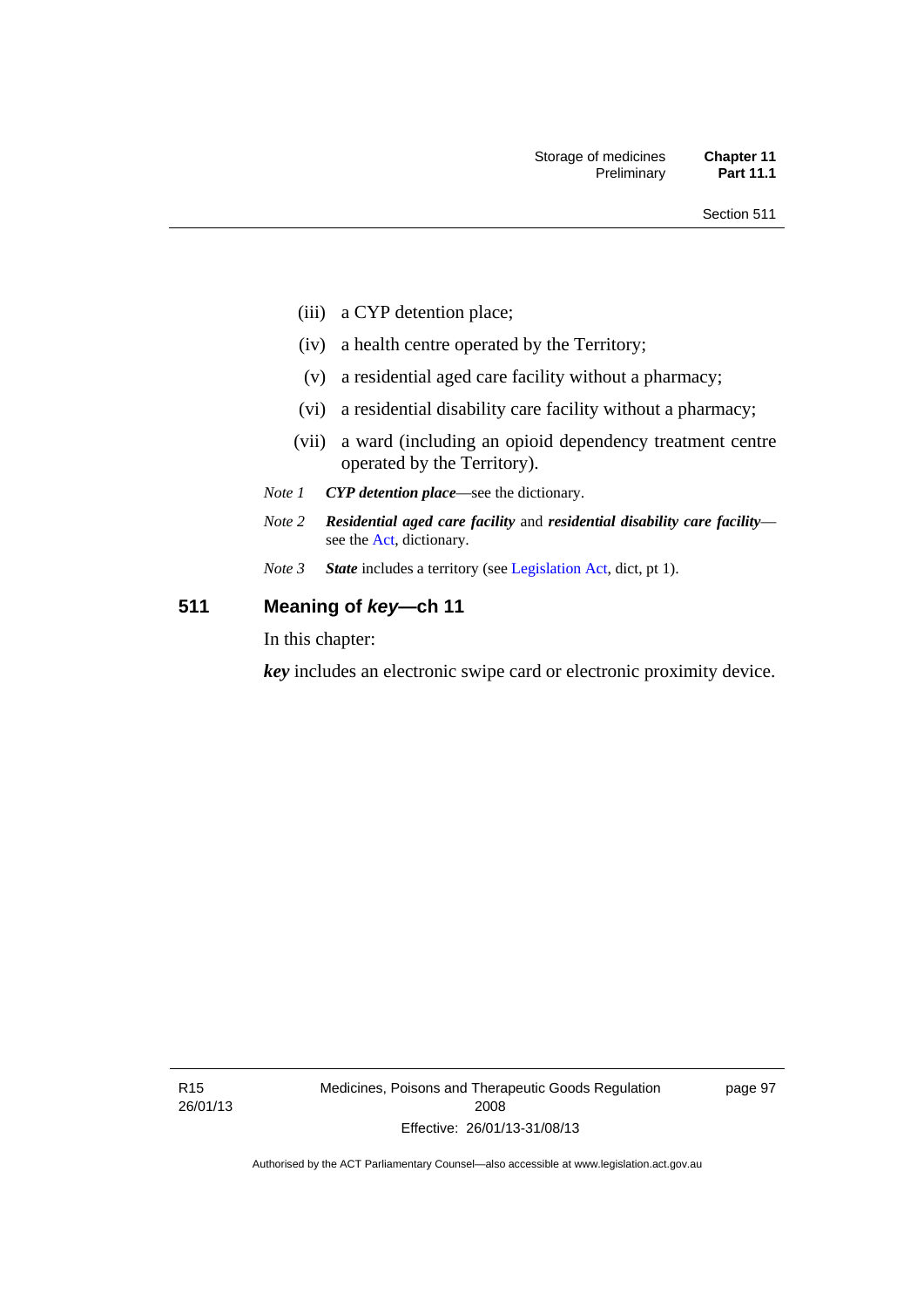(iii) a CYP detention place;

(iv) a health centre operated by the Territory;

(v) a residential aged care facility without a pharmacy;

(vi) a residential disability care facility without a pharmacy;

(vii) a ward (including an opioid dependency treatment centre operated by the Territory).

*Note 1* ***CYP detention place***—see the dictionary.

*Note 2* ***Residential aged care facility*** and ***residential disability care facility***—see the Act, dictionary.

*Note 3* ***State*** includes a territory (see Legislation Act, dict, pt 1).

## 511 Meaning of *key*—ch 11

In this chapter:

***key*** includes an electronic swipe card or electronic proximity device.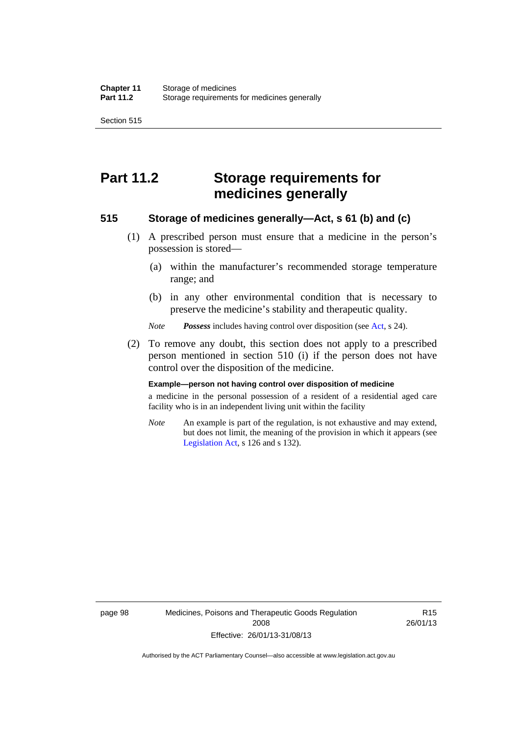# Part 11.2 Storage requirements for medicines generally

### 515 Storage of medicines generally—Act, s 61 (b) and (c)

(1) A prescribed person must ensure that a medicine in the person's possession is stored—

(a) within the manufacturer's recommended storage temperature range; and

(b) in any other environmental condition that is necessary to preserve the medicine's stability and therapeutic quality.

*Note* ***Possess*** includes having control over disposition (see Act, s 24).

(2) To remove any doubt, this section does not apply to a prescribed person mentioned in section 510 (i) if the person does not have control over the disposition of the medicine.

**Example—person not having control over disposition of medicine**

a medicine in the personal possession of a resident of a residential aged care facility who is in an independent living unit within the facility

*Note* An example is part of the regulation, is not exhaustive and may extend, but does not limit, the meaning of the provision in which it appears (see Legislation Act, s 126 and s 132).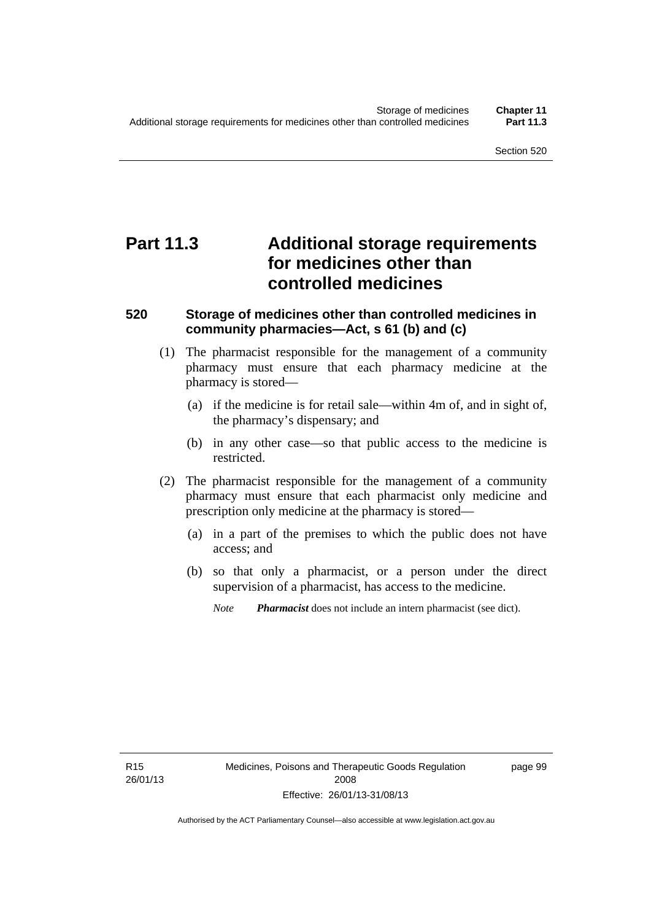# Part 11.3 Additional storage requirements for medicines other than controlled medicines

## 520 Storage of medicines other than controlled medicines in community pharmacies—Act, s 61 (b) and (c)

(1) The pharmacist responsible for the management of a community pharmacy must ensure that each pharmacy medicine at the pharmacy is stored—

(a) if the medicine is for retail sale—within 4m of, and in sight of, the pharmacy's dispensary; and

(b) in any other case—so that public access to the medicine is restricted.

(2) The pharmacist responsible for the management of a community pharmacy must ensure that each pharmacist only medicine and prescription only medicine at the pharmacy is stored—

(a) in a part of the premises to which the public does not have access; and

(b) so that only a pharmacist, or a person under the direct supervision of a pharmacist, has access to the medicine.

*Note* ***Pharmacist*** does not include an intern pharmacist (see dict).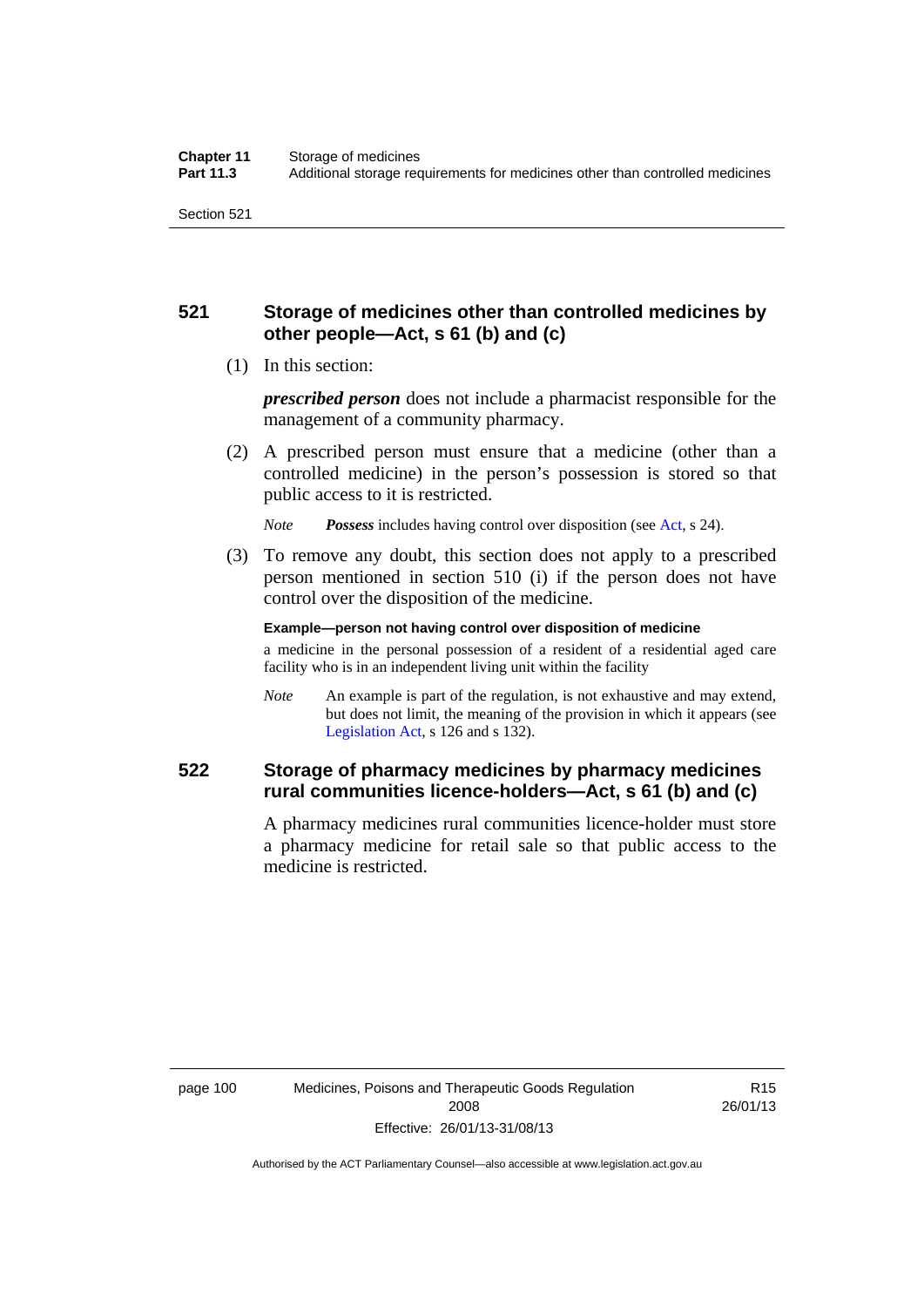## 521 Storage of medicines other than controlled medicines by other people—Act, s 61 (b) and (c)

(1) In this section:

***prescribed person*** does not include a pharmacist responsible for the management of a community pharmacy.

(2) A prescribed person must ensure that a medicine (other than a controlled medicine) in the person's possession is stored so that public access to it is restricted.

*Note* ***Possess*** includes having control over disposition (see Act, s 24).

(3) To remove any doubt, this section does not apply to a prescribed person mentioned in section 510 (i) if the person does not have control over the disposition of the medicine.

**Example—person not having control over disposition of medicine**

a medicine in the personal possession of a resident of a residential aged care facility who is in an independent living unit within the facility

*Note* An example is part of the regulation, is not exhaustive and may extend, but does not limit, the meaning of the provision in which it appears (see Legislation Act, s 126 and s 132).

## 522 Storage of pharmacy medicines by pharmacy medicines rural communities licence-holders—Act, s 61 (b) and (c)

A pharmacy medicines rural communities licence-holder must store a pharmacy medicine for retail sale so that public access to the medicine is restricted.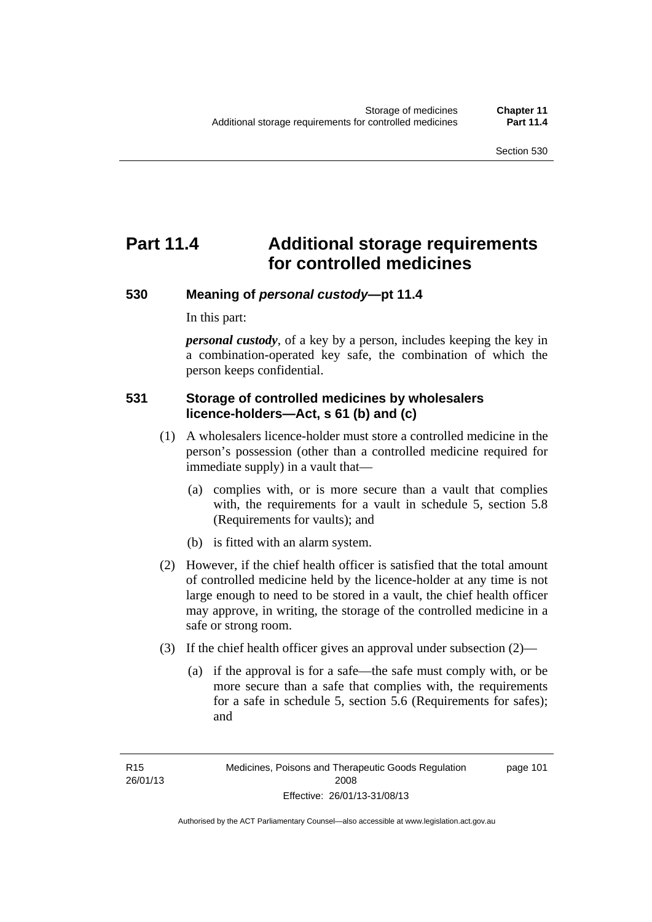# Part 11.4 Additional storage requirements for controlled medicines

## 530 Meaning of *personal custody*—pt 11.4

In this part:

***personal custody***, of a key by a person, includes keeping the key in a combination-operated key safe, the combination of which the person keeps confidential.

## 531 Storage of controlled medicines by wholesalers licence-holders—Act, s 61 (b) and (c)

(1) A wholesalers licence-holder must store a controlled medicine in the person's possession (other than a controlled medicine required for immediate supply) in a vault that—

(a) complies with, or is more secure than a vault that complies with, the requirements for a vault in schedule 5, section 5.8 (Requirements for vaults); and

(b) is fitted with an alarm system.

(2) However, if the chief health officer is satisfied that the total amount of controlled medicine held by the licence-holder at any time is not large enough to need to be stored in a vault, the chief health officer may approve, in writing, the storage of the controlled medicine in a safe or strong room.

(3) If the chief health officer gives an approval under subsection (2)—

(a) if the approval is for a safe—the safe must comply with, or be more secure than a safe that complies with, the requirements for a safe in schedule 5, section 5.6 (Requirements for safes); and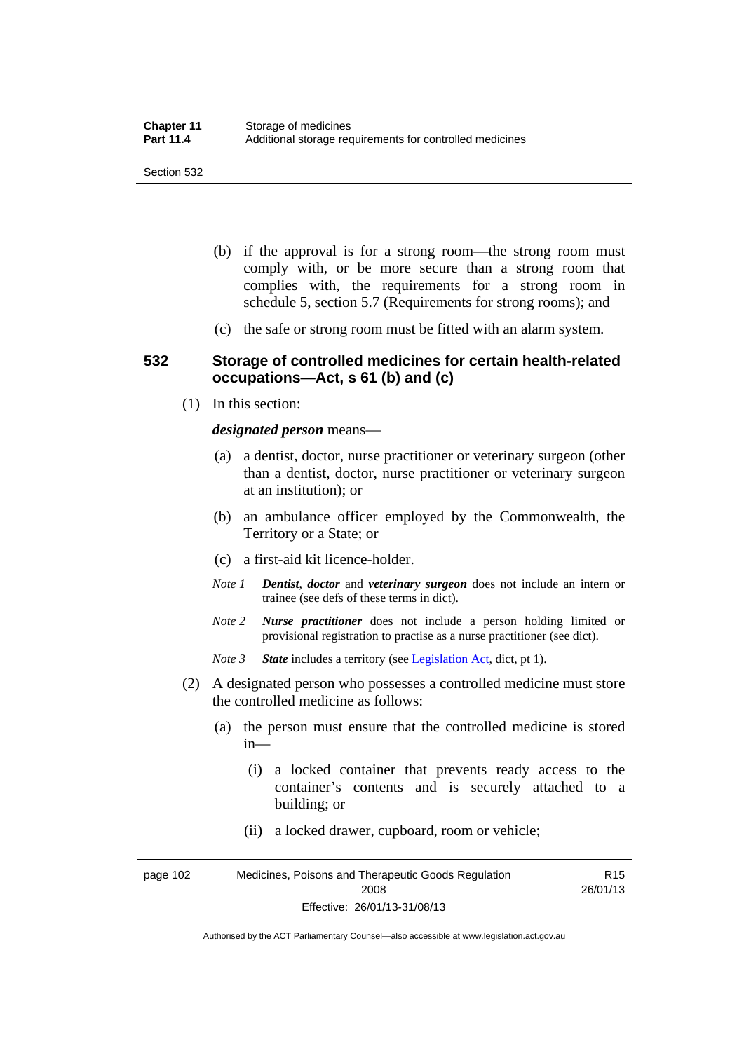(b) if the approval is for a strong room—the strong room must comply with, or be more secure than a strong room that complies with, the requirements for a strong room in schedule 5, section 5.7 (Requirements for strong rooms); and

(c) the safe or strong room must be fitted with an alarm system.

### 532 Storage of controlled medicines for certain health-related occupations—Act, s 61 (b) and (c)

(1) In this section:

***designated person*** means—

(a) a dentist, doctor, nurse practitioner or veterinary surgeon (other than a dentist, doctor, nurse practitioner or veterinary surgeon at an institution); or

(b) an ambulance officer employed by the Commonwealth, the Territory or a State; or

(c) a first-aid kit licence-holder.

*Note 1* ***Dentist***, ***doctor*** and ***veterinary surgeon*** does not include an intern or trainee (see defs of these terms in dict).

*Note 2* ***Nurse practitioner*** does not include a person holding limited or provisional registration to practise as a nurse practitioner (see dict).

*Note 3* ***State*** includes a territory (see Legislation Act, dict, pt 1).

(2) A designated person who possesses a controlled medicine must store the controlled medicine as follows:

(a) the person must ensure that the controlled medicine is stored in—

(i) a locked container that prevents ready access to the container's contents and is securely attached to a building; or

(ii) a locked drawer, cupboard, room or vehicle;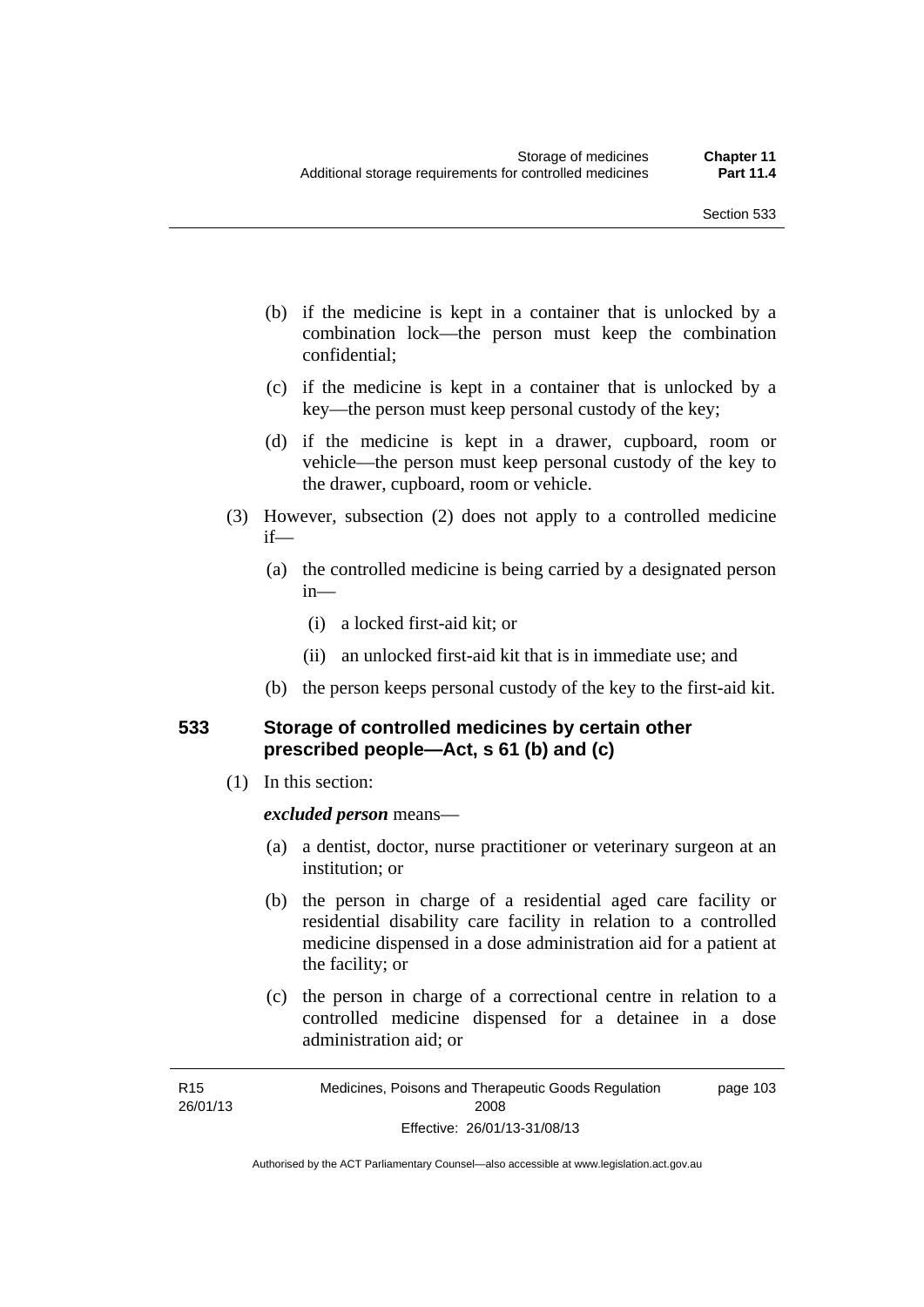(b) if the medicine is kept in a container that is unlocked by a combination lock—the person must keep the combination confidential;

(c) if the medicine is kept in a container that is unlocked by a key—the person must keep personal custody of the key;

(d) if the medicine is kept in a drawer, cupboard, room or vehicle—the person must keep personal custody of the key to the drawer, cupboard, room or vehicle.

(3) However, subsection (2) does not apply to a controlled medicine if—

(a) the controlled medicine is being carried by a designated person in—

(i) a locked first-aid kit; or

(ii) an unlocked first-aid kit that is in immediate use; and

(b) the person keeps personal custody of the key to the first-aid kit.

### 533 Storage of controlled medicines by certain other prescribed people—Act, s 61 (b) and (c)

(1) In this section:

***excluded person*** means—

(a) a dentist, doctor, nurse practitioner or veterinary surgeon at an institution; or

(b) the person in charge of a residential aged care facility or residential disability care facility in relation to a controlled medicine dispensed in a dose administration aid for a patient at the facility; or

(c) the person in charge of a correctional centre in relation to a controlled medicine dispensed for a detainee in a dose administration aid; or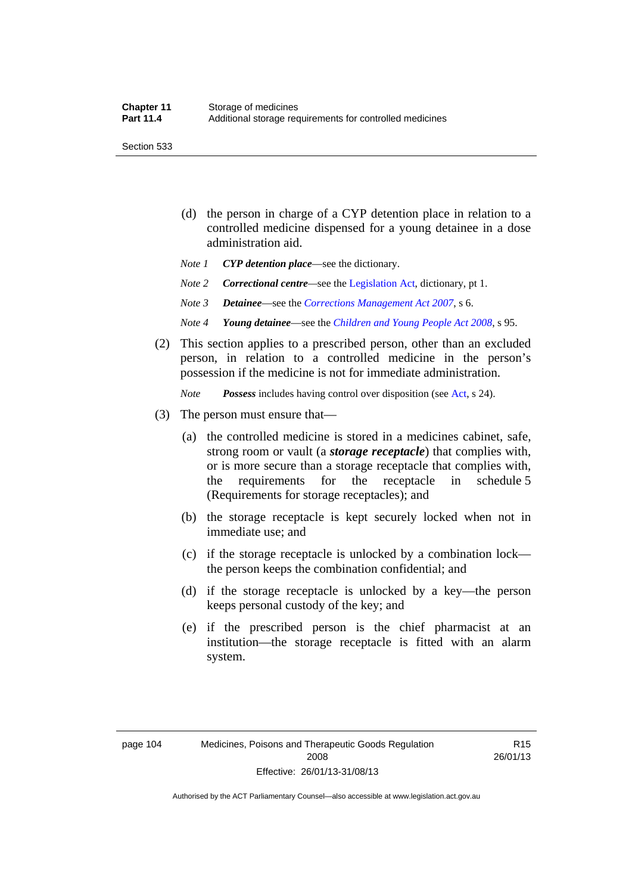(d) the person in charge of a CYP detention place in relation to a controlled medicine dispensed for a young detainee in a dose administration aid.

*Note 1* ***CYP detention place***—see the dictionary.

*Note 2* ***Correctional centre***—see the Legislation Act, dictionary, pt 1.

*Note 3* ***Detainee***—see the *Corrections Management Act 2007*, s 6.

*Note 4* ***Young detainee***—see the *Children and Young People Act 2008*, s 95.

(2) This section applies to a prescribed person, other than an excluded person, in relation to a controlled medicine in the person's possession if the medicine is not for immediate administration.

*Note* ***Possess*** includes having control over disposition (see Act, s 24).

(3) The person must ensure that—

(a) the controlled medicine is stored in a medicines cabinet, safe, strong room or vault (a ***storage receptacle***) that complies with, or is more secure than a storage receptacle that complies with, the requirements for the receptacle in schedule 5 (Requirements for storage receptacles); and

(b) the storage receptacle is kept securely locked when not in immediate use; and

(c) if the storage receptacle is unlocked by a combination lock—the person keeps the combination confidential; and

(d) if the storage receptacle is unlocked by a key—the person keeps personal custody of the key; and

(e) if the prescribed person is the chief pharmacist at an institution—the storage receptacle is fitted with an alarm system.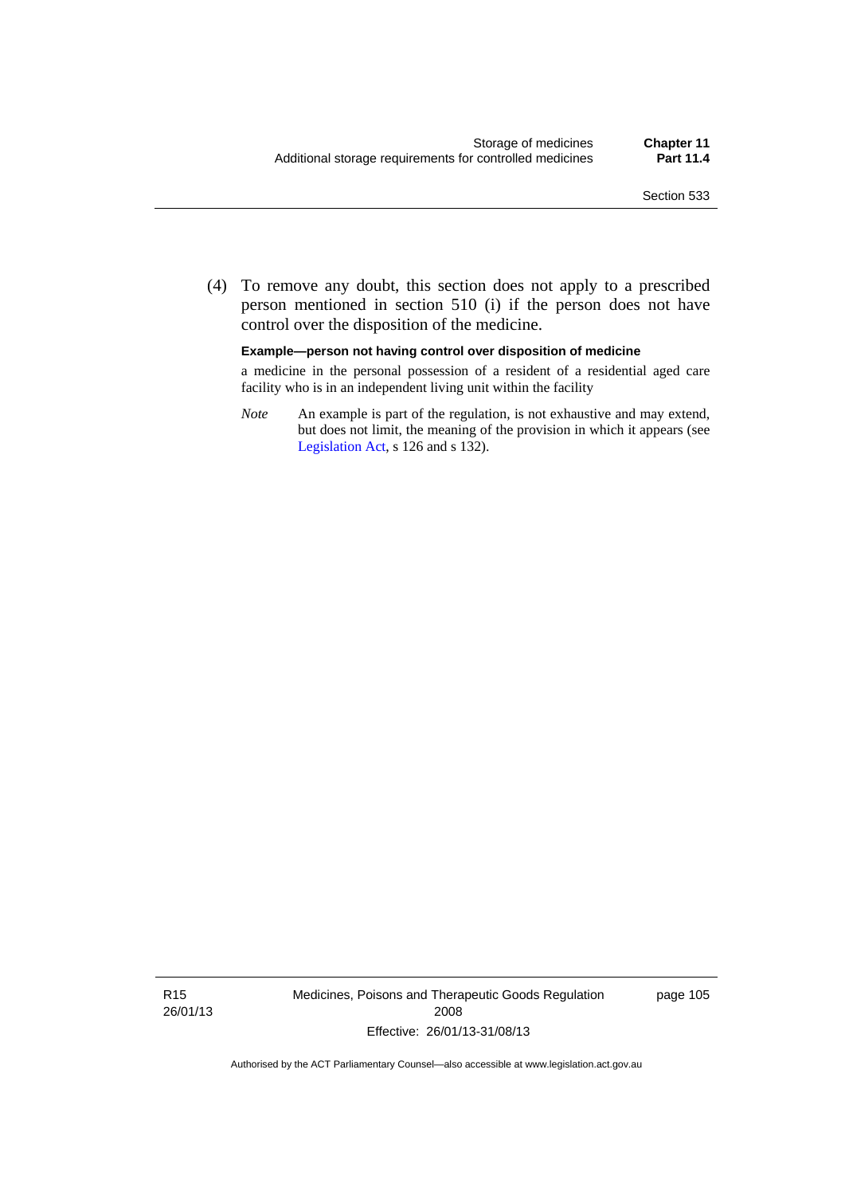(4) To remove any doubt, this section does not apply to a prescribed person mentioned in section 510 (i) if the person does not have control over the disposition of the medicine.

**Example—person not having control over disposition of medicine**

a medicine in the personal possession of a resident of a residential aged care facility who is in an independent living unit within the facility

*Note* An example is part of the regulation, is not exhaustive and may extend, but does not limit, the meaning of the provision in which it appears (see Legislation Act, s 126 and s 132).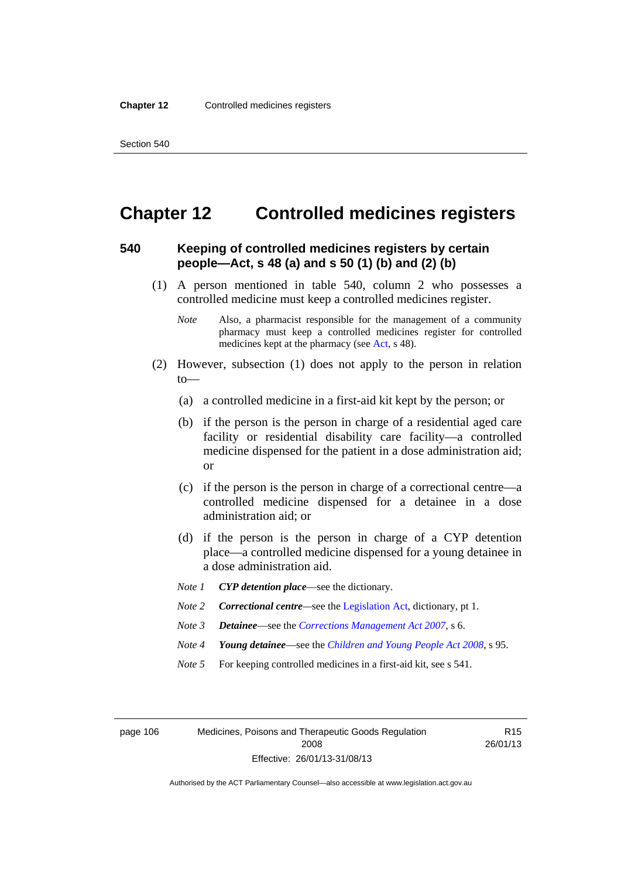# Chapter 12 Controlled medicines registers

## 540 Keeping of controlled medicines registers by certain people—Act, s 48 (a) and s 50 (1) (b) and (2) (b)

(1) A person mentioned in table 540, column 2 who possesses a controlled medicine must keep a controlled medicines register.

*Note* Also, a pharmacist responsible for the management of a community pharmacy must keep a controlled medicines register for controlled medicines kept at the pharmacy (see Act, s 48).

(2) However, subsection (1) does not apply to the person in relation to—

(a) a controlled medicine in a first-aid kit kept by the person; or

(b) if the person is the person in charge of a residential aged care facility or residential disability care facility—a controlled medicine dispensed for the patient in a dose administration aid; or

(c) if the person is the person in charge of a correctional centre—a controlled medicine dispensed for a detainee in a dose administration aid; or

(d) if the person is the person in charge of a CYP detention place—a controlled medicine dispensed for a young detainee in a dose administration aid.

*Note 1* ***CYP detention place***—see the dictionary.

*Note 2* ***Correctional centre***—see the Legislation Act, dictionary, pt 1.

*Note 3* ***Detainee***—see the *Corrections Management Act 2007*, s 6.

*Note 4* ***Young detainee***—see the *Children and Young People Act 2008*, s 95.

*Note 5* For keeping controlled medicines in a first-aid kit, see s 541.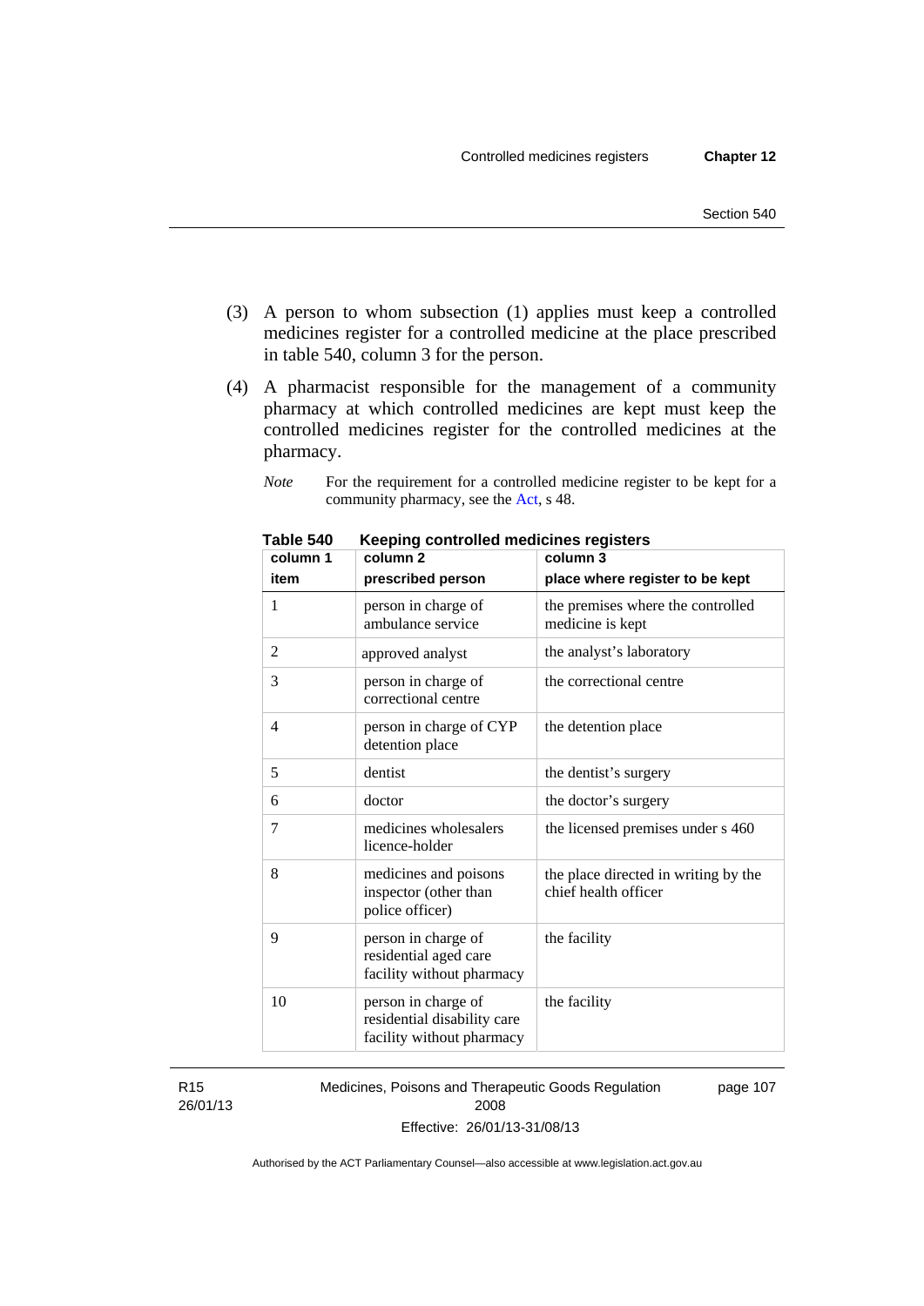(3) A person to whom subsection (1) applies must keep a controlled medicines register for a controlled medicine at the place prescribed in table 540, column 3 for the person.

(4) A pharmacist responsible for the management of a community pharmacy at which controlled medicines are kept must keep the controlled medicines register for the controlled medicines at the pharmacy.

*Note* For the requirement for a controlled medicine register to be kept for a community pharmacy, see the Act, s 48.

**Table 540 Keeping controlled medicines registers**

| column 1<br>item | column 2<br>prescribed person | column 3<br>place where register to be kept |
|---|---|---|
| 1 | person in charge of ambulance service | the premises where the controlled medicine is kept |
| 2 | approved analyst | the analyst's laboratory |
| 3 | person in charge of correctional centre | the correctional centre |
| 4 | person in charge of CYP detention place | the detention place |
| 5 | dentist | the dentist's surgery |
| 6 | doctor | the doctor's surgery |
| 7 | medicines wholesalers licence-holder | the licensed premises under s 460 |
| 8 | medicines and poisons inspector (other than police officer) | the place directed in writing by the chief health officer |
| 9 | person in charge of residential aged care facility without pharmacy | the facility |
| 10 | person in charge of residential disability care facility without pharmacy | the facility |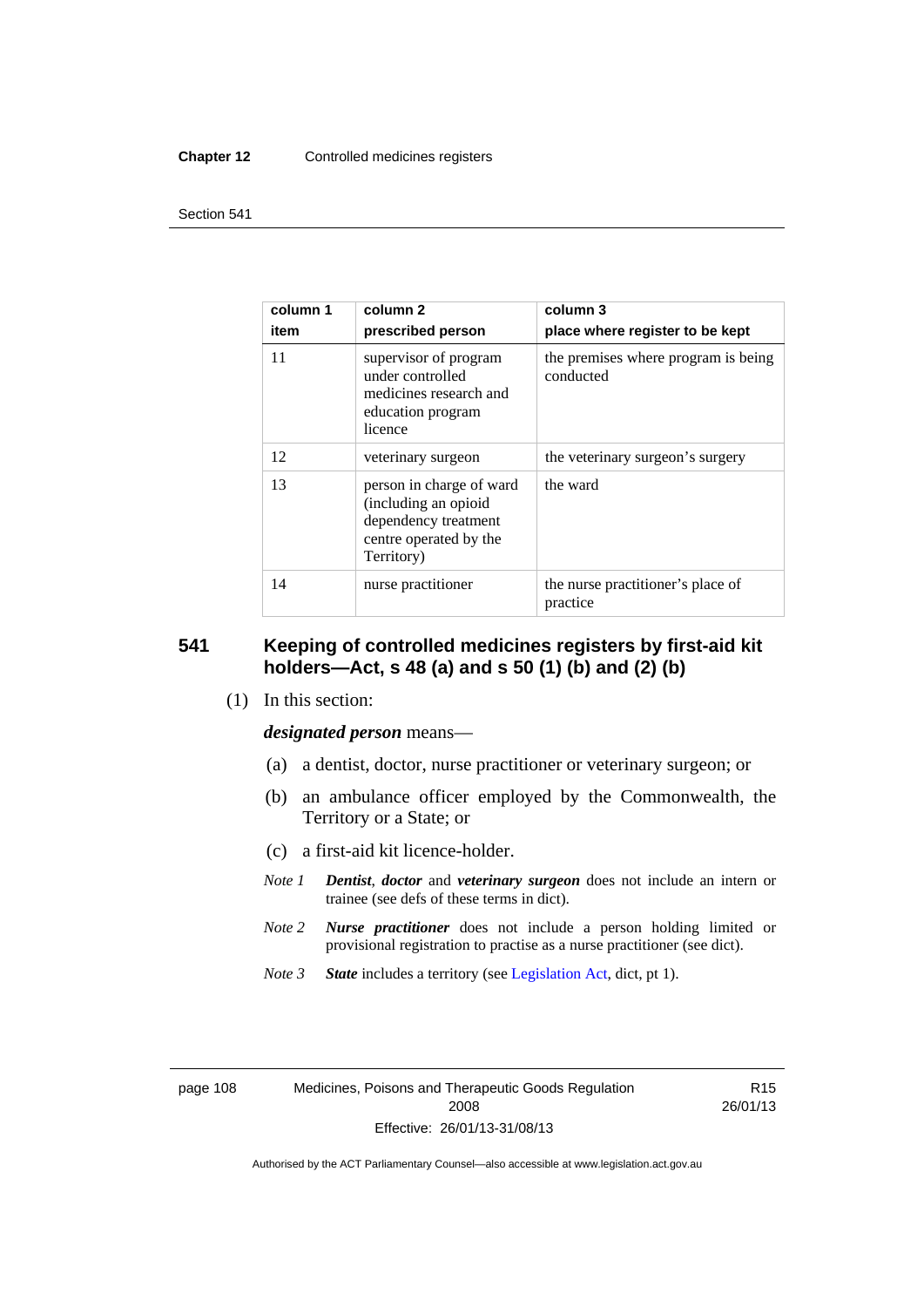| column 1<br>item | column 2<br>prescribed person | column 3<br>place where register to be kept |
|---|---|---|
| 11 | supervisor of program under controlled medicines research and education program licence | the premises where program is being conducted |
| 12 | veterinary surgeon | the veterinary surgeon's surgery |
| 13 | person in charge of ward (including an opioid dependency treatment centre operated by the Territory) | the ward |
| 14 | nurse practitioner | the nurse practitioner's place of practice |

## 541 Keeping of controlled medicines registers by first-aid kit holders—Act, s 48 (a) and s 50 (1) (b) and (2) (b)

(1) In this section:

***designated person*** means—

(a) a dentist, doctor, nurse practitioner or veterinary surgeon; or

(b) an ambulance officer employed by the Commonwealth, the Territory or a State; or

(c) a first-aid kit licence-holder.

*Note 1* ***Dentist***, ***doctor*** and ***veterinary surgeon*** does not include an intern or trainee (see defs of these terms in dict).

*Note 2* ***Nurse practitioner*** does not include a person holding limited or provisional registration to practise as a nurse practitioner (see dict).

*Note 3* ***State*** includes a territory (see Legislation Act, dict, pt 1).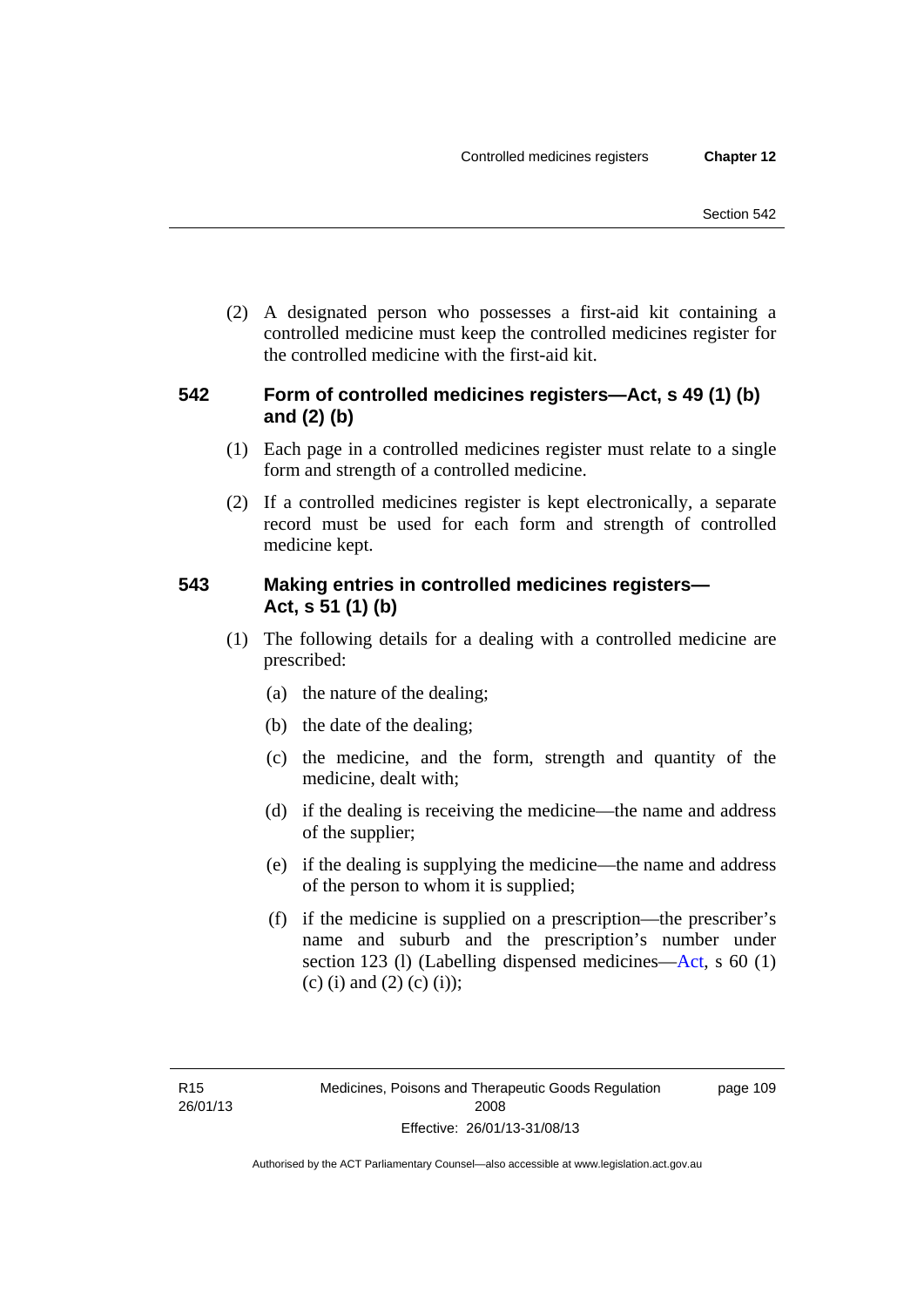(2) A designated person who possesses a first-aid kit containing a controlled medicine must keep the controlled medicines register for the controlled medicine with the first-aid kit.

### 542 Form of controlled medicines registers—Act, s 49 (1) (b) and (2) (b)

(1) Each page in a controlled medicines register must relate to a single form and strength of a controlled medicine.

(2) If a controlled medicines register is kept electronically, a separate record must be used for each form and strength of controlled medicine kept.

### 543 Making entries in controlled medicines registers—Act, s 51 (1) (b)

(1) The following details for a dealing with a controlled medicine are prescribed:

(a) the nature of the dealing;

(b) the date of the dealing;

(c) the medicine, and the form, strength and quantity of the medicine, dealt with;

(d) if the dealing is receiving the medicine—the name and address of the supplier;

(e) if the dealing is supplying the medicine—the name and address of the person to whom it is supplied;

(f) if the medicine is supplied on a prescription—the prescriber's name and suburb and the prescription's number under section 123 (l) (Labelling dispensed medicines—Act, s 60 (1) (c) (i) and (2) (c) (i));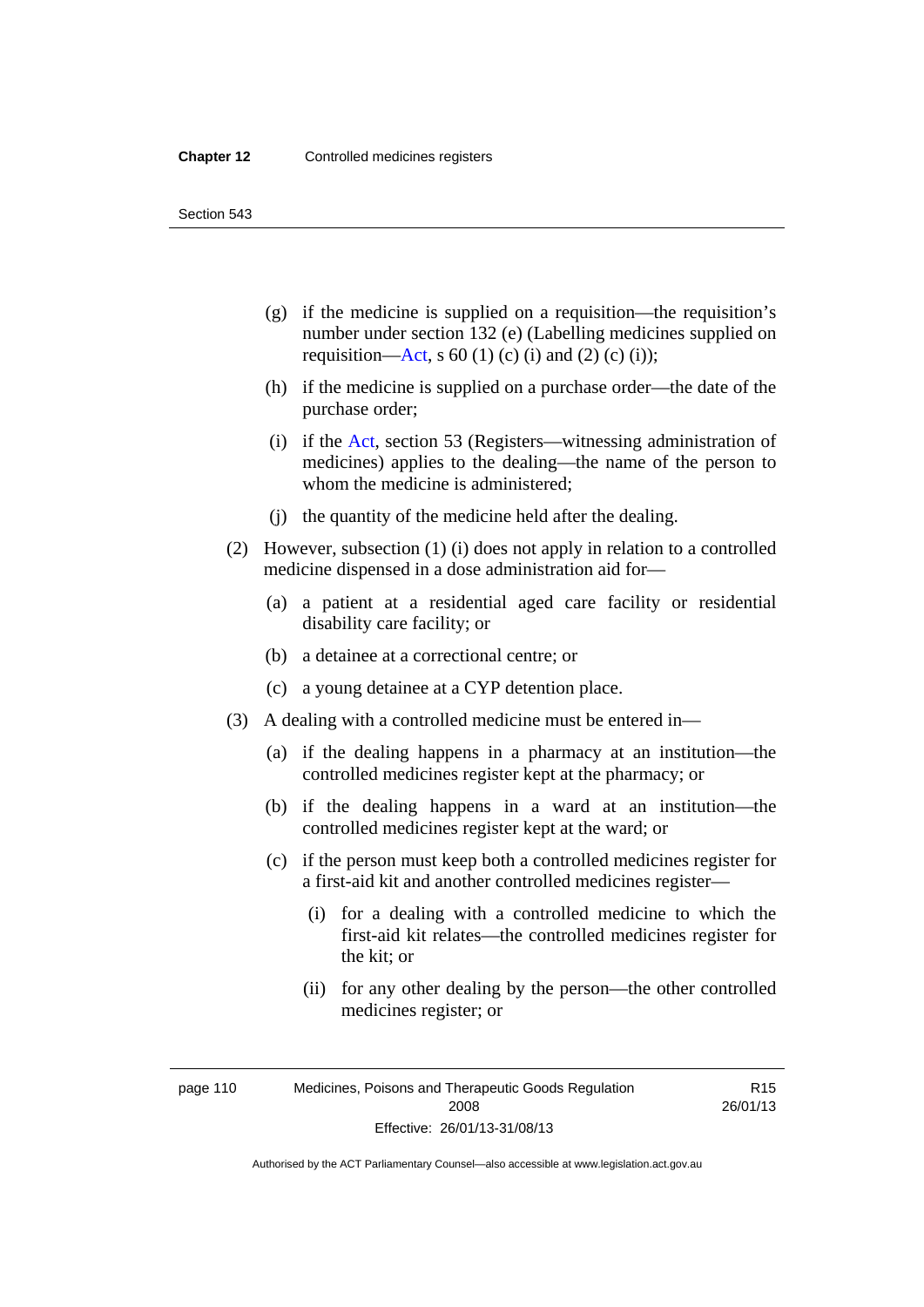(g) if the medicine is supplied on a requisition—the requisition's number under section 132 (e) (Labelling medicines supplied on requisition—Act, s 60 (1) (c) (i) and (2) (c) (i));

(h) if the medicine is supplied on a purchase order—the date of the purchase order;

(i) if the Act, section 53 (Registers—witnessing administration of medicines) applies to the dealing—the name of the person to whom the medicine is administered;

(j) the quantity of the medicine held after the dealing.

(2) However, subsection (1) (i) does not apply in relation to a controlled medicine dispensed in a dose administration aid for—

(a) a patient at a residential aged care facility or residential disability care facility; or

(b) a detainee at a correctional centre; or

(c) a young detainee at a CYP detention place.

(3) A dealing with a controlled medicine must be entered in—

(a) if the dealing happens in a pharmacy at an institution—the controlled medicines register kept at the pharmacy; or

(b) if the dealing happens in a ward at an institution—the controlled medicines register kept at the ward; or

(c) if the person must keep both a controlled medicines register for a first-aid kit and another controlled medicines register—

(i) for a dealing with a controlled medicine to which the first-aid kit relates—the controlled medicines register for the kit; or

(ii) for any other dealing by the person—the other controlled medicines register; or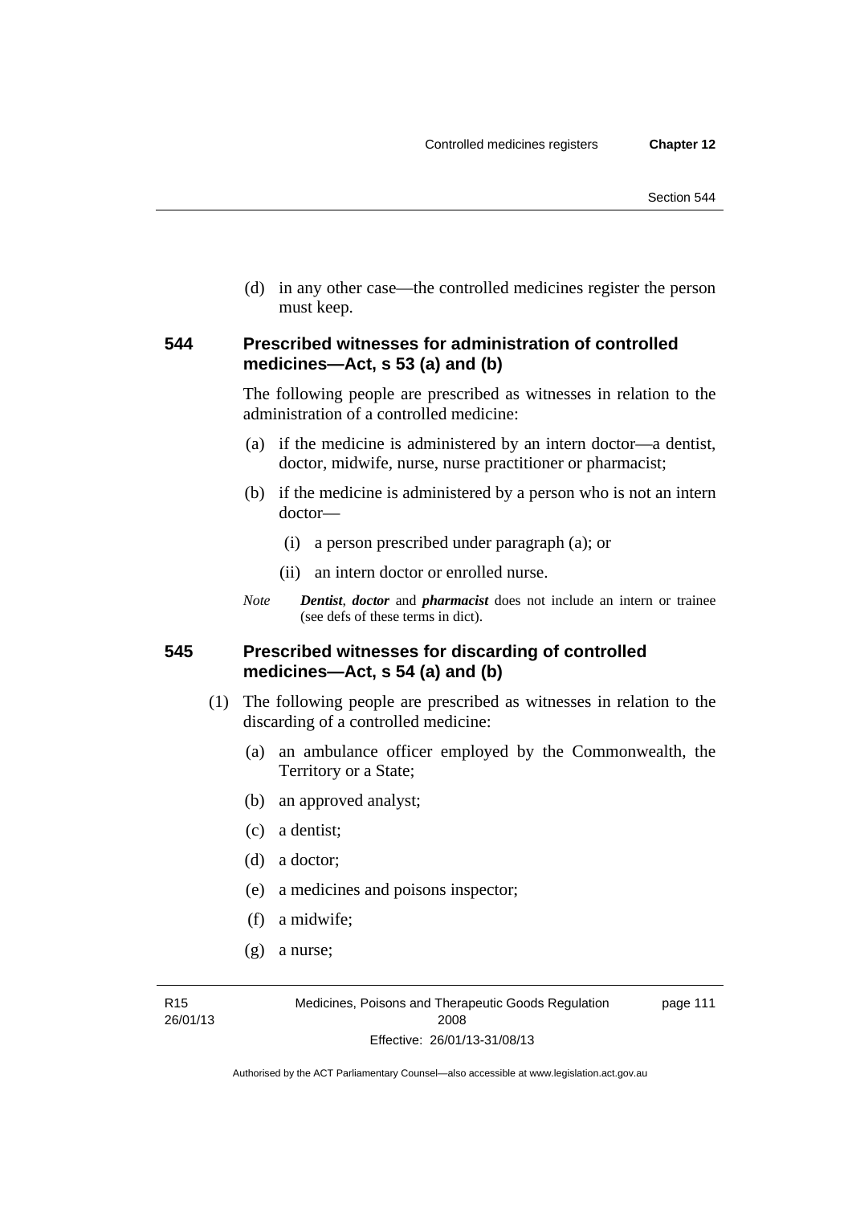(d) in any other case—the controlled medicines register the person must keep.

### 544 Prescribed witnesses for administration of controlled medicines—Act, s 53 (a) and (b)

The following people are prescribed as witnesses in relation to the administration of a controlled medicine:

- (a) if the medicine is administered by an intern doctor—a dentist, doctor, midwife, nurse, nurse practitioner or pharmacist;
- (b) if the medicine is administered by a person who is not an intern doctor—
  - (i) a person prescribed under paragraph (a); or
  - (ii) an intern doctor or enrolled nurse.

*Note* ***Dentist***, ***doctor*** and ***pharmacist*** does not include an intern or trainee (see defs of these terms in dict).

### 545 Prescribed witnesses for discarding of controlled medicines—Act, s 54 (a) and (b)

(1) The following people are prescribed as witnesses in relation to the discarding of a controlled medicine:

- (a) an ambulance officer employed by the Commonwealth, the Territory or a State;
- (b) an approved analyst;
- (c) a dentist;
- (d) a doctor;
- (e) a medicines and poisons inspector;
- (f) a midwife;
- (g) a nurse;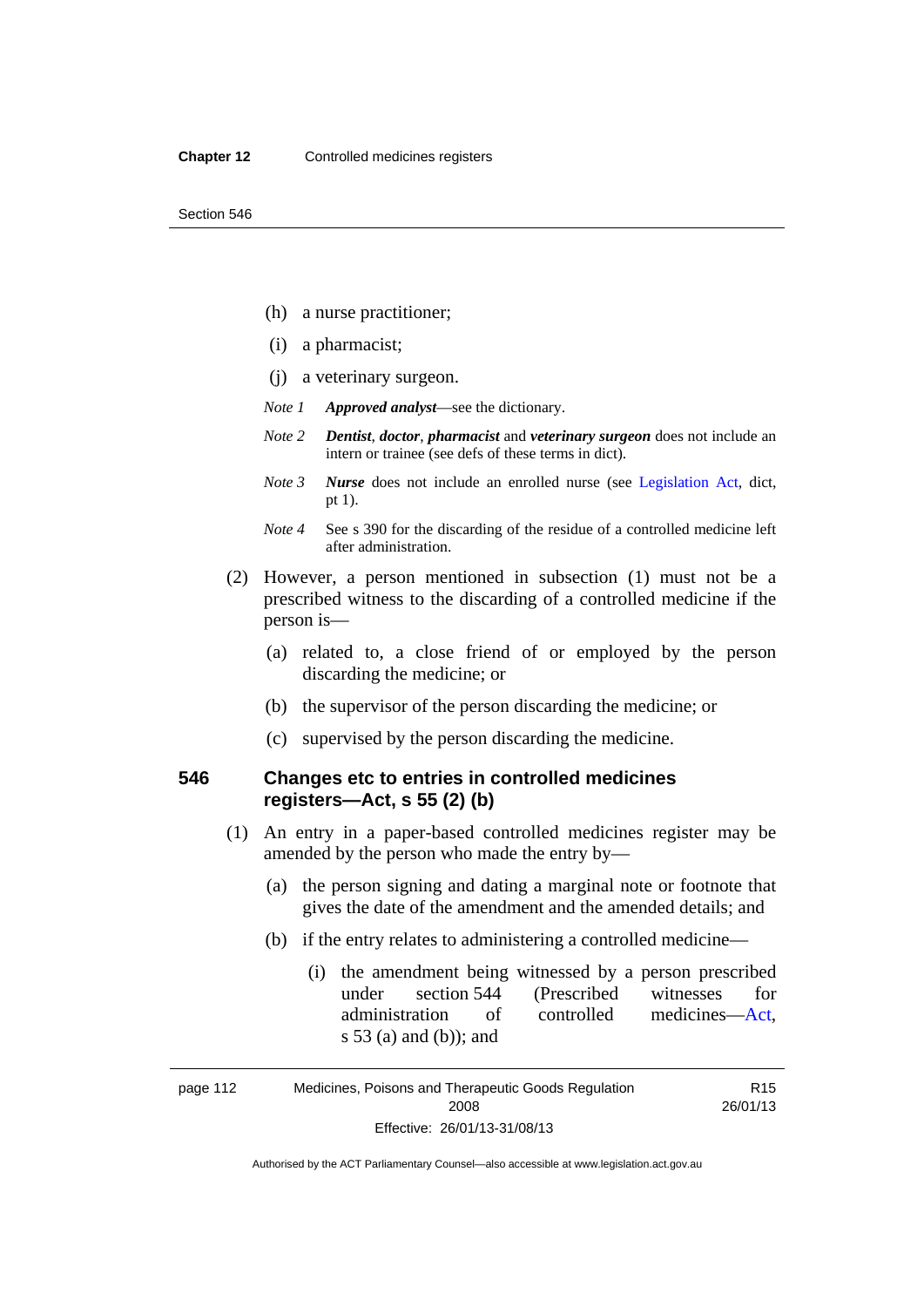(h) a nurse practitioner;

(i) a pharmacist;

(j) a veterinary surgeon.

*Note 1* ***Approved analyst***—see the dictionary.

*Note 2* ***Dentist***, ***doctor***, ***pharmacist*** and ***veterinary surgeon*** does not include an intern or trainee (see defs of these terms in dict).

*Note 3* ***Nurse*** does not include an enrolled nurse (see Legislation Act, dict, pt 1).

*Note 4* See s 390 for the discarding of the residue of a controlled medicine left after administration.

(2) However, a person mentioned in subsection (1) must not be a prescribed witness to the discarding of a controlled medicine if the person is—

(a) related to, a close friend of or employed by the person discarding the medicine; or

(b) the supervisor of the person discarding the medicine; or

(c) supervised by the person discarding the medicine.

## 546 Changes etc to entries in controlled medicines registers—Act, s 55 (2) (b)

(1) An entry in a paper-based controlled medicines register may be amended by the person who made the entry by—

(a) the person signing and dating a marginal note or footnote that gives the date of the amendment and the amended details; and

(b) if the entry relates to administering a controlled medicine—

(i) the amendment being witnessed by a person prescribed under section 544 (Prescribed witnesses for administration of controlled medicines—Act, s 53 (a) and (b)); and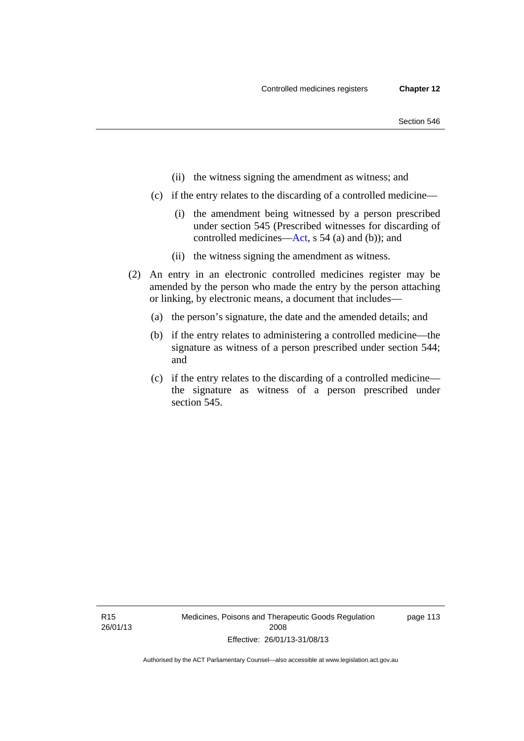(ii) the witness signing the amendment as witness; and

(c) if the entry relates to the discarding of a controlled medicine—

(i) the amendment being witnessed by a person prescribed under section 545 (Prescribed witnesses for discarding of controlled medicines—Act, s 54 (a) and (b)); and

(ii) the witness signing the amendment as witness.

(2) An entry in an electronic controlled medicines register may be amended by the person who made the entry by the person attaching or linking, by electronic means, a document that includes—

(a) the person's signature, the date and the amended details; and

(b) if the entry relates to administering a controlled medicine—the signature as witness of a person prescribed under section 544; and

(c) if the entry relates to the discarding of a controlled medicine—the signature as witness of a person prescribed under section 545.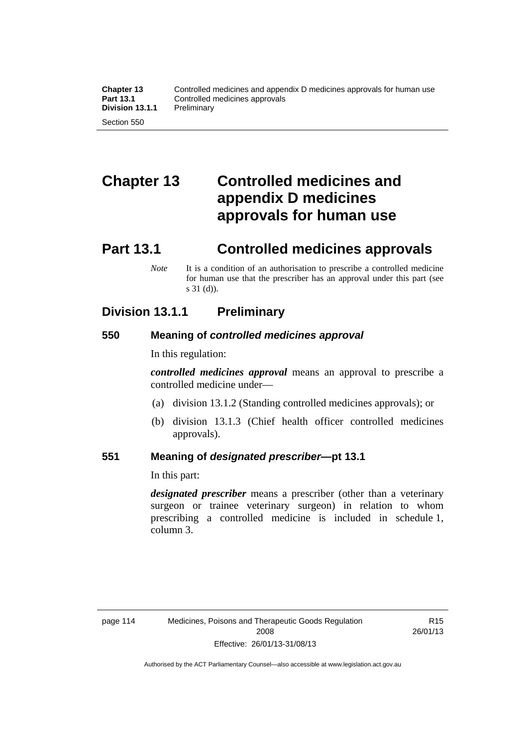# Chapter 13 Controlled medicines and appendix D medicines approvals for human use

## Part 13.1 Controlled medicines approvals

*Note* It is a condition of an authorisation to prescribe a controlled medicine for human use that the prescriber has an approval under this part (see s 31 (d)).

### Division 13.1.1 Preliminary

#### 550 Meaning of *controlled medicines approval*

In this regulation:

***controlled medicines approval*** means an approval to prescribe a controlled medicine under—

(a) division 13.1.2 (Standing controlled medicines approvals); or

(b) division 13.1.3 (Chief health officer controlled medicines approvals).

#### 551 Meaning of *designated prescriber*—pt 13.1

In this part:

***designated prescriber*** means a prescriber (other than a veterinary surgeon or trainee veterinary surgeon) in relation to whom prescribing a controlled medicine is included in schedule 1, column 3.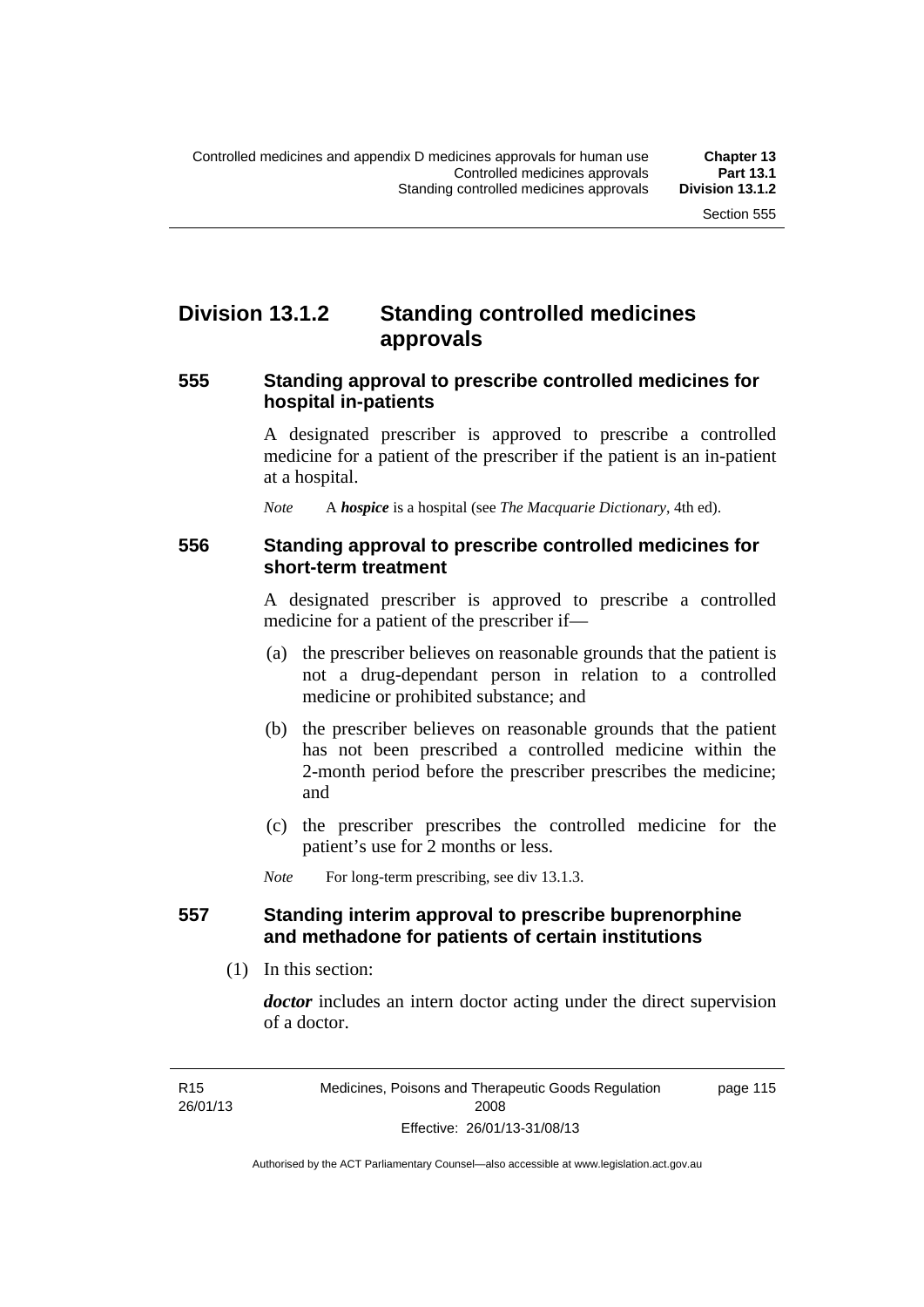## Division 13.1.2 Standing controlled medicines approvals

### 555 Standing approval to prescribe controlled medicines for hospital in-patients

A designated prescriber is approved to prescribe a controlled medicine for a patient of the prescriber if the patient is an in-patient at a hospital.

*Note* A ***hospice*** is a hospital (see *The Macquarie Dictionary*, 4th ed).

### 556 Standing approval to prescribe controlled medicines for short-term treatment

A designated prescriber is approved to prescribe a controlled medicine for a patient of the prescriber if—

(a) the prescriber believes on reasonable grounds that the patient is not a drug-dependant person in relation to a controlled medicine or prohibited substance; and

(b) the prescriber believes on reasonable grounds that the patient has not been prescribed a controlled medicine within the 2-month period before the prescriber prescribes the medicine; and

(c) the prescriber prescribes the controlled medicine for the patient's use for 2 months or less.

*Note* For long-term prescribing, see div 13.1.3.

### 557 Standing interim approval to prescribe buprenorphine and methadone for patients of certain institutions

(1) In this section:

***doctor*** includes an intern doctor acting under the direct supervision of a doctor.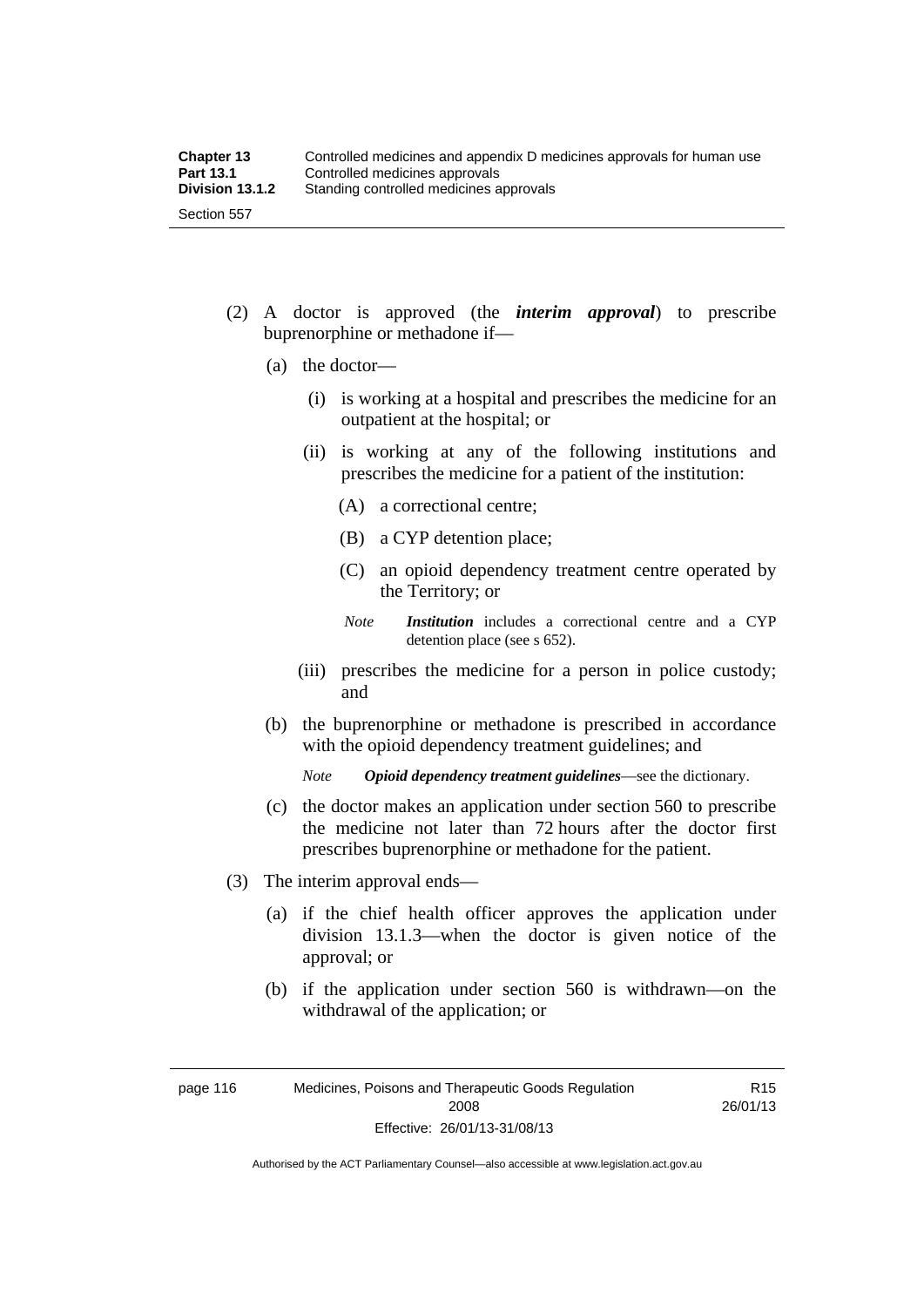(2) A doctor is approved (the ***interim approval***) to prescribe buprenorphine or methadone if—

(a) the doctor—

(i) is working at a hospital and prescribes the medicine for an outpatient at the hospital; or

(ii) is working at any of the following institutions and prescribes the medicine for a patient of the institution:

(A) a correctional centre;

(B) a CYP detention place;

(C) an opioid dependency treatment centre operated by the Territory; or

*Note* ***Institution*** includes a correctional centre and a CYP detention place (see s 652).

(iii) prescribes the medicine for a person in police custody; and

(b) the buprenorphine or methadone is prescribed in accordance with the opioid dependency treatment guidelines; and

*Note* ***Opioid dependency treatment guidelines***—see the dictionary.

(c) the doctor makes an application under section 560 to prescribe the medicine not later than 72 hours after the doctor first prescribes buprenorphine or methadone for the patient.

(3) The interim approval ends—

(a) if the chief health officer approves the application under division 13.1.3—when the doctor is given notice of the approval; or

(b) if the application under section 560 is withdrawn—on the withdrawal of the application; or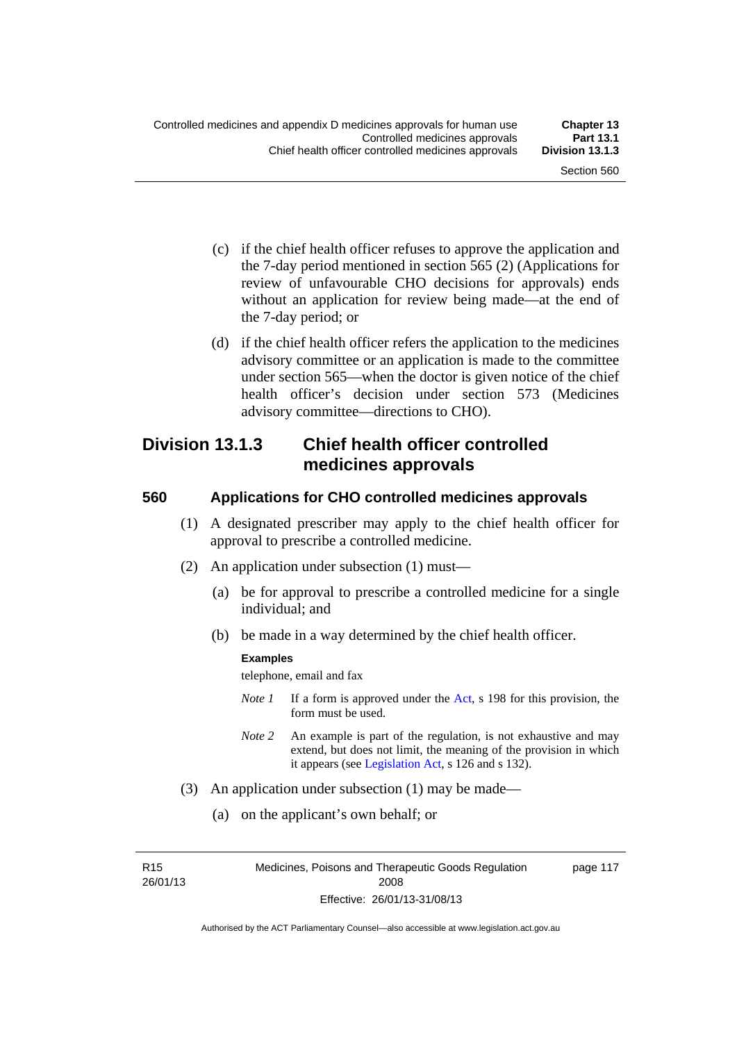(c) if the chief health officer refuses to approve the application and the 7-day period mentioned in section 565 (2) (Applications for review of unfavourable CHO decisions for approvals) ends without an application for review being made—at the end of the 7-day period; or

(d) if the chief health officer refers the application to the medicines advisory committee or an application is made to the committee under section 565—when the doctor is given notice of the chief health officer's decision under section 573 (Medicines advisory committee—directions to CHO).

## Division 13.1.3 Chief health officer controlled medicines approvals

### 560 Applications for CHO controlled medicines approvals

(1) A designated prescriber may apply to the chief health officer for approval to prescribe a controlled medicine.

(2) An application under subsection (1) must—

(a) be for approval to prescribe a controlled medicine for a single individual; and

(b) be made in a way determined by the chief health officer.

**Examples**

telephone, email and fax

*Note 1* If a form is approved under the Act, s 198 for this provision, the form must be used.

*Note 2* An example is part of the regulation, is not exhaustive and may extend, but does not limit, the meaning of the provision in which it appears (see Legislation Act, s 126 and s 132).

(3) An application under subsection (1) may be made—

(a) on the applicant's own behalf; or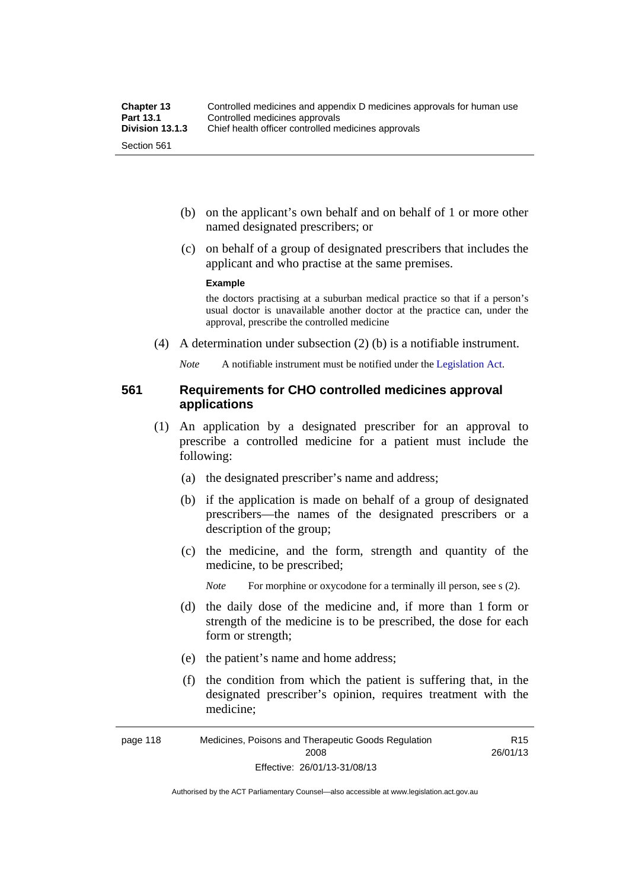(b) on the applicant's own behalf and on behalf of 1 or more other named designated prescribers; or

(c) on behalf of a group of designated prescribers that includes the applicant and who practise at the same premises.

**Example**

the doctors practising at a suburban medical practice so that if a person's usual doctor is unavailable another doctor at the practice can, under the approval, prescribe the controlled medicine

(4) A determination under subsection (2) (b) is a notifiable instrument.

*Note* A notifiable instrument must be notified under the Legislation Act.

## 561 Requirements for CHO controlled medicines approval applications

(1) An application by a designated prescriber for an approval to prescribe a controlled medicine for a patient must include the following:

(a) the designated prescriber's name and address;

(b) if the application is made on behalf of a group of designated prescribers—the names of the designated prescribers or a description of the group;

(c) the medicine, and the form, strength and quantity of the medicine, to be prescribed;

*Note* For morphine or oxycodone for a terminally ill person, see s (2).

(d) the daily dose of the medicine and, if more than 1 form or strength of the medicine is to be prescribed, the dose for each form or strength;

(e) the patient's name and home address;

(f) the condition from which the patient is suffering that, in the designated prescriber's opinion, requires treatment with the medicine;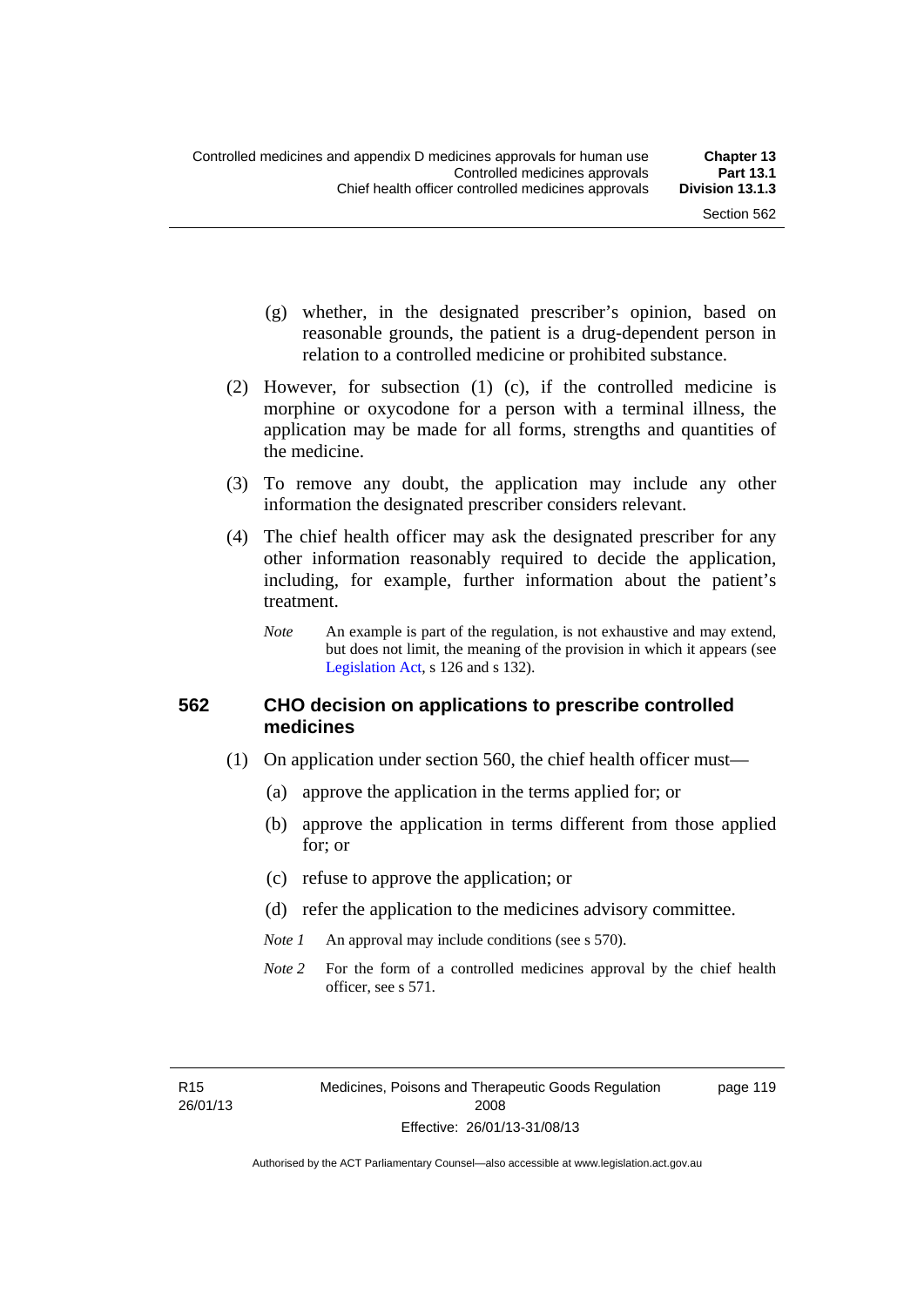(g) whether, in the designated prescriber's opinion, based on reasonable grounds, the patient is a drug-dependent person in relation to a controlled medicine or prohibited substance.

(2) However, for subsection (1) (c), if the controlled medicine is morphine or oxycodone for a person with a terminal illness, the application may be made for all forms, strengths and quantities of the medicine.

(3) To remove any doubt, the application may include any other information the designated prescriber considers relevant.

(4) The chief health officer may ask the designated prescriber for any other information reasonably required to decide the application, including, for example, further information about the patient's treatment.

*Note* An example is part of the regulation, is not exhaustive and may extend, but does not limit, the meaning of the provision in which it appears (see Legislation Act, s 126 and s 132).

### 562 CHO decision on applications to prescribe controlled medicines

(1) On application under section 560, the chief health officer must—

(a) approve the application in the terms applied for; or

(b) approve the application in terms different from those applied for; or

(c) refuse to approve the application; or

(d) refer the application to the medicines advisory committee.

*Note 1* An approval may include conditions (see s 570).

*Note 2* For the form of a controlled medicines approval by the chief health officer, see s 571.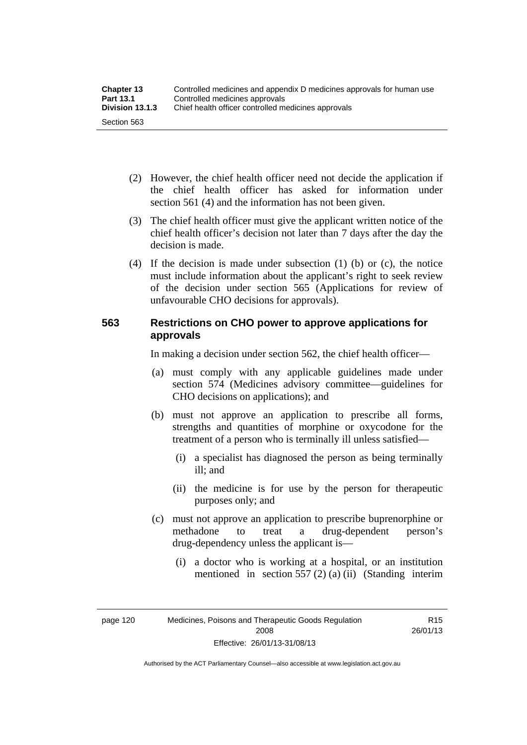(2) However, the chief health officer need not decide the application if the chief health officer has asked for information under section 561 (4) and the information has not been given.

(3) The chief health officer must give the applicant written notice of the chief health officer's decision not later than 7 days after the day the decision is made.

(4) If the decision is made under subsection (1) (b) or (c), the notice must include information about the applicant's right to seek review of the decision under section 565 (Applications for review of unfavourable CHO decisions for approvals).

### 563 Restrictions on CHO power to approve applications for approvals

In making a decision under section 562, the chief health officer—

(a) must comply with any applicable guidelines made under section 574 (Medicines advisory committee—guidelines for CHO decisions on applications); and

(b) must not approve an application to prescribe all forms, strengths and quantities of morphine or oxycodone for the treatment of a person who is terminally ill unless satisfied—

(i) a specialist has diagnosed the person as being terminally ill; and

(ii) the medicine is for use by the person for therapeutic purposes only; and

(c) must not approve an application to prescribe buprenorphine or methadone to treat a drug-dependent person's drug-dependency unless the applicant is—

(i) a doctor who is working at a hospital, or an institution mentioned in section 557 (2) (a) (ii) (Standing interim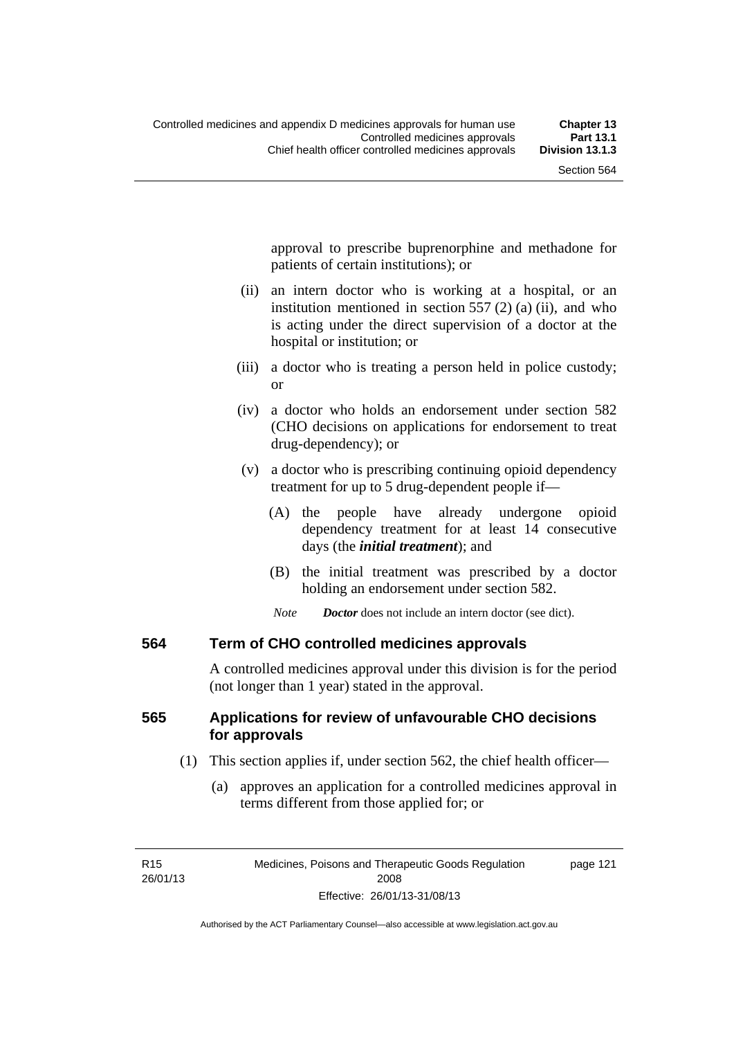approval to prescribe buprenorphine and methadone for patients of certain institutions); or

(ii) an intern doctor who is working at a hospital, or an institution mentioned in section 557 (2) (a) (ii), and who is acting under the direct supervision of a doctor at the hospital or institution; or

(iii) a doctor who is treating a person held in police custody; or

(iv) a doctor who holds an endorsement under section 582 (CHO decisions on applications for endorsement to treat drug-dependency); or

(v) a doctor who is prescribing continuing opioid dependency treatment for up to 5 drug-dependent people if—

(A) the people have already undergone opioid dependency treatment for at least 14 consecutive days (the ***initial treatment***); and

(B) the initial treatment was prescribed by a doctor holding an endorsement under section 582.

*Note* ***Doctor*** does not include an intern doctor (see dict).

## 564 Term of CHO controlled medicines approvals

A controlled medicines approval under this division is for the period (not longer than 1 year) stated in the approval.

## 565 Applications for review of unfavourable CHO decisions for approvals

(1) This section applies if, under section 562, the chief health officer—

(a) approves an application for a controlled medicines approval in terms different from those applied for; or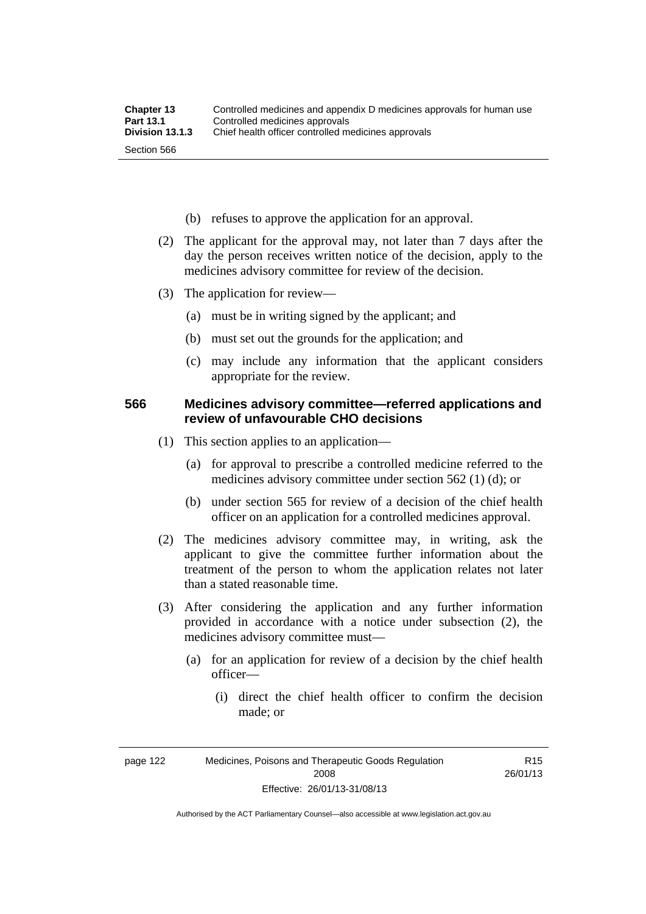(b) refuses to approve the application for an approval.

(2) The applicant for the approval may, not later than 7 days after the day the person receives written notice of the decision, apply to the medicines advisory committee for review of the decision.

(3) The application for review—

(a) must be in writing signed by the applicant; and

(b) must set out the grounds for the application; and

(c) may include any information that the applicant considers appropriate for the review.

### 566 Medicines advisory committee—referred applications and review of unfavourable CHO decisions

(1) This section applies to an application—

(a) for approval to prescribe a controlled medicine referred to the medicines advisory committee under section 562 (1) (d); or

(b) under section 565 for review of a decision of the chief health officer on an application for a controlled medicines approval.

(2) The medicines advisory committee may, in writing, ask the applicant to give the committee further information about the treatment of the person to whom the application relates not later than a stated reasonable time.

(3) After considering the application and any further information provided in accordance with a notice under subsection (2), the medicines advisory committee must—

(a) for an application for review of a decision by the chief health officer—

(i) direct the chief health officer to confirm the decision made; or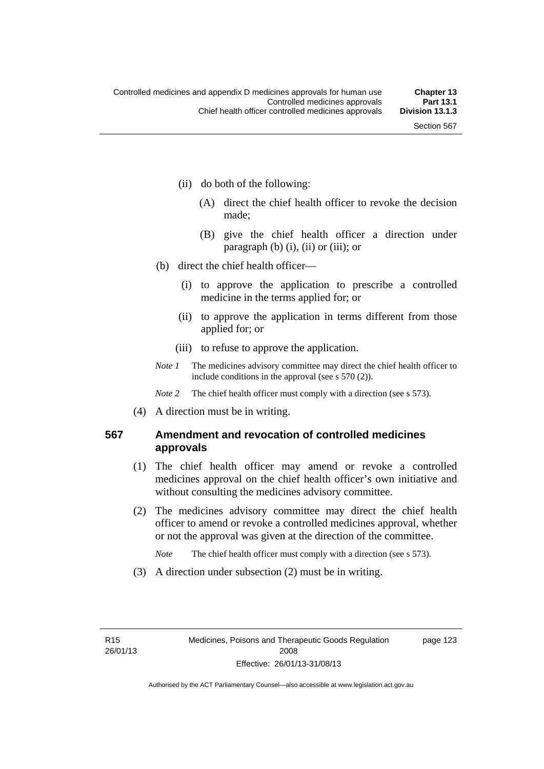(ii) do both of the following:

(A) direct the chief health officer to revoke the decision made;

(B) give the chief health officer a direction under paragraph (b) (i), (ii) or (iii); or

(b) direct the chief health officer—

(i) to approve the application to prescribe a controlled medicine in the terms applied for; or

(ii) to approve the application in terms different from those applied for; or

(iii) to refuse to approve the application.

*Note 1* The medicines advisory committee may direct the chief health officer to include conditions in the approval (see s 570 (2)).

*Note 2* The chief health officer must comply with a direction (see s 573).

(4) A direction must be in writing.

### 567 Amendment and revocation of controlled medicines approvals

(1) The chief health officer may amend or revoke a controlled medicines approval on the chief health officer's own initiative and without consulting the medicines advisory committee.

(2) The medicines advisory committee may direct the chief health officer to amend or revoke a controlled medicines approval, whether or not the approval was given at the direction of the committee.

*Note* The chief health officer must comply with a direction (see s 573).

(3) A direction under subsection (2) must be in writing.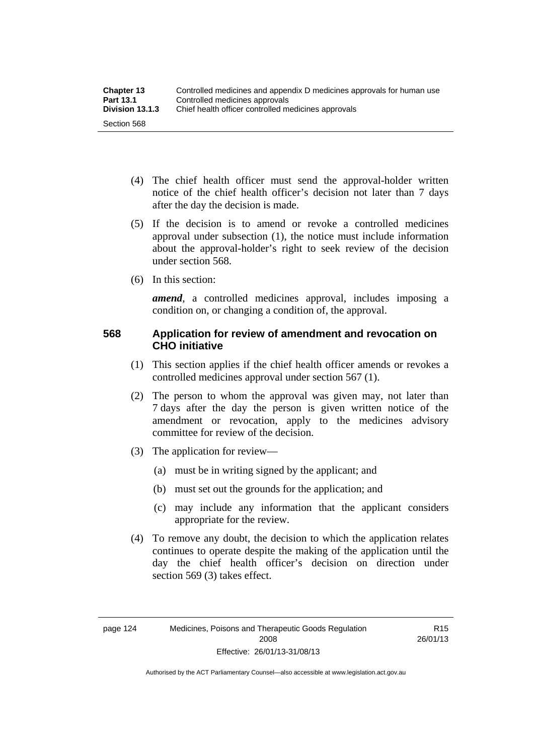(4) The chief health officer must send the approval-holder written notice of the chief health officer's decision not later than 7 days after the day the decision is made.

(5) If the decision is to amend or revoke a controlled medicines approval under subsection (1), the notice must include information about the approval-holder's right to seek review of the decision under section 568.

(6) In this section:

***amend***, a controlled medicines approval, includes imposing a condition on, or changing a condition of, the approval.

### 568 Application for review of amendment and revocation on CHO initiative

(1) This section applies if the chief health officer amends or revokes a controlled medicines approval under section 567 (1).

(2) The person to whom the approval was given may, not later than 7 days after the day the person is given written notice of the amendment or revocation, apply to the medicines advisory committee for review of the decision.

(3) The application for review—

(a) must be in writing signed by the applicant; and

(b) must set out the grounds for the application; and

(c) may include any information that the applicant considers appropriate for the review.

(4) To remove any doubt, the decision to which the application relates continues to operate despite the making of the application until the day the chief health officer's decision on direction under section 569 (3) takes effect.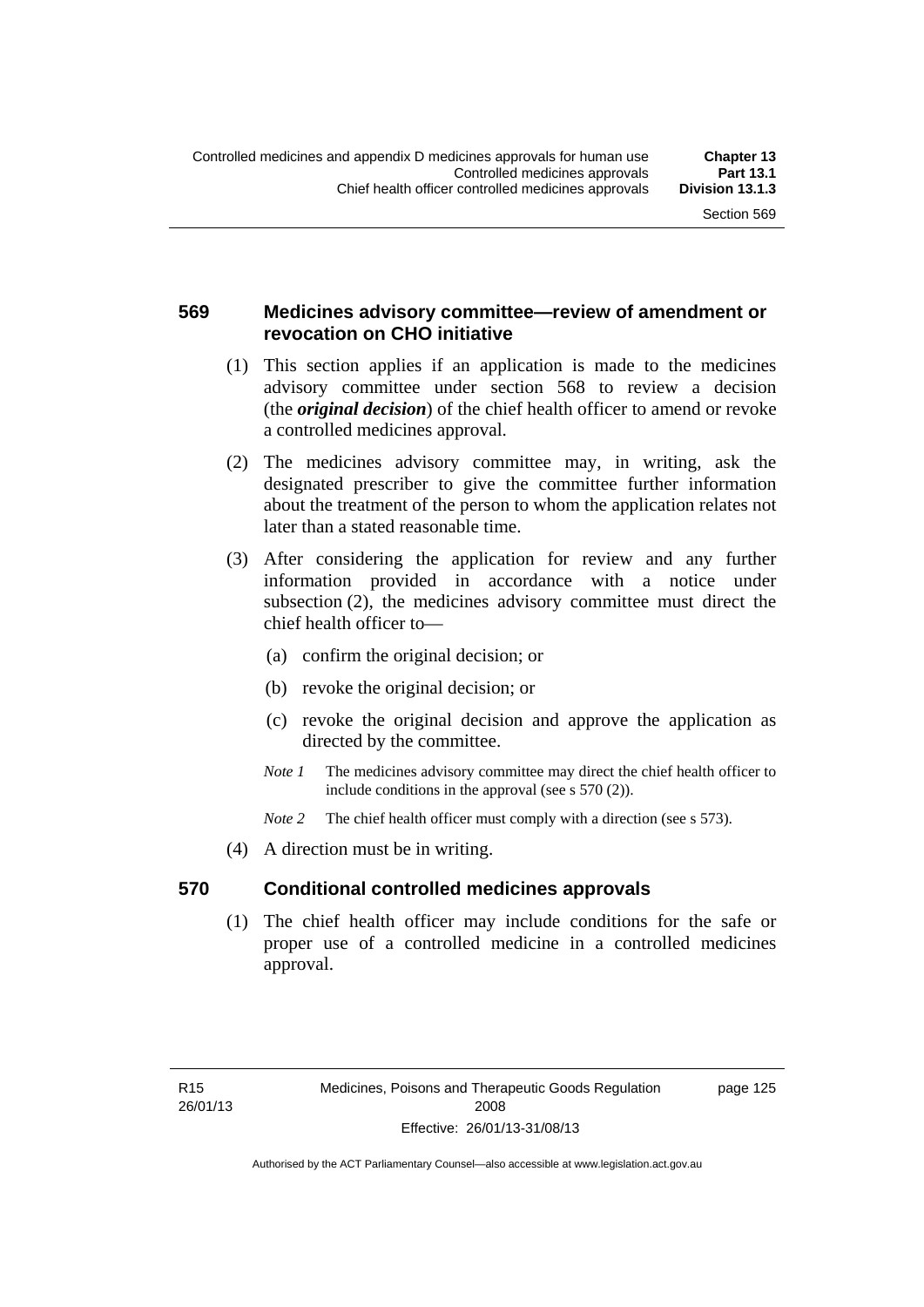### 569 Medicines advisory committee—review of amendment or revocation on CHO initiative

(1) This section applies if an application is made to the medicines advisory committee under section 568 to review a decision (the ***original decision***) of the chief health officer to amend or revoke a controlled medicines approval.

(2) The medicines advisory committee may, in writing, ask the designated prescriber to give the committee further information about the treatment of the person to whom the application relates not later than a stated reasonable time.

(3) After considering the application for review and any further information provided in accordance with a notice under subsection (2), the medicines advisory committee must direct the chief health officer to—

(a) confirm the original decision; or

(b) revoke the original decision; or

(c) revoke the original decision and approve the application as directed by the committee.

*Note 1* The medicines advisory committee may direct the chief health officer to include conditions in the approval (see s 570 (2)).

*Note 2* The chief health officer must comply with a direction (see s 573).

(4) A direction must be in writing.

### 570 Conditional controlled medicines approvals

(1) The chief health officer may include conditions for the safe or proper use of a controlled medicine in a controlled medicines approval.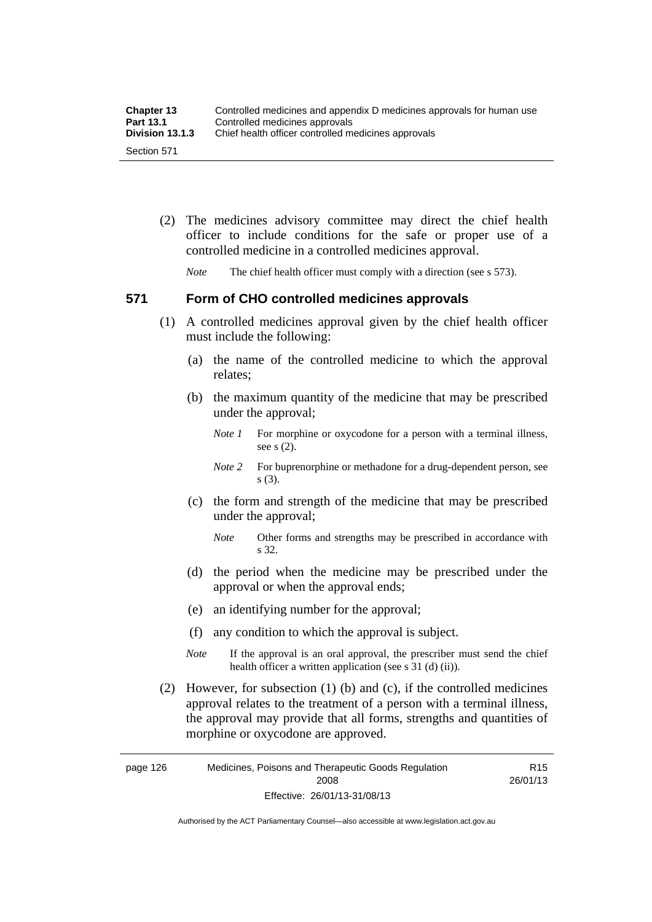(2) The medicines advisory committee may direct the chief health officer to include conditions for the safe or proper use of a controlled medicine in a controlled medicines approval.

*Note* The chief health officer must comply with a direction (see s 573).

## 571 Form of CHO controlled medicines approvals

(1) A controlled medicines approval given by the chief health officer must include the following:

(a) the name of the controlled medicine to which the approval relates;

(b) the maximum quantity of the medicine that may be prescribed under the approval;

*Note 1* For morphine or oxycodone for a person with a terminal illness, see s (2).

*Note 2* For buprenorphine or methadone for a drug-dependent person, see s (3).

(c) the form and strength of the medicine that may be prescribed under the approval;

*Note* Other forms and strengths may be prescribed in accordance with s 32.

(d) the period when the medicine may be prescribed under the approval or when the approval ends;

(e) an identifying number for the approval;

(f) any condition to which the approval is subject.

*Note* If the approval is an oral approval, the prescriber must send the chief health officer a written application (see s 31 (d) (ii)).

(2) However, for subsection (1) (b) and (c), if the controlled medicines approval relates to the treatment of a person with a terminal illness, the approval may provide that all forms, strengths and quantities of morphine or oxycodone are approved.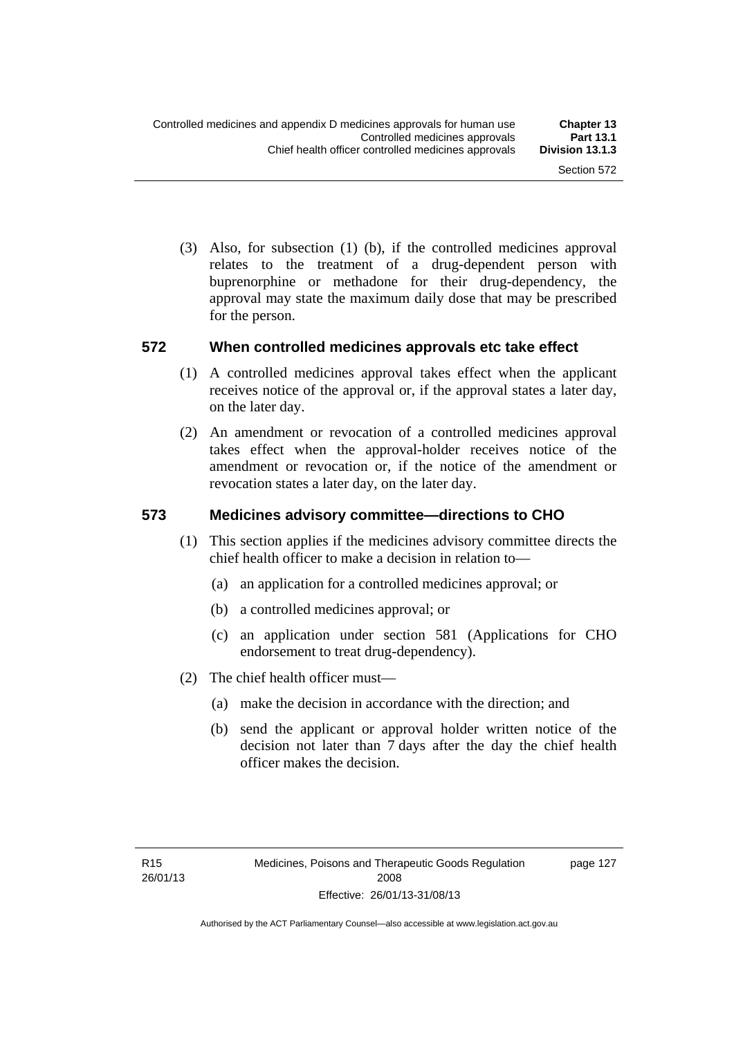(3) Also, for subsection (1) (b), if the controlled medicines approval relates to the treatment of a drug-dependent person with buprenorphine or methadone for their drug-dependency, the approval may state the maximum daily dose that may be prescribed for the person.

### 572 When controlled medicines approvals etc take effect

(1) A controlled medicines approval takes effect when the applicant receives notice of the approval or, if the approval states a later day, on the later day.

(2) An amendment or revocation of a controlled medicines approval takes effect when the approval-holder receives notice of the amendment or revocation or, if the notice of the amendment or revocation states a later day, on the later day.

### 573 Medicines advisory committee—directions to CHO

(1) This section applies if the medicines advisory committee directs the chief health officer to make a decision in relation to—

(a) an application for a controlled medicines approval; or

(b) a controlled medicines approval; or

(c) an application under section 581 (Applications for CHO endorsement to treat drug-dependency).

(2) The chief health officer must—

(a) make the decision in accordance with the direction; and

(b) send the applicant or approval holder written notice of the decision not later than 7 days after the day the chief health officer makes the decision.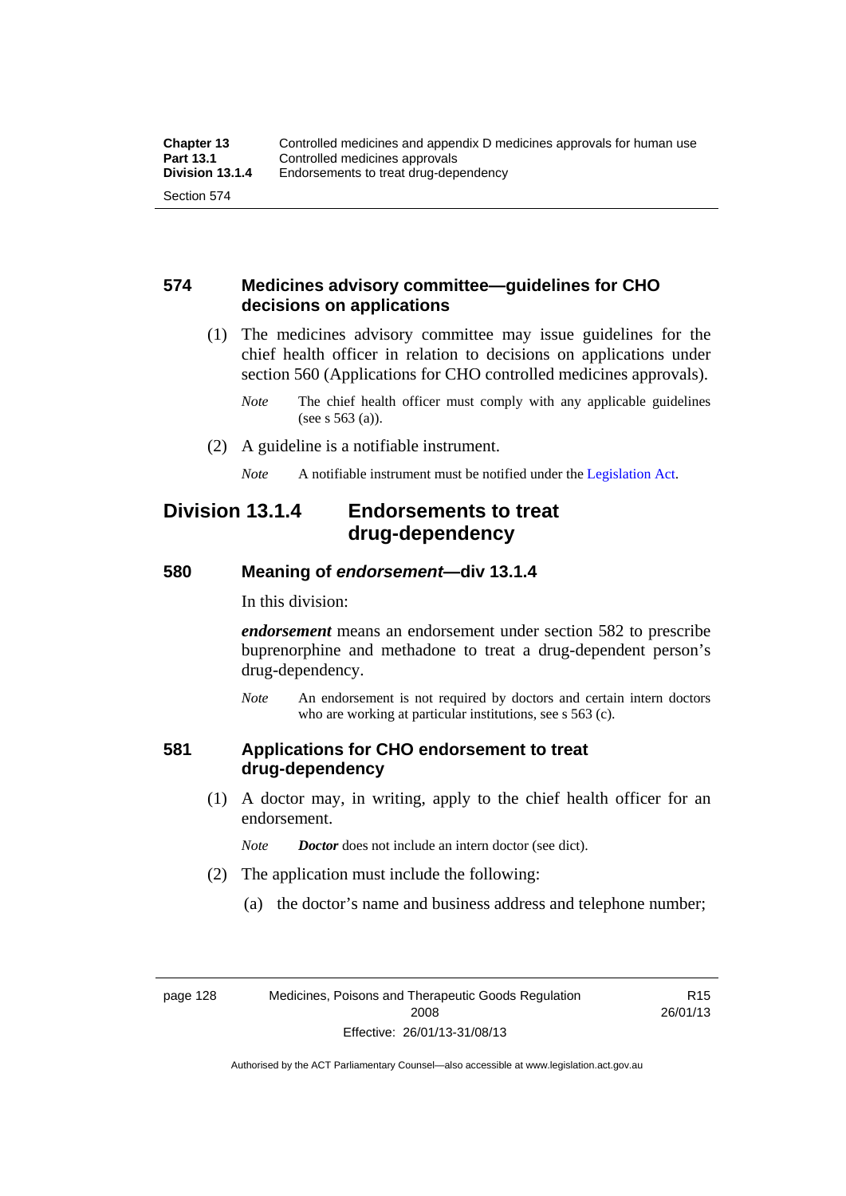### 574 Medicines advisory committee—guidelines for CHO decisions on applications

(1) The medicines advisory committee may issue guidelines for the chief health officer in relation to decisions on applications under section 560 (Applications for CHO controlled medicines approvals).

*Note* The chief health officer must comply with any applicable guidelines (see s 563 (a)).

(2) A guideline is a notifiable instrument.

*Note* A notifiable instrument must be notified under the Legislation Act.

## Division 13.1.4 Endorsements to treat drug-dependency

### 580 Meaning of *endorsement*—div 13.1.4

In this division:

***endorsement*** means an endorsement under section 582 to prescribe buprenorphine and methadone to treat a drug-dependent person's drug-dependency.

*Note* An endorsement is not required by doctors and certain intern doctors who are working at particular institutions, see s 563 (c).

### 581 Applications for CHO endorsement to treat drug-dependency

(1) A doctor may, in writing, apply to the chief health officer for an endorsement.

*Note* ***Doctor*** does not include an intern doctor (see dict).

(2) The application must include the following:

(a) the doctor's name and business address and telephone number;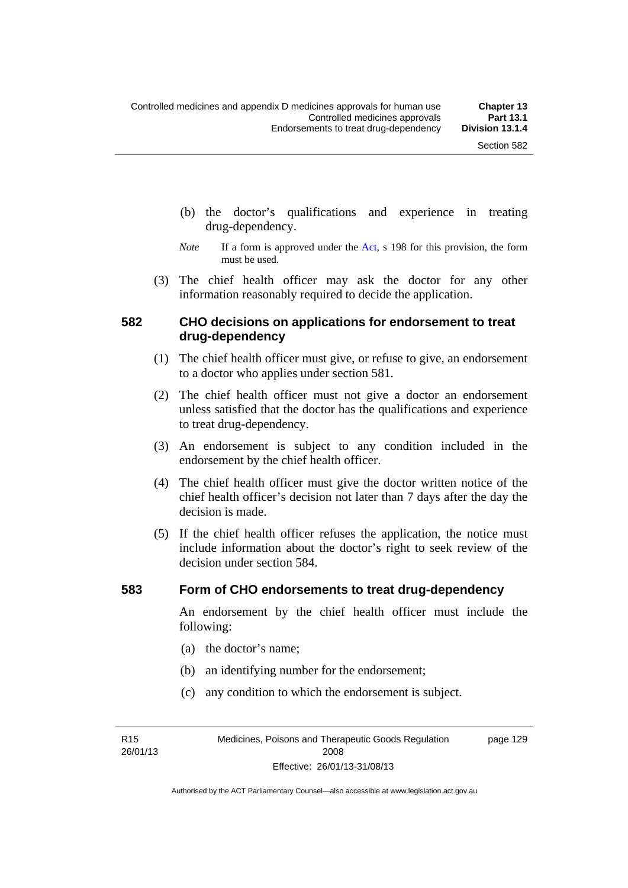(b) the doctor's qualifications and experience in treating drug-dependency.

*Note* If a form is approved under the Act, s 198 for this provision, the form must be used.

(3) The chief health officer may ask the doctor for any other information reasonably required to decide the application.

### 582 CHO decisions on applications for endorsement to treat drug-dependency

(1) The chief health officer must give, or refuse to give, an endorsement to a doctor who applies under section 581.

(2) The chief health officer must not give a doctor an endorsement unless satisfied that the doctor has the qualifications and experience to treat drug-dependency.

(3) An endorsement is subject to any condition included in the endorsement by the chief health officer.

(4) The chief health officer must give the doctor written notice of the chief health officer's decision not later than 7 days after the day the decision is made.

(5) If the chief health officer refuses the application, the notice must include information about the doctor's right to seek review of the decision under section 584.

### 583 Form of CHO endorsements to treat drug-dependency

An endorsement by the chief health officer must include the following:

(a) the doctor's name;

(b) an identifying number for the endorsement;

(c) any condition to which the endorsement is subject.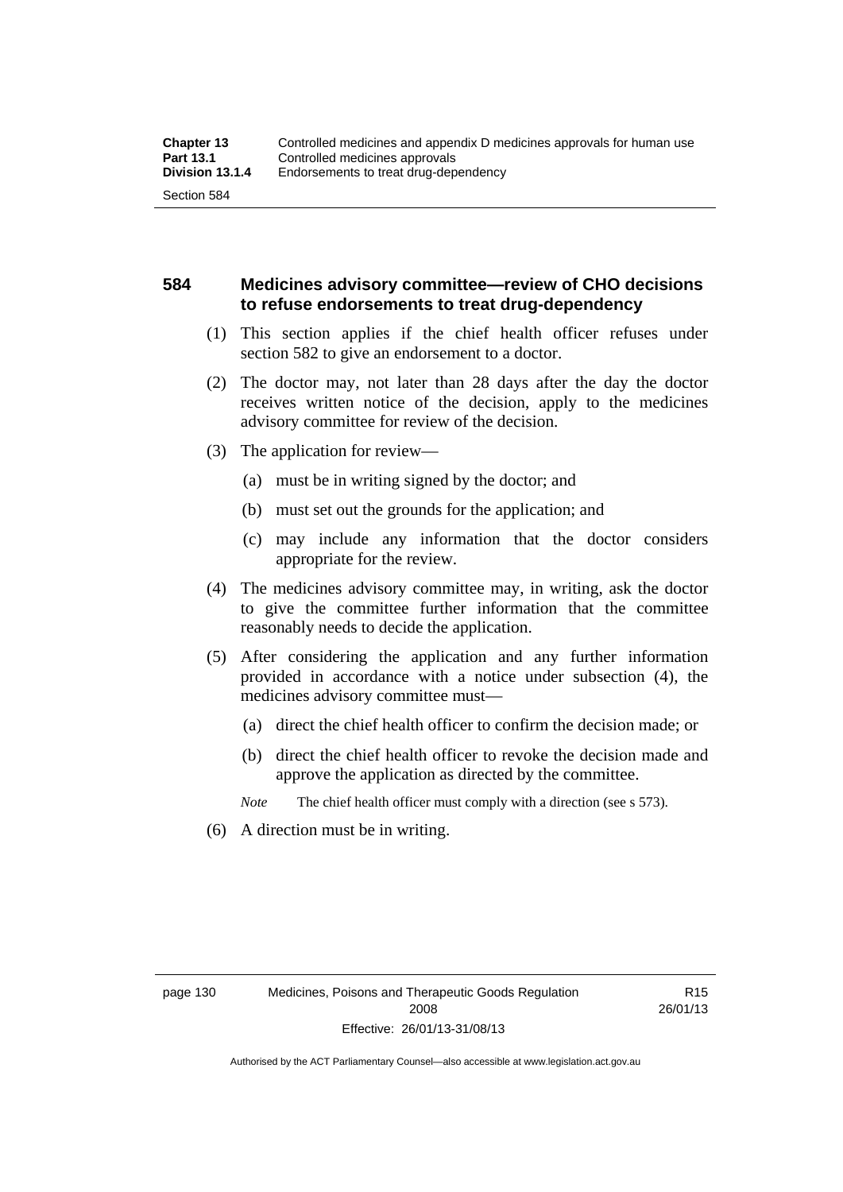## 584 Medicines advisory committee—review of CHO decisions to refuse endorsements to treat drug-dependency

(1) This section applies if the chief health officer refuses under section 582 to give an endorsement to a doctor.

(2) The doctor may, not later than 28 days after the day the doctor receives written notice of the decision, apply to the medicines advisory committee for review of the decision.

(3) The application for review—

(a) must be in writing signed by the doctor; and

(b) must set out the grounds for the application; and

(c) may include any information that the doctor considers appropriate for the review.

(4) The medicines advisory committee may, in writing, ask the doctor to give the committee further information that the committee reasonably needs to decide the application.

(5) After considering the application and any further information provided in accordance with a notice under subsection (4), the medicines advisory committee must—

(a) direct the chief health officer to confirm the decision made; or

(b) direct the chief health officer to revoke the decision made and approve the application as directed by the committee.

*Note* The chief health officer must comply with a direction (see s 573).

(6) A direction must be in writing.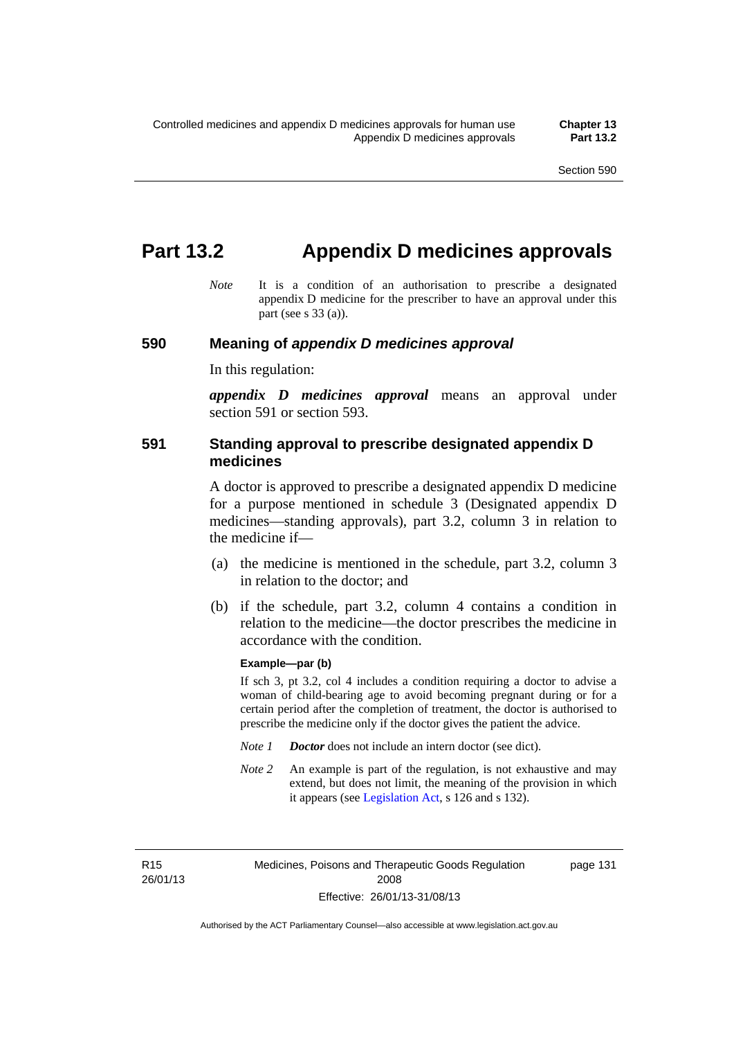# Part 13.2 Appendix D medicines approvals

*Note* It is a condition of an authorisation to prescribe a designated appendix D medicine for the prescriber to have an approval under this part (see s 33 (a)).

## 590 Meaning of *appendix D medicines approval*

In this regulation:

***appendix D medicines approval*** means an approval under section 591 or section 593.

## 591 Standing approval to prescribe designated appendix D medicines

A doctor is approved to prescribe a designated appendix D medicine for a purpose mentioned in schedule 3 (Designated appendix D medicines—standing approvals), part 3.2, column 3 in relation to the medicine if—

(a) the medicine is mentioned in the schedule, part 3.2, column 3 in relation to the doctor; and

(b) if the schedule, part 3.2, column 4 contains a condition in relation to the medicine—the doctor prescribes the medicine in accordance with the condition.

**Example—par (b)**

If sch 3, pt 3.2, col 4 includes a condition requiring a doctor to advise a woman of child-bearing age to avoid becoming pregnant during or for a certain period after the completion of treatment, the doctor is authorised to prescribe the medicine only if the doctor gives the patient the advice.

*Note 1* ***Doctor*** does not include an intern doctor (see dict).

*Note 2* An example is part of the regulation, is not exhaustive and may extend, but does not limit, the meaning of the provision in which it appears (see Legislation Act, s 126 and s 132).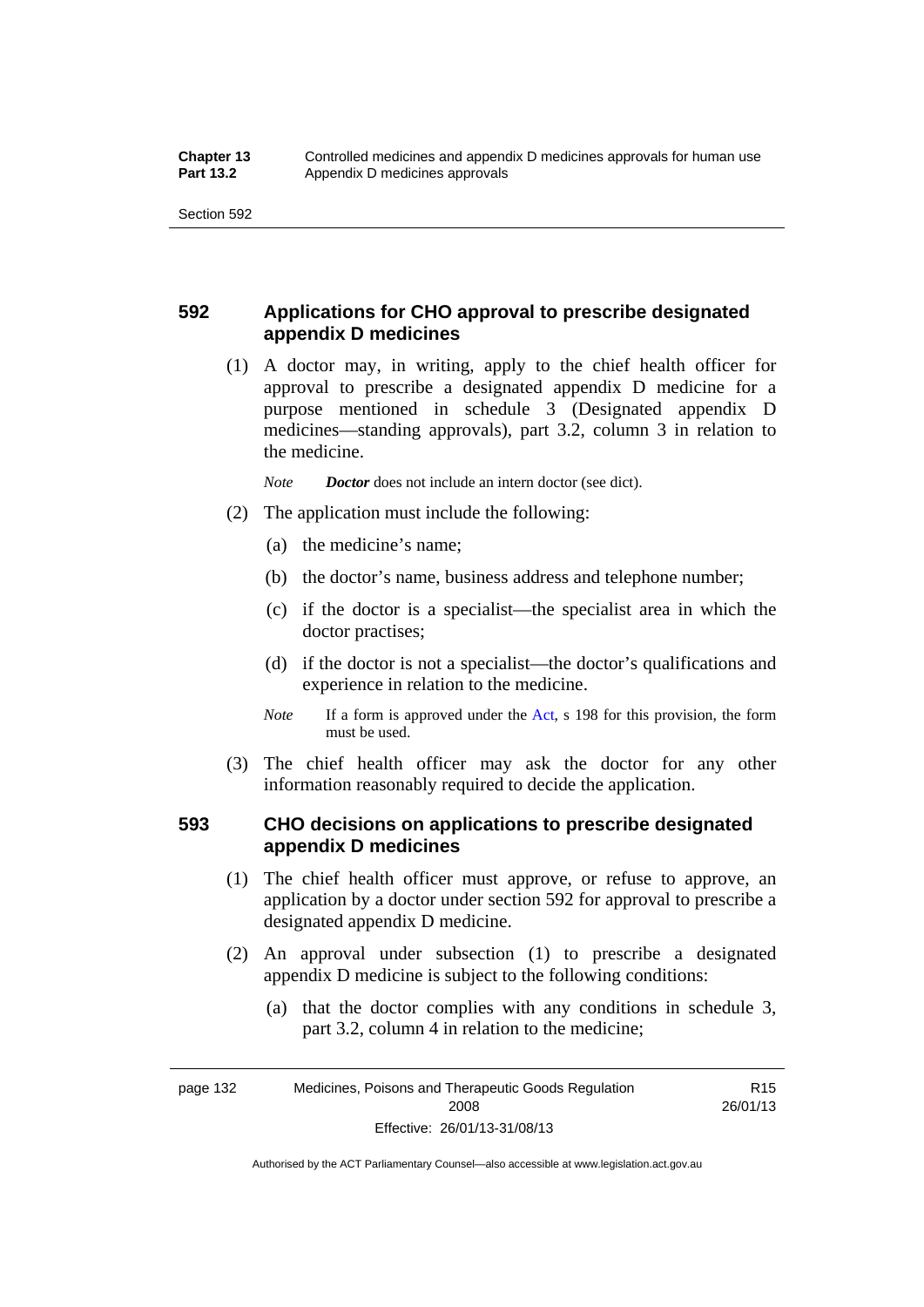## 592 Applications for CHO approval to prescribe designated appendix D medicines

(1) A doctor may, in writing, apply to the chief health officer for approval to prescribe a designated appendix D medicine for a purpose mentioned in schedule 3 (Designated appendix D medicines—standing approvals), part 3.2, column 3 in relation to the medicine.

*Note* ***Doctor*** does not include an intern doctor (see dict).

(2) The application must include the following:

(a) the medicine's name;

(b) the doctor's name, business address and telephone number;

(c) if the doctor is a specialist—the specialist area in which the doctor practises;

(d) if the doctor is not a specialist—the doctor's qualifications and experience in relation to the medicine.

*Note* If a form is approved under the Act, s 198 for this provision, the form must be used.

(3) The chief health officer may ask the doctor for any other information reasonably required to decide the application.

## 593 CHO decisions on applications to prescribe designated appendix D medicines

(1) The chief health officer must approve, or refuse to approve, an application by a doctor under section 592 for approval to prescribe a designated appendix D medicine.

(2) An approval under subsection (1) to prescribe a designated appendix D medicine is subject to the following conditions:

(a) that the doctor complies with any conditions in schedule 3, part 3.2, column 4 in relation to the medicine;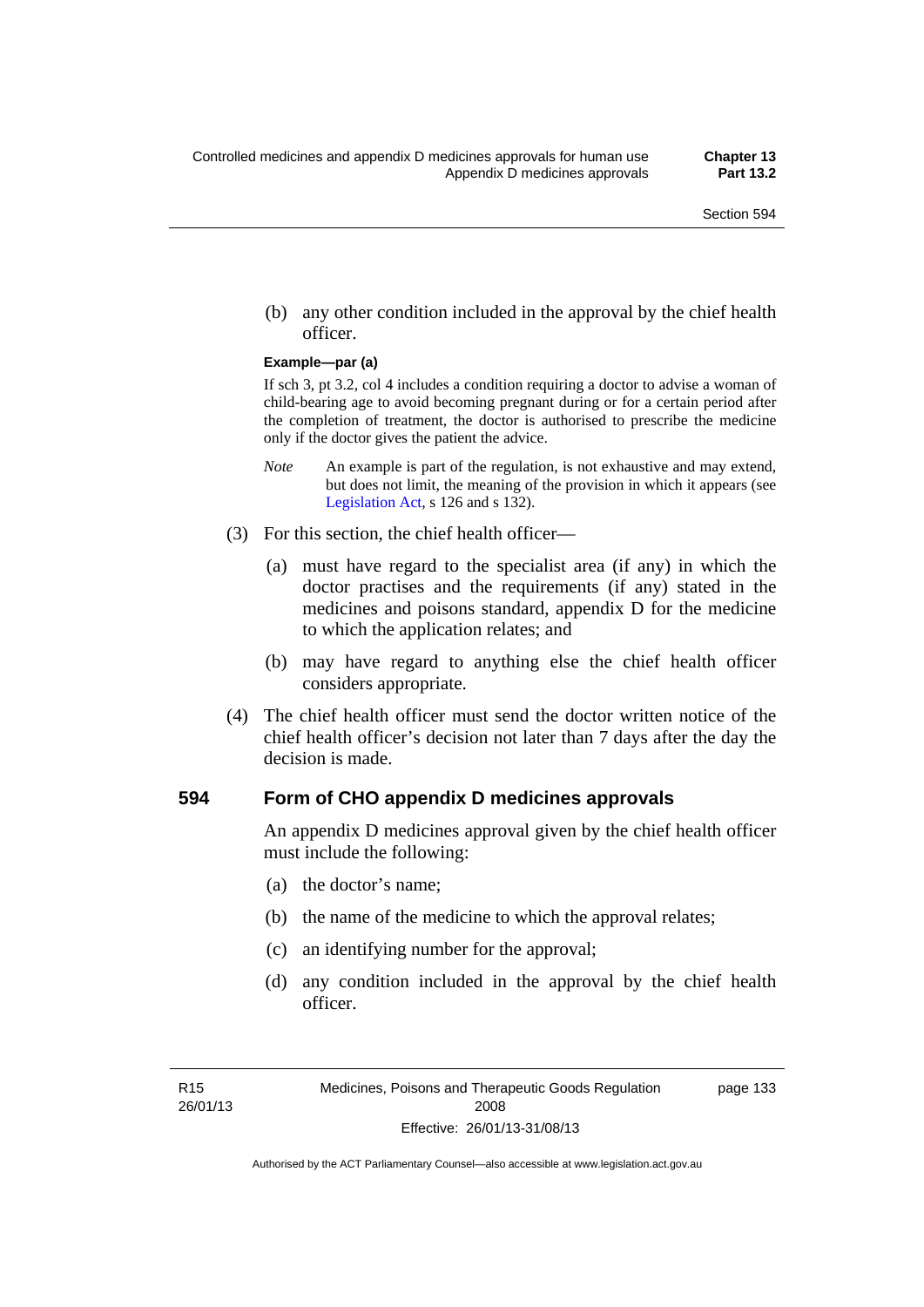(b) any other condition included in the approval by the chief health officer.

**Example—par (a)**

If sch 3, pt 3.2, col 4 includes a condition requiring a doctor to advise a woman of child-bearing age to avoid becoming pregnant during or for a certain period after the completion of treatment, the doctor is authorised to prescribe the medicine only if the doctor gives the patient the advice.

*Note* An example is part of the regulation, is not exhaustive and may extend, but does not limit, the meaning of the provision in which it appears (see Legislation Act, s 126 and s 132).

(3) For this section, the chief health officer—

(a) must have regard to the specialist area (if any) in which the doctor practises and the requirements (if any) stated in the medicines and poisons standard, appendix D for the medicine to which the application relates; and

(b) may have regard to anything else the chief health officer considers appropriate.

(4) The chief health officer must send the doctor written notice of the chief health officer's decision not later than 7 days after the day the decision is made.

## 594 Form of CHO appendix D medicines approvals

An appendix D medicines approval given by the chief health officer must include the following:

(a) the doctor's name;

(b) the name of the medicine to which the approval relates;

(c) an identifying number for the approval;

(d) any condition included in the approval by the chief health officer.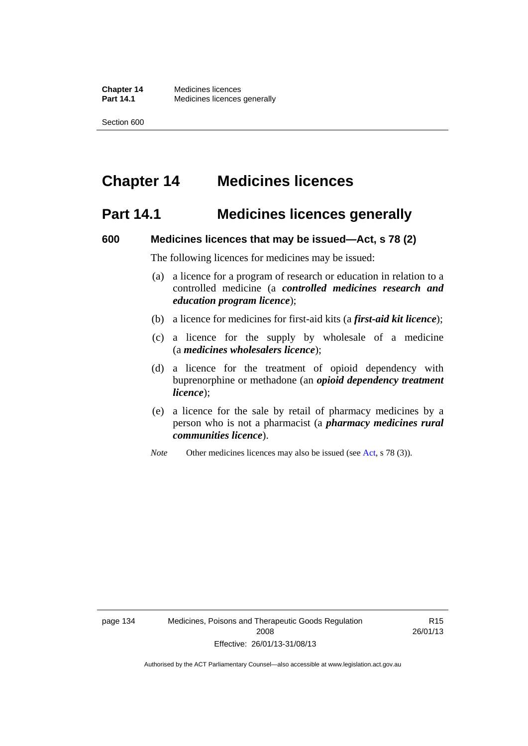# Chapter 14 Medicines licences

## Part 14.1 Medicines licences generally

### 600 Medicines licences that may be issued—Act, s 78 (2)

The following licences for medicines may be issued:

(a) a licence for a program of research or education in relation to a controlled medicine (a ***controlled medicines research and education program licence***);

(b) a licence for medicines for first-aid kits (a ***first-aid kit licence***);

(c) a licence for the supply by wholesale of a medicine (a ***medicines wholesalers licence***);

(d) a licence for the treatment of opioid dependency with buprenorphine or methadone (an ***opioid dependency treatment licence***);

(e) a licence for the sale by retail of pharmacy medicines by a person who is not a pharmacist (a ***pharmacy medicines rural communities licence***).

*Note* Other medicines licences may also be issued (see Act, s 78 (3)).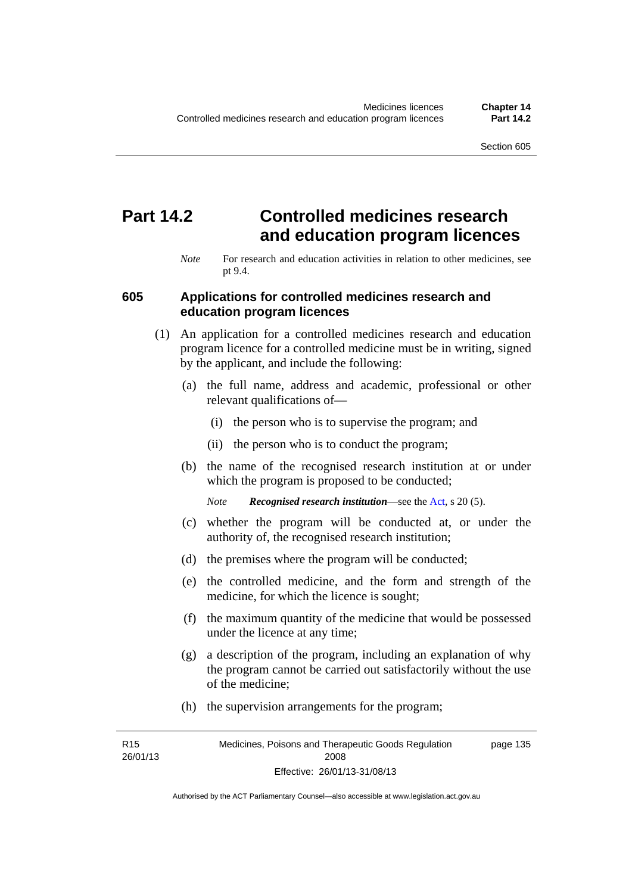# Part 14.2 Controlled medicines research and education program licences

*Note* For research and education activities in relation to other medicines, see pt 9.4.

### 605 Applications for controlled medicines research and education program licences

(1) An application for a controlled medicines research and education program licence for a controlled medicine must be in writing, signed by the applicant, and include the following:

(a) the full name, address and academic, professional or other relevant qualifications of—

(i) the person who is to supervise the program; and

(ii) the person who is to conduct the program;

(b) the name of the recognised research institution at or under which the program is proposed to be conducted;

*Note* ***Recognised research institution***—see the Act, s 20 (5).

(c) whether the program will be conducted at, or under the authority of, the recognised research institution;

(d) the premises where the program will be conducted;

(e) the controlled medicine, and the form and strength of the medicine, for which the licence is sought;

(f) the maximum quantity of the medicine that would be possessed under the licence at any time;

(g) a description of the program, including an explanation of why the program cannot be carried out satisfactorily without the use of the medicine;

(h) the supervision arrangements for the program;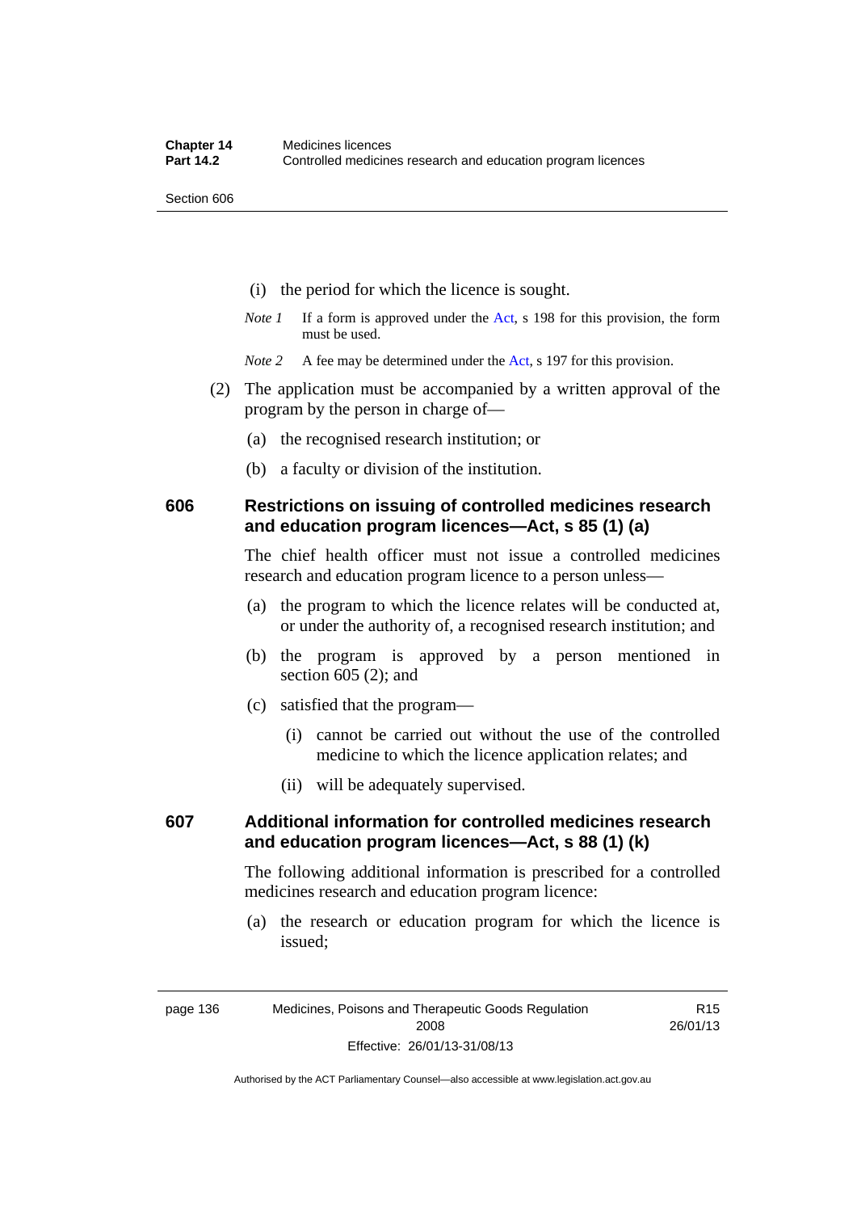(i) the period for which the licence is sought.

*Note 1* If a form is approved under the Act, s 198 for this provision, the form must be used.

*Note 2* A fee may be determined under the Act, s 197 for this provision.

(2) The application must be accompanied by a written approval of the program by the person in charge of—

(a) the recognised research institution; or

(b) a faculty or division of the institution.

### 606 Restrictions on issuing of controlled medicines research and education program licences—Act, s 85 (1) (a)

The chief health officer must not issue a controlled medicines research and education program licence to a person unless—

(a) the program to which the licence relates will be conducted at, or under the authority of, a recognised research institution; and

(b) the program is approved by a person mentioned in section 605 (2); and

(c) satisfied that the program—

(i) cannot be carried out without the use of the controlled medicine to which the licence application relates; and

(ii) will be adequately supervised.

### 607 Additional information for controlled medicines research and education program licences—Act, s 88 (1) (k)

The following additional information is prescribed for a controlled medicines research and education program licence:

(a) the research or education program for which the licence is issued;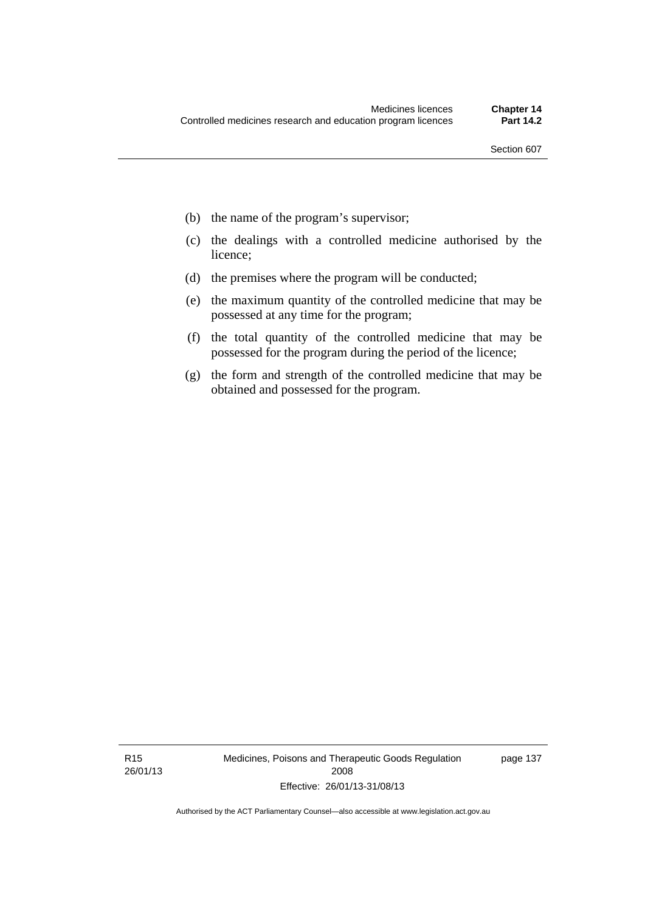(b) the name of the program's supervisor;

(c) the dealings with a controlled medicine authorised by the licence;

(d) the premises where the program will be conducted;

(e) the maximum quantity of the controlled medicine that may be possessed at any time for the program;

(f) the total quantity of the controlled medicine that may be possessed for the program during the period of the licence;

(g) the form and strength of the controlled medicine that may be obtained and possessed for the program.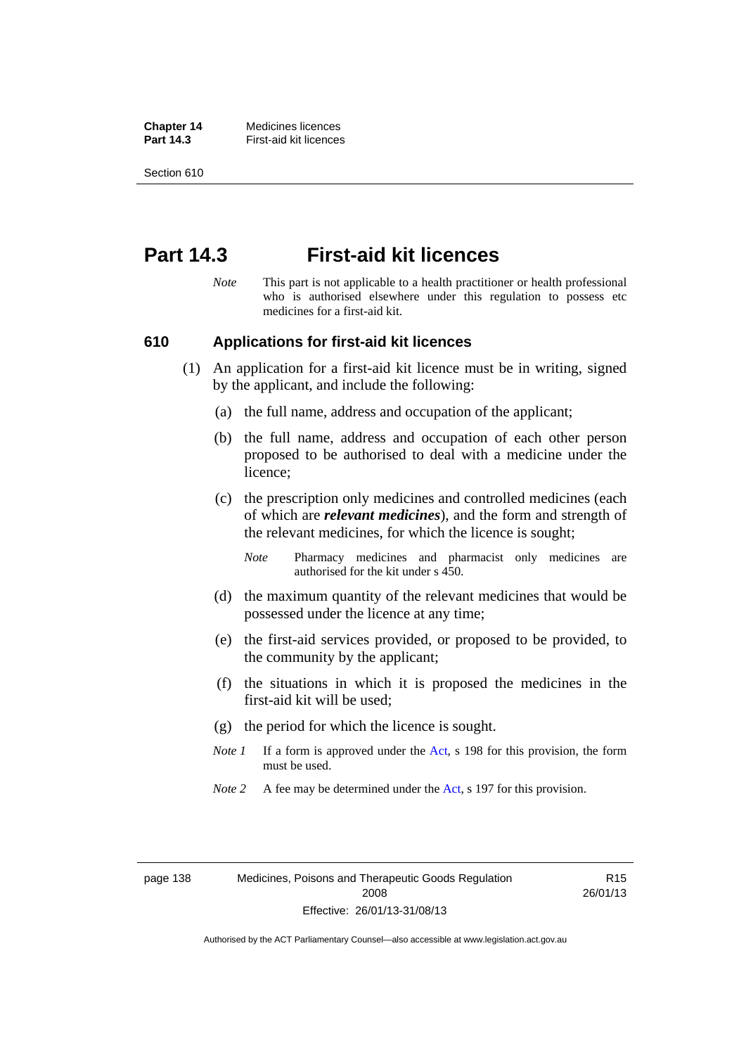# Part 14.3 First-aid kit licences

*Note* This part is not applicable to a health practitioner or health professional who is authorised elsewhere under this regulation to possess etc medicines for a first-aid kit.

## 610 Applications for first-aid kit licences

(1) An application for a first-aid kit licence must be in writing, signed by the applicant, and include the following:

(a) the full name, address and occupation of the applicant;

(b) the full name, address and occupation of each other person proposed to be authorised to deal with a medicine under the licence;

(c) the prescription only medicines and controlled medicines (each of which are ***relevant medicines***), and the form and strength of the relevant medicines, for which the licence is sought;

*Note* Pharmacy medicines and pharmacist only medicines are authorised for the kit under s 450.

(d) the maximum quantity of the relevant medicines that would be possessed under the licence at any time;

(e) the first-aid services provided, or proposed to be provided, to the community by the applicant;

(f) the situations in which it is proposed the medicines in the first-aid kit will be used;

(g) the period for which the licence is sought.

*Note 1* If a form is approved under the Act, s 198 for this provision, the form must be used.

*Note 2* A fee may be determined under the Act, s 197 for this provision.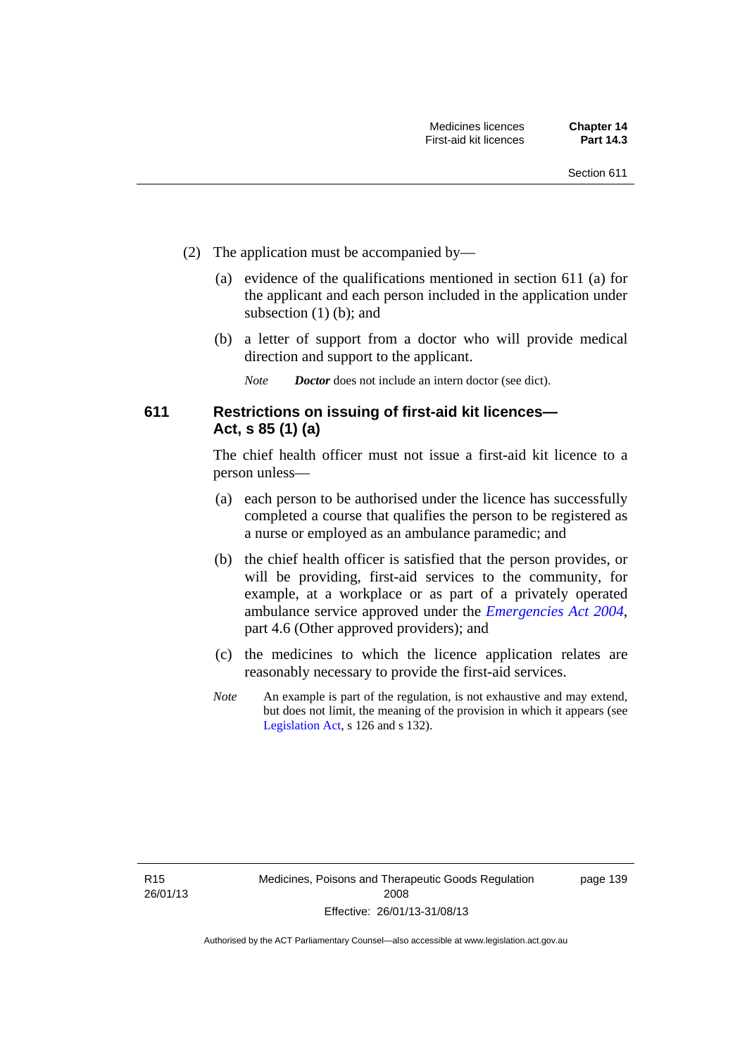(2) The application must be accompanied by—

(a) evidence of the qualifications mentioned in section 611 (a) for the applicant and each person included in the application under subsection (1) (b); and

(b) a letter of support from a doctor who will provide medical direction and support to the applicant.

*Note* ***Doctor*** does not include an intern doctor (see dict).

### 611 Restrictions on issuing of first-aid kit licences—Act, s 85 (1) (a)

The chief health officer must not issue a first-aid kit licence to a person unless—

(a) each person to be authorised under the licence has successfully completed a course that qualifies the person to be registered as a nurse or employed as an ambulance paramedic; and

(b) the chief health officer is satisfied that the person provides, or will be providing, first-aid services to the community, for example, at a workplace or as part of a privately operated ambulance service approved under the *Emergencies Act 2004*, part 4.6 (Other approved providers); and

(c) the medicines to which the licence application relates are reasonably necessary to provide the first-aid services.

*Note* An example is part of the regulation, is not exhaustive and may extend, but does not limit, the meaning of the provision in which it appears (see Legislation Act, s 126 and s 132).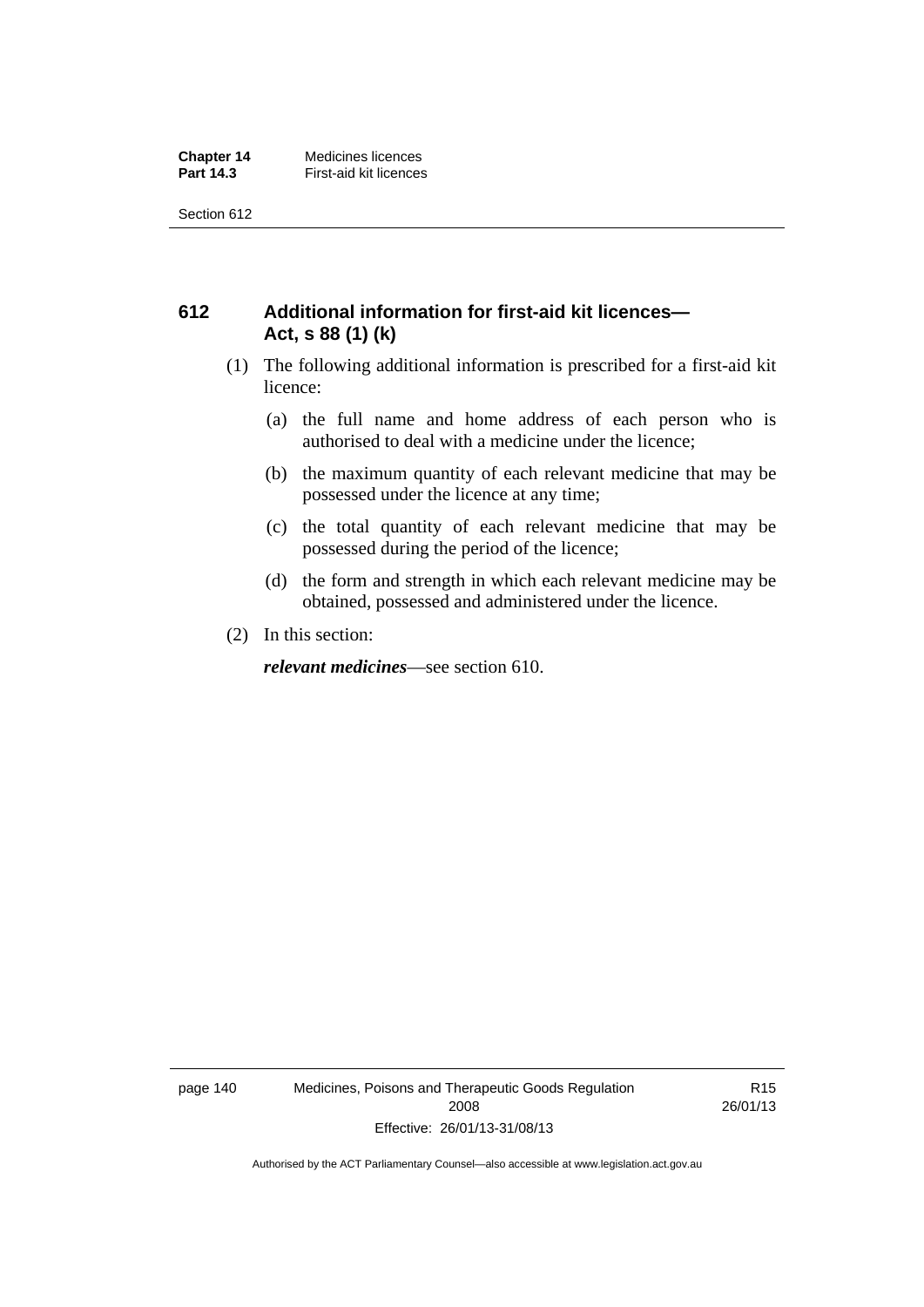## 612 Additional information for first-aid kit licences—Act, s 88 (1) (k)

(1) The following additional information is prescribed for a first-aid kit licence:

(a) the full name and home address of each person who is authorised to deal with a medicine under the licence;

(b) the maximum quantity of each relevant medicine that may be possessed under the licence at any time;

(c) the total quantity of each relevant medicine that may be possessed during the period of the licence;

(d) the form and strength in which each relevant medicine may be obtained, possessed and administered under the licence.

(2) In this section:

***relevant medicines***—see section 610.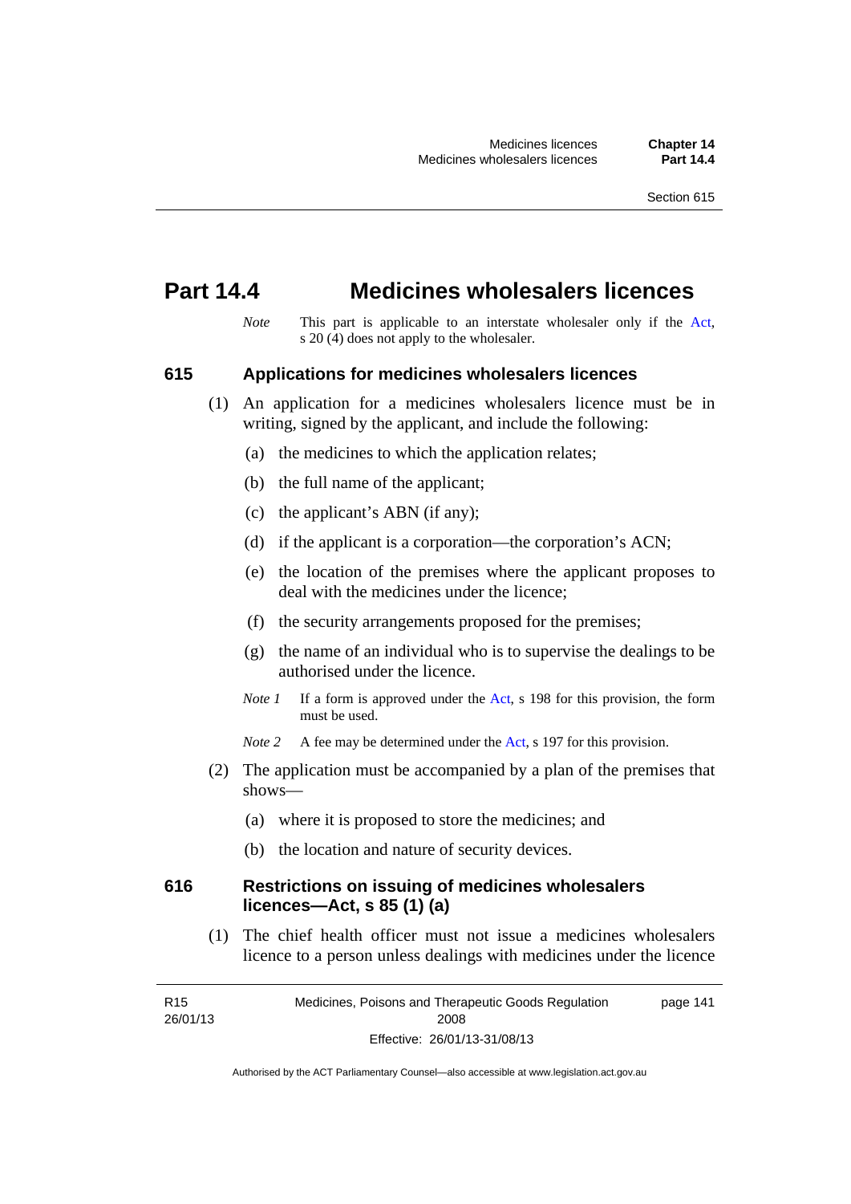# Part 14.4 Medicines wholesalers licences

*Note* This part is applicable to an interstate wholesaler only if the Act, s 20 (4) does not apply to the wholesaler.

## 615 Applications for medicines wholesalers licences

(1) An application for a medicines wholesalers licence must be in writing, signed by the applicant, and include the following:

(a) the medicines to which the application relates;

(b) the full name of the applicant;

(c) the applicant's ABN (if any);

(d) if the applicant is a corporation—the corporation's ACN;

(e) the location of the premises where the applicant proposes to deal with the medicines under the licence;

(f) the security arrangements proposed for the premises;

(g) the name of an individual who is to supervise the dealings to be authorised under the licence.

*Note 1* If a form is approved under the Act, s 198 for this provision, the form must be used.

*Note 2* A fee may be determined under the Act, s 197 for this provision.

(2) The application must be accompanied by a plan of the premises that shows—

(a) where it is proposed to store the medicines; and

(b) the location and nature of security devices.

## 616 Restrictions on issuing of medicines wholesalers licences—Act, s 85 (1) (a)

(1) The chief health officer must not issue a medicines wholesalers licence to a person unless dealings with medicines under the licence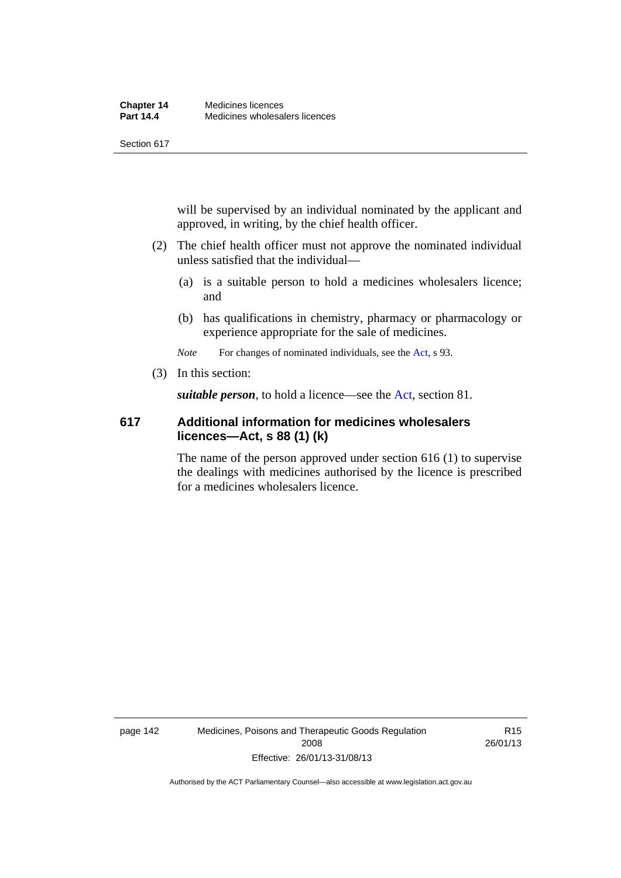will be supervised by an individual nominated by the applicant and approved, in writing, by the chief health officer.

(2) The chief health officer must not approve the nominated individual unless satisfied that the individual—

(a) is a suitable person to hold a medicines wholesalers licence; and

(b) has qualifications in chemistry, pharmacy or pharmacology or experience appropriate for the sale of medicines.

*Note* For changes of nominated individuals, see the Act, s 93.

(3) In this section:

***suitable person***, to hold a licence—see the Act, section 81.

### 617 Additional information for medicines wholesalers licences—Act, s 88 (1) (k)

The name of the person approved under section 616 (1) to supervise the dealings with medicines authorised by the licence is prescribed for a medicines wholesalers licence.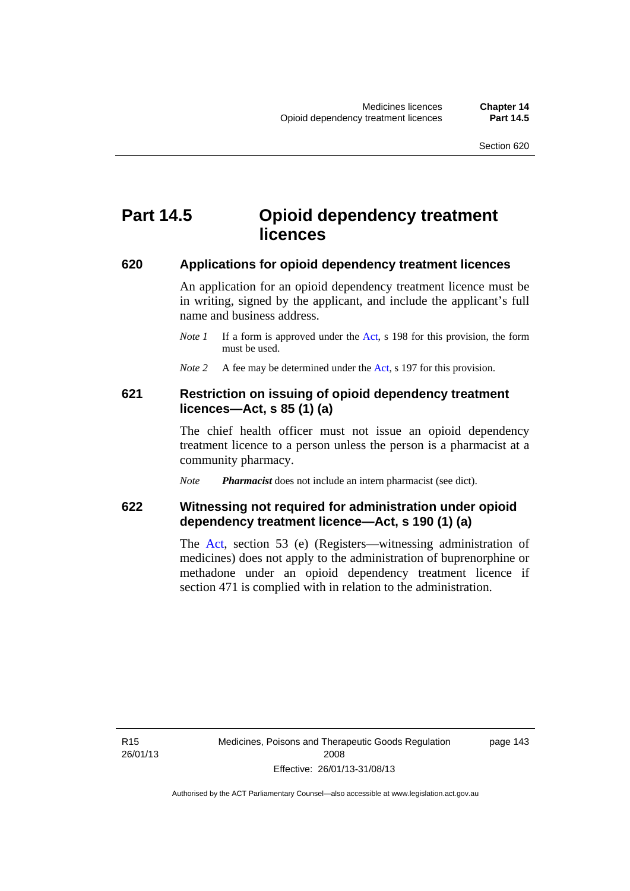# Part 14.5 Opioid dependency treatment licences

## 620 Applications for opioid dependency treatment licences

An application for an opioid dependency treatment licence must be in writing, signed by the applicant, and include the applicant's full name and business address.

*Note 1* If a form is approved under the Act, s 198 for this provision, the form must be used.

*Note 2* A fee may be determined under the Act, s 197 for this provision.

## 621 Restriction on issuing of opioid dependency treatment licences—Act, s 85 (1) (a)

The chief health officer must not issue an opioid dependency treatment licence to a person unless the person is a pharmacist at a community pharmacy.

*Note* ***Pharmacist*** does not include an intern pharmacist (see dict).

## 622 Witnessing not required for administration under opioid dependency treatment licence—Act, s 190 (1) (a)

The Act, section 53 (e) (Registers—witnessing administration of medicines) does not apply to the administration of buprenorphine or methadone under an opioid dependency treatment licence if section 471 is complied with in relation to the administration.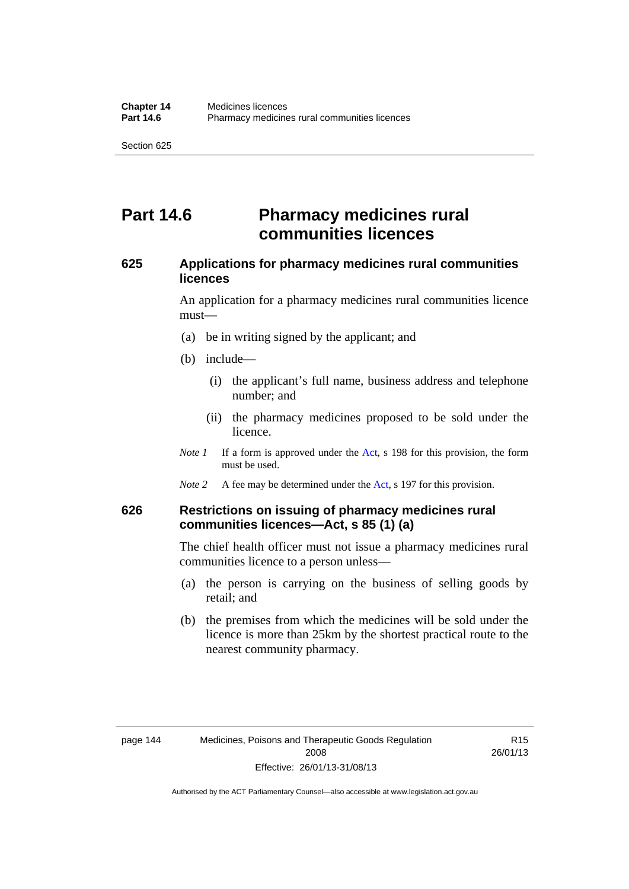# Part 14.6 Pharmacy medicines rural communities licences

### 625 Applications for pharmacy medicines rural communities licences

An application for a pharmacy medicines rural communities licence must—

(a) be in writing signed by the applicant; and

(b) include—

(i) the applicant's full name, business address and telephone number; and

(ii) the pharmacy medicines proposed to be sold under the licence.

*Note 1* If a form is approved under the Act, s 198 for this provision, the form must be used.

*Note 2* A fee may be determined under the Act, s 197 for this provision.

### 626 Restrictions on issuing of pharmacy medicines rural communities licences—Act, s 85 (1) (a)

The chief health officer must not issue a pharmacy medicines rural communities licence to a person unless—

(a) the person is carrying on the business of selling goods by retail; and

(b) the premises from which the medicines will be sold under the licence is more than 25km by the shortest practical route to the nearest community pharmacy.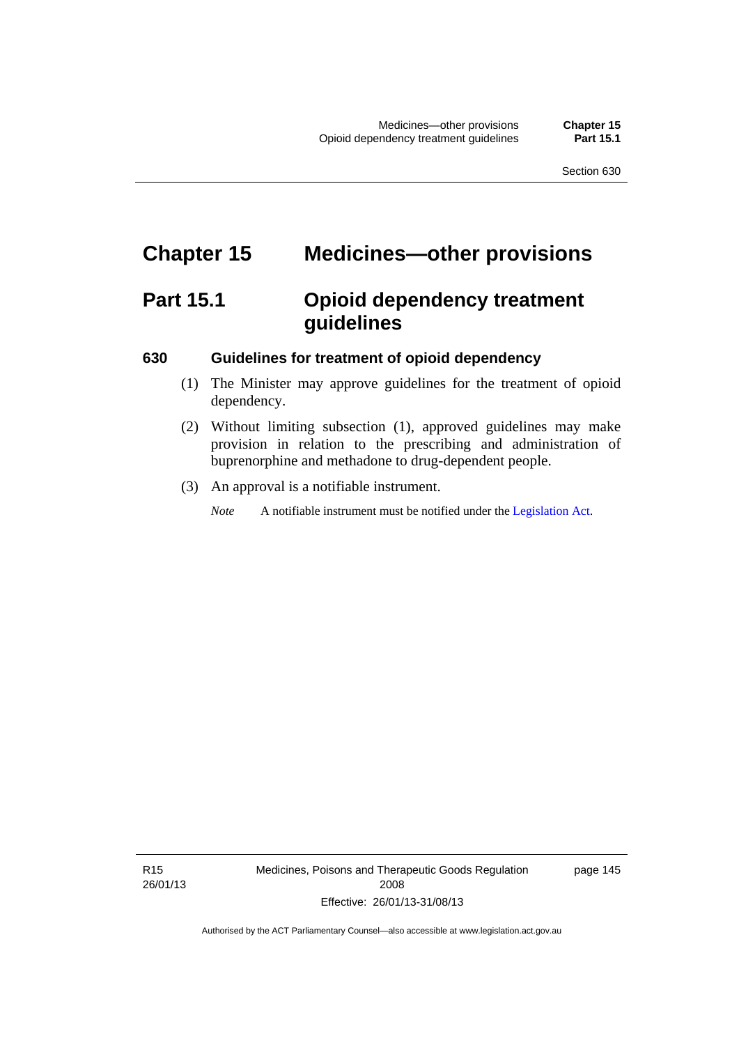# Chapter 15 Medicines—other provisions

## Part 15.1 Opioid dependency treatment guidelines

### 630 Guidelines for treatment of opioid dependency

(1) The Minister may approve guidelines for the treatment of opioid dependency.

(2) Without limiting subsection (1), approved guidelines may make provision in relation to the prescribing and administration of buprenorphine and methadone to drug-dependent people.

(3) An approval is a notifiable instrument.

*Note* A notifiable instrument must be notified under the Legislation Act.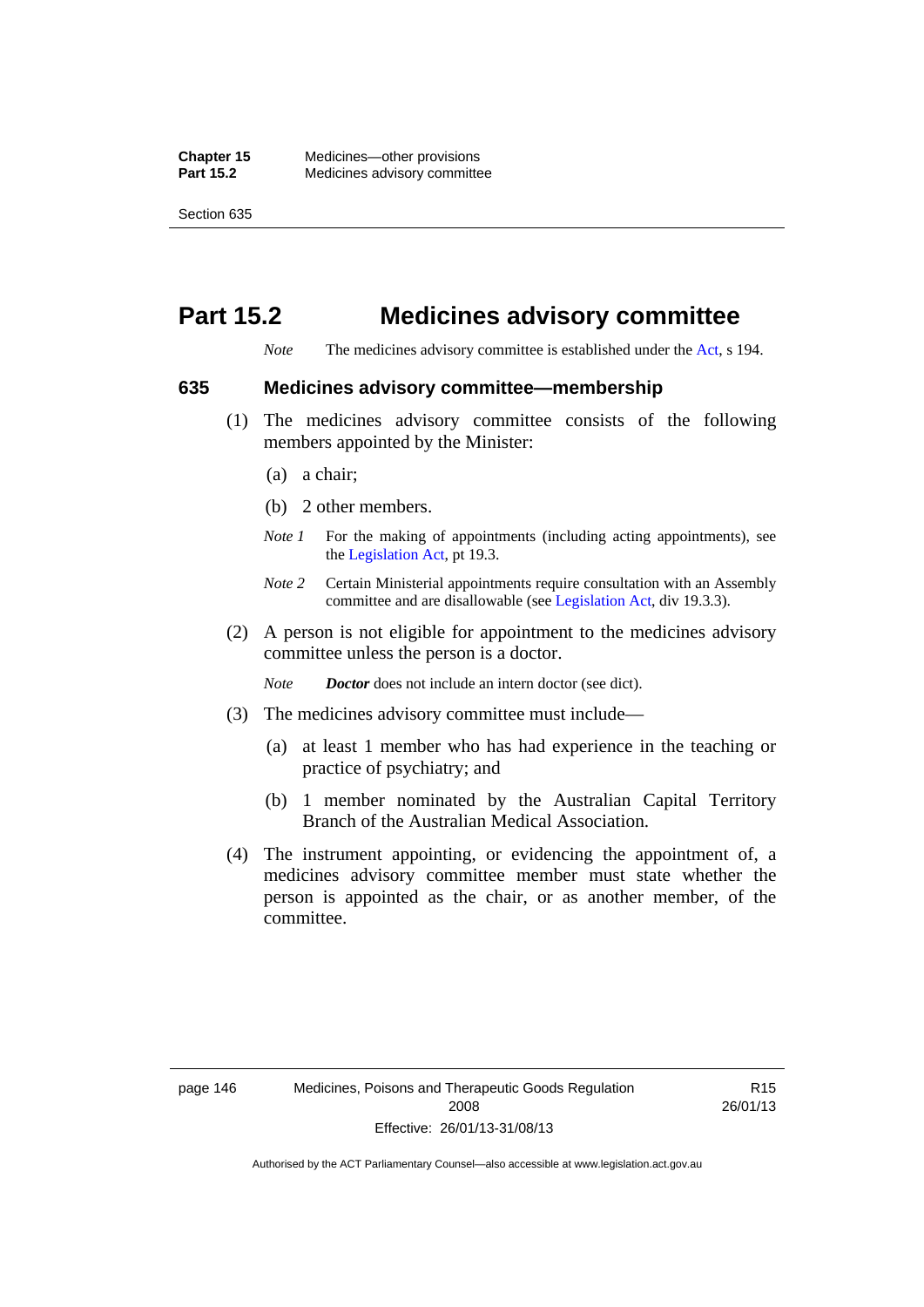# Part 15.2 Medicines advisory committee

*Note* The medicines advisory committee is established under the Act, s 194.

## 635 Medicines advisory committee—membership

(1) The medicines advisory committee consists of the following members appointed by the Minister:

(a) a chair;

(b) 2 other members.

*Note 1* For the making of appointments (including acting appointments), see the Legislation Act, pt 19.3.

*Note 2* Certain Ministerial appointments require consultation with an Assembly committee and are disallowable (see Legislation Act, div 19.3.3).

(2) A person is not eligible for appointment to the medicines advisory committee unless the person is a doctor.

*Note* ***Doctor*** does not include an intern doctor (see dict).

(3) The medicines advisory committee must include—

(a) at least 1 member who has had experience in the teaching or practice of psychiatry; and

(b) 1 member nominated by the Australian Capital Territory Branch of the Australian Medical Association.

(4) The instrument appointing, or evidencing the appointment of, a medicines advisory committee member must state whether the person is appointed as the chair, or as another member, of the committee.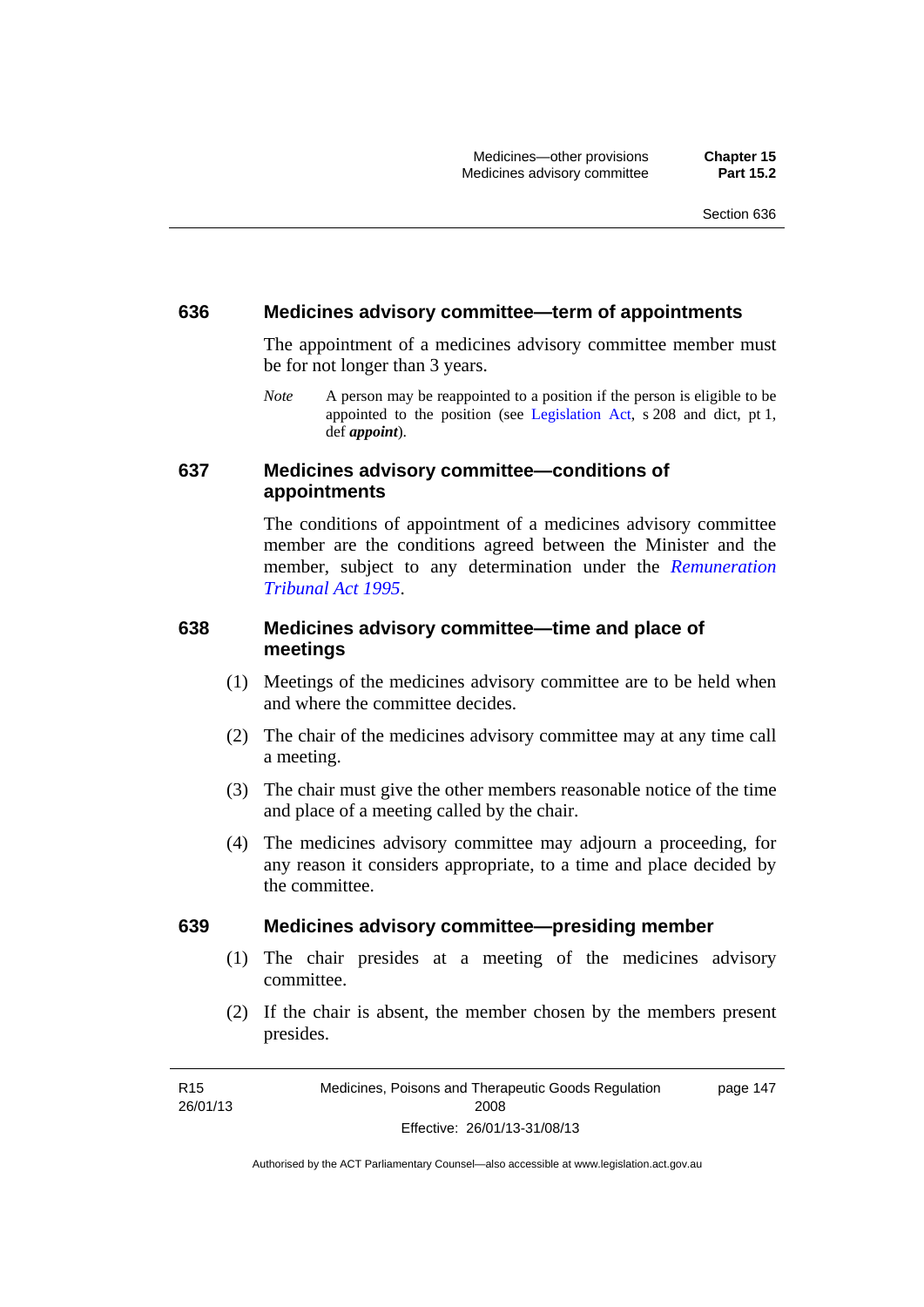## 636 Medicines advisory committee—term of appointments

The appointment of a medicines advisory committee member must be for not longer than 3 years.

*Note* A person may be reappointed to a position if the person is eligible to be appointed to the position (see Legislation Act, s 208 and dict, pt 1, def ***appoint***).

## 637 Medicines advisory committee—conditions of appointments

The conditions of appointment of a medicines advisory committee member are the conditions agreed between the Minister and the member, subject to any determination under the *Remuneration Tribunal Act 1995*.

## 638 Medicines advisory committee—time and place of meetings

(1) Meetings of the medicines advisory committee are to be held when and where the committee decides.

(2) The chair of the medicines advisory committee may at any time call a meeting.

(3) The chair must give the other members reasonable notice of the time and place of a meeting called by the chair.

(4) The medicines advisory committee may adjourn a proceeding, for any reason it considers appropriate, to a time and place decided by the committee.

## 639 Medicines advisory committee—presiding member

(1) The chair presides at a meeting of the medicines advisory committee.

(2) If the chair is absent, the member chosen by the members present presides.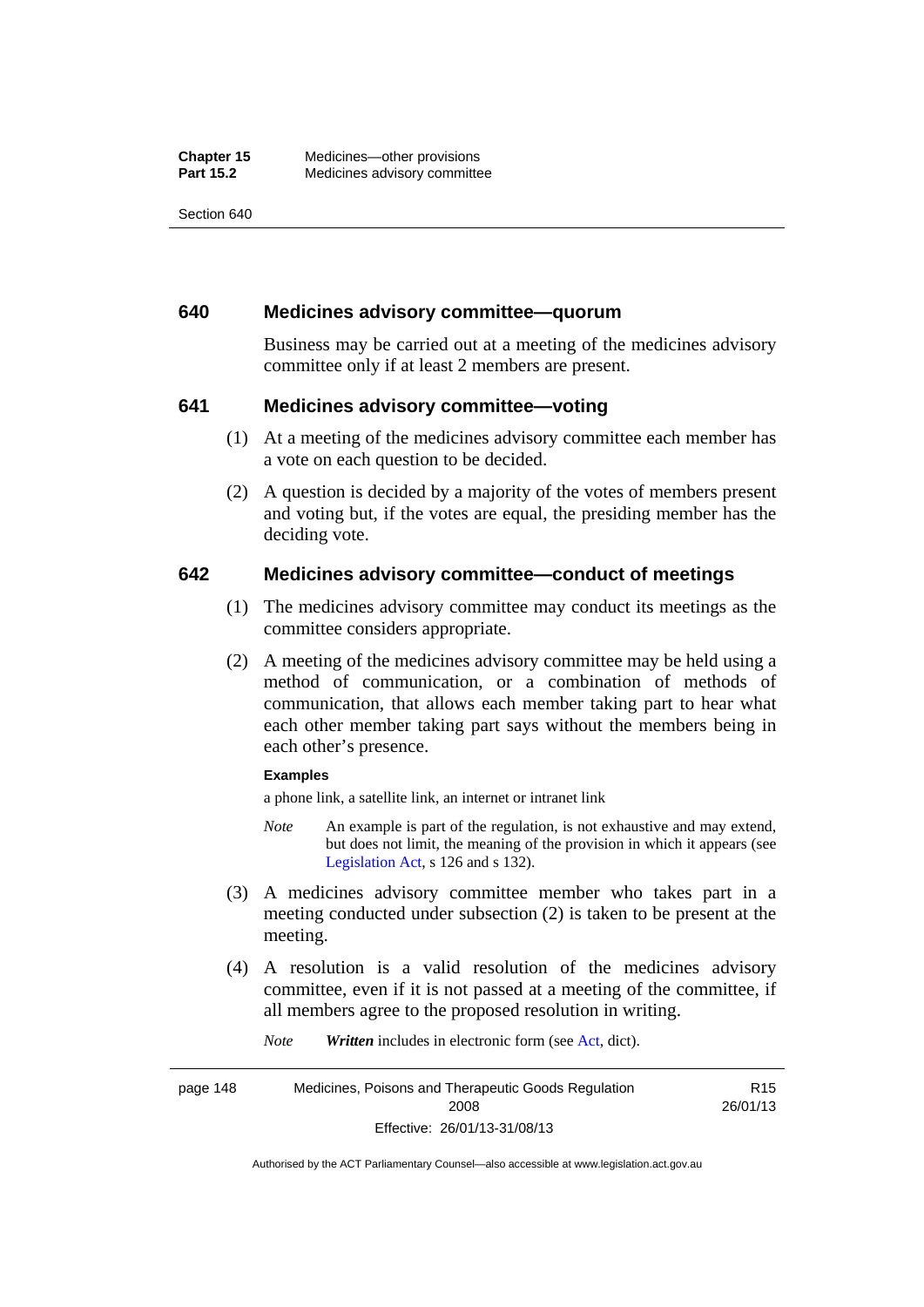## 640 Medicines advisory committee—quorum

Business may be carried out at a meeting of the medicines advisory committee only if at least 2 members are present.

## 641 Medicines advisory committee—voting

(1) At a meeting of the medicines advisory committee each member has a vote on each question to be decided.

(2) A question is decided by a majority of the votes of members present and voting but, if the votes are equal, the presiding member has the deciding vote.

## 642 Medicines advisory committee—conduct of meetings

(1) The medicines advisory committee may conduct its meetings as the committee considers appropriate.

(2) A meeting of the medicines advisory committee may be held using a method of communication, or a combination of methods of communication, that allows each member taking part to hear what each other member taking part says without the members being in each other's presence.

**Examples**

a phone link, a satellite link, an internet or intranet link

*Note* An example is part of the regulation, is not exhaustive and may extend, but does not limit, the meaning of the provision in which it appears (see Legislation Act, s 126 and s 132).

(3) A medicines advisory committee member who takes part in a meeting conducted under subsection (2) is taken to be present at the meeting.

(4) A resolution is a valid resolution of the medicines advisory committee, even if it is not passed at a meeting of the committee, if all members agree to the proposed resolution in writing.

*Note* ***Written*** includes in electronic form (see Act, dict).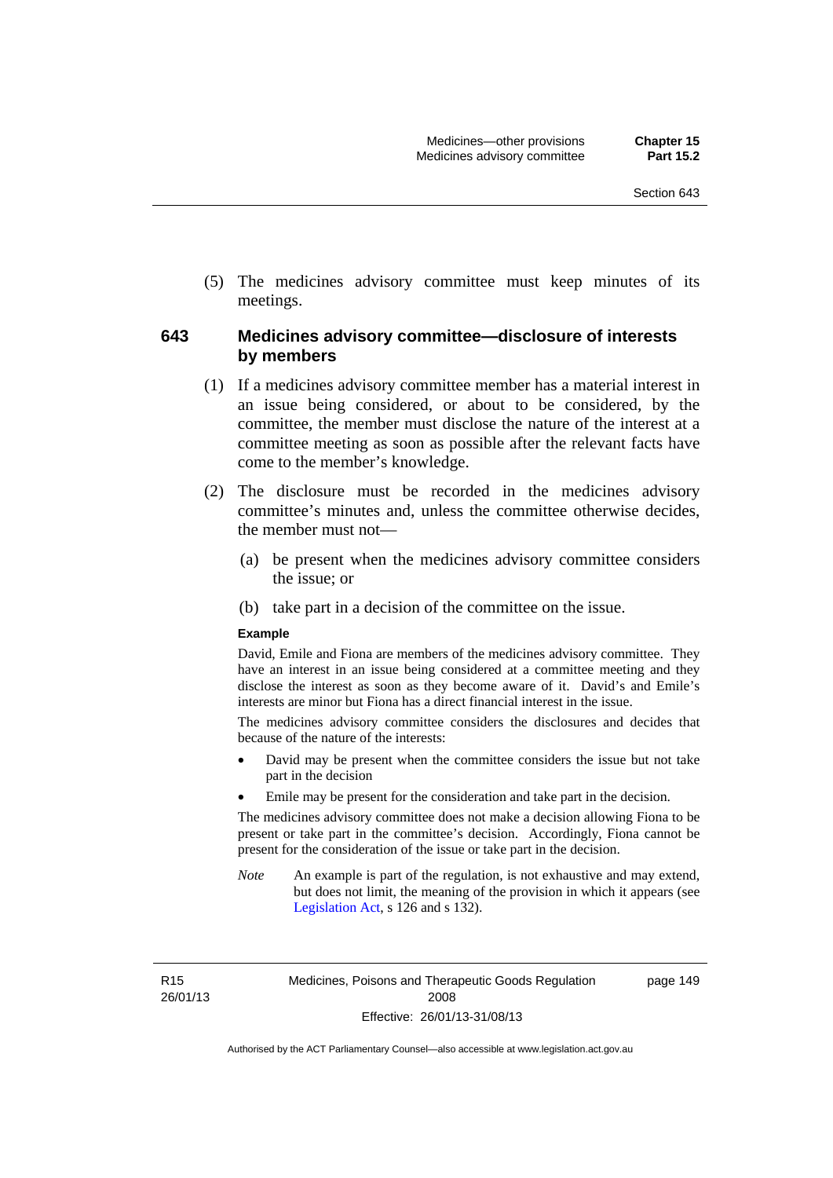(5) The medicines advisory committee must keep minutes of its meetings.

## 643 Medicines advisory committee—disclosure of interests by members

(1) If a medicines advisory committee member has a material interest in an issue being considered, or about to be considered, by the committee, the member must disclose the nature of the interest at a committee meeting as soon as possible after the relevant facts have come to the member's knowledge.

(2) The disclosure must be recorded in the medicines advisory committee's minutes and, unless the committee otherwise decides, the member must not—

(a) be present when the medicines advisory committee considers the issue; or

(b) take part in a decision of the committee on the issue.

**Example**

David, Emile and Fiona are members of the medicines advisory committee. They have an interest in an issue being considered at a committee meeting and they disclose the interest as soon as they become aware of it. David's and Emile's interests are minor but Fiona has a direct financial interest in the issue.

The medicines advisory committee considers the disclosures and decides that because of the nature of the interests:

- David may be present when the committee considers the issue but not take part in the decision
- Emile may be present for the consideration and take part in the decision.

The medicines advisory committee does not make a decision allowing Fiona to be present or take part in the committee's decision. Accordingly, Fiona cannot be present for the consideration of the issue or take part in the decision.

*Note* An example is part of the regulation, is not exhaustive and may extend, but does not limit, the meaning of the provision in which it appears (see Legislation Act, s 126 and s 132).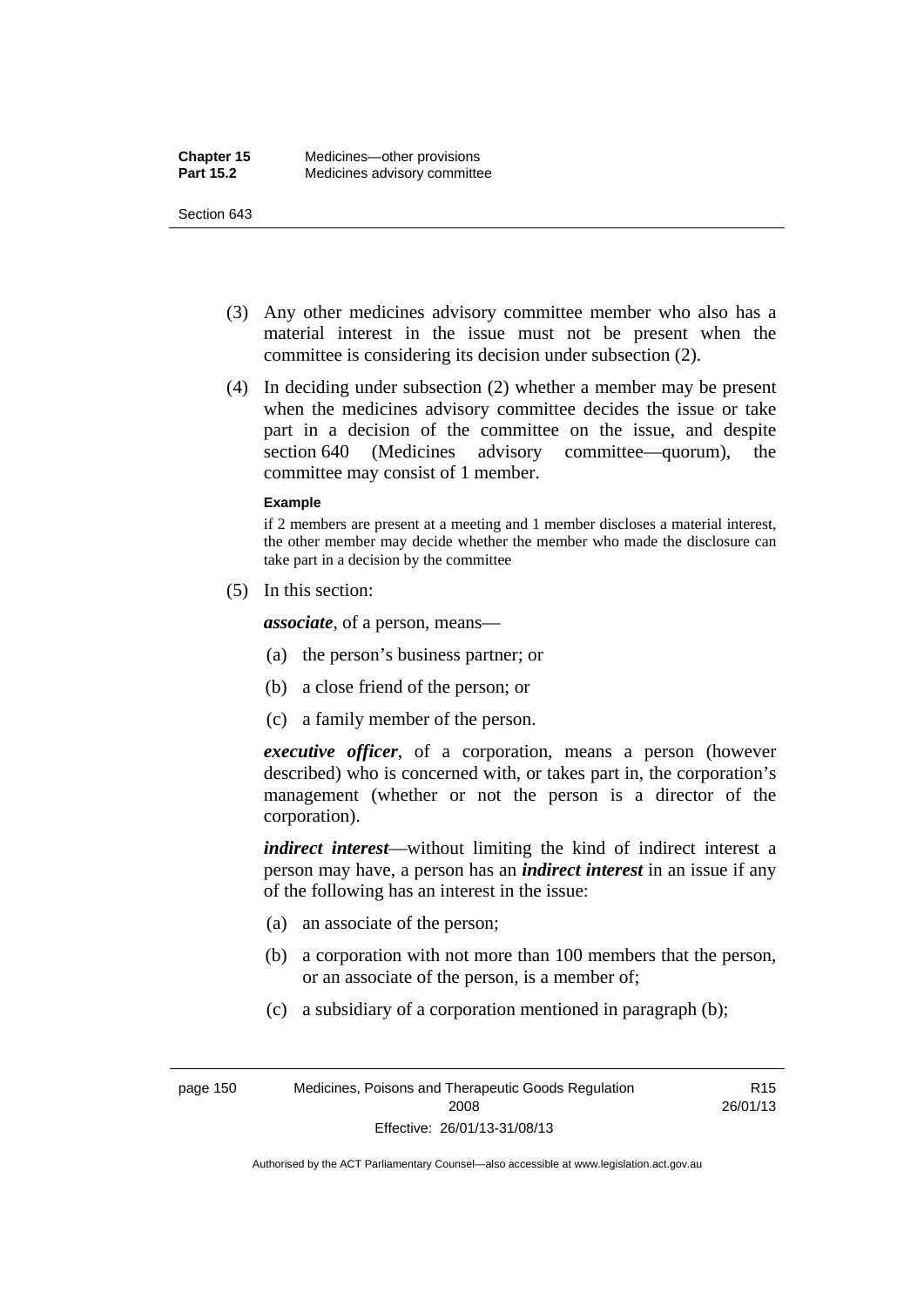(3) Any other medicines advisory committee member who also has a material interest in the issue must not be present when the committee is considering its decision under subsection (2).

(4) In deciding under subsection (2) whether a member may be present when the medicines advisory committee decides the issue or take part in a decision of the committee on the issue, and despite section 640 (Medicines advisory committee—quorum), the committee may consist of 1 member.

**Example**

if 2 members are present at a meeting and 1 member discloses a material interest, the other member may decide whether the member who made the disclosure can take part in a decision by the committee

(5) In this section:

***associate***, of a person, means—

(a) the person's business partner; or

(b) a close friend of the person; or

(c) a family member of the person.

***executive officer***, of a corporation, means a person (however described) who is concerned with, or takes part in, the corporation's management (whether or not the person is a director of the corporation).

***indirect interest***—without limiting the kind of indirect interest a person may have, a person has an ***indirect interest*** in an issue if any of the following has an interest in the issue:

(a) an associate of the person;

(b) a corporation with not more than 100 members that the person, or an associate of the person, is a member of;

(c) a subsidiary of a corporation mentioned in paragraph (b);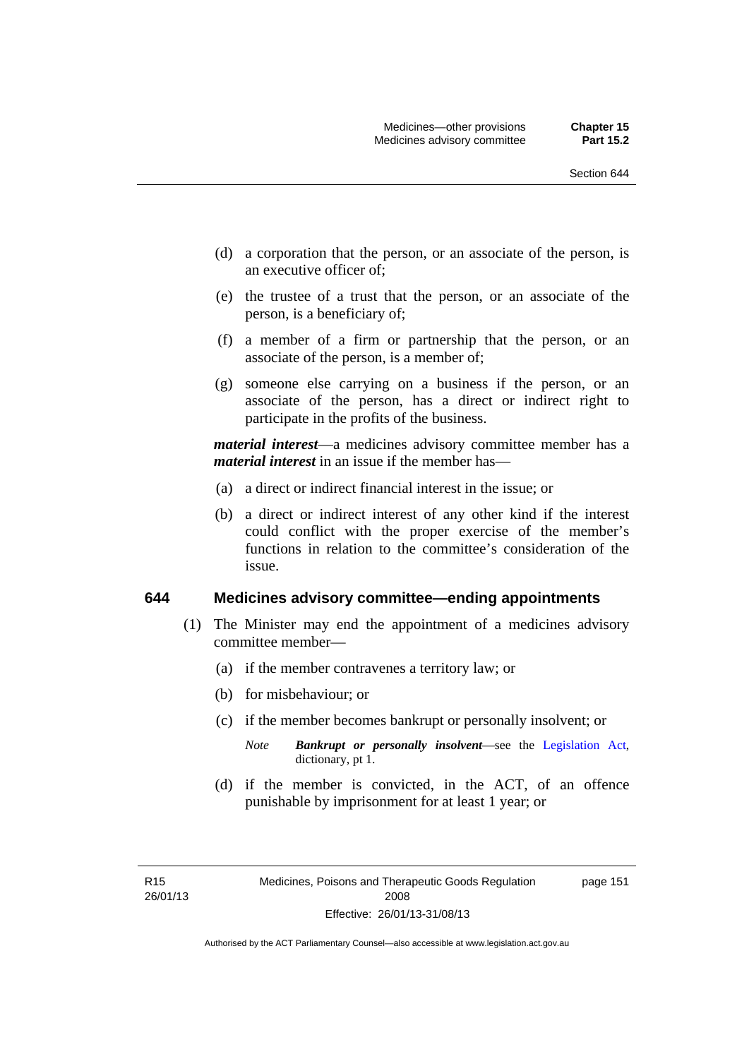(d) a corporation that the person, or an associate of the person, is an executive officer of;

(e) the trustee of a trust that the person, or an associate of the person, is a beneficiary of;

(f) a member of a firm or partnership that the person, or an associate of the person, is a member of;

(g) someone else carrying on a business if the person, or an associate of the person, has a direct or indirect right to participate in the profits of the business.

***material interest***—a medicines advisory committee member has a ***material interest*** in an issue if the member has—

(a) a direct or indirect financial interest in the issue; or

(b) a direct or indirect interest of any other kind if the interest could conflict with the proper exercise of the member's functions in relation to the committee's consideration of the issue.

## 644 Medicines advisory committee—ending appointments

(1) The Minister may end the appointment of a medicines advisory committee member—

(a) if the member contravenes a territory law; or

(b) for misbehaviour; or

(c) if the member becomes bankrupt or personally insolvent; or

*Note* ***Bankrupt or personally insolvent***—see the Legislation Act, dictionary, pt 1.

(d) if the member is convicted, in the ACT, of an offence punishable by imprisonment for at least 1 year; or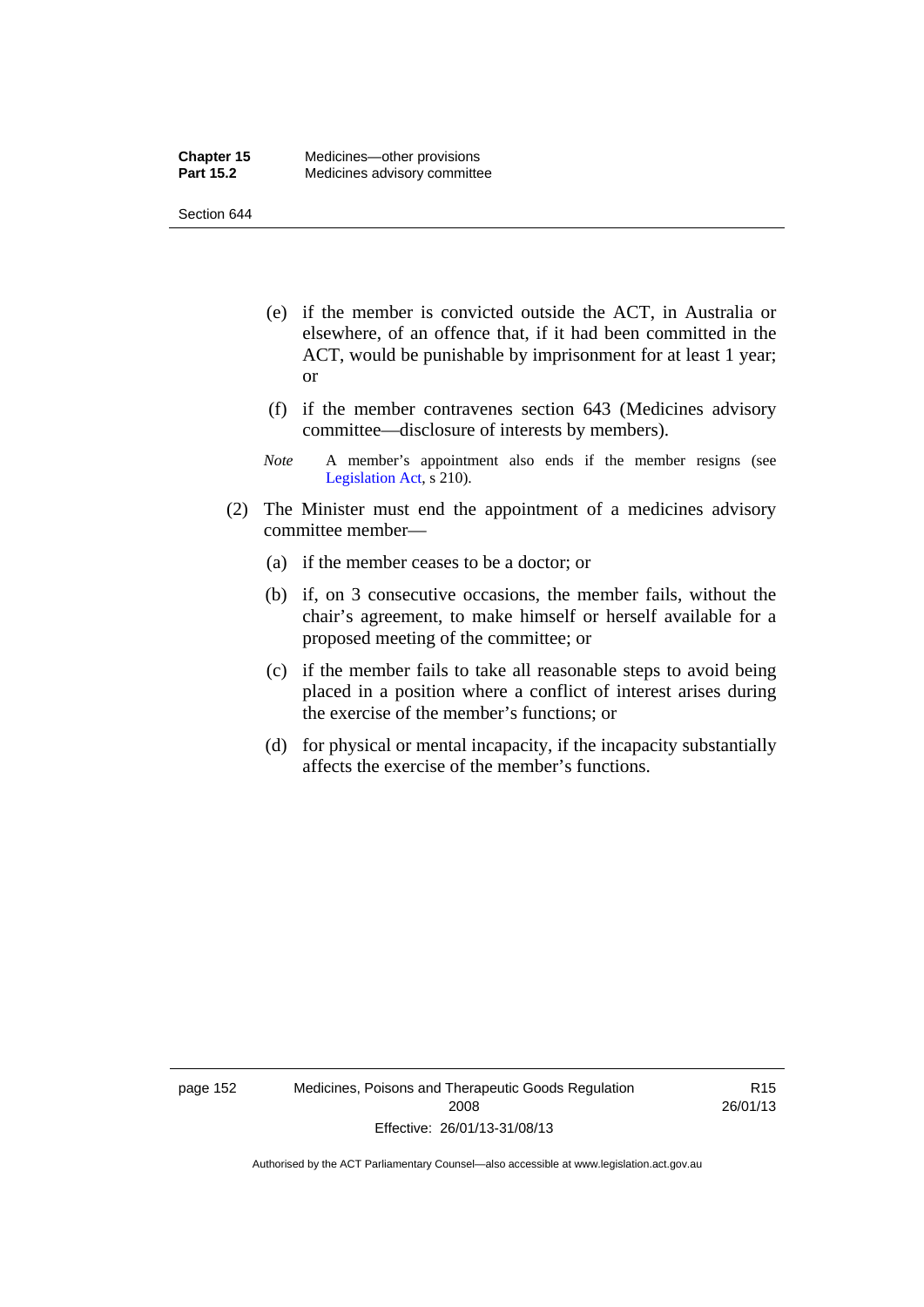(e) if the member is convicted outside the ACT, in Australia or elsewhere, of an offence that, if it had been committed in the ACT, would be punishable by imprisonment for at least 1 year; or

(f) if the member contravenes section 643 (Medicines advisory committee—disclosure of interests by members).

*Note* A member's appointment also ends if the member resigns (see Legislation Act, s 210).

(2) The Minister must end the appointment of a medicines advisory committee member—

(a) if the member ceases to be a doctor; or

(b) if, on 3 consecutive occasions, the member fails, without the chair's agreement, to make himself or herself available for a proposed meeting of the committee; or

(c) if the member fails to take all reasonable steps to avoid being placed in a position where a conflict of interest arises during the exercise of the member's functions; or

(d) for physical or mental incapacity, if the incapacity substantially affects the exercise of the member's functions.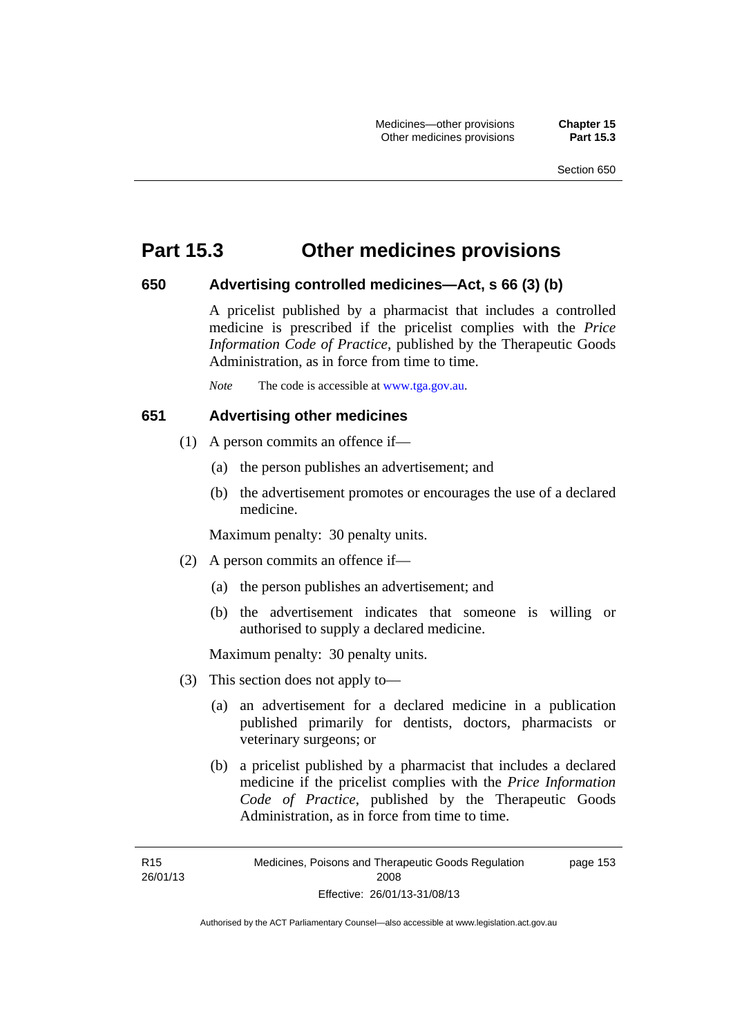# Part 15.3 Other medicines provisions

## 650 Advertising controlled medicines—Act, s 66 (3) (b)

A pricelist published by a pharmacist that includes a controlled medicine is prescribed if the pricelist complies with the *Price Information Code of Practice*, published by the Therapeutic Goods Administration, as in force from time to time.

*Note* The code is accessible at www.tga.gov.au.

## 651 Advertising other medicines

(1) A person commits an offence if—

(a) the person publishes an advertisement; and

(b) the advertisement promotes or encourages the use of a declared medicine.

Maximum penalty: 30 penalty units.

(2) A person commits an offence if—

(a) the person publishes an advertisement; and

(b) the advertisement indicates that someone is willing or authorised to supply a declared medicine.

Maximum penalty: 30 penalty units.

(3) This section does not apply to—

(a) an advertisement for a declared medicine in a publication published primarily for dentists, doctors, pharmacists or veterinary surgeons; or

(b) a pricelist published by a pharmacist that includes a declared medicine if the pricelist complies with the *Price Information Code of Practice*, published by the Therapeutic Goods Administration, as in force from time to time.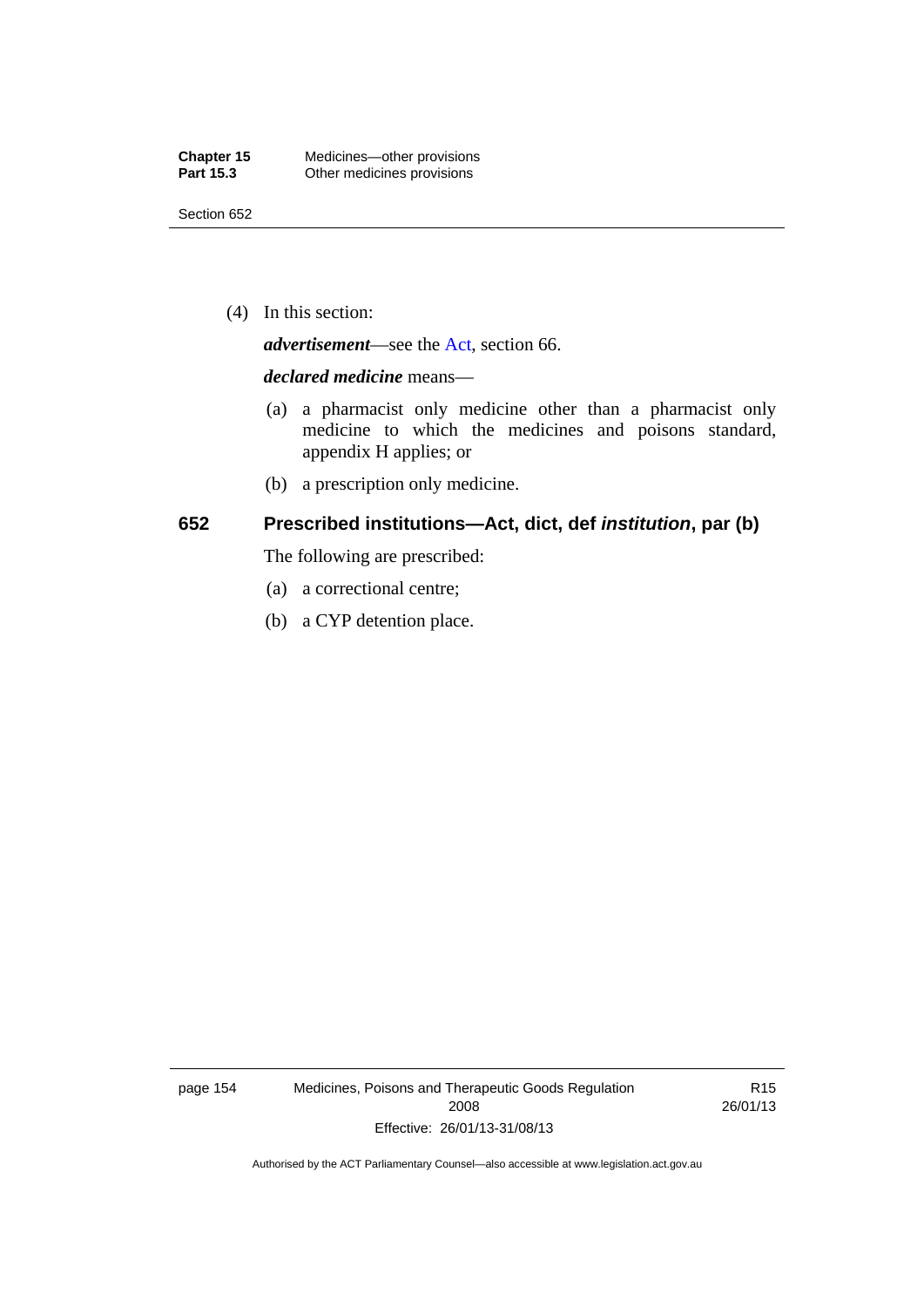(4) In this section:

***advertisement***—see the Act, section 66.

***declared medicine*** means—

(a) a pharmacist only medicine other than a pharmacist only medicine to which the medicines and poisons standard, appendix H applies; or

(b) a prescription only medicine.

## 652 Prescribed institutions—Act, dict, def *institution*, par (b)

The following are prescribed:

(a) a correctional centre;

(b) a CYP detention place.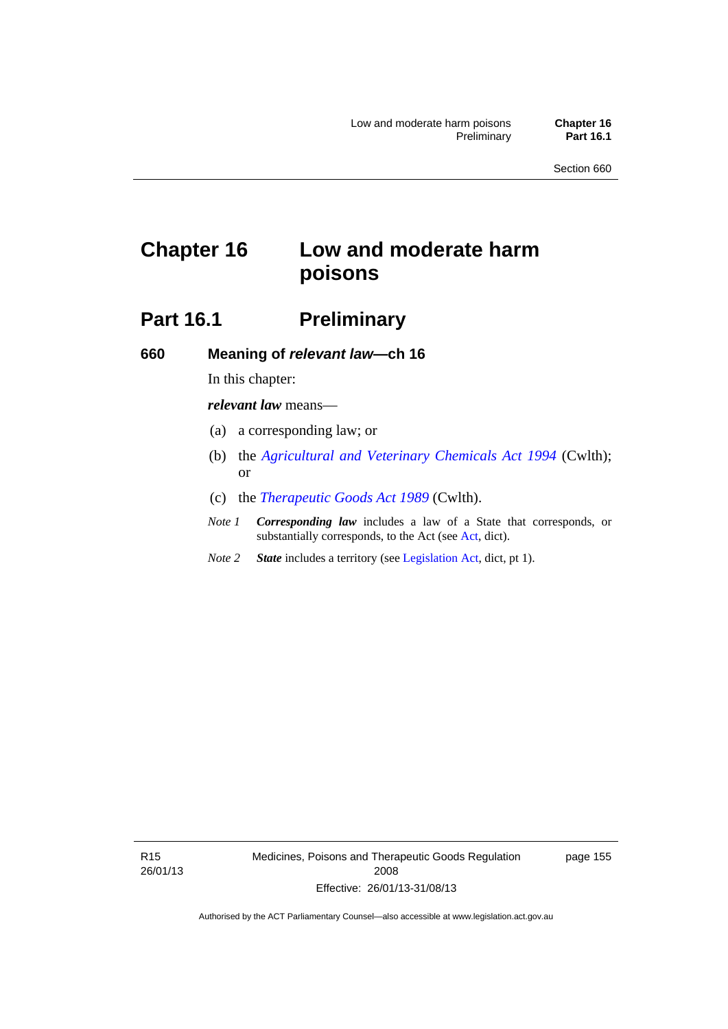# Chapter 16 Low and moderate harm poisons

## Part 16.1 Preliminary

### 660 Meaning of *relevant law*—ch 16

In this chapter:

***relevant law*** means—

(a) a corresponding law; or

(b) the *Agricultural and Veterinary Chemicals Act 1994* (Cwlth); or

(c) the *Therapeutic Goods Act 1989* (Cwlth).

*Note 1* ***Corresponding law*** includes a law of a State that corresponds, or substantially corresponds, to the Act (see Act, dict).

*Note 2* ***State*** includes a territory (see Legislation Act, dict, pt 1).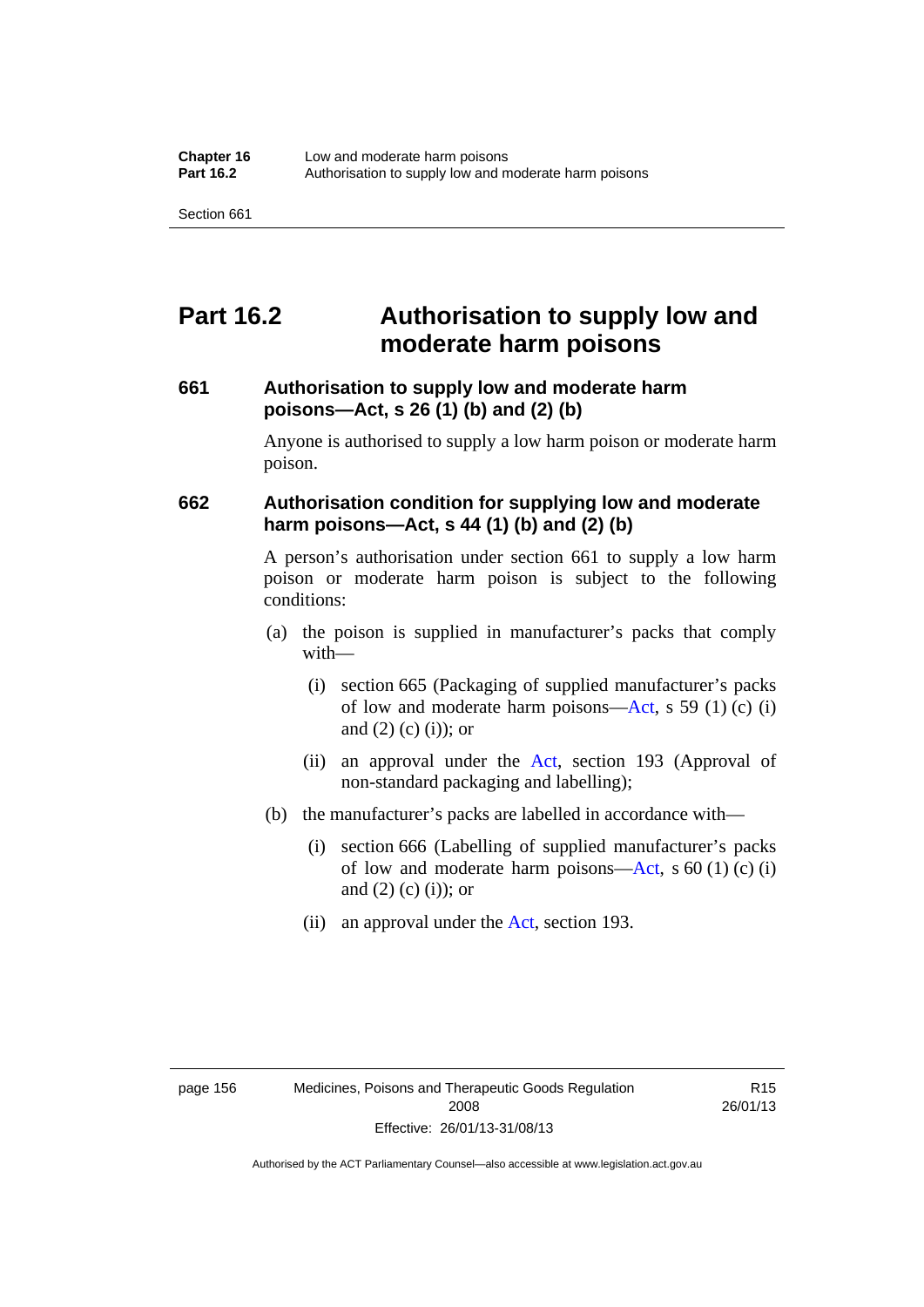# Part 16.2 Authorisation to supply low and moderate harm poisons

## 661 Authorisation to supply low and moderate harm poisons—Act, s 26 (1) (b) and (2) (b)

Anyone is authorised to supply a low harm poison or moderate harm poison.

## 662 Authorisation condition for supplying low and moderate harm poisons—Act, s 44 (1) (b) and (2) (b)

A person's authorisation under section 661 to supply a low harm poison or moderate harm poison is subject to the following conditions:

(a) the poison is supplied in manufacturer's packs that comply with—

  (i) section 665 (Packaging of supplied manufacturer's packs of low and moderate harm poisons—Act, s 59 (1) (c) (i) and (2) (c) (i)); or

  (ii) an approval under the Act, section 193 (Approval of non-standard packaging and labelling);

(b) the manufacturer's packs are labelled in accordance with—

  (i) section 666 (Labelling of supplied manufacturer's packs of low and moderate harm poisons—Act, s 60 (1) (c) (i) and (2) (c) (i)); or

  (ii) an approval under the Act, section 193.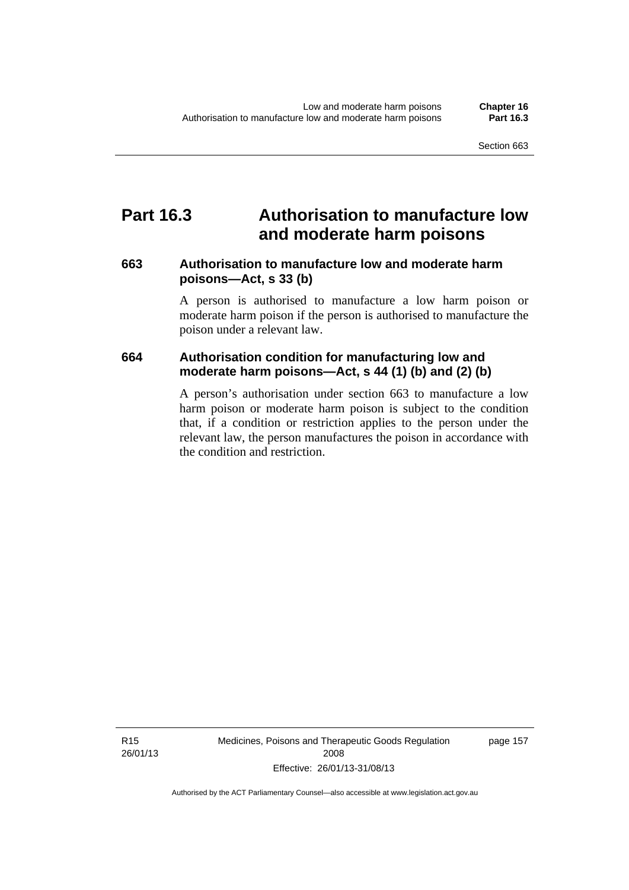# Part 16.3 Authorisation to manufacture low and moderate harm poisons

### 663 Authorisation to manufacture low and moderate harm poisons—Act, s 33 (b)

A person is authorised to manufacture a low harm poison or moderate harm poison if the person is authorised to manufacture the poison under a relevant law.

### 664 Authorisation condition for manufacturing low and moderate harm poisons—Act, s 44 (1) (b) and (2) (b)

A person's authorisation under section 663 to manufacture a low harm poison or moderate harm poison is subject to the condition that, if a condition or restriction applies to the person under the relevant law, the person manufactures the poison in accordance with the condition and restriction.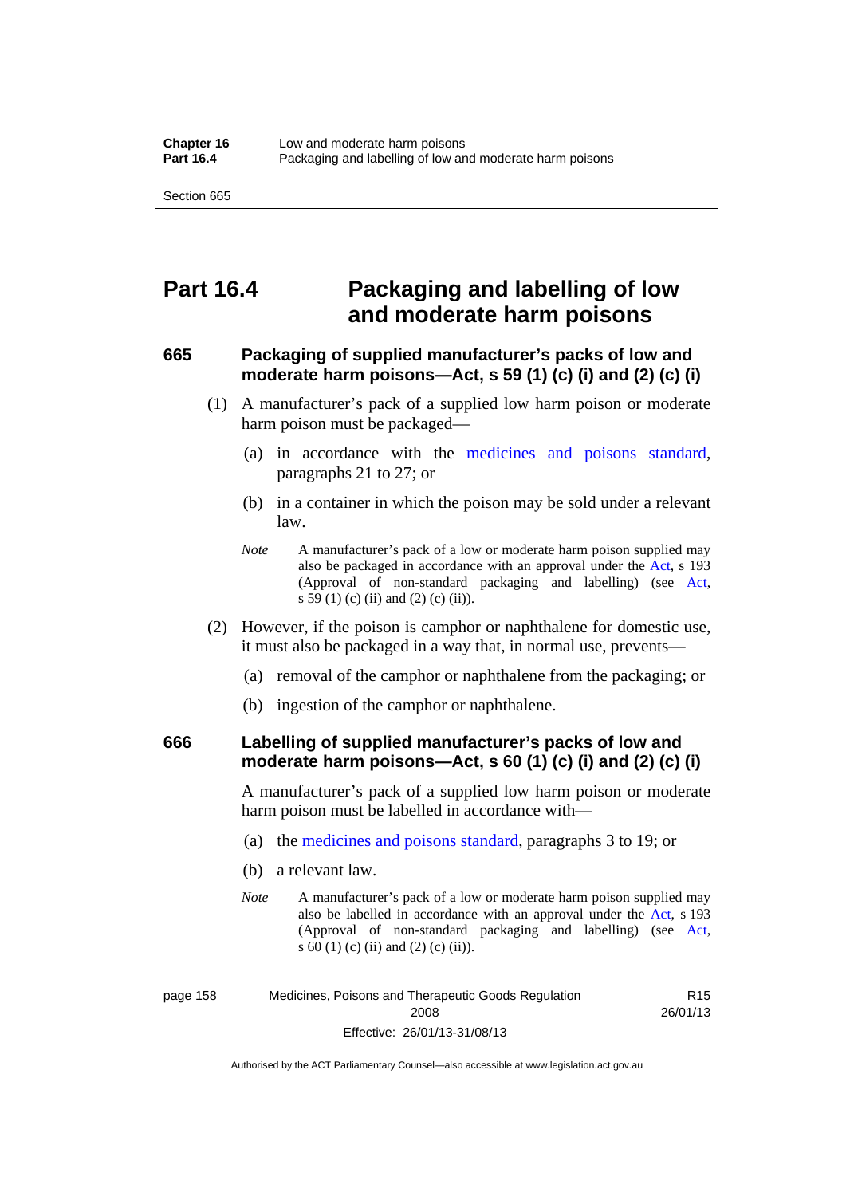# Part 16.4 Packaging and labelling of low and moderate harm poisons

## 665 Packaging of supplied manufacturer's packs of low and moderate harm poisons—Act, s 59 (1) (c) (i) and (2) (c) (i)

(1) A manufacturer's pack of a supplied low harm poison or moderate harm poison must be packaged—

(a) in accordance with the medicines and poisons standard, paragraphs 21 to 27; or

(b) in a container in which the poison may be sold under a relevant law.

*Note* A manufacturer's pack of a low or moderate harm poison supplied may also be packaged in accordance with an approval under the Act, s 193 (Approval of non-standard packaging and labelling) (see Act, s 59 (1) (c) (ii) and (2) (c) (ii)).

(2) However, if the poison is camphor or naphthalene for domestic use, it must also be packaged in a way that, in normal use, prevents—

(a) removal of the camphor or naphthalene from the packaging; or

(b) ingestion of the camphor or naphthalene.

## 666 Labelling of supplied manufacturer's packs of low and moderate harm poisons—Act, s 60 (1) (c) (i) and (2) (c) (i)

A manufacturer's pack of a supplied low harm poison or moderate harm poison must be labelled in accordance with—

(a) the medicines and poisons standard, paragraphs 3 to 19; or

(b) a relevant law.

*Note* A manufacturer's pack of a low or moderate harm poison supplied may also be labelled in accordance with an approval under the Act, s 193 (Approval of non-standard packaging and labelling) (see Act, s 60 (1) (c) (ii) and (2) (c) (ii)).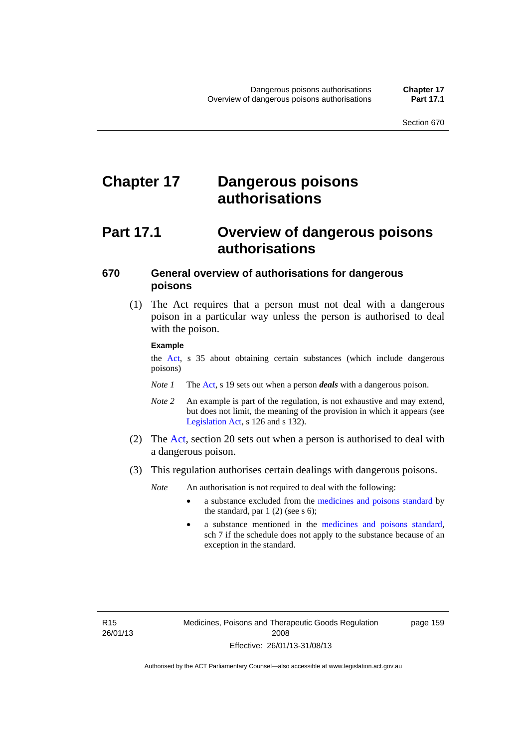# Chapter 17 Dangerous poisons authorisations

## Part 17.1 Overview of dangerous poisons authorisations

### 670 General overview of authorisations for dangerous poisons

(1) The Act requires that a person must not deal with a dangerous poison in a particular way unless the person is authorised to deal with the poison.

**Example**

the Act, s 35 about obtaining certain substances (which include dangerous poisons)

*Note 1* The Act, s 19 sets out when a person ***deals*** with a dangerous poison.

*Note 2* An example is part of the regulation, is not exhaustive and may extend, but does not limit, the meaning of the provision in which it appears (see Legislation Act, s 126 and s 132).

(2) The Act, section 20 sets out when a person is authorised to deal with a dangerous poison.

(3) This regulation authorises certain dealings with dangerous poisons.

*Note* An authorisation is not required to deal with the following:

- a substance excluded from the medicines and poisons standard by the standard, par 1 (2) (see s 6);
- a substance mentioned in the medicines and poisons standard, sch 7 if the schedule does not apply to the substance because of an exception in the standard.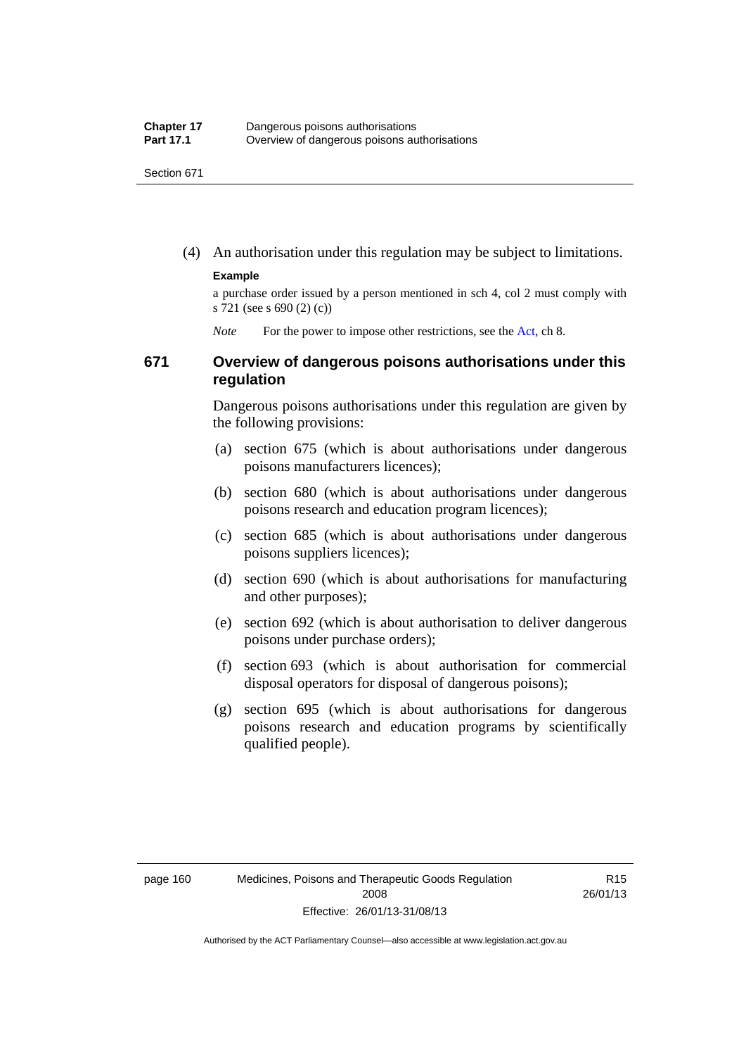(4) An authorisation under this regulation may be subject to limitations.

**Example**

a purchase order issued by a person mentioned in sch 4, col 2 must comply with s 721 (see s 690 (2) (c))

*Note* For the power to impose other restrictions, see the Act, ch 8.

## 671 Overview of dangerous poisons authorisations under this regulation

Dangerous poisons authorisations under this regulation are given by the following provisions:

(a) section 675 (which is about authorisations under dangerous poisons manufacturers licences);

(b) section 680 (which is about authorisations under dangerous poisons research and education program licences);

(c) section 685 (which is about authorisations under dangerous poisons suppliers licences);

(d) section 690 (which is about authorisations for manufacturing and other purposes);

(e) section 692 (which is about authorisation to deliver dangerous poisons under purchase orders);

(f) section 693 (which is about authorisation for commercial disposal operators for disposal of dangerous poisons);

(g) section 695 (which is about authorisations for dangerous poisons research and education programs by scientifically qualified people).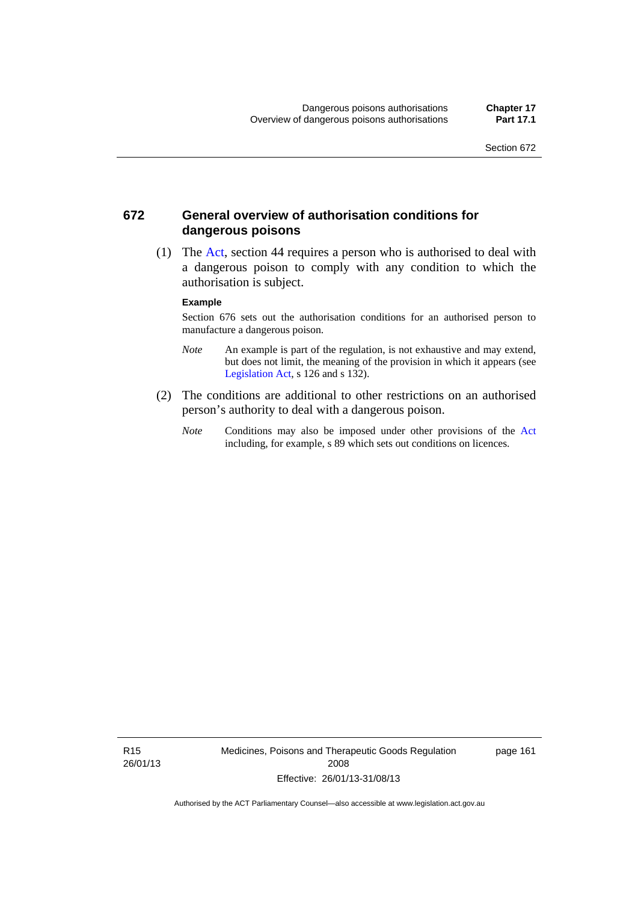## 672 General overview of authorisation conditions for dangerous poisons

(1) The Act, section 44 requires a person who is authorised to deal with a dangerous poison to comply with any condition to which the authorisation is subject.

**Example**

Section 676 sets out the authorisation conditions for an authorised person to manufacture a dangerous poison.

*Note* An example is part of the regulation, is not exhaustive and may extend, but does not limit, the meaning of the provision in which it appears (see Legislation Act, s 126 and s 132).

(2) The conditions are additional to other restrictions on an authorised person's authority to deal with a dangerous poison.

*Note* Conditions may also be imposed under other provisions of the Act including, for example, s 89 which sets out conditions on licences.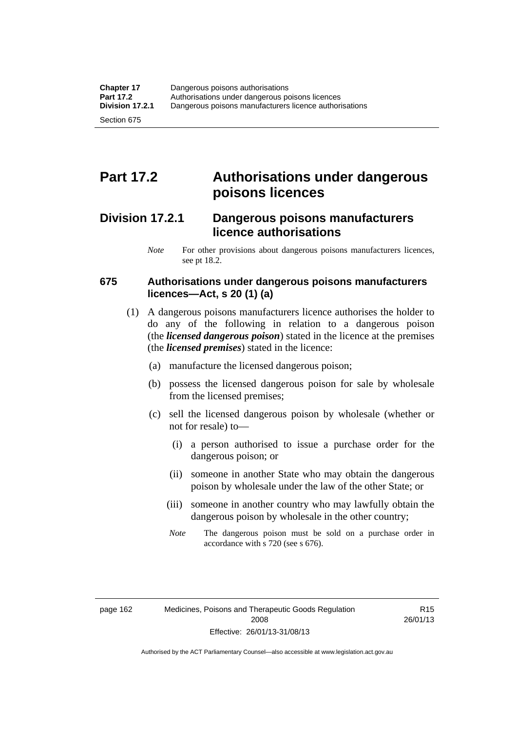# Part 17.2 Authorisations under dangerous poisons licences

## Division 17.2.1 Dangerous poisons manufacturers licence authorisations

*Note* For other provisions about dangerous poisons manufacturers licences, see pt 18.2.

### 675 Authorisations under dangerous poisons manufacturers licences—Act, s 20 (1) (a)

(1) A dangerous poisons manufacturers licence authorises the holder to do any of the following in relation to a dangerous poison (the ***licensed dangerous poison***) stated in the licence at the premises (the ***licensed premises***) stated in the licence:

(a) manufacture the licensed dangerous poison;

(b) possess the licensed dangerous poison for sale by wholesale from the licensed premises;

(c) sell the licensed dangerous poison by wholesale (whether or not for resale) to—

(i) a person authorised to issue a purchase order for the dangerous poison; or

(ii) someone in another State who may obtain the dangerous poison by wholesale under the law of the other State; or

(iii) someone in another country who may lawfully obtain the dangerous poison by wholesale in the other country;

*Note* The dangerous poison must be sold on a purchase order in accordance with s 720 (see s 676).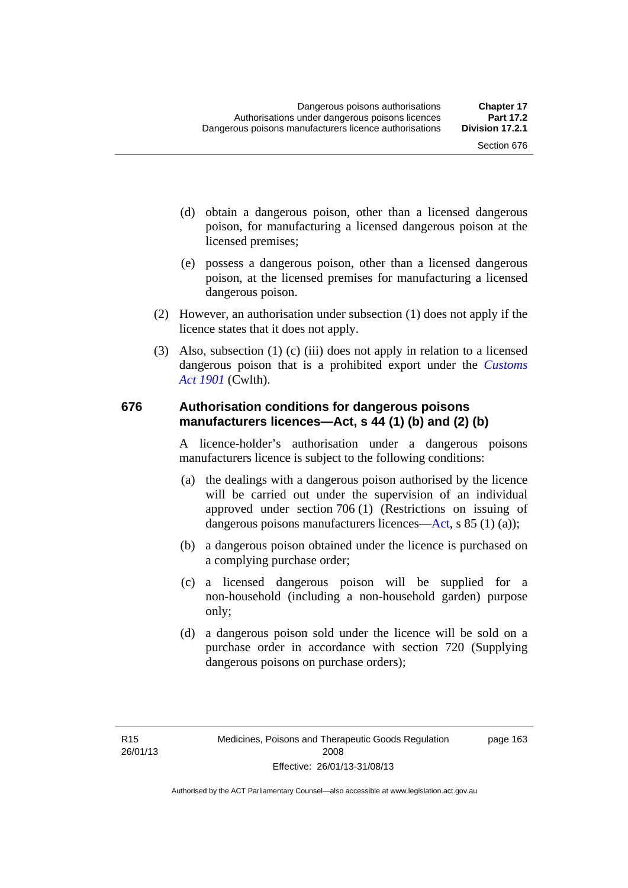(d) obtain a dangerous poison, other than a licensed dangerous poison, for manufacturing a licensed dangerous poison at the licensed premises;

(e) possess a dangerous poison, other than a licensed dangerous poison, at the licensed premises for manufacturing a licensed dangerous poison.

(2) However, an authorisation under subsection (1) does not apply if the licence states that it does not apply.

(3) Also, subsection (1) (c) (iii) does not apply in relation to a licensed dangerous poison that is a prohibited export under the *Customs Act 1901* (Cwlth).

## 676 Authorisation conditions for dangerous poisons manufacturers licences—Act, s 44 (1) (b) and (2) (b)

A licence-holder's authorisation under a dangerous poisons manufacturers licence is subject to the following conditions:

(a) the dealings with a dangerous poison authorised by the licence will be carried out under the supervision of an individual approved under section 706 (1) (Restrictions on issuing of dangerous poisons manufacturers licences—Act, s 85 (1) (a));

(b) a dangerous poison obtained under the licence is purchased on a complying purchase order;

(c) a licensed dangerous poison will be supplied for a non-household (including a non-household garden) purpose only;

(d) a dangerous poison sold under the licence will be sold on a purchase order in accordance with section 720 (Supplying dangerous poisons on purchase orders);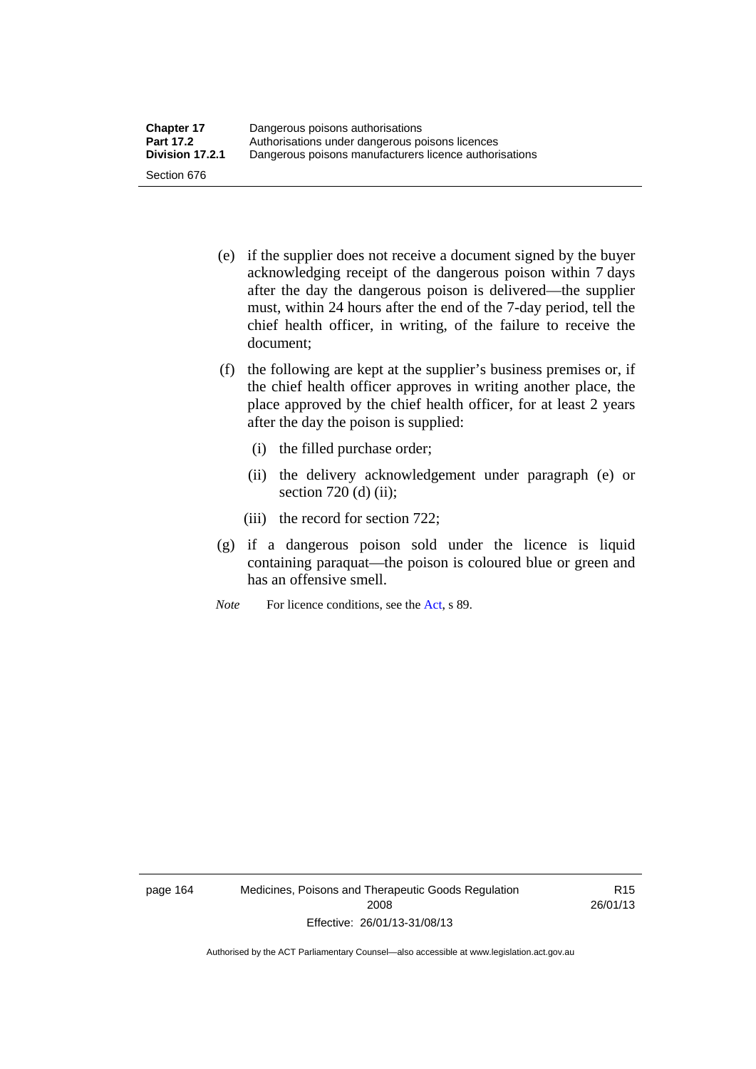(e) if the supplier does not receive a document signed by the buyer acknowledging receipt of the dangerous poison within 7 days after the day the dangerous poison is delivered—the supplier must, within 24 hours after the end of the 7-day period, tell the chief health officer, in writing, of the failure to receive the document;

(f) the following are kept at the supplier's business premises or, if the chief health officer approves in writing another place, the place approved by the chief health officer, for at least 2 years after the day the poison is supplied:

(i) the filled purchase order;

(ii) the delivery acknowledgement under paragraph (e) or section 720 (d) (ii);

(iii) the record for section 722;

(g) if a dangerous poison sold under the licence is liquid containing paraquat—the poison is coloured blue or green and has an offensive smell.

*Note* For licence conditions, see the Act, s 89.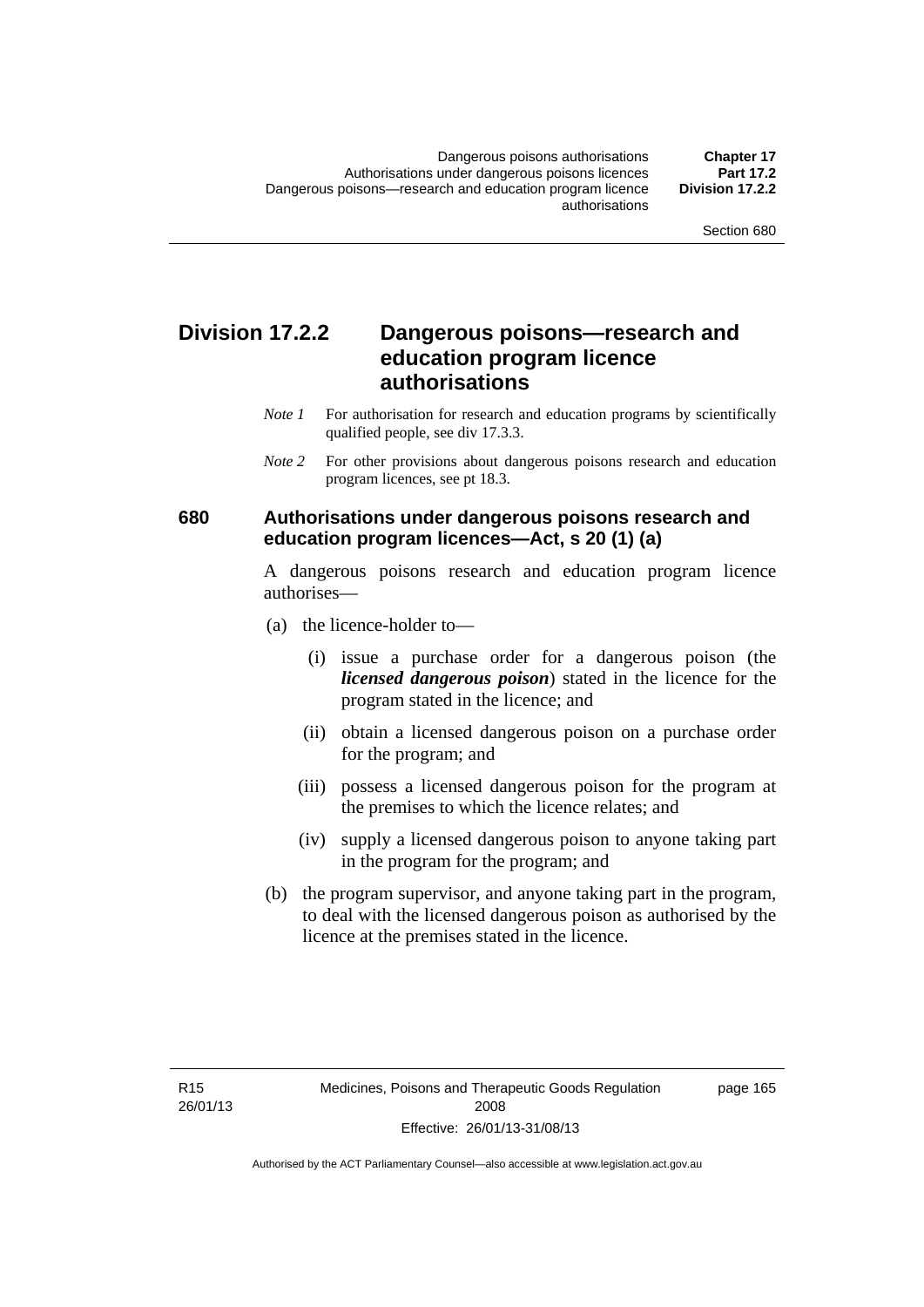## Division 17.2.2 Dangerous poisons—research and education program licence authorisations

*Note 1* For authorisation for research and education programs by scientifically qualified people, see div 17.3.3.

*Note 2* For other provisions about dangerous poisons research and education program licences, see pt 18.3.

### 680 Authorisations under dangerous poisons research and education program licences—Act, s 20 (1) (a)

A dangerous poisons research and education program licence authorises—

(a) the licence-holder to—

(i) issue a purchase order for a dangerous poison (the ***licensed dangerous poison***) stated in the licence for the program stated in the licence; and

(ii) obtain a licensed dangerous poison on a purchase order for the program; and

(iii) possess a licensed dangerous poison for the program at the premises to which the licence relates; and

(iv) supply a licensed dangerous poison to anyone taking part in the program for the program; and

(b) the program supervisor, and anyone taking part in the program, to deal with the licensed dangerous poison as authorised by the licence at the premises stated in the licence.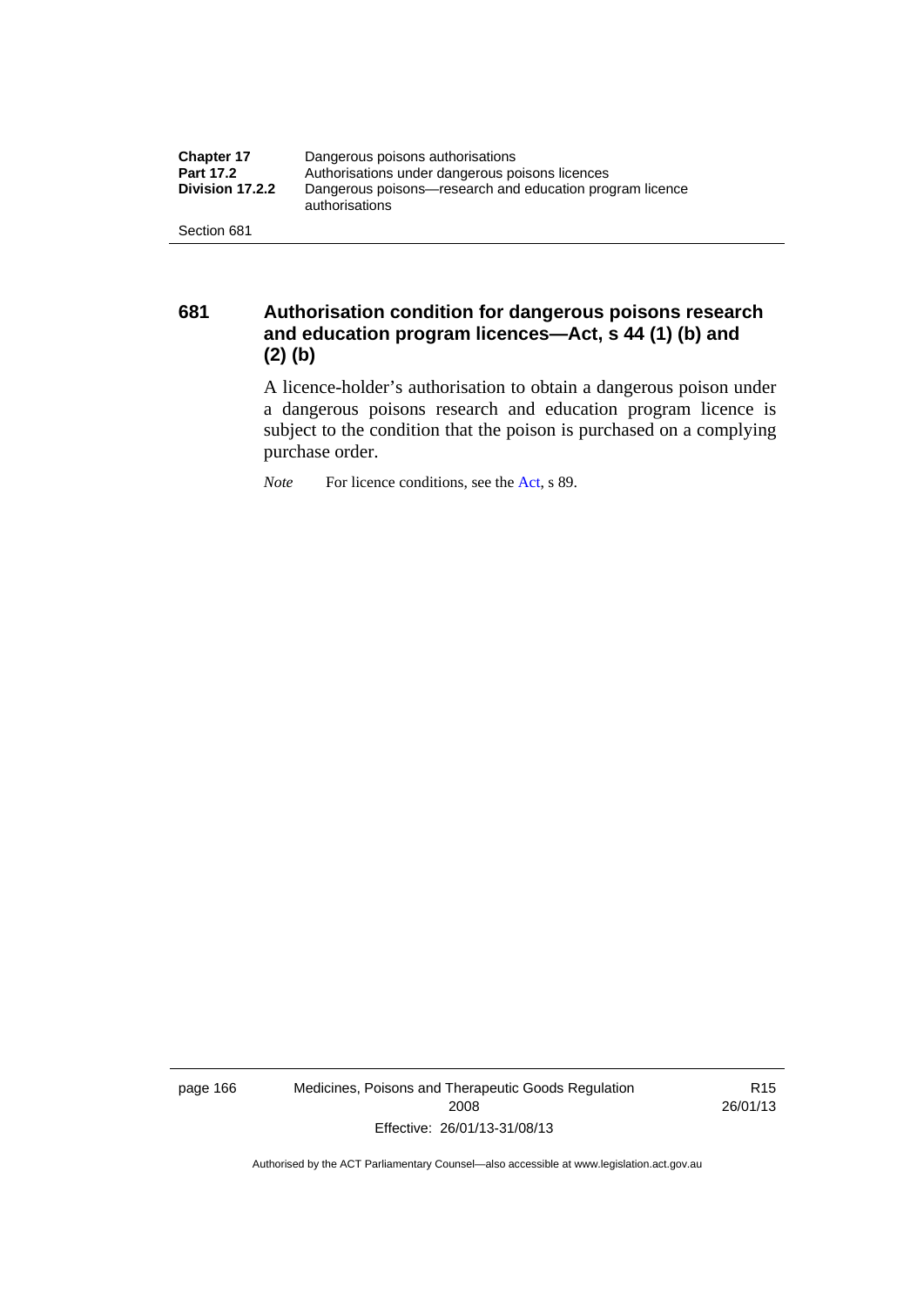### 681 Authorisation condition for dangerous poisons research and education program licences—Act, s 44 (1) (b) and (2) (b)

A licence-holder's authorisation to obtain a dangerous poison under a dangerous poisons research and education program licence is subject to the condition that the poison is purchased on a complying purchase order.

*Note* For licence conditions, see the Act, s 89.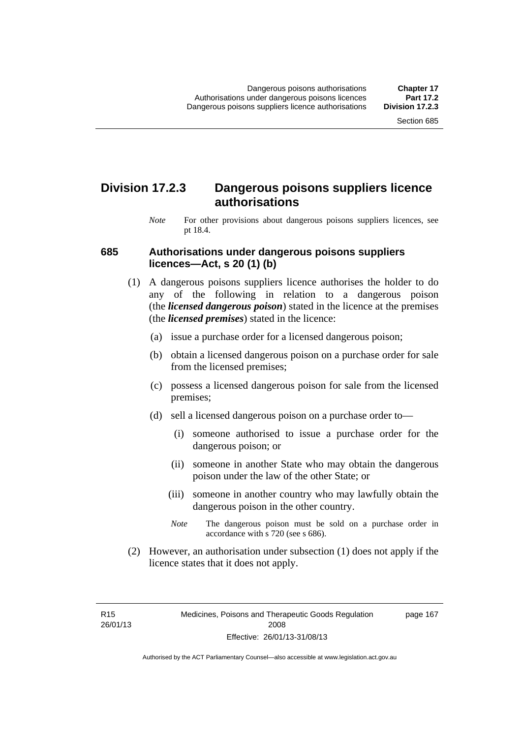## Division 17.2.3 Dangerous poisons suppliers licence authorisations

*Note* For other provisions about dangerous poisons suppliers licences, see pt 18.4.

### 685 Authorisations under dangerous poisons suppliers licences—Act, s 20 (1) (b)

(1) A dangerous poisons suppliers licence authorises the holder to do any of the following in relation to a dangerous poison (the ***licensed dangerous poison***) stated in the licence at the premises (the ***licensed premises***) stated in the licence:

(a) issue a purchase order for a licensed dangerous poison;

(b) obtain a licensed dangerous poison on a purchase order for sale from the licensed premises;

(c) possess a licensed dangerous poison for sale from the licensed premises;

(d) sell a licensed dangerous poison on a purchase order to—

(i) someone authorised to issue a purchase order for the dangerous poison; or

(ii) someone in another State who may obtain the dangerous poison under the law of the other State; or

(iii) someone in another country who may lawfully obtain the dangerous poison in the other country.

*Note* The dangerous poison must be sold on a purchase order in accordance with s 720 (see s 686).

(2) However, an authorisation under subsection (1) does not apply if the licence states that it does not apply.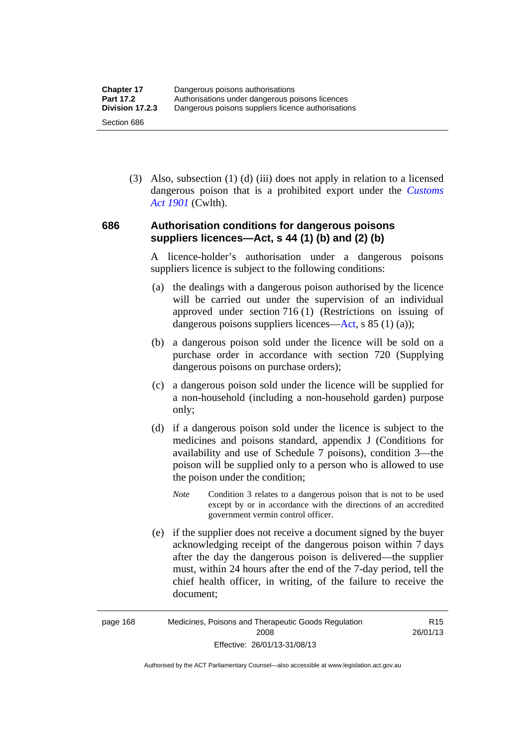(3) Also, subsection (1) (d) (iii) does not apply in relation to a licensed dangerous poison that is a prohibited export under the *Customs Act 1901* (Cwlth).

### 686 Authorisation conditions for dangerous poisons suppliers licences—Act, s 44 (1) (b) and (2) (b)

A licence-holder's authorisation under a dangerous poisons suppliers licence is subject to the following conditions:

(a) the dealings with a dangerous poison authorised by the licence will be carried out under the supervision of an individual approved under section 716 (1) (Restrictions on issuing of dangerous poisons suppliers licences—Act, s 85 (1) (a));

(b) a dangerous poison sold under the licence will be sold on a purchase order in accordance with section 720 (Supplying dangerous poisons on purchase orders);

(c) a dangerous poison sold under the licence will be supplied for a non-household (including a non-household garden) purpose only;

(d) if a dangerous poison sold under the licence is subject to the medicines and poisons standard, appendix J (Conditions for availability and use of Schedule 7 poisons), condition 3—the poison will be supplied only to a person who is allowed to use the poison under the condition;

*Note* Condition 3 relates to a dangerous poison that is not to be used except by or in accordance with the directions of an accredited government vermin control officer.

(e) if the supplier does not receive a document signed by the buyer acknowledging receipt of the dangerous poison within 7 days after the day the dangerous poison is delivered—the supplier must, within 24 hours after the end of the 7-day period, tell the chief health officer, in writing, of the failure to receive the document;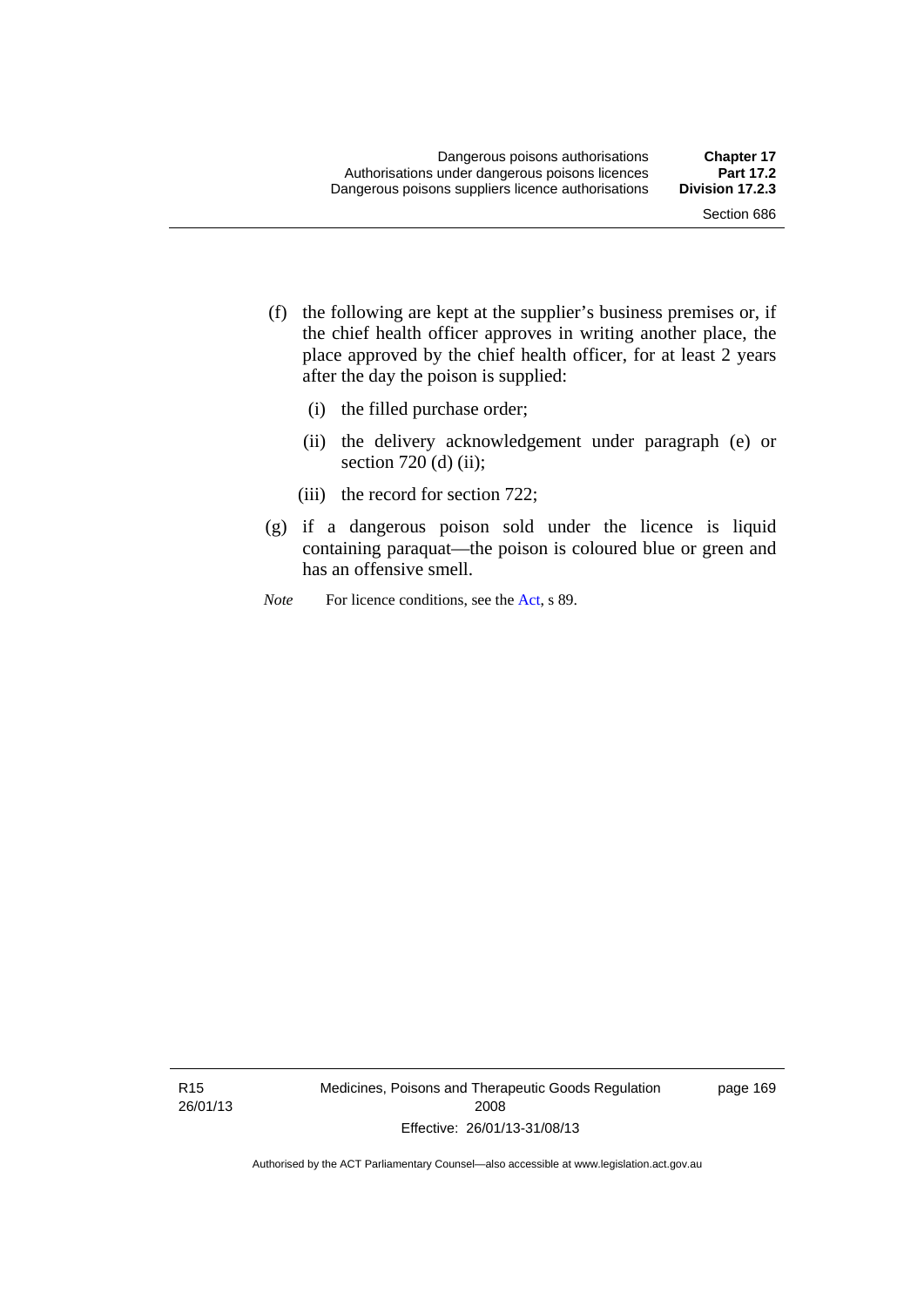(f) the following are kept at the supplier's business premises or, if the chief health officer approves in writing another place, the place approved by the chief health officer, for at least 2 years after the day the poison is supplied:

  (i) the filled purchase order;

  (ii) the delivery acknowledgement under paragraph (e) or section 720 (d) (ii);

  (iii) the record for section 722;

(g) if a dangerous poison sold under the licence is liquid containing paraquat—the poison is coloured blue or green and has an offensive smell.

*Note* For licence conditions, see the Act, s 89.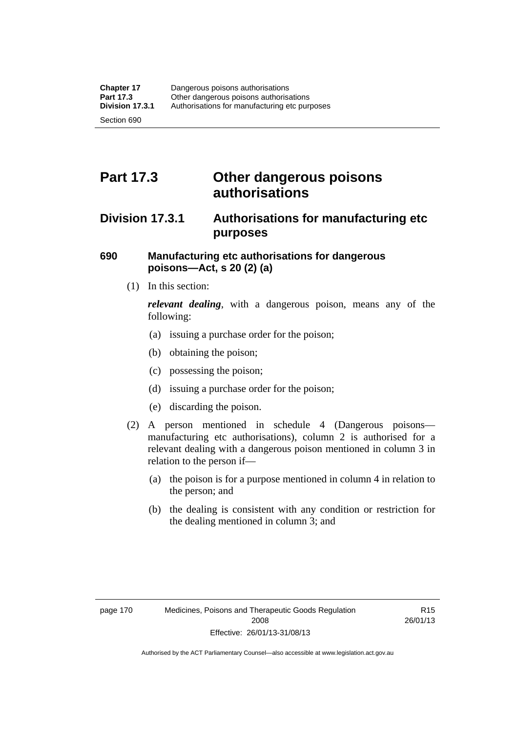# Part 17.3 Other dangerous poisons authorisations

## Division 17.3.1 Authorisations for manufacturing etc purposes

### 690 Manufacturing etc authorisations for dangerous poisons—Act, s 20 (2) (a)

(1) In this section:

***relevant dealing***, with a dangerous poison, means any of the following:

- (a) issuing a purchase order for the poison;
- (b) obtaining the poison;
- (c) possessing the poison;
- (d) issuing a purchase order for the poison;
- (e) discarding the poison.

(2) A person mentioned in schedule 4 (Dangerous poisons—manufacturing etc authorisations), column 2 is authorised for a relevant dealing with a dangerous poison mentioned in column 3 in relation to the person if—

- (a) the poison is for a purpose mentioned in column 4 in relation to the person; and
- (b) the dealing is consistent with any condition or restriction for the dealing mentioned in column 3; and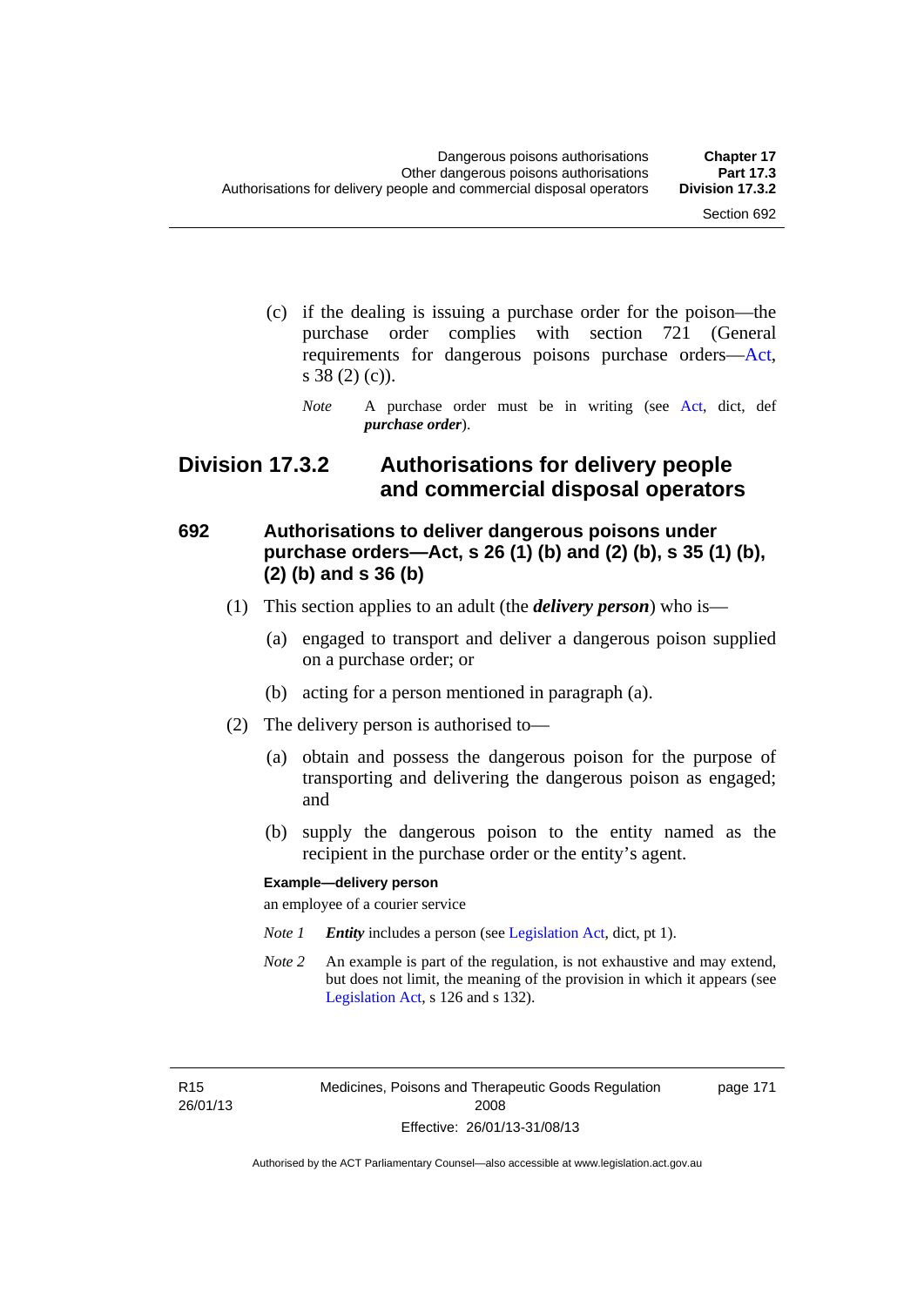(c) if the dealing is issuing a purchase order for the poison—the purchase order complies with section 721 (General requirements for dangerous poisons purchase orders—Act, s 38 (2) (c)).

*Note* A purchase order must be in writing (see Act, dict, def ***purchase order***).

## Division 17.3.2 Authorisations for delivery people and commercial disposal operators

### 692 Authorisations to deliver dangerous poisons under purchase orders—Act, s 26 (1) (b) and (2) (b), s 35 (1) (b), (2) (b) and s 36 (b)

(1) This section applies to an adult (the ***delivery person***) who is—

(a) engaged to transport and deliver a dangerous poison supplied on a purchase order; or

(b) acting for a person mentioned in paragraph (a).

(2) The delivery person is authorised to—

(a) obtain and possess the dangerous poison for the purpose of transporting and delivering the dangerous poison as engaged; and

(b) supply the dangerous poison to the entity named as the recipient in the purchase order or the entity's agent.

**Example—delivery person**

an employee of a courier service

*Note 1* ***Entity*** includes a person (see Legislation Act, dict, pt 1).

*Note 2* An example is part of the regulation, is not exhaustive and may extend, but does not limit, the meaning of the provision in which it appears (see Legislation Act, s 126 and s 132).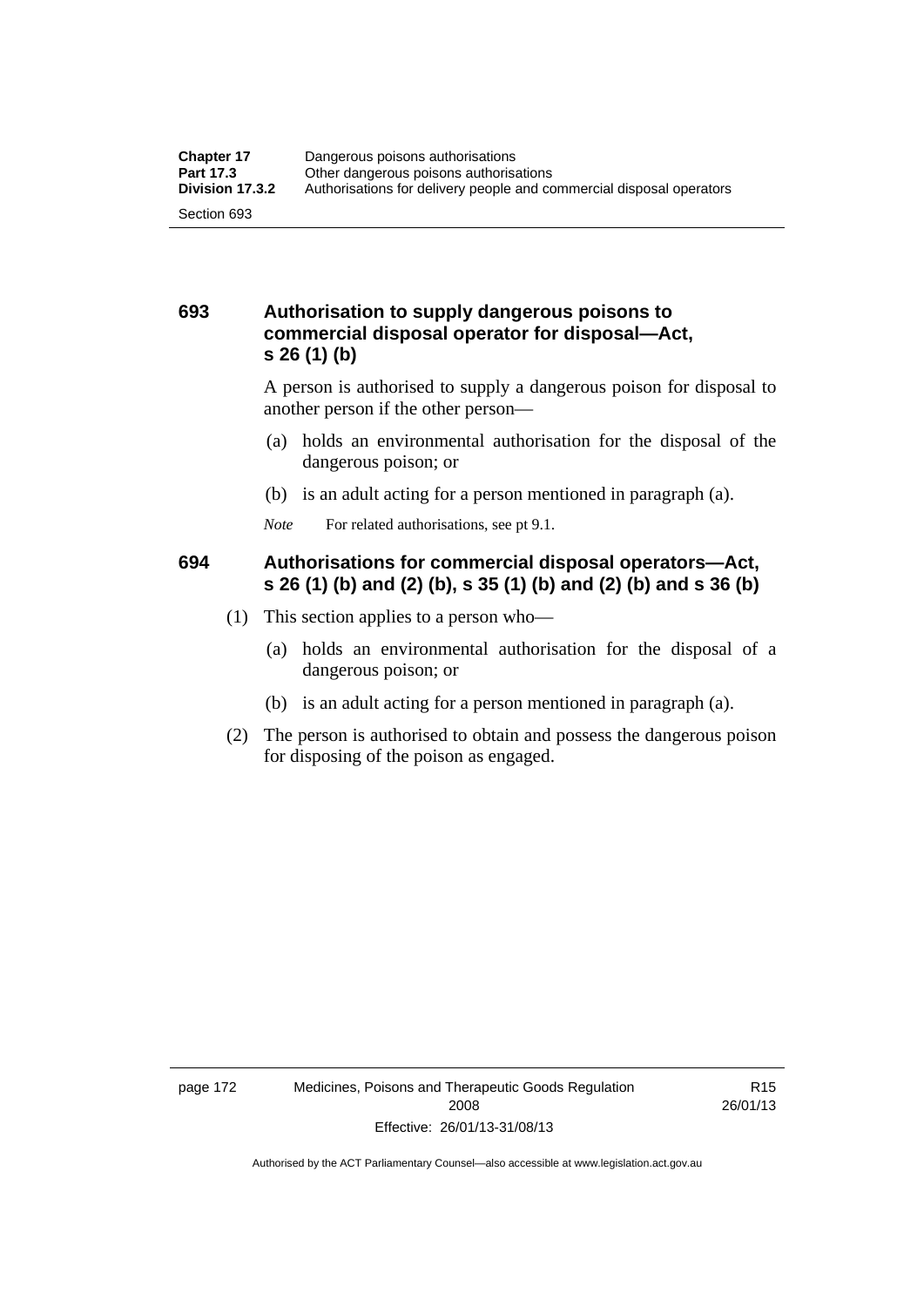## 693 Authorisation to supply dangerous poisons to commercial disposal operator for disposal—Act, s 26 (1) (b)

A person is authorised to supply a dangerous poison for disposal to another person if the other person—

(a) holds an environmental authorisation for the disposal of the dangerous poison; or

(b) is an adult acting for a person mentioned in paragraph (a).

*Note* For related authorisations, see pt 9.1.

## 694 Authorisations for commercial disposal operators—Act, s 26 (1) (b) and (2) (b), s 35 (1) (b) and (2) (b) and s 36 (b)

(1) This section applies to a person who—

(a) holds an environmental authorisation for the disposal of a dangerous poison; or

(b) is an adult acting for a person mentioned in paragraph (a).

(2) The person is authorised to obtain and possess the dangerous poison for disposing of the poison as engaged.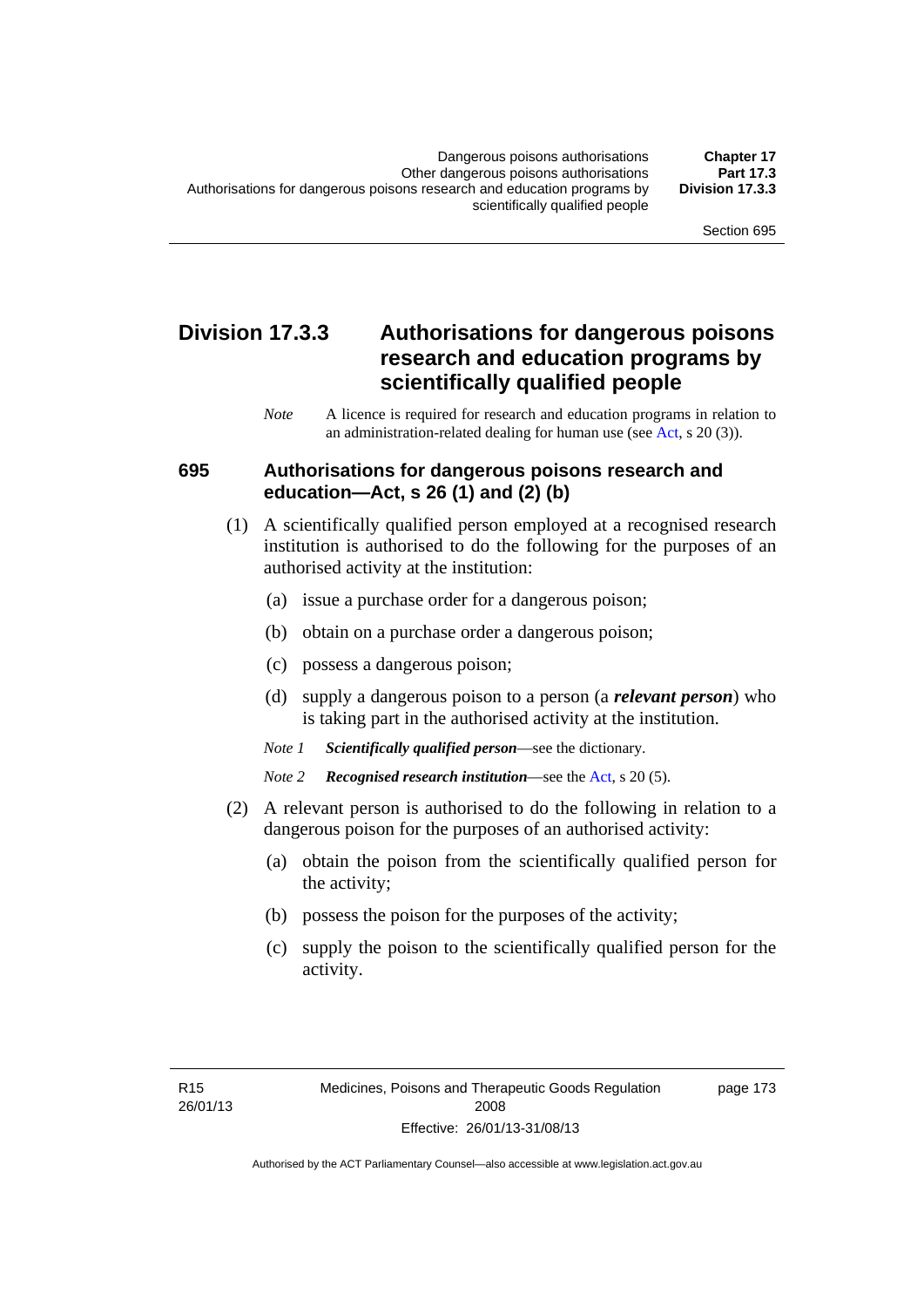## Division 17.3.3 Authorisations for dangerous poisons research and education programs by scientifically qualified people

*Note* A licence is required for research and education programs in relation to an administration-related dealing for human use (see Act, s 20 (3)).

### 695 Authorisations for dangerous poisons research and education—Act, s 26 (1) and (2) (b)

(1) A scientifically qualified person employed at a recognised research institution is authorised to do the following for the purposes of an authorised activity at the institution:

(a) issue a purchase order for a dangerous poison;

(b) obtain on a purchase order a dangerous poison;

(c) possess a dangerous poison;

(d) supply a dangerous poison to a person (a ***relevant person***) who is taking part in the authorised activity at the institution.

*Note 1* ***Scientifically qualified person***—see the dictionary.

*Note 2* ***Recognised research institution***—see the Act, s 20 (5).

(2) A relevant person is authorised to do the following in relation to a dangerous poison for the purposes of an authorised activity:

(a) obtain the poison from the scientifically qualified person for the activity;

(b) possess the poison for the purposes of the activity;

(c) supply the poison to the scientifically qualified person for the activity.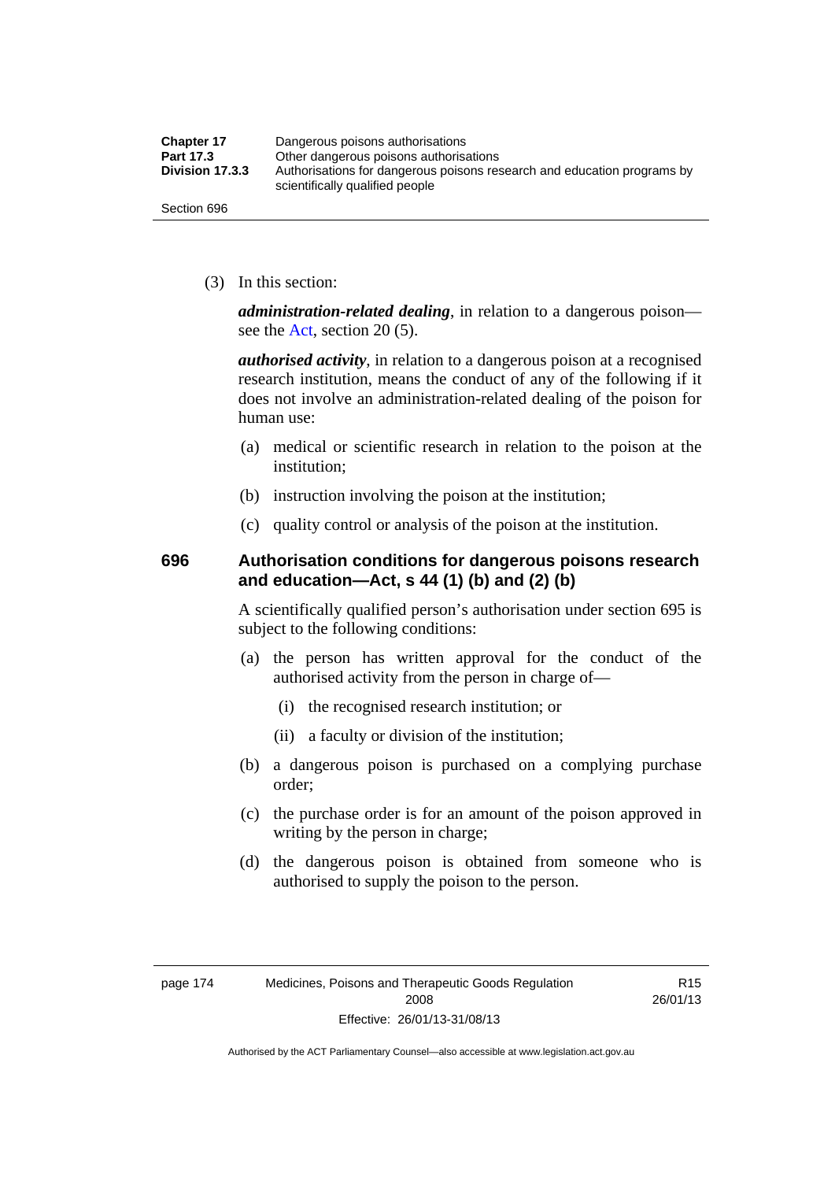(3) In this section:

***administration-related dealing***, in relation to a dangerous poison—see the Act, section 20 (5).

***authorised activity***, in relation to a dangerous poison at a recognised research institution, means the conduct of any of the following if it does not involve an administration-related dealing of the poison for human use:

(a) medical or scientific research in relation to the poison at the institution;

(b) instruction involving the poison at the institution;

(c) quality control or analysis of the poison at the institution.

### 696 Authorisation conditions for dangerous poisons research and education—Act, s 44 (1) (b) and (2) (b)

A scientifically qualified person's authorisation under section 695 is subject to the following conditions:

(a) the person has written approval for the conduct of the authorised activity from the person in charge of—

(i) the recognised research institution; or

(ii) a faculty or division of the institution;

(b) a dangerous poison is purchased on a complying purchase order;

(c) the purchase order is for an amount of the poison approved in writing by the person in charge;

(d) the dangerous poison is obtained from someone who is authorised to supply the poison to the person.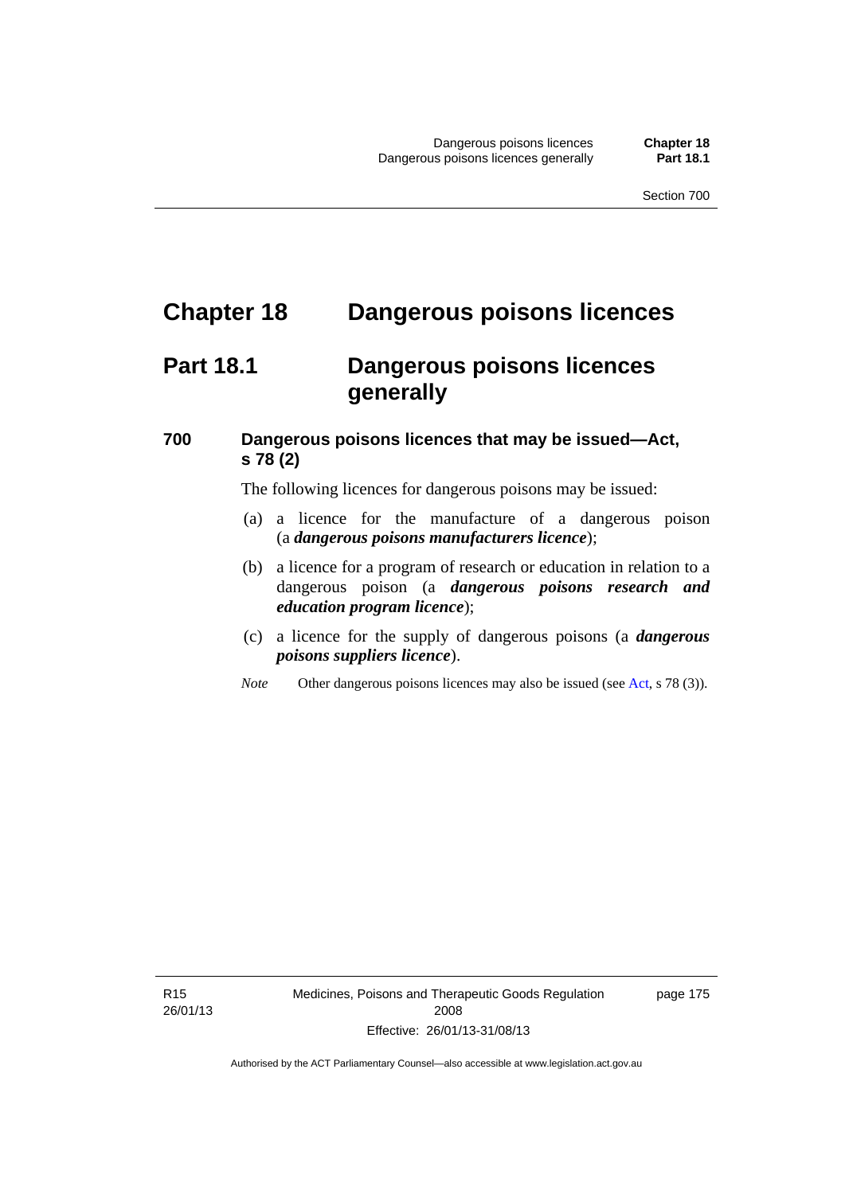# Chapter 18 Dangerous poisons licences

## Part 18.1 Dangerous poisons licences generally

### 700 Dangerous poisons licences that may be issued—Act, s 78 (2)

The following licences for dangerous poisons may be issued:

(a) a licence for the manufacture of a dangerous poison (a ***dangerous poisons manufacturers licence***);

(b) a licence for a program of research or education in relation to a dangerous poison (a ***dangerous poisons research and education program licence***);

(c) a licence for the supply of dangerous poisons (a ***dangerous poisons suppliers licence***).

*Note* Other dangerous poisons licences may also be issued (see Act, s 78 (3)).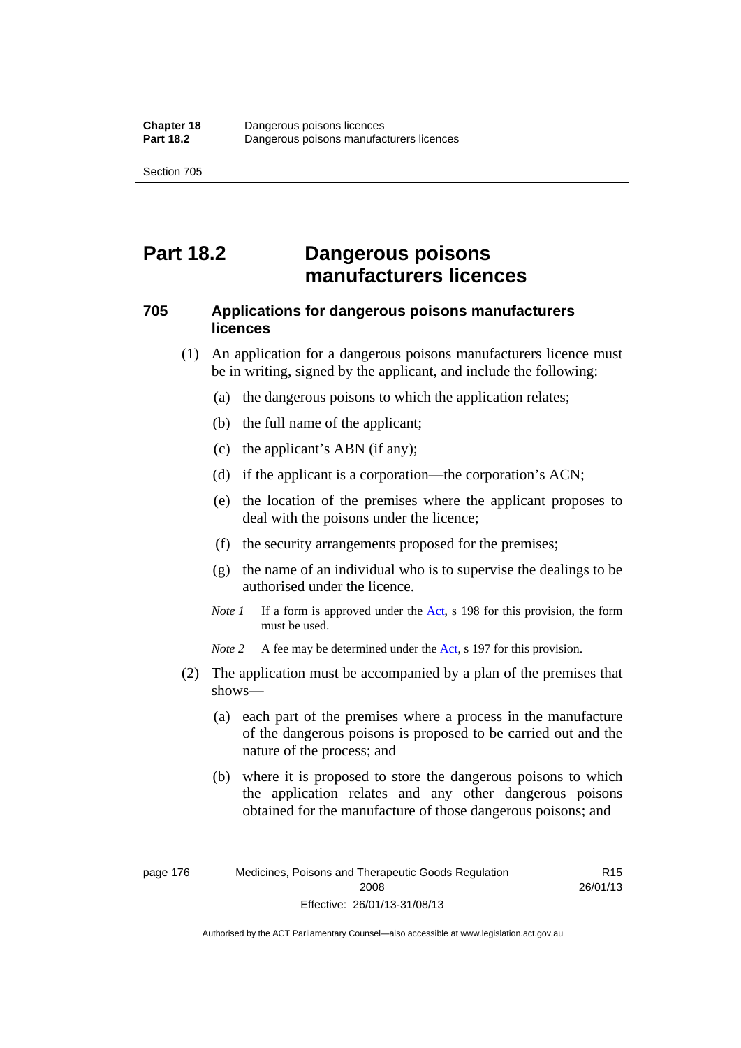# Part 18.2 Dangerous poisons manufacturers licences

## 705 Applications for dangerous poisons manufacturers licences

(1) An application for a dangerous poisons manufacturers licence must be in writing, signed by the applicant, and include the following:

(a) the dangerous poisons to which the application relates;

(b) the full name of the applicant;

(c) the applicant's ABN (if any);

(d) if the applicant is a corporation—the corporation's ACN;

(e) the location of the premises where the applicant proposes to deal with the poisons under the licence;

(f) the security arrangements proposed for the premises;

(g) the name of an individual who is to supervise the dealings to be authorised under the licence.

*Note 1* If a form is approved under the Act, s 198 for this provision, the form must be used.

*Note 2* A fee may be determined under the Act, s 197 for this provision.

(2) The application must be accompanied by a plan of the premises that shows—

(a) each part of the premises where a process in the manufacture of the dangerous poisons is proposed to be carried out and the nature of the process; and

(b) where it is proposed to store the dangerous poisons to which the application relates and any other dangerous poisons obtained for the manufacture of those dangerous poisons; and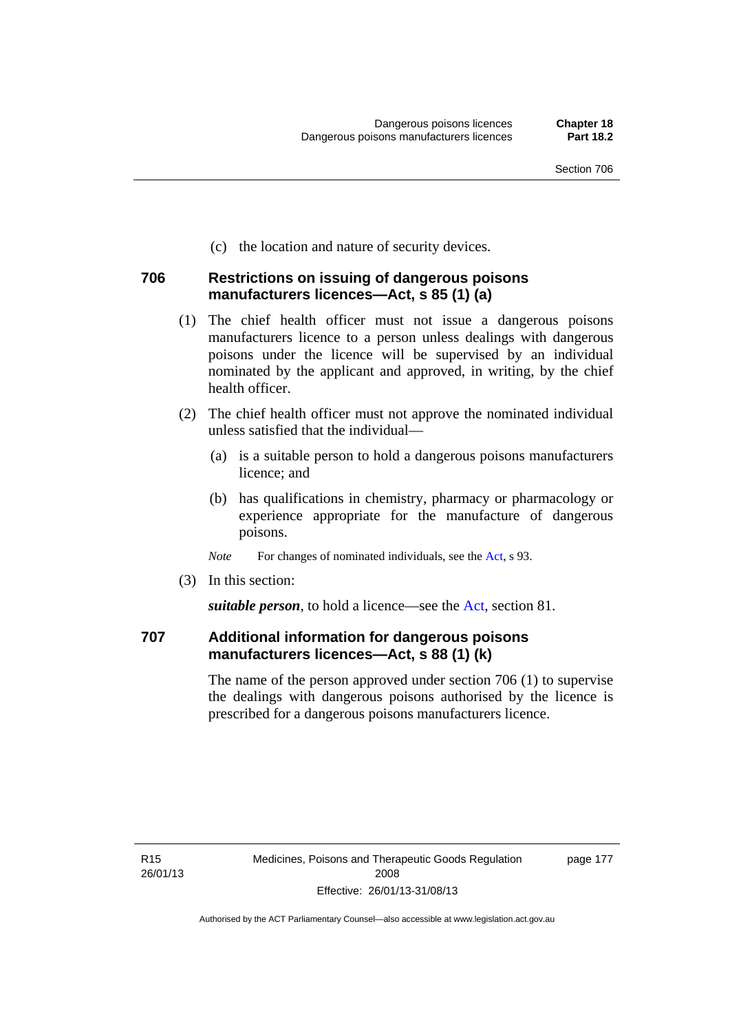(c) the location and nature of security devices.

### 706 Restrictions on issuing of dangerous poisons manufacturers licences—Act, s 85 (1) (a)

(1) The chief health officer must not issue a dangerous poisons manufacturers licence to a person unless dealings with dangerous poisons under the licence will be supervised by an individual nominated by the applicant and approved, in writing, by the chief health officer.

(2) The chief health officer must not approve the nominated individual unless satisfied that the individual—

(a) is a suitable person to hold a dangerous poisons manufacturers licence; and

(b) has qualifications in chemistry, pharmacy or pharmacology or experience appropriate for the manufacture of dangerous poisons.

*Note* For changes of nominated individuals, see the Act, s 93.

(3) In this section:

***suitable person***, to hold a licence—see the Act, section 81.

### 707 Additional information for dangerous poisons manufacturers licences—Act, s 88 (1) (k)

The name of the person approved under section 706 (1) to supervise the dealings with dangerous poisons authorised by the licence is prescribed for a dangerous poisons manufacturers licence.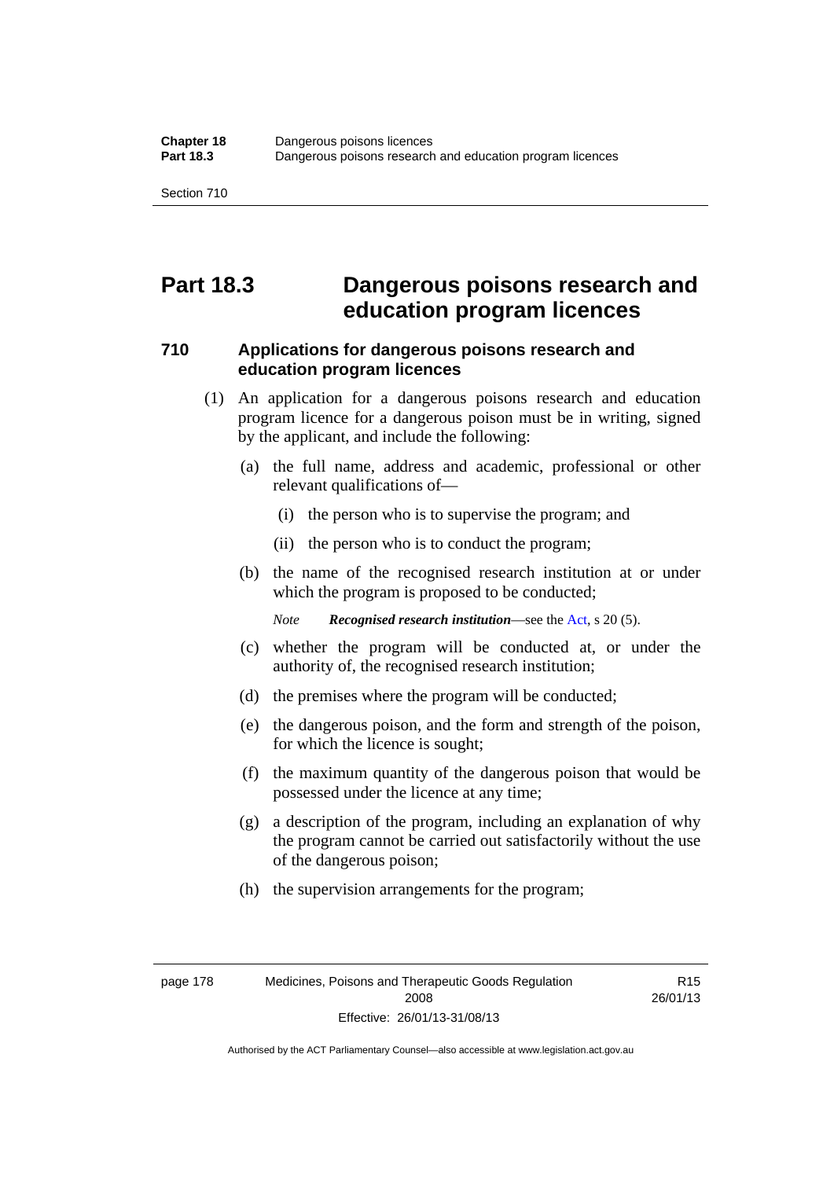# Part 18.3 Dangerous poisons research and education program licences

## 710 Applications for dangerous poisons research and education program licences

(1) An application for a dangerous poisons research and education program licence for a dangerous poison must be in writing, signed by the applicant, and include the following:

(a) the full name, address and academic, professional or other relevant qualifications of—

(i) the person who is to supervise the program; and

(ii) the person who is to conduct the program;

(b) the name of the recognised research institution at or under which the program is proposed to be conducted;

*Note* ***Recognised research institution***—see the Act, s 20 (5).

(c) whether the program will be conducted at, or under the authority of, the recognised research institution;

(d) the premises where the program will be conducted;

(e) the dangerous poison, and the form and strength of the poison, for which the licence is sought;

(f) the maximum quantity of the dangerous poison that would be possessed under the licence at any time;

(g) a description of the program, including an explanation of why the program cannot be carried out satisfactorily without the use of the dangerous poison;

(h) the supervision arrangements for the program;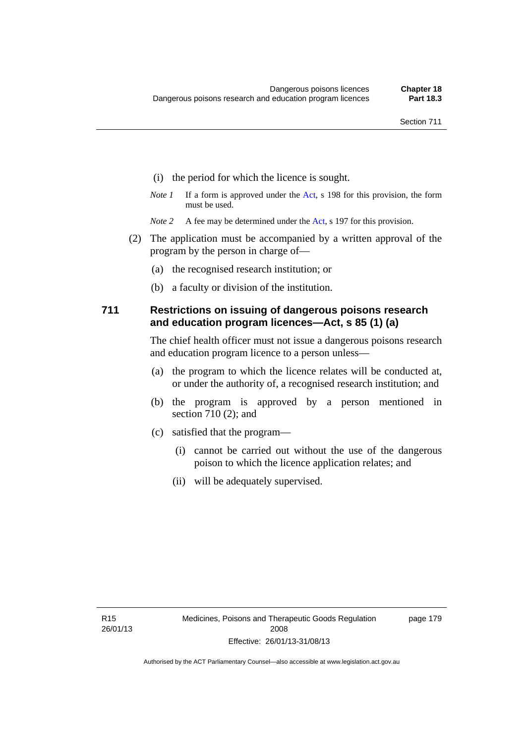(i) the period for which the licence is sought.

*Note 1* If a form is approved under the Act, s 198 for this provision, the form must be used.

*Note 2* A fee may be determined under the Act, s 197 for this provision.

(2) The application must be accompanied by a written approval of the program by the person in charge of—

(a) the recognised research institution; or

(b) a faculty or division of the institution.

## 711 Restrictions on issuing of dangerous poisons research and education program licences—Act, s 85 (1) (a)

The chief health officer must not issue a dangerous poisons research and education program licence to a person unless—

(a) the program to which the licence relates will be conducted at, or under the authority of, a recognised research institution; and

(b) the program is approved by a person mentioned in section 710 (2); and

(c) satisfied that the program—

(i) cannot be carried out without the use of the dangerous poison to which the licence application relates; and

(ii) will be adequately supervised.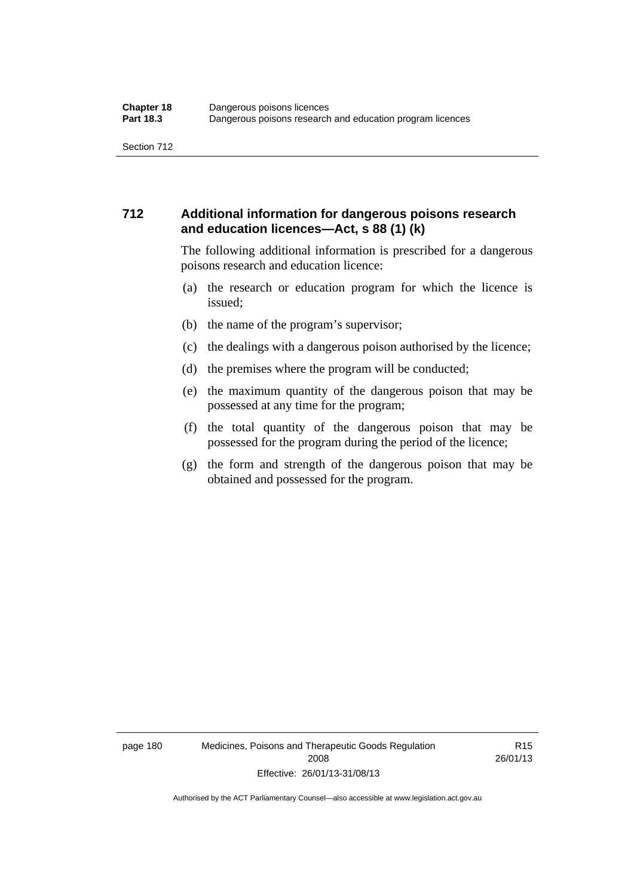## 712 Additional information for dangerous poisons research and education licences—Act, s 88 (1) (k)

The following additional information is prescribed for a dangerous poisons research and education licence:

(a) the research or education program for which the licence is issued;

(b) the name of the program's supervisor;

(c) the dealings with a dangerous poison authorised by the licence;

(d) the premises where the program will be conducted;

(e) the maximum quantity of the dangerous poison that may be possessed at any time for the program;

(f) the total quantity of the dangerous poison that may be possessed for the program during the period of the licence;

(g) the form and strength of the dangerous poison that may be obtained and possessed for the program.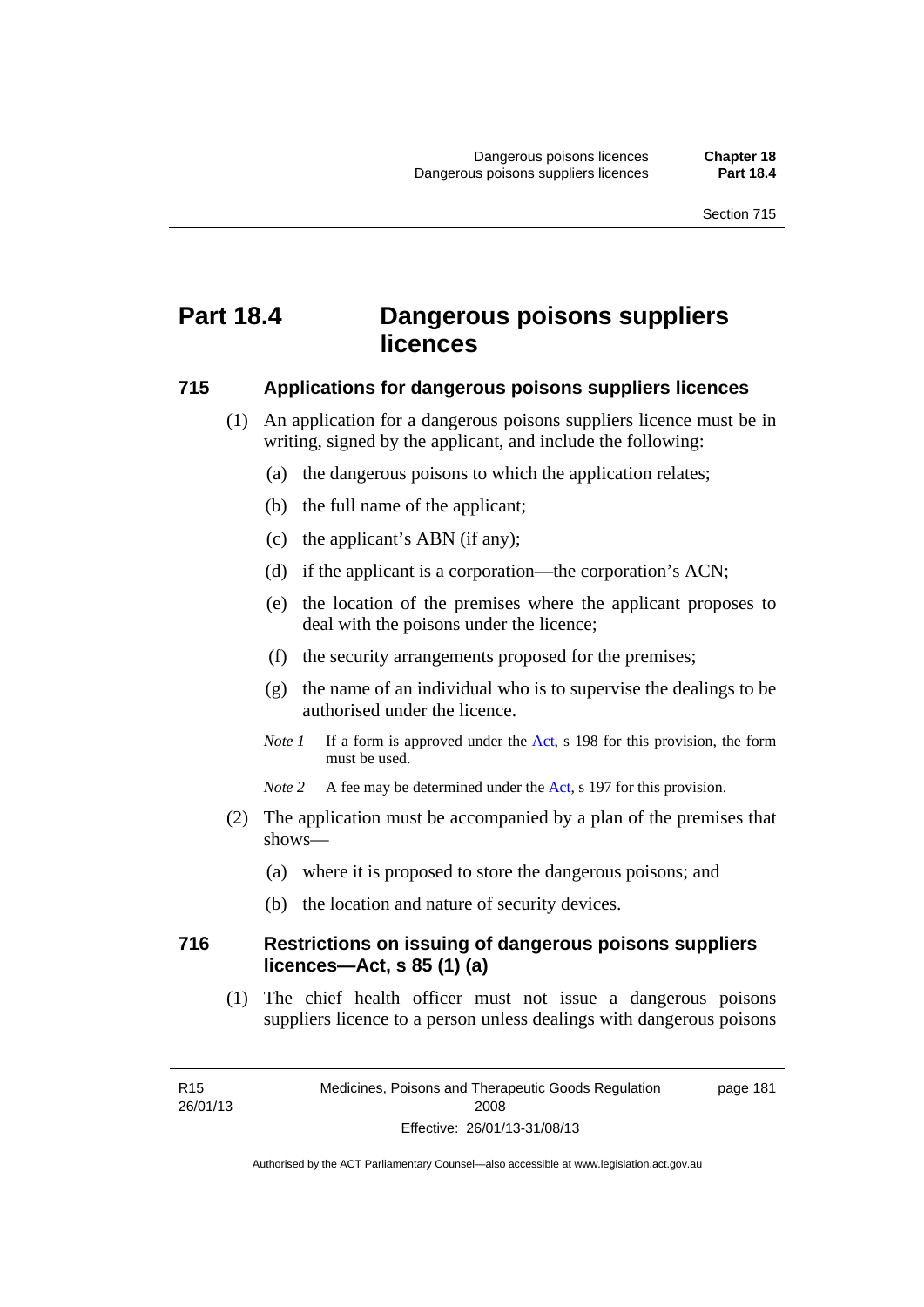# Part 18.4 Dangerous poisons suppliers licences

## 715 Applications for dangerous poisons suppliers licences

(1) An application for a dangerous poisons suppliers licence must be in writing, signed by the applicant, and include the following:

(a) the dangerous poisons to which the application relates;

(b) the full name of the applicant;

(c) the applicant's ABN (if any);

(d) if the applicant is a corporation—the corporation's ACN;

(e) the location of the premises where the applicant proposes to deal with the poisons under the licence;

(f) the security arrangements proposed for the premises;

(g) the name of an individual who is to supervise the dealings to be authorised under the licence.

*Note 1* If a form is approved under the Act, s 198 for this provision, the form must be used.

*Note 2* A fee may be determined under the Act, s 197 for this provision.

(2) The application must be accompanied by a plan of the premises that shows—

(a) where it is proposed to store the dangerous poisons; and

(b) the location and nature of security devices.

## 716 Restrictions on issuing of dangerous poisons suppliers licences—Act, s 85 (1) (a)

(1) The chief health officer must not issue a dangerous poisons suppliers licence to a person unless dealings with dangerous poisons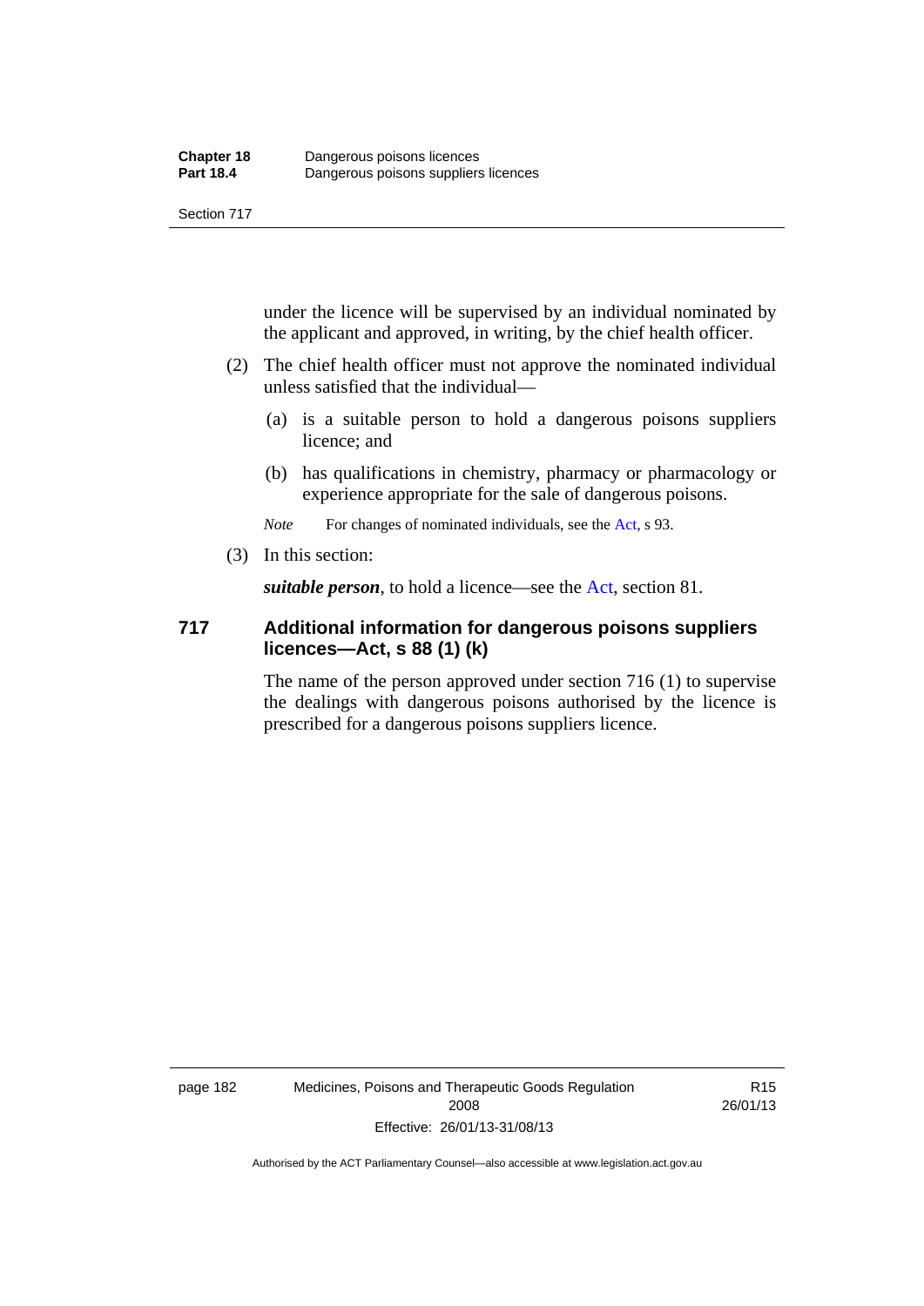under the licence will be supervised by an individual nominated by the applicant and approved, in writing, by the chief health officer.

(2) The chief health officer must not approve the nominated individual unless satisfied that the individual—

(a) is a suitable person to hold a dangerous poisons suppliers licence; and

(b) has qualifications in chemistry, pharmacy or pharmacology or experience appropriate for the sale of dangerous poisons.

*Note* For changes of nominated individuals, see the Act, s 93.

(3) In this section:

***suitable person***, to hold a licence—see the Act, section 81.

### 717 Additional information for dangerous poisons suppliers licences—Act, s 88 (1) (k)

The name of the person approved under section 716 (1) to supervise the dealings with dangerous poisons authorised by the licence is prescribed for a dangerous poisons suppliers licence.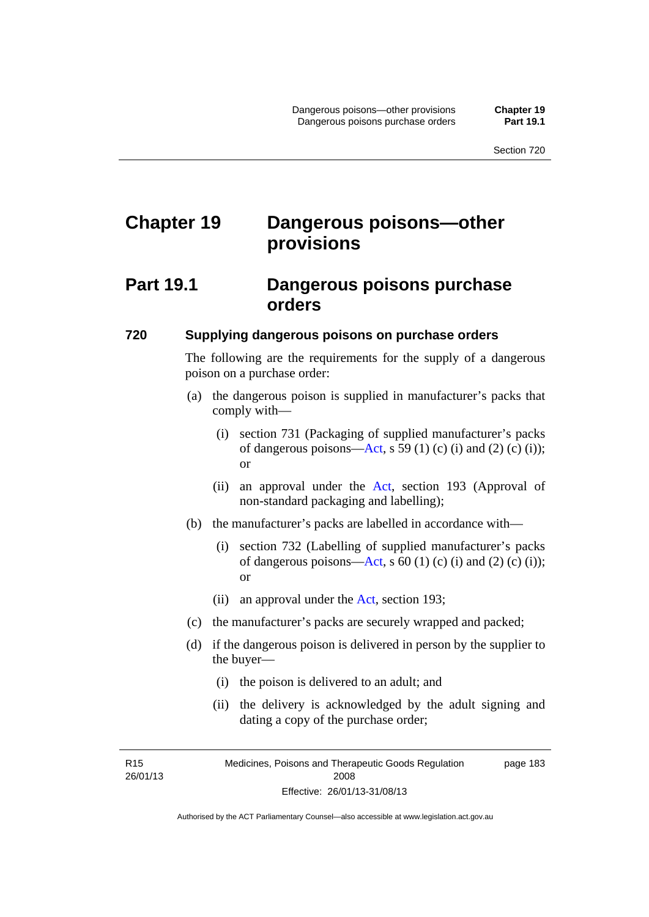# Chapter 19 Dangerous poisons—other provisions

## Part 19.1 Dangerous poisons purchase orders

### 720 Supplying dangerous poisons on purchase orders

The following are the requirements for the supply of a dangerous poison on a purchase order:

(a) the dangerous poison is supplied in manufacturer's packs that comply with—

(i) section 731 (Packaging of supplied manufacturer's packs of dangerous poisons—Act, s 59 (1) (c) (i) and (2) (c) (i)); or

(ii) an approval under the Act, section 193 (Approval of non-standard packaging and labelling);

(b) the manufacturer's packs are labelled in accordance with—

(i) section 732 (Labelling of supplied manufacturer's packs of dangerous poisons—Act, s 60 (1) (c) (i) and (2) (c) (i)); or

(ii) an approval under the Act, section 193;

(c) the manufacturer's packs are securely wrapped and packed;

(d) if the dangerous poison is delivered in person by the supplier to the buyer—

(i) the poison is delivered to an adult; and

(ii) the delivery is acknowledged by the adult signing and dating a copy of the purchase order;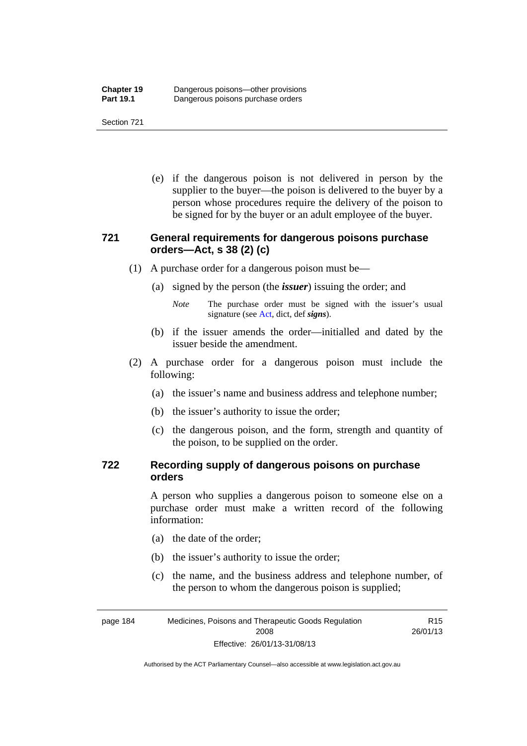(e) if the dangerous poison is not delivered in person by the supplier to the buyer—the poison is delivered to the buyer by a person whose procedures require the delivery of the poison to be signed for by the buyer or an adult employee of the buyer.

### 721 General requirements for dangerous poisons purchase orders—Act, s 38 (2) (c)

(1) A purchase order for a dangerous poison must be—

(a) signed by the person (the ***issuer***) issuing the order; and

*Note* The purchase order must be signed with the issuer's usual signature (see Act, dict, def ***signs***).

(b) if the issuer amends the order—initialled and dated by the issuer beside the amendment.

(2) A purchase order for a dangerous poison must include the following:

(a) the issuer's name and business address and telephone number;

(b) the issuer's authority to issue the order;

(c) the dangerous poison, and the form, strength and quantity of the poison, to be supplied on the order.

### 722 Recording supply of dangerous poisons on purchase orders

A person who supplies a dangerous poison to someone else on a purchase order must make a written record of the following information:

(a) the date of the order;

(b) the issuer's authority to issue the order;

(c) the name, and the business address and telephone number, of the person to whom the dangerous poison is supplied;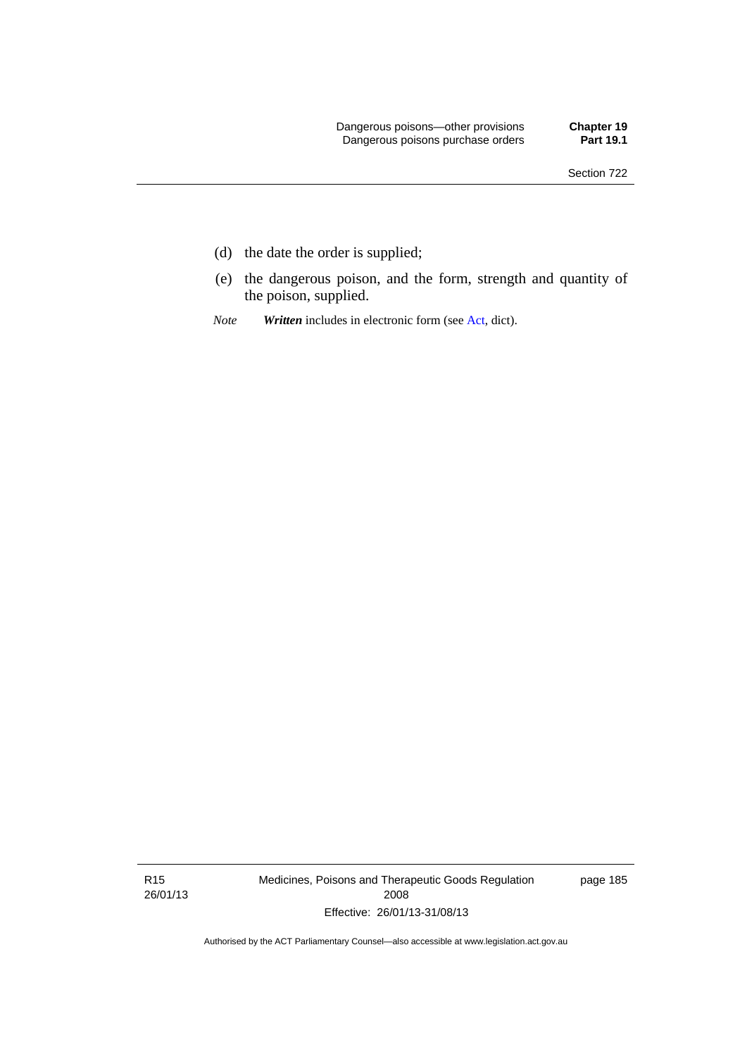(d) the date the order is supplied;

(e) the dangerous poison, and the form, strength and quantity of the poison, supplied.

*Note* ***Written*** includes in electronic form (see Act, dict).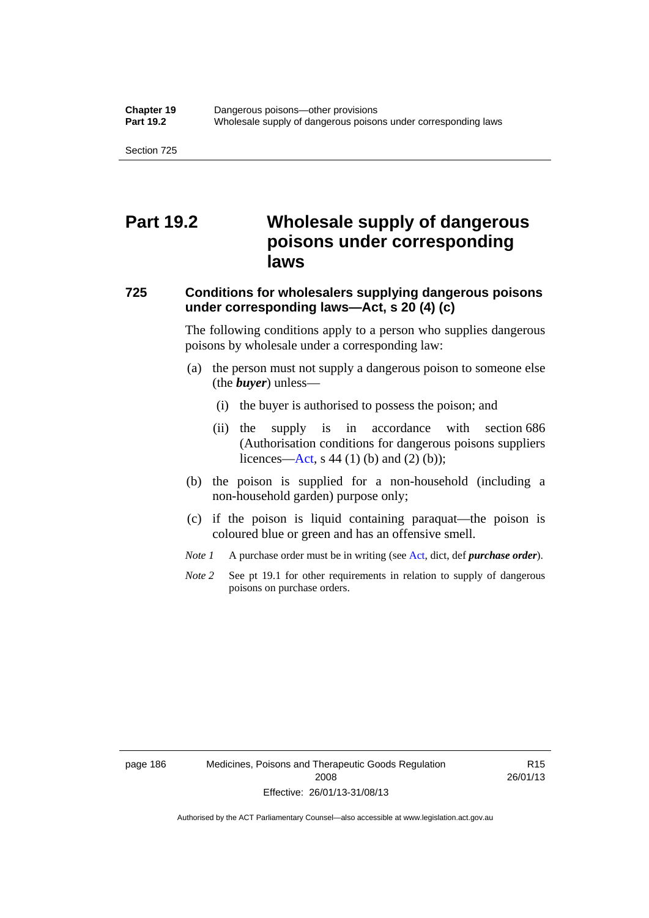# Part 19.2 Wholesale supply of dangerous poisons under corresponding laws

## 725 Conditions for wholesalers supplying dangerous poisons under corresponding laws—Act, s 20 (4) (c)

The following conditions apply to a person who supplies dangerous poisons by wholesale under a corresponding law:

(a) the person must not supply a dangerous poison to someone else (the ***buyer***) unless—

  (i) the buyer is authorised to possess the poison; and

  (ii) the supply is in accordance with section 686 (Authorisation conditions for dangerous poisons suppliers licences—Act, s 44 (1) (b) and (2) (b));

(b) the poison is supplied for a non-household (including a non-household garden) purpose only;

(c) if the poison is liquid containing paraquat—the poison is coloured blue or green and has an offensive smell.

*Note 1* A purchase order must be in writing (see Act, dict, def ***purchase order***).

*Note 2* See pt 19.1 for other requirements in relation to supply of dangerous poisons on purchase orders.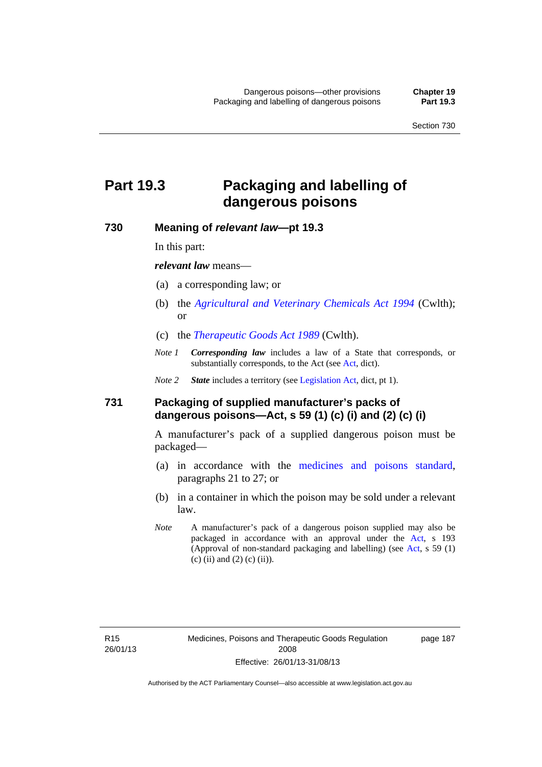# Part 19.3 Packaging and labelling of dangerous poisons

## 730 Meaning of *relevant law*—pt 19.3

In this part:

***relevant law*** means—

(a) a corresponding law; or

(b) the *Agricultural and Veterinary Chemicals Act 1994* (Cwlth); or

(c) the *Therapeutic Goods Act 1989* (Cwlth).

*Note 1* ***Corresponding law*** includes a law of a State that corresponds, or substantially corresponds, to the Act (see Act, dict).

*Note 2* ***State*** includes a territory (see Legislation Act, dict, pt 1).

## 731 Packaging of supplied manufacturer's packs of dangerous poisons—Act, s 59 (1) (c) (i) and (2) (c) (i)

A manufacturer's pack of a supplied dangerous poison must be packaged—

(a) in accordance with the medicines and poisons standard, paragraphs 21 to 27; or

(b) in a container in which the poison may be sold under a relevant law.

*Note* A manufacturer's pack of a dangerous poison supplied may also be packaged in accordance with an approval under the Act, s 193 (Approval of non-standard packaging and labelling) (see Act, s 59 (1) (c) (ii) and (2) (c) (ii)).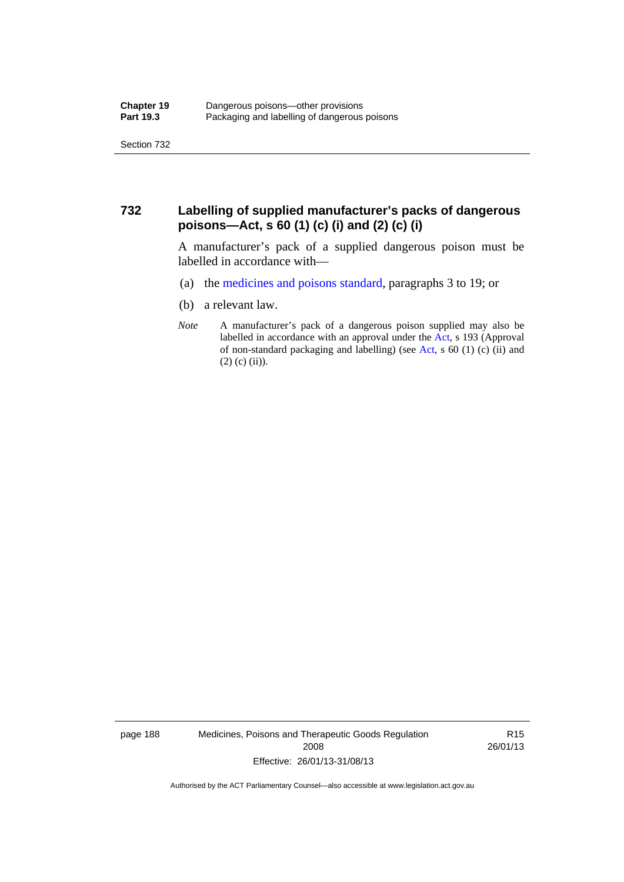## 732 Labelling of supplied manufacturer's packs of dangerous poisons—Act, s 60 (1) (c) (i) and (2) (c) (i)

A manufacturer's pack of a supplied dangerous poison must be labelled in accordance with—

(a) the medicines and poisons standard, paragraphs 3 to 19; or

(b) a relevant law.

*Note* A manufacturer's pack of a dangerous poison supplied may also be labelled in accordance with an approval under the Act, s 193 (Approval of non-standard packaging and labelling) (see Act, s 60 (1) (c) (ii) and (2) (c) (ii)).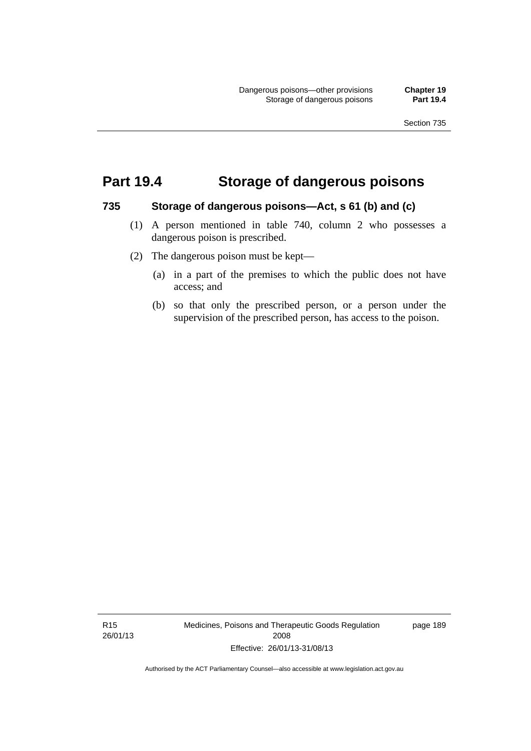# Part 19.4 Storage of dangerous poisons

## 735 Storage of dangerous poisons—Act, s 61 (b) and (c)

(1) A person mentioned in table 740, column 2 who possesses a dangerous poison is prescribed.

(2) The dangerous poison must be kept—

(a) in a part of the premises to which the public does not have access; and

(b) so that only the prescribed person, or a person under the supervision of the prescribed person, has access to the poison.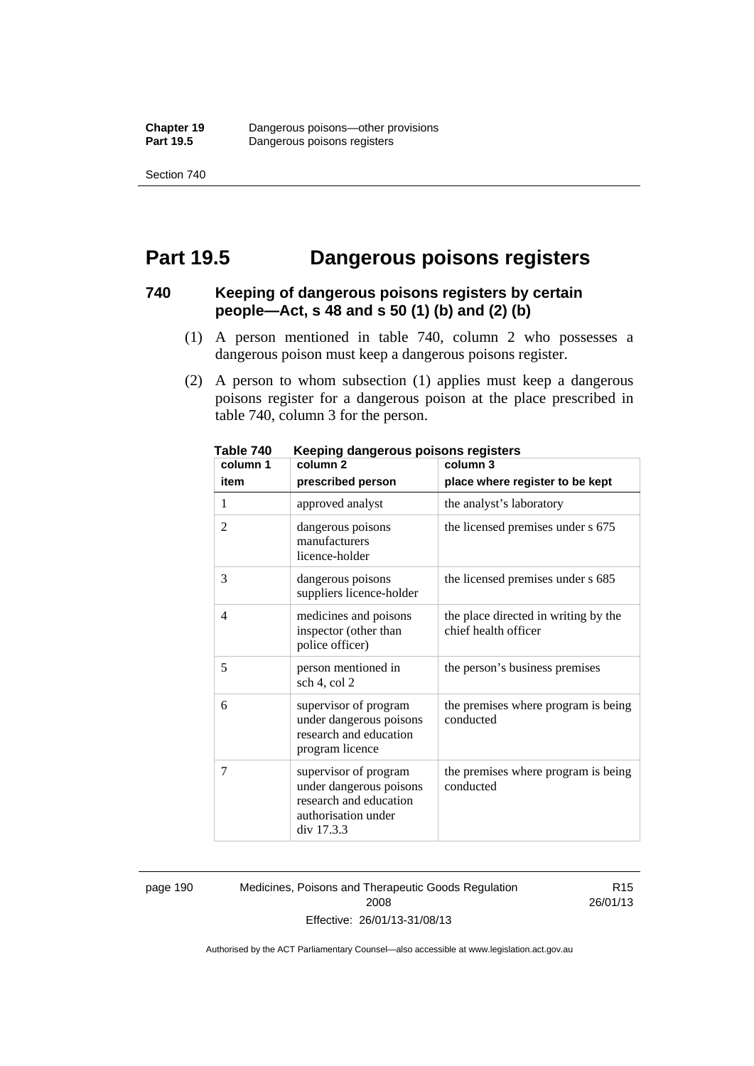# Part 19.5 Dangerous poisons registers

### 740 Keeping of dangerous poisons registers by certain people—Act, s 48 and s 50 (1) (b) and (2) (b)

(1) A person mentioned in table 740, column 2 who possesses a dangerous poison must keep a dangerous poisons register.

(2) A person to whom subsection (1) applies must keep a dangerous poisons register for a dangerous poison at the place prescribed in table 740, column 3 for the person.

**Table 740 Keeping dangerous poisons registers**

| column 1<br>item | column 2<br>prescribed person | column 3<br>place where register to be kept |
|---|---|---|
| 1 | approved analyst | the analyst's laboratory |
| 2 | dangerous poisons manufacturers licence-holder | the licensed premises under s 675 |
| 3 | dangerous poisons suppliers licence-holder | the licensed premises under s 685 |
| 4 | medicines and poisons inspector (other than police officer) | the place directed in writing by the chief health officer |
| 5 | person mentioned in sch 4, col 2 | the person's business premises |
| 6 | supervisor of program under dangerous poisons research and education program licence | the premises where program is being conducted |
| 7 | supervisor of program under dangerous poisons research and education authorisation under div 17.3.3 | the premises where program is being conducted |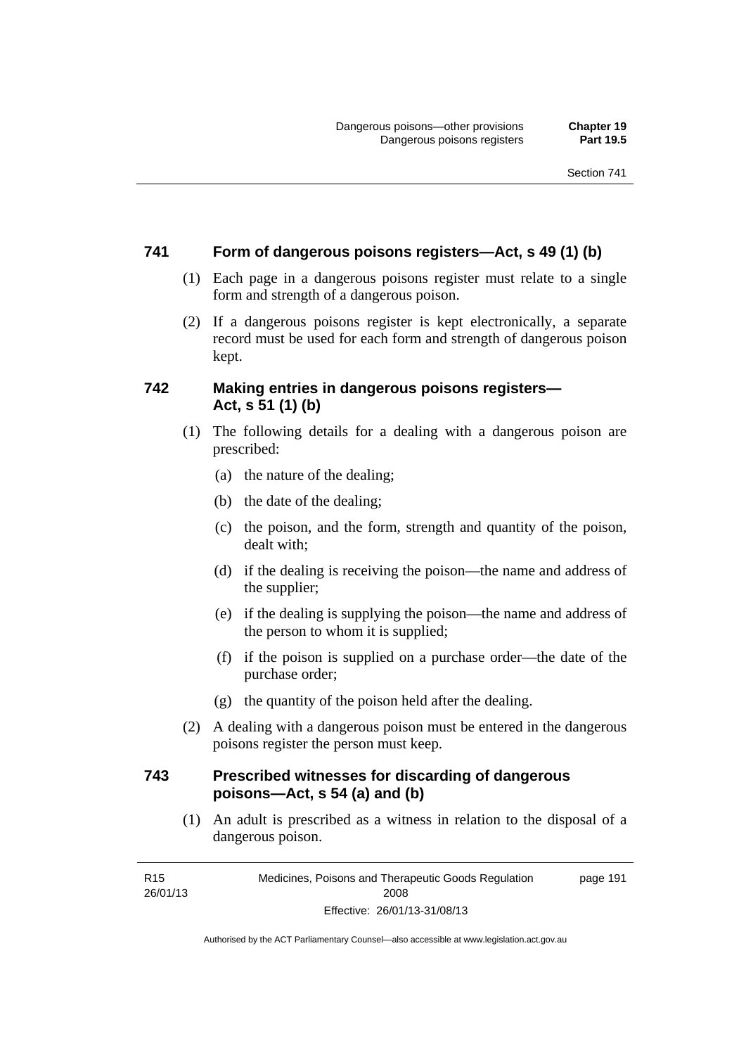### 741 Form of dangerous poisons registers—Act, s 49 (1) (b)

(1) Each page in a dangerous poisons register must relate to a single form and strength of a dangerous poison.

(2) If a dangerous poisons register is kept electronically, a separate record must be used for each form and strength of dangerous poison kept.

### 742 Making entries in dangerous poisons registers—Act, s 51 (1) (b)

(1) The following details for a dealing with a dangerous poison are prescribed:

- (a) the nature of the dealing;
- (b) the date of the dealing;
- (c) the poison, and the form, strength and quantity of the poison, dealt with;
- (d) if the dealing is receiving the poison—the name and address of the supplier;
- (e) if the dealing is supplying the poison—the name and address of the person to whom it is supplied;
- (f) if the poison is supplied on a purchase order—the date of the purchase order;
- (g) the quantity of the poison held after the dealing.

(2) A dealing with a dangerous poison must be entered in the dangerous poisons register the person must keep.

### 743 Prescribed witnesses for discarding of dangerous poisons—Act, s 54 (a) and (b)

(1) An adult is prescribed as a witness in relation to the disposal of a dangerous poison.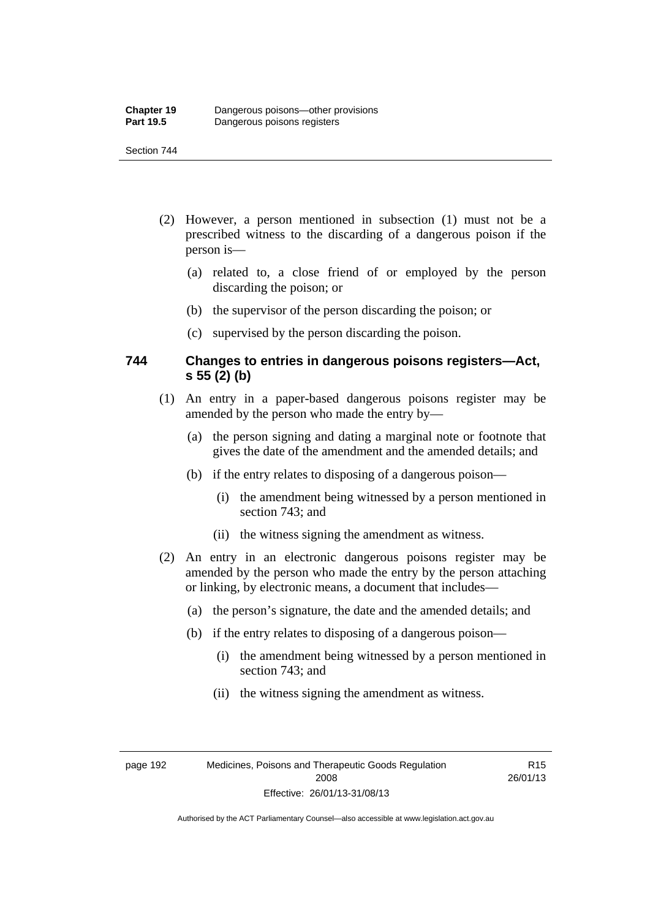(2) However, a person mentioned in subsection (1) must not be a prescribed witness to the discarding of a dangerous poison if the person is—

(a) related to, a close friend of or employed by the person discarding the poison; or

(b) the supervisor of the person discarding the poison; or

(c) supervised by the person discarding the poison.

### 744 Changes to entries in dangerous poisons registers—Act, s 55 (2) (b)

(1) An entry in a paper-based dangerous poisons register may be amended by the person who made the entry by—

(a) the person signing and dating a marginal note or footnote that gives the date of the amendment and the amended details; and

(b) if the entry relates to disposing of a dangerous poison—

(i) the amendment being witnessed by a person mentioned in section 743; and

(ii) the witness signing the amendment as witness.

(2) An entry in an electronic dangerous poisons register may be amended by the person who made the entry by the person attaching or linking, by electronic means, a document that includes—

(a) the person's signature, the date and the amended details; and

(b) if the entry relates to disposing of a dangerous poison—

(i) the amendment being witnessed by a person mentioned in section 743; and

(ii) the witness signing the amendment as witness.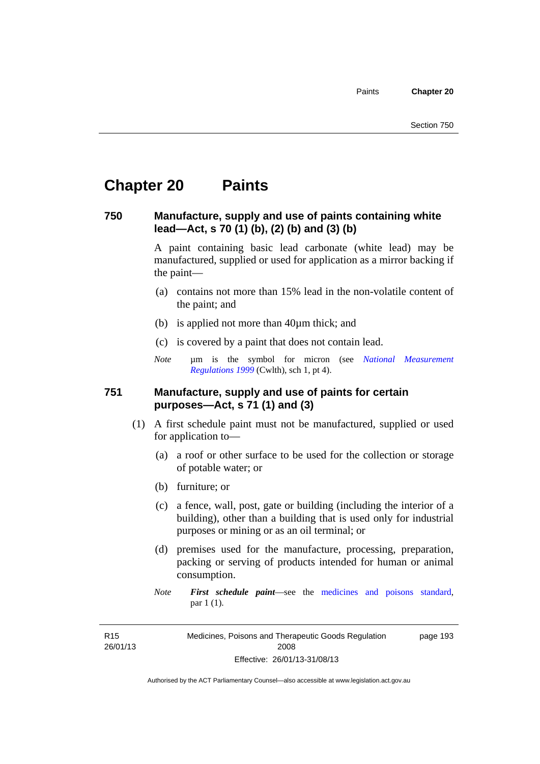# Chapter 20 Paints

### 750 Manufacture, supply and use of paints containing white lead—Act, s 70 (1) (b), (2) (b) and (3) (b)

A paint containing basic lead carbonate (white lead) may be manufactured, supplied or used for application as a mirror backing if the paint—

(a) contains not more than 15% lead in the non-volatile content of the paint; and

(b) is applied not more than 40µm thick; and

(c) is covered by a paint that does not contain lead.

*Note* µm is the symbol for micron (see *National Measurement Regulations 1999* (Cwlth), sch 1, pt 4).

### 751 Manufacture, supply and use of paints for certain purposes—Act, s 71 (1) and (3)

(1) A first schedule paint must not be manufactured, supplied or used for application to—

(a) a roof or other surface to be used for the collection or storage of potable water; or

(b) furniture; or

(c) a fence, wall, post, gate or building (including the interior of a building), other than a building that is used only for industrial purposes or mining or as an oil terminal; or

(d) premises used for the manufacture, processing, preparation, packing or serving of products intended for human or animal consumption.

*Note* ***First schedule paint***—see the medicines and poisons standard, par 1 (1).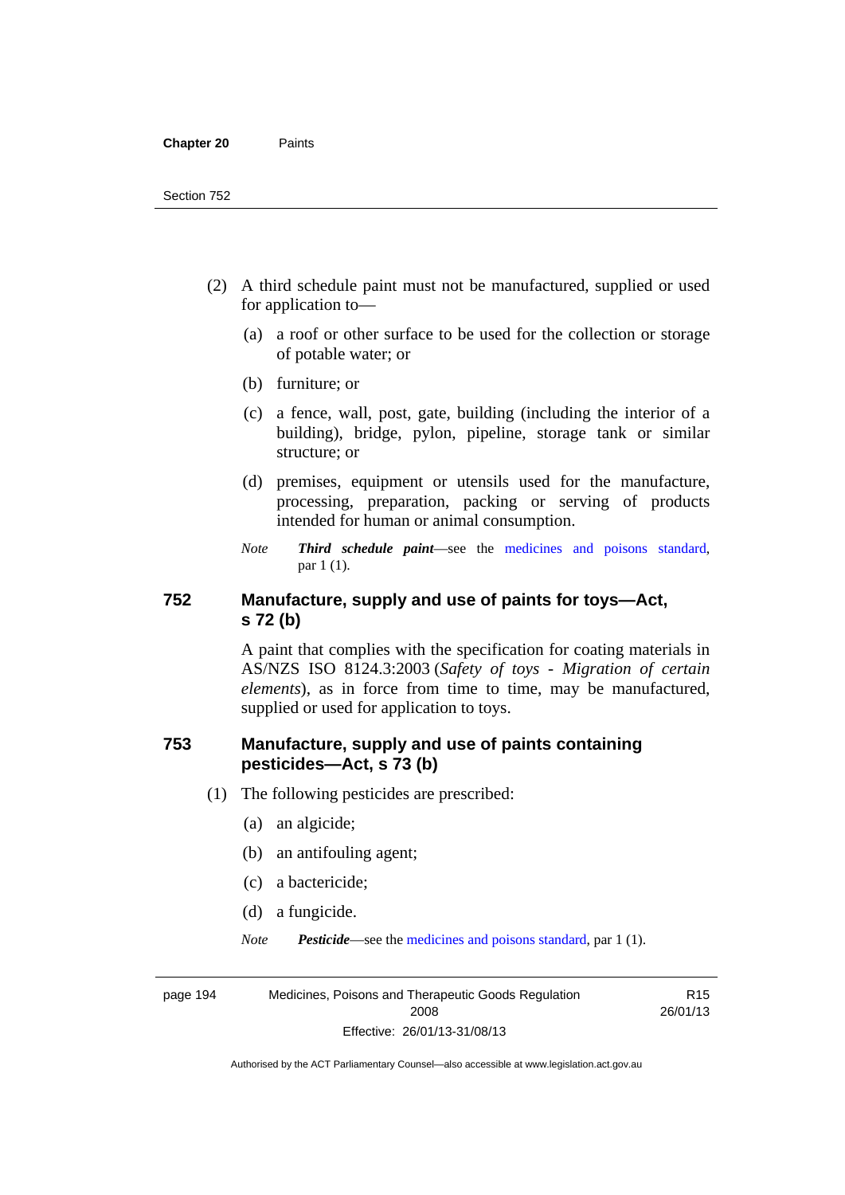(2) A third schedule paint must not be manufactured, supplied or used for application to—

(a) a roof or other surface to be used for the collection or storage of potable water; or

(b) furniture; or

(c) a fence, wall, post, gate, building (including the interior of a building), bridge, pylon, pipeline, storage tank or similar structure; or

(d) premises, equipment or utensils used for the manufacture, processing, preparation, packing or serving of products intended for human or animal consumption.

*Note* ***Third schedule paint***—see the medicines and poisons standard, par 1 (1).

## 752 Manufacture, supply and use of paints for toys—Act, s 72 (b)

A paint that complies with the specification for coating materials in AS/NZS ISO 8124.3:2003 (*Safety of toys - Migration of certain elements*), as in force from time to time, may be manufactured, supplied or used for application to toys.

## 753 Manufacture, supply and use of paints containing pesticides—Act, s 73 (b)

(1) The following pesticides are prescribed:

(a) an algicide;

(b) an antifouling agent;

(c) a bactericide;

(d) a fungicide.

*Note* ***Pesticide***—see the medicines and poisons standard, par 1 (1).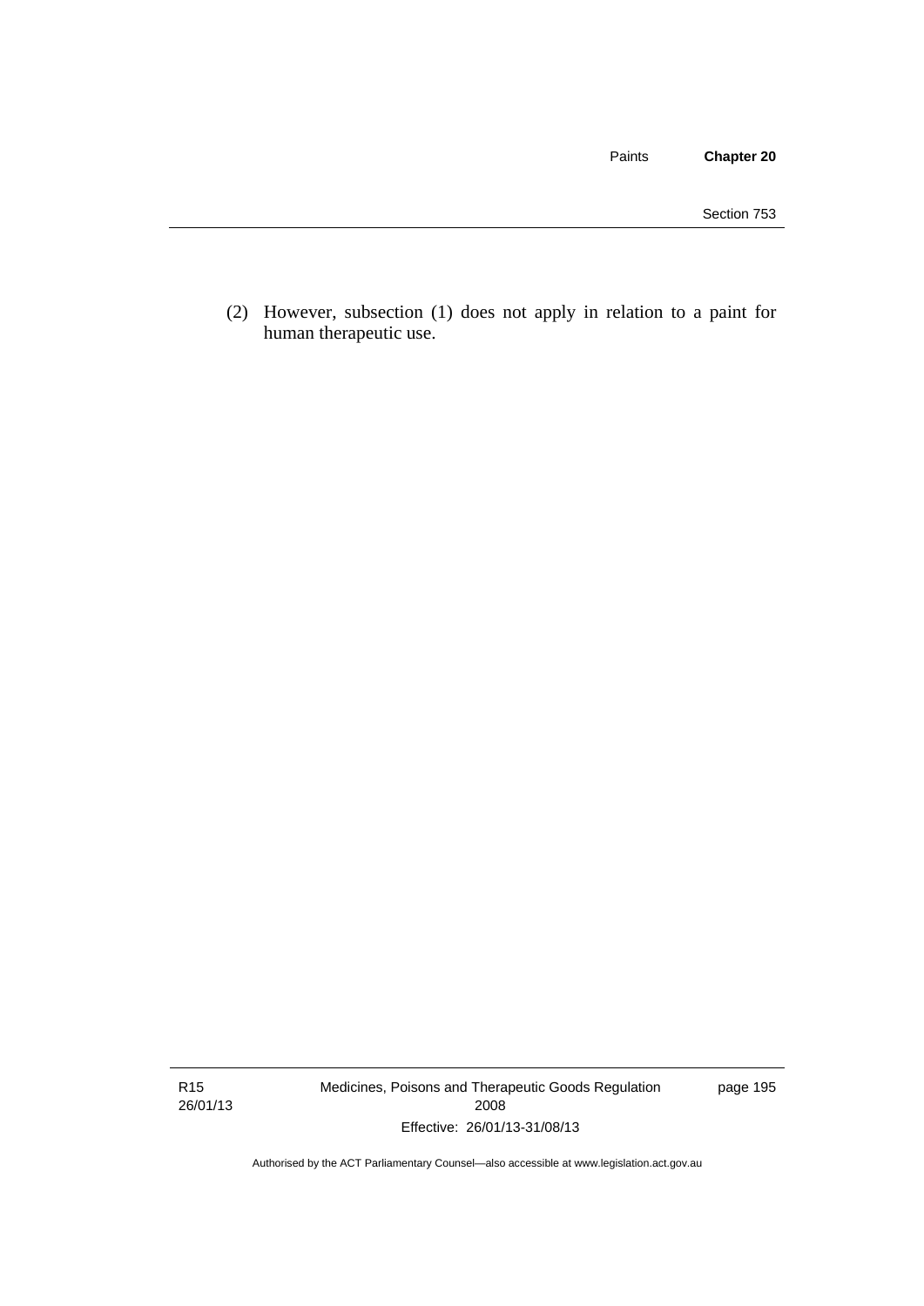(2) However, subsection (1) does not apply in relation to a paint for human therapeutic use.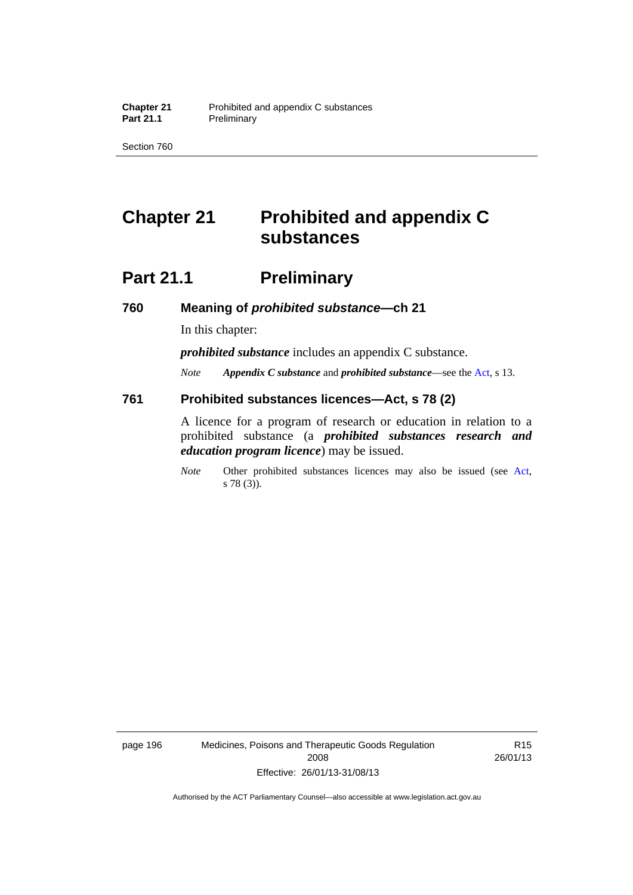# Chapter 21 Prohibited and appendix C substances

## Part 21.1 Preliminary

### 760 Meaning of *prohibited substance*—ch 21

In this chapter:

***prohibited substance*** includes an appendix C substance.

*Note* ***Appendix C substance*** and ***prohibited substance***—see the Act, s 13.

### 761 Prohibited substances licences—Act, s 78 (2)

A licence for a program of research or education in relation to a prohibited substance (a ***prohibited substances research and education program licence***) may be issued.

*Note* Other prohibited substances licences may also be issued (see Act, s 78 (3)).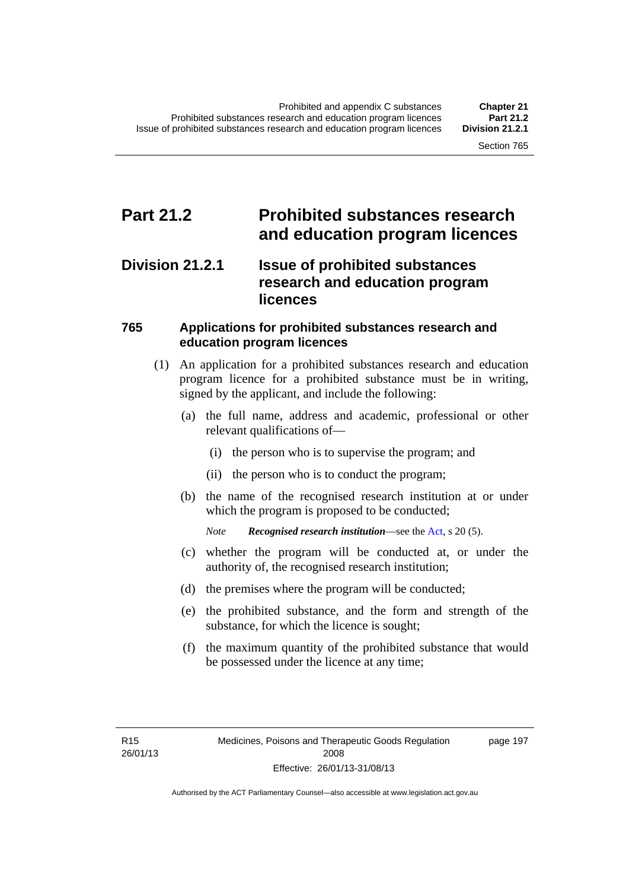# Part 21.2 Prohibited substances research and education program licences

## Division 21.2.1 Issue of prohibited substances research and education program licences

### 765 Applications for prohibited substances research and education program licences

(1) An application for a prohibited substances research and education program licence for a prohibited substance must be in writing, signed by the applicant, and include the following:

(a) the full name, address and academic, professional or other relevant qualifications of—

(i) the person who is to supervise the program; and

(ii) the person who is to conduct the program;

(b) the name of the recognised research institution at or under which the program is proposed to be conducted;

*Note* ***Recognised research institution***—see the Act, s 20 (5).

(c) whether the program will be conducted at, or under the authority of, the recognised research institution;

(d) the premises where the program will be conducted;

(e) the prohibited substance, and the form and strength of the substance, for which the licence is sought;

(f) the maximum quantity of the prohibited substance that would be possessed under the licence at any time;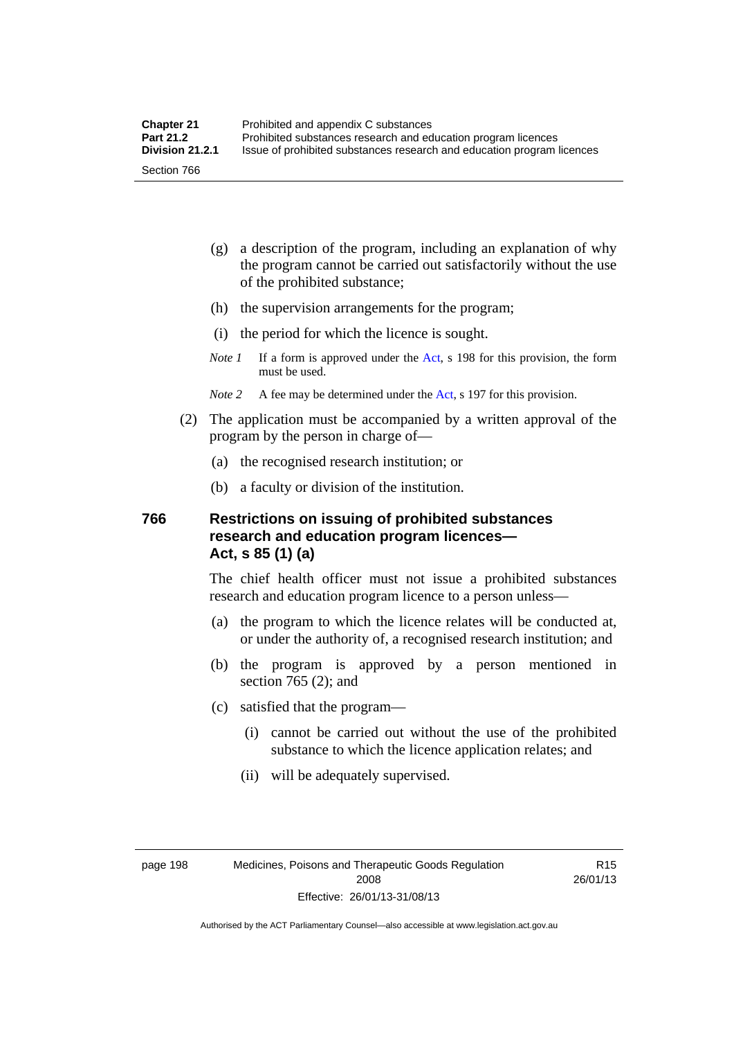(g) a description of the program, including an explanation of why the program cannot be carried out satisfactorily without the use of the prohibited substance;

(h) the supervision arrangements for the program;

(i) the period for which the licence is sought.

*Note 1* If a form is approved under the Act, s 198 for this provision, the form must be used.

*Note 2* A fee may be determined under the Act, s 197 for this provision.

(2) The application must be accompanied by a written approval of the program by the person in charge of—

(a) the recognised research institution; or

(b) a faculty or division of the institution.

### 766 Restrictions on issuing of prohibited substances research and education program licences—Act, s 85 (1) (a)

The chief health officer must not issue a prohibited substances research and education program licence to a person unless—

(a) the program to which the licence relates will be conducted at, or under the authority of, a recognised research institution; and

(b) the program is approved by a person mentioned in section 765 (2); and

(c) satisfied that the program—

(i) cannot be carried out without the use of the prohibited substance to which the licence application relates; and

(ii) will be adequately supervised.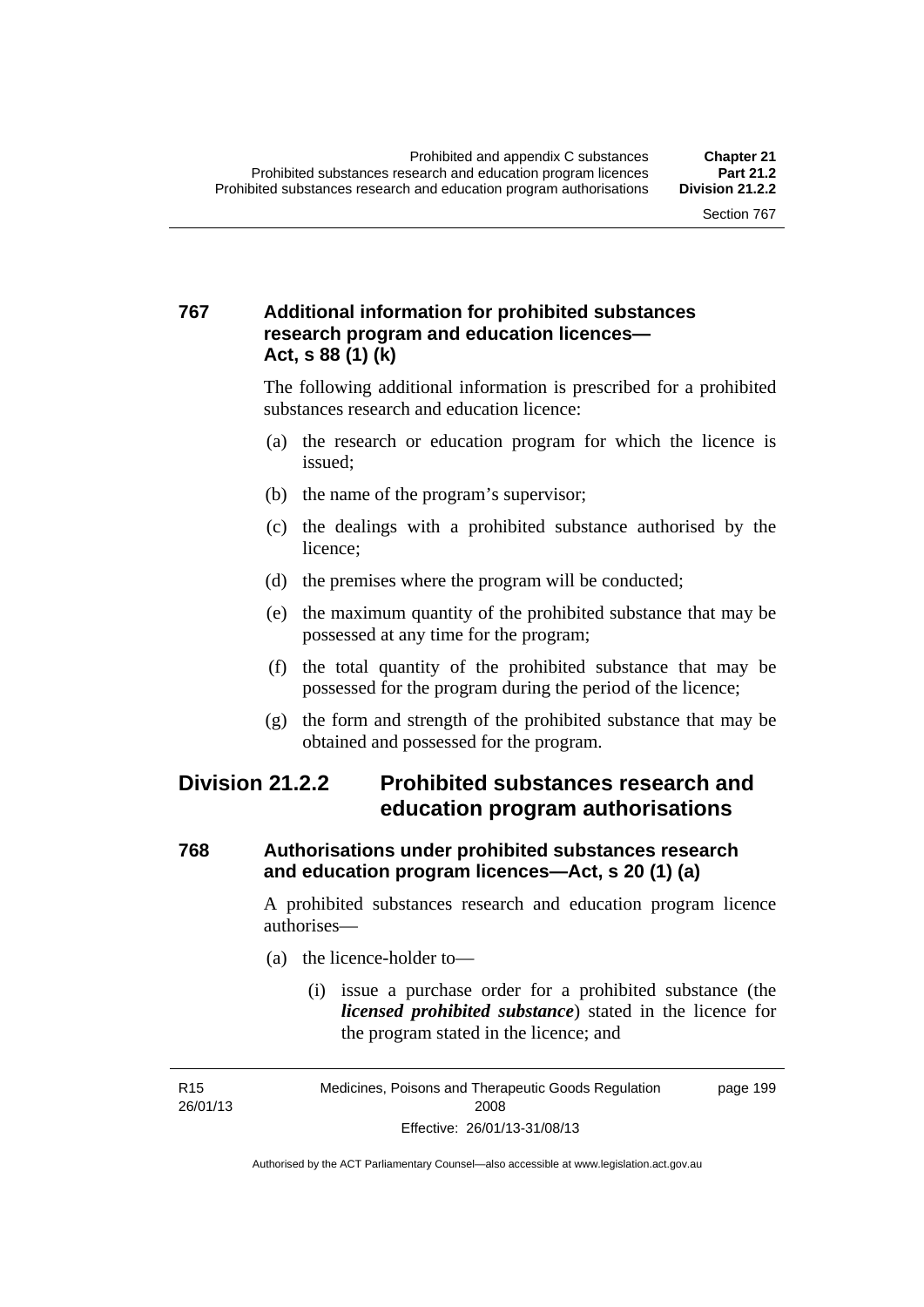### 767 Additional information for prohibited substances research program and education licences—Act, s 88 (1) (k)

The following additional information is prescribed for a prohibited substances research and education licence:

(a) the research or education program for which the licence is issued;

(b) the name of the program's supervisor;

(c) the dealings with a prohibited substance authorised by the licence;

(d) the premises where the program will be conducted;

(e) the maximum quantity of the prohibited substance that may be possessed at any time for the program;

(f) the total quantity of the prohibited substance that may be possessed for the program during the period of the licence;

(g) the form and strength of the prohibited substance that may be obtained and possessed for the program.

## Division 21.2.2 Prohibited substances research and education program authorisations

### 768 Authorisations under prohibited substances research and education program licences—Act, s 20 (1) (a)

A prohibited substances research and education program licence authorises—

(a) the licence-holder to—

(i) issue a purchase order for a prohibited substance (the ***licensed prohibited substance***) stated in the licence for the program stated in the licence; and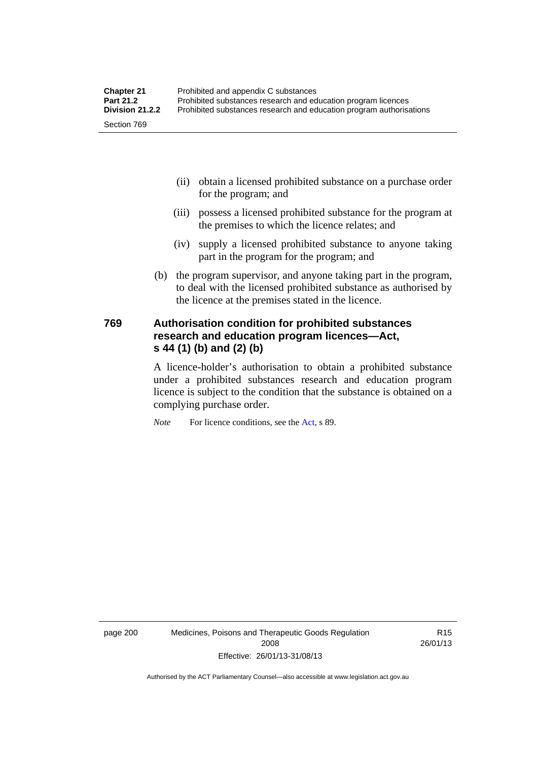(ii) obtain a licensed prohibited substance on a purchase order for the program; and

(iii) possess a licensed prohibited substance for the program at the premises to which the licence relates; and

(iv) supply a licensed prohibited substance to anyone taking part in the program for the program; and

(b) the program supervisor, and anyone taking part in the program, to deal with the licensed prohibited substance as authorised by the licence at the premises stated in the licence.

### 769 Authorisation condition for prohibited substances research and education program licences—Act, s 44 (1) (b) and (2) (b)

A licence-holder's authorisation to obtain a prohibited substance under a prohibited substances research and education program licence is subject to the condition that the substance is obtained on a complying purchase order.

*Note* For licence conditions, see the Act, s 89.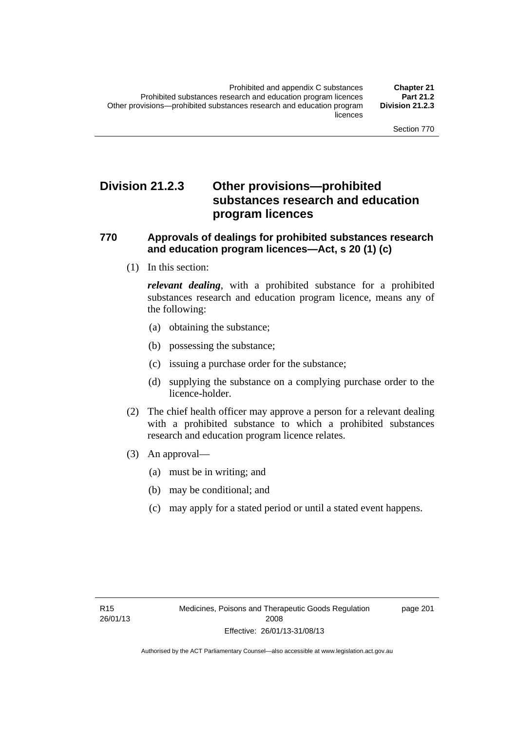# Division 21.2.3 Other provisions—prohibited substances research and education program licences

## 770 Approvals of dealings for prohibited substances research and education program licences—Act, s 20 (1) (c)

(1) In this section:

***relevant dealing***, with a prohibited substance for a prohibited substances research and education program licence, means any of the following:

- (a) obtaining the substance;
- (b) possessing the substance;
- (c) issuing a purchase order for the substance;
- (d) supplying the substance on a complying purchase order to the licence-holder.

(2) The chief health officer may approve a person for a relevant dealing with a prohibited substance to which a prohibited substances research and education program licence relates.

(3) An approval—

- (a) must be in writing; and
- (b) may be conditional; and
- (c) may apply for a stated period or until a stated event happens.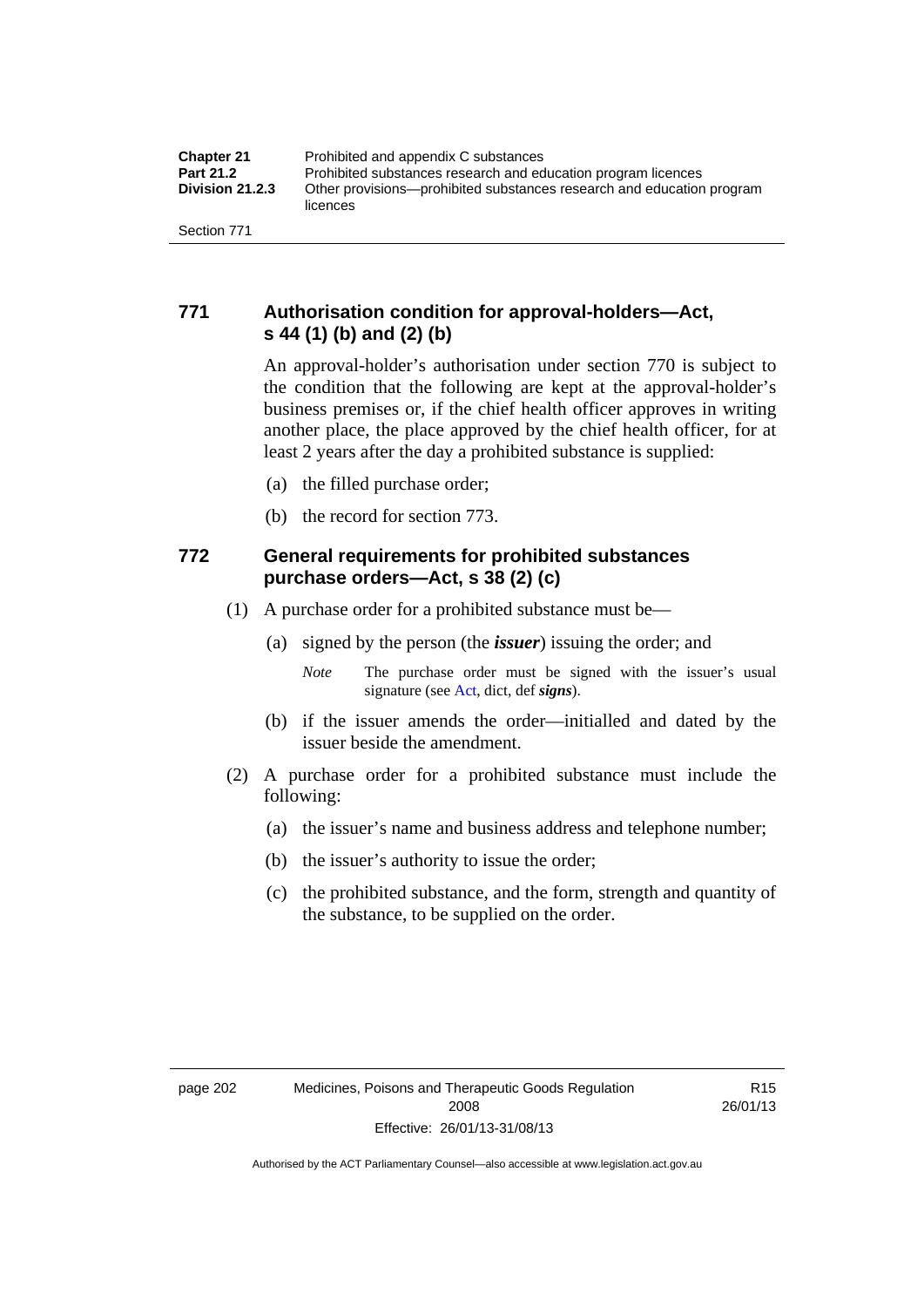## 771 Authorisation condition for approval-holders—Act, s 44 (1) (b) and (2) (b)

An approval-holder's authorisation under section 770 is subject to the condition that the following are kept at the approval-holder's business premises or, if the chief health officer approves in writing another place, the place approved by the chief health officer, for at least 2 years after the day a prohibited substance is supplied:

(a) the filled purchase order;

(b) the record for section 773.

## 772 General requirements for prohibited substances purchase orders—Act, s 38 (2) (c)

(1) A purchase order for a prohibited substance must be—

(a) signed by the person (the ***issuer***) issuing the order; and

*Note* The purchase order must be signed with the issuer's usual signature (see Act, dict, def ***signs***).

(b) if the issuer amends the order—initialled and dated by the issuer beside the amendment.

(2) A purchase order for a prohibited substance must include the following:

(a) the issuer's name and business address and telephone number;

(b) the issuer's authority to issue the order;

(c) the prohibited substance, and the form, strength and quantity of the substance, to be supplied on the order.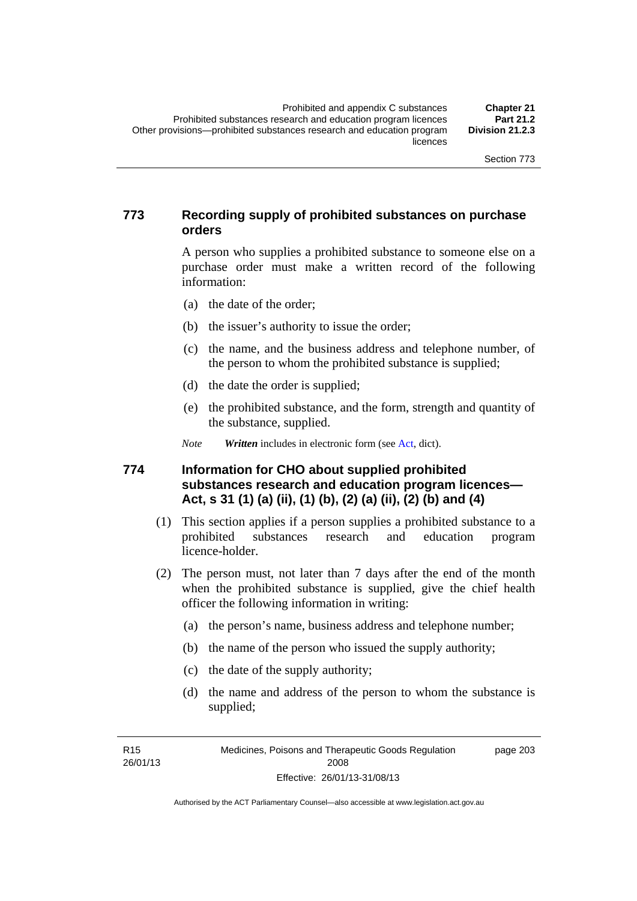### 773 Recording supply of prohibited substances on purchase orders

A person who supplies a prohibited substance to someone else on a purchase order must make a written record of the following information:

(a) the date of the order;

(b) the issuer's authority to issue the order;

(c) the name, and the business address and telephone number, of the person to whom the prohibited substance is supplied;

(d) the date the order is supplied;

(e) the prohibited substance, and the form, strength and quantity of the substance, supplied.

*Note* ***Written*** includes in electronic form (see Act, dict).

### 774 Information for CHO about supplied prohibited substances research and education program licences—Act, s 31 (1) (a) (ii), (1) (b), (2) (a) (ii), (2) (b) and (4)

(1) This section applies if a person supplies a prohibited substance to a prohibited substances research and education program licence-holder.

(2) The person must, not later than 7 days after the end of the month when the prohibited substance is supplied, give the chief health officer the following information in writing:

(a) the person's name, business address and telephone number;

(b) the name of the person who issued the supply authority;

(c) the date of the supply authority;

(d) the name and address of the person to whom the substance is supplied;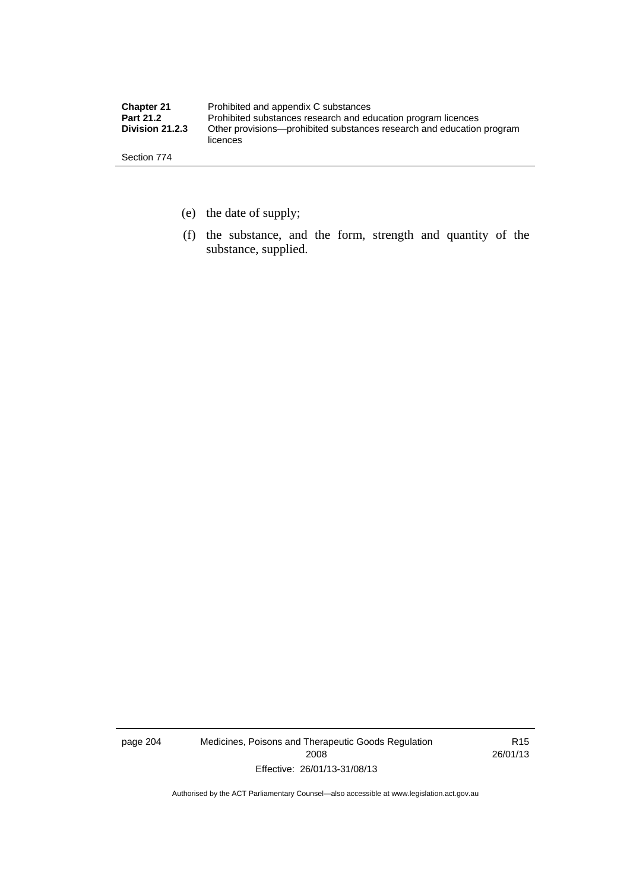(e) the date of supply;

(f) the substance, and the form, strength and quantity of the substance, supplied.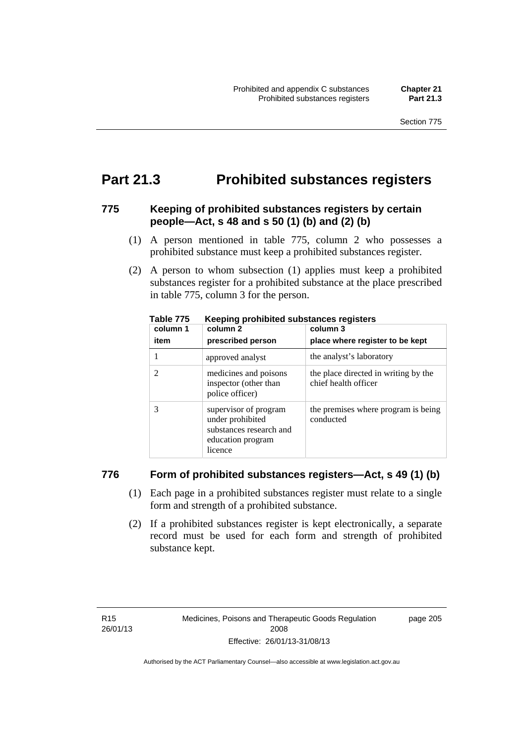# Part 21.3 Prohibited substances registers

### 775 Keeping of prohibited substances registers by certain people—Act, s 48 and s 50 (1) (b) and (2) (b)

(1) A person mentioned in table 775, column 2 who possesses a prohibited substance must keep a prohibited substances register.

(2) A person to whom subsection (1) applies must keep a prohibited substances register for a prohibited substance at the place prescribed in table 775, column 3 for the person.

**Table 775 Keeping prohibited substances registers**

| column 1<br>item | column 2<br>prescribed person | column 3<br>place where register to be kept |
|---|---|---|
| 1 | approved analyst | the analyst's laboratory |
| 2 | medicines and poisons inspector (other than police officer) | the place directed in writing by the chief health officer |
| 3 | supervisor of program under prohibited substances research and education program licence | the premises where program is being conducted |

### 776 Form of prohibited substances registers—Act, s 49 (1) (b)

(1) Each page in a prohibited substances register must relate to a single form and strength of a prohibited substance.

(2) If a prohibited substances register is kept electronically, a separate record must be used for each form and strength of prohibited substance kept.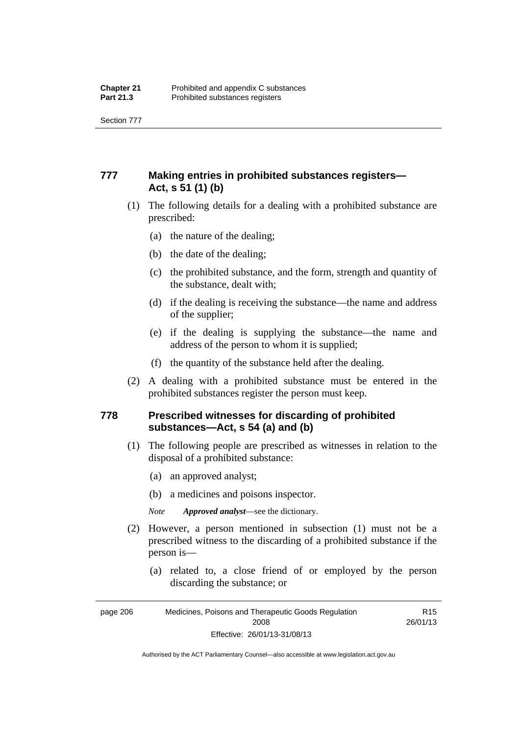## 777 Making entries in prohibited substances registers—Act, s 51 (1) (b)

(1) The following details for a dealing with a prohibited substance are prescribed:

(a) the nature of the dealing;

(b) the date of the dealing;

(c) the prohibited substance, and the form, strength and quantity of the substance, dealt with;

(d) if the dealing is receiving the substance—the name and address of the supplier;

(e) if the dealing is supplying the substance—the name and address of the person to whom it is supplied;

(f) the quantity of the substance held after the dealing.

(2) A dealing with a prohibited substance must be entered in the prohibited substances register the person must keep.

## 778 Prescribed witnesses for discarding of prohibited substances—Act, s 54 (a) and (b)

(1) The following people are prescribed as witnesses in relation to the disposal of a prohibited substance:

(a) an approved analyst;

(b) a medicines and poisons inspector.

*Note* ***Approved analyst***—see the dictionary.

(2) However, a person mentioned in subsection (1) must not be a prescribed witness to the discarding of a prohibited substance if the person is—

(a) related to, a close friend of or employed by the person discarding the substance; or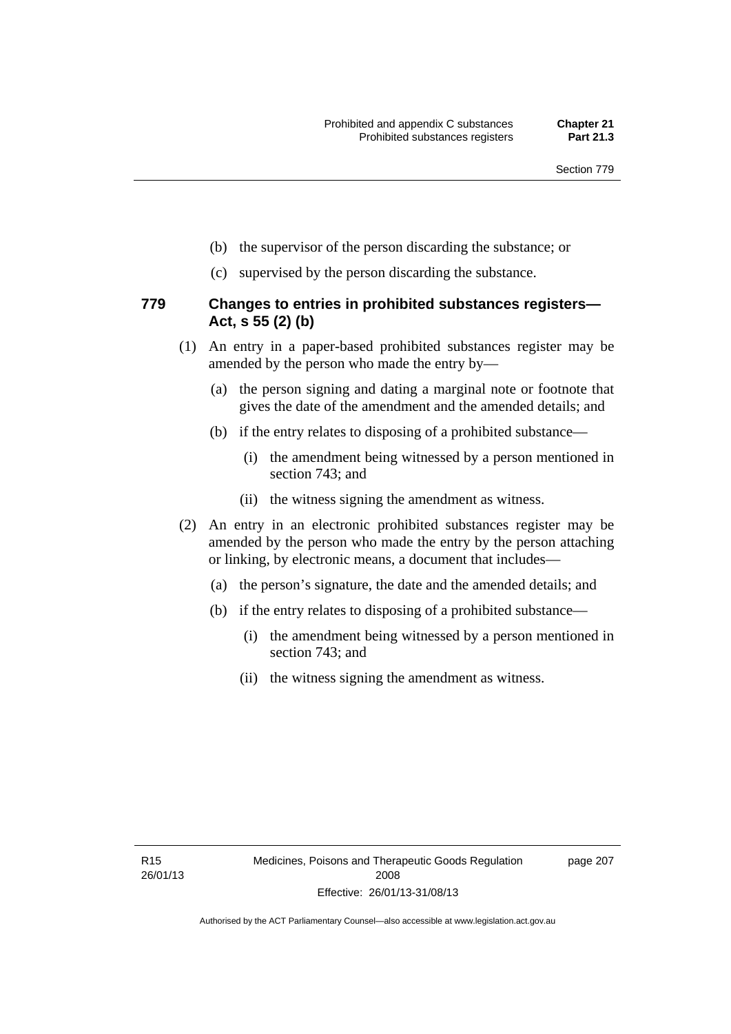(b) the supervisor of the person discarding the substance; or

(c) supervised by the person discarding the substance.

### 779 Changes to entries in prohibited substances registers—Act, s 55 (2) (b)

(1) An entry in a paper-based prohibited substances register may be amended by the person who made the entry by—

(a) the person signing and dating a marginal note or footnote that gives the date of the amendment and the amended details; and

(b) if the entry relates to disposing of a prohibited substance—

(i) the amendment being witnessed by a person mentioned in section 743; and

(ii) the witness signing the amendment as witness.

(2) An entry in an electronic prohibited substances register may be amended by the person who made the entry by the person attaching or linking, by electronic means, a document that includes—

(a) the person's signature, the date and the amended details; and

(b) if the entry relates to disposing of a prohibited substance—

(i) the amendment being witnessed by a person mentioned in section 743; and

(ii) the witness signing the amendment as witness.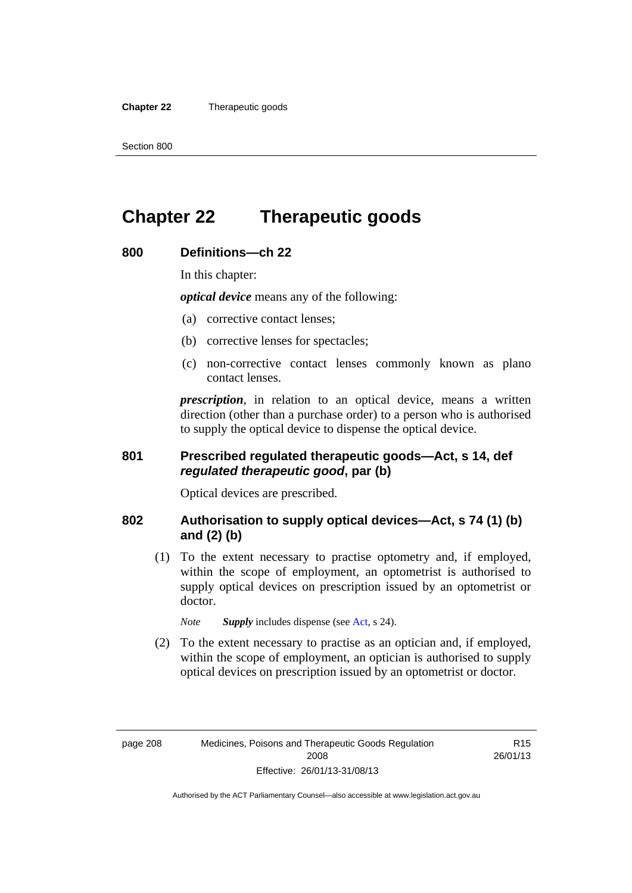# Chapter 22 Therapeutic goods

## 800 Definitions—ch 22

In this chapter:

***optical device*** means any of the following:

(a) corrective contact lenses;

(b) corrective lenses for spectacles;

(c) non-corrective contact lenses commonly known as plano contact lenses.

***prescription***, in relation to an optical device, means a written direction (other than a purchase order) to a person who is authorised to supply the optical device to dispense the optical device.

## 801 Prescribed regulated therapeutic goods—Act, s 14, def *regulated therapeutic good*, par (b)

Optical devices are prescribed.

## 802 Authorisation to supply optical devices—Act, s 74 (1) (b) and (2) (b)

(1) To the extent necessary to practise optometry and, if employed, within the scope of employment, an optometrist is authorised to supply optical devices on prescription issued by an optometrist or doctor.

*Note* ***Supply*** includes dispense (see Act, s 24).

(2) To the extent necessary to practise as an optician and, if employed, within the scope of employment, an optician is authorised to supply optical devices on prescription issued by an optometrist or doctor.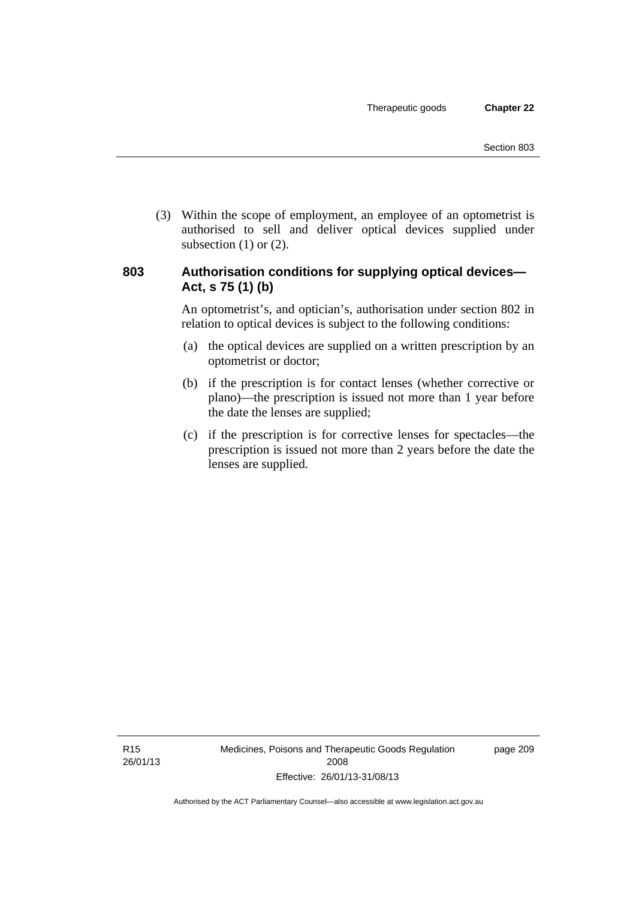(3) Within the scope of employment, an employee of an optometrist is authorised to sell and deliver optical devices supplied under subsection (1) or (2).

### 803 Authorisation conditions for supplying optical devices—Act, s 75 (1) (b)

An optometrist's, and optician's, authorisation under section 802 in relation to optical devices is subject to the following conditions:

(a) the optical devices are supplied on a written prescription by an optometrist or doctor;

(b) if the prescription is for contact lenses (whether corrective or plano)—the prescription is issued not more than 1 year before the date the lenses are supplied;

(c) if the prescription is for corrective lenses for spectacles—the prescription is issued not more than 2 years before the date the lenses are supplied.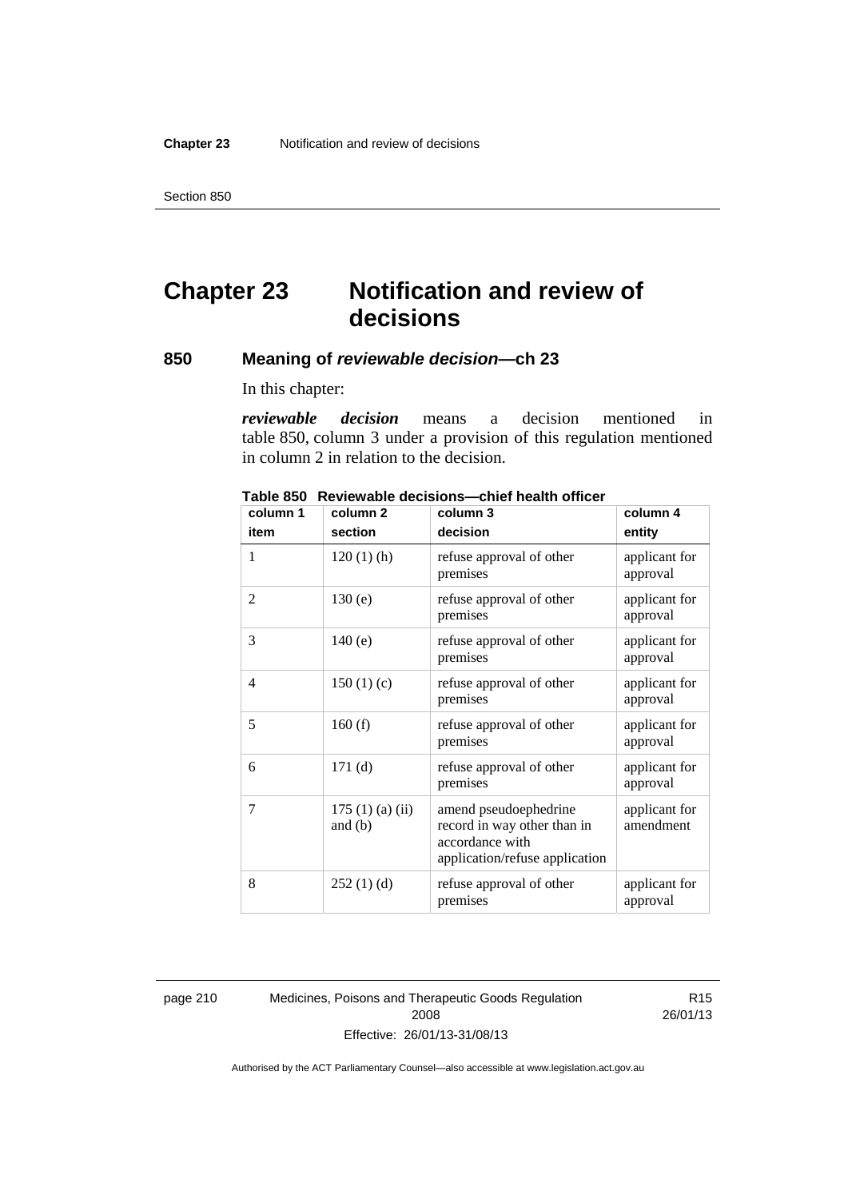# Chapter 23 Notification and review of decisions

## 850 Meaning of *reviewable decision*—ch 23

In this chapter:

***reviewable decision*** means a decision mentioned in table 850, column 3 under a provision of this regulation mentioned in column 2 in relation to the decision.

**Table 850 Reviewable decisions—chief health officer**

| column 1 item | column 2 section | column 3 decision | column 4 entity |
|---|---|---|---|
| 1 | 120 (1) (h) | refuse approval of other premises | applicant for approval |
| 2 | 130 (e) | refuse approval of other premises | applicant for approval |
| 3 | 140 (e) | refuse approval of other premises | applicant for approval |
| 4 | 150 (1) (c) | refuse approval of other premises | applicant for approval |
| 5 | 160 (f) | refuse approval of other premises | applicant for approval |
| 6 | 171 (d) | refuse approval of other premises | applicant for approval |
| 7 | 175 (1) (a) (ii) and (b) | amend pseudoephedrine record in way other than in accordance with application/refuse application | applicant for amendment |
| 8 | 252 (1) (d) | refuse approval of other premises | applicant for approval |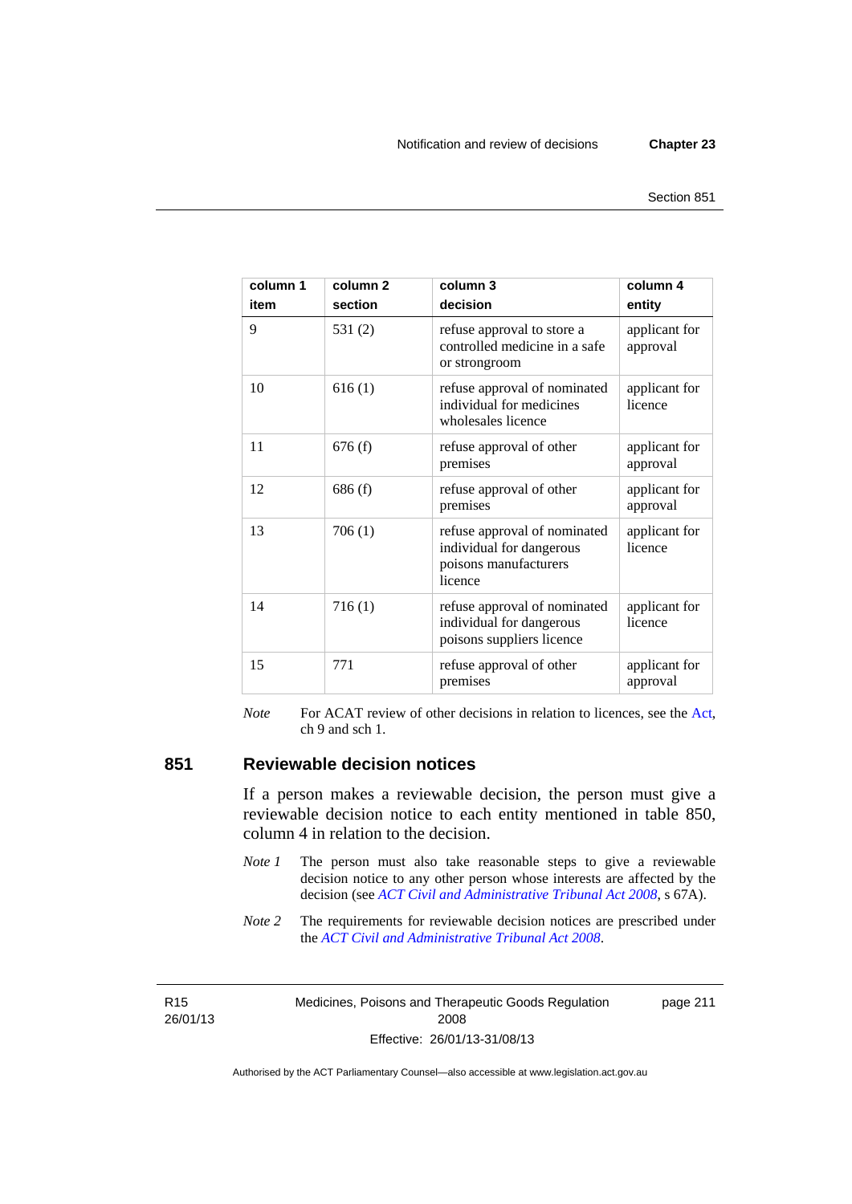| column 1 item | column 2 section | column 3 decision | column 4 entity |
|---|---|---|---|
| 9 | 531 (2) | refuse approval to store a controlled medicine in a safe or strongroom | applicant for approval |
| 10 | 616 (1) | refuse approval of nominated individual for medicines wholesales licence | applicant for licence |
| 11 | 676 (f) | refuse approval of other premises | applicant for approval |
| 12 | 686 (f) | refuse approval of other premises | applicant for approval |
| 13 | 706 (1) | refuse approval of nominated individual for dangerous poisons manufacturers licence | applicant for licence |
| 14 | 716 (1) | refuse approval of nominated individual for dangerous poisons suppliers licence | applicant for licence |
| 15 | 771 | refuse approval of other premises | applicant for approval |

*Note* For ACAT review of other decisions in relation to licences, see the Act, ch 9 and sch 1.

## 851 Reviewable decision notices

If a person makes a reviewable decision, the person must give a reviewable decision notice to each entity mentioned in table 850, column 4 in relation to the decision.

*Note 1* The person must also take reasonable steps to give a reviewable decision notice to any other person whose interests are affected by the decision (see *ACT Civil and Administrative Tribunal Act 2008*, s 67A).

*Note 2* The requirements for reviewable decision notices are prescribed under the *ACT Civil and Administrative Tribunal Act 2008*.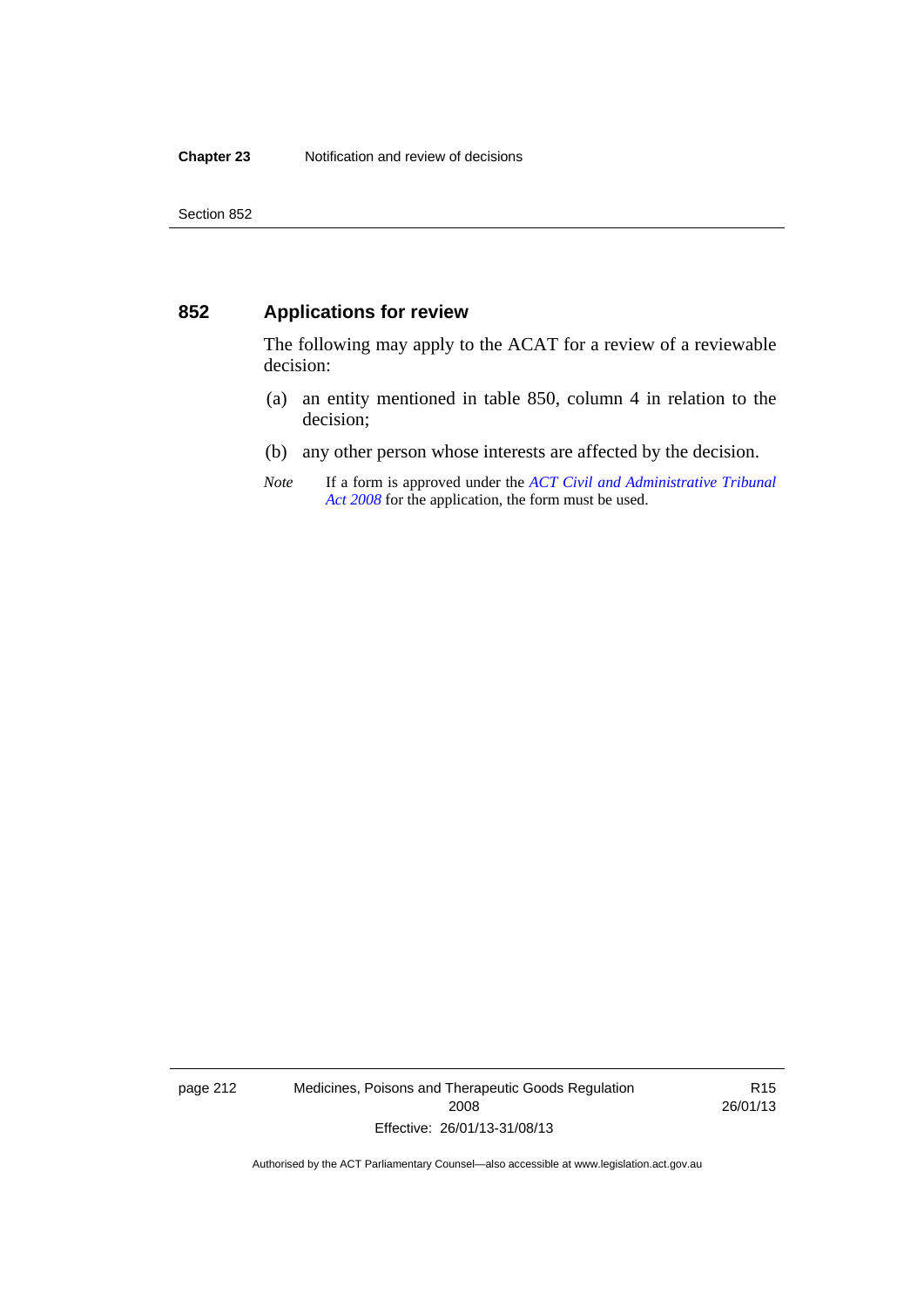## 852 Applications for review

The following may apply to the ACAT for a review of a reviewable decision:

(a) an entity mentioned in table 850, column 4 in relation to the decision;

(b) any other person whose interests are affected by the decision.

*Note* If a form is approved under the *ACT Civil and Administrative Tribunal Act 2008* for the application, the form must be used.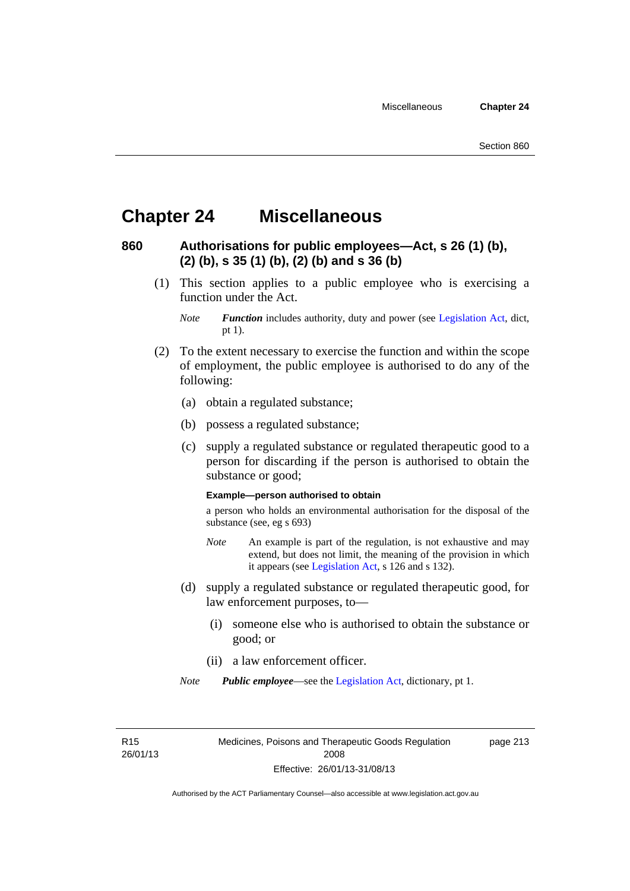# Chapter 24 Miscellaneous

## 860 Authorisations for public employees—Act, s 26 (1) (b), (2) (b), s 35 (1) (b), (2) (b) and s 36 (b)

(1) This section applies to a public employee who is exercising a function under the Act.

*Note* ***Function*** includes authority, duty and power (see Legislation Act, dict, pt 1).

(2) To the extent necessary to exercise the function and within the scope of employment, the public employee is authorised to do any of the following:

(a) obtain a regulated substance;

(b) possess a regulated substance;

(c) supply a regulated substance or regulated therapeutic good to a person for discarding if the person is authorised to obtain the substance or good;

**Example—person authorised to obtain**

a person who holds an environmental authorisation for the disposal of the substance (see, eg s 693)

*Note* An example is part of the regulation, is not exhaustive and may extend, but does not limit, the meaning of the provision in which it appears (see Legislation Act, s 126 and s 132).

(d) supply a regulated substance or regulated therapeutic good, for law enforcement purposes, to—

(i) someone else who is authorised to obtain the substance or good; or

(ii) a law enforcement officer.

*Note* ***Public employee***—see the Legislation Act, dictionary, pt 1.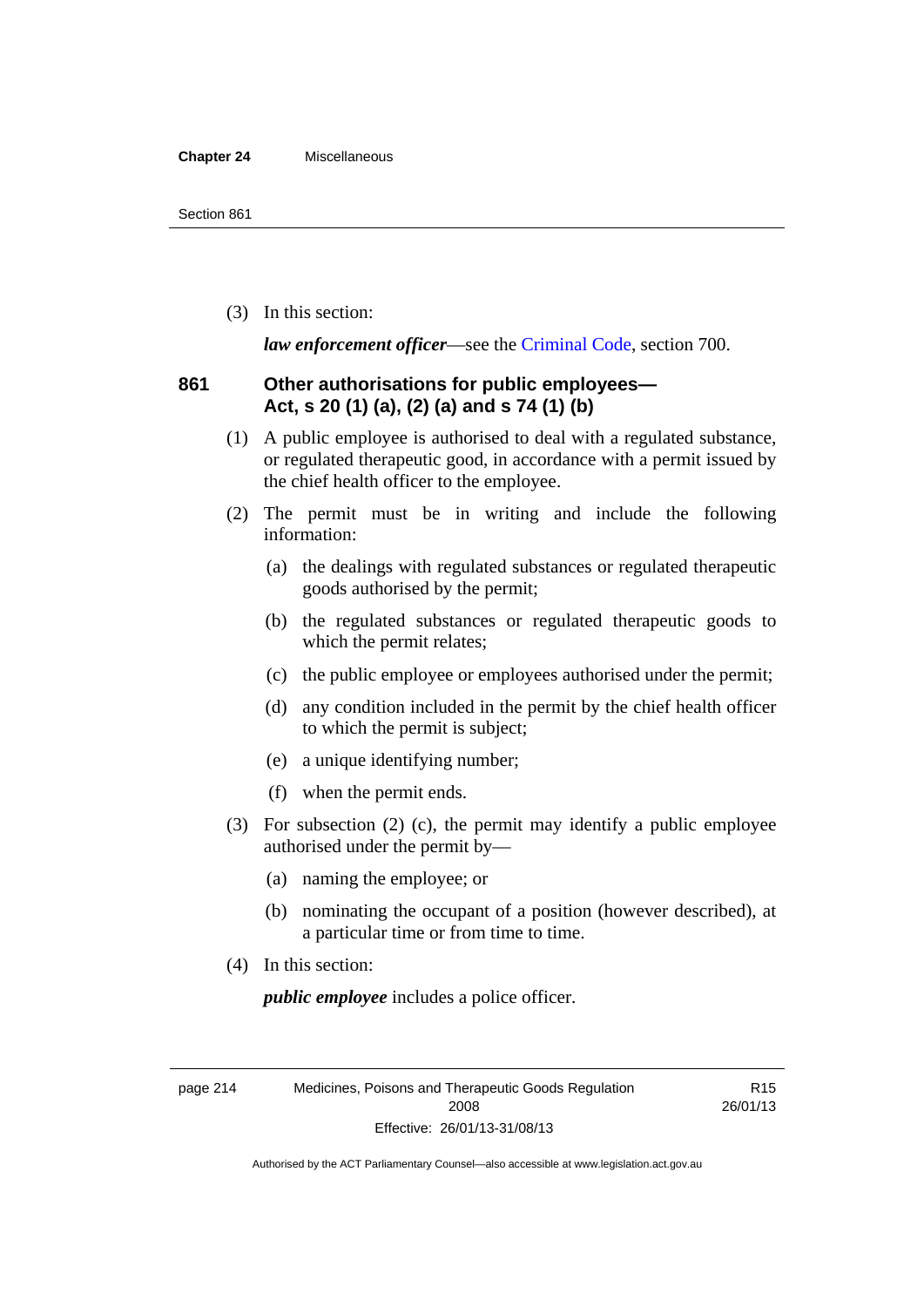(3) In this section:

***law enforcement officer***—see the Criminal Code, section 700.

### 861 Other authorisations for public employees—Act, s 20 (1) (a), (2) (a) and s 74 (1) (b)

(1) A public employee is authorised to deal with a regulated substance, or regulated therapeutic good, in accordance with a permit issued by the chief health officer to the employee.

(2) The permit must be in writing and include the following information:

(a) the dealings with regulated substances or regulated therapeutic goods authorised by the permit;

(b) the regulated substances or regulated therapeutic goods to which the permit relates;

(c) the public employee or employees authorised under the permit;

(d) any condition included in the permit by the chief health officer to which the permit is subject;

(e) a unique identifying number;

(f) when the permit ends.

(3) For subsection (2) (c), the permit may identify a public employee authorised under the permit by—

(a) naming the employee; or

(b) nominating the occupant of a position (however described), at a particular time or from time to time.

(4) In this section:

***public employee*** includes a police officer.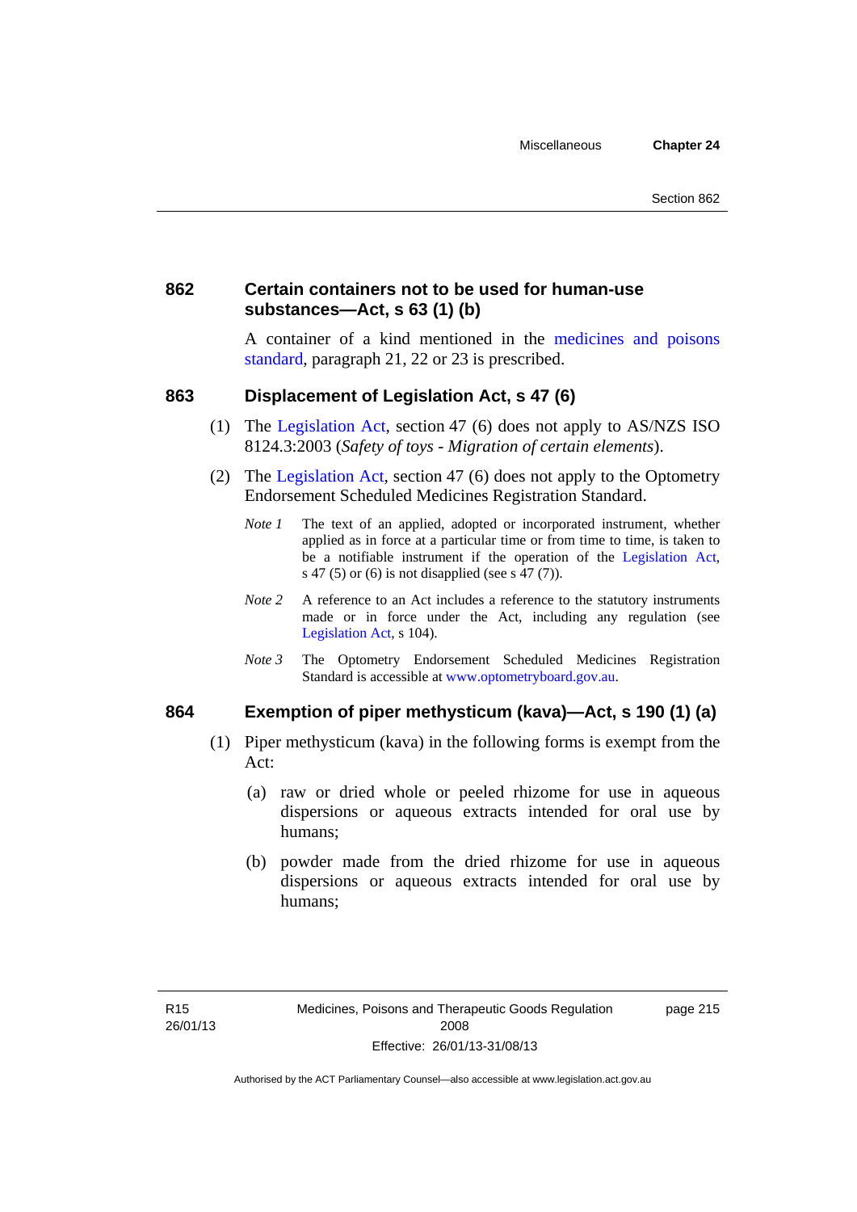### 862 Certain containers not to be used for human-use substances—Act, s 63 (1) (b)

A container of a kind mentioned in the medicines and poisons standard, paragraph 21, 22 or 23 is prescribed.

### 863 Displacement of Legislation Act, s 47 (6)

(1) The Legislation Act, section 47 (6) does not apply to AS/NZS ISO 8124.3:2003 (*Safety of toys - Migration of certain elements*).

(2) The Legislation Act, section 47 (6) does not apply to the Optometry Endorsement Scheduled Medicines Registration Standard.

*Note 1* The text of an applied, adopted or incorporated instrument, whether applied as in force at a particular time or from time to time, is taken to be a notifiable instrument if the operation of the Legislation Act, s 47 (5) or (6) is not disapplied (see s 47 (7)).

*Note 2* A reference to an Act includes a reference to the statutory instruments made or in force under the Act, including any regulation (see Legislation Act, s 104).

*Note 3* The Optometry Endorsement Scheduled Medicines Registration Standard is accessible at www.optometryboard.gov.au.

### 864 Exemption of piper methysticum (kava)—Act, s 190 (1) (a)

(1) Piper methysticum (kava) in the following forms is exempt from the Act:

(a) raw or dried whole or peeled rhizome for use in aqueous dispersions or aqueous extracts intended for oral use by humans;

(b) powder made from the dried rhizome for use in aqueous dispersions or aqueous extracts intended for oral use by humans;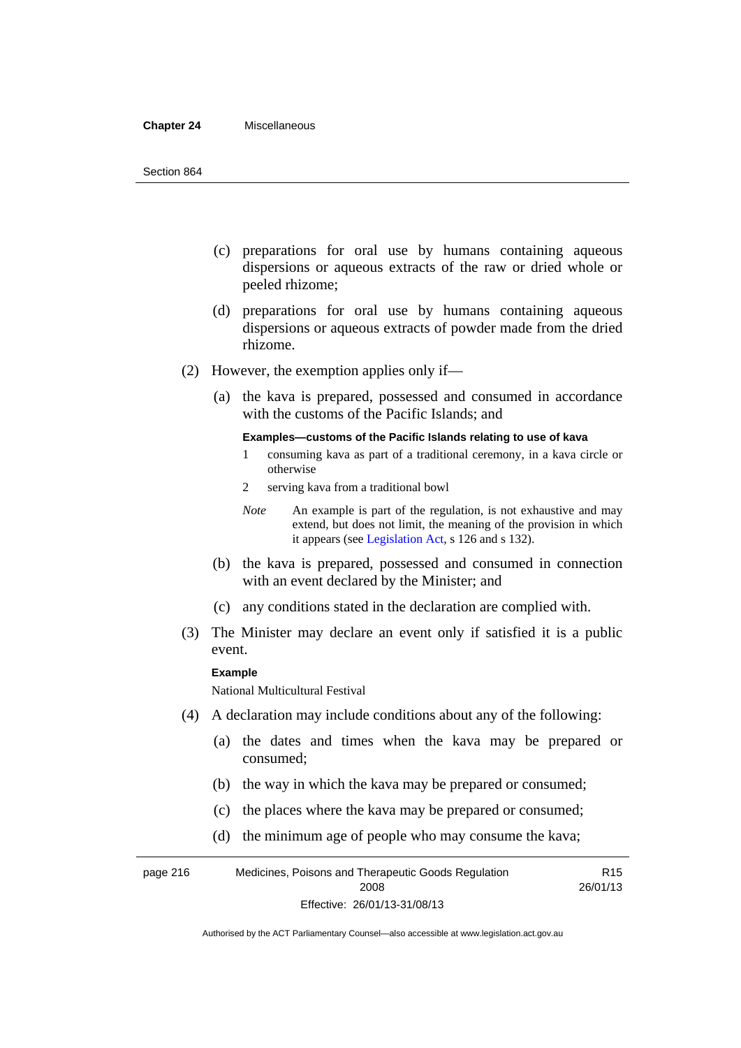(c) preparations for oral use by humans containing aqueous dispersions or aqueous extracts of the raw or dried whole or peeled rhizome;

(d) preparations for oral use by humans containing aqueous dispersions or aqueous extracts of powder made from the dried rhizome.

(2) However, the exemption applies only if—

(a) the kava is prepared, possessed and consumed in accordance with the customs of the Pacific Islands; and

**Examples—customs of the Pacific Islands relating to use of kava**

1 consuming kava as part of a traditional ceremony, in a kava circle or otherwise

2 serving kava from a traditional bowl

*Note* An example is part of the regulation, is not exhaustive and may extend, but does not limit, the meaning of the provision in which it appears (see Legislation Act, s 126 and s 132).

(b) the kava is prepared, possessed and consumed in connection with an event declared by the Minister; and

(c) any conditions stated in the declaration are complied with.

(3) The Minister may declare an event only if satisfied it is a public event.

**Example**

National Multicultural Festival

(4) A declaration may include conditions about any of the following:

(a) the dates and times when the kava may be prepared or consumed;

(b) the way in which the kava may be prepared or consumed;

(c) the places where the kava may be prepared or consumed;

(d) the minimum age of people who may consume the kava;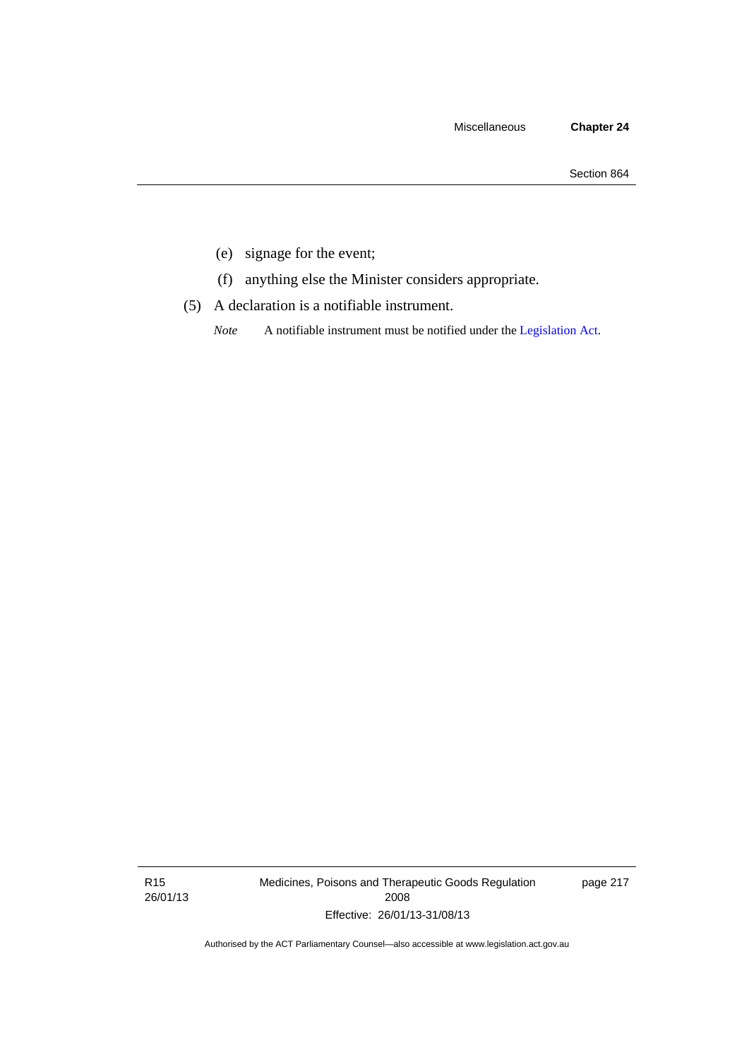(e) signage for the event;

(f) anything else the Minister considers appropriate.

(5) A declaration is a notifiable instrument.

*Note* A notifiable instrument must be notified under the Legislation Act.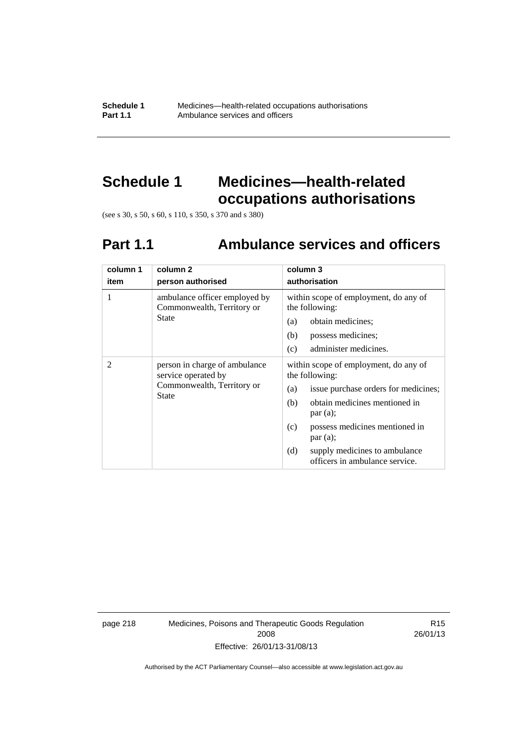# Schedule 1 Medicines—health-related occupations authorisations

(see s 30, s 50, s 60, s 110, s 350, s 370 and s 380)

## Part 1.1 Ambulance services and officers

| column 1<br>item | column 2<br>person authorised | column 3<br>authorisation |
|---|---|---|
| 1 | ambulance officer employed by Commonwealth, Territory or State | within scope of employment, do any of the following:<br>(a) obtain medicines;<br>(b) possess medicines;<br>(c) administer medicines. |
| 2 | person in charge of ambulance service operated by Commonwealth, Territory or State | within scope of employment, do any of the following:<br>(a) issue purchase orders for medicines;<br>(b) obtain medicines mentioned in par (a);<br>(c) possess medicines mentioned in par (a);<br>(d) supply medicines to ambulance officers in ambulance service. |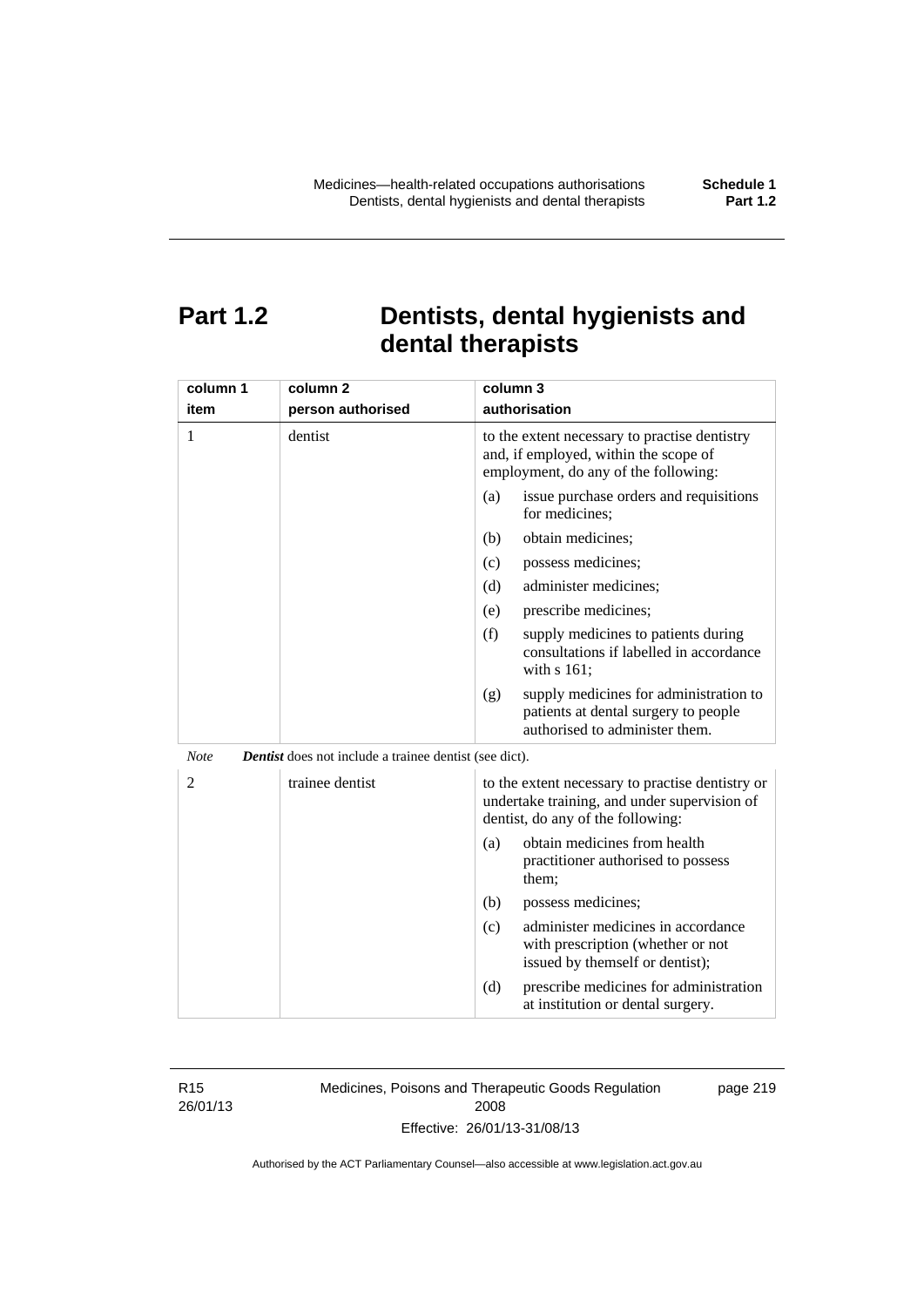# Part 1.2 Dentists, dental hygienists and dental therapists

| column 1<br>item | column 2<br>person authorised | column 3<br>authorisation |
|---|---|---|
| 1 | dentist | to the extent necessary to practise dentistry and, if employed, within the scope of employment, do any of the following:<br>(a) issue purchase orders and requisitions for medicines;<br>(b) obtain medicines;<br>(c) possess medicines;<br>(d) administer medicines;<br>(e) prescribe medicines;<br>(f) supply medicines to patients during consultations if labelled in accordance with s 161;<br>(g) supply medicines for administration to patients at dental surgery to people authorised to administer them. |

*Note* ***Dentist*** does not include a trainee dentist (see dict).

| | | |
|---|---|---|
| 2 | trainee dentist | to the extent necessary to practise dentistry or undertake training, and under supervision of dentist, do any of the following:<br>(a) obtain medicines from health practitioner authorised to possess them;<br>(b) possess medicines;<br>(c) administer medicines in accordance with prescription (whether or not issued by themself or dentist);<br>(d) prescribe medicines for administration at institution or dental surgery. |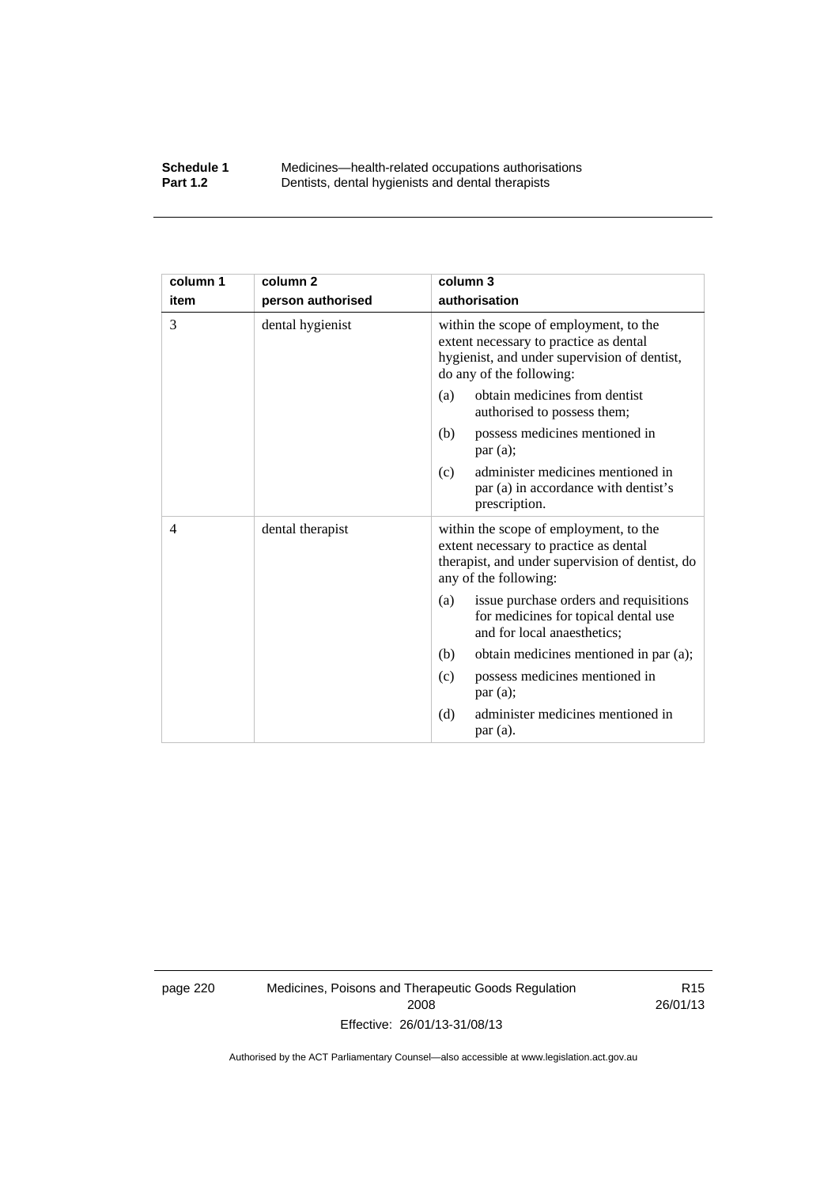| column 1<br>item | column 2<br>person authorised | column 3<br>authorisation |
| --- | --- | --- |
| 3 | dental hygienist | within the scope of employment, to the extent necessary to practice as dental hygienist, and under supervision of dentist, do any of the following:<br>(a) obtain medicines from dentist authorised to possess them;<br>(b) possess medicines mentioned in par (a);<br>(c) administer medicines mentioned in par (a) in accordance with dentist's prescription. |
| 4 | dental therapist | within the scope of employment, to the extent necessary to practice as dental therapist, and under supervision of dentist, do any of the following:<br>(a) issue purchase orders and requisitions for medicines for topical dental use and for local anaesthetics;<br>(b) obtain medicines mentioned in par (a);<br>(c) possess medicines mentioned in par (a);<br>(d) administer medicines mentioned in par (a). |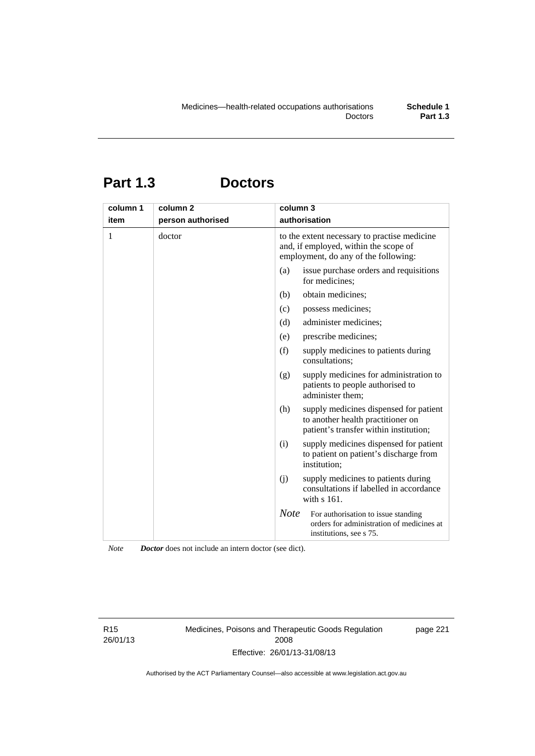# Part 1.3 Doctors

| column 1<br>item | column 2<br>person authorised | column 3<br>authorisation |
|---|---|---|
| 1 | doctor | to the extent necessary to practise medicine and, if employed, within the scope of employment, do any of the following:<br>(a) issue purchase orders and requisitions for medicines;<br>(b) obtain medicines;<br>(c) possess medicines;<br>(d) administer medicines;<br>(e) prescribe medicines;<br>(f) supply medicines to patients during consultations;<br>(g) supply medicines for administration to patients to people authorised to administer them;<br>(h) supply medicines dispensed for patient to another health practitioner on patient's transfer within institution;<br>(i) supply medicines dispensed for patient to patient on patient's discharge from institution;<br>(j) supply medicines to patients during consultations if labelled in accordance with s 161.<br>*Note* For authorisation to issue standing orders for administration of medicines at institutions, see s 75. |

*Note* ***Doctor*** does not include an intern doctor (see dict).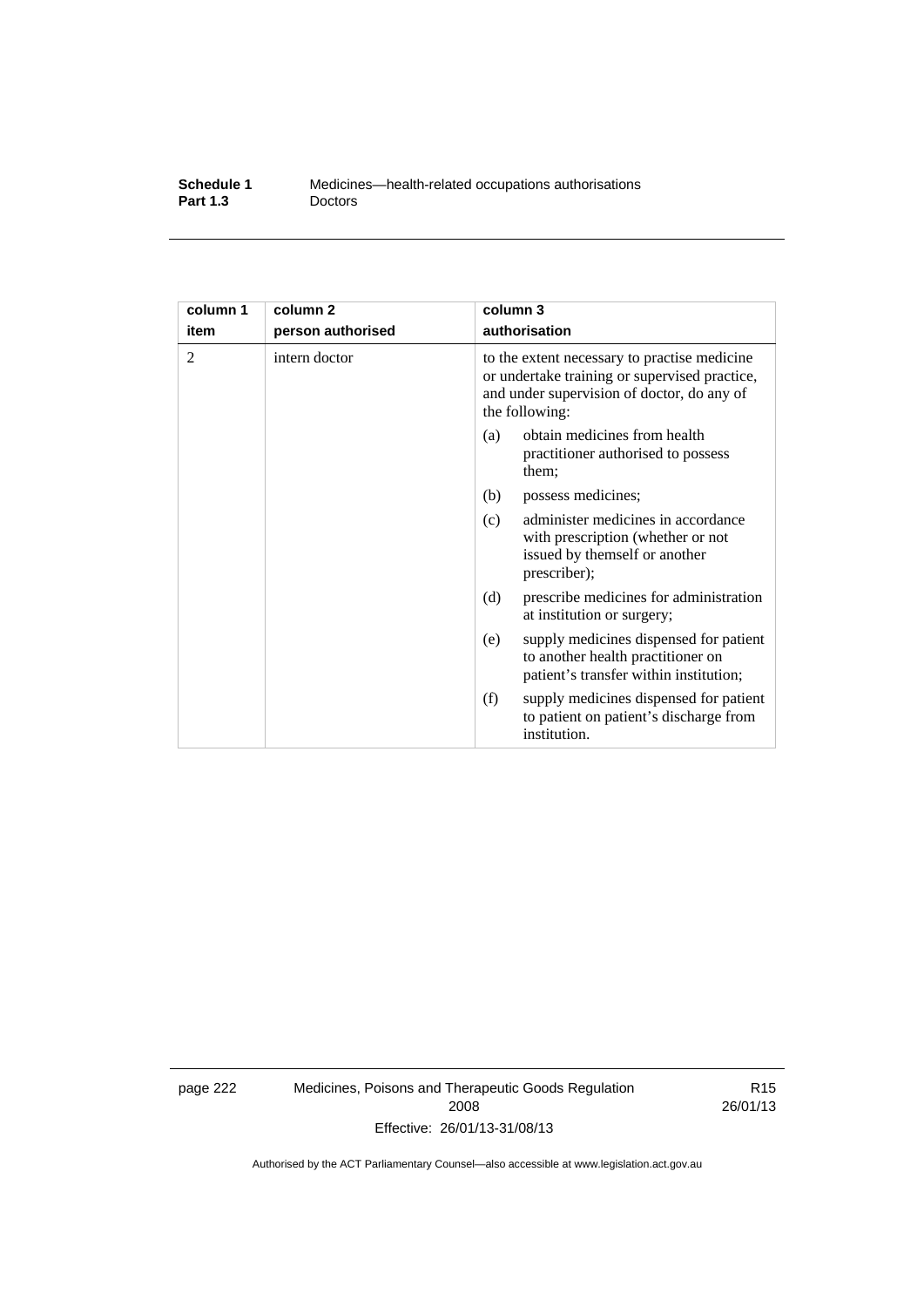| column 1<br>item | column 2<br>person authorised | column 3<br>authorisation |
|---|---|---|
| 2 | intern doctor | to the extent necessary to practise medicine or undertake training or supervised practice, and under supervision of doctor, do any of the following:<br>(a) obtain medicines from health practitioner authorised to possess them;<br>(b) possess medicines;<br>(c) administer medicines in accordance with prescription (whether or not issued by themself or another prescriber);<br>(d) prescribe medicines for administration at institution or surgery;<br>(e) supply medicines dispensed for patient to another health practitioner on patient's transfer within institution;<br>(f) supply medicines dispensed for patient to patient on patient's discharge from institution. |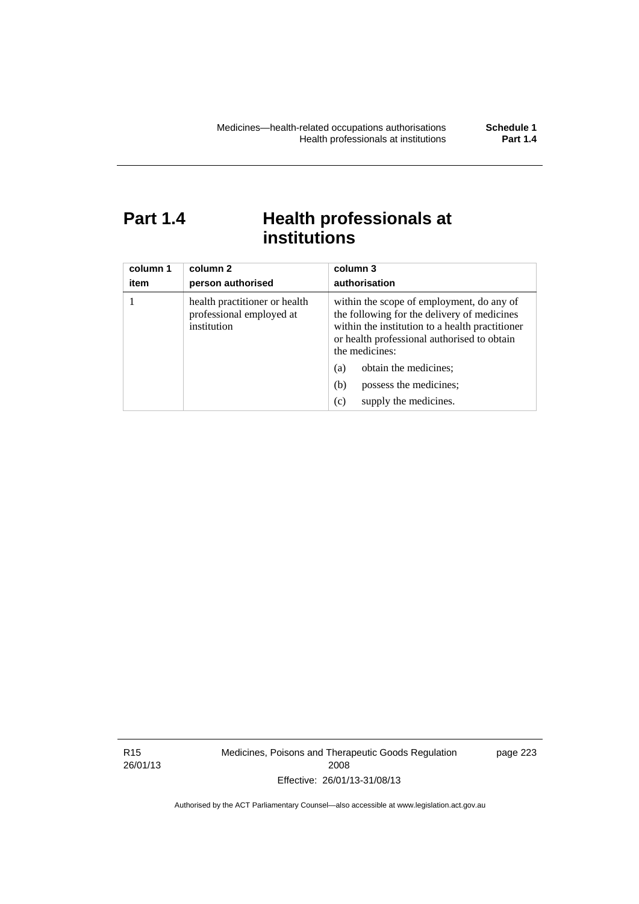# Part 1.4 Health professionals at institutions

| column 1<br>item | column 2<br>person authorised | column 3<br>authorisation |
|---|---|---|
| 1 | health practitioner or health professional employed at institution | within the scope of employment, do any of the following for the delivery of medicines within the institution to a health practitioner or health professional authorised to obtain the medicines:<br>(a) obtain the medicines;<br>(b) possess the medicines;<br>(c) supply the medicines. |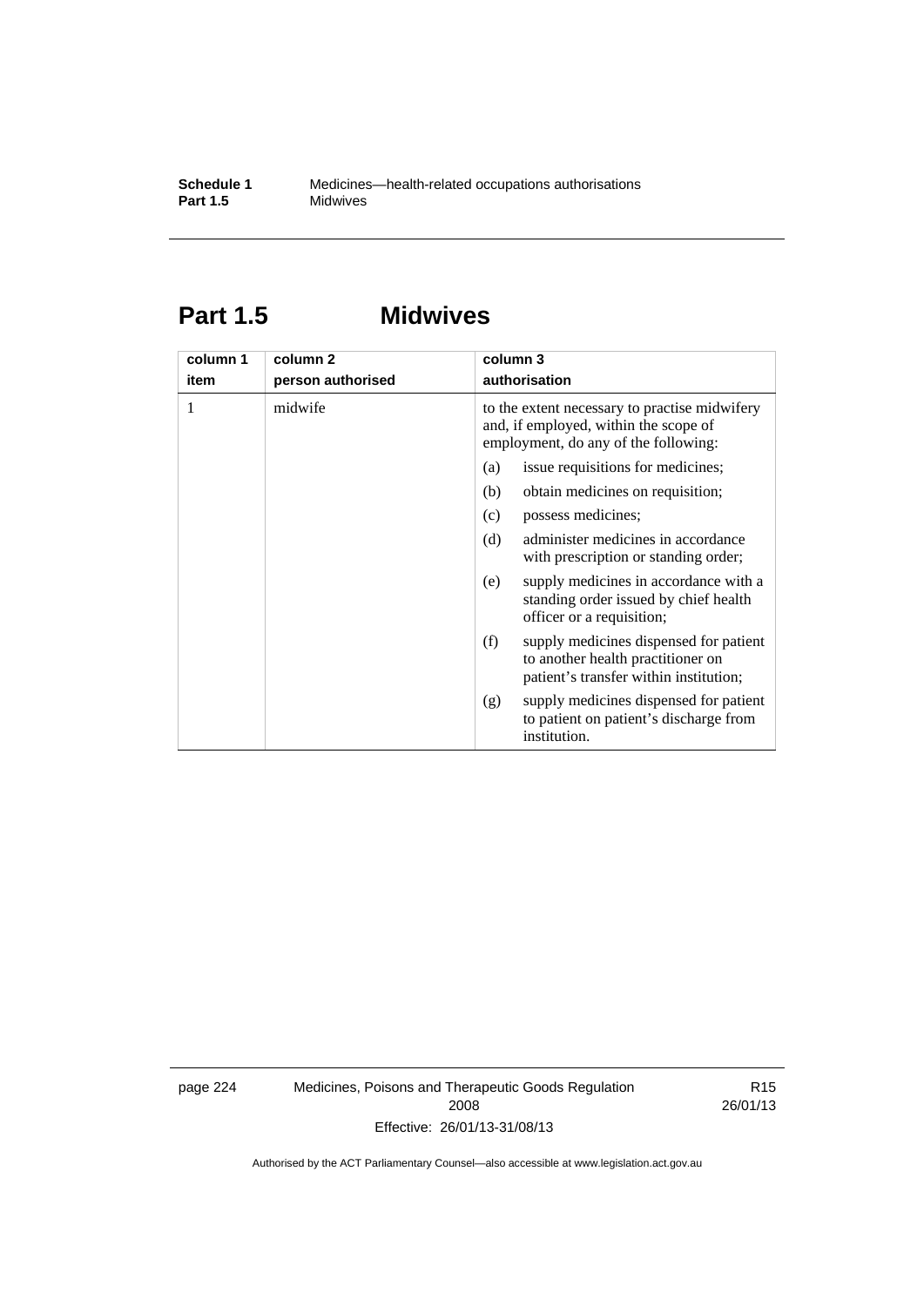# Part 1.5 Midwives

| column 1<br>item | column 2<br>person authorised | column 3<br>authorisation |
|---|---|---|
| 1 | midwife | to the extent necessary to practise midwifery and, if employed, within the scope of employment, do any of the following:<br>(a) issue requisitions for medicines;<br>(b) obtain medicines on requisition;<br>(c) possess medicines;<br>(d) administer medicines in accordance with prescription or standing order;<br>(e) supply medicines in accordance with a standing order issued by chief health officer or a requisition;<br>(f) supply medicines dispensed for patient to another health practitioner on patient's transfer within institution;<br>(g) supply medicines dispensed for patient to patient on patient's discharge from institution. |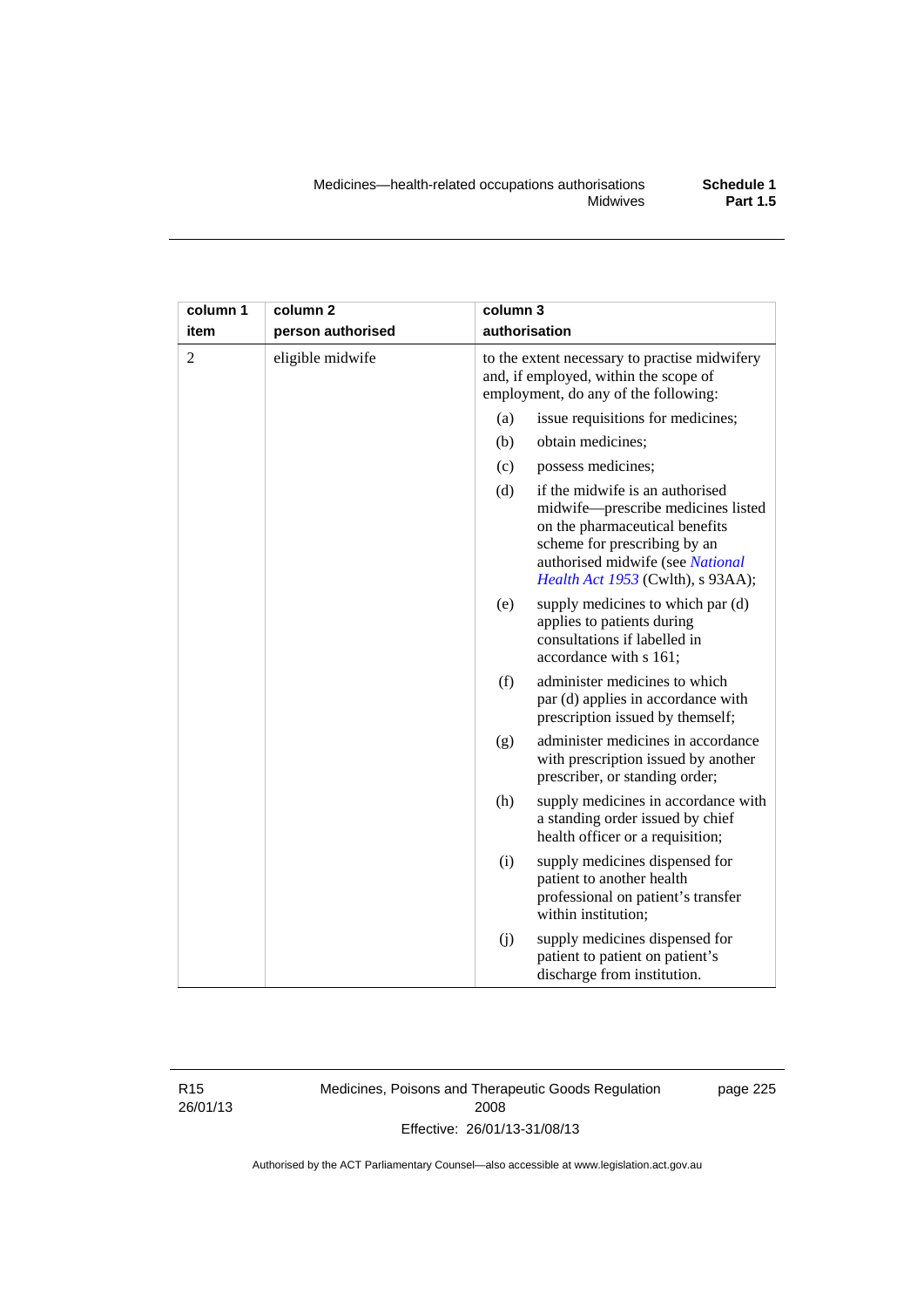| column 1 item | column 2 person authorised | column 3 authorisation |
|---|---|---|
| 2 | eligible midwife | to the extent necessary to practise midwifery and, if employed, within the scope of employment, do any of the following: |
| | | (a) issue requisitions for medicines; |
| | | (b) obtain medicines; |
| | | (c) possess medicines; |
| | | (d) if the midwife is an authorised midwife—prescribe medicines listed on the pharmaceutical benefits scheme for prescribing by an authorised midwife (see *National Health Act 1953* (Cwlth), s 93AA); |
| | | (e) supply medicines to which par (d) applies to patients during consultations if labelled in accordance with s 161; |
| | | (f) administer medicines to which par (d) applies in accordance with prescription issued by themself; |
| | | (g) administer medicines in accordance with prescription issued by another prescriber, or standing order; |
| | | (h) supply medicines in accordance with a standing order issued by chief health officer or a requisition; |
| | | (i) supply medicines dispensed for patient to another health professional on patient's transfer within institution; |
| | | (j) supply medicines dispensed for patient to patient on patient's discharge from institution. |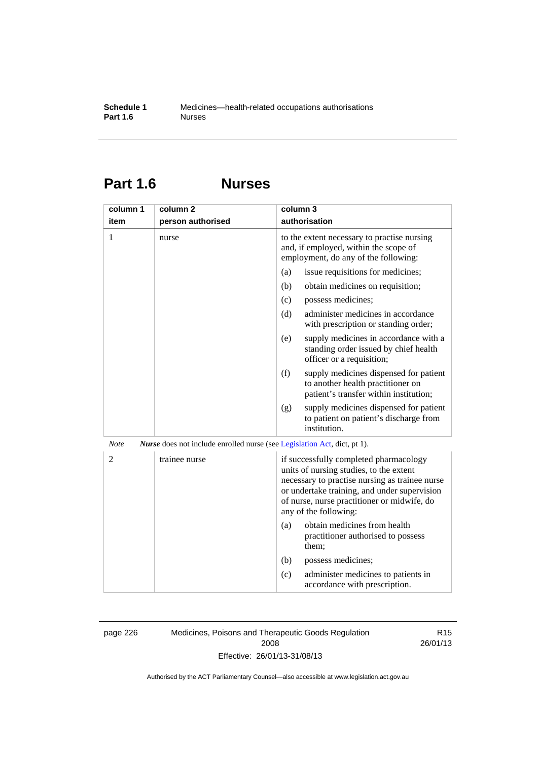# Part 1.6 Nurses

| column 1<br>item | column 2<br>person authorised | column 3<br>authorisation |
|---|---|---|
| 1 | nurse | to the extent necessary to practise nursing and, if employed, within the scope of employment, do any of the following:<br>(a) issue requisitions for medicines;<br>(b) obtain medicines on requisition;<br>(c) possess medicines;<br>(d) administer medicines in accordance with prescription or standing order;<br>(e) supply medicines in accordance with a standing order issued by chief health officer or a requisition;<br>(f) supply medicines dispensed for patient to another health practitioner on patient's transfer within institution;<br>(g) supply medicines dispensed for patient to patient on patient's discharge from institution. |

*Note* ***Nurse*** does not include enrolled nurse (see Legislation Act, dict, pt 1).

| column 1<br>item | column 2<br>person authorised | column 3<br>authorisation |
|---|---|---|
| 2 | trainee nurse | if successfully completed pharmacology units of nursing studies, to the extent necessary to practise nursing as trainee nurse or undertake training, and under supervision of nurse, nurse practitioner or midwife, do any of the following:<br>(a) obtain medicines from health practitioner authorised to possess them;<br>(b) possess medicines;<br>(c) administer medicines to patients in accordance with prescription. |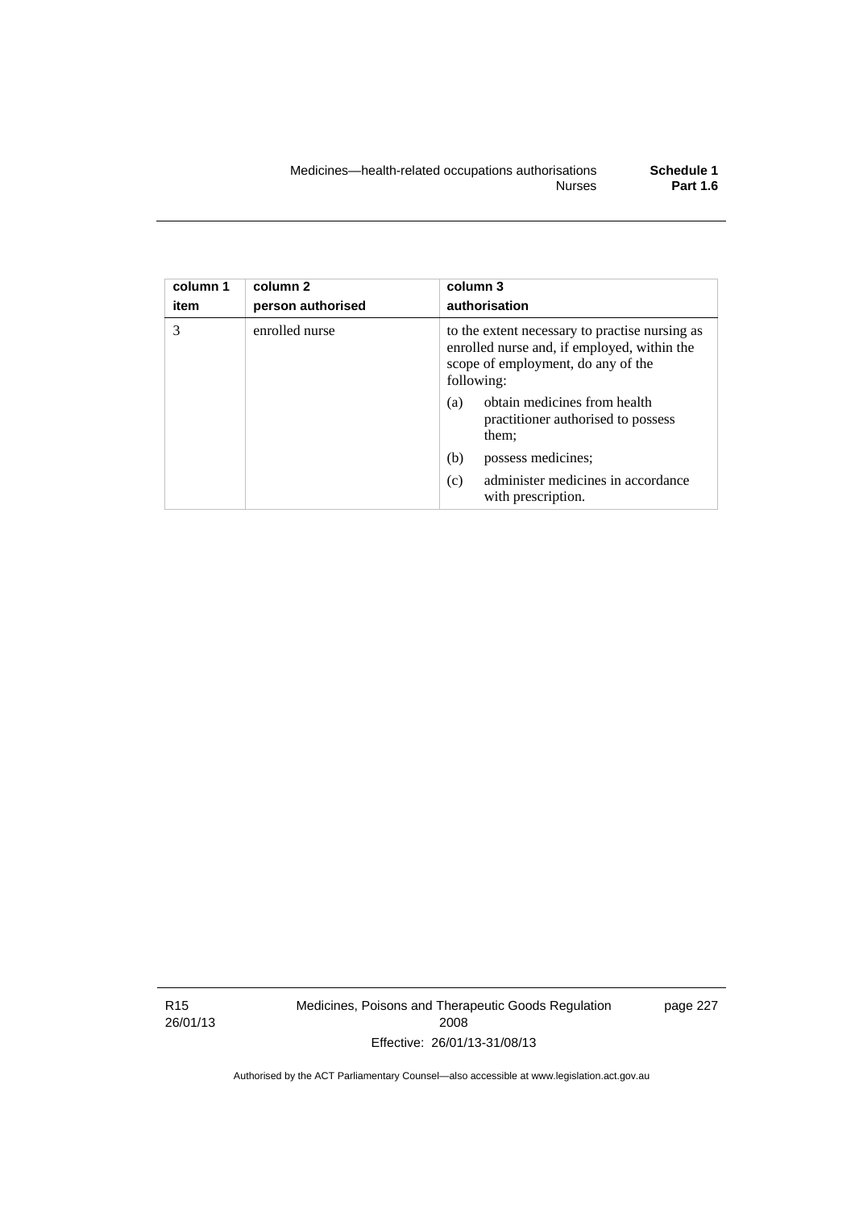| column 1 item | column 2 person authorised | column 3 authorisation |
|---|---|---|
| 3 | enrolled nurse | to the extent necessary to practise nursing as enrolled nurse and, if employed, within the scope of employment, do any of the following:<br>(a) obtain medicines from health practitioner authorised to possess them;<br>(b) possess medicines;<br>(c) administer medicines in accordance with prescription. |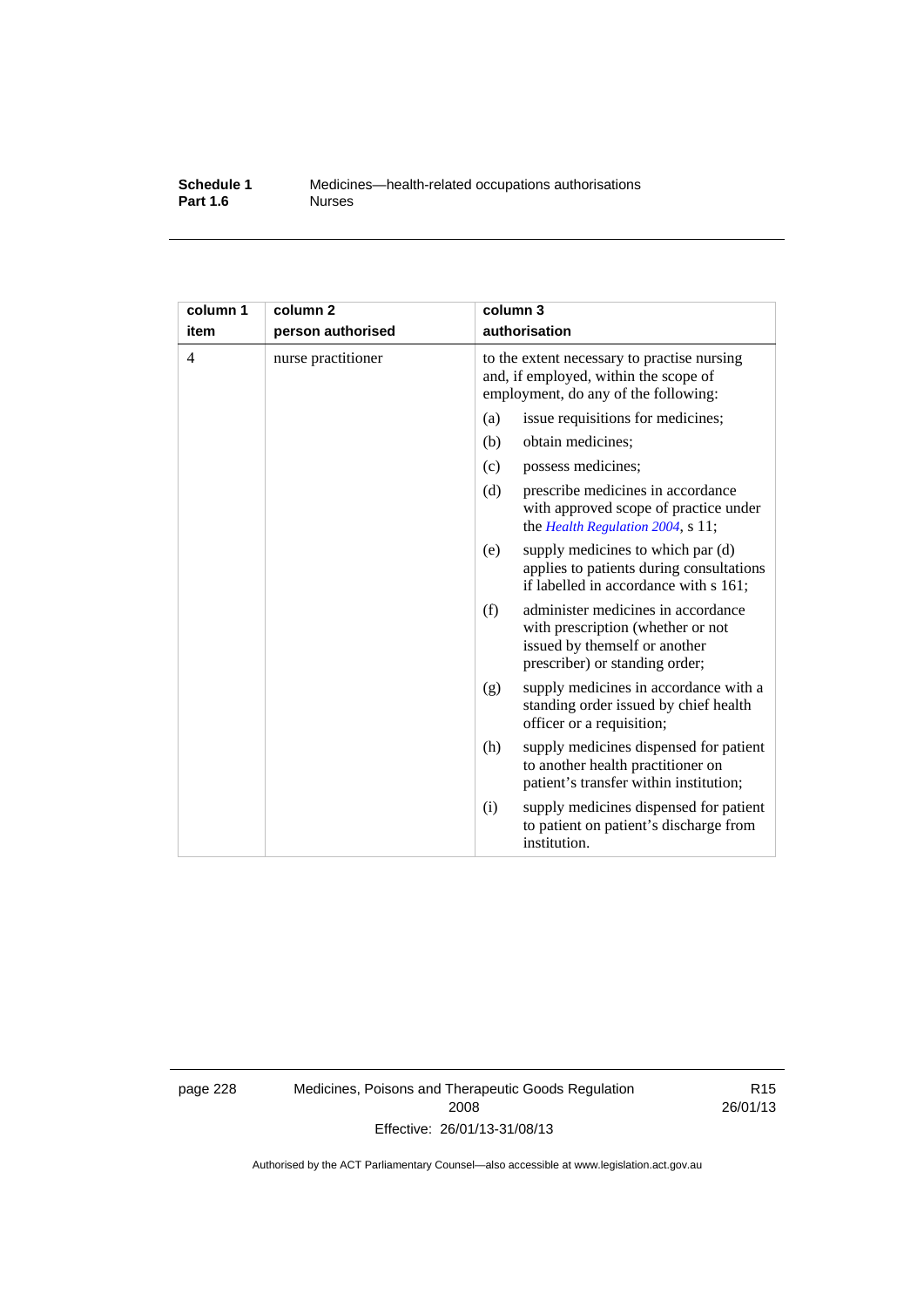| column 1 item | column 2 person authorised | column 3 authorisation |
|---|---|---|
| 4 | nurse practitioner | to the extent necessary to practise nursing and, if employed, within the scope of employment, do any of the following: |
| | | (a) issue requisitions for medicines; |
| | | (b) obtain medicines; |
| | | (c) possess medicines; |
| | | (d) prescribe medicines in accordance with approved scope of practice under the *Health Regulation 2004*, s 11; |
| | | (e) supply medicines to which par (d) applies to patients during consultations if labelled in accordance with s 161; |
| | | (f) administer medicines in accordance with prescription (whether or not issued by themself or another prescriber) or standing order; |
| | | (g) supply medicines in accordance with a standing order issued by chief health officer or a requisition; |
| | | (h) supply medicines dispensed for patient to another health practitioner on patient's transfer within institution; |
| | | (i) supply medicines dispensed for patient to patient on patient's discharge from institution. |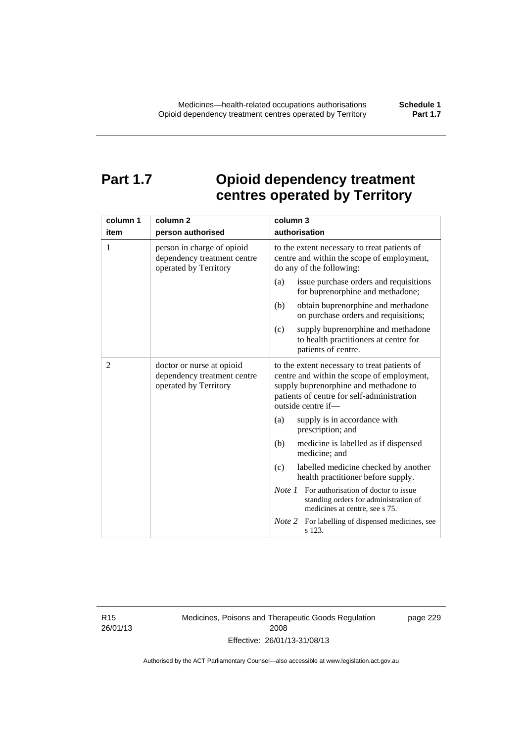# Part 1.7 Opioid dependency treatment centres operated by Territory

| column 1<br>item | column 2<br>person authorised | column 3<br>authorisation |
|---|---|---|
| 1 | person in charge of opioid dependency treatment centre operated by Territory | to the extent necessary to treat patients of centre and within the scope of employment, do any of the following:<br>(a) issue purchase orders and requisitions for buprenorphine and methadone;<br>(b) obtain buprenorphine and methadone on purchase orders and requisitions;<br>(c) supply buprenorphine and methadone to health practitioners at centre for patients of centre. |
| 2 | doctor or nurse at opioid dependency treatment centre operated by Territory | to the extent necessary to treat patients of centre and within the scope of employment, supply buprenorphine and methadone to patients of centre for self-administration outside centre if—<br>(a) supply is in accordance with prescription; and<br>(b) medicine is labelled as if dispensed medicine; and<br>(c) labelled medicine checked by another health practitioner before supply.<br>*Note 1* For authorisation of doctor to issue standing orders for administration of medicines at centre, see s 75.<br>*Note 2* For labelling of dispensed medicines, see s 123. |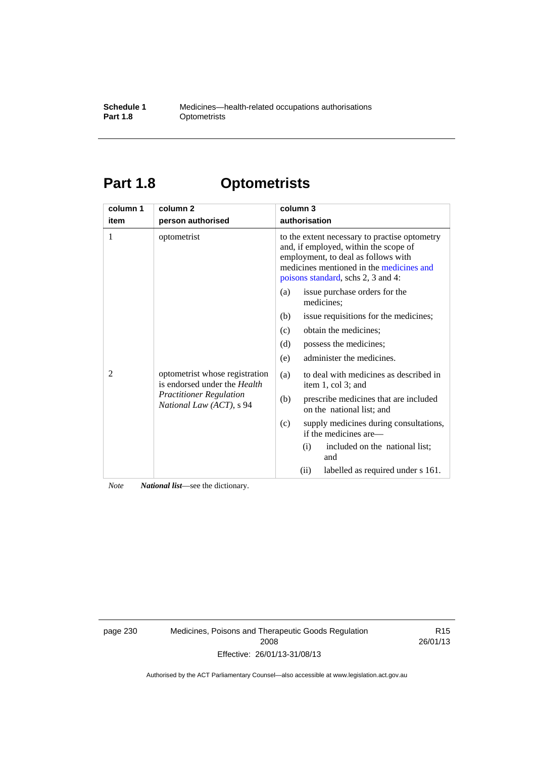# Part 1.8 Optometrists

| column 1<br>item | column 2<br>person authorised | column 3<br>authorisation |
|---|---|---|
| 1 | optometrist | to the extent necessary to practise optometry and, if employed, within the scope of employment, to deal as follows with medicines mentioned in the medicines and poisons standard, schs 2, 3 and 4:<br>(a) issue purchase orders for the medicines;<br>(b) issue requisitions for the medicines;<br>(c) obtain the medicines;<br>(d) possess the medicines;<br>(e) administer the medicines. |
| 2 | optometrist whose registration is endorsed under the *Health Practitioner Regulation National Law (ACT)*, s 94 | (a) to deal with medicines as described in item 1, col 3; and<br>(b) prescribe medicines that are included on the national list; and<br>(c) supply medicines during consultations, if the medicines are—<br>(i) included on the national list; and<br>(ii) labelled as required under s 161. |

*Note* ***National list***—see the dictionary.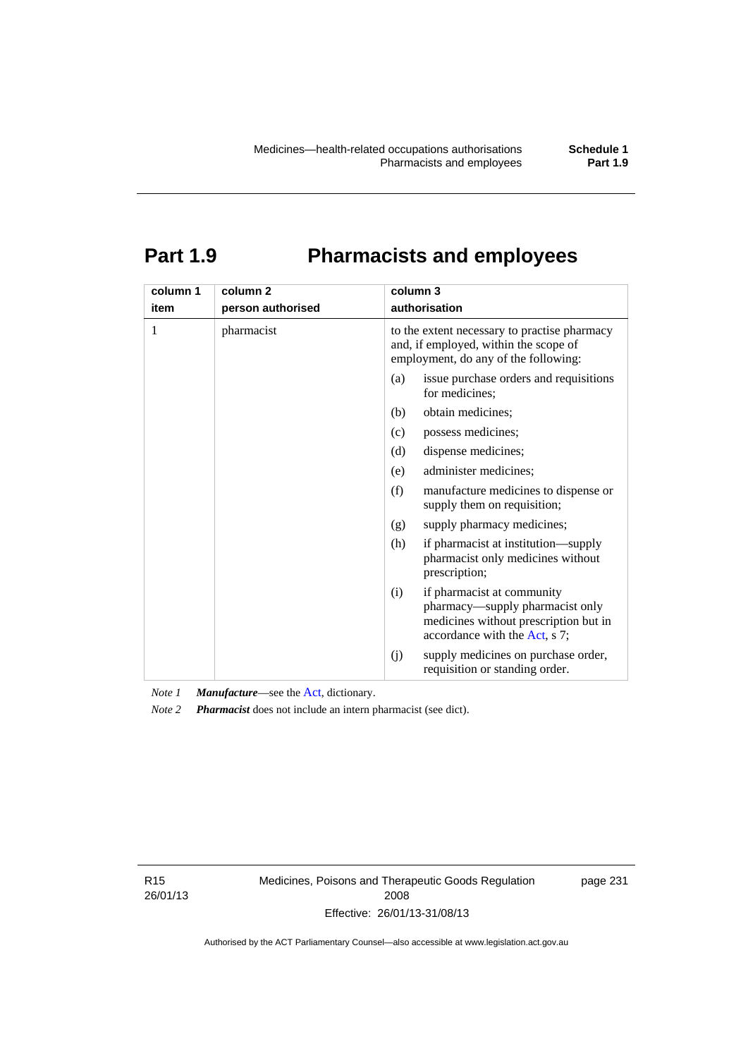# Part 1.9 Pharmacists and employees

| column 1<br>item | column 2<br>person authorised | column 3<br>authorisation |
|---|---|---|
| 1 | pharmacist | to the extent necessary to practise pharmacy and, if employed, within the scope of employment, do any of the following:<br>(a) issue purchase orders and requisitions for medicines;<br>(b) obtain medicines;<br>(c) possess medicines;<br>(d) dispense medicines;<br>(e) administer medicines;<br>(f) manufacture medicines to dispense or supply them on requisition;<br>(g) supply pharmacy medicines;<br>(h) if pharmacist at institution—supply pharmacist only medicines without prescription;<br>(i) if pharmacist at community pharmacy—supply pharmacist only medicines without prescription but in accordance with the Act, s 7;<br>(j) supply medicines on purchase order, requisition or standing order. |

*Note 1* ***Manufacture***—see the Act, dictionary.

*Note 2* ***Pharmacist*** does not include an intern pharmacist (see dict).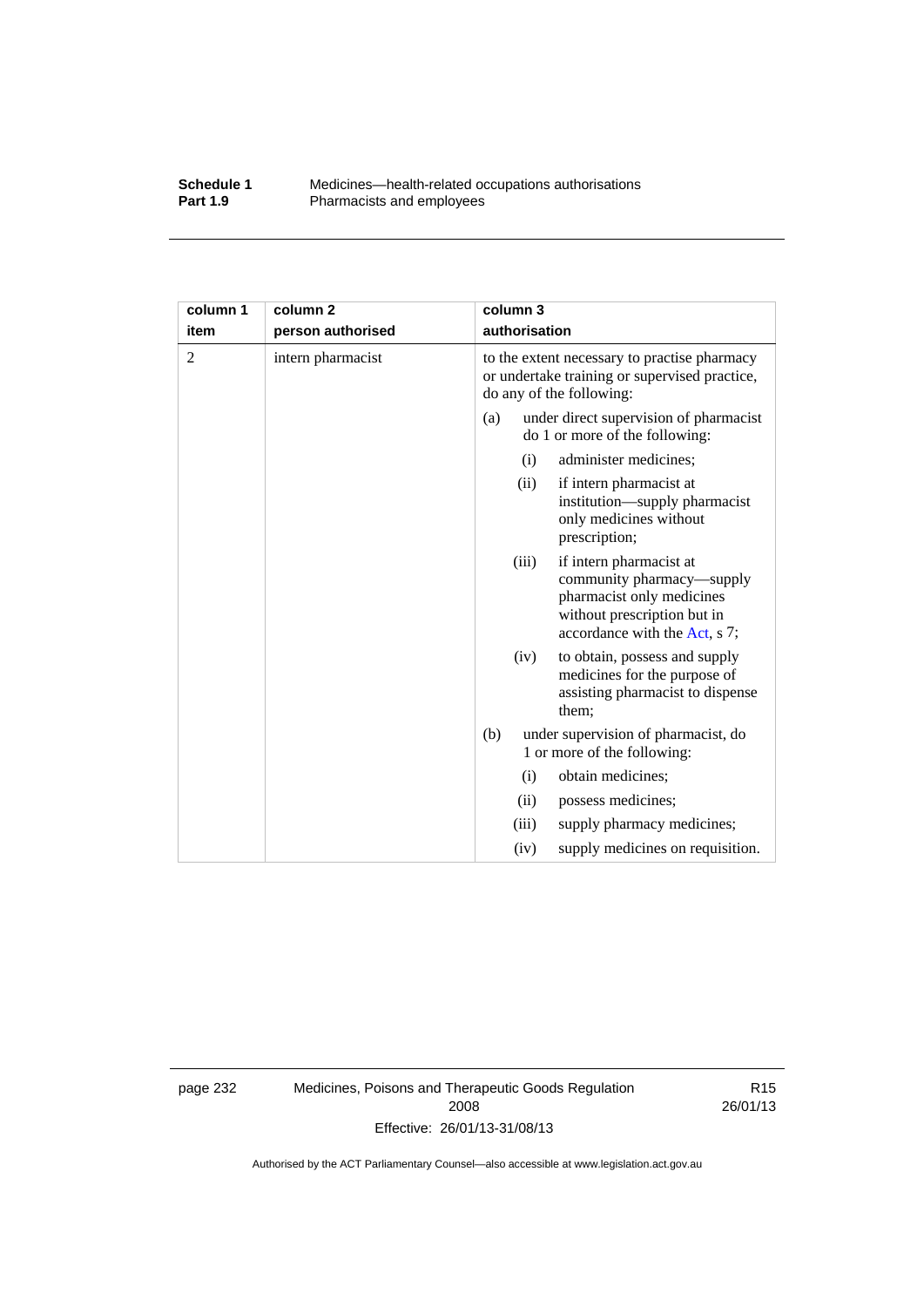| column 1 item | column 2 person authorised | column 3 authorisation |
|---|---|---|
| 2 | intern pharmacist | to the extent necessary to practise pharmacy or undertake training or supervised practice, do any of the following: |
| | | (a) under direct supervision of pharmacist do 1 or more of the following: |
| | | (i) administer medicines; |
| | | (ii) if intern pharmacist at institution—supply pharmacist only medicines without prescription; |
| | | (iii) if intern pharmacist at community pharmacy—supply pharmacist only medicines without prescription but in accordance with the Act, s 7; |
| | | (iv) to obtain, possess and supply medicines for the purpose of assisting pharmacist to dispense them; |
| | | (b) under supervision of pharmacist, do 1 or more of the following: |
| | | (i) obtain medicines; |
| | | (ii) possess medicines; |
| | | (iii) supply pharmacy medicines; |
| | | (iv) supply medicines on requisition. |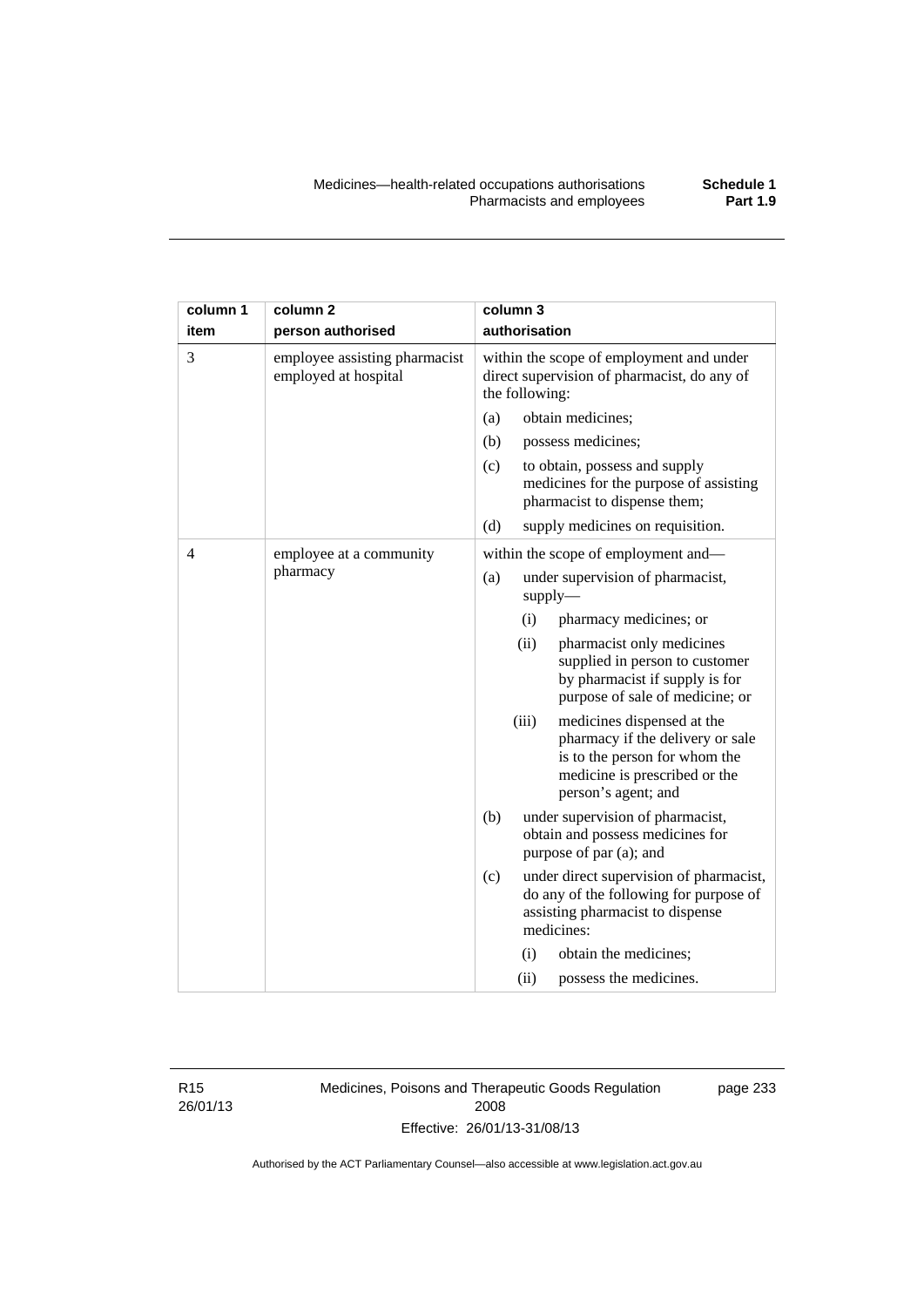| column 1 item | column 2 person authorised | column 3 authorisation |
|---|---|---|
| 3 | employee assisting pharmacist employed at hospital | within the scope of employment and under direct supervision of pharmacist, do any of the following:<br>(a) obtain medicines;<br>(b) possess medicines;<br>(c) to obtain, possess and supply medicines for the purpose of assisting pharmacist to dispense them;<br>(d) supply medicines on requisition. |
| 4 | employee at a community pharmacy | within the scope of employment and—<br>(a) under supervision of pharmacist, supply—<br>(i) pharmacy medicines; or<br>(ii) pharmacist only medicines supplied in person to customer by pharmacist if supply is for purpose of sale of medicine; or<br>(iii) medicines dispensed at the pharmacy if the delivery or sale is to the person for whom the medicine is prescribed or the person's agent; and<br>(b) under supervision of pharmacist, obtain and possess medicines for purpose of par (a); and<br>(c) under direct supervision of pharmacist, do any of the following for purpose of assisting pharmacist to dispense medicines:<br>(i) obtain the medicines;<br>(ii) possess the medicines. |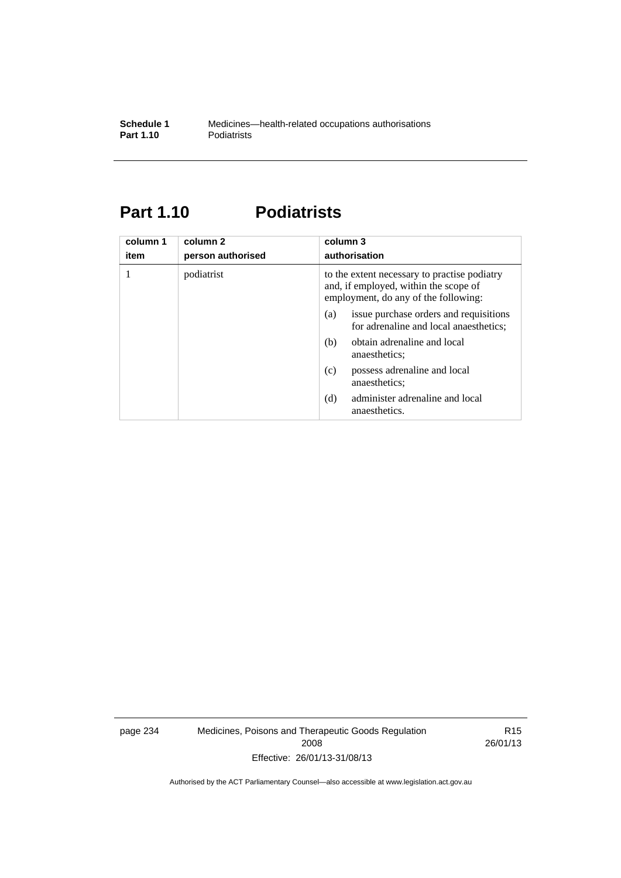# Part 1.10 Podiatrists

| column 1<br>item | column 2<br>person authorised | column 3<br>authorisation |
|---|---|---|
| 1 | podiatrist | to the extent necessary to practise podiatry and, if employed, within the scope of employment, do any of the following:<br>(a) issue purchase orders and requisitions for adrenaline and local anaesthetics;<br>(b) obtain adrenaline and local anaesthetics;<br>(c) possess adrenaline and local anaesthetics;<br>(d) administer adrenaline and local anaesthetics. |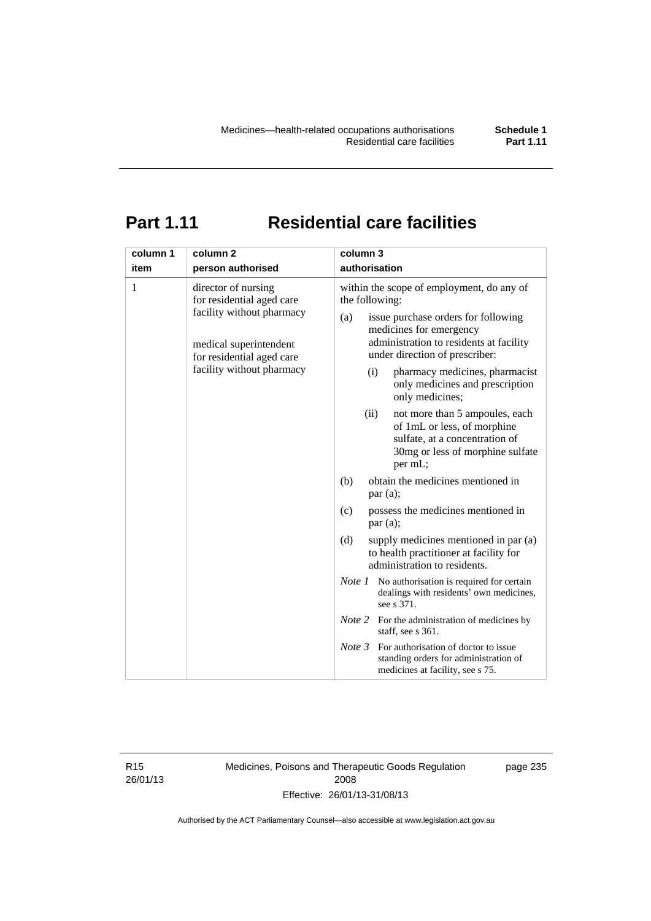# Part 1.11 Residential care facilities

| column 1<br>item | column 2<br>person authorised | column 3<br>authorisation |
|---|---|---|
| 1 | director of nursing for residential aged care facility without pharmacy<br><br>medical superintendent for residential aged care facility without pharmacy | within the scope of employment, do any of the following:<br>(a) issue purchase orders for following medicines for emergency administration to residents at facility under direction of prescriber:<br>(i) pharmacy medicines, pharmacist only medicines and prescription only medicines;<br>(ii) not more than 5 ampoules, each of 1mL or less, of morphine sulfate, at a concentration of 30mg or less of morphine sulfate per mL;<br>(b) obtain the medicines mentioned in par (a);<br>(c) possess the medicines mentioned in par (a);<br>(d) supply medicines mentioned in par (a) to health practitioner at facility for administration to residents.<br>*Note 1* No authorisation is required for certain dealings with residents' own medicines, see s 371.<br>*Note 2* For the administration of medicines by staff, see s 361.<br>*Note 3* For authorisation of doctor to issue standing orders for administration of medicines at facility, see s 75. |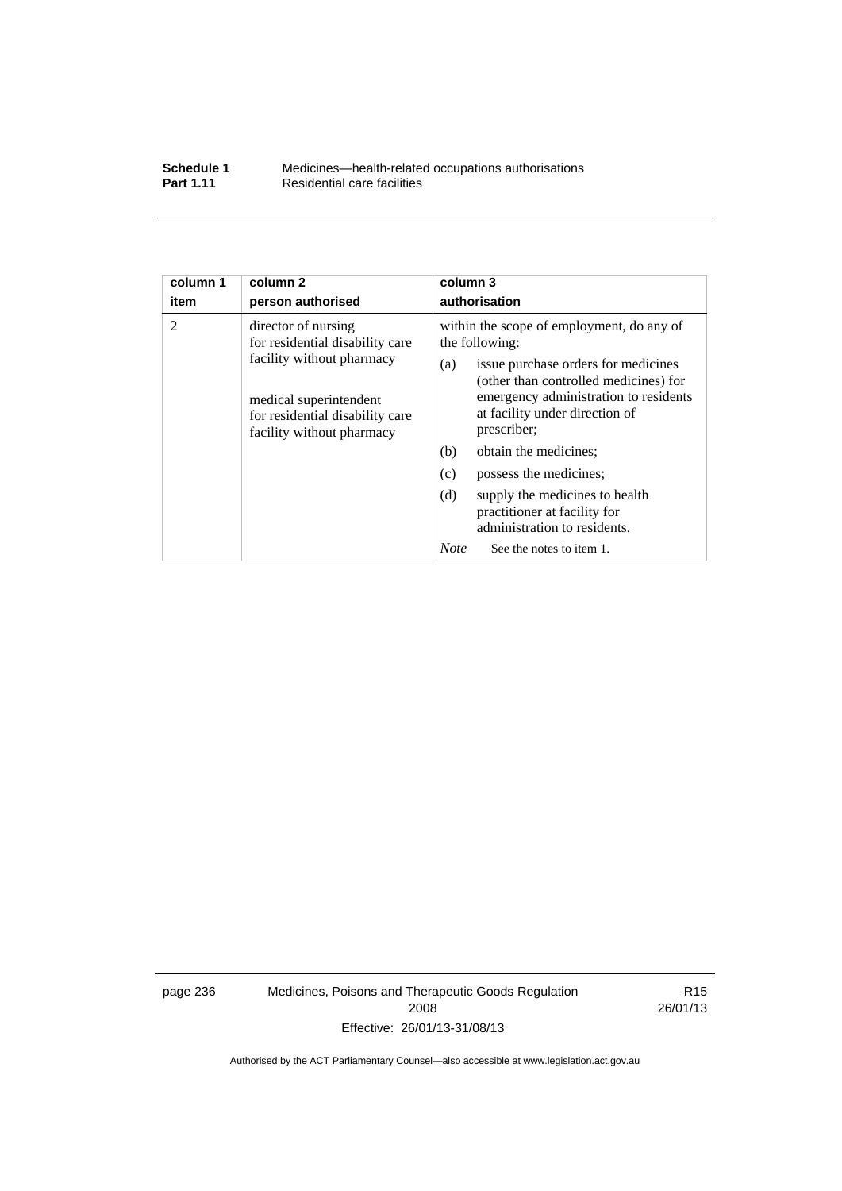| column 1 item | column 2 person authorised | column 3 authorisation |
|---|---|---|
| 2 | director of nursing for residential disability care facility without pharmacy<br><br>medical superintendent for residential disability care facility without pharmacy | within the scope of employment, do any of the following:<br>(a) issue purchase orders for medicines (other than controlled medicines) for emergency administration to residents at facility under direction of prescriber;<br>(b) obtain the medicines;<br>(c) possess the medicines;<br>(d) supply the medicines to health practitioner at facility for administration to residents.<br>*Note* See the notes to item 1. |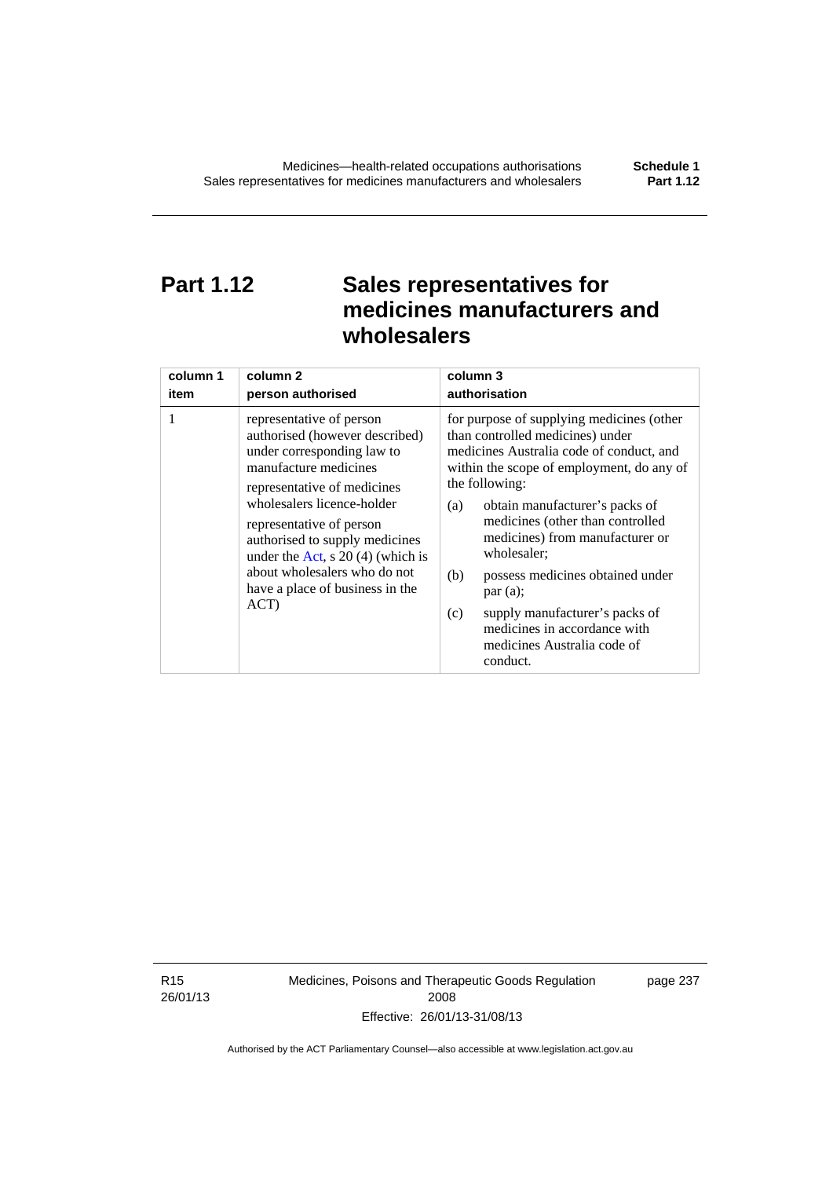# Part 1.12 Sales representatives for medicines manufacturers and wholesalers

| column 1 item | column 2 person authorised | column 3 authorisation |
|---|---|---|
| 1 | representative of person authorised (however described) under corresponding law to manufacture medicines<br><br>representative of medicines wholesalers licence-holder<br><br>representative of person authorised to supply medicines under the Act, s 20 (4) (which is about wholesalers who do not have a place of business in the ACT) | for purpose of supplying medicines (other than controlled medicines) under medicines Australia code of conduct, and within the scope of employment, do any of the following:<br><br>(a) obtain manufacturer's packs of medicines (other than controlled medicines) from manufacturer or wholesaler;<br><br>(b) possess medicines obtained under par (a);<br><br>(c) supply manufacturer's packs of medicines in accordance with medicines Australia code of conduct. |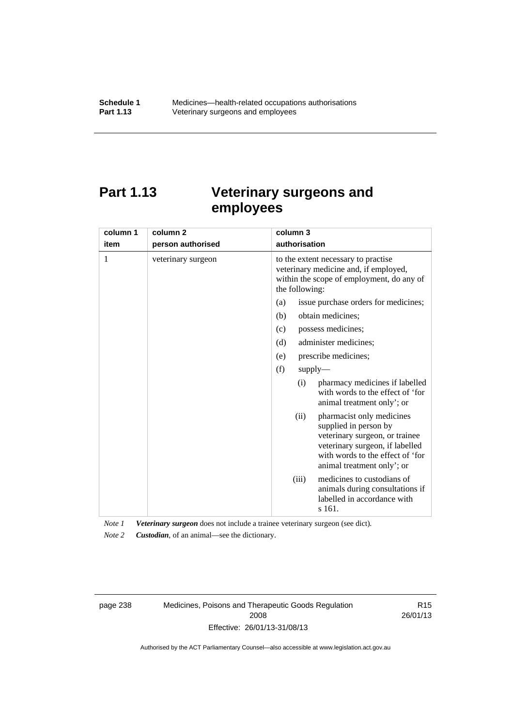# Part 1.13 Veterinary surgeons and employees

| column 1<br>item | column 2<br>person authorised | column 3<br>authorisation |
|---|---|---|
| 1 | veterinary surgeon | to the extent necessary to practise veterinary medicine and, if employed, within the scope of employment, do any of the following:<br>(a) issue purchase orders for medicines;<br>(b) obtain medicines;<br>(c) possess medicines;<br>(d) administer medicines;<br>(e) prescribe medicines;<br>(f) supply—<br>(i) pharmacy medicines if labelled with words to the effect of 'for animal treatment only'; or<br>(ii) pharmacist only medicines supplied in person by veterinary surgeon, or trainee veterinary surgeon, if labelled with words to the effect of 'for animal treatment only'; or<br>(iii) medicines to custodians of animals during consultations if labelled in accordance with s 161. |

*Note 1* ***Veterinary surgeon*** does not include a trainee veterinary surgeon (see dict).

*Note 2* ***Custodian***, of an animal—see the dictionary.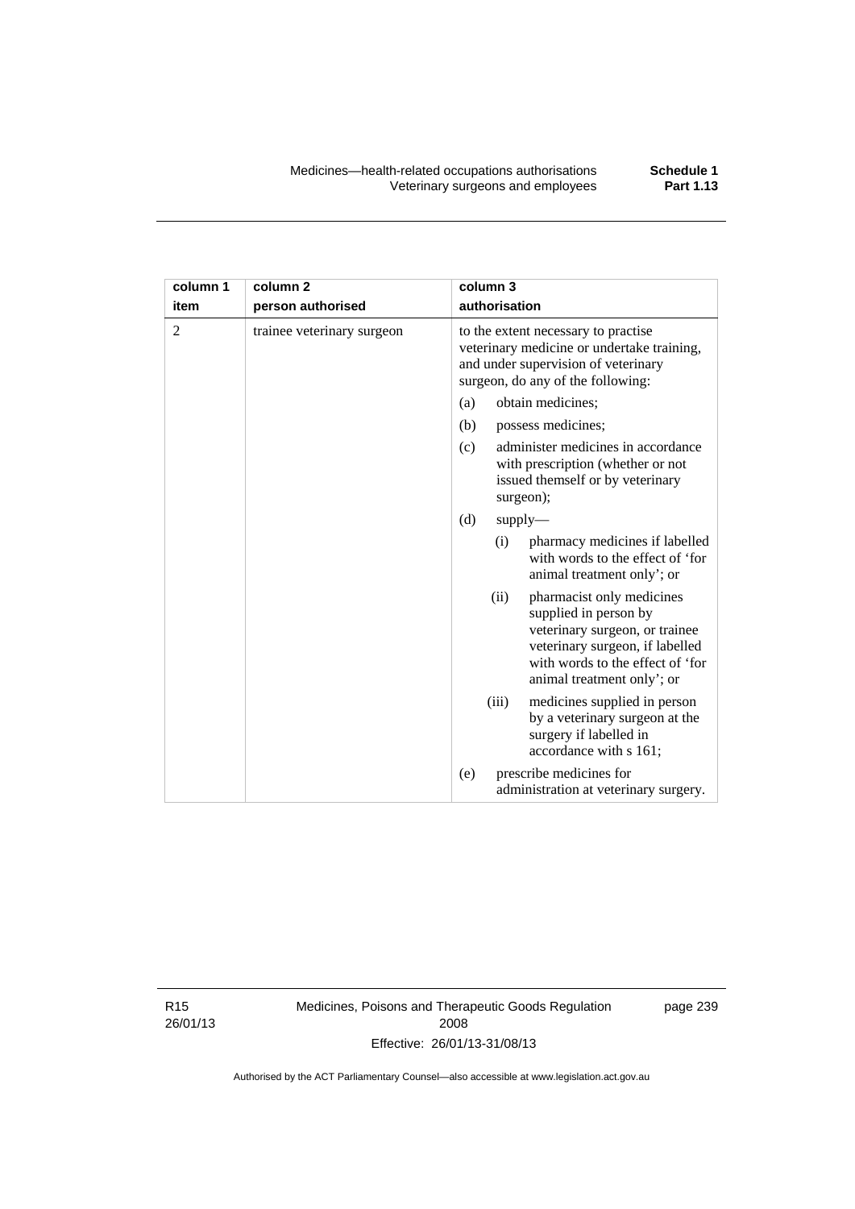| column 1<br>item | column 2<br>person authorised | column 3<br>authorisation |
|---|---|---|
| 2 | trainee veterinary surgeon | to the extent necessary to practise veterinary medicine or undertake training, and under supervision of veterinary surgeon, do any of the following:<br>(a) obtain medicines;<br>(b) possess medicines;<br>(c) administer medicines in accordance with prescription (whether or not issued themself or by veterinary surgeon);<br>(d) supply—<br>(i) pharmacy medicines if labelled with words to the effect of 'for animal treatment only'; or<br>(ii) pharmacist only medicines supplied in person by veterinary surgeon, or trainee veterinary surgeon, if labelled with words to the effect of 'for animal treatment only'; or<br>(iii) medicines supplied in person by a veterinary surgeon at the surgery if labelled in accordance with s 161;<br>(e) prescribe medicines for administration at veterinary surgery. |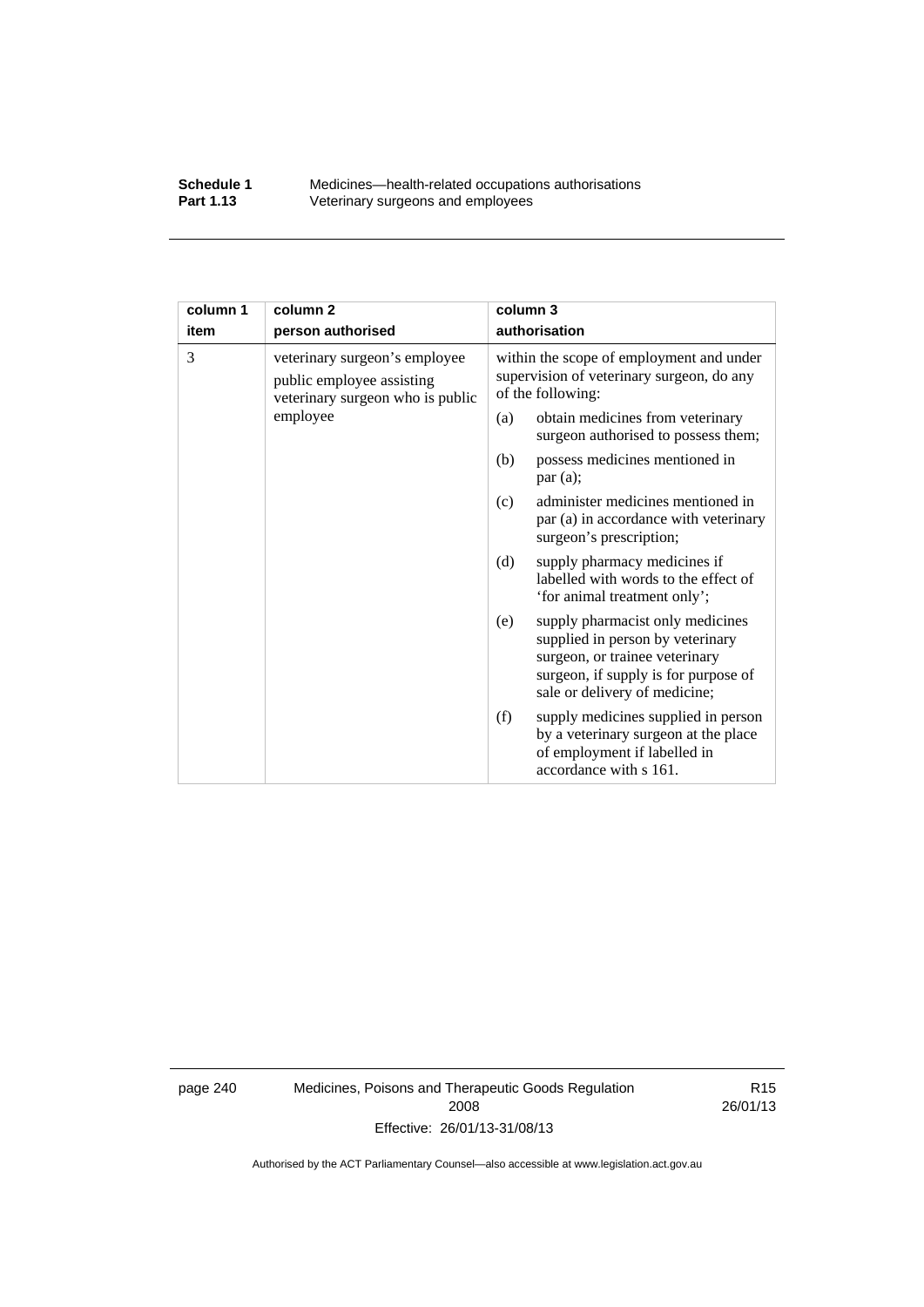| column 1 item | column 2 person authorised | column 3 authorisation |
|---|---|---|
| 3 | veterinary surgeon's employee public employee assisting veterinary surgeon who is public employee | within the scope of employment and under supervision of veterinary surgeon, do any of the following: (a) obtain medicines from veterinary surgeon authorised to possess them; (b) possess medicines mentioned in par (a); (c) administer medicines mentioned in par (a) in accordance with veterinary surgeon's prescription; (d) supply pharmacy medicines if labelled with words to the effect of 'for animal treatment only'; (e) supply pharmacist only medicines supplied in person by veterinary surgeon, or trainee veterinary surgeon, if supply is for purpose of sale or delivery of medicine; (f) supply medicines supplied in person by a veterinary surgeon at the place of employment if labelled in accordance with s 161. |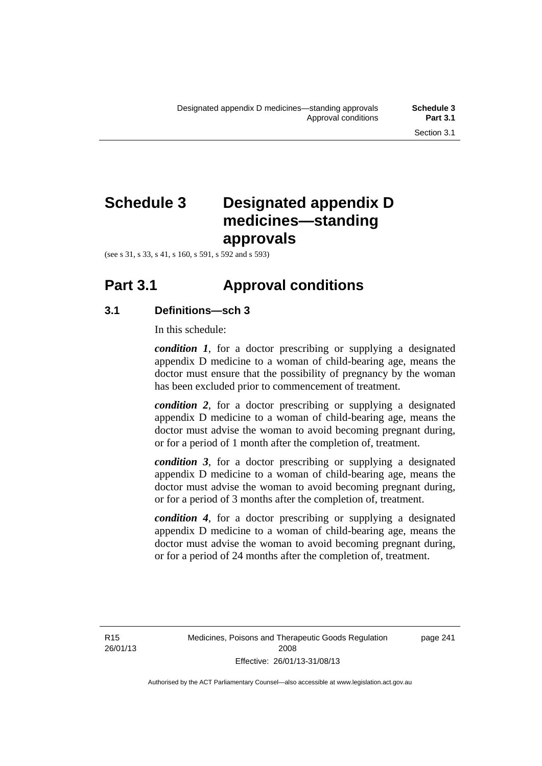# Schedule 3 Designated appendix D medicines—standing approvals

(see s 31, s 33, s 41, s 160, s 591, s 592 and s 593)

## Part 3.1 Approval conditions

### 3.1 Definitions—sch 3

In this schedule:

***condition 1***, for a doctor prescribing or supplying a designated appendix D medicine to a woman of child-bearing age, means the doctor must ensure that the possibility of pregnancy by the woman has been excluded prior to commencement of treatment.

***condition 2***, for a doctor prescribing or supplying a designated appendix D medicine to a woman of child-bearing age, means the doctor must advise the woman to avoid becoming pregnant during, or for a period of 1 month after the completion of, treatment.

***condition 3***, for a doctor prescribing or supplying a designated appendix D medicine to a woman of child-bearing age, means the doctor must advise the woman to avoid becoming pregnant during, or for a period of 3 months after the completion of, treatment.

***condition 4***, for a doctor prescribing or supplying a designated appendix D medicine to a woman of child-bearing age, means the doctor must advise the woman to avoid becoming pregnant during, or for a period of 24 months after the completion of, treatment.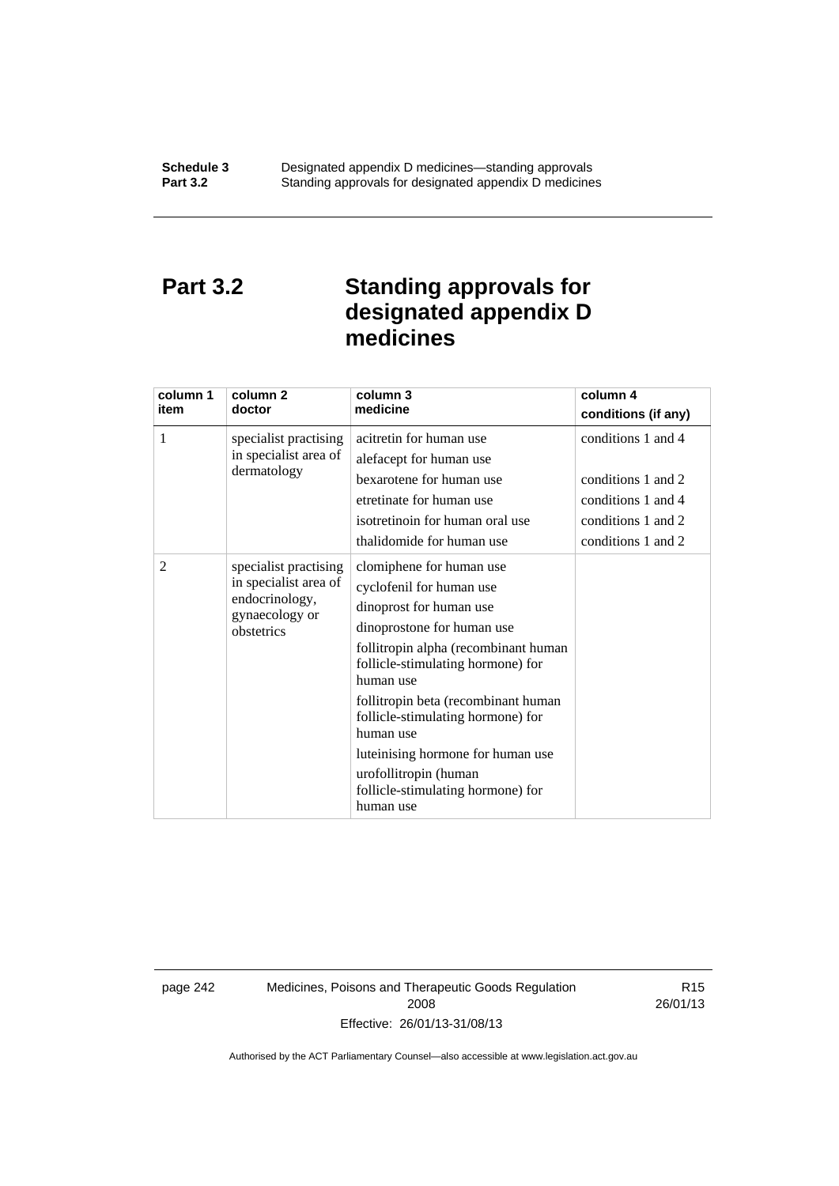# Part 3.2 Standing approvals for designated appendix D medicines

| column 1<br>item | column 2<br>doctor | column 3<br>medicine | column 4<br>conditions (if any) |
|---|---|---|---|
| 1 | specialist practising in specialist area of dermatology | acitretin for human use | conditions 1 and 4 |
| | | alefacept for human use | |
| | | bexarotene for human use | conditions 1 and 2 |
| | | etretinate for human use | conditions 1 and 4 |
| | | isotretinoin for human oral use | conditions 1 and 2 |
| | | thalidomide for human use | conditions 1 and 2 |
| 2 | specialist practising in specialist area of endocrinology, gynaecology or obstetrics | clomiphene for human use | |
| | | cyclofenil for human use | |
| | | dinoprost for human use | |
| | | dinoprostone for human use | |
| | | follitropin alpha (recombinant human follicle-stimulating hormone) for human use | |
| | | follitropin beta (recombinant human follicle-stimulating hormone) for human use | |
| | | luteinising hormone for human use | |
| | | urofollitropin (human follicle-stimulating hormone) for human use | |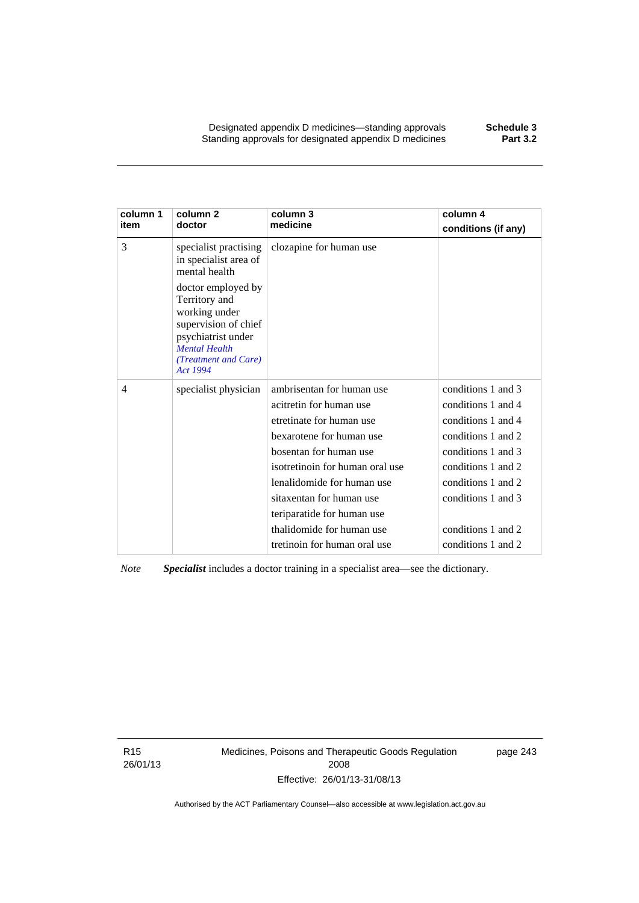| column 1 item | column 2 doctor | column 3 medicine | column 4 conditions (if any) |
|---|---|---|---|
| 3 | specialist practising in specialist area of mental health<br><br>doctor employed by Territory and working under supervision of chief psychiatrist under *Mental Health (Treatment and Care) Act 1994* | clozapine for human use | |
| 4 | specialist physician | ambrisentan for human use | conditions 1 and 3 |
| | | acitretin for human use | conditions 1 and 4 |
| | | etretinate for human use | conditions 1 and 4 |
| | | bexarotene for human use | conditions 1 and 2 |
| | | bosentan for human use | conditions 1 and 3 |
| | | isotretinoin for human oral use | conditions 1 and 2 |
| | | lenalidomide for human use | conditions 1 and 2 |
| | | sitaxentan for human use | conditions 1 and 3 |
| | | teriparatide for human use | |
| | | thalidomide for human use | conditions 1 and 2 |
| | | tretinoin for human oral use | conditions 1 and 2 |

*Note* ***Specialist*** includes a doctor training in a specialist area—see the dictionary.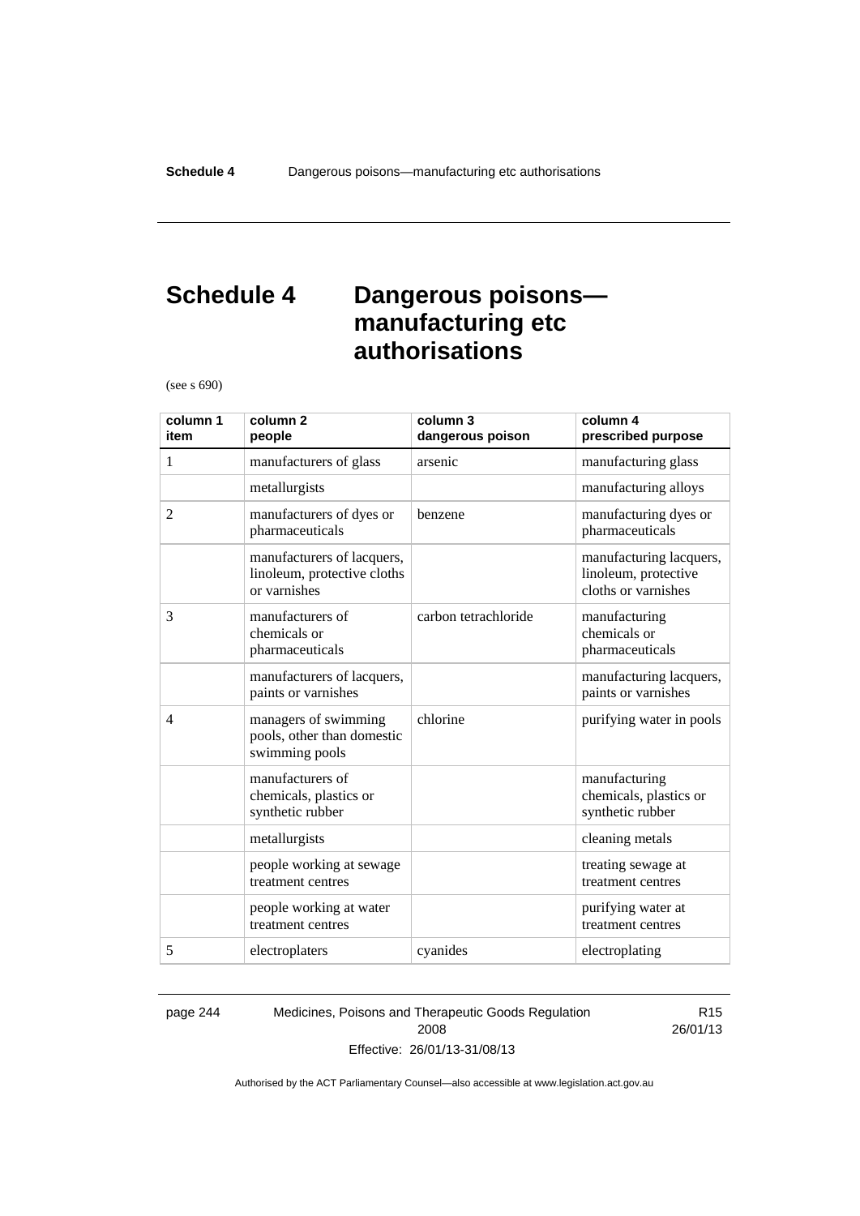# Schedule 4 Dangerous poisons—manufacturing etc authorisations

(see s 690)

| column 1 item | column 2 people | column 3 dangerous poison | column 4 prescribed purpose |
|---|---|---|---|
| 1 | manufacturers of glass | arsenic | manufacturing glass |
| | metallurgists | | manufacturing alloys |
| 2 | manufacturers of dyes or pharmaceuticals | benzene | manufacturing dyes or pharmaceuticals |
| | manufacturers of lacquers, linoleum, protective cloths or varnishes | | manufacturing lacquers, linoleum, protective cloths or varnishes |
| 3 | manufacturers of chemicals or pharmaceuticals | carbon tetrachloride | manufacturing chemicals or pharmaceuticals |
| | manufacturers of lacquers, paints or varnishes | | manufacturing lacquers, paints or varnishes |
| 4 | managers of swimming pools, other than domestic swimming pools | chlorine | purifying water in pools |
| | manufacturers of chemicals, plastics or synthetic rubber | | manufacturing chemicals, plastics or synthetic rubber |
| | metallurgists | | cleaning metals |
| | people working at sewage treatment centres | | treating sewage at treatment centres |
| | people working at water treatment centres | | purifying water at treatment centres |
| 5 | electroplaters | cyanides | electroplating |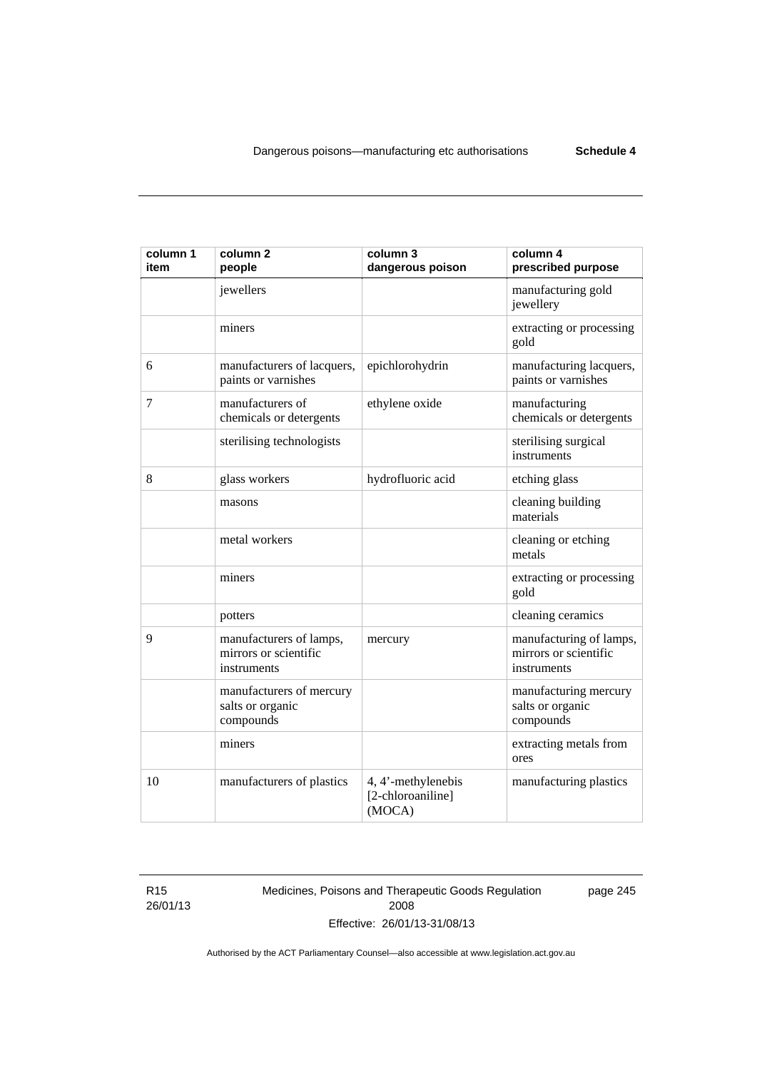| column 1 item | column 2 people | column 3 dangerous poison | column 4 prescribed purpose |
|---|---|---|---|
| | jewellers | | manufacturing gold jewellery |
| | miners | | extracting or processing gold |
| 6 | manufacturers of lacquers, paints or varnishes | epichlorohydrin | manufacturing lacquers, paints or varnishes |
| 7 | manufacturers of chemicals or detergents | ethylene oxide | manufacturing chemicals or detergents |
| | sterilising technologists | | sterilising surgical instruments |
| 8 | glass workers | hydrofluoric acid | etching glass |
| | masons | | cleaning building materials |
| | metal workers | | cleaning or etching metals |
| | miners | | extracting or processing gold |
| | potters | | cleaning ceramics |
| 9 | manufacturers of lamps, mirrors or scientific instruments | mercury | manufacturing of lamps, mirrors or scientific instruments |
| | manufacturers of mercury salts or organic compounds | | manufacturing mercury salts or organic compounds |
| | miners | | extracting metals from ores |
| 10 | manufacturers of plastics | 4, 4'-methylenebis [2-chloroaniline] (MOCA) | manufacturing plastics |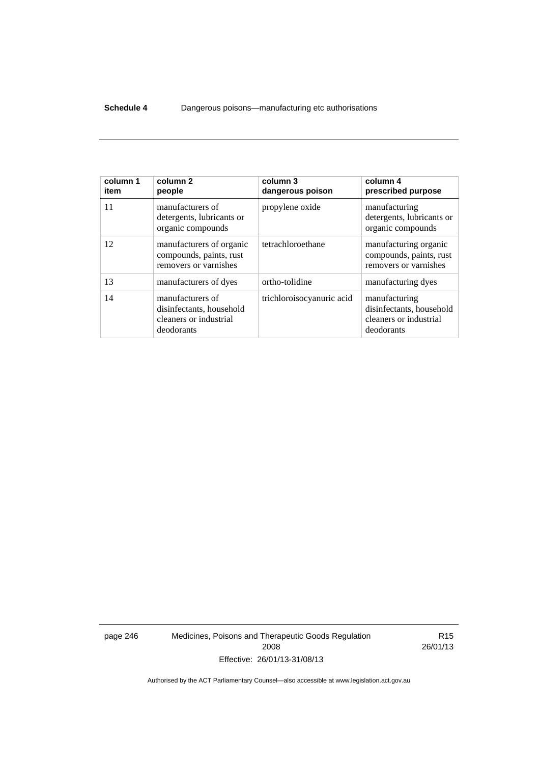| column 1 item | column 2 people | column 3 dangerous poison | column 4 prescribed purpose |
|---|---|---|---|
| 11 | manufacturers of detergents, lubricants or organic compounds | propylene oxide | manufacturing detergents, lubricants or organic compounds |
| 12 | manufacturers of organic compounds, paints, rust removers or varnishes | tetrachloroethane | manufacturing organic compounds, paints, rust removers or varnishes |
| 13 | manufacturers of dyes | ortho-tolidine | manufacturing dyes |
| 14 | manufacturers of disinfectants, household cleaners or industrial deodorants | trichloroisocyanuric acid | manufacturing disinfectants, household cleaners or industrial deodorants |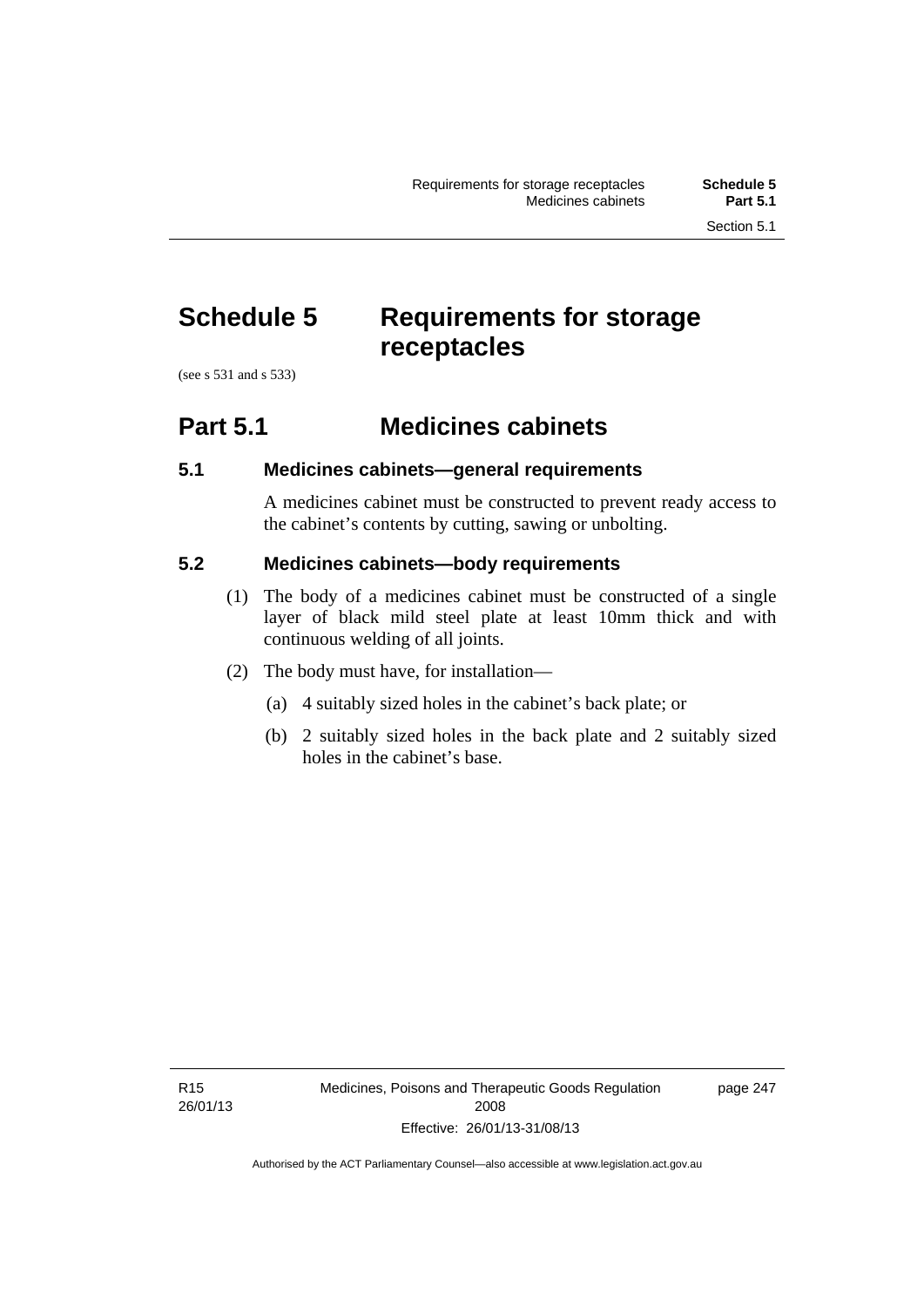# Schedule 5 Requirements for storage receptacles

(see s 531 and s 533)

## Part 5.1 Medicines cabinets

### 5.1 Medicines cabinets—general requirements

A medicines cabinet must be constructed to prevent ready access to the cabinet's contents by cutting, sawing or unbolting.

### 5.2 Medicines cabinets—body requirements

(1) The body of a medicines cabinet must be constructed of a single layer of black mild steel plate at least 10mm thick and with continuous welding of all joints.

(2) The body must have, for installation—

(a) 4 suitably sized holes in the cabinet's back plate; or

(b) 2 suitably sized holes in the back plate and 2 suitably sized holes in the cabinet's base.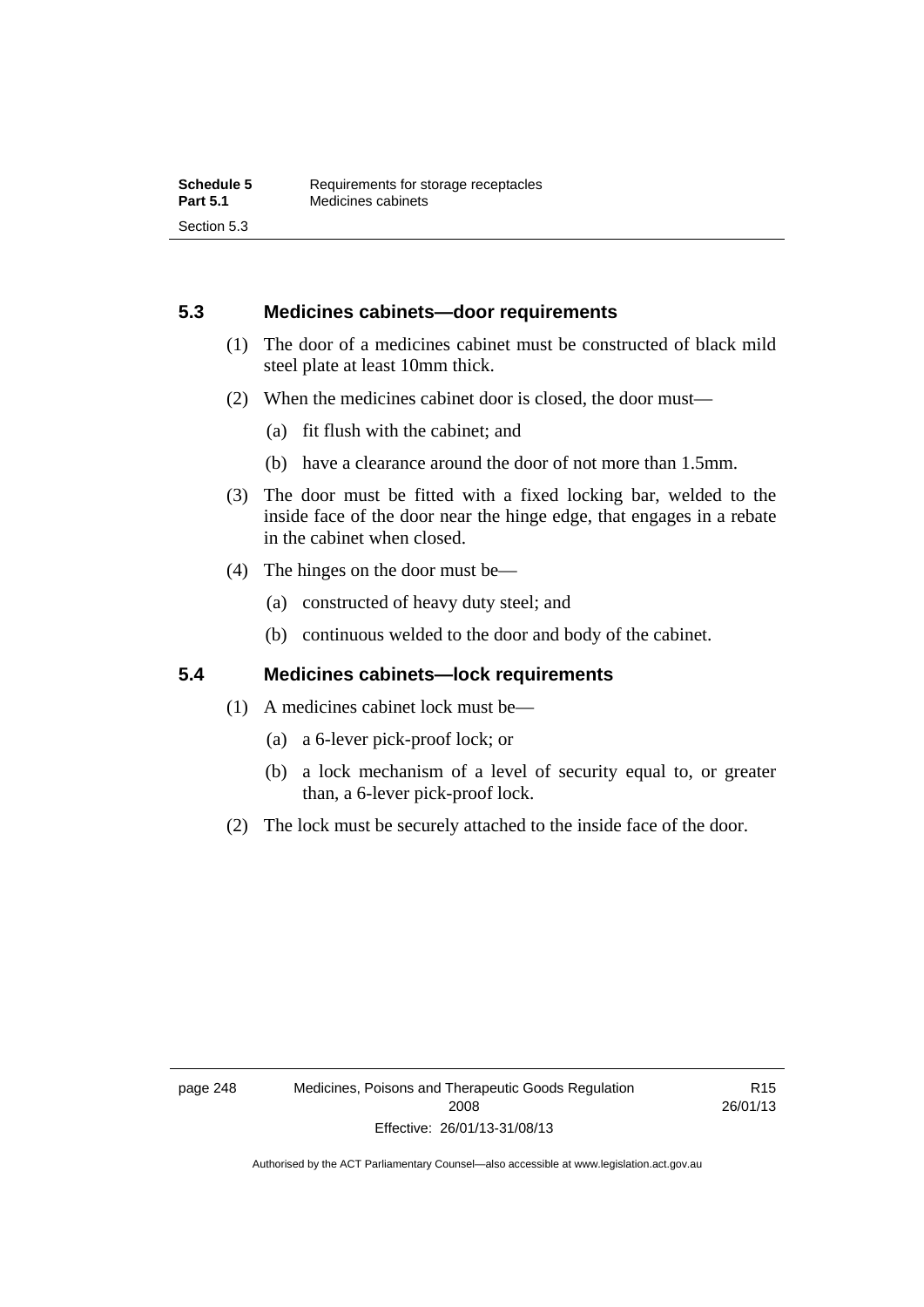## 5.3 Medicines cabinets—door requirements

(1) The door of a medicines cabinet must be constructed of black mild steel plate at least 10mm thick.

(2) When the medicines cabinet door is closed, the door must—

(a) fit flush with the cabinet; and

(b) have a clearance around the door of not more than 1.5mm.

(3) The door must be fitted with a fixed locking bar, welded to the inside face of the door near the hinge edge, that engages in a rebate in the cabinet when closed.

(4) The hinges on the door must be—

(a) constructed of heavy duty steel; and

(b) continuous welded to the door and body of the cabinet.

## 5.4 Medicines cabinets—lock requirements

(1) A medicines cabinet lock must be—

(a) a 6-lever pick-proof lock; or

(b) a lock mechanism of a level of security equal to, or greater than, a 6-lever pick-proof lock.

(2) The lock must be securely attached to the inside face of the door.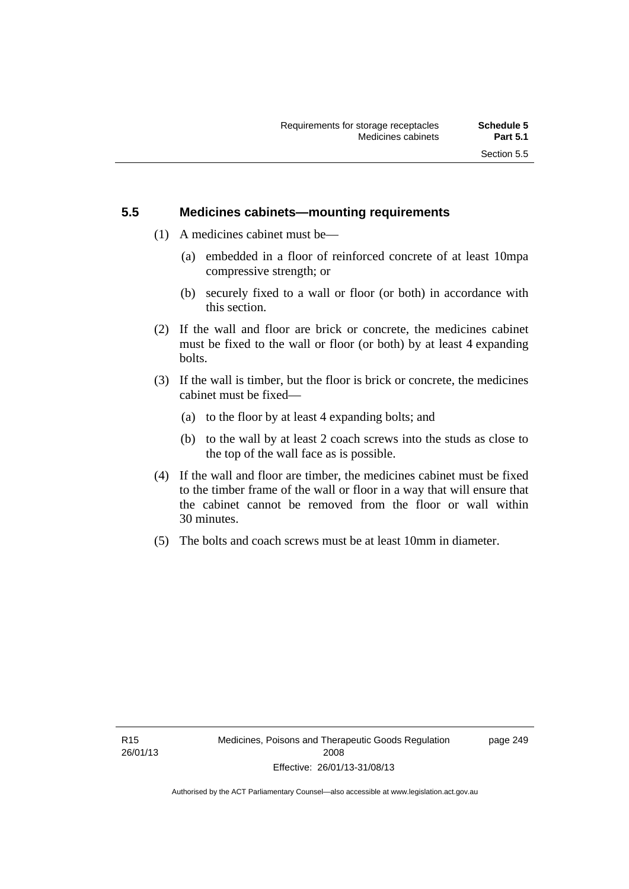## 5.5 Medicines cabinets—mounting requirements

(1) A medicines cabinet must be—

(a) embedded in a floor of reinforced concrete of at least 10mpa compressive strength; or

(b) securely fixed to a wall or floor (or both) in accordance with this section.

(2) If the wall and floor are brick or concrete, the medicines cabinet must be fixed to the wall or floor (or both) by at least 4 expanding bolts.

(3) If the wall is timber, but the floor is brick or concrete, the medicines cabinet must be fixed—

(a) to the floor by at least 4 expanding bolts; and

(b) to the wall by at least 2 coach screws into the studs as close to the top of the wall face as is possible.

(4) If the wall and floor are timber, the medicines cabinet must be fixed to the timber frame of the wall or floor in a way that will ensure that the cabinet cannot be removed from the floor or wall within 30 minutes.

(5) The bolts and coach screws must be at least 10mm in diameter.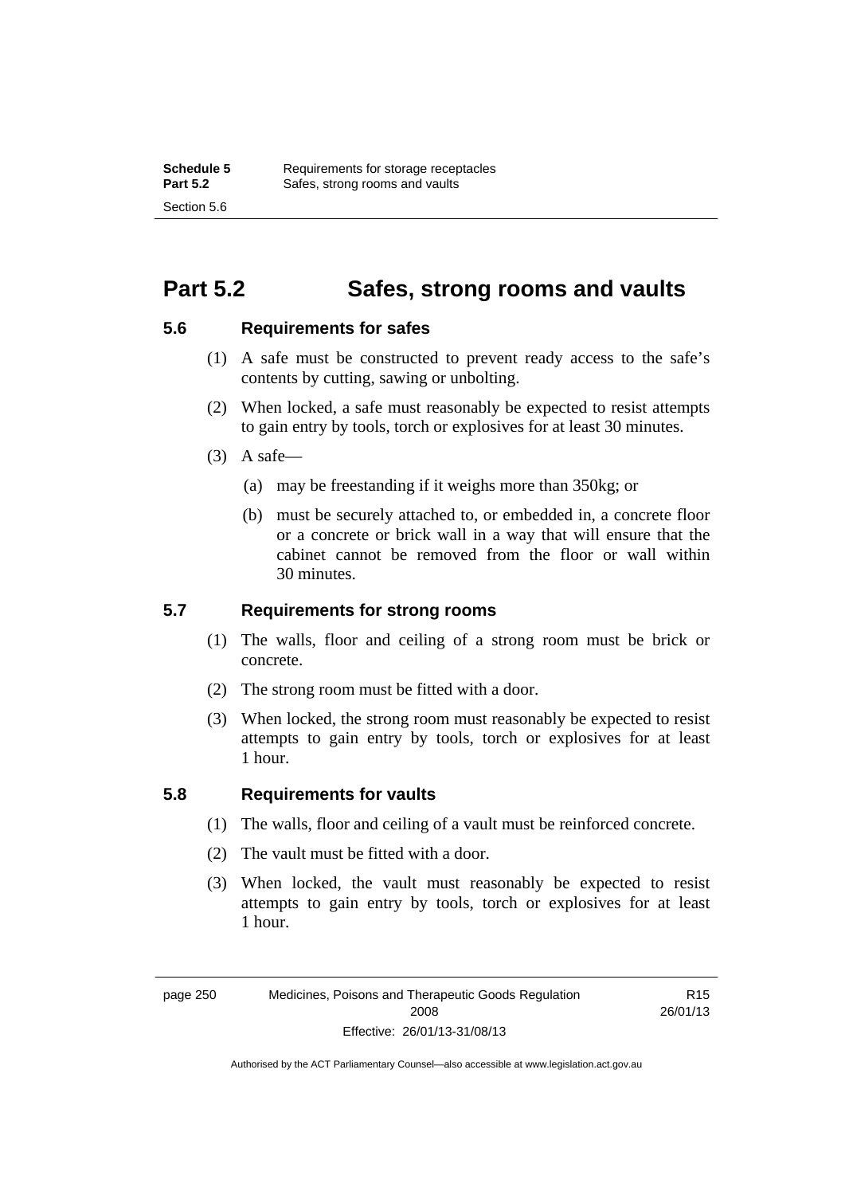# Part 5.2 Safes, strong rooms and vaults

## 5.6 Requirements for safes

(1) A safe must be constructed to prevent ready access to the safe's contents by cutting, sawing or unbolting.

(2) When locked, a safe must reasonably be expected to resist attempts to gain entry by tools, torch or explosives for at least 30 minutes.

(3) A safe—

(a) may be freestanding if it weighs more than 350kg; or

(b) must be securely attached to, or embedded in, a concrete floor or a concrete or brick wall in a way that will ensure that the cabinet cannot be removed from the floor or wall within 30 minutes.

## 5.7 Requirements for strong rooms

(1) The walls, floor and ceiling of a strong room must be brick or concrete.

(2) The strong room must be fitted with a door.

(3) When locked, the strong room must reasonably be expected to resist attempts to gain entry by tools, torch or explosives for at least 1 hour.

## 5.8 Requirements for vaults

(1) The walls, floor and ceiling of a vault must be reinforced concrete.

(2) The vault must be fitted with a door.

(3) When locked, the vault must reasonably be expected to resist attempts to gain entry by tools, torch or explosives for at least 1 hour.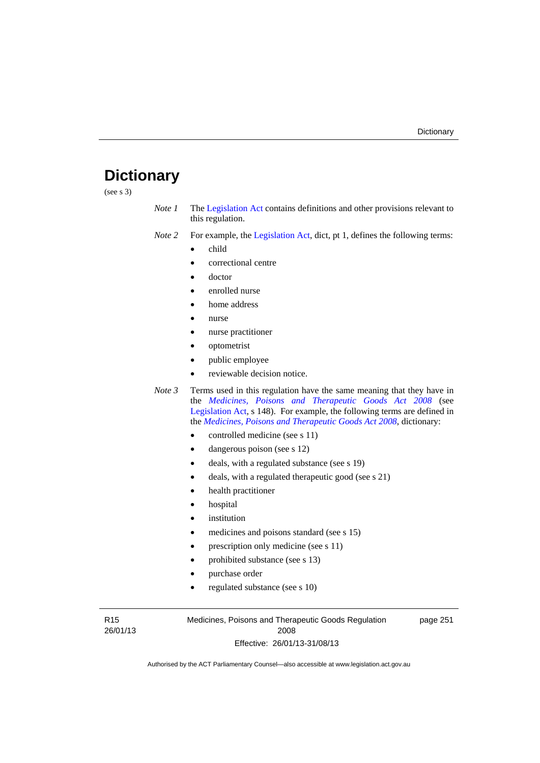# Dictionary

(see s 3)

*Note 1* The Legislation Act contains definitions and other provisions relevant to this regulation.

*Note 2* For example, the Legislation Act, dict, pt 1, defines the following terms:

- child
- correctional centre
- doctor
- enrolled nurse
- home address
- nurse
- nurse practitioner
- optometrist
- public employee
- reviewable decision notice.

*Note 3* Terms used in this regulation have the same meaning that they have in the *Medicines, Poisons and Therapeutic Goods Act 2008* (see Legislation Act, s 148). For example, the following terms are defined in the *Medicines, Poisons and Therapeutic Goods Act 2008*, dictionary:

- controlled medicine (see s 11)
- dangerous poison (see s 12)
- deals, with a regulated substance (see s 19)
- deals, with a regulated therapeutic good (see s 21)
- health practitioner
- hospital
- institution
- medicines and poisons standard (see s 15)
- prescription only medicine (see s 11)
- prohibited substance (see s 13)
- purchase order
- regulated substance (see s 10)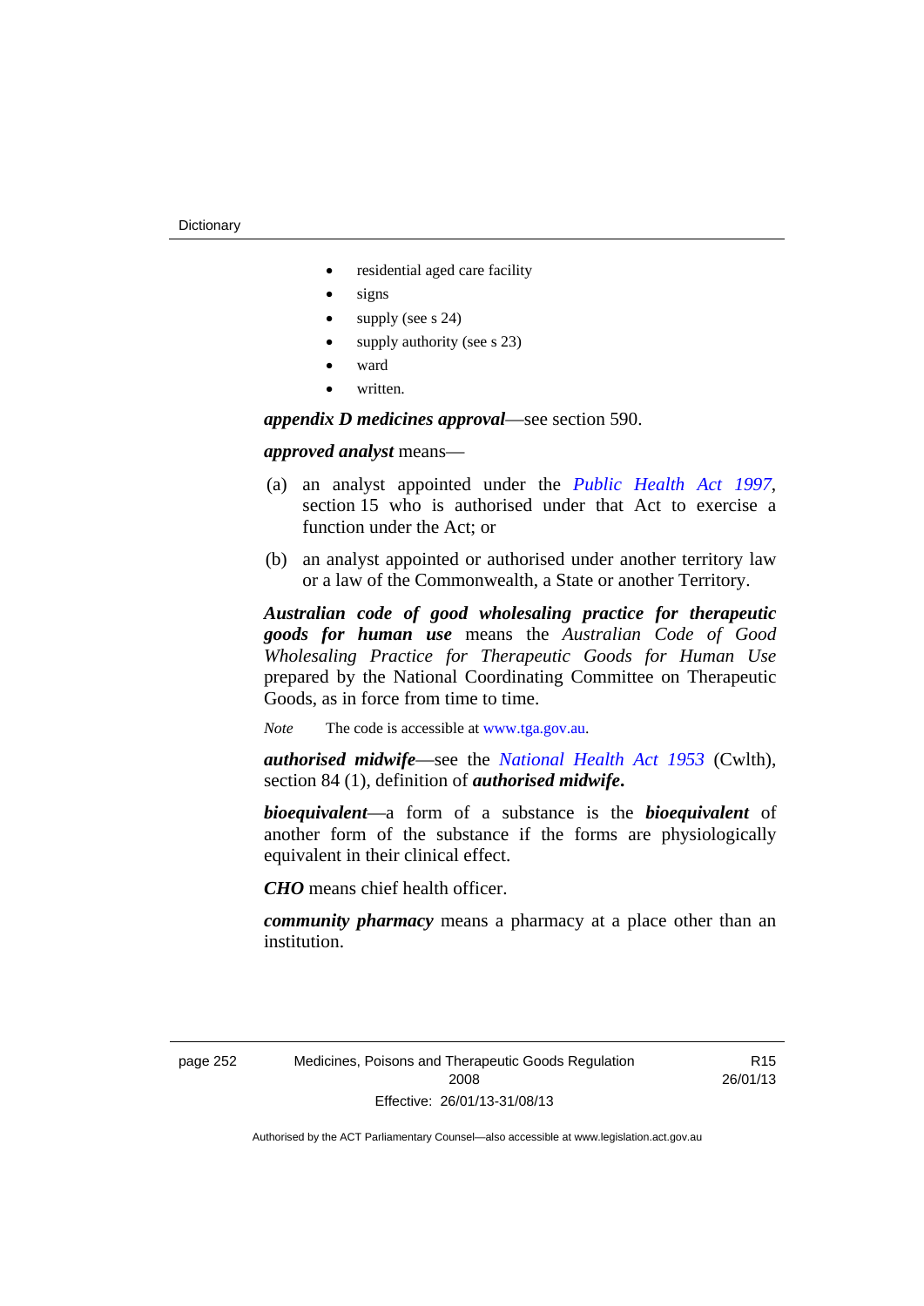- residential aged care facility
- signs
- supply (see s 24)
- supply authority (see s 23)
- ward
- written.

***appendix D medicines approval***—see section 590.

***approved analyst*** means—

(a) an analyst appointed under the *Public Health Act 1997*, section 15 who is authorised under that Act to exercise a function under the Act; or

(b) an analyst appointed or authorised under another territory law or a law of the Commonwealth, a State or another Territory.

***Australian code of good wholesaling practice for therapeutic goods for human use*** means the *Australian Code of Good Wholesaling Practice for Therapeutic Goods for Human Use* prepared by the National Coordinating Committee on Therapeutic Goods, as in force from time to time.

*Note* The code is accessible at www.tga.gov.au.

***authorised midwife***—see the *National Health Act 1953* (Cwlth), section 84 (1), definition of ***authorised midwife***.

***bioequivalent***—a form of a substance is the ***bioequivalent*** of another form of the substance if the forms are physiologically equivalent in their clinical effect.

***CHO*** means chief health officer.

***community pharmacy*** means a pharmacy at a place other than an institution.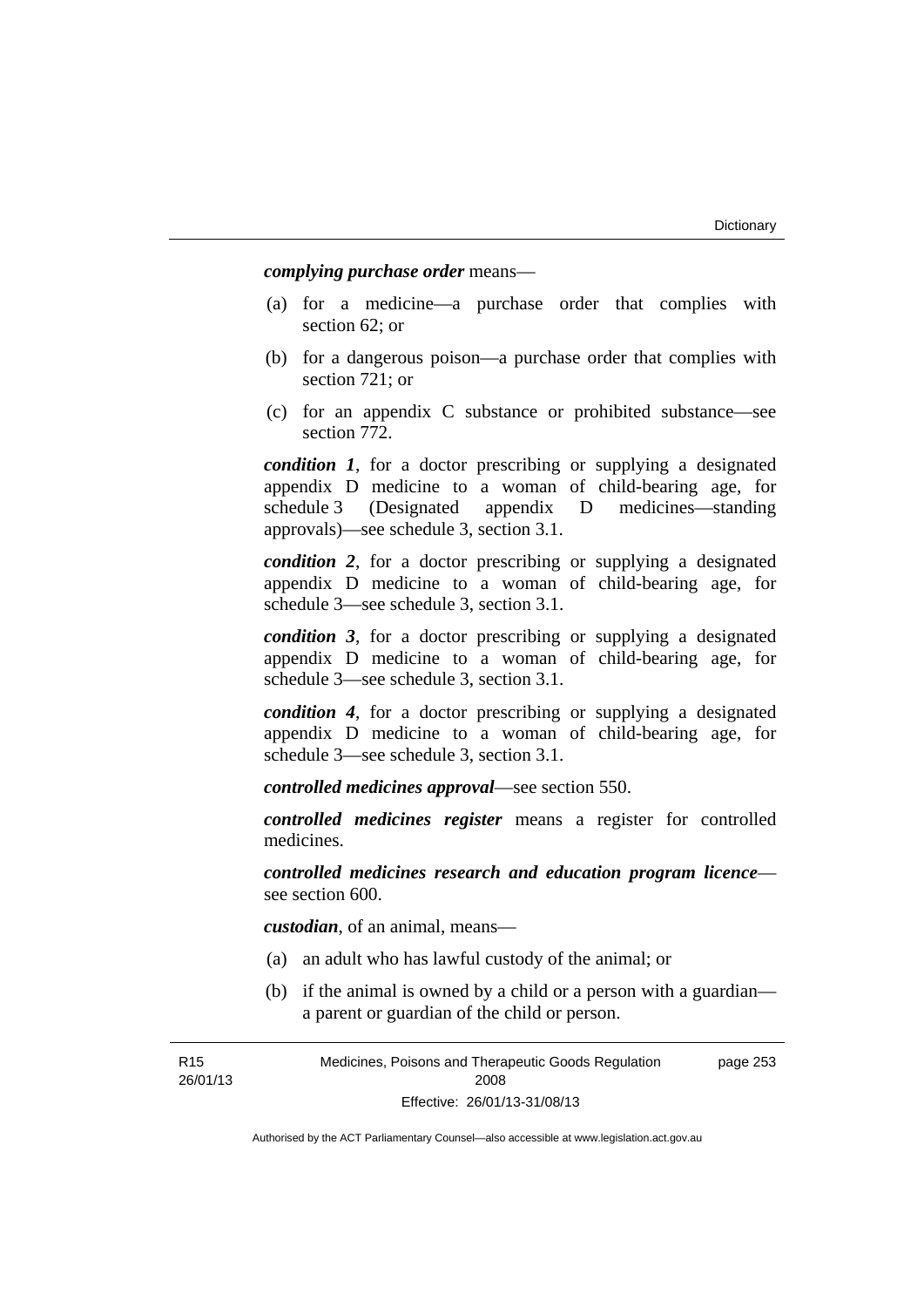***complying purchase order*** means—

(a) for a medicine—a purchase order that complies with section 62; or

(b) for a dangerous poison—a purchase order that complies with section 721; or

(c) for an appendix C substance or prohibited substance—see section 772.

***condition 1***, for a doctor prescribing or supplying a designated appendix D medicine to a woman of child-bearing age, for schedule 3 (Designated appendix D medicines—standing approvals)—see schedule 3, section 3.1.

***condition 2***, for a doctor prescribing or supplying a designated appendix D medicine to a woman of child-bearing age, for schedule 3—see schedule 3, section 3.1.

***condition 3***, for a doctor prescribing or supplying a designated appendix D medicine to a woman of child-bearing age, for schedule 3—see schedule 3, section 3.1.

***condition 4***, for a doctor prescribing or supplying a designated appendix D medicine to a woman of child-bearing age, for schedule 3—see schedule 3, section 3.1.

***controlled medicines approval***—see section 550.

***controlled medicines register*** means a register for controlled medicines.

***controlled medicines research and education program licence***—see section 600.

***custodian***, of an animal, means—

(a) an adult who has lawful custody of the animal; or

(b) if the animal is owned by a child or a person with a guardian—a parent or guardian of the child or person.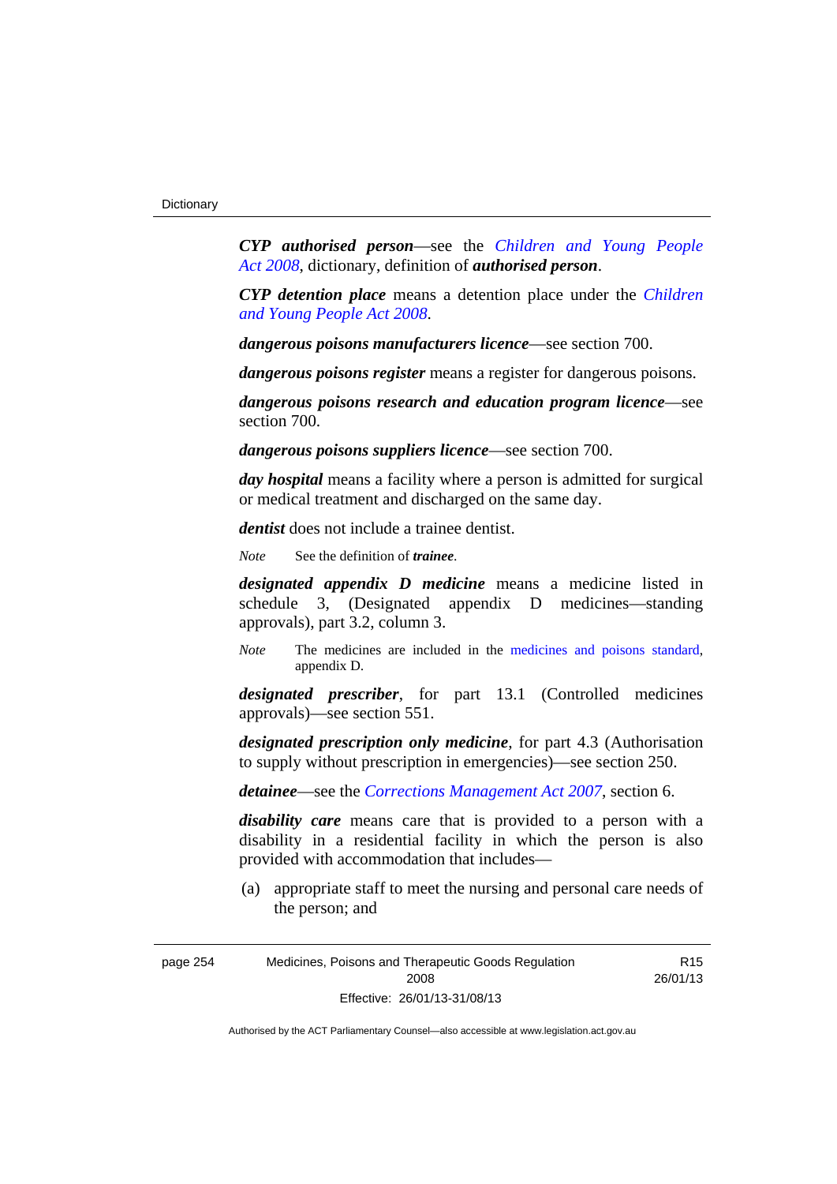***CYP authorised person***—see the *Children and Young People Act 2008*, dictionary, definition of ***authorised person***.

***CYP detention place*** means a detention place under the *Children and Young People Act 2008*.

***dangerous poisons manufacturers licence***—see section 700.

***dangerous poisons register*** means a register for dangerous poisons.

***dangerous poisons research and education program licence***—see section 700.

***dangerous poisons suppliers licence***—see section 700.

***day hospital*** means a facility where a person is admitted for surgical or medical treatment and discharged on the same day.

***dentist*** does not include a trainee dentist.

*Note* See the definition of ***trainee***.

***designated appendix D medicine*** means a medicine listed in schedule 3, (Designated appendix D medicines—standing approvals), part 3.2, column 3.

*Note* The medicines are included in the medicines and poisons standard, appendix D.

***designated prescriber***, for part 13.1 (Controlled medicines approvals)—see section 551.

***designated prescription only medicine***, for part 4.3 (Authorisation to supply without prescription in emergencies)—see section 250.

***detainee***—see the *Corrections Management Act 2007*, section 6.

***disability care*** means care that is provided to a person with a disability in a residential facility in which the person is also provided with accommodation that includes—

(a) appropriate staff to meet the nursing and personal care needs of the person; and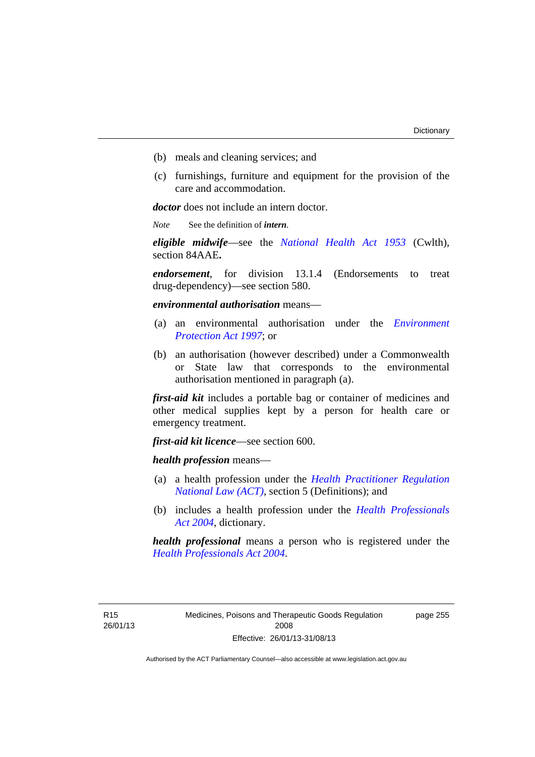(b) meals and cleaning services; and

(c) furnishings, furniture and equipment for the provision of the care and accommodation.

***doctor*** does not include an intern doctor.

*Note* See the definition of ***intern***.

***eligible midwife***—see the *National Health Act 1953* (Cwlth), section 84AAE.

***endorsement***, for division 13.1.4 (Endorsements to treat drug-dependency)—see section 580.

***environmental authorisation*** means—

(a) an environmental authorisation under the *Environment Protection Act 1997*; or

(b) an authorisation (however described) under a Commonwealth or State law that corresponds to the environmental authorisation mentioned in paragraph (a).

***first-aid kit*** includes a portable bag or container of medicines and other medical supplies kept by a person for health care or emergency treatment.

***first-aid kit licence***—see section 600.

***health profession*** means—

(a) a health profession under the *Health Practitioner Regulation National Law (ACT)*, section 5 (Definitions); and

(b) includes a health profession under the *Health Professionals Act 2004*, dictionary.

***health professional*** means a person who is registered under the *Health Professionals Act 2004*.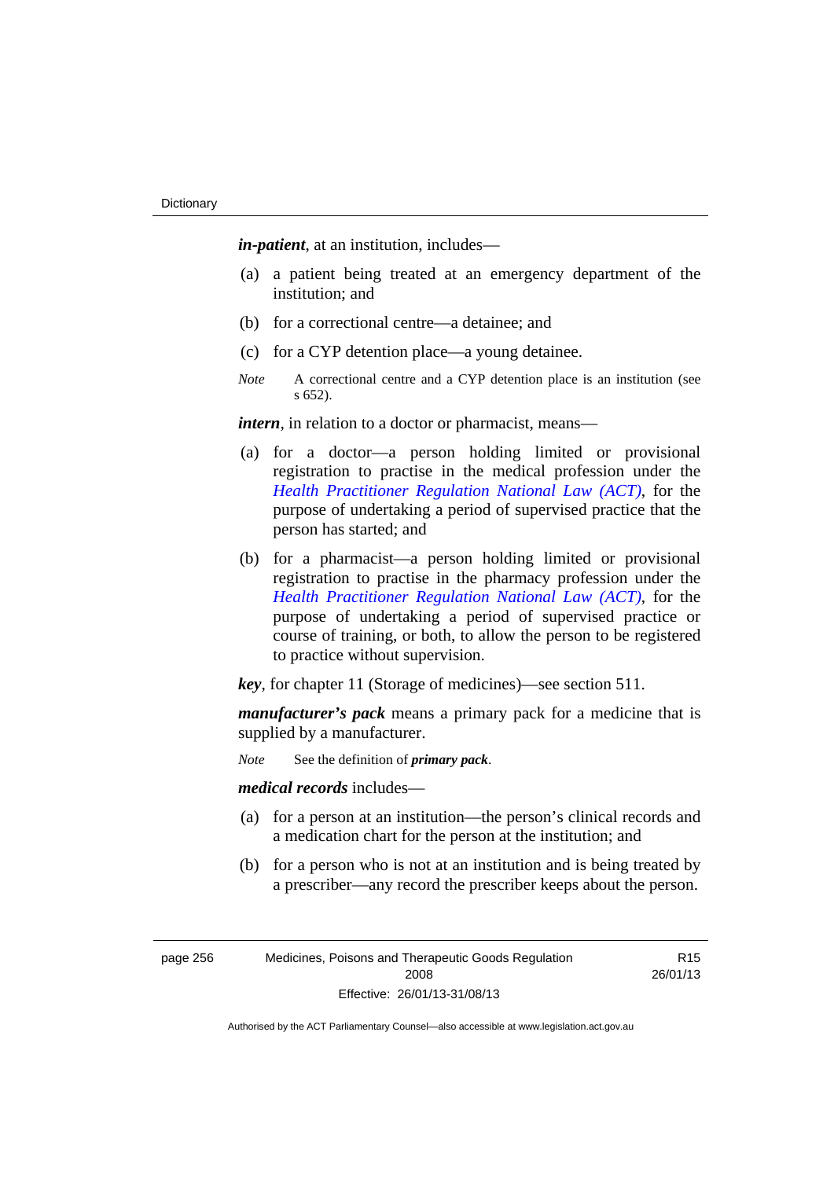***in-patient***, at an institution, includes—

(a) a patient being treated at an emergency department of the institution; and

(b) for a correctional centre—a detainee; and

(c) for a CYP detention place—a young detainee.

*Note* A correctional centre and a CYP detention place is an institution (see s 652).

***intern***, in relation to a doctor or pharmacist, means—

(a) for a doctor—a person holding limited or provisional registration to practise in the medical profession under the *Health Practitioner Regulation National Law (ACT)*, for the purpose of undertaking a period of supervised practice that the person has started; and

(b) for a pharmacist—a person holding limited or provisional registration to practise in the pharmacy profession under the *Health Practitioner Regulation National Law (ACT)*, for the purpose of undertaking a period of supervised practice or course of training, or both, to allow the person to be registered to practice without supervision.

***key***, for chapter 11 (Storage of medicines)—see section 511.

***manufacturer's pack*** means a primary pack for a medicine that is supplied by a manufacturer.

*Note* See the definition of ***primary pack***.

***medical records*** includes—

(a) for a person at an institution—the person's clinical records and a medication chart for the person at the institution; and

(b) for a person who is not at an institution and is being treated by a prescriber—any record the prescriber keeps about the person.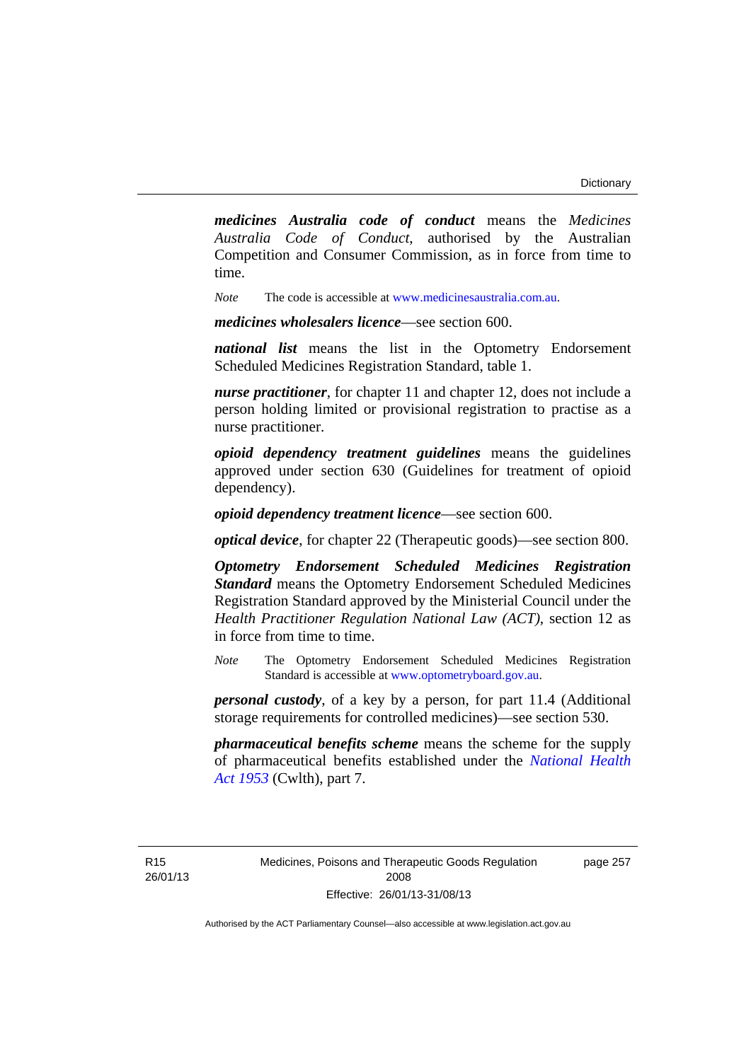***medicines Australia code of conduct*** means the *Medicines Australia Code of Conduct*, authorised by the Australian Competition and Consumer Commission, as in force from time to time.

*Note* The code is accessible at www.medicinesaustralia.com.au.

***medicines wholesalers licence***—see section 600.

***national list*** means the list in the Optometry Endorsement Scheduled Medicines Registration Standard, table 1.

***nurse practitioner***, for chapter 11 and chapter 12, does not include a person holding limited or provisional registration to practise as a nurse practitioner.

***opioid dependency treatment guidelines*** means the guidelines approved under section 630 (Guidelines for treatment of opioid dependency).

***opioid dependency treatment licence***—see section 600.

***optical device***, for chapter 22 (Therapeutic goods)—see section 800.

***Optometry Endorsement Scheduled Medicines Registration Standard*** means the Optometry Endorsement Scheduled Medicines Registration Standard approved by the Ministerial Council under the *Health Practitioner Regulation National Law (ACT)*, section 12 as in force from time to time.

*Note* The Optometry Endorsement Scheduled Medicines Registration Standard is accessible at www.optometryboard.gov.au.

***personal custody***, of a key by a person, for part 11.4 (Additional storage requirements for controlled medicines)—see section 530.

***pharmaceutical benefits scheme*** means the scheme for the supply of pharmaceutical benefits established under the *National Health Act 1953* (Cwlth), part 7.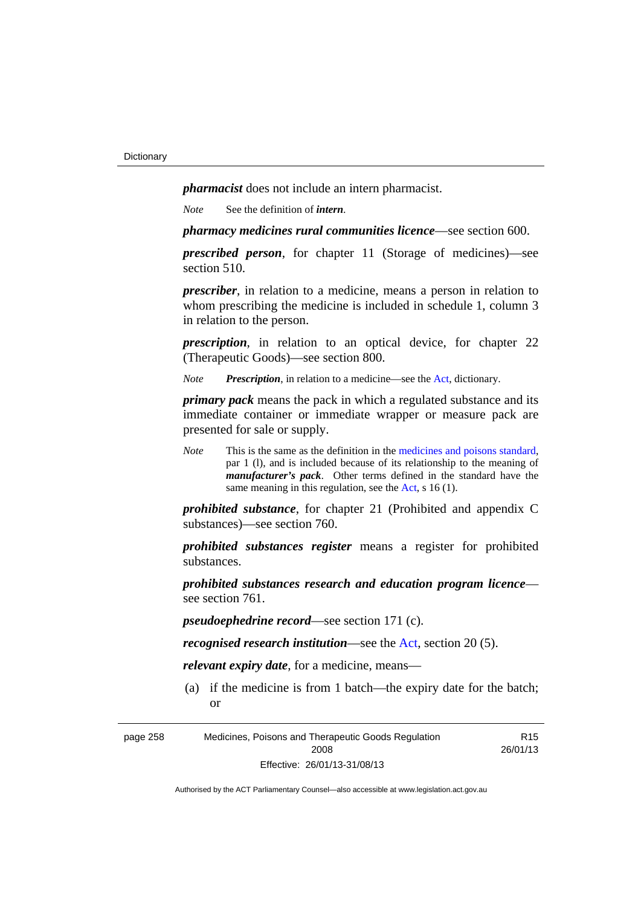***pharmacist*** does not include an intern pharmacist.

*Note* See the definition of ***intern***.

***pharmacy medicines rural communities licence***—see section 600.

***prescribed person***, for chapter 11 (Storage of medicines)—see section 510.

***prescriber***, in relation to a medicine, means a person in relation to whom prescribing the medicine is included in schedule 1, column 3 in relation to the person.

***prescription***, in relation to an optical device, for chapter 22 (Therapeutic Goods)—see section 800.

*Note* ***Prescription***, in relation to a medicine—see the Act, dictionary.

***primary pack*** means the pack in which a regulated substance and its immediate container or immediate wrapper or measure pack are presented for sale or supply.

*Note* This is the same as the definition in the medicines and poisons standard, par 1 (l), and is included because of its relationship to the meaning of ***manufacturer's pack***. Other terms defined in the standard have the same meaning in this regulation, see the Act, s 16 (1).

***prohibited substance***, for chapter 21 (Prohibited and appendix C substances)—see section 760.

***prohibited substances register*** means a register for prohibited substances.

***prohibited substances research and education program licence***—see section 761.

***pseudoephedrine record***—see section 171 (c).

***recognised research institution***—see the Act, section 20 (5).

***relevant expiry date***, for a medicine, means—

(a) if the medicine is from 1 batch—the expiry date for the batch; or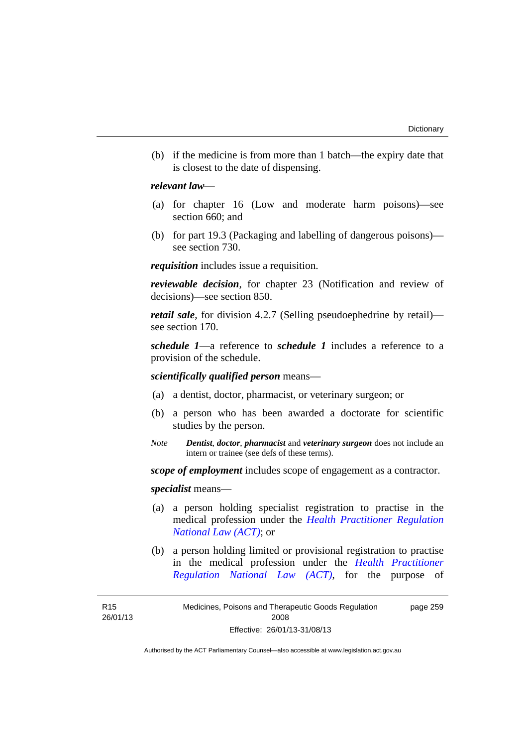(b) if the medicine is from more than 1 batch—the expiry date that is closest to the date of dispensing.

***relevant law***—

(a) for chapter 16 (Low and moderate harm poisons)—see section 660; and

(b) for part 19.3 (Packaging and labelling of dangerous poisons)—see section 730.

***requisition*** includes issue a requisition.

***reviewable decision***, for chapter 23 (Notification and review of decisions)—see section 850.

***retail sale***, for division 4.2.7 (Selling pseudoephedrine by retail)—see section 170.

***schedule 1***—a reference to ***schedule 1*** includes a reference to a provision of the schedule.

***scientifically qualified person*** means—

(a) a dentist, doctor, pharmacist, or veterinary surgeon; or

(b) a person who has been awarded a doctorate for scientific studies by the person.

*Note* ***Dentist***, ***doctor***, ***pharmacist*** and ***veterinary surgeon*** does not include an intern or trainee (see defs of these terms).

***scope of employment*** includes scope of engagement as a contractor.

***specialist*** means—

(a) a person holding specialist registration to practise in the medical profession under the *Health Practitioner Regulation National Law (ACT)*; or

(b) a person holding limited or provisional registration to practise in the medical profession under the *Health Practitioner Regulation National Law (ACT)*, for the purpose of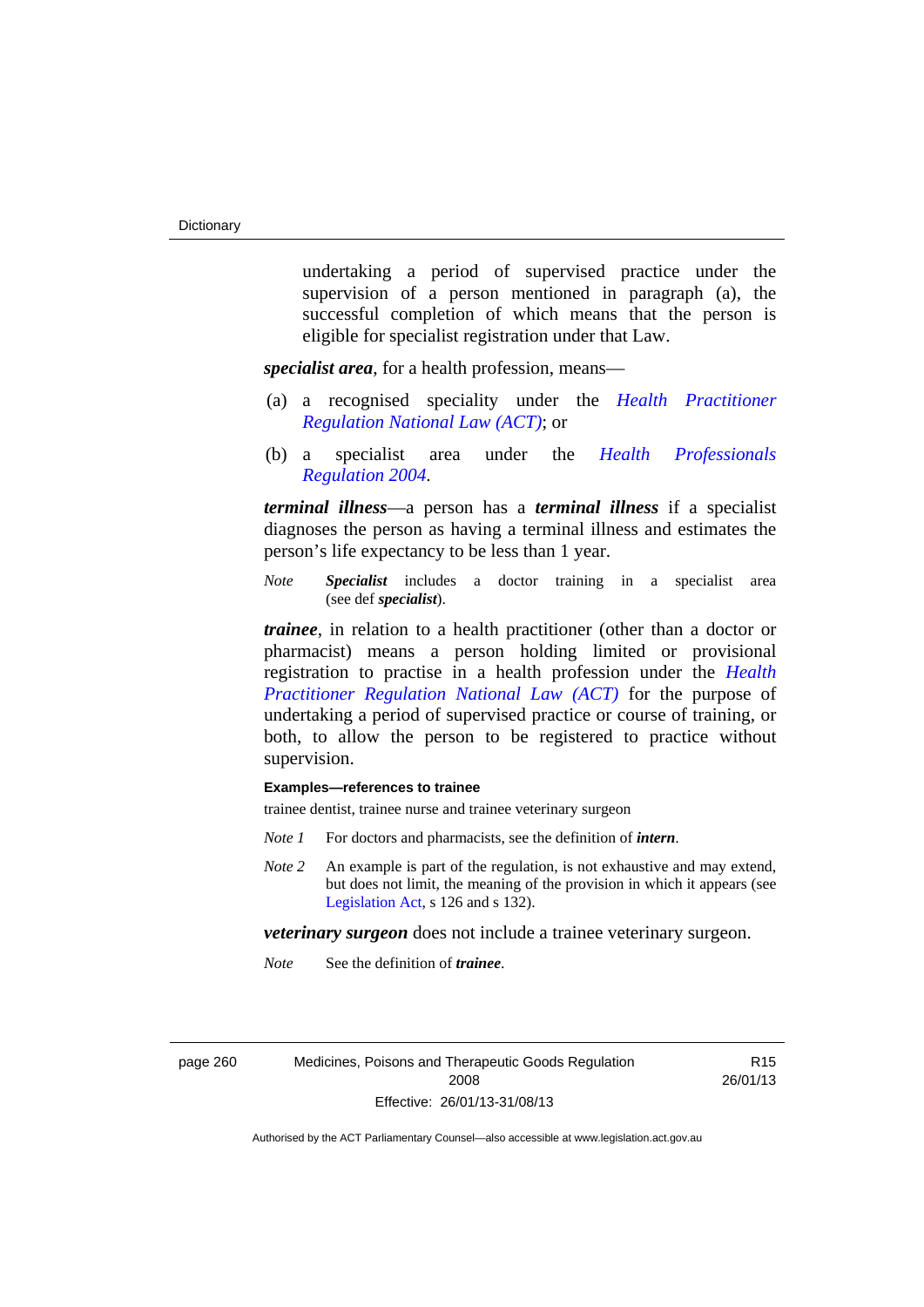undertaking a period of supervised practice under the supervision of a person mentioned in paragraph (a), the successful completion of which means that the person is eligible for specialist registration under that Law.

***specialist area***, for a health profession, means—

(a) a recognised speciality under the *Health Practitioner Regulation National Law (ACT)*; or

(b) a specialist area under the *Health Professionals Regulation 2004*.

***terminal illness***—a person has a ***terminal illness*** if a specialist diagnoses the person as having a terminal illness and estimates the person's life expectancy to be less than 1 year.

*Note* ***Specialist*** includes a doctor training in a specialist area (see def ***specialist***).

***trainee***, in relation to a health practitioner (other than a doctor or pharmacist) means a person holding limited or provisional registration to practise in a health profession under the *Health Practitioner Regulation National Law (ACT)* for the purpose of undertaking a period of supervised practice or course of training, or both, to allow the person to be registered to practise without supervision.

**Examples—references to trainee**

trainee dentist, trainee nurse and trainee veterinary surgeon

*Note 1* For doctors and pharmacists, see the definition of ***intern***.

*Note 2* An example is part of the regulation, is not exhaustive and may extend, but does not limit, the meaning of the provision in which it appears (see Legislation Act, s 126 and s 132).

***veterinary surgeon*** does not include a trainee veterinary surgeon.

*Note* See the definition of ***trainee***.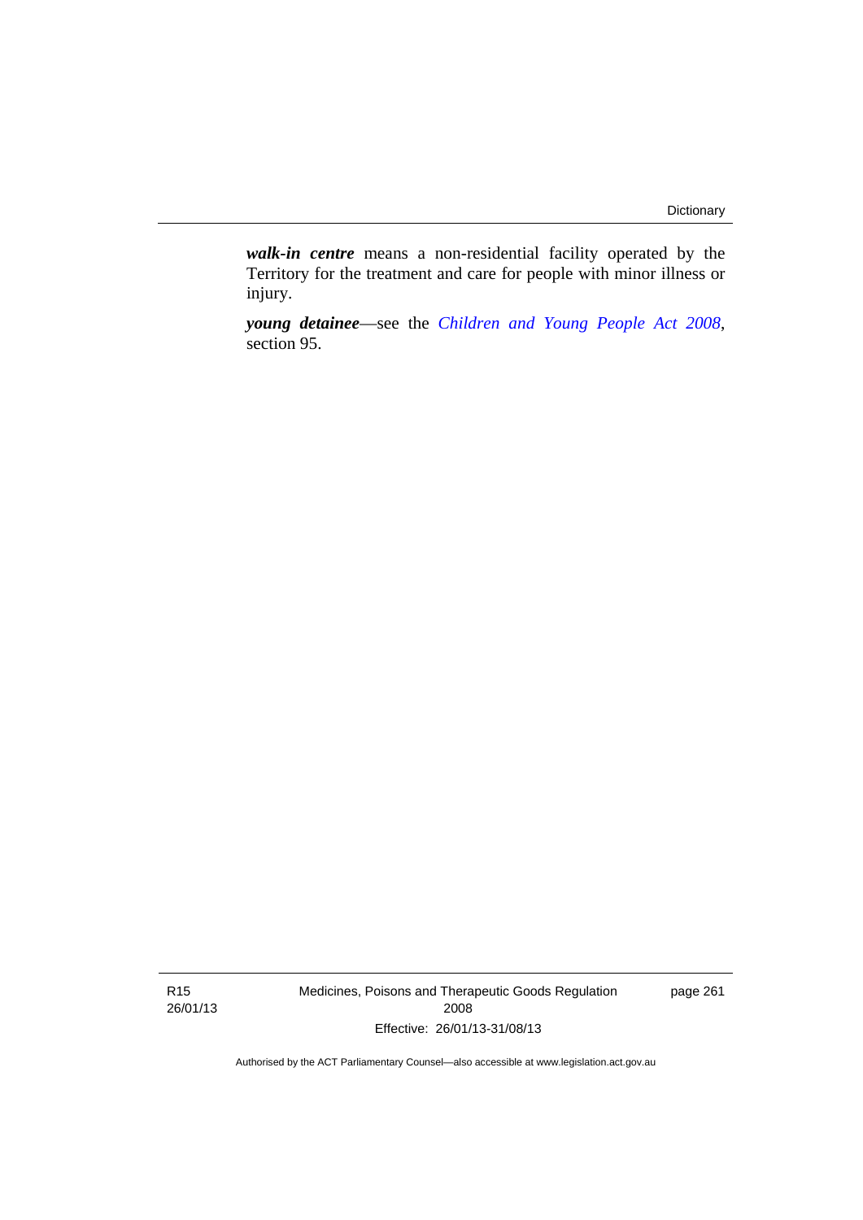***walk-in centre*** means a non-residential facility operated by the Territory for the treatment and care for people with minor illness or injury.

***young detainee***—see the *Children and Young People Act 2008*, section 95.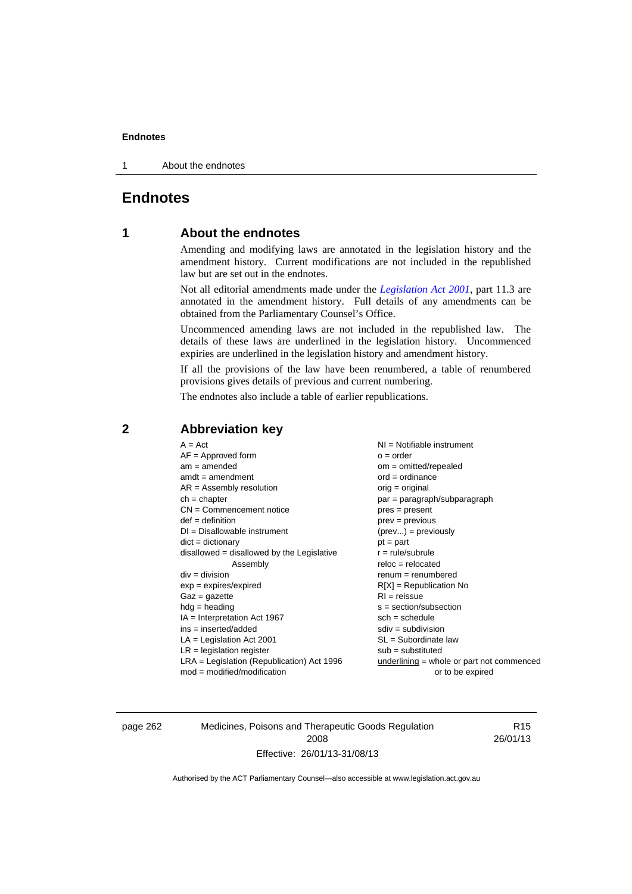# Endnotes

## 1 About the endnotes

Amending and modifying laws are annotated in the legislation history and the amendment history. Current modifications are not included in the republished law but are set out in the endnotes.

Not all editorial amendments made under the *Legislation Act 2001*, part 11.3 are annotated in the amendment history. Full details of any amendments can be obtained from the Parliamentary Counsel's Office.

Uncommenced amending laws are not included in the republished law. The details of these laws are underlined in the legislation history. Uncommenced expiries are underlined in the legislation history and amendment history.

If all the provisions of the law have been renumbered, a table of renumbered provisions gives details of previous and current numbering.

The endnotes also include a table of earlier republications.

## 2 Abbreviation key

A = Act
AF = Approved form
am = amended
amdt = amendment
AR = Assembly resolution
ch = chapter
CN = Commencement notice
def = definition
DI = Disallowable instrument
dict = dictionary
disallowed = disallowed by the Legislative Assembly
div = division
exp = expires/expired
Gaz = gazette
hdg = heading
IA = Interpretation Act 1967
ins = inserted/added
LA = Legislation Act 2001
LR = legislation register
LRA = Legislation (Republication) Act 1996
mod = modified/modification
NI = Notifiable instrument
o = order
om = omitted/repealed
ord = ordinance
orig = original
par = paragraph/subparagraph
pres = present
prev = previous
(prev...) = previously
pt = part
r = rule/subrule
reloc = relocated
renum = renumbered
R[X] = Republication No
RI = reissue
s = section/subsection
sch = schedule
sdiv = subdivision
SL = Subordinate law
sub = substituted
underlining = whole or part not commenced or to be expired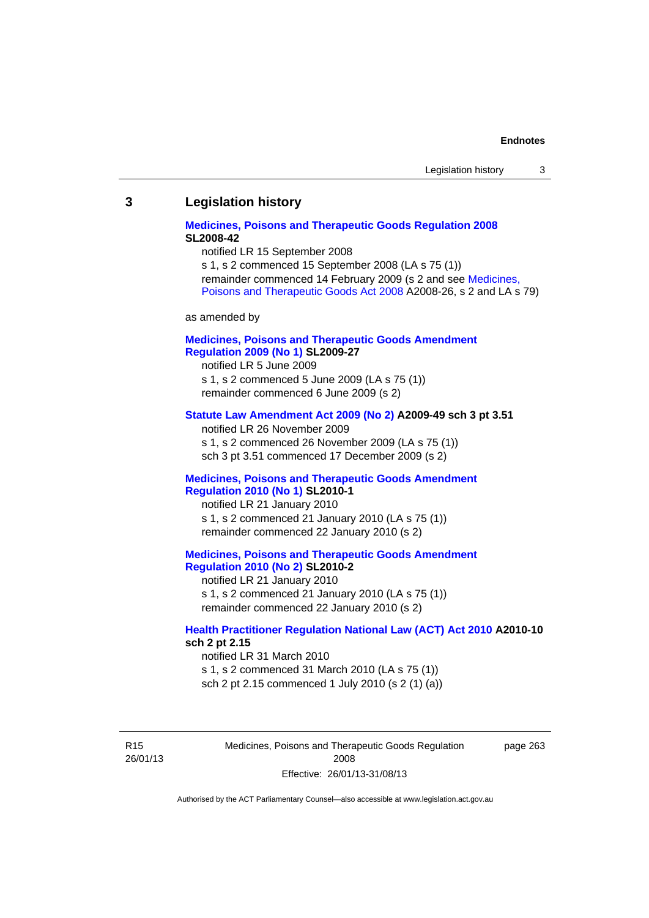## 3 Legislation history

**Medicines, Poisons and Therapeutic Goods Regulation 2008**
**SL2008-42**

notified LR 15 September 2008

s 1, s 2 commenced 15 September 2008 (LA s 75 (1))

remainder commenced 14 February 2009 (s 2 and see Medicines, Poisons and Therapeutic Goods Act 2008 A2008-26, s 2 and LA s 79)

as amended by

**Medicines, Poisons and Therapeutic Goods Amendment Regulation 2009 (No 1) SL2009-27**

notified LR 5 June 2009

s 1, s 2 commenced 5 June 2009 (LA s 75 (1))

remainder commenced 6 June 2009 (s 2)

**Statute Law Amendment Act 2009 (No 2) A2009-49 sch 3 pt 3.51**

notified LR 26 November 2009

s 1, s 2 commenced 26 November 2009 (LA s 75 (1))

sch 3 pt 3.51 commenced 17 December 2009 (s 2)

**Medicines, Poisons and Therapeutic Goods Amendment Regulation 2010 (No 1) SL2010-1**

notified LR 21 January 2010

s 1, s 2 commenced 21 January 2010 (LA s 75 (1))

remainder commenced 22 January 2010 (s 2)

**Medicines, Poisons and Therapeutic Goods Amendment Regulation 2010 (No 2) SL2010-2**

notified LR 21 January 2010

s 1, s 2 commenced 21 January 2010 (LA s 75 (1))

remainder commenced 22 January 2010 (s 2)

**Health Practitioner Regulation National Law (ACT) Act 2010 A2010-10 sch 2 pt 2.15**

notified LR 31 March 2010

s 1, s 2 commenced 31 March 2010 (LA s 75 (1))

sch 2 pt 2.15 commenced 1 July 2010 (s 2 (1) (a))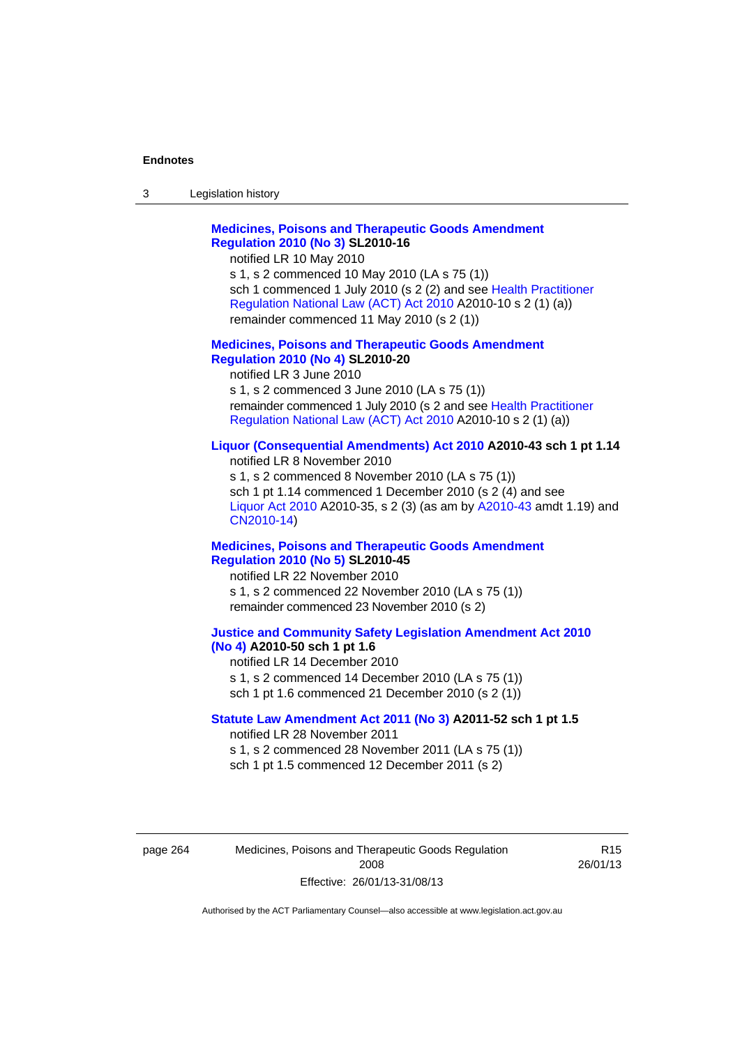**Medicines, Poisons and Therapeutic Goods Amendment Regulation 2010 (No 3) SL2010-16**

notified LR 10 May 2010

s 1, s 2 commenced 10 May 2010 (LA s 75 (1))

sch 1 commenced 1 July 2010 (s 2 (2) and see Health Practitioner Regulation National Law (ACT) Act 2010 A2010-10 s 2 (1) (a))

remainder commenced 11 May 2010 (s 2 (1))

**Medicines, Poisons and Therapeutic Goods Amendment Regulation 2010 (No 4) SL2010-20**

notified LR 3 June 2010

s 1, s 2 commenced 3 June 2010 (LA s 75 (1))

remainder commenced 1 July 2010 (s 2 and see Health Practitioner Regulation National Law (ACT) Act 2010 A2010-10 s 2 (1) (a))

**Liquor (Consequential Amendments) Act 2010 A2010-43 sch 1 pt 1.14**

notified LR 8 November 2010

s 1, s 2 commenced 8 November 2010 (LA s 75 (1))

sch 1 pt 1.14 commenced 1 December 2010 (s 2 (4) and see Liquor Act 2010 A2010-35, s 2 (3) (as am by A2010-43 amdt 1.19) and CN2010-14)

**Medicines, Poisons and Therapeutic Goods Amendment Regulation 2010 (No 5) SL2010-45**

notified LR 22 November 2010

s 1, s 2 commenced 22 November 2010 (LA s 75 (1))

remainder commenced 23 November 2010 (s 2)

**Justice and Community Safety Legislation Amendment Act 2010 (No 4) A2010-50 sch 1 pt 1.6**

notified LR 14 December 2010

s 1, s 2 commenced 14 December 2010 (LA s 75 (1))

sch 1 pt 1.6 commenced 21 December 2010 (s 2 (1))

**Statute Law Amendment Act 2011 (No 3) A2011-52 sch 1 pt 1.5**

notified LR 28 November 2011

s 1, s 2 commenced 28 November 2011 (LA s 75 (1))

sch 1 pt 1.5 commenced 12 December 2011 (s 2)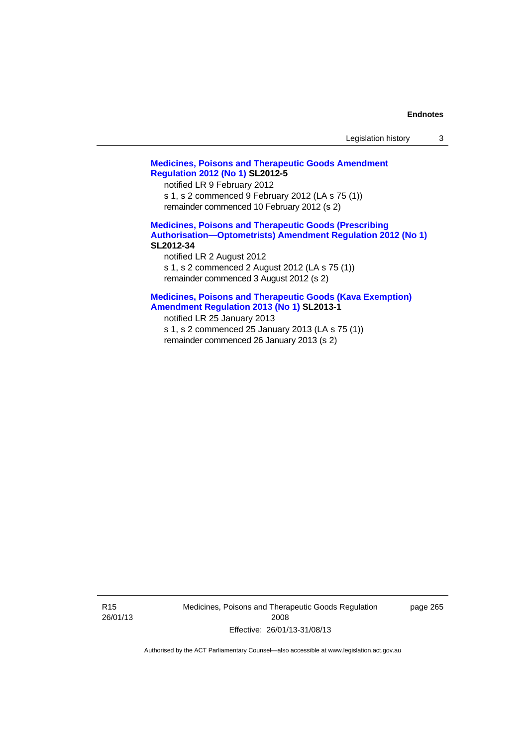**Medicines, Poisons and Therapeutic Goods Amendment Regulation 2012 (No 1) SL2012-5**

notified LR 9 February 2012

s 1, s 2 commenced 9 February 2012 (LA s 75 (1))

remainder commenced 10 February 2012 (s 2)

**Medicines, Poisons and Therapeutic Goods (Prescribing Authorisation—Optometrists) Amendment Regulation 2012 (No 1) SL2012-34**

notified LR 2 August 2012

s 1, s 2 commenced 2 August 2012 (LA s 75 (1))

remainder commenced 3 August 2012 (s 2)

**Medicines, Poisons and Therapeutic Goods (Kava Exemption) Amendment Regulation 2013 (No 1) SL2013-1**

notified LR 25 January 2013

s 1, s 2 commenced 25 January 2013 (LA s 75 (1))

remainder commenced 26 January 2013 (s 2)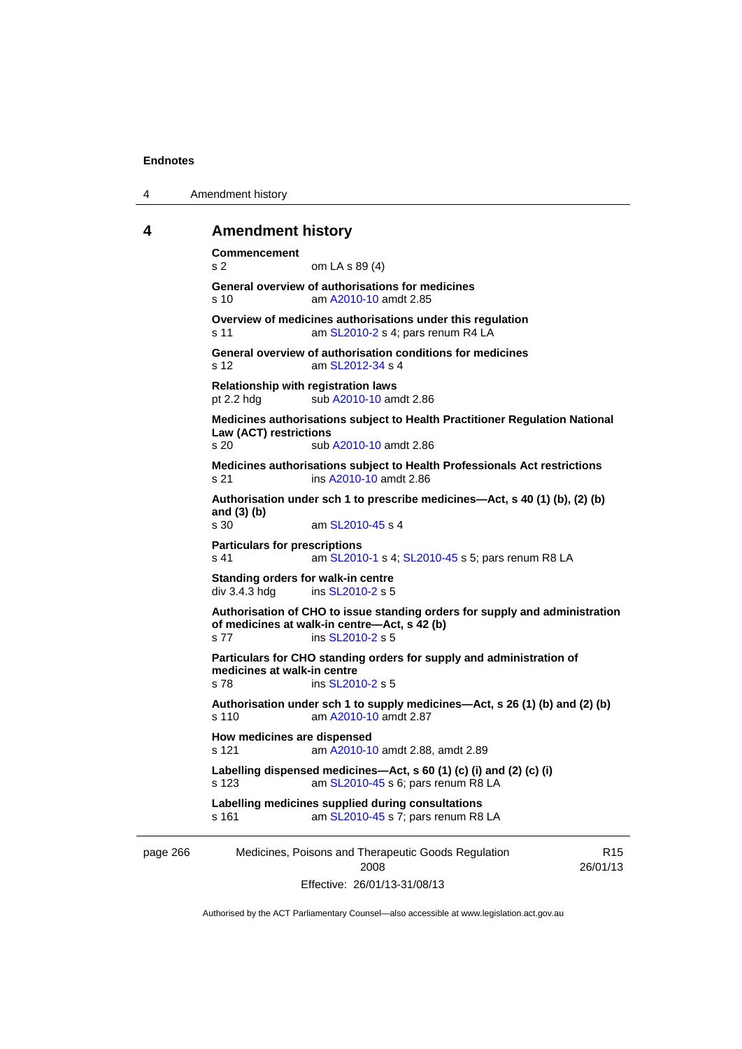## 4 Amendment history

**Commencement**
s 2 om LA s 89 (4)

**General overview of authorisations for medicines**
s 10 am A2010-10 amdt 2.85

**Overview of medicines authorisations under this regulation**
s 11 am SL2010-2 s 4; pars renum R4 LA

**General overview of authorisation conditions for medicines**
s 12 am SL2012-34 s 4

**Relationship with registration laws**
pt 2.2 hdg sub A2010-10 amdt 2.86

**Medicines authorisations subject to Health Practitioner Regulation National Law (ACT) restrictions**
s 20 sub A2010-10 amdt 2.86

**Medicines authorisations subject to Health Professionals Act restrictions**
s 21 ins A2010-10 amdt 2.86

**Authorisation under sch 1 to prescribe medicines—Act, s 40 (1) (b), (2) (b) and (3) (b)**
s 30 am SL2010-45 s 4

**Particulars for prescriptions**
s 41 am SL2010-1 s 4; SL2010-45 s 5; pars renum R8 LA

**Standing orders for walk-in centre**
div 3.4.3 hdg ins SL2010-2 s 5

**Authorisation of CHO to issue standing orders for supply and administration of medicines at walk-in centre—Act, s 42 (b)**
s 77 ins SL2010-2 s 5

**Particulars for CHO standing orders for supply and administration of medicines at walk-in centre**
s 78 ins SL2010-2 s 5

**Authorisation under sch 1 to supply medicines—Act, s 26 (1) (b) and (2) (b)**
s 110 am A2010-10 amdt 2.87

**How medicines are dispensed**
s 121 am A2010-10 amdt 2.88, amdt 2.89

**Labelling dispensed medicines—Act, s 60 (1) (c) (i) and (2) (c) (i)**
s 123 am SL2010-45 s 6; pars renum R8 LA

**Labelling medicines supplied during consultations**
s 161 am SL2010-45 s 7; pars renum R8 LA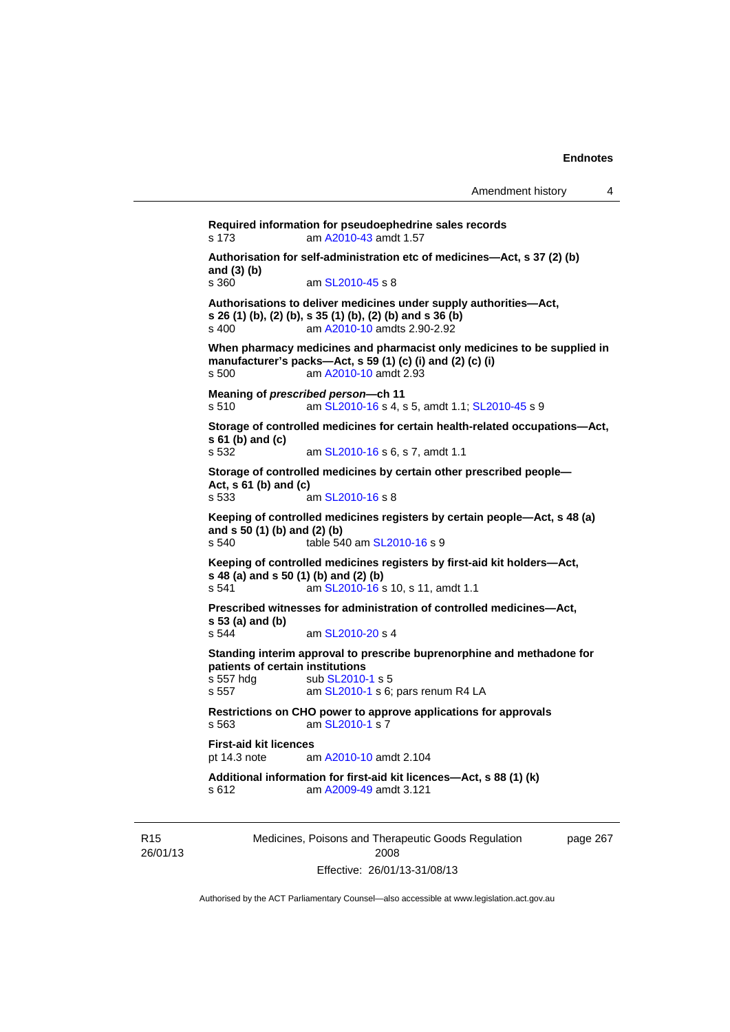**Required information for pseudoephedrine sales records**
s 173 am A2010-43 amdt 1.57

**Authorisation for self-administration etc of medicines—Act, s 37 (2) (b) and (3) (b)**
s 360 am SL2010-45 s 8

**Authorisations to deliver medicines under supply authorities—Act, s 26 (1) (b), (2) (b), s 35 (1) (b), (2) (b) and s 36 (b)**
s 400 am A2010-10 amdts 2.90-2.92

**When pharmacy medicines and pharmacist only medicines to be supplied in manufacturer's packs—Act, s 59 (1) (c) (i) and (2) (c) (i)**
s 500 am A2010-10 amdt 2.93

**Meaning of *prescribed person*—ch 11**
s 510 am SL2010-16 s 4, s 5, amdt 1.1; SL2010-45 s 9

**Storage of controlled medicines for certain health-related occupations—Act, s 61 (b) and (c)**
s 532 am SL2010-16 s 6, s 7, amdt 1.1

**Storage of controlled medicines by certain other prescribed people—Act, s 61 (b) and (c)**
s 533 am SL2010-16 s 8

**Keeping of controlled medicines registers by certain people—Act, s 48 (a) and s 50 (1) (b) and (2) (b)**
s 540 table 540 am SL2010-16 s 9

**Keeping of controlled medicines registers by first-aid kit holders—Act, s 48 (a) and s 50 (1) (b) and (2) (b)**
s 541 am SL2010-16 s 10, s 11, amdt 1.1

**Prescribed witnesses for administration of controlled medicines—Act, s 53 (a) and (b)**
s 544 am SL2010-20 s 4

**Standing interim approval to prescribe buprenorphine and methadone for patients of certain institutions**
s 557 hdg sub SL2010-1 s 5
s 557 am SL2010-1 s 6; pars renum R4 LA

**Restrictions on CHO power to approve applications for approvals**
s 563 am SL2010-1 s 7

**First-aid kit licences**
pt 14.3 note am A2010-10 amdt 2.104

**Additional information for first-aid kit licences—Act, s 88 (1) (k)**
s 612 am A2009-49 amdt 3.121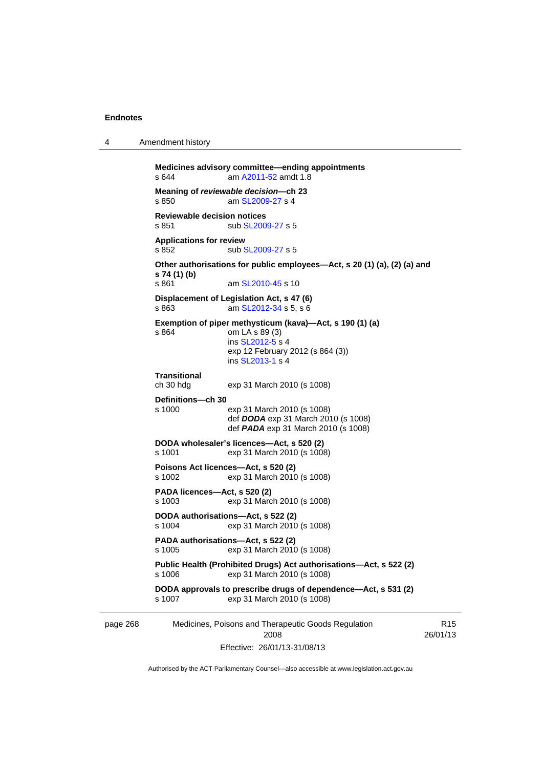**Medicines advisory committee—ending appointments**
s 644 am A2011-52 amdt 1.8

**Meaning of *reviewable decision*—ch 23**
s 850 am SL2009-27 s 4

**Reviewable decision notices**
s 851 sub SL2009-27 s 5

**Applications for review**
s 852 sub SL2009-27 s 5

**Other authorisations for public employees—Act, s 20 (1) (a), (2) (a) and s 74 (1) (b)**
s 861 am SL2010-45 s 10

**Displacement of Legislation Act, s 47 (6)**
s 863 am SL2012-34 s 5, s 6

**Exemption of piper methysticum (kava)—Act, s 190 (1) (a)**
s 864 om LA s 89 (3)
ins SL2012-5 s 4
exp 12 February 2012 (s 864 (3))
ins SL2013-1 s 4

**Transitional**
ch 30 hdg exp 31 March 2010 (s 1008)

**Definitions—ch 30**
s 1000 exp 31 March 2010 (s 1008)
def ***DODA*** exp 31 March 2010 (s 1008)
def ***PADA*** exp 31 March 2010 (s 1008)

**DODA wholesaler's licences—Act, s 520 (2)**
s 1001 exp 31 March 2010 (s 1008)

**Poisons Act licences—Act, s 520 (2)**
s 1002 exp 31 March 2010 (s 1008)

**PADA licences—Act, s 520 (2)**
s 1003 exp 31 March 2010 (s 1008)

**DODA authorisations—Act, s 522 (2)**
s 1004 exp 31 March 2010 (s 1008)

**PADA authorisations—Act, s 522 (2)**
s 1005 exp 31 March 2010 (s 1008)

**Public Health (Prohibited Drugs) Act authorisations—Act, s 522 (2)**
s 1006 exp 31 March 2010 (s 1008)

**DODA approvals to prescribe drugs of dependence—Act, s 531 (2)**
s 1007 exp 31 March 2010 (s 1008)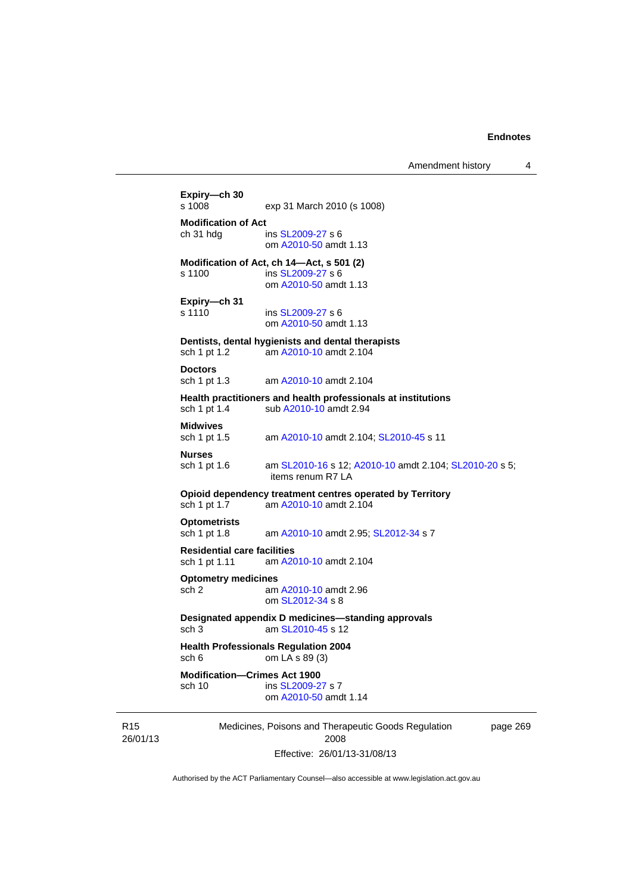**Expiry—ch 30**
s 1008 exp 31 March 2010 (s 1008)

**Modification of Act**
ch 31 hdg ins SL2009-27 s 6
om A2010-50 amdt 1.13

**Modification of Act, ch 14—Act, s 501 (2)**
s 1100 ins SL2009-27 s 6
om A2010-50 amdt 1.13

**Expiry—ch 31**
s 1110 ins SL2009-27 s 6
om A2010-50 amdt 1.13

**Dentists, dental hygienists and dental therapists**
sch 1 pt 1.2 am A2010-10 amdt 2.104

**Doctors**
sch 1 pt 1.3 am A2010-10 amdt 2.104

**Health practitioners and health professionals at institutions**
sch 1 pt 1.4 sub A2010-10 amdt 2.94

**Midwives**
sch 1 pt 1.5 am A2010-10 amdt 2.104; SL2010-45 s 11

**Nurses**
sch 1 pt 1.6 am SL2010-16 s 12; A2010-10 amdt 2.104; SL2010-20 s 5; items renum R7 LA

**Opioid dependency treatment centres operated by Territory**
sch 1 pt 1.7 am A2010-10 amdt 2.104

**Optometrists**
sch 1 pt 1.8 am A2010-10 amdt 2.95; SL2012-34 s 7

**Residential care facilities**
sch 1 pt 1.11 am A2010-10 amdt 2.104

**Optometry medicines**
sch 2 am A2010-10 amdt 2.96
om SL2012-34 s 8

**Designated appendix D medicines—standing approvals**
sch 3 am SL2010-45 s 12

**Health Professionals Regulation 2004**
sch 6 om LA s 89 (3)

**Modification—Crimes Act 1900**
sch 10 ins SL2009-27 s 7
om A2010-50 amdt 1.14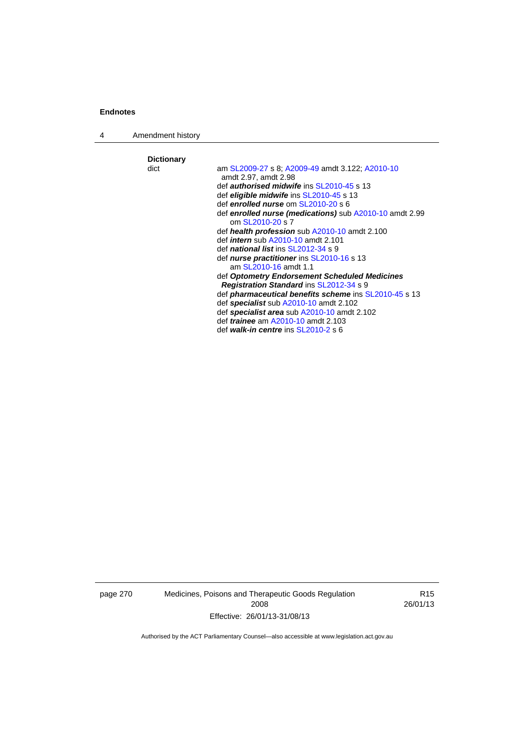**Dictionary**

dict

am SL2009-27 s 8; A2009-49 amdt 3.122; A2010-10 amdt 2.97, amdt 2.98

def ***authorised midwife*** ins SL2010-45 s 13

def ***eligible midwife*** ins SL2010-45 s 13

def ***enrolled nurse*** om SL2010-20 s 6

def ***enrolled nurse (medications)*** sub A2010-10 amdt 2.99
om SL2010-20 s 7

def ***health profession*** sub A2010-10 amdt 2.100

def ***intern*** sub A2010-10 amdt 2.101

def ***national list*** ins SL2012-34 s 9

def ***nurse practitioner*** ins SL2010-16 s 13
am SL2010-16 amdt 1.1

def ***Optometry Endorsement Scheduled Medicines Registration Standard*** ins SL2012-34 s 9

def ***pharmaceutical benefits scheme*** ins SL2010-45 s 13

def ***specialist*** sub A2010-10 amdt 2.102

def ***specialist area*** sub A2010-10 amdt 2.102

def ***trainee*** am A2010-10 amdt 2.103

def ***walk-in centre*** ins SL2010-2 s 6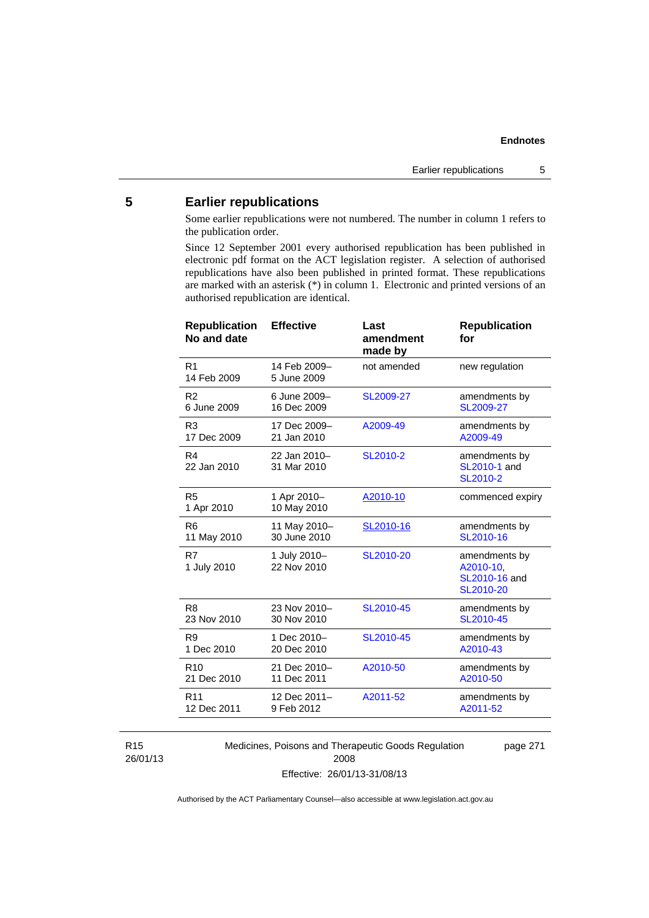## 5 Earlier republications

Some earlier republications were not numbered. The number in column 1 refers to the publication order.

Since 12 September 2001 every authorised republication has been published in electronic pdf format on the ACT legislation register. A selection of authorised republications have also been published in printed format. These republications are marked with an asterisk (*) in column 1. Electronic and printed versions of an authorised republication are identical.

| Republication No and date | Effective | Last amendment made by | Republication for |
|---|---|---|---|
| R1<br>14 Feb 2009 | 14 Feb 2009–<br>5 June 2009 | not amended | new regulation |
| R2<br>6 June 2009 | 6 June 2009–<br>16 Dec 2009 | SL2009-27 | amendments by SL2009-27 |
| R3<br>17 Dec 2009 | 17 Dec 2009–<br>21 Jan 2010 | A2009-49 | amendments by A2009-49 |
| R4<br>22 Jan 2010 | 22 Jan 2010–<br>31 Mar 2010 | SL2010-2 | amendments by SL2010-1 and SL2010-2 |
| R5<br>1 Apr 2010 | 1 Apr 2010–<br>10 May 2010 | A2010-10 | commenced expiry |
| R6<br>11 May 2010 | 11 May 2010–<br>30 June 2010 | SL2010-16 | amendments by SL2010-16 |
| R7<br>1 July 2010 | 1 July 2010–<br>22 Nov 2010 | SL2010-20 | amendments by A2010-10, SL2010-16 and SL2010-20 |
| R8<br>23 Nov 2010 | 23 Nov 2010–<br>30 Nov 2010 | SL2010-45 | amendments by SL2010-45 |
| R9<br>1 Dec 2010 | 1 Dec 2010–<br>20 Dec 2010 | SL2010-45 | amendments by A2010-43 |
| R10<br>21 Dec 2010 | 21 Dec 2010–<br>11 Dec 2011 | A2010-50 | amendments by A2010-50 |
| R11<br>12 Dec 2011 | 12 Dec 2011–<br>9 Feb 2012 | A2011-52 | amendments by A2011-52 |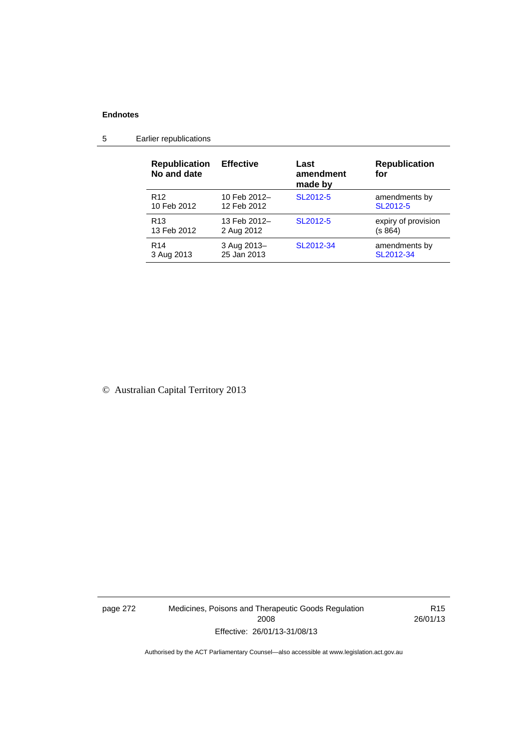5 Earlier republications

| Republication No and date | Effective | Last amendment made by | Republication for |
|---|---|---|---|
| R12 10 Feb 2012 | 10 Feb 2012– 12 Feb 2012 | SL2012-5 | amendments by SL2012-5 |
| R13 13 Feb 2012 | 13 Feb 2012– 2 Aug 2012 | SL2012-5 | expiry of provision (s 864) |
| R14 3 Aug 2013 | 3 Aug 2013– 25 Jan 2013 | SL2012-34 | amendments by SL2012-34 |

© Australian Capital Territory 2013